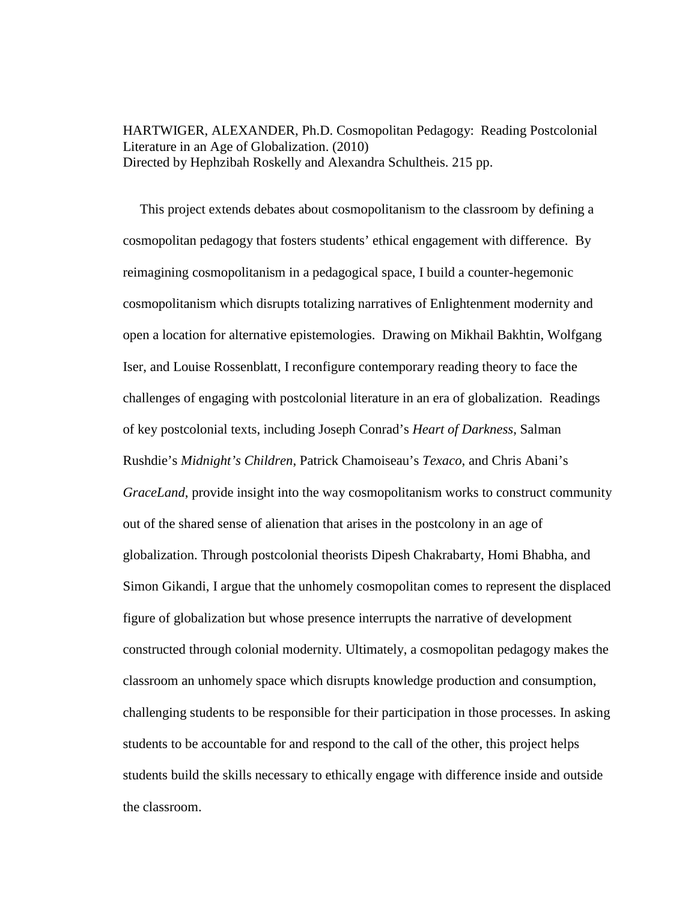HARTWIGER, ALEXANDER, Ph.D. Cosmopolitan Pedagogy: Reading Postcolonial Literature in an Age of Globalization. (2010)
Directed by Hephzibah Roskelly and Alexandra Schultheis. 215 pp.

This project extends debates about cosmopolitanism to the classroom by defining a cosmopolitan pedagogy that fosters students' ethical engagement with difference. By reimagining cosmopolitanism in a pedagogical space, I build a counter-hegemonic cosmopolitanism which disrupts totalizing narratives of Enlightenment modernity and open a location for alternative epistemologies. Drawing on Mikhail Bakhtin, Wolfgang Iser, and Louise Rossenblatt, I reconfigure contemporary reading theory to face the challenges of engaging with postcolonial literature in an era of globalization. Readings of key postcolonial texts, including Joseph Conrad's *Heart of Darkness*, Salman Rushdie's *Midnight's Children*, Patrick Chamoiseau's *Texaco*, and Chris Abani's *GraceLand*, provide insight into the way cosmopolitanism works to construct community out of the shared sense of alienation that arises in the postcolony in an age of globalization. Through postcolonial theorists Dipesh Chakrabarty, Homi Bhabha, and Simon Gikandi, I argue that the unhomely cosmopolitan comes to represent the displaced figure of globalization but whose presence interrupts the narrative of development constructed through colonial modernity. Ultimately, a cosmopolitan pedagogy makes the classroom an unhomely space which disrupts knowledge production and consumption, challenging students to be responsible for their participation in those processes. In asking students to be accountable for and respond to the call of the other, this project helps students build the skills necessary to ethically engage with difference inside and outside the classroom.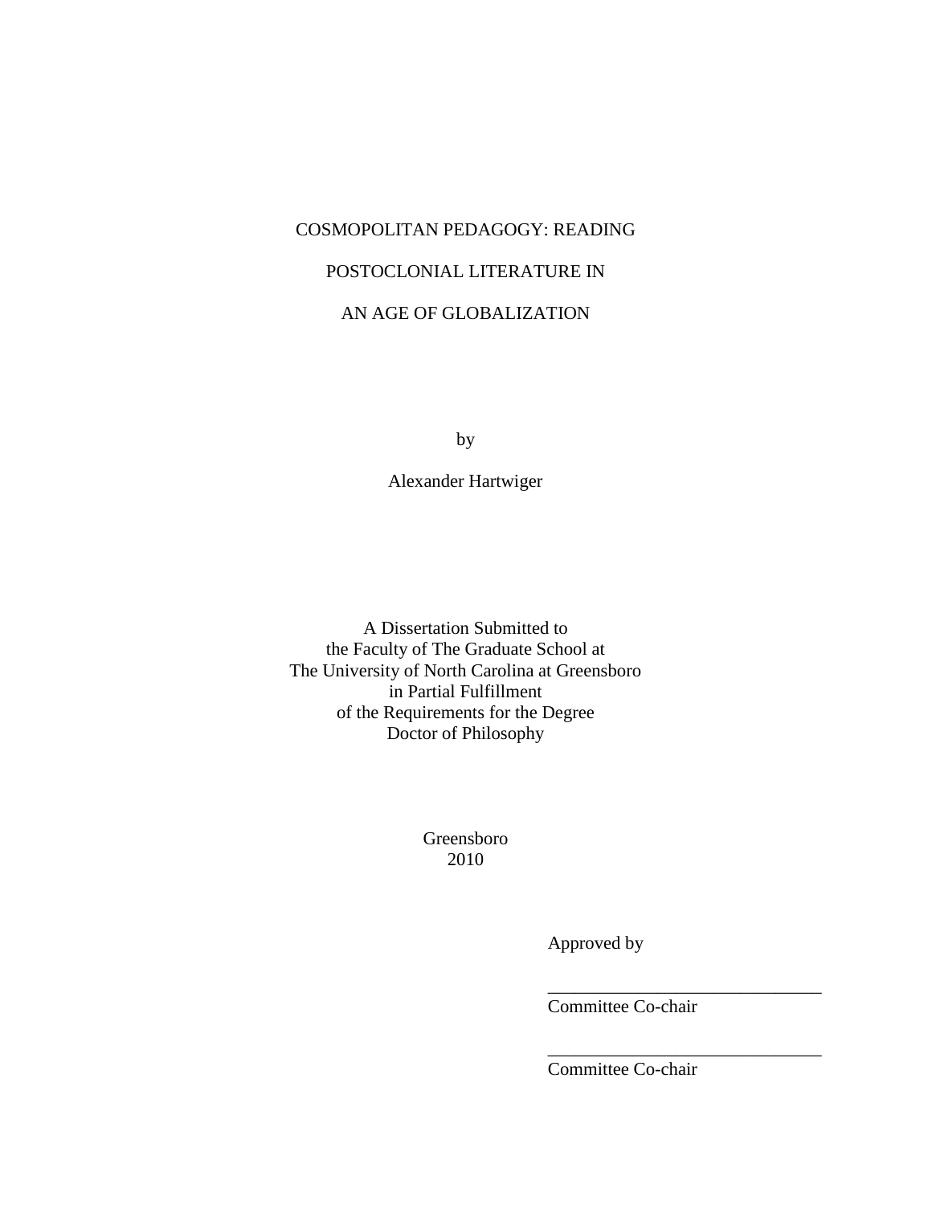COSMOPOLITAN PEDAGOGY: READING

POSTOCLONIAL LITERATURE IN

AN AGE OF GLOBALIZATION

by

Alexander Hartwiger

A Dissertation Submitted to
the Faculty of The Graduate School at
The University of North Carolina at Greensboro
in Partial Fulfillment
of the Requirements for the Degree
Doctor of Philosophy

Greensboro
2010

Approved by

______________________________
Committee Co-chair

______________________________
Committee Co-chair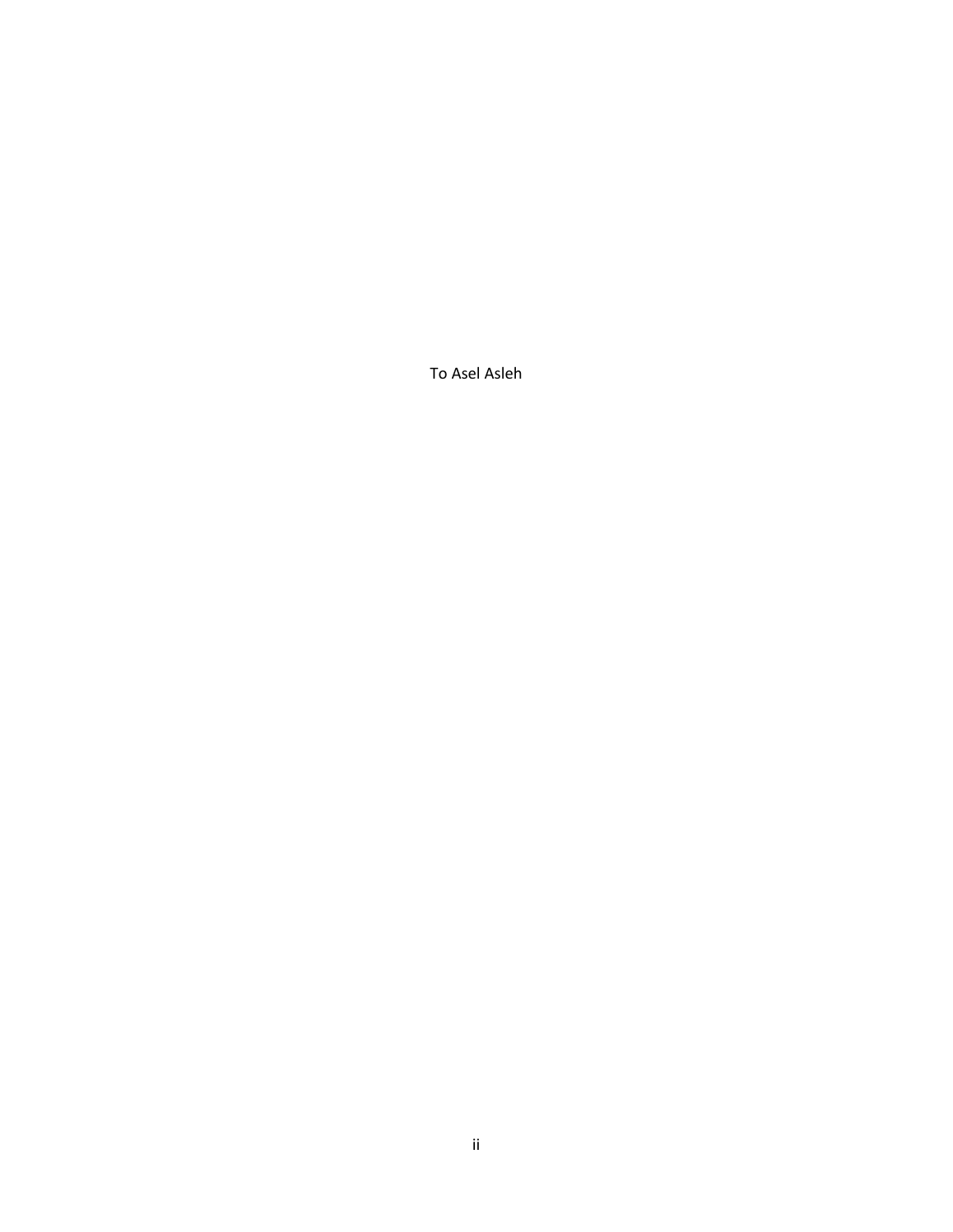To Asel Asleh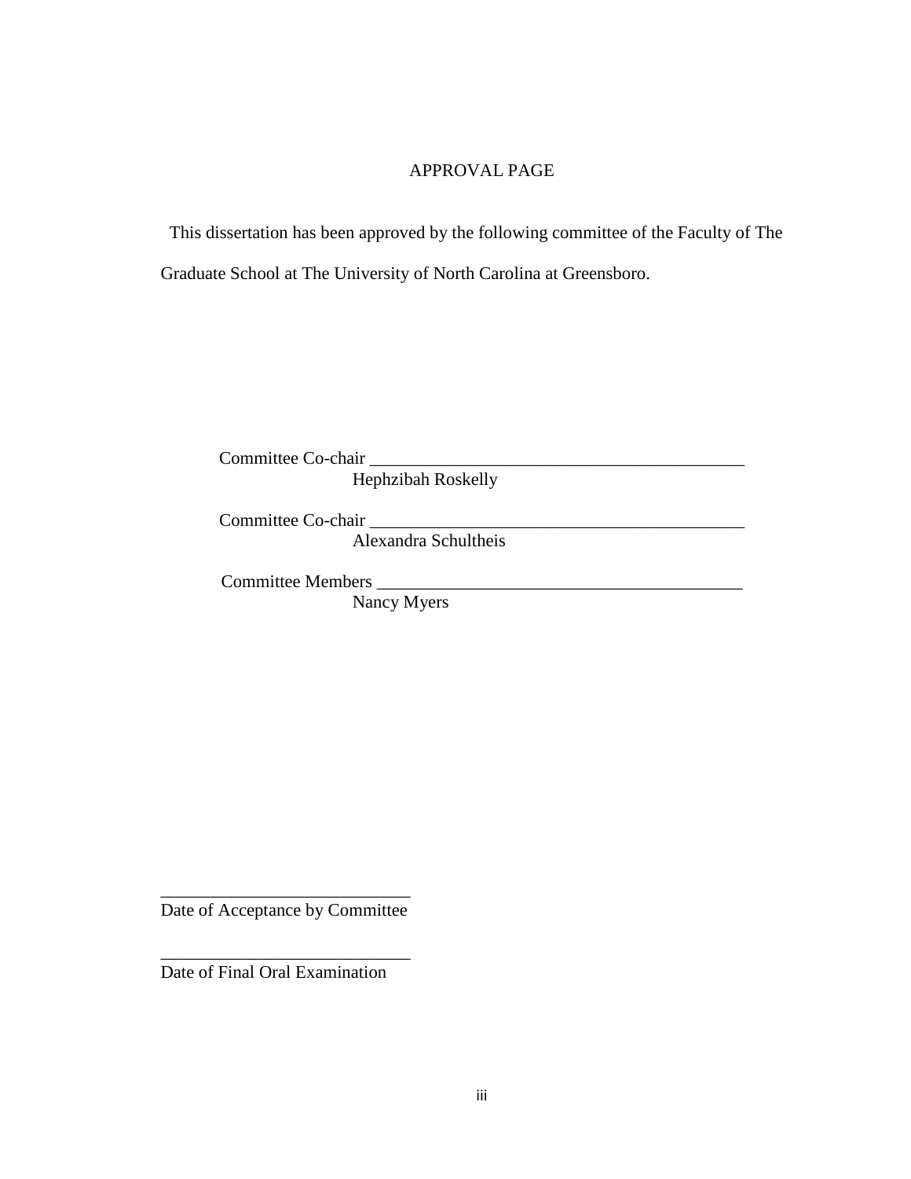# APPROVAL PAGE

This dissertation has been approved by the following committee of the Faculty of The Graduate School at The University of North Carolina at Greensboro.

Committee Co-chair ___________________________________________
Hephzibah Roskelly

Committee Co-chair ___________________________________________
Alexandra Schultheis

Committee Members ___________________________________________
Nancy Myers

____________________________
Date of Acceptance by Committee

____________________________
Date of Final Oral Examination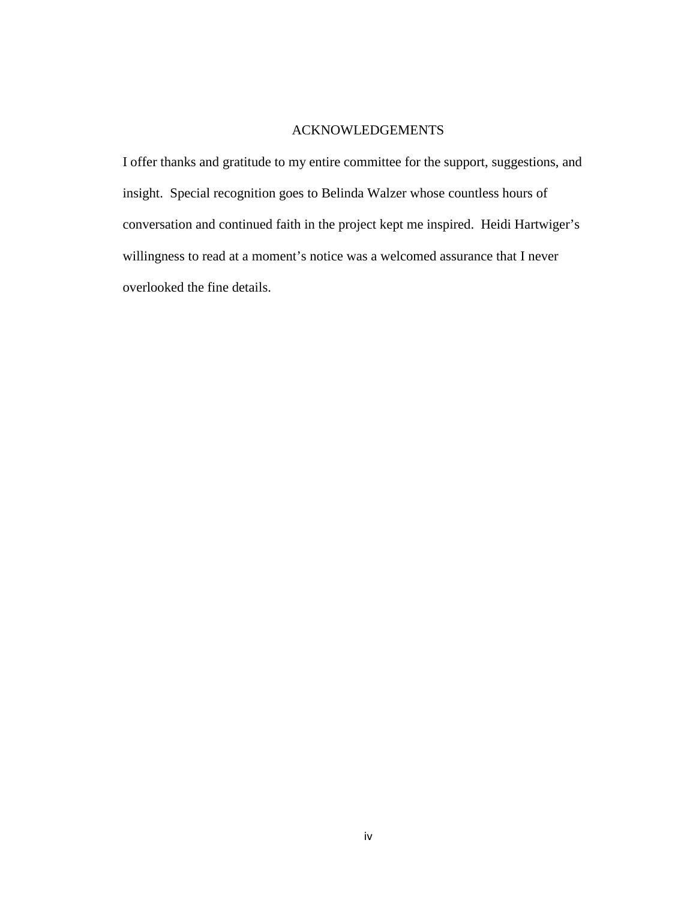# ACKNOWLEDGEMENTS

I offer thanks and gratitude to my entire committee for the support, suggestions, and insight. Special recognition goes to Belinda Walzer whose countless hours of conversation and continued faith in the project kept me inspired. Heidi Hartwiger's willingness to read at a moment's notice was a welcomed assurance that I never overlooked the fine details.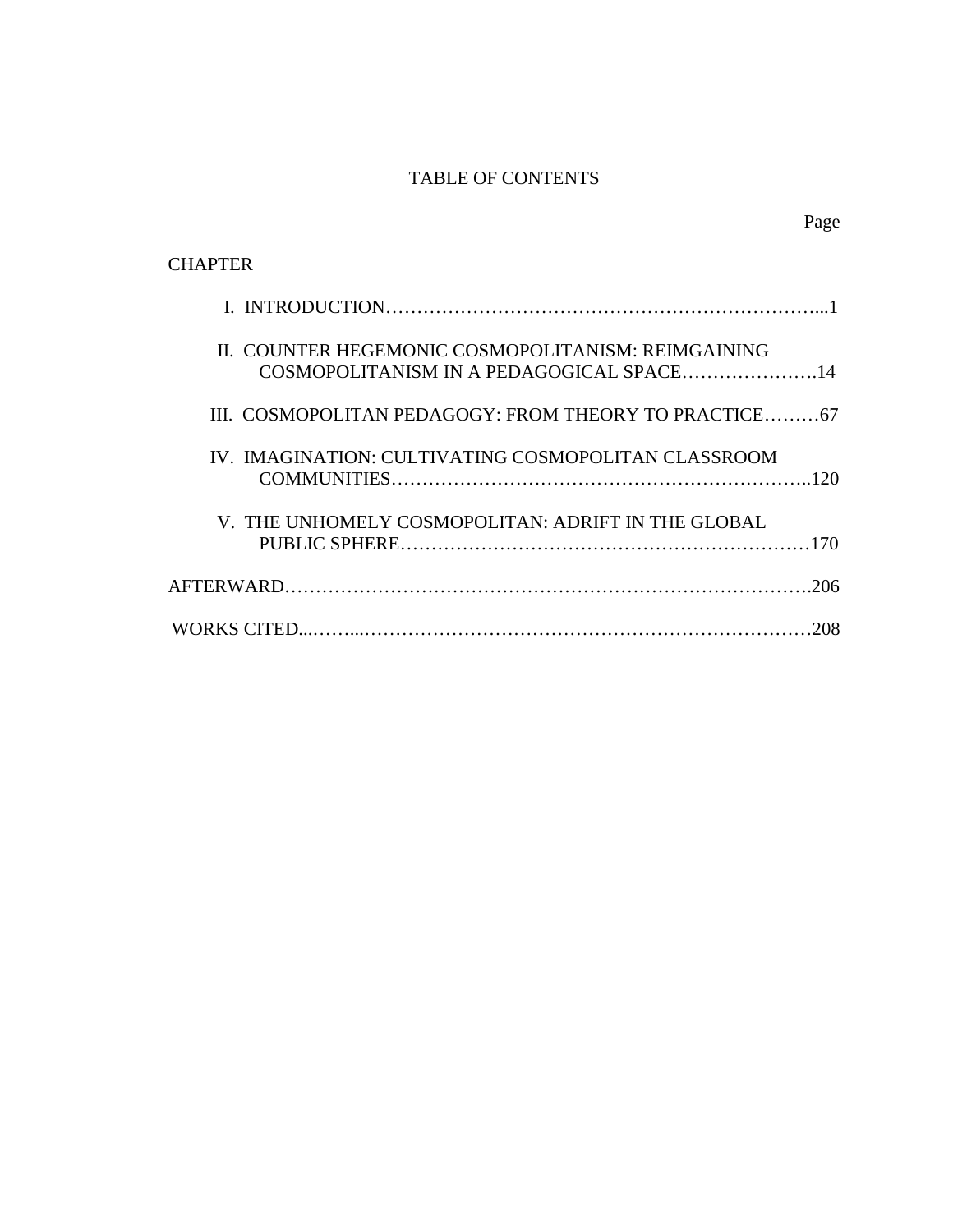# TABLE OF CONTENTS

| CHAPTER | Page |
|---|---|
| I. INTRODUCTION | 1 |
| II. COUNTER HEGEMONIC COSMOPOLITANISM: REIMGAINING COSMOPOLITANISM IN A PEDAGOGICAL SPACE | 14 |
| III. COSMOPOLITAN PEDAGOGY: FROM THEORY TO PRACTICE | 67 |
| IV. IMAGINATION: CULTIVATING COSMOPOLITAN CLASSROOM COMMUNITIES | 120 |
| V. THE UNHOMELY COSMOPOLITAN: ADRIFT IN THE GLOBAL PUBLIC SPHERE | 170 |
| AFTERWARD | 206 |
| WORKS CITED | 208 |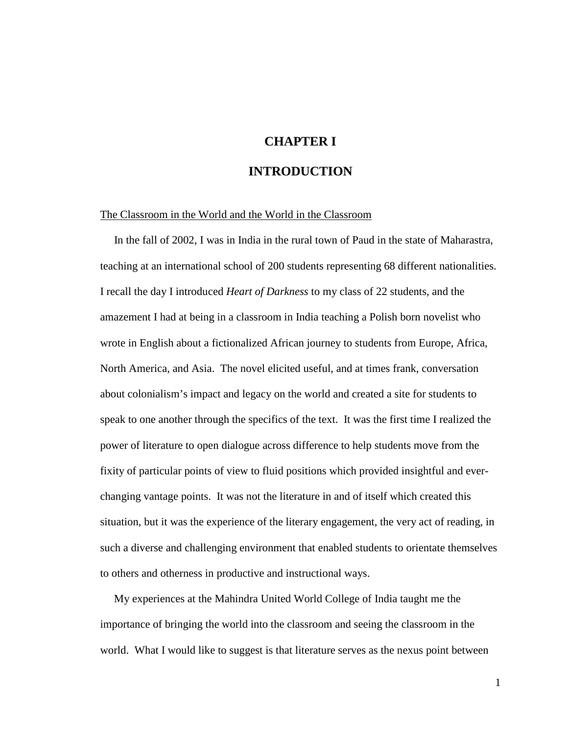# CHAPTER I

# INTRODUCTION

## The Classroom in the World and the World in the Classroom

In the fall of 2002, I was in India in the rural town of Paud in the state of Maharastra, teaching at an international school of 200 students representing 68 different nationalities. I recall the day I introduced *Heart of Darkness* to my class of 22 students, and the amazement I had at being in a classroom in India teaching a Polish born novelist who wrote in English about a fictionalized African journey to students from Europe, Africa, North America, and Asia. The novel elicited useful, and at times frank, conversation about colonialism's impact and legacy on the world and created a site for students to speak to one another through the specifics of the text. It was the first time I realized the power of literature to open dialogue across difference to help students move from the fixity of particular points of view to fluid positions which provided insightful and ever-changing vantage points. It was not the literature in and of itself which created this situation, but it was the experience of the literary engagement, the very act of reading, in such a diverse and challenging environment that enabled students to orientate themselves to others and otherness in productive and instructional ways.

My experiences at the Mahindra United World College of India taught me the importance of bringing the world into the classroom and seeing the classroom in the world. What I would like to suggest is that literature serves as the nexus point between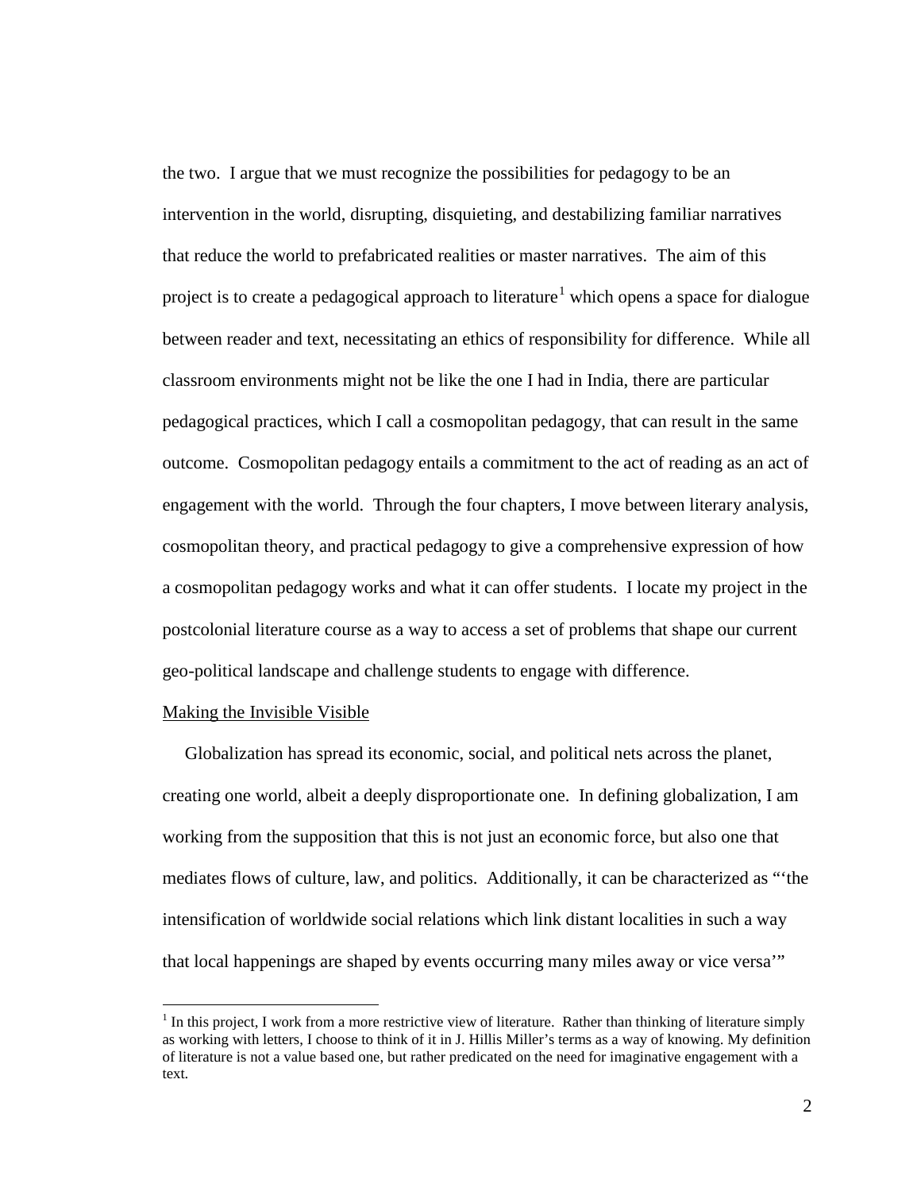the two. I argue that we must recognize the possibilities for pedagogy to be an intervention in the world, disrupting, disquieting, and destabilizing familiar narratives that reduce the world to prefabricated realities or master narratives. The aim of this project is to create a pedagogical approach to literature[1] which opens a space for dialogue between reader and text, necessitating an ethics of responsibility for difference. While all classroom environments might not be like the one I had in India, there are particular pedagogical practices, which I call a cosmopolitan pedagogy, that can result in the same outcome. Cosmopolitan pedagogy entails a commitment to the act of reading as an act of engagement with the world. Through the four chapters, I move between literary analysis, cosmopolitan theory, and practical pedagogy to give a comprehensive expression of how a cosmopolitan pedagogy works and what it can offer students. I locate my project in the postcolonial literature course as a way to access a set of problems that shape our current geo-political landscape and challenge students to engage with difference.

## Making the Invisible Visible

Globalization has spread its economic, social, and political nets across the planet, creating one world, albeit a deeply disproportionate one. In defining globalization, I am working from the supposition that this is not just an economic force, but also one that mediates flows of culture, law, and politics. Additionally, it can be characterized as "'the intensification of worldwide social relations which link distant localities in such a way that local happenings are shaped by events occurring many miles away or vice versa'"

[1] In this project, I work from a more restrictive view of literature. Rather than thinking of literature simply as working with letters, I choose to think of it in J. Hillis Miller's terms as a way of knowing. My definition of literature is not a value based one, but rather predicated on the need for imaginative engagement with a text.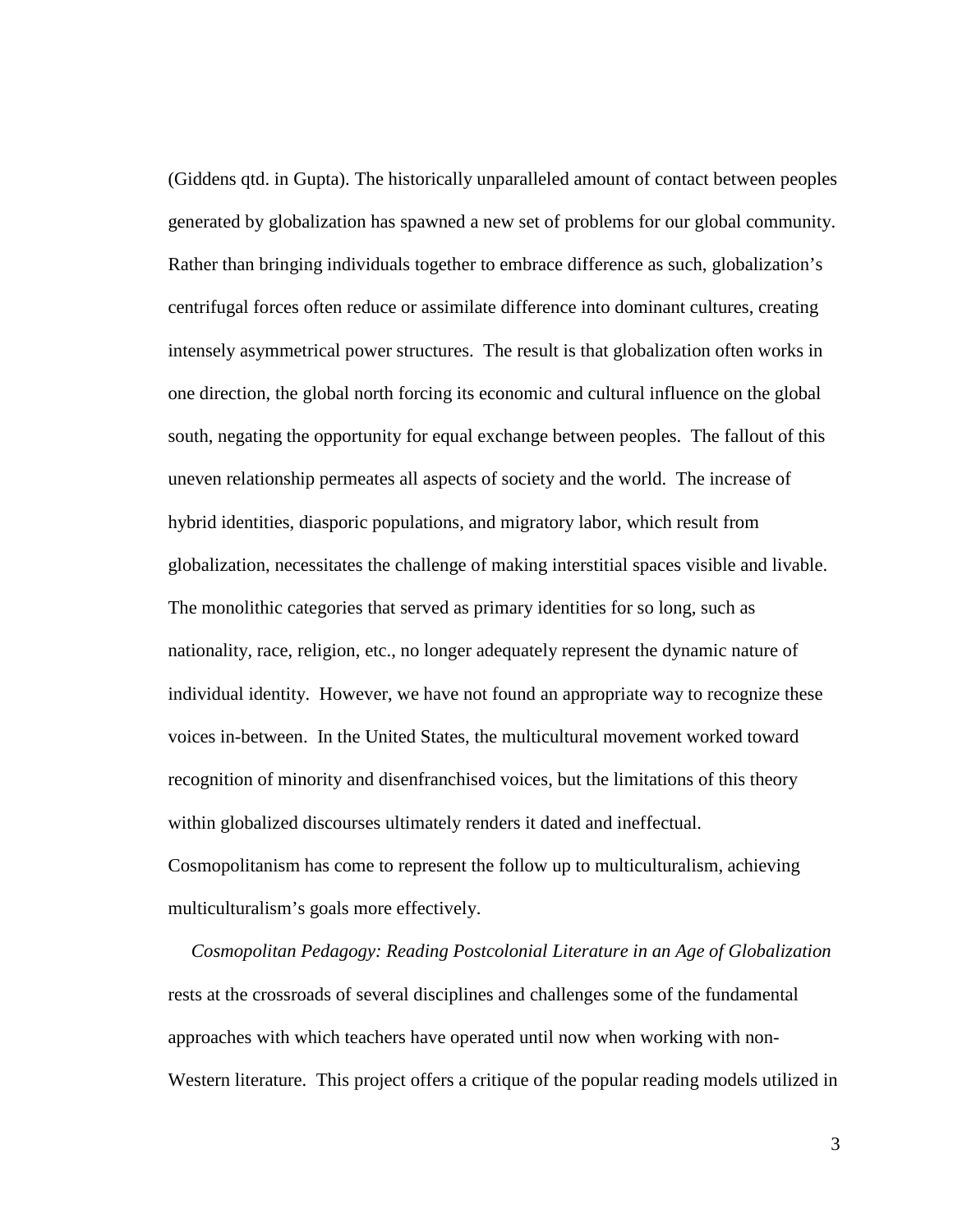(Giddens qtd. in Gupta). The historically unparalleled amount of contact between peoples generated by globalization has spawned a new set of problems for our global community. Rather than bringing individuals together to embrace difference as such, globalization's centrifugal forces often reduce or assimilate difference into dominant cultures, creating intensely asymmetrical power structures. The result is that globalization often works in one direction, the global north forcing its economic and cultural influence on the global south, negating the opportunity for equal exchange between peoples. The fallout of this uneven relationship permeates all aspects of society and the world. The increase of hybrid identities, diasporic populations, and migratory labor, which result from globalization, necessitates the challenge of making interstitial spaces visible and livable. The monolithic categories that served as primary identities for so long, such as nationality, race, religion, etc., no longer adequately represent the dynamic nature of individual identity. However, we have not found an appropriate way to recognize these voices in-between. In the United States, the multicultural movement worked toward recognition of minority and disenfranchised voices, but the limitations of this theory within globalized discourses ultimately renders it dated and ineffectual. Cosmopolitanism has come to represent the follow up to multiculturalism, achieving multiculturalism's goals more effectively.

*Cosmopolitan Pedagogy: Reading Postcolonial Literature in an Age of Globalization* rests at the crossroads of several disciplines and challenges some of the fundamental approaches with which teachers have operated until now when working with non-Western literature. This project offers a critique of the popular reading models utilized in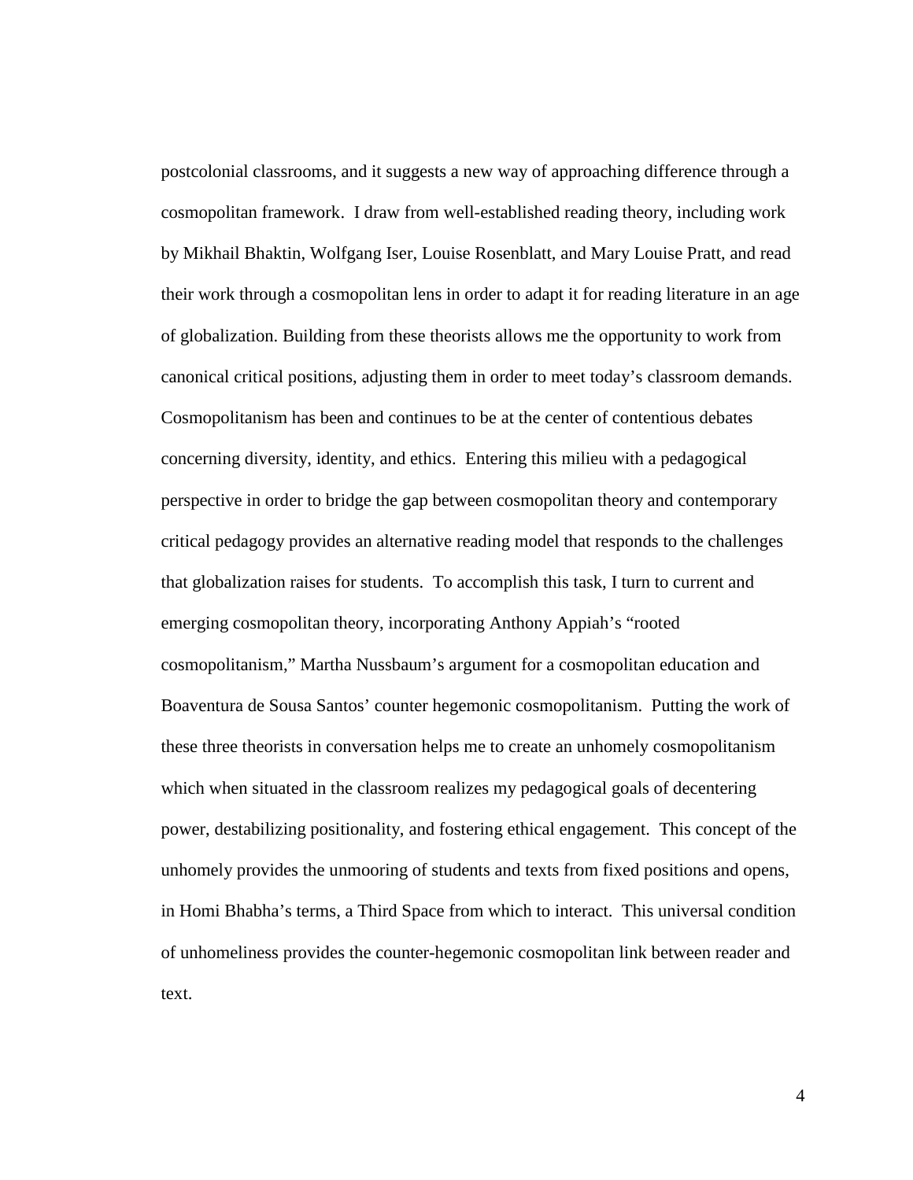postcolonial classrooms, and it suggests a new way of approaching difference through a cosmopolitan framework. I draw from well-established reading theory, including work by Mikhail Bhaktin, Wolfgang Iser, Louise Rosenblatt, and Mary Louise Pratt, and read their work through a cosmopolitan lens in order to adapt it for reading literature in an age of globalization. Building from these theorists allows me the opportunity to work from canonical critical positions, adjusting them in order to meet today's classroom demands. Cosmopolitanism has been and continues to be at the center of contentious debates concerning diversity, identity, and ethics. Entering this milieu with a pedagogical perspective in order to bridge the gap between cosmopolitan theory and contemporary critical pedagogy provides an alternative reading model that responds to the challenges that globalization raises for students. To accomplish this task, I turn to current and emerging cosmopolitan theory, incorporating Anthony Appiah's "rooted cosmopolitanism," Martha Nussbaum's argument for a cosmopolitan education and Boaventura de Sousa Santos' counter hegemonic cosmopolitanism. Putting the work of these three theorists in conversation helps me to create an unhomely cosmopolitanism which when situated in the classroom realizes my pedagogical goals of decentering power, destabilizing positionality, and fostering ethical engagement. This concept of the unhomely provides the unmooring of students and texts from fixed positions and opens, in Homi Bhabha's terms, a Third Space from which to interact. This universal condition of unhomeliness provides the counter-hegemonic cosmopolitan link between reader and text.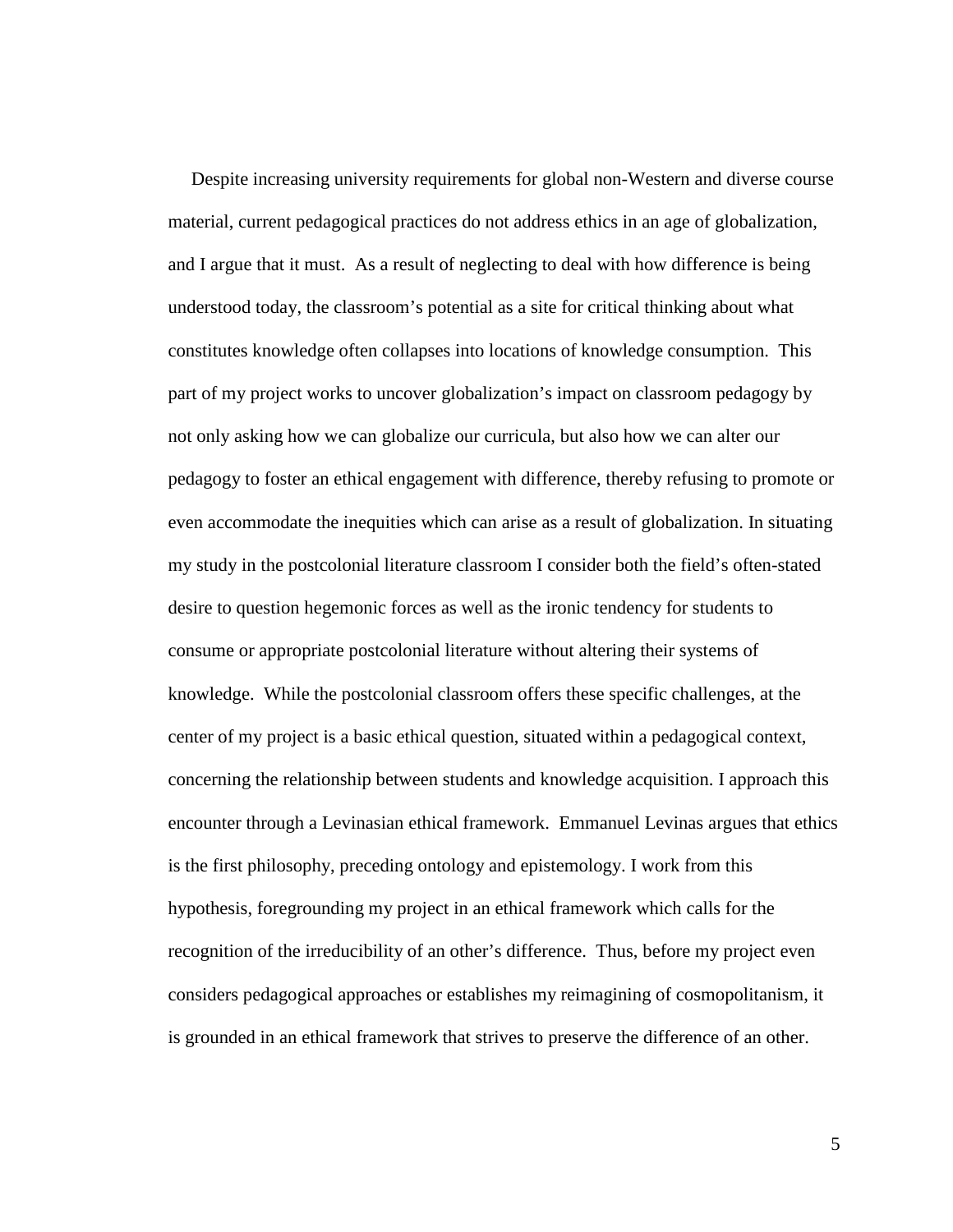Despite increasing university requirements for global non-Western and diverse course material, current pedagogical practices do not address ethics in an age of globalization, and I argue that it must. As a result of neglecting to deal with how difference is being understood today, the classroom's potential as a site for critical thinking about what constitutes knowledge often collapses into locations of knowledge consumption. This part of my project works to uncover globalization's impact on classroom pedagogy by not only asking how we can globalize our curricula, but also how we can alter our pedagogy to foster an ethical engagement with difference, thereby refusing to promote or even accommodate the inequities which can arise as a result of globalization. In situating my study in the postcolonial literature classroom I consider both the field's often-stated desire to question hegemonic forces as well as the ironic tendency for students to consume or appropriate postcolonial literature without altering their systems of knowledge. While the postcolonial classroom offers these specific challenges, at the center of my project is a basic ethical question, situated within a pedagogical context, concerning the relationship between students and knowledge acquisition. I approach this encounter through a Levinasian ethical framework. Emmanuel Levinas argues that ethics is the first philosophy, preceding ontology and epistemology. I work from this hypothesis, foregrounding my project in an ethical framework which calls for the recognition of the irreducibility of an other's difference. Thus, before my project even considers pedagogical approaches or establishes my reimagining of cosmopolitanism, it is grounded in an ethical framework that strives to preserve the difference of an other.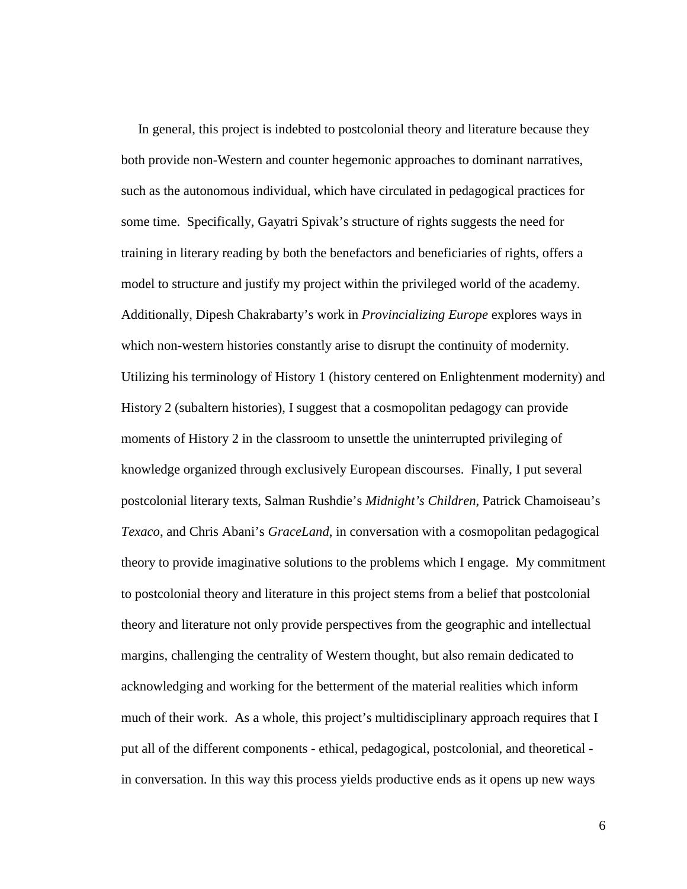In general, this project is indebted to postcolonial theory and literature because they both provide non-Western and counter hegemonic approaches to dominant narratives, such as the autonomous individual, which have circulated in pedagogical practices for some time. Specifically, Gayatri Spivak's structure of rights suggests the need for training in literary reading by both the benefactors and beneficiaries of rights, offers a model to structure and justify my project within the privileged world of the academy. Additionally, Dipesh Chakrabarty's work in *Provincializing Europe* explores ways in which non-western histories constantly arise to disrupt the continuity of modernity. Utilizing his terminology of History 1 (history centered on Enlightenment modernity) and History 2 (subaltern histories), I suggest that a cosmopolitan pedagogy can provide moments of History 2 in the classroom to unsettle the uninterrupted privileging of knowledge organized through exclusively European discourses. Finally, I put several postcolonial literary texts, Salman Rushdie's *Midnight's Children*, Patrick Chamoiseau's *Texaco*, and Chris Abani's *GraceLand*, in conversation with a cosmopolitan pedagogical theory to provide imaginative solutions to the problems which I engage. My commitment to postcolonial theory and literature in this project stems from a belief that postcolonial theory and literature not only provide perspectives from the geographic and intellectual margins, challenging the centrality of Western thought, but also remain dedicated to acknowledging and working for the betterment of the material realities which inform much of their work. As a whole, this project's multidisciplinary approach requires that I put all of the different components - ethical, pedagogical, postcolonial, and theoretical - in conversation. In this way this process yields productive ends as it opens up new ways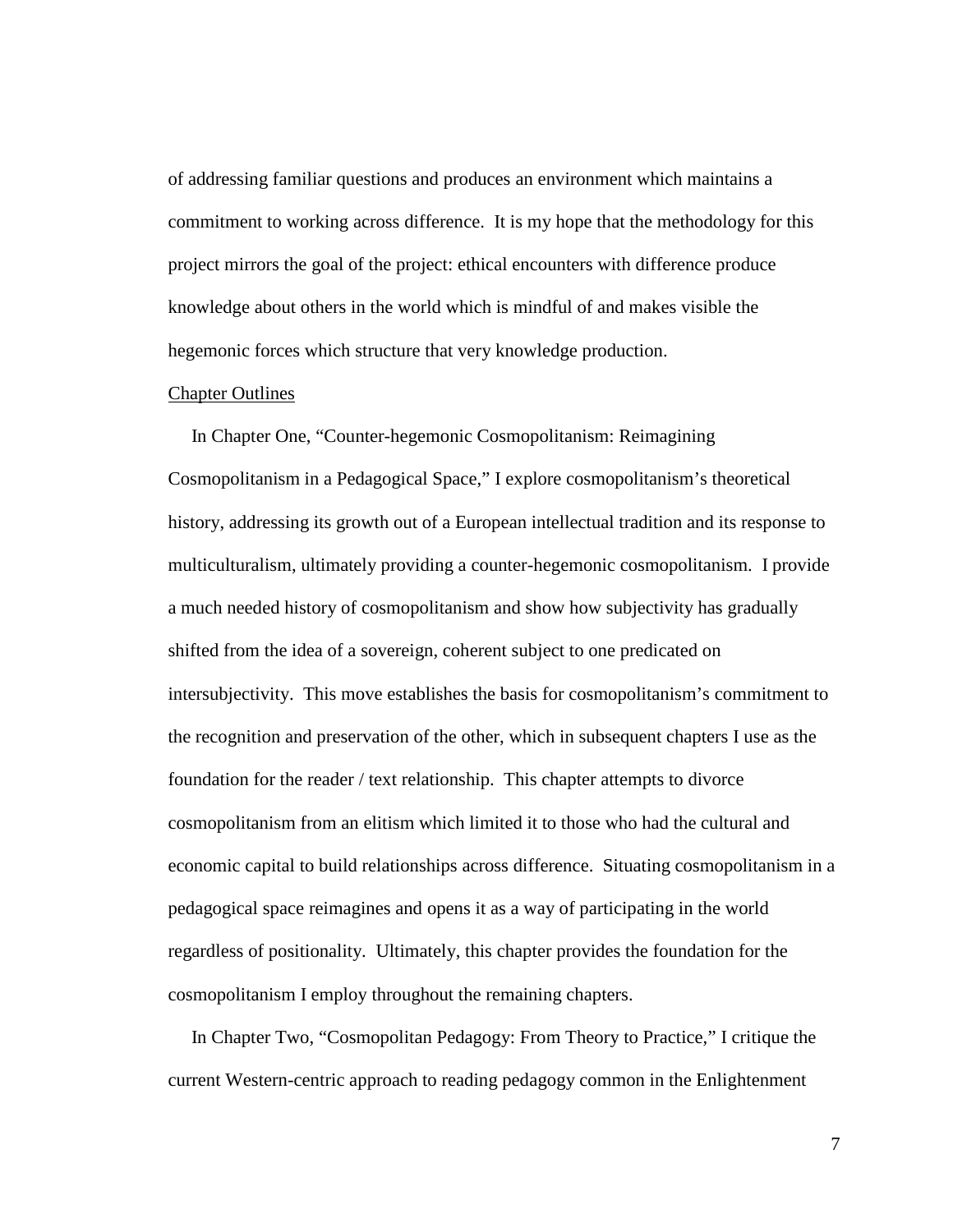of addressing familiar questions and produces an environment which maintains a commitment to working across difference. It is my hope that the methodology for this project mirrors the goal of the project: ethical encounters with difference produce knowledge about others in the world which is mindful of and makes visible the hegemonic forces which structure that very knowledge production.

Chapter Outlines

In Chapter One, "Counter-hegemonic Cosmopolitanism: Reimagining Cosmopolitanism in a Pedagogical Space," I explore cosmopolitanism's theoretical history, addressing its growth out of a European intellectual tradition and its response to multiculturalism, ultimately providing a counter-hegemonic cosmopolitanism. I provide a much needed history of cosmopolitanism and show how subjectivity has gradually shifted from the idea of a sovereign, coherent subject to one predicated on intersubjectivity. This move establishes the basis for cosmopolitanism's commitment to the recognition and preservation of the other, which in subsequent chapters I use as the foundation for the reader / text relationship. This chapter attempts to divorce cosmopolitanism from an elitism which limited it to those who had the cultural and economic capital to build relationships across difference. Situating cosmopolitanism in a pedagogical space reimagines and opens it as a way of participating in the world regardless of positionality. Ultimately, this chapter provides the foundation for the cosmopolitanism I employ throughout the remaining chapters.

In Chapter Two, "Cosmopolitan Pedagogy: From Theory to Practice," I critique the current Western-centric approach to reading pedagogy common in the Enlightenment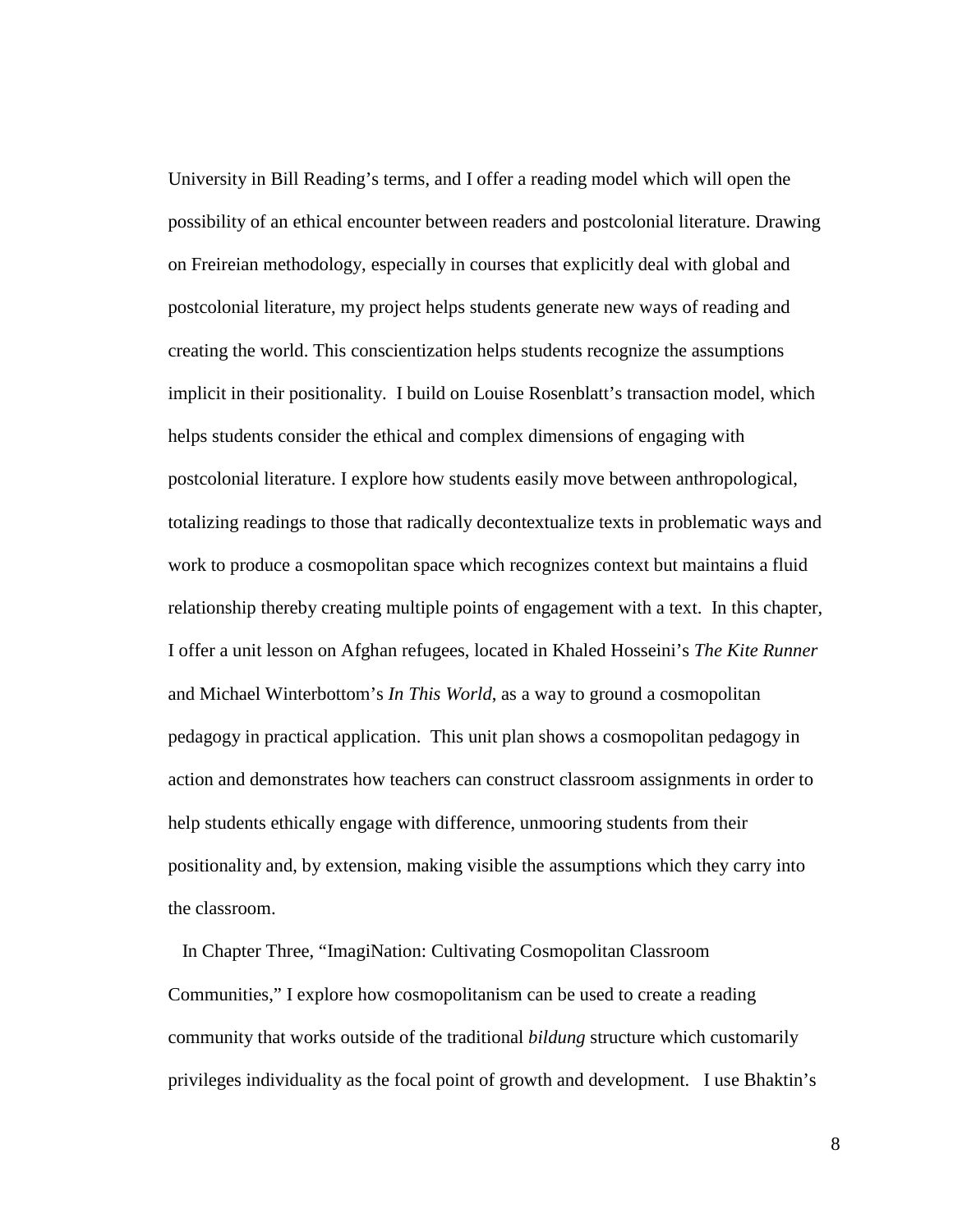University in Bill Reading's terms, and I offer a reading model which will open the possibility of an ethical encounter between readers and postcolonial literature. Drawing on Freireian methodology, especially in courses that explicitly deal with global and postcolonial literature, my project helps students generate new ways of reading and creating the world. This conscientization helps students recognize the assumptions implicit in their positionality. I build on Louise Rosenblatt's transaction model, which helps students consider the ethical and complex dimensions of engaging with postcolonial literature. I explore how students easily move between anthropological, totalizing readings to those that radically decontextualize texts in problematic ways and work to produce a cosmopolitan space which recognizes context but maintains a fluid relationship thereby creating multiple points of engagement with a text. In this chapter, I offer a unit lesson on Afghan refugees, located in Khaled Hosseini's *The Kite Runner* and Michael Winterbottom's *In This World*, as a way to ground a cosmopolitan pedagogy in practical application. This unit plan shows a cosmopolitan pedagogy in action and demonstrates how teachers can construct classroom assignments in order to help students ethically engage with difference, unmooring students from their positionality and, by extension, making visible the assumptions which they carry into the classroom.

In Chapter Three, "ImagiNation: Cultivating Cosmopolitan Classroom Communities," I explore how cosmopolitanism can be used to create a reading community that works outside of the traditional *bildung* structure which customarily privileges individuality as the focal point of growth and development. I use Bhaktin's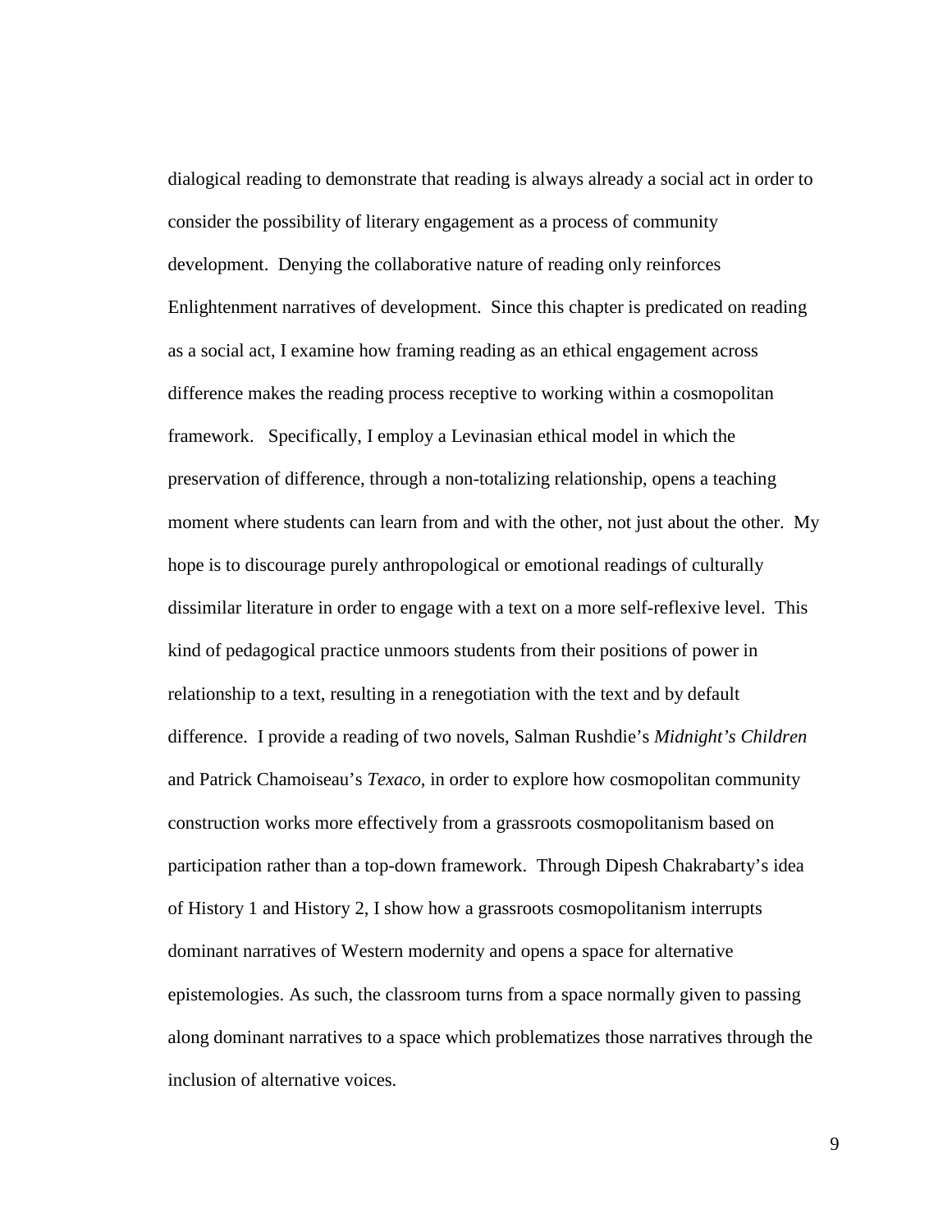dialogical reading to demonstrate that reading is always already a social act in order to consider the possibility of literary engagement as a process of community development. Denying the collaborative nature of reading only reinforces Enlightenment narratives of development. Since this chapter is predicated on reading as a social act, I examine how framing reading as an ethical engagement across difference makes the reading process receptive to working within a cosmopolitan framework. Specifically, I employ a Levinasian ethical model in which the preservation of difference, through a non-totalizing relationship, opens a teaching moment where students can learn from and with the other, not just about the other. My hope is to discourage purely anthropological or emotional readings of culturally dissimilar literature in order to engage with a text on a more self-reflexive level. This kind of pedagogical practice unmoors students from their positions of power in relationship to a text, resulting in a renegotiation with the text and by default difference. I provide a reading of two novels, Salman Rushdie's *Midnight's Children* and Patrick Chamoiseau's *Texaco*, in order to explore how cosmopolitan community construction works more effectively from a grassroots cosmopolitanism based on participation rather than a top-down framework. Through Dipesh Chakrabarty's idea of History 1 and History 2, I show how a grassroots cosmopolitanism interrupts dominant narratives of Western modernity and opens a space for alternative epistemologies. As such, the classroom turns from a space normally given to passing along dominant narratives to a space which problematizes those narratives through the inclusion of alternative voices.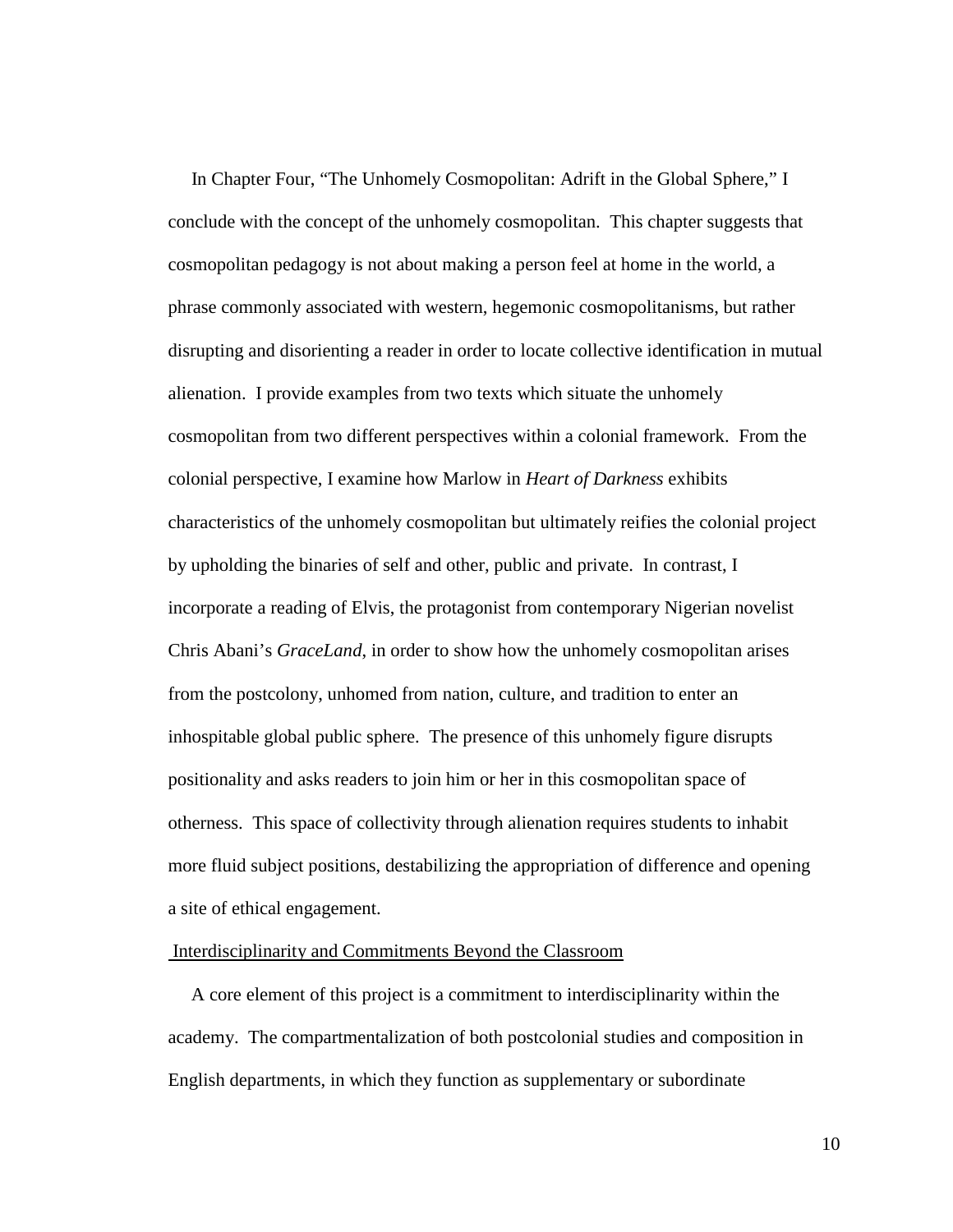In Chapter Four, "The Unhomely Cosmopolitan: Adrift in the Global Sphere," I conclude with the concept of the unhomely cosmopolitan. This chapter suggests that cosmopolitan pedagogy is not about making a person feel at home in the world, a phrase commonly associated with western, hegemonic cosmopolitanisms, but rather disrupting and disorienting a reader in order to locate collective identification in mutual alienation. I provide examples from two texts which situate the unhomely cosmopolitan from two different perspectives within a colonial framework. From the colonial perspective, I examine how Marlow in *Heart of Darkness* exhibits characteristics of the unhomely cosmopolitan but ultimately reifies the colonial project by upholding the binaries of self and other, public and private. In contrast, I incorporate a reading of Elvis, the protagonist from contemporary Nigerian novelist Chris Abani's *GraceLand*, in order to show how the unhomely cosmopolitan arises from the postcolony, unhomed from nation, culture, and tradition to enter an inhospitable global public sphere. The presence of this unhomely figure disrupts positionality and asks readers to join him or her in this cosmopolitan space of otherness. This space of collectivity through alienation requires students to inhabit more fluid subject positions, destabilizing the appropriation of difference and opening a site of ethical engagement.

## Interdisciplinarity and Commitments Beyond the Classroom

A core element of this project is a commitment to interdisciplinarity within the academy. The compartmentalization of both postcolonial studies and composition in English departments, in which they function as supplementary or subordinate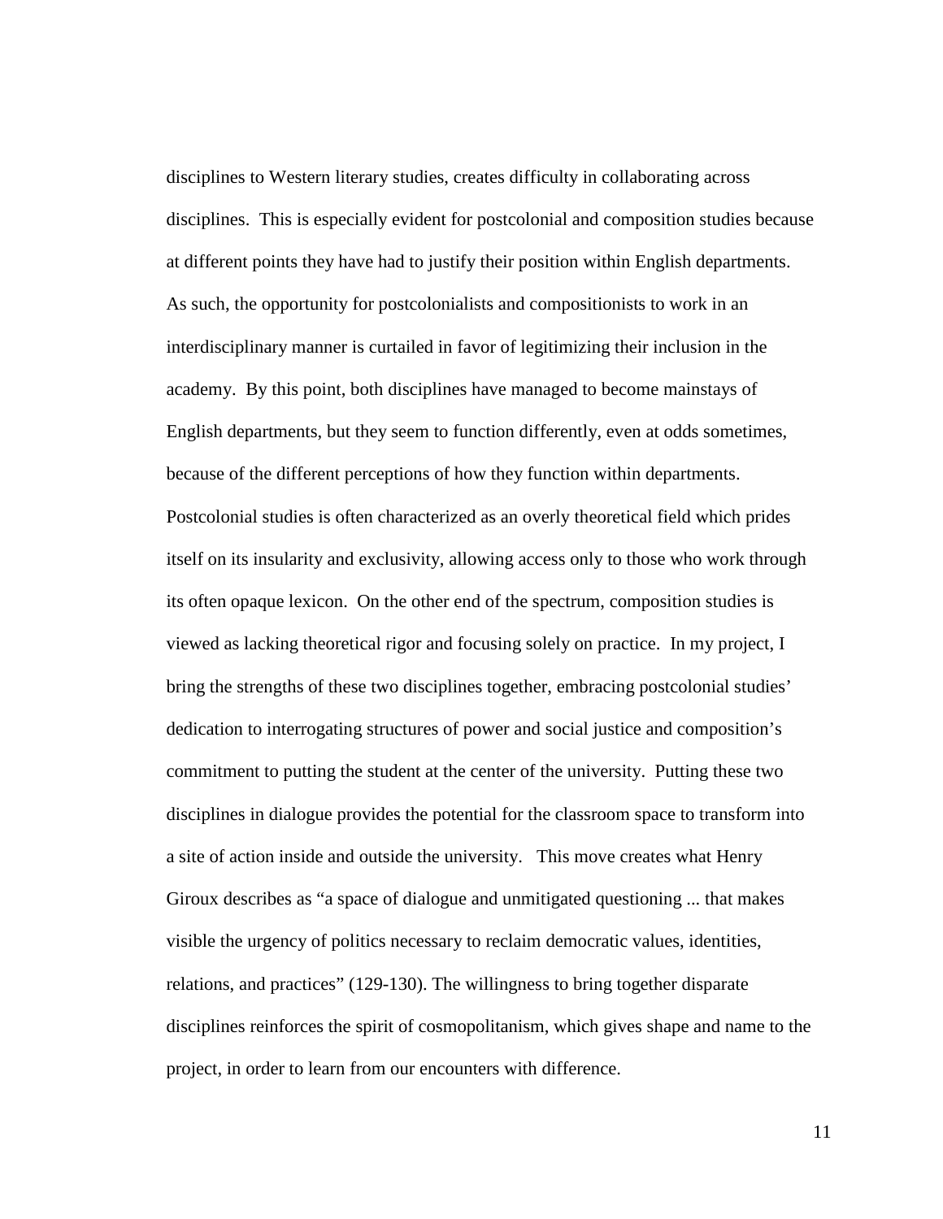disciplines to Western literary studies, creates difficulty in collaborating across disciplines. This is especially evident for postcolonial and composition studies because at different points they have had to justify their position within English departments. As such, the opportunity for postcolonialists and compositionists to work in an interdisciplinary manner is curtailed in favor of legitimizing their inclusion in the academy. By this point, both disciplines have managed to become mainstays of English departments, but they seem to function differently, even at odds sometimes, because of the different perceptions of how they function within departments. Postcolonial studies is often characterized as an overly theoretical field which prides itself on its insularity and exclusivity, allowing access only to those who work through its often opaque lexicon. On the other end of the spectrum, composition studies is viewed as lacking theoretical rigor and focusing solely on practice. In my project, I bring the strengths of these two disciplines together, embracing postcolonial studies' dedication to interrogating structures of power and social justice and composition's commitment to putting the student at the center of the university. Putting these two disciplines in dialogue provides the potential for the classroom space to transform into a site of action inside and outside the university. This move creates what Henry Giroux describes as "a space of dialogue and unmitigated questioning ... that makes visible the urgency of politics necessary to reclaim democratic values, identities, relations, and practices" (129-130). The willingness to bring together disparate disciplines reinforces the spirit of cosmopolitanism, which gives shape and name to the project, in order to learn from our encounters with difference.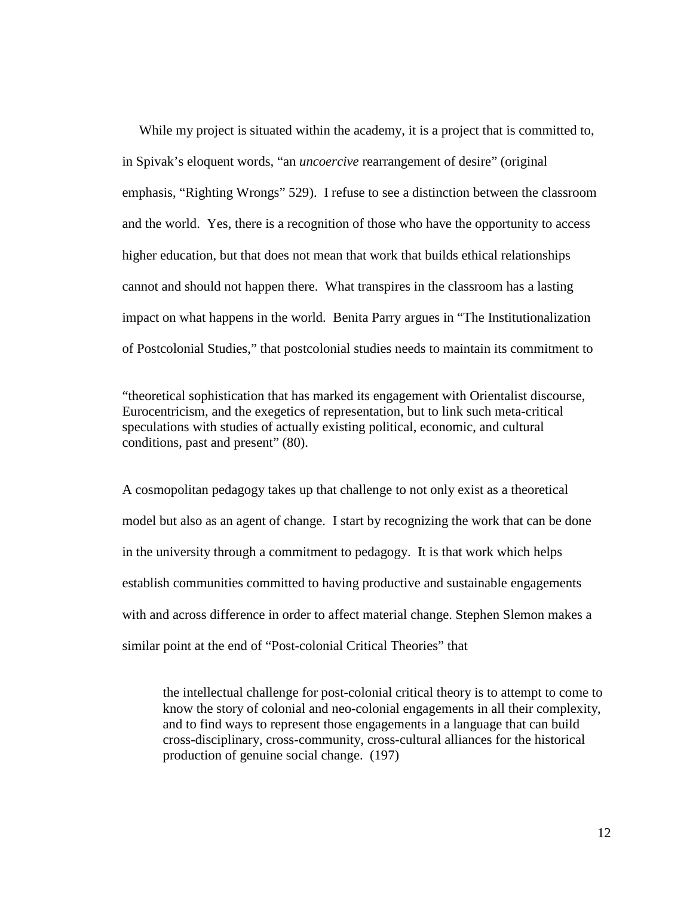While my project is situated within the academy, it is a project that is committed to, in Spivak's eloquent words, "an *uncoercive* rearrangement of desire" (original emphasis, "Righting Wrongs" 529). I refuse to see a distinction between the classroom and the world. Yes, there is a recognition of those who have the opportunity to access higher education, but that does not mean that work that builds ethical relationships cannot and should not happen there. What transpires in the classroom has a lasting impact on what happens in the world. Benita Parry argues in "The Institutionalization of Postcolonial Studies," that postcolonial studies needs to maintain its commitment to

> "theoretical sophistication that has marked its engagement with Orientalist discourse, Eurocentricism, and the exegetics of representation, but to link such meta-critical speculations with studies of actually existing political, economic, and cultural conditions, past and present" (80).

A cosmopolitan pedagogy takes up that challenge to not only exist as a theoretical model but also as an agent of change. I start by recognizing the work that can be done in the university through a commitment to pedagogy. It is that work which helps establish communities committed to having productive and sustainable engagements with and across difference in order to affect material change. Stephen Slemon makes a similar point at the end of "Post-colonial Critical Theories" that

> the intellectual challenge for post-colonial critical theory is to attempt to come to know the story of colonial and neo-colonial engagements in all their complexity, and to find ways to represent those engagements in a language that can build cross-disciplinary, cross-community, cross-cultural alliances for the historical production of genuine social change. (197)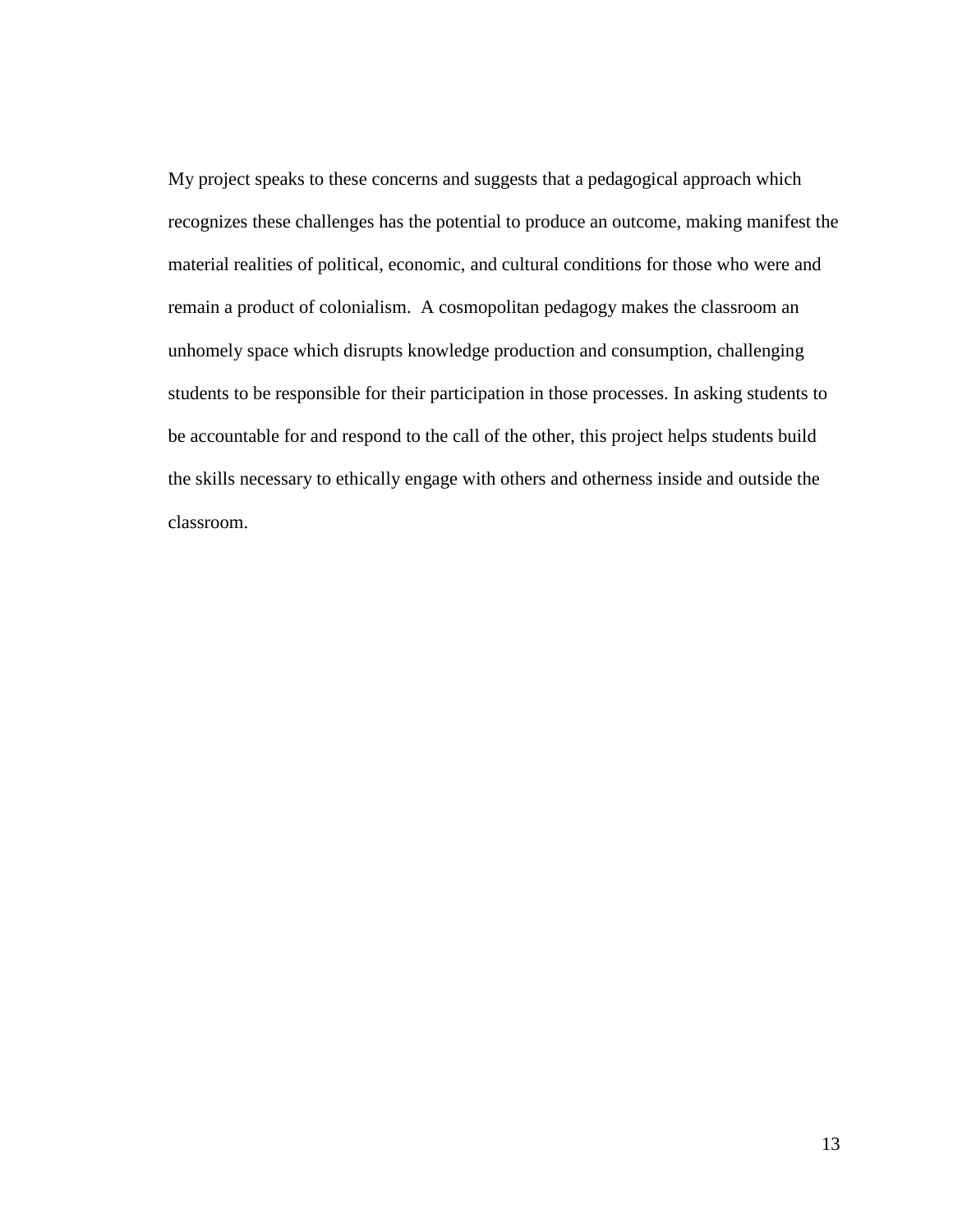My project speaks to these concerns and suggests that a pedagogical approach which recognizes these challenges has the potential to produce an outcome, making manifest the material realities of political, economic, and cultural conditions for those who were and remain a product of colonialism.  A cosmopolitan pedagogy makes the classroom an unhomely space which disrupts knowledge production and consumption, challenging students to be responsible for their participation in those processes. In asking students to be accountable for and respond to the call of the other, this project helps students build the skills necessary to ethically engage with others and otherness inside and outside the classroom.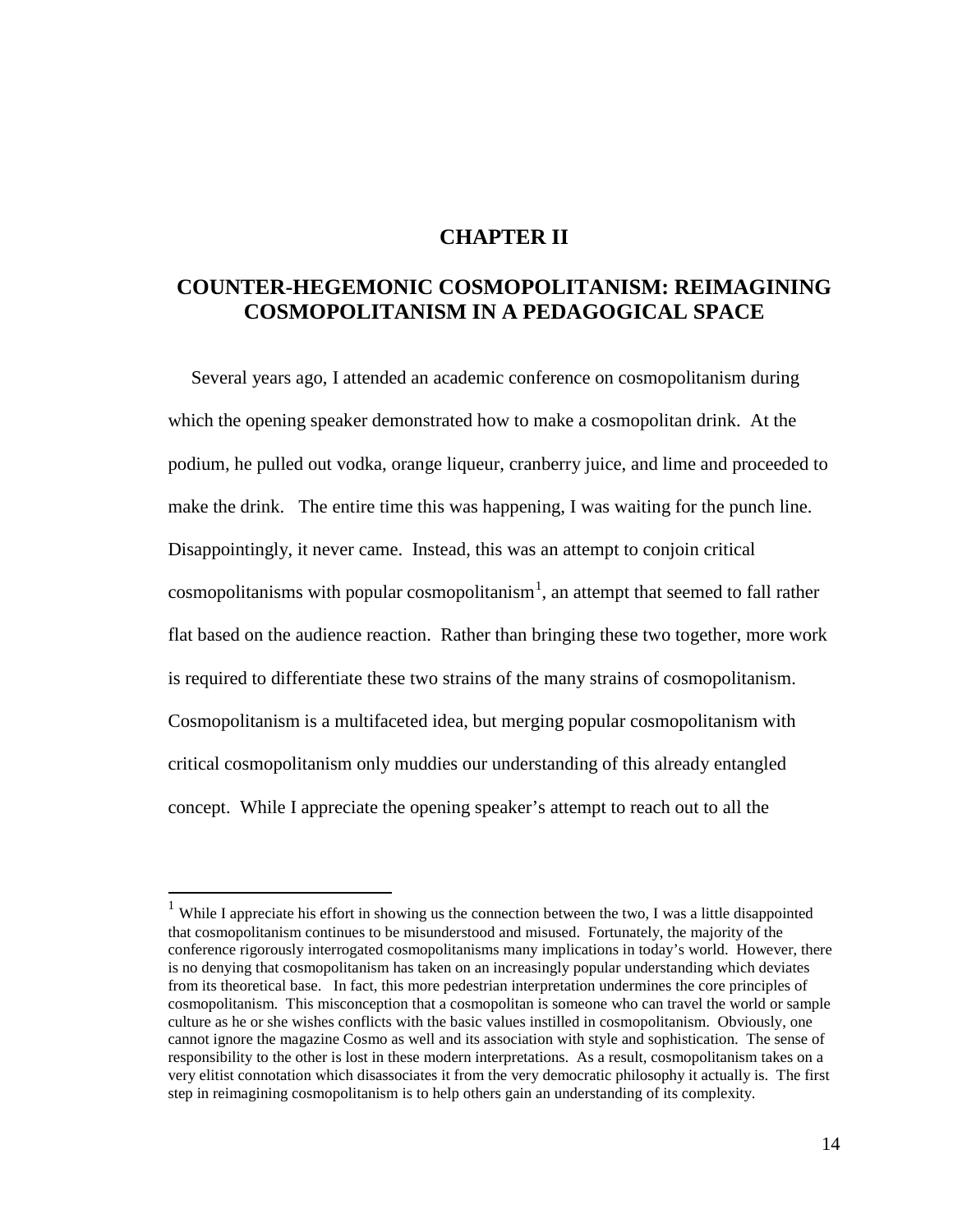# CHAPTER II

## COUNTER-HEGEMONIC COSMOPOLITANISM: REIMAGINING COSMOPOLITANISM IN A PEDAGOGICAL SPACE

Several years ago, I attended an academic conference on cosmopolitanism during which the opening speaker demonstrated how to make a cosmopolitan drink. At the podium, he pulled out vodka, orange liqueur, cranberry juice, and lime and proceeded to make the drink. The entire time this was happening, I was waiting for the punch line. Disappointingly, it never came. Instead, this was an attempt to conjoin critical cosmopolitanisms with popular cosmopolitanism[1], an attempt that seemed to fall rather flat based on the audience reaction. Rather than bringing these two together, more work is required to differentiate these two strains of the many strains of cosmopolitanism. Cosmopolitanism is a multifaceted idea, but merging popular cosmopolitanism with critical cosmopolitanism only muddies our understanding of this already entangled concept. While I appreciate the opening speaker's attempt to reach out to all the

---

[1] While I appreciate his effort in showing us the connection between the two, I was a little disappointed that cosmopolitanism continues to be misunderstood and misused. Fortunately, the majority of the conference rigorously interrogated cosmopolitanisms many implications in today's world. However, there is no denying that cosmopolitanism has taken on an increasingly popular understanding which deviates from its theoretical base. In fact, this more pedestrian interpretation undermines the core principles of cosmopolitanism. This misconception that a cosmopolitan is someone who can travel the world or sample culture as he or she wishes conflicts with the basic values instilled in cosmopolitanism. Obviously, one cannot ignore the magazine Cosmo as well and its association with style and sophistication. The sense of responsibility to the other is lost in these modern interpretations. As a result, cosmopolitanism takes on a very elitist connotation which disassociates it from the very democratic philosophy it actually is. The first step in reimagining cosmopolitanism is to help others gain an understanding of its complexity.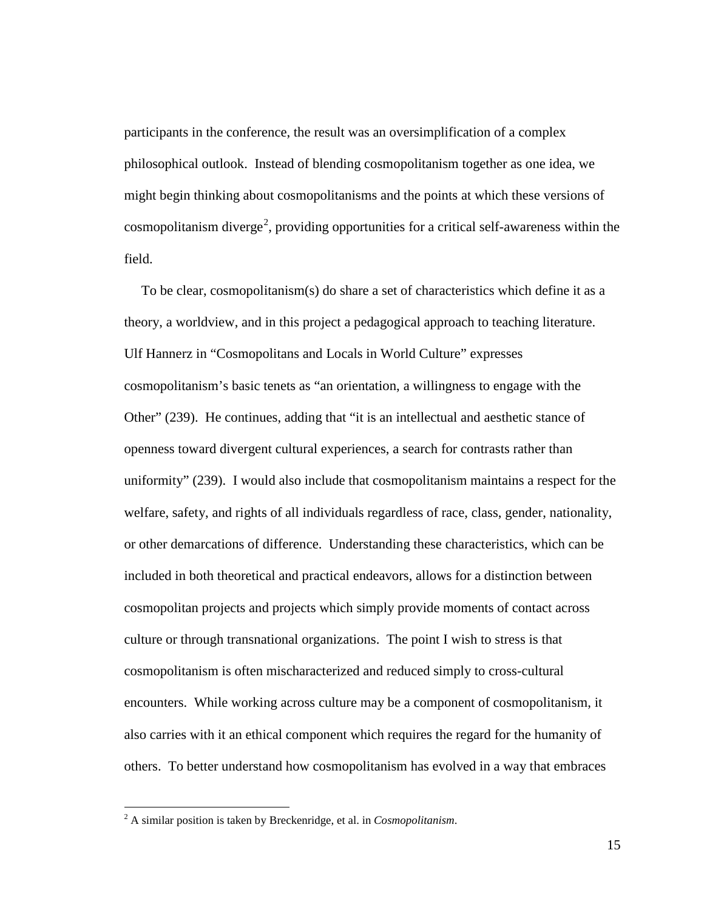participants in the conference, the result was an oversimplification of a complex philosophical outlook. Instead of blending cosmopolitanism together as one idea, we might begin thinking about cosmopolitanisms and the points at which these versions of cosmopolitanism diverge[2], providing opportunities for a critical self-awareness within the field.

To be clear, cosmopolitanism(s) do share a set of characteristics which define it as a theory, a worldview, and in this project a pedagogical approach to teaching literature. Ulf Hannerz in "Cosmopolitans and Locals in World Culture" expresses cosmopolitanism's basic tenets as "an orientation, a willingness to engage with the Other" (239). He continues, adding that "it is an intellectual and aesthetic stance of openness toward divergent cultural experiences, a search for contrasts rather than uniformity" (239). I would also include that cosmopolitanism maintains a respect for the welfare, safety, and rights of all individuals regardless of race, class, gender, nationality, or other demarcations of difference. Understanding these characteristics, which can be included in both theoretical and practical endeavors, allows for a distinction between cosmopolitan projects and projects which simply provide moments of contact across culture or through transnational organizations. The point I wish to stress is that cosmopolitanism is often mischaracterized and reduced simply to cross-cultural encounters. While working across culture may be a component of cosmopolitanism, it also carries with it an ethical component which requires the regard for the humanity of others. To better understand how cosmopolitanism has evolved in a way that embraces

[2] A similar position is taken by Breckenridge, et al. in *Cosmopolitanism*.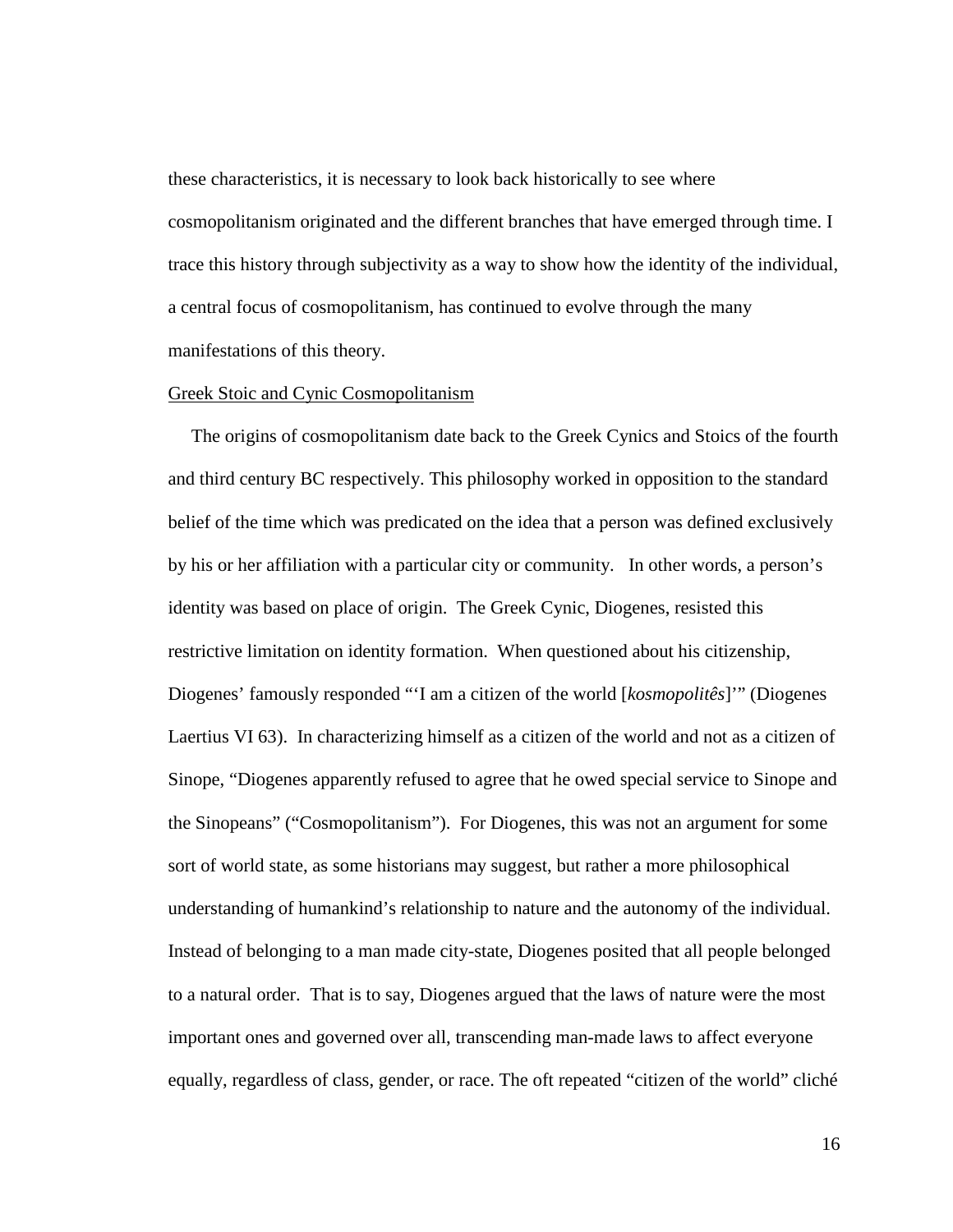these characteristics, it is necessary to look back historically to see where cosmopolitanism originated and the different branches that have emerged through time. I trace this history through subjectivity as a way to show how the identity of the individual, a central focus of cosmopolitanism, has continued to evolve through the many manifestations of this theory.

<u>Greek Stoic and Cynic Cosmopolitanism</u>

The origins of cosmopolitanism date back to the Greek Cynics and Stoics of the fourth and third century BC respectively. This philosophy worked in opposition to the standard belief of the time which was predicated on the idea that a person was defined exclusively by his or her affiliation with a particular city or community. In other words, a person's identity was based on place of origin. The Greek Cynic, Diogenes, resisted this restrictive limitation on identity formation. When questioned about his citizenship, Diogenes' famously responded "'I am a citizen of the world [*kosmopolitês*]'" (Diogenes Laertius VI 63). In characterizing himself as a citizen of the world and not as a citizen of Sinope, "Diogenes apparently refused to agree that he owed special service to Sinope and the Sinopeans" ("Cosmopolitanism"). For Diogenes, this was not an argument for some sort of world state, as some historians may suggest, but rather a more philosophical understanding of humankind's relationship to nature and the autonomy of the individual. Instead of belonging to a man made city-state, Diogenes posited that all people belonged to a natural order. That is to say, Diogenes argued that the laws of nature were the most important ones and governed over all, transcending man-made laws to affect everyone equally, regardless of class, gender, or race. The oft repeated "citizen of the world" cliché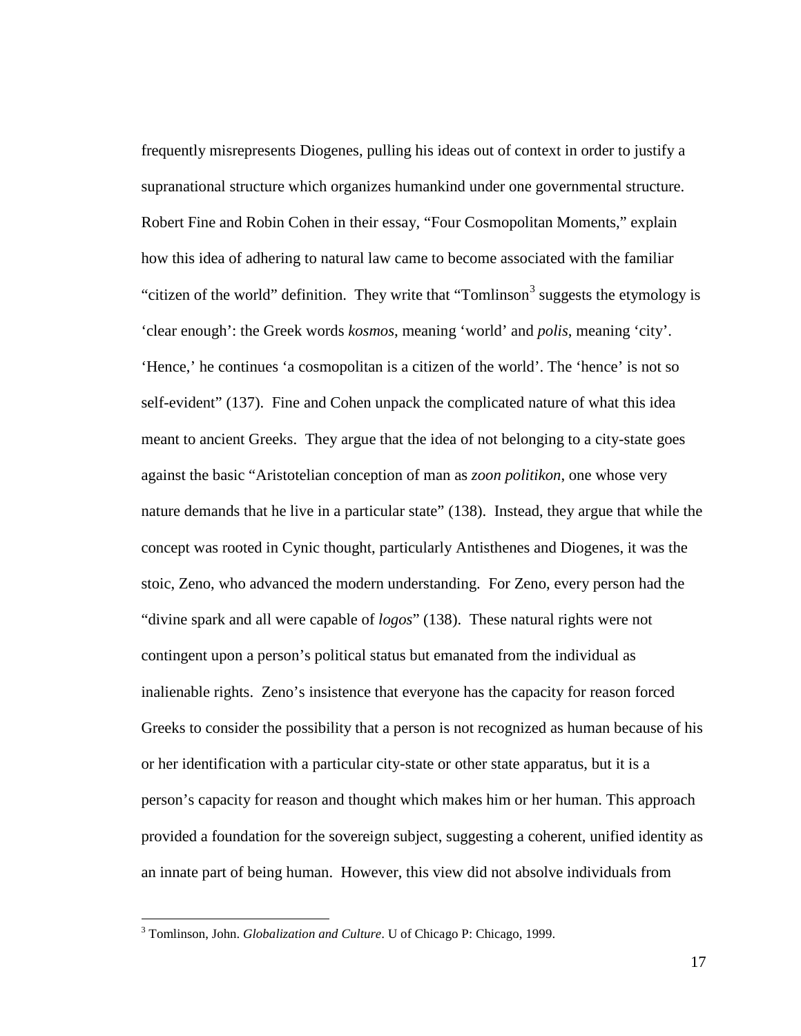frequently misrepresents Diogenes, pulling his ideas out of context in order to justify a supranational structure which organizes humankind under one governmental structure. Robert Fine and Robin Cohen in their essay, "Four Cosmopolitan Moments," explain how this idea of adhering to natural law came to become associated with the familiar "citizen of the world" definition. They write that "Tomlinson[3] suggests the etymology is 'clear enough': the Greek words *kosmos*, meaning 'world' and *polis*, meaning 'city'. 'Hence,' he continues 'a cosmopolitan is a citizen of the world'. The 'hence' is not so self-evident" (137). Fine and Cohen unpack the complicated nature of what this idea meant to ancient Greeks. They argue that the idea of not belonging to a city-state goes against the basic "Aristotelian conception of man as *zoon politikon*, one whose very nature demands that he live in a particular state" (138). Instead, they argue that while the concept was rooted in Cynic thought, particularly Antisthenes and Diogenes, it was the stoic, Zeno, who advanced the modern understanding. For Zeno, every person had the "divine spark and all were capable of *logos*" (138). These natural rights were not contingent upon a person's political status but emanated from the individual as inalienable rights. Zeno's insistence that everyone has the capacity for reason forced Greeks to consider the possibility that a person is not recognized as human because of his or her identification with a particular city-state or other state apparatus, but it is a person's capacity for reason and thought which makes him or her human. This approach provided a foundation for the sovereign subject, suggesting a coherent, unified identity as an innate part of being human. However, this view did not absolve individuals from

[3] Tomlinson, John. *Globalization and Culture*. U of Chicago P: Chicago, 1999.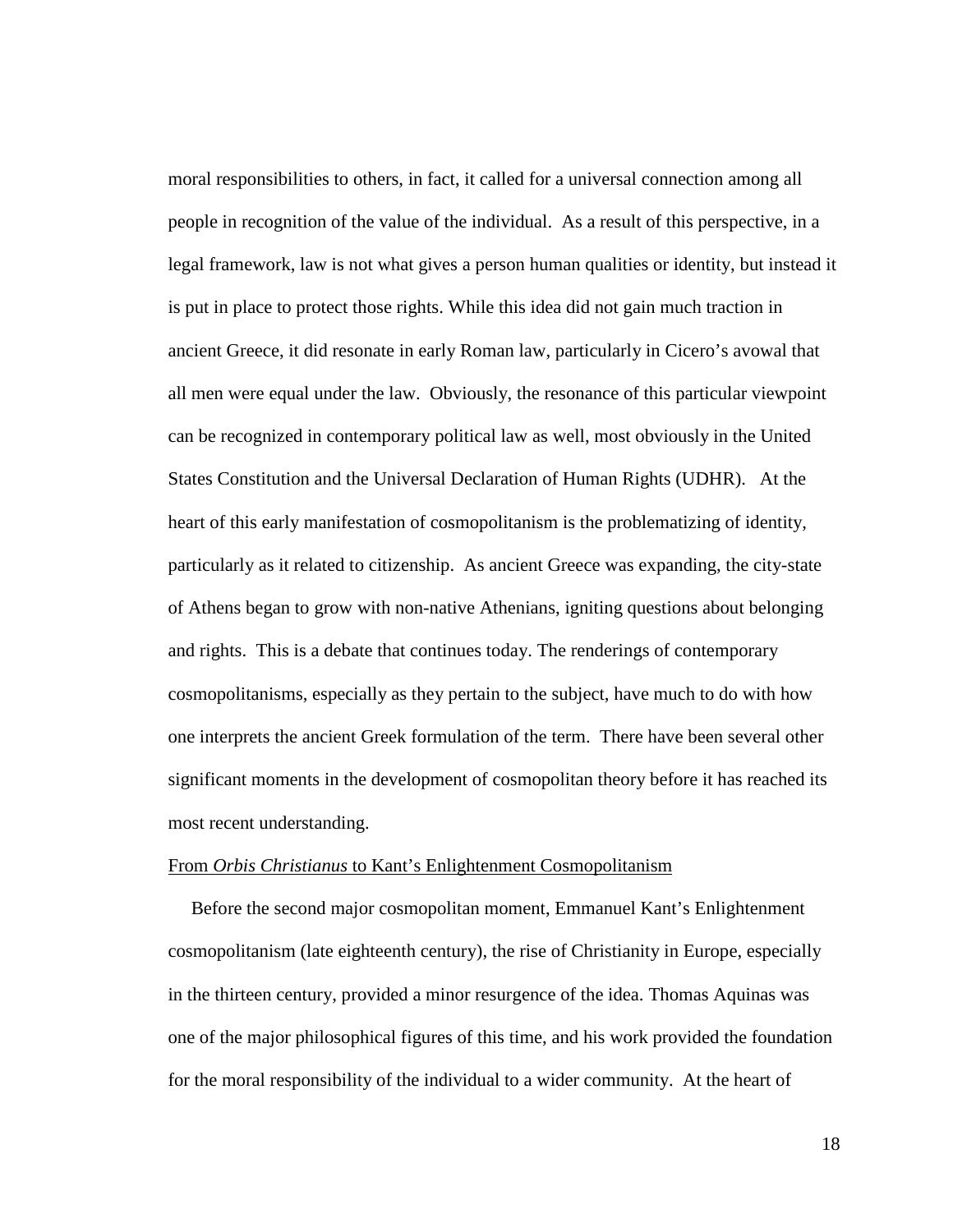moral responsibilities to others, in fact, it called for a universal connection among all people in recognition of the value of the individual. As a result of this perspective, in a legal framework, law is not what gives a person human qualities or identity, but instead it is put in place to protect those rights. While this idea did not gain much traction in ancient Greece, it did resonate in early Roman law, particularly in Cicero's avowal that all men were equal under the law. Obviously, the resonance of this particular viewpoint can be recognized in contemporary political law as well, most obviously in the United States Constitution and the Universal Declaration of Human Rights (UDHR). At the heart of this early manifestation of cosmopolitanism is the problematizing of identity, particularly as it related to citizenship. As ancient Greece was expanding, the city-state of Athens began to grow with non-native Athenians, igniting questions about belonging and rights. This is a debate that continues today. The renderings of contemporary cosmopolitanisms, especially as they pertain to the subject, have much to do with how one interprets the ancient Greek formulation of the term. There have been several other significant moments in the development of cosmopolitan theory before it has reached its most recent understanding.

From *Orbis Christianus* to Kant's Enlightenment Cosmopolitanism

Before the second major cosmopolitan moment, Emmanuel Kant's Enlightenment cosmopolitanism (late eighteenth century), the rise of Christianity in Europe, especially in the thirteen century, provided a minor resurgence of the idea. Thomas Aquinas was one of the major philosophical figures of this time, and his work provided the foundation for the moral responsibility of the individual to a wider community. At the heart of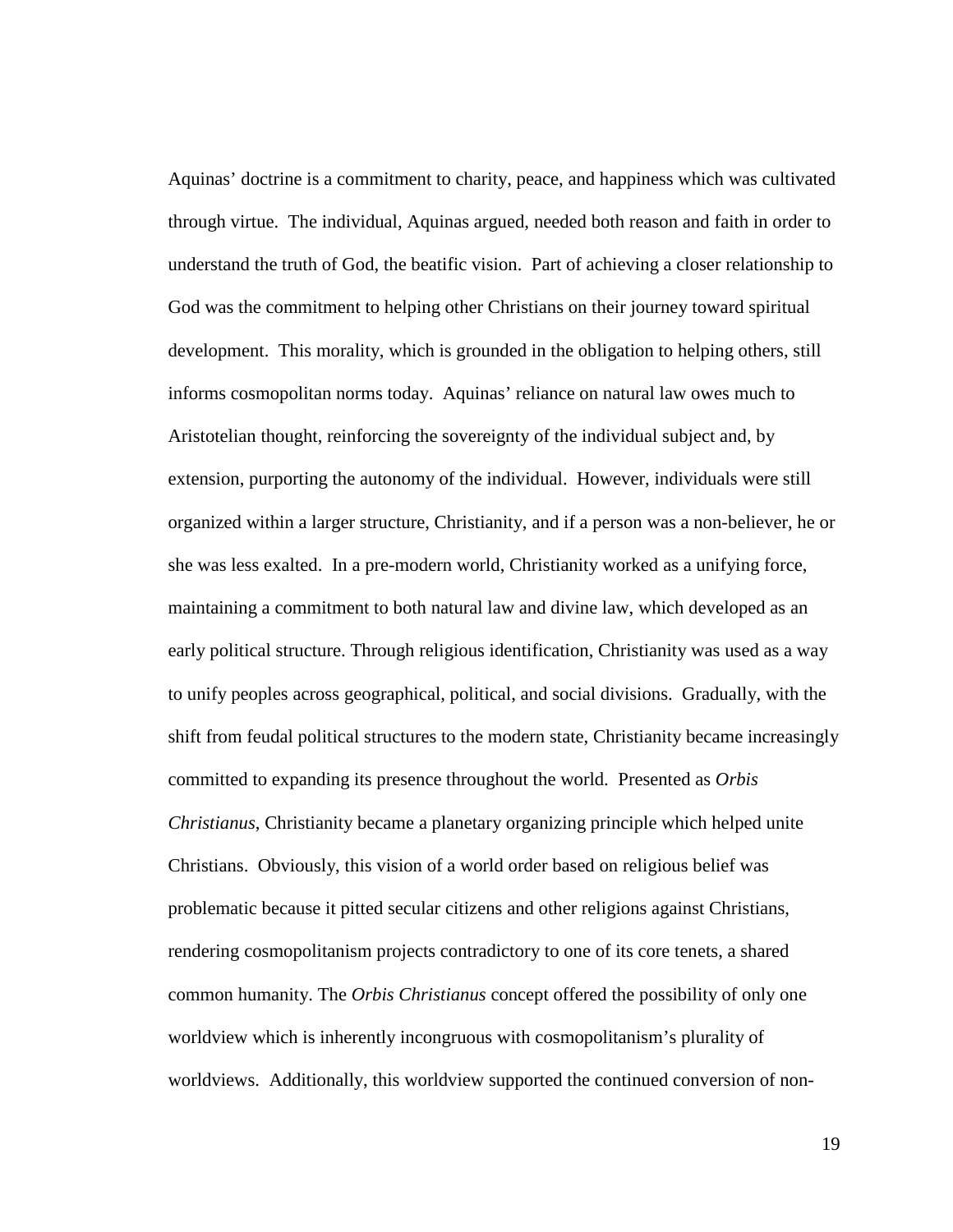Aquinas' doctrine is a commitment to charity, peace, and happiness which was cultivated through virtue. The individual, Aquinas argued, needed both reason and faith in order to understand the truth of God, the beatific vision. Part of achieving a closer relationship to God was the commitment to helping other Christians on their journey toward spiritual development. This morality, which is grounded in the obligation to helping others, still informs cosmopolitan norms today. Aquinas' reliance on natural law owes much to Aristotelian thought, reinforcing the sovereignty of the individual subject and, by extension, purporting the autonomy of the individual. However, individuals were still organized within a larger structure, Christianity, and if a person was a non-believer, he or she was less exalted. In a pre-modern world, Christianity worked as a unifying force, maintaining a commitment to both natural law and divine law, which developed as an early political structure. Through religious identification, Christianity was used as a way to unify peoples across geographical, political, and social divisions. Gradually, with the shift from feudal political structures to the modern state, Christianity became increasingly committed to expanding its presence throughout the world. Presented as *Orbis Christianus*, Christianity became a planetary organizing principle which helped unite Christians. Obviously, this vision of a world order based on religious belief was problematic because it pitted secular citizens and other religions against Christians, rendering cosmopolitanism projects contradictory to one of its core tenets, a shared common humanity. The *Orbis Christianus* concept offered the possibility of only one worldview which is inherently incongruous with cosmopolitanism's plurality of worldviews. Additionally, this worldview supported the continued conversion of non-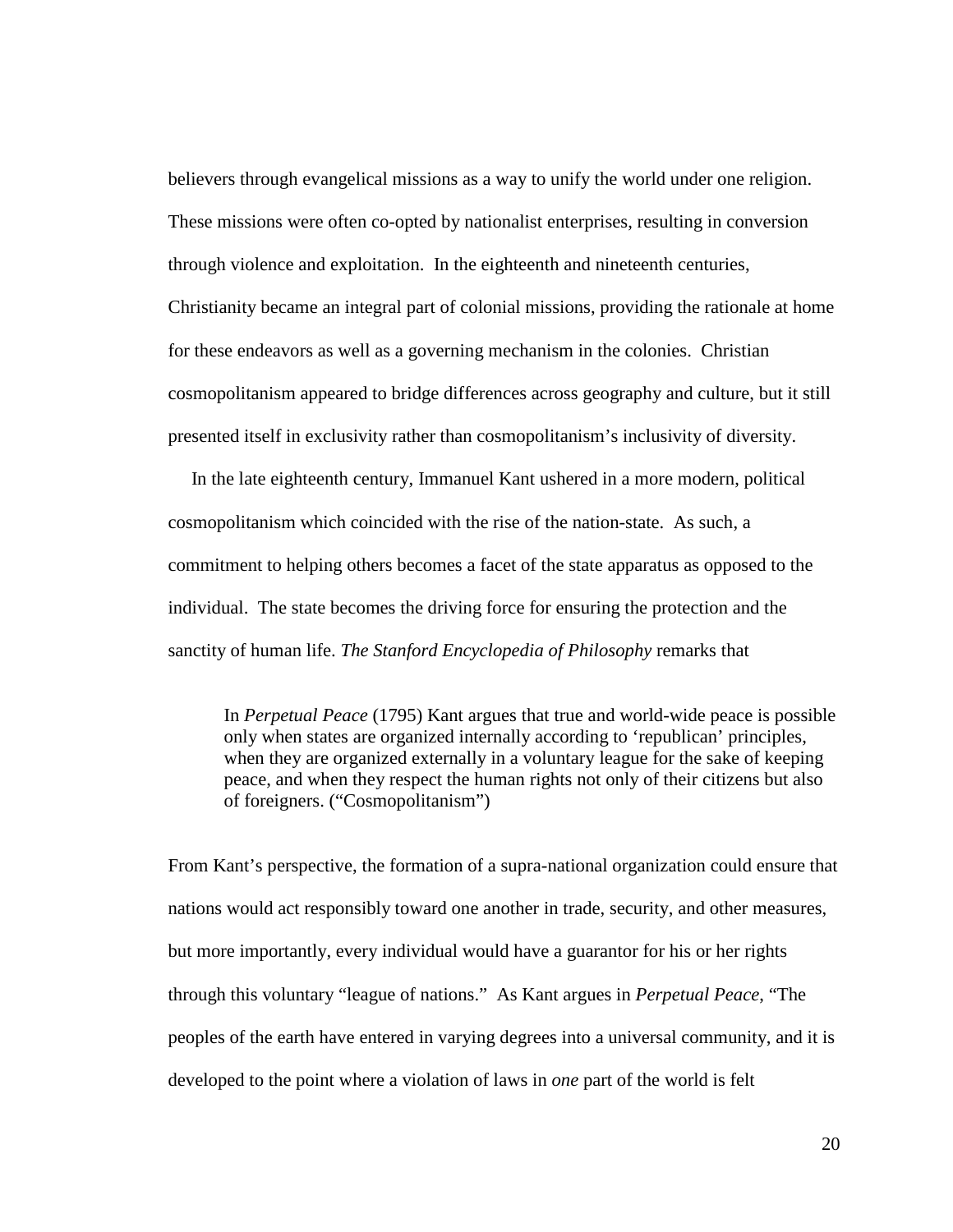believers through evangelical missions as a way to unify the world under one religion. These missions were often co-opted by nationalist enterprises, resulting in conversion through violence and exploitation. In the eighteenth and nineteenth centuries, Christianity became an integral part of colonial missions, providing the rationale at home for these endeavors as well as a governing mechanism in the colonies. Christian cosmopolitanism appeared to bridge differences across geography and culture, but it still presented itself in exclusivity rather than cosmopolitanism's inclusivity of diversity.

In the late eighteenth century, Immanuel Kant ushered in a more modern, political cosmopolitanism which coincided with the rise of the nation-state. As such, a commitment to helping others becomes a facet of the state apparatus as opposed to the individual. The state becomes the driving force for ensuring the protection and the sanctity of human life. *The Stanford Encyclopedia of Philosophy* remarks that

> In *Perpetual Peace* (1795) Kant argues that true and world-wide peace is possible only when states are organized internally according to 'republican' principles, when they are organized externally in a voluntary league for the sake of keeping peace, and when they respect the human rights not only of their citizens but also of foreigners. ("Cosmopolitanism")

From Kant's perspective, the formation of a supra-national organization could ensure that nations would act responsibly toward one another in trade, security, and other measures, but more importantly, every individual would have a guarantor for his or her rights through this voluntary "league of nations." As Kant argues in *Perpetual Peace*, "The peoples of the earth have entered in varying degrees into a universal community, and it is developed to the point where a violation of laws in *one* part of the world is felt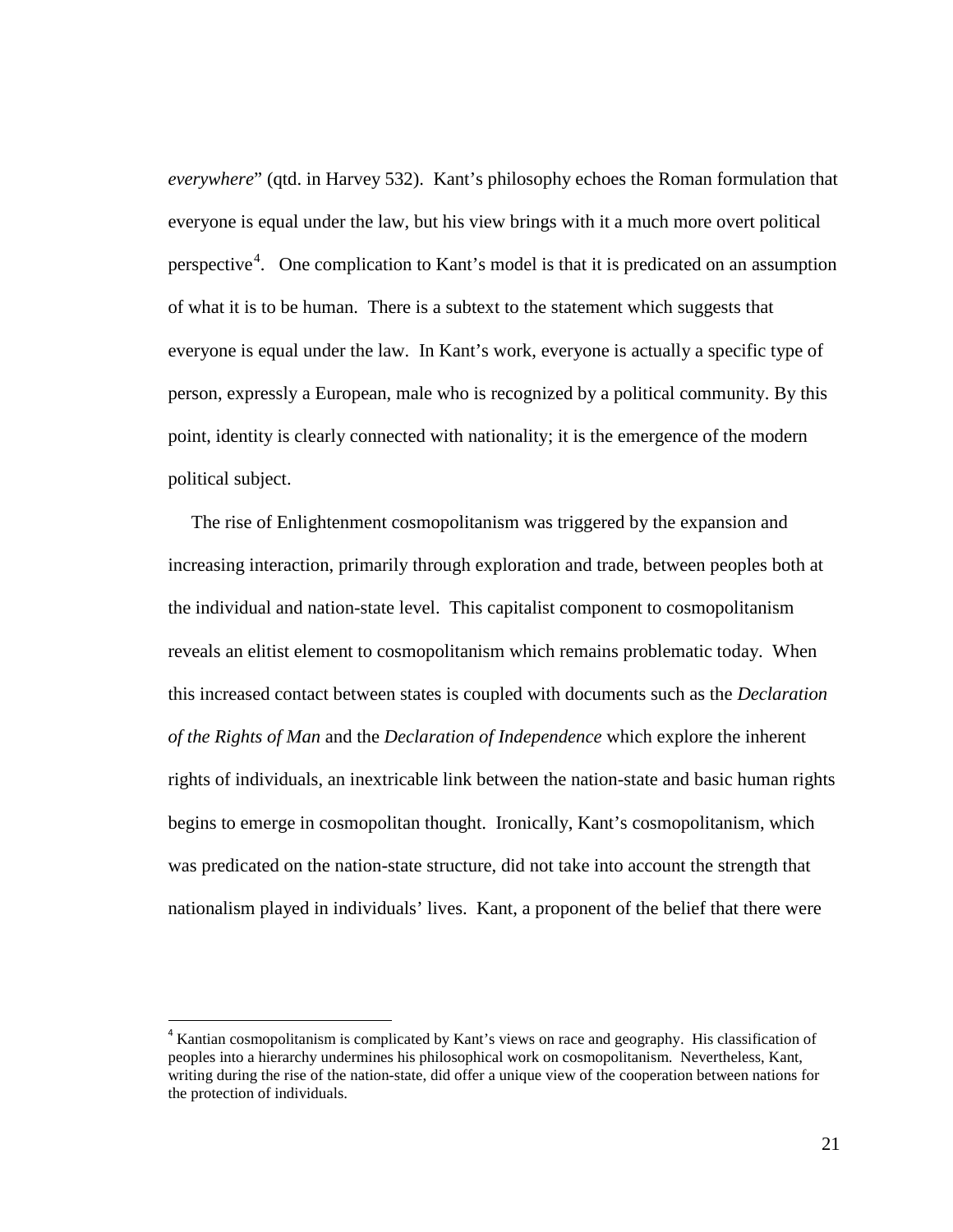*everywhere*" (qtd. in Harvey 532). Kant's philosophy echoes the Roman formulation that everyone is equal under the law, but his view brings with it a much more overt political perspective[4]. One complication to Kant's model is that it is predicated on an assumption of what it is to be human. There is a subtext to the statement which suggests that everyone is equal under the law. In Kant's work, everyone is actually a specific type of person, expressly a European, male who is recognized by a political community. By this point, identity is clearly connected with nationality; it is the emergence of the modern political subject.

The rise of Enlightenment cosmopolitanism was triggered by the expansion and increasing interaction, primarily through exploration and trade, between peoples both at the individual and nation-state level. This capitalist component to cosmopolitanism reveals an elitist element to cosmopolitanism which remains problematic today. When this increased contact between states is coupled with documents such as the *Declaration of the Rights of Man* and the *Declaration of Independence* which explore the inherent rights of individuals, an inextricable link between the nation-state and basic human rights begins to emerge in cosmopolitan thought. Ironically, Kant's cosmopolitanism, which was predicated on the nation-state structure, did not take into account the strength that nationalism played in individuals' lives. Kant, a proponent of the belief that there were

[4] Kantian cosmopolitanism is complicated by Kant's views on race and geography. His classification of peoples into a hierarchy undermines his philosophical work on cosmopolitanism. Nevertheless, Kant, writing during the rise of the nation-state, did offer a unique view of the cooperation between nations for the protection of individuals.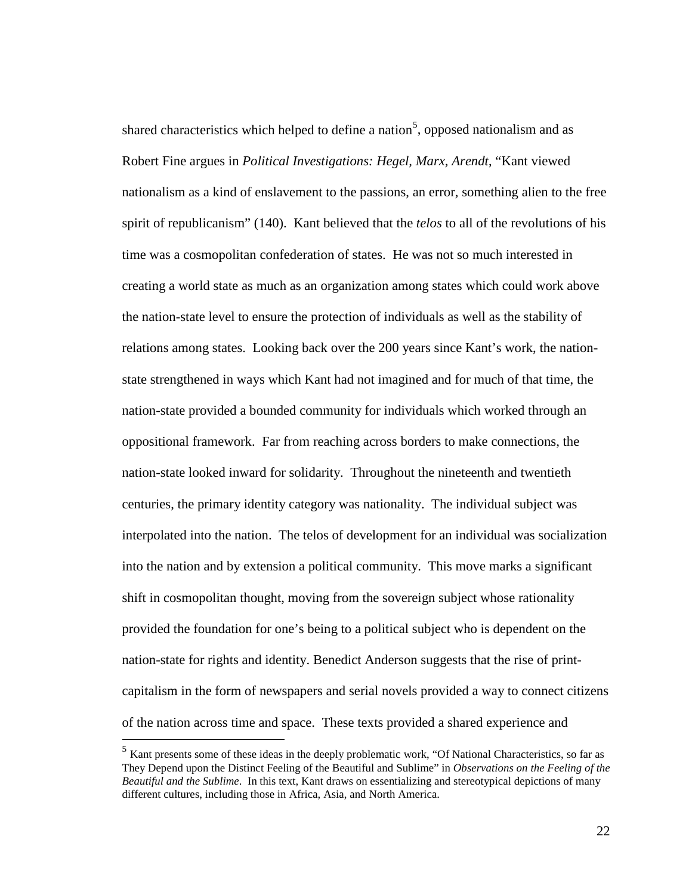shared characteristics which helped to define a nation[5], opposed nationalism and as Robert Fine argues in *Political Investigations: Hegel, Marx, Arendt*, "Kant viewed nationalism as a kind of enslavement to the passions, an error, something alien to the free spirit of republicanism" (140). Kant believed that the *telos* to all of the revolutions of his time was a cosmopolitan confederation of states. He was not so much interested in creating a world state as much as an organization among states which could work above the nation-state level to ensure the protection of individuals as well as the stability of relations among states. Looking back over the 200 years since Kant's work, the nation-state strengthened in ways which Kant had not imagined and for much of that time, the nation-state provided a bounded community for individuals which worked through an oppositional framework. Far from reaching across borders to make connections, the nation-state looked inward for solidarity. Throughout the nineteenth and twentieth centuries, the primary identity category was nationality. The individual subject was interpolated into the nation. The telos of development for an individual was socialization into the nation and by extension a political community. This move marks a significant shift in cosmopolitan thought, moving from the sovereign subject whose rationality provided the foundation for one's being to a political subject who is dependent on the nation-state for rights and identity. Benedict Anderson suggests that the rise of print-capitalism in the form of newspapers and serial novels provided a way to connect citizens of the nation across time and space. These texts provided a shared experience and

---

[5] Kant presents some of these ideas in the deeply problematic work, "Of National Characteristics, so far as They Depend upon the Distinct Feeling of the Beautiful and Sublime" in *Observations on the Feeling of the Beautiful and the Sublime*. In this text, Kant draws on essentializing and stereotypical depictions of many different cultures, including those in Africa, Asia, and North America.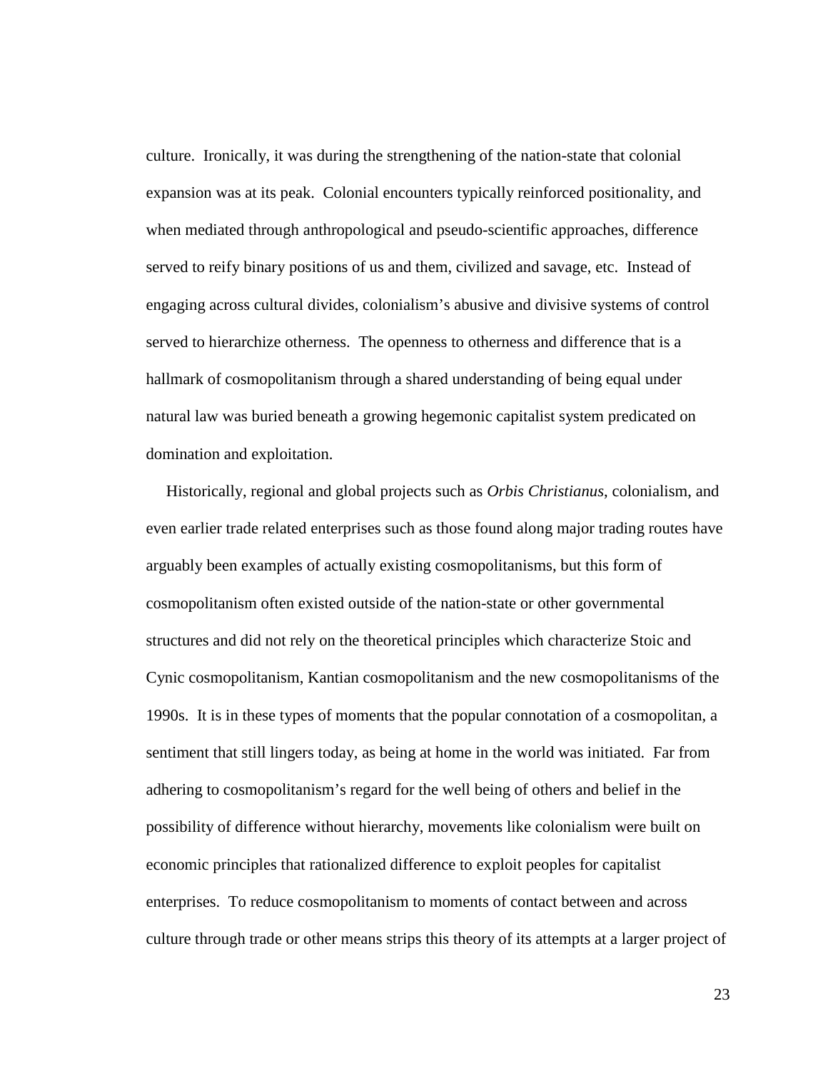culture. Ironically, it was during the strengthening of the nation-state that colonial expansion was at its peak. Colonial encounters typically reinforced positionality, and when mediated through anthropological and pseudo-scientific approaches, difference served to reify binary positions of us and them, civilized and savage, etc. Instead of engaging across cultural divides, colonialism's abusive and divisive systems of control served to hierarchize otherness. The openness to otherness and difference that is a hallmark of cosmopolitanism through a shared understanding of being equal under natural law was buried beneath a growing hegemonic capitalist system predicated on domination and exploitation.

Historically, regional and global projects such as *Orbis Christianus*, colonialism, and even earlier trade related enterprises such as those found along major trading routes have arguably been examples of actually existing cosmopolitanisms, but this form of cosmopolitanism often existed outside of the nation-state or other governmental structures and did not rely on the theoretical principles which characterize Stoic and Cynic cosmopolitanism, Kantian cosmopolitanism and the new cosmopolitanisms of the 1990s. It is in these types of moments that the popular connotation of a cosmopolitan, a sentiment that still lingers today, as being at home in the world was initiated. Far from adhering to cosmopolitanism's regard for the well being of others and belief in the possibility of difference without hierarchy, movements like colonialism were built on economic principles that rationalized difference to exploit peoples for capitalist enterprises. To reduce cosmopolitanism to moments of contact between and across culture through trade or other means strips this theory of its attempts at a larger project of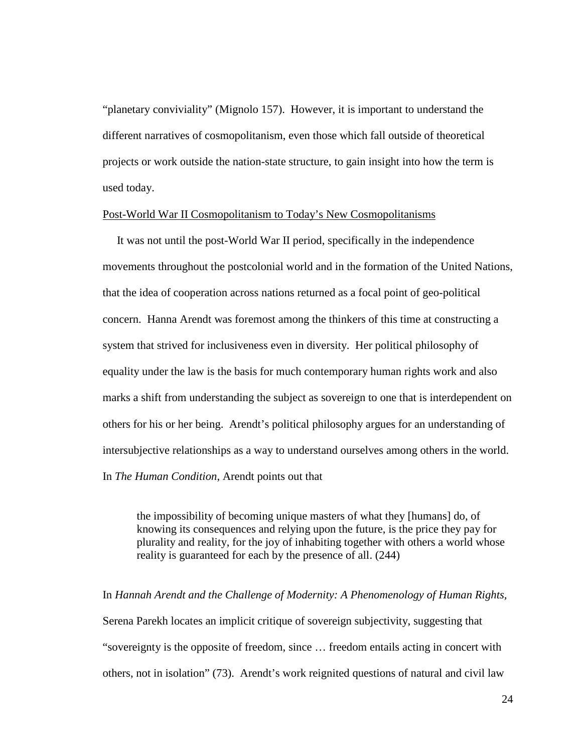"planetary conviviality" (Mignolo 157). However, it is important to understand the different narratives of cosmopolitanism, even those which fall outside of theoretical projects or work outside the nation-state structure, to gain insight into how the term is used today.

<u>Post-World War II Cosmopolitanism to Today's New Cosmopolitanisms</u>

It was not until the post-World War II period, specifically in the independence movements throughout the postcolonial world and in the formation of the United Nations, that the idea of cooperation across nations returned as a focal point of geo-political concern. Hanna Arendt was foremost among the thinkers of this time at constructing a system that strived for inclusiveness even in diversity. Her political philosophy of equality under the law is the basis for much contemporary human rights work and also marks a shift from understanding the subject as sovereign to one that is interdependent on others for his or her being. Arendt's political philosophy argues for an understanding of intersubjective relationships as a way to understand ourselves among others in the world. In *The Human Condition*, Arendt points out that

> the impossibility of becoming unique masters of what they [humans] do, of knowing its consequences and relying upon the future, is the price they pay for plurality and reality, for the joy of inhabiting together with others a world whose reality is guaranteed for each by the presence of all. (244)

In *Hannah Arendt and the Challenge of Modernity: A Phenomenology of Human Rights*, Serena Parekh locates an implicit critique of sovereign subjectivity, suggesting that "sovereignty is the opposite of freedom, since … freedom entails acting in concert with others, not in isolation" (73). Arendt's work reignited questions of natural and civil law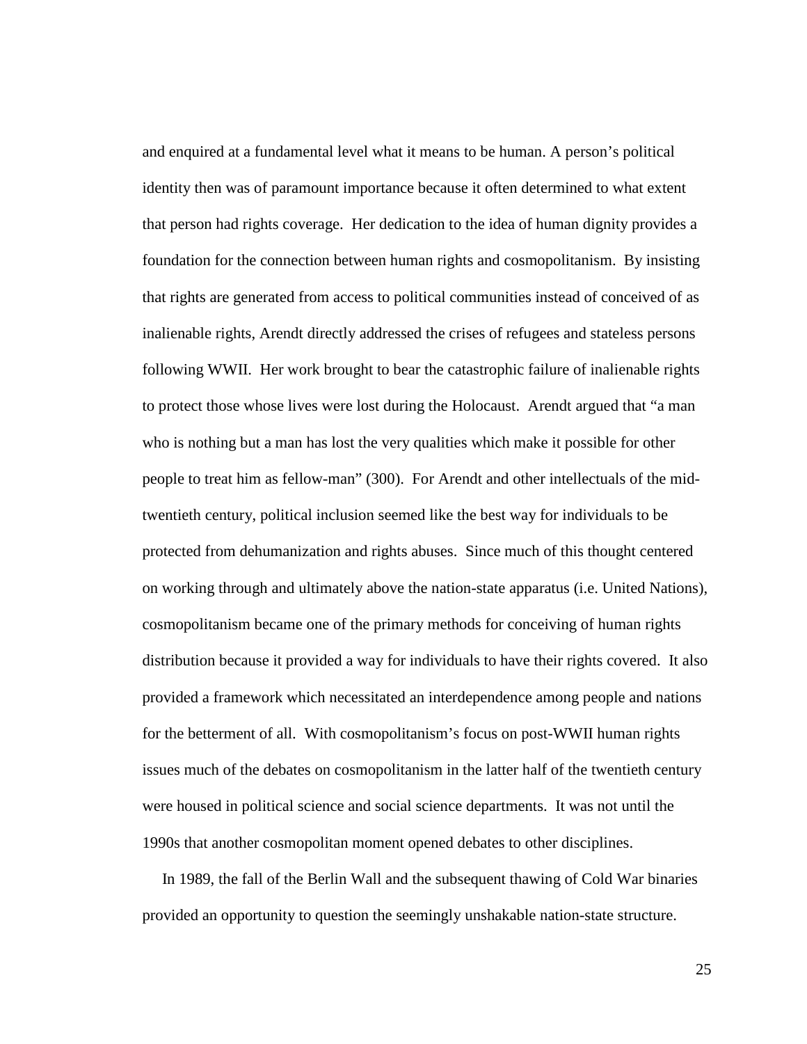and enquired at a fundamental level what it means to be human. A person's political identity then was of paramount importance because it often determined to what extent that person had rights coverage. Her dedication to the idea of human dignity provides a foundation for the connection between human rights and cosmopolitanism. By insisting that rights are generated from access to political communities instead of conceived of as inalienable rights, Arendt directly addressed the crises of refugees and stateless persons following WWII. Her work brought to bear the catastrophic failure of inalienable rights to protect those whose lives were lost during the Holocaust. Arendt argued that "a man who is nothing but a man has lost the very qualities which make it possible for other people to treat him as fellow-man" (300). For Arendt and other intellectuals of the mid-twentieth century, political inclusion seemed like the best way for individuals to be protected from dehumanization and rights abuses. Since much of this thought centered on working through and ultimately above the nation-state apparatus (i.e. United Nations), cosmopolitanism became one of the primary methods for conceiving of human rights distribution because it provided a way for individuals to have their rights covered. It also provided a framework which necessitated an interdependence among people and nations for the betterment of all. With cosmopolitanism's focus on post-WWII human rights issues much of the debates on cosmopolitanism in the latter half of the twentieth century were housed in political science and social science departments. It was not until the 1990s that another cosmopolitan moment opened debates to other disciplines.

In 1989, the fall of the Berlin Wall and the subsequent thawing of Cold War binaries provided an opportunity to question the seemingly unshakable nation-state structure.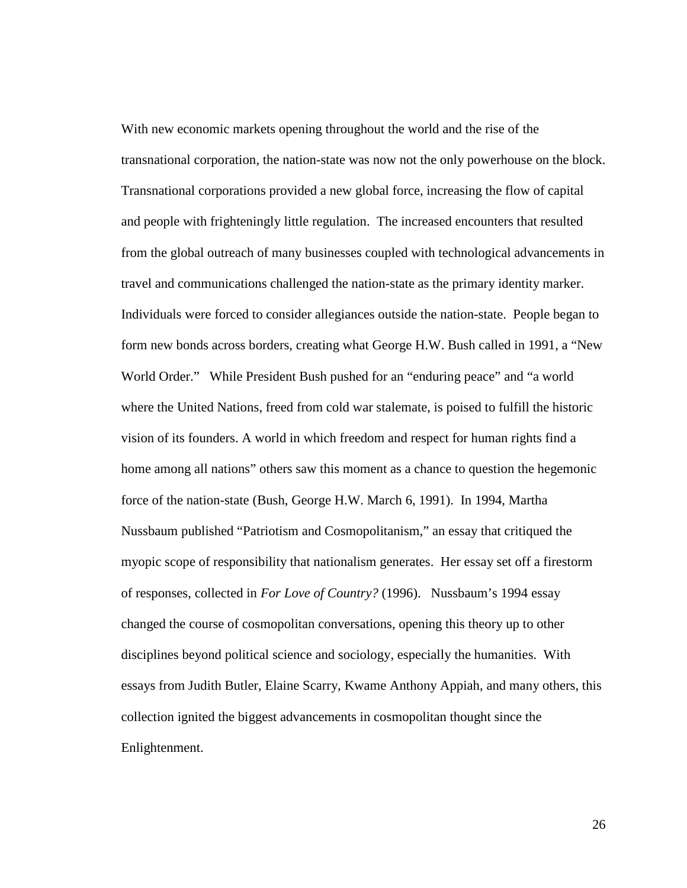With new economic markets opening throughout the world and the rise of the transnational corporation, the nation-state was now not the only powerhouse on the block. Transnational corporations provided a new global force, increasing the flow of capital and people with frighteningly little regulation. The increased encounters that resulted from the global outreach of many businesses coupled with technological advancements in travel and communications challenged the nation-state as the primary identity marker. Individuals were forced to consider allegiances outside the nation-state. People began to form new bonds across borders, creating what George H.W. Bush called in 1991, a "New World Order." While President Bush pushed for an "enduring peace" and "a world where the United Nations, freed from cold war stalemate, is poised to fulfill the historic vision of its founders. A world in which freedom and respect for human rights find a home among all nations" others saw this moment as a chance to question the hegemonic force of the nation-state (Bush, George H.W. March 6, 1991). In 1994, Martha Nussbaum published "Patriotism and Cosmopolitanism," an essay that critiqued the myopic scope of responsibility that nationalism generates. Her essay set off a firestorm of responses, collected in *For Love of Country?* (1996). Nussbaum's 1994 essay changed the course of cosmopolitan conversations, opening this theory up to other disciplines beyond political science and sociology, especially the humanities. With essays from Judith Butler, Elaine Scarry, Kwame Anthony Appiah, and many others, this collection ignited the biggest advancements in cosmopolitan thought since the Enlightenment.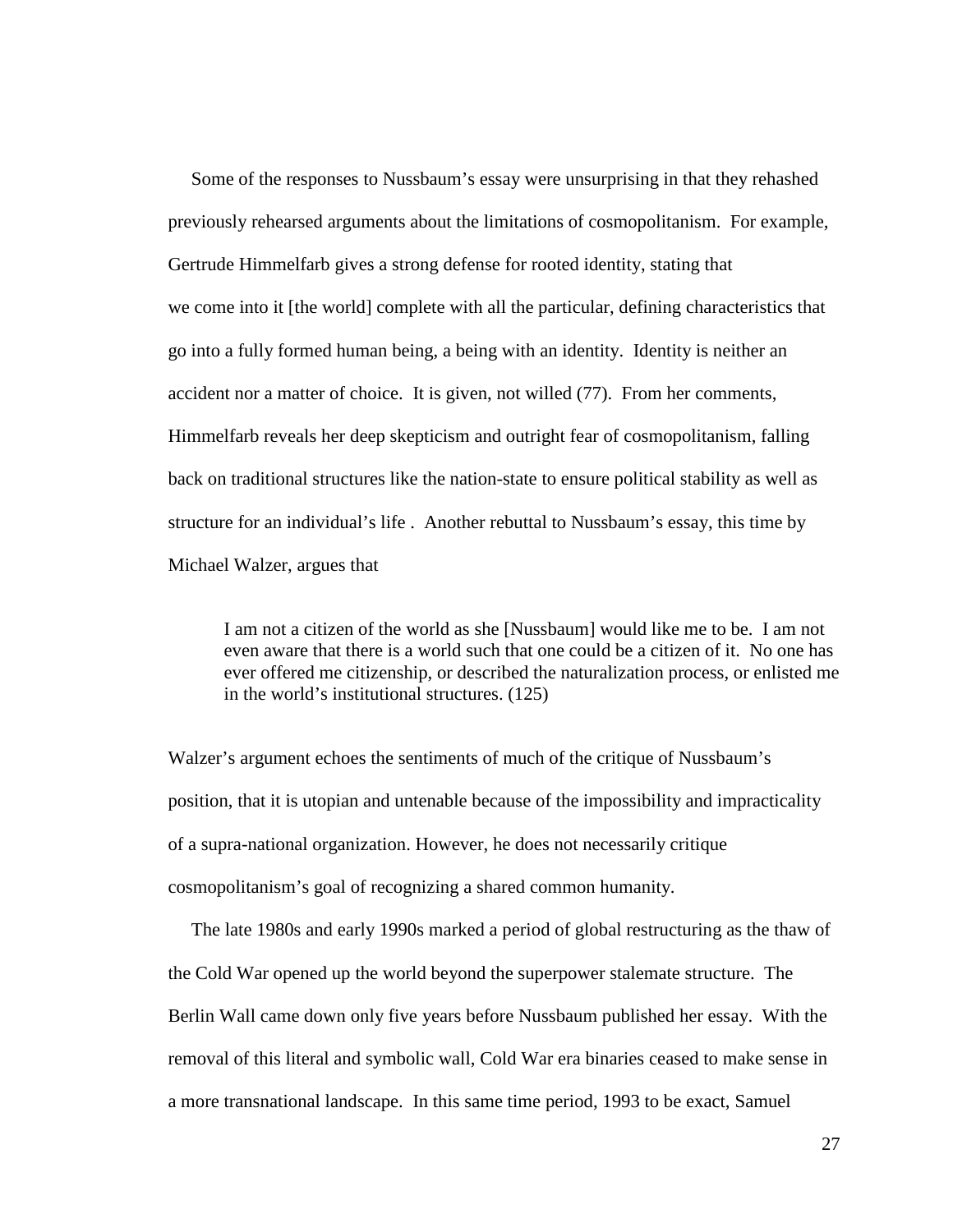Some of the responses to Nussbaum's essay were unsurprising in that they rehashed previously rehearsed arguments about the limitations of cosmopolitanism. For example, Gertrude Himmelfarb gives a strong defense for rooted identity, stating that we come into it [the world] complete with all the particular, defining characteristics that go into a fully formed human being, a being with an identity. Identity is neither an accident nor a matter of choice. It is given, not willed (77). From her comments, Himmelfarb reveals her deep skepticism and outright fear of cosmopolitanism, falling back on traditional structures like the nation-state to ensure political stability as well as structure for an individual's life . Another rebuttal to Nussbaum's essay, this time by Michael Walzer, argues that

> I am not a citizen of the world as she [Nussbaum] would like me to be. I am not even aware that there is a world such that one could be a citizen of it. No one has ever offered me citizenship, or described the naturalization process, or enlisted me in the world's institutional structures. (125)

Walzer's argument echoes the sentiments of much of the critique of Nussbaum's position, that it is utopian and untenable because of the impossibility and impracticality of a supra-national organization. However, he does not necessarily critique cosmopolitanism's goal of recognizing a shared common humanity.

The late 1980s and early 1990s marked a period of global restructuring as the thaw of the Cold War opened up the world beyond the superpower stalemate structure. The Berlin Wall came down only five years before Nussbaum published her essay. With the removal of this literal and symbolic wall, Cold War era binaries ceased to make sense in a more transnational landscape. In this same time period, 1993 to be exact, Samuel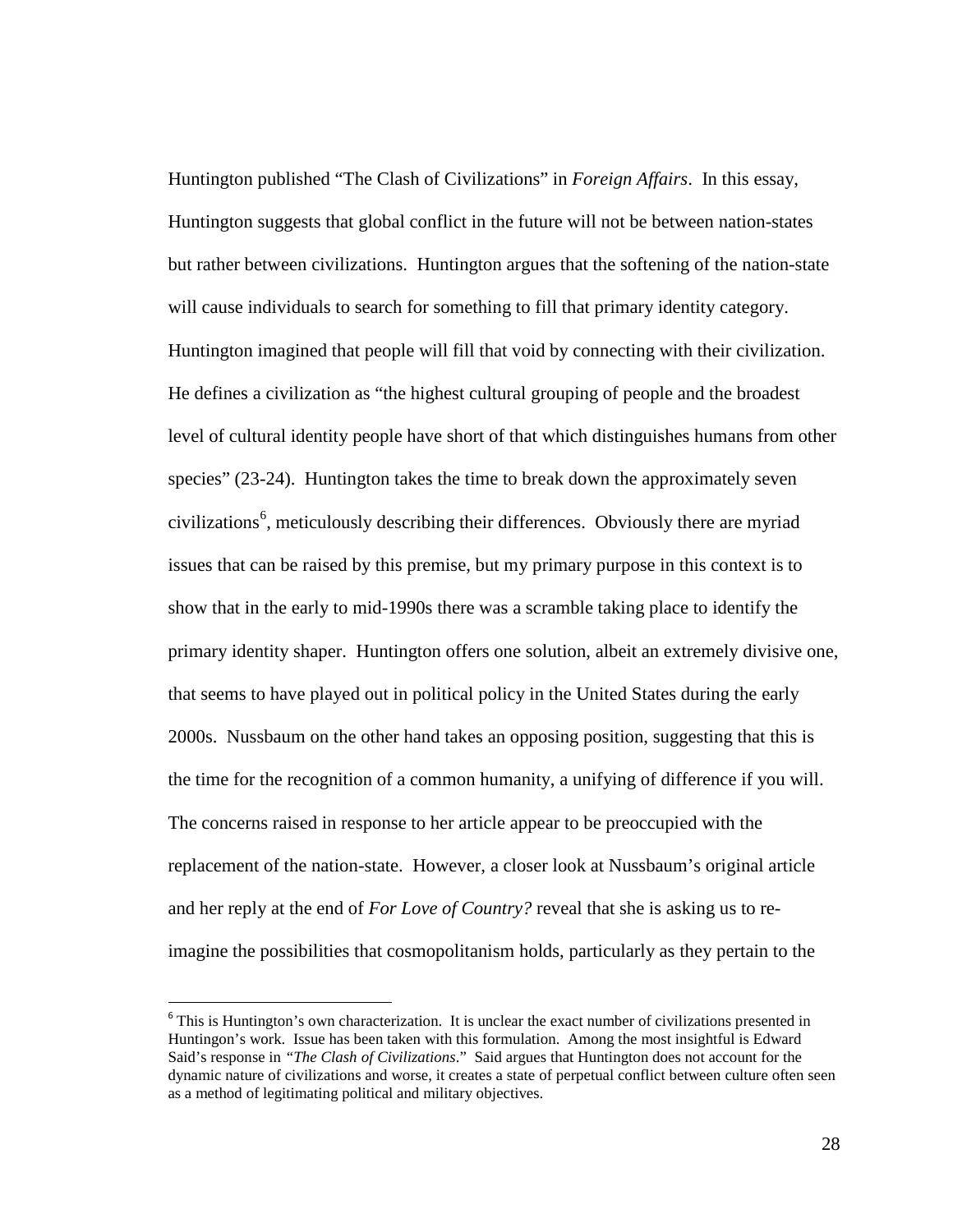Huntington published "The Clash of Civilizations" in *Foreign Affairs*. In this essay, Huntington suggests that global conflict in the future will not be between nation-states but rather between civilizations. Huntington argues that the softening of the nation-state will cause individuals to search for something to fill that primary identity category. Huntington imagined that people will fill that void by connecting with their civilization. He defines a civilization as "the highest cultural grouping of people and the broadest level of cultural identity people have short of that which distinguishes humans from other species" (23-24). Huntington takes the time to break down the approximately seven civilizations[6], meticulously describing their differences. Obviously there are myriad issues that can be raised by this premise, but my primary purpose in this context is to show that in the early to mid-1990s there was a scramble taking place to identify the primary identity shaper. Huntington offers one solution, albeit an extremely divisive one, that seems to have played out in political policy in the United States during the early 2000s. Nussbaum on the other hand takes an opposing position, suggesting that this is the time for the recognition of a common humanity, a unifying of difference if you will. The concerns raised in response to her article appear to be preoccupied with the replacement of the nation-state. However, a closer look at Nussbaum's original article and her reply at the end of *For Love of Country?* reveal that she is asking us to re-imagine the possibilities that cosmopolitanism holds, particularly as they pertain to the

---

[6] This is Huntington's own characterization. It is unclear the exact number of civilizations presented in Huntingon's work. Issue has been taken with this formulation. Among the most insightful is Edward Said's response in *"The Clash of Civilizations*." Said argues that Huntington does not account for the dynamic nature of civilizations and worse, it creates a state of perpetual conflict between culture often seen as a method of legitimating political and military objectives.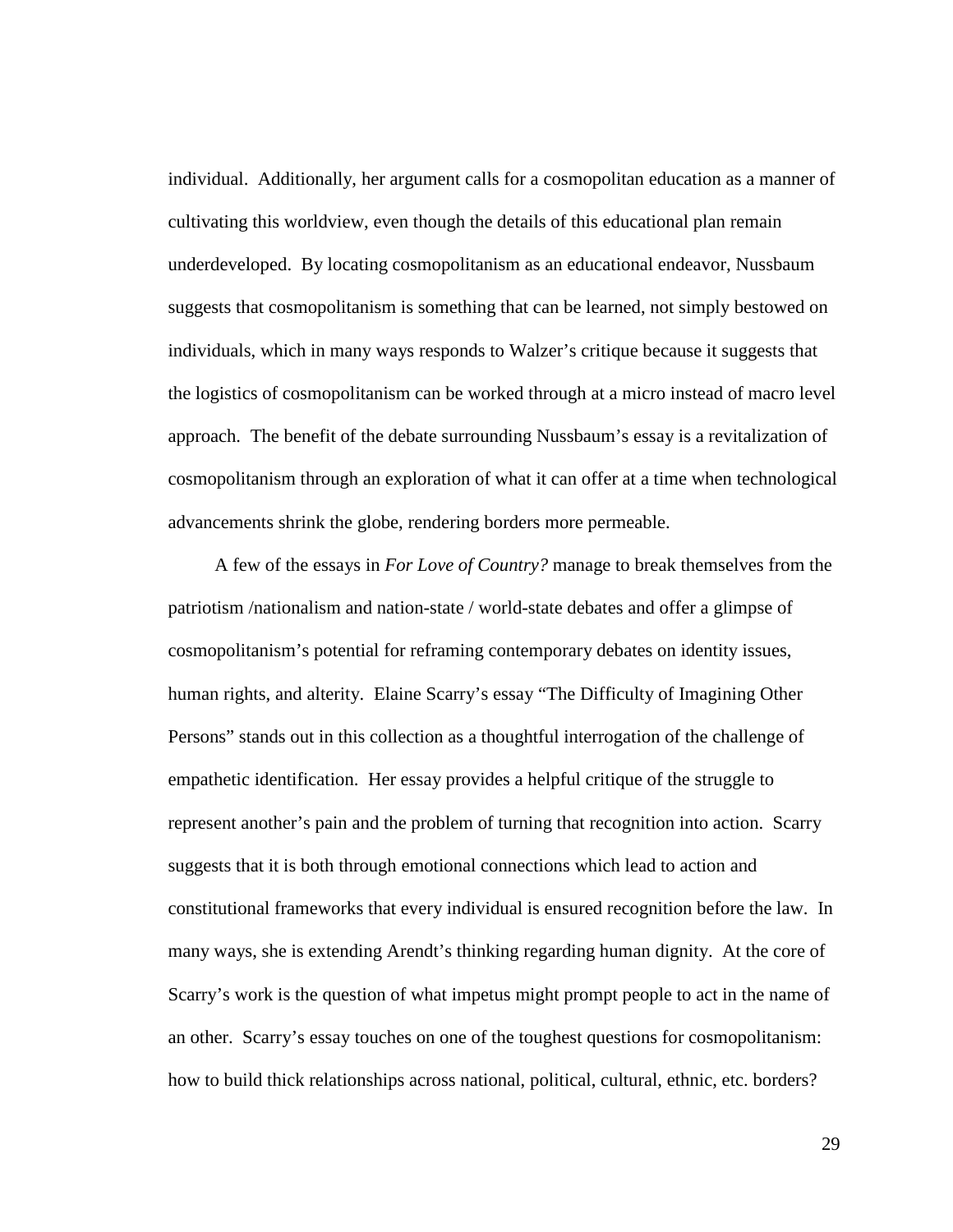individual. Additionally, her argument calls for a cosmopolitan education as a manner of cultivating this worldview, even though the details of this educational plan remain underdeveloped. By locating cosmopolitanism as an educational endeavor, Nussbaum suggests that cosmopolitanism is something that can be learned, not simply bestowed on individuals, which in many ways responds to Walzer's critique because it suggests that the logistics of cosmopolitanism can be worked through at a micro instead of macro level approach. The benefit of the debate surrounding Nussbaum's essay is a revitalization of cosmopolitanism through an exploration of what it can offer at a time when technological advancements shrink the globe, rendering borders more permeable.

A few of the essays in *For Love of Country?* manage to break themselves from the patriotism /nationalism and nation-state / world-state debates and offer a glimpse of cosmopolitanism's potential for reframing contemporary debates on identity issues, human rights, and alterity. Elaine Scarry's essay "The Difficulty of Imagining Other Persons" stands out in this collection as a thoughtful interrogation of the challenge of empathetic identification. Her essay provides a helpful critique of the struggle to represent another's pain and the problem of turning that recognition into action. Scarry suggests that it is both through emotional connections which lead to action and constitutional frameworks that every individual is ensured recognition before the law. In many ways, she is extending Arendt's thinking regarding human dignity. At the core of Scarry's work is the question of what impetus might prompt people to act in the name of an other. Scarry's essay touches on one of the toughest questions for cosmopolitanism: how to build thick relationships across national, political, cultural, ethnic, etc. borders?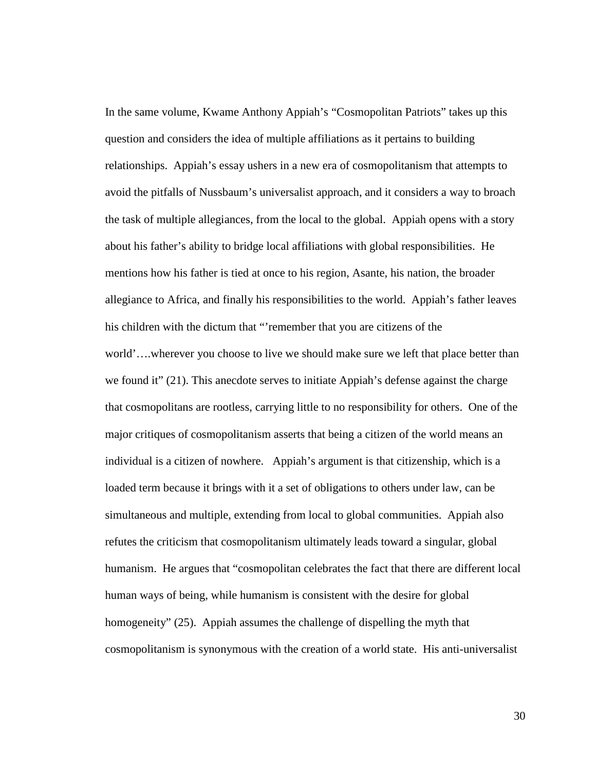In the same volume, Kwame Anthony Appiah's "Cosmopolitan Patriots" takes up this question and considers the idea of multiple affiliations as it pertains to building relationships. Appiah's essay ushers in a new era of cosmopolitanism that attempts to avoid the pitfalls of Nussbaum's universalist approach, and it considers a way to broach the task of multiple allegiances, from the local to the global. Appiah opens with a story about his father's ability to bridge local affiliations with global responsibilities. He mentions how his father is tied at once to his region, Asante, his nation, the broader allegiance to Africa, and finally his responsibilities to the world. Appiah's father leaves his children with the dictum that "'remember that you are citizens of the world'….wherever you choose to live we should make sure we left that place better than we found it" (21). This anecdote serves to initiate Appiah's defense against the charge that cosmopolitans are rootless, carrying little to no responsibility for others. One of the major critiques of cosmopolitanism asserts that being a citizen of the world means an individual is a citizen of nowhere. Appiah's argument is that citizenship, which is a loaded term because it brings with it a set of obligations to others under law, can be simultaneous and multiple, extending from local to global communities. Appiah also refutes the criticism that cosmopolitanism ultimately leads toward a singular, global humanism. He argues that "cosmopolitan celebrates the fact that there are different local human ways of being, while humanism is consistent with the desire for global homogeneity" (25). Appiah assumes the challenge of dispelling the myth that cosmopolitanism is synonymous with the creation of a world state. His anti-universalist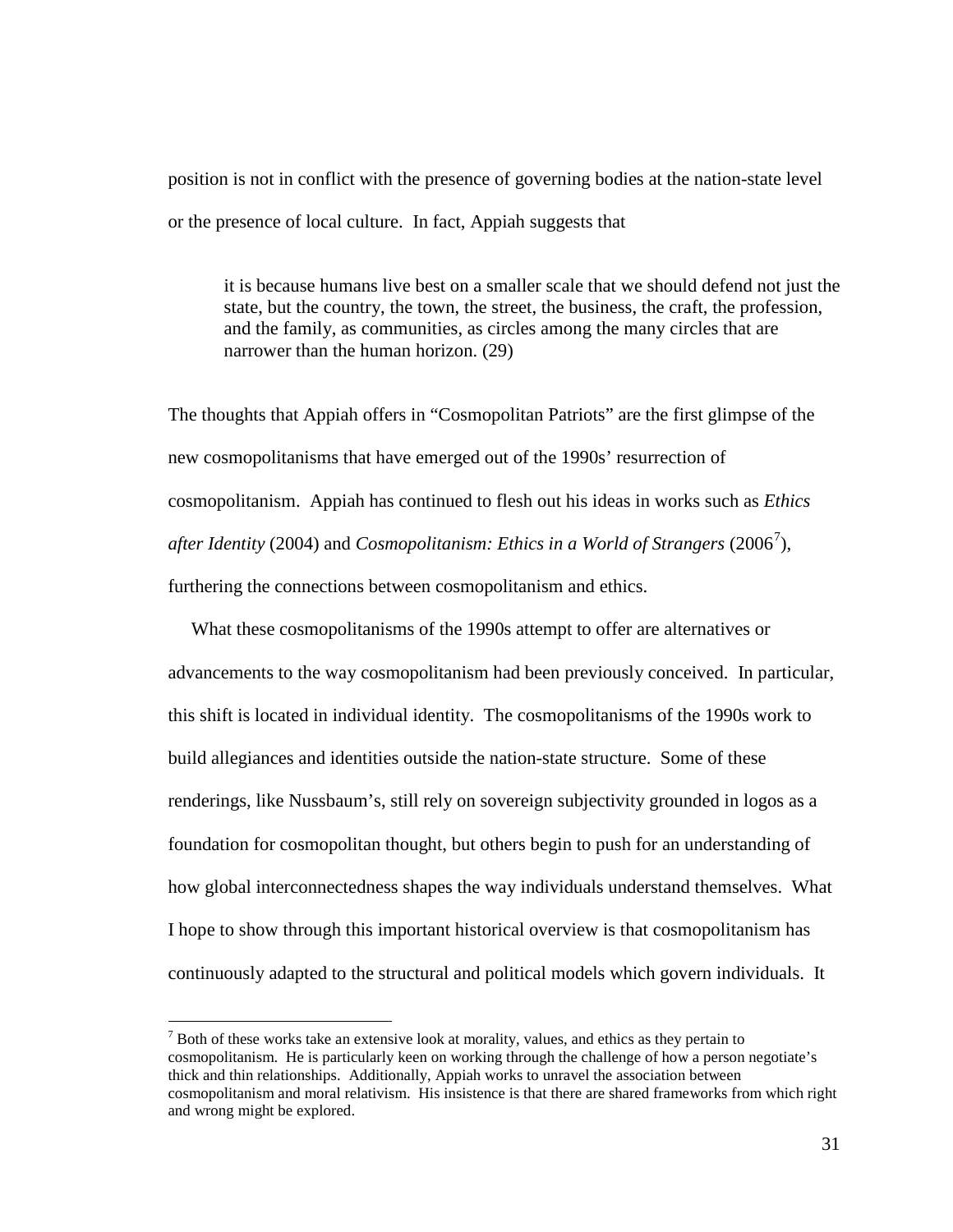position is not in conflict with the presence of governing bodies at the nation-state level or the presence of local culture. In fact, Appiah suggests that

> it is because humans live best on a smaller scale that we should defend not just the state, but the country, the town, the street, the business, the craft, the profession, and the family, as communities, as circles among the many circles that are narrower than the human horizon. (29)

The thoughts that Appiah offers in "Cosmopolitan Patriots" are the first glimpse of the new cosmopolitanisms that have emerged out of the 1990s' resurrection of cosmopolitanism. Appiah has continued to flesh out his ideas in works such as *Ethics after Identity* (2004) and *Cosmopolitanism: Ethics in a World of Strangers* (2006[7]), furthering the connections between cosmopolitanism and ethics.

What these cosmopolitanisms of the 1990s attempt to offer are alternatives or advancements to the way cosmopolitanism had been previously conceived. In particular, this shift is located in individual identity. The cosmopolitanisms of the 1990s work to build allegiances and identities outside the nation-state structure. Some of these renderings, like Nussbaum's, still rely on sovereign subjectivity grounded in logos as a foundation for cosmopolitan thought, but others begin to push for an understanding of how global interconnectedness shapes the way individuals understand themselves. What I hope to show through this important historical overview is that cosmopolitanism has continuously adapted to the structural and political models which govern individuals. It

[7] Both of these works take an extensive look at morality, values, and ethics as they pertain to cosmopolitanism. He is particularly keen on working through the challenge of how a person negotiate's thick and thin relationships. Additionally, Appiah works to unravel the association between cosmopolitanism and moral relativism. His insistence is that there are shared frameworks from which right and wrong might be explored.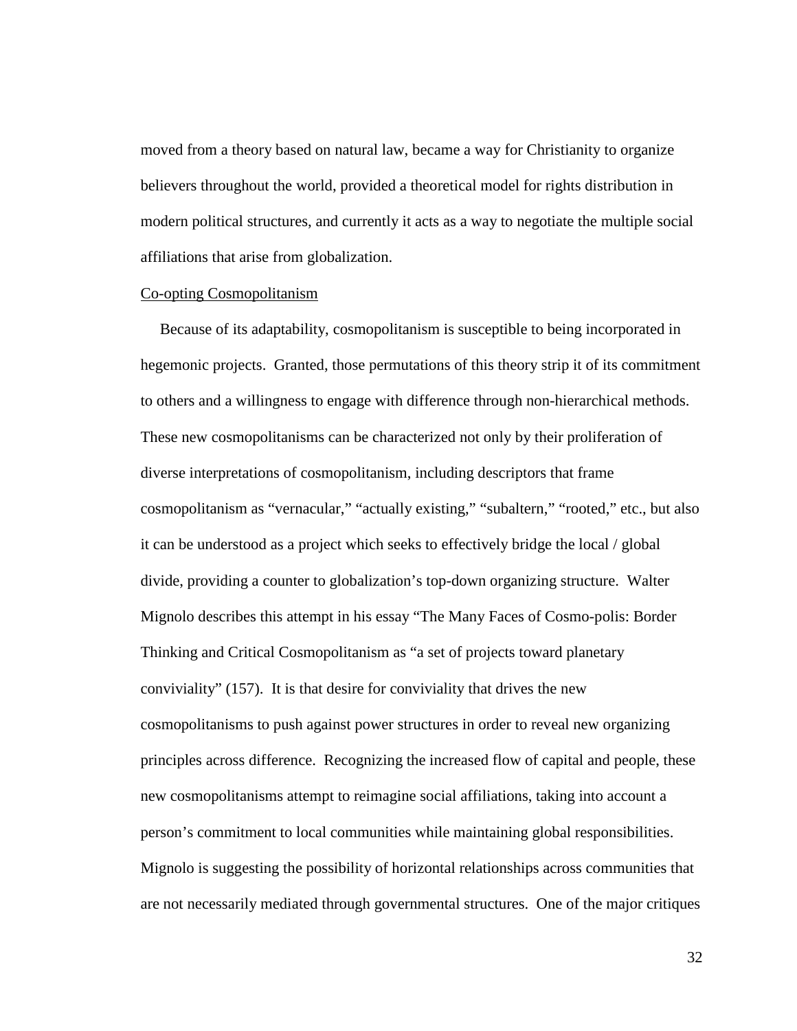moved from a theory based on natural law, became a way for Christianity to organize believers throughout the world, provided a theoretical model for rights distribution in modern political structures, and currently it acts as a way to negotiate the multiple social affiliations that arise from globalization.

<u>Co-opting Cosmopolitanism</u>

Because of its adaptability, cosmopolitanism is susceptible to being incorporated in hegemonic projects. Granted, those permutations of this theory strip it of its commitment to others and a willingness to engage with difference through non-hierarchical methods. These new cosmopolitanisms can be characterized not only by their proliferation of diverse interpretations of cosmopolitanism, including descriptors that frame cosmopolitanism as "vernacular," "actually existing," "subaltern," "rooted," etc., but also it can be understood as a project which seeks to effectively bridge the local / global divide, providing a counter to globalization's top-down organizing structure. Walter Mignolo describes this attempt in his essay "The Many Faces of Cosmo-polis: Border Thinking and Critical Cosmopolitanism as "a set of projects toward planetary conviviality" (157). It is that desire for conviviality that drives the new cosmopolitanisms to push against power structures in order to reveal new organizing principles across difference. Recognizing the increased flow of capital and people, these new cosmopolitanisms attempt to reimagine social affiliations, taking into account a person's commitment to local communities while maintaining global responsibilities. Mignolo is suggesting the possibility of horizontal relationships across communities that are not necessarily mediated through governmental structures. One of the major critiques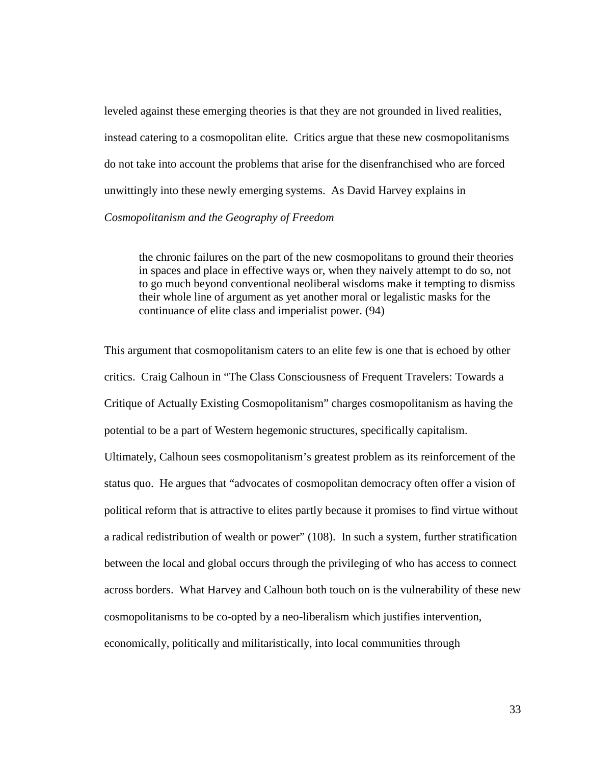leveled against these emerging theories is that they are not grounded in lived realities, instead catering to a cosmopolitan elite. Critics argue that these new cosmopolitanisms do not take into account the problems that arise for the disenfranchised who are forced unwittingly into these newly emerging systems. As David Harvey explains in *Cosmopolitanism and the Geography of Freedom*

> the chronic failures on the part of the new cosmopolitans to ground their theories in spaces and place in effective ways or, when they naively attempt to do so, not to go much beyond conventional neoliberal wisdoms make it tempting to dismiss their whole line of argument as yet another moral or legalistic masks for the continuance of elite class and imperialist power. (94)

This argument that cosmopolitanism caters to an elite few is one that is echoed by other critics. Craig Calhoun in "The Class Consciousness of Frequent Travelers: Towards a Critique of Actually Existing Cosmopolitanism" charges cosmopolitanism as having the potential to be a part of Western hegemonic structures, specifically capitalism. Ultimately, Calhoun sees cosmopolitanism's greatest problem as its reinforcement of the status quo. He argues that "advocates of cosmopolitan democracy often offer a vision of political reform that is attractive to elites partly because it promises to find virtue without a radical redistribution of wealth or power" (108). In such a system, further stratification between the local and global occurs through the privileging of who has access to connect across borders. What Harvey and Calhoun both touch on is the vulnerability of these new cosmopolitanisms to be co-opted by a neo-liberalism which justifies intervention, economically, politically and militaristically, into local communities through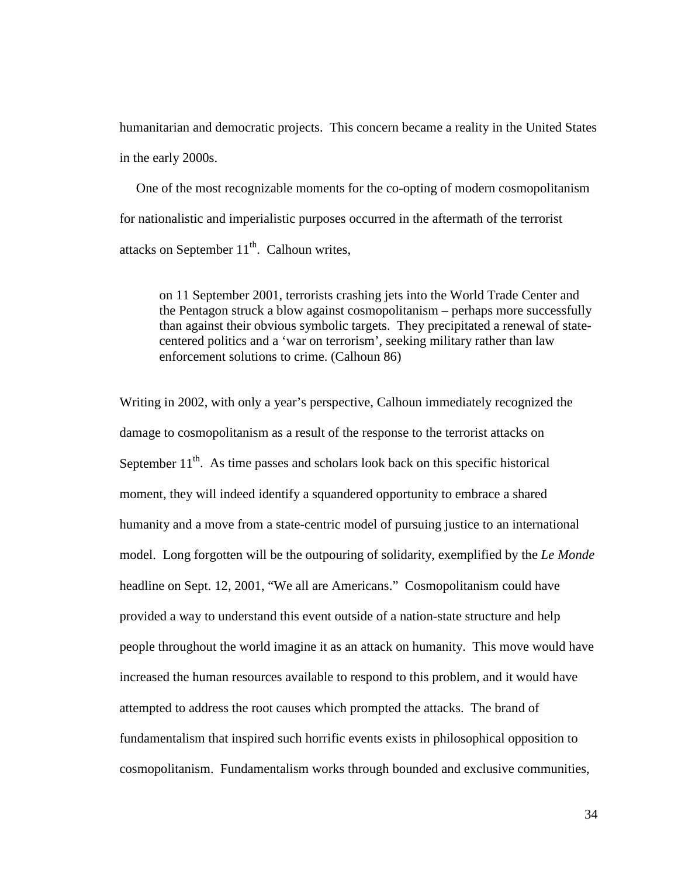humanitarian and democratic projects. This concern became a reality in the United States in the early 2000s.

One of the most recognizable moments for the co-opting of modern cosmopolitanism for nationalistic and imperialistic purposes occurred in the aftermath of the terrorist attacks on September 11th. Calhoun writes,

> on 11 September 2001, terrorists crashing jets into the World Trade Center and the Pentagon struck a blow against cosmopolitanism – perhaps more successfully than against their obvious symbolic targets. They precipitated a renewal of state-centered politics and a 'war on terrorism', seeking military rather than law enforcement solutions to crime. (Calhoun 86)

Writing in 2002, with only a year's perspective, Calhoun immediately recognized the damage to cosmopolitanism as a result of the response to the terrorist attacks on September 11th. As time passes and scholars look back on this specific historical moment, they will indeed identify a squandered opportunity to embrace a shared humanity and a move from a state-centric model of pursuing justice to an international model. Long forgotten will be the outpouring of solidarity, exemplified by the *Le Monde* headline on Sept. 12, 2001, "We all are Americans." Cosmopolitanism could have provided a way to understand this event outside of a nation-state structure and help people throughout the world imagine it as an attack on humanity. This move would have increased the human resources available to respond to this problem, and it would have attempted to address the root causes which prompted the attacks. The brand of fundamentalism that inspired such horrific events exists in philosophical opposition to cosmopolitanism. Fundamentalism works through bounded and exclusive communities,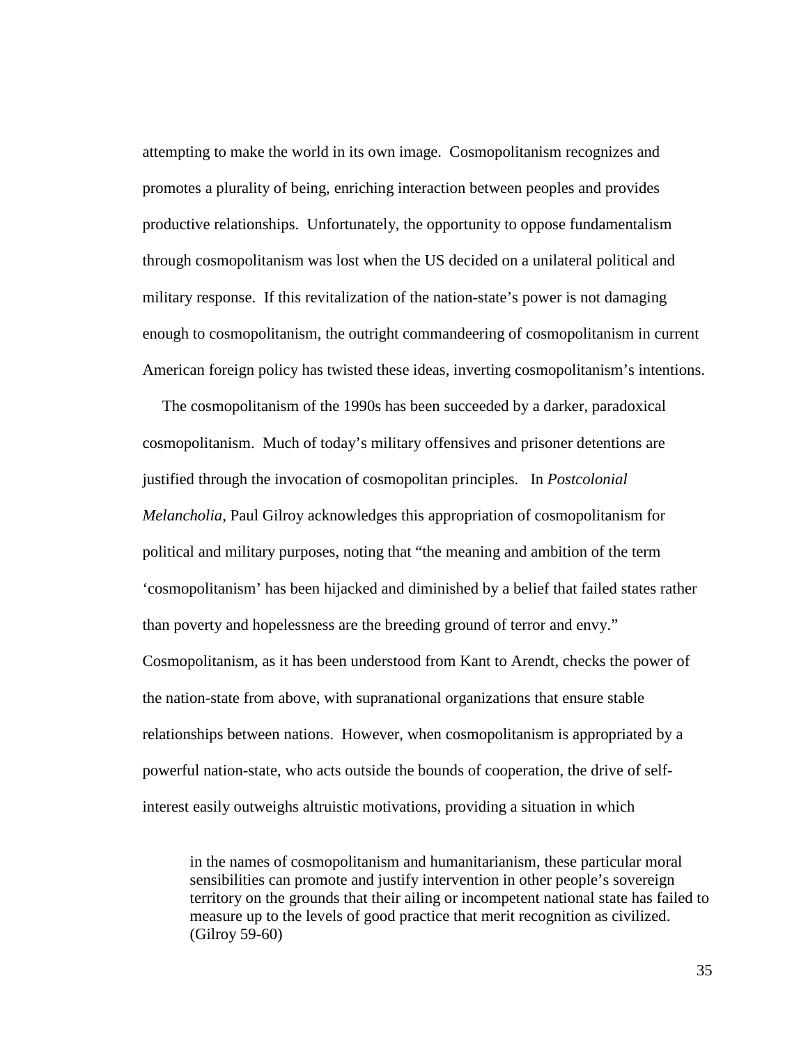attempting to make the world in its own image. Cosmopolitanism recognizes and promotes a plurality of being, enriching interaction between peoples and provides productive relationships. Unfortunately, the opportunity to oppose fundamentalism through cosmopolitanism was lost when the US decided on a unilateral political and military response. If this revitalization of the nation-state's power is not damaging enough to cosmopolitanism, the outright commandeering of cosmopolitanism in current American foreign policy has twisted these ideas, inverting cosmopolitanism's intentions.

The cosmopolitanism of the 1990s has been succeeded by a darker, paradoxical cosmopolitanism. Much of today's military offensives and prisoner detentions are justified through the invocation of cosmopolitan principles. In *Postcolonial Melancholia*, Paul Gilroy acknowledges this appropriation of cosmopolitanism for political and military purposes, noting that "the meaning and ambition of the term 'cosmopolitanism' has been hijacked and diminished by a belief that failed states rather than poverty and hopelessness are the breeding ground of terror and envy." Cosmopolitanism, as it has been understood from Kant to Arendt, checks the power of the nation-state from above, with supranational organizations that ensure stable relationships between nations. However, when cosmopolitanism is appropriated by a powerful nation-state, who acts outside the bounds of cooperation, the drive of self-interest easily outweighs altruistic motivations, providing a situation in which

> in the names of cosmopolitanism and humanitarianism, these particular moral sensibilities can promote and justify intervention in other people's sovereign territory on the grounds that their ailing or incompetent national state has failed to measure up to the levels of good practice that merit recognition as civilized. (Gilroy 59-60)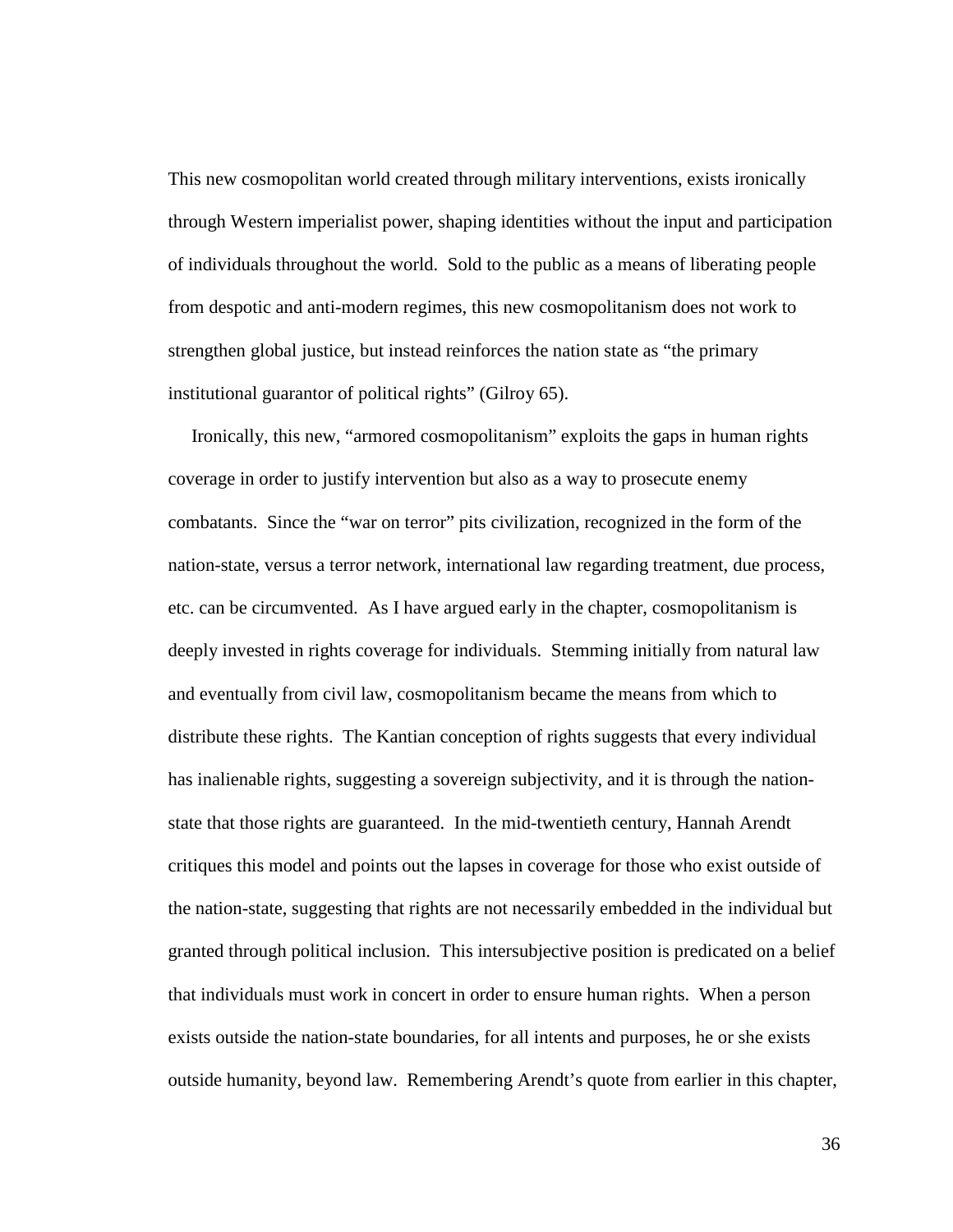This new cosmopolitan world created through military interventions, exists ironically through Western imperialist power, shaping identities without the input and participation of individuals throughout the world. Sold to the public as a means of liberating people from despotic and anti-modern regimes, this new cosmopolitanism does not work to strengthen global justice, but instead reinforces the nation state as "the primary institutional guarantor of political rights" (Gilroy 65).

Ironically, this new, "armored cosmopolitanism" exploits the gaps in human rights coverage in order to justify intervention but also as a way to prosecute enemy combatants. Since the "war on terror" pits civilization, recognized in the form of the nation-state, versus a terror network, international law regarding treatment, due process, etc. can be circumvented. As I have argued early in the chapter, cosmopolitanism is deeply invested in rights coverage for individuals. Stemming initially from natural law and eventually from civil law, cosmopolitanism became the means from which to distribute these rights. The Kantian conception of rights suggests that every individual has inalienable rights, suggesting a sovereign subjectivity, and it is through the nation-state that those rights are guaranteed. In the mid-twentieth century, Hannah Arendt critiques this model and points out the lapses in coverage for those who exist outside of the nation-state, suggesting that rights are not necessarily embedded in the individual but granted through political inclusion. This intersubjective position is predicated on a belief that individuals must work in concert in order to ensure human rights. When a person exists outside the nation-state boundaries, for all intents and purposes, he or she exists outside humanity, beyond law. Remembering Arendt's quote from earlier in this chapter,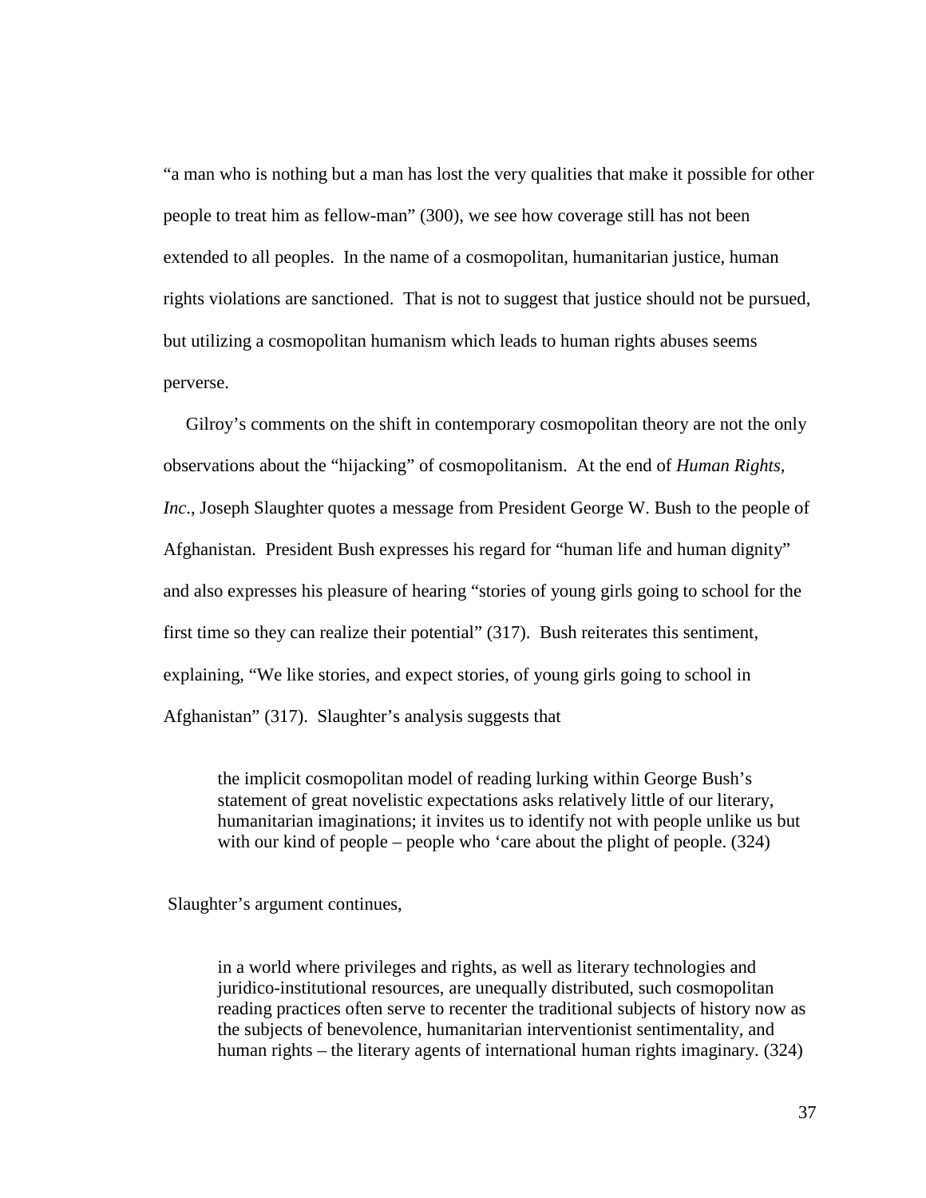"a man who is nothing but a man has lost the very qualities that make it possible for other people to treat him as fellow-man" (300), we see how coverage still has not been extended to all peoples. In the name of a cosmopolitan, humanitarian justice, human rights violations are sanctioned. That is not to suggest that justice should not be pursued, but utilizing a cosmopolitan humanism which leads to human rights abuses seems perverse.

Gilroy's comments on the shift in contemporary cosmopolitan theory are not the only observations about the "hijacking" of cosmopolitanism. At the end of *Human Rights, Inc*., Joseph Slaughter quotes a message from President George W. Bush to the people of Afghanistan. President Bush expresses his regard for "human life and human dignity" and also expresses his pleasure of hearing "stories of young girls going to school for the first time so they can realize their potential" (317). Bush reiterates this sentiment, explaining, "We like stories, and expect stories, of young girls going to school in Afghanistan" (317). Slaughter's analysis suggests that

> the implicit cosmopolitan model of reading lurking within George Bush's statement of great novelistic expectations asks relatively little of our literary, humanitarian imaginations; it invites us to identify not with people unlike us but with our kind of people – people who 'care about the plight of people. (324)

Slaughter's argument continues,

> in a world where privileges and rights, as well as literary technologies and juridico-institutional resources, are unequally distributed, such cosmopolitan reading practices often serve to recenter the traditional subjects of history now as the subjects of benevolence, humanitarian interventionist sentimentality, and human rights – the literary agents of international human rights imaginary. (324)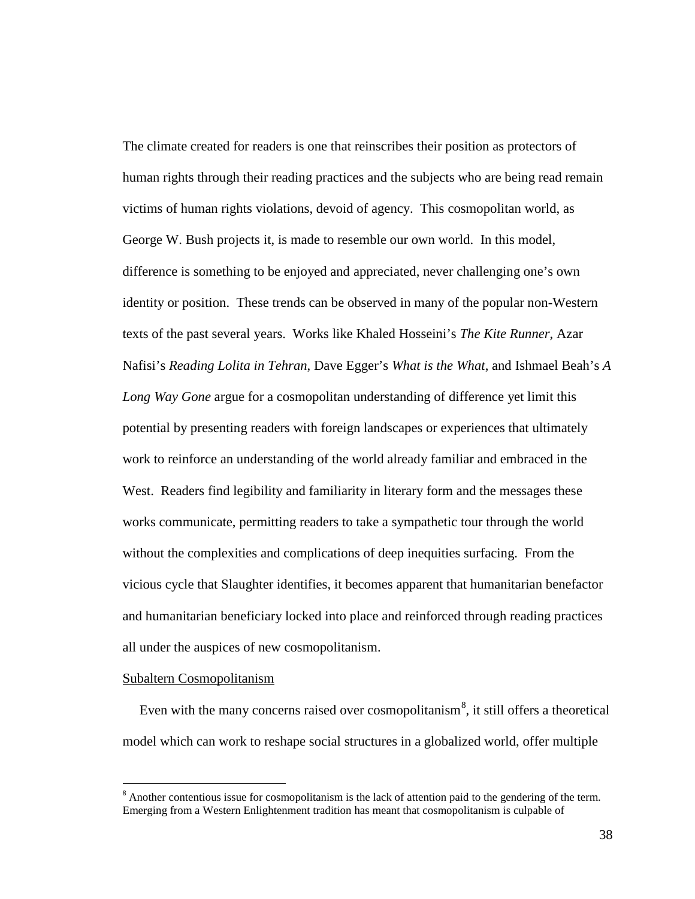The climate created for readers is one that reinscribes their position as protectors of human rights through their reading practices and the subjects who are being read remain victims of human rights violations, devoid of agency. This cosmopolitan world, as George W. Bush projects it, is made to resemble our own world. In this model, difference is something to be enjoyed and appreciated, never challenging one's own identity or position. These trends can be observed in many of the popular non-Western texts of the past several years. Works like Khaled Hosseini's *The Kite Runner*, Azar Nafisi's *Reading Lolita in Tehran*, Dave Egger's *What is the What*, and Ishmael Beah's *A Long Way Gone* argue for a cosmopolitan understanding of difference yet limit this potential by presenting readers with foreign landscapes or experiences that ultimately work to reinforce an understanding of the world already familiar and embraced in the West. Readers find legibility and familiarity in literary form and the messages these works communicate, permitting readers to take a sympathetic tour through the world without the complexities and complications of deep inequities surfacing. From the vicious cycle that Slaughter identifies, it becomes apparent that humanitarian benefactor and humanitarian beneficiary locked into place and reinforced through reading practices all under the auspices of new cosmopolitanism.

<u>Subaltern Cosmopolitanism</u>

Even with the many concerns raised over cosmopolitanism[8], it still offers a theoretical model which can work to reshape social structures in a globalized world, offer multiple

[8] Another contentious issue for cosmopolitanism is the lack of attention paid to the gendering of the term. Emerging from a Western Enlightenment tradition has meant that cosmopolitanism is culpable of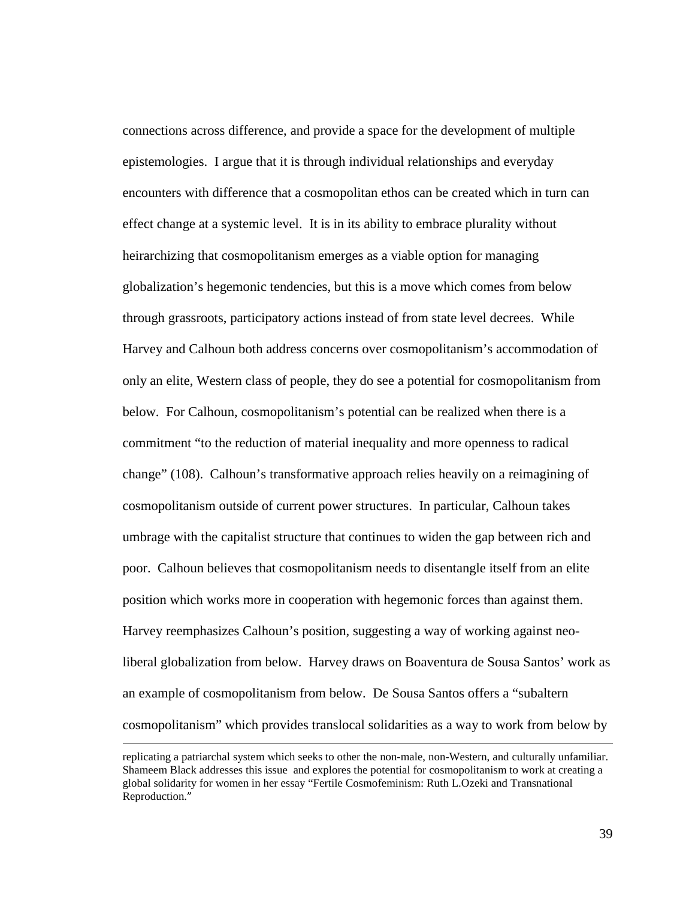connections across difference, and provide a space for the development of multiple epistemologies. I argue that it is through individual relationships and everyday encounters with difference that a cosmopolitan ethos can be created which in turn can effect change at a systemic level. It is in its ability to embrace plurality without heirarchizing that cosmopolitanism emerges as a viable option for managing globalization's hegemonic tendencies, but this is a move which comes from below through grassroots, participatory actions instead of from state level decrees. While Harvey and Calhoun both address concerns over cosmopolitanism's accommodation of only an elite, Western class of people, they do see a potential for cosmopolitanism from below. For Calhoun, cosmopolitanism's potential can be realized when there is a commitment "to the reduction of material inequality and more openness to radical change" (108). Calhoun's transformative approach relies heavily on a reimagining of cosmopolitanism outside of current power structures. In particular, Calhoun takes umbrage with the capitalist structure that continues to widen the gap between rich and poor. Calhoun believes that cosmopolitanism needs to disentangle itself from an elite position which works more in cooperation with hegemonic forces than against them. Harvey reemphasizes Calhoun's position, suggesting a way of working against neo-liberal globalization from below. Harvey draws on Boaventura de Sousa Santos' work as an example of cosmopolitanism from below. De Sousa Santos offers a "subaltern cosmopolitanism" which provides translocal solidarities as a way to work from below by

---

replicating a patriarchal system which seeks to other the non-male, non-Western, and culturally unfamiliar. Shameem Black addresses this issue and explores the potential for cosmopolitanism to work at creating a global solidarity for women in her essay "Fertile Cosmofeminism: Ruth L.Ozeki and Transnational Reproduction."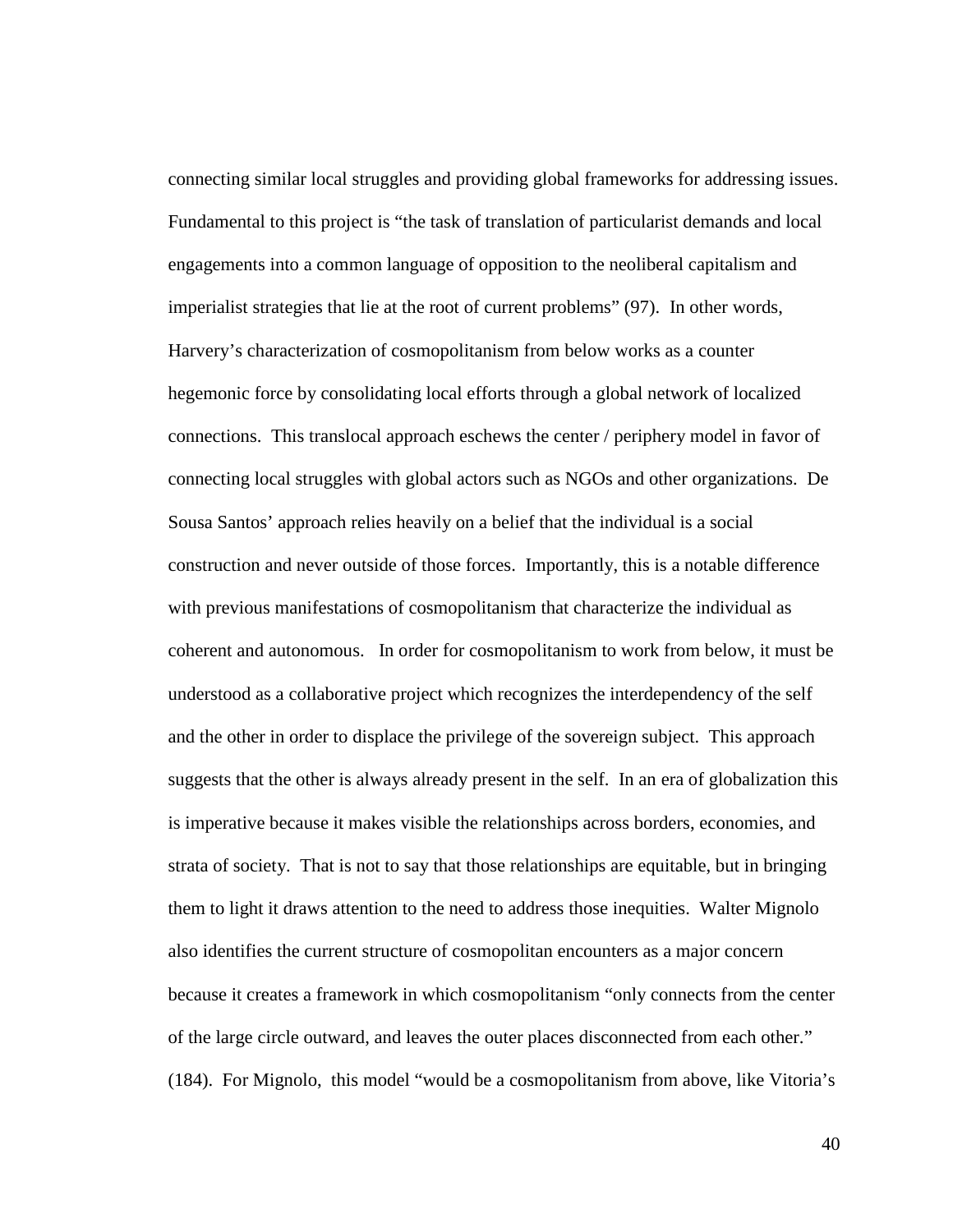connecting similar local struggles and providing global frameworks for addressing issues. Fundamental to this project is "the task of translation of particularist demands and local engagements into a common language of opposition to the neoliberal capitalism and imperialist strategies that lie at the root of current problems" (97). In other words, Harvery's characterization of cosmopolitanism from below works as a counter hegemonic force by consolidating local efforts through a global network of localized connections. This translocal approach eschews the center / periphery model in favor of connecting local struggles with global actors such as NGOs and other organizations. De Sousa Santos' approach relies heavily on a belief that the individual is a social construction and never outside of those forces. Importantly, this is a notable difference with previous manifestations of cosmopolitanism that characterize the individual as coherent and autonomous. In order for cosmopolitanism to work from below, it must be understood as a collaborative project which recognizes the interdependency of the self and the other in order to displace the privilege of the sovereign subject. This approach suggests that the other is always already present in the self. In an era of globalization this is imperative because it makes visible the relationships across borders, economies, and strata of society. That is not to say that those relationships are equitable, but in bringing them to light it draws attention to the need to address those inequities. Walter Mignolo also identifies the current structure of cosmopolitan encounters as a major concern because it creates a framework in which cosmopolitanism "only connects from the center of the large circle outward, and leaves the outer places disconnected from each other." (184). For Mignolo, this model "would be a cosmopolitanism from above, like Vitoria's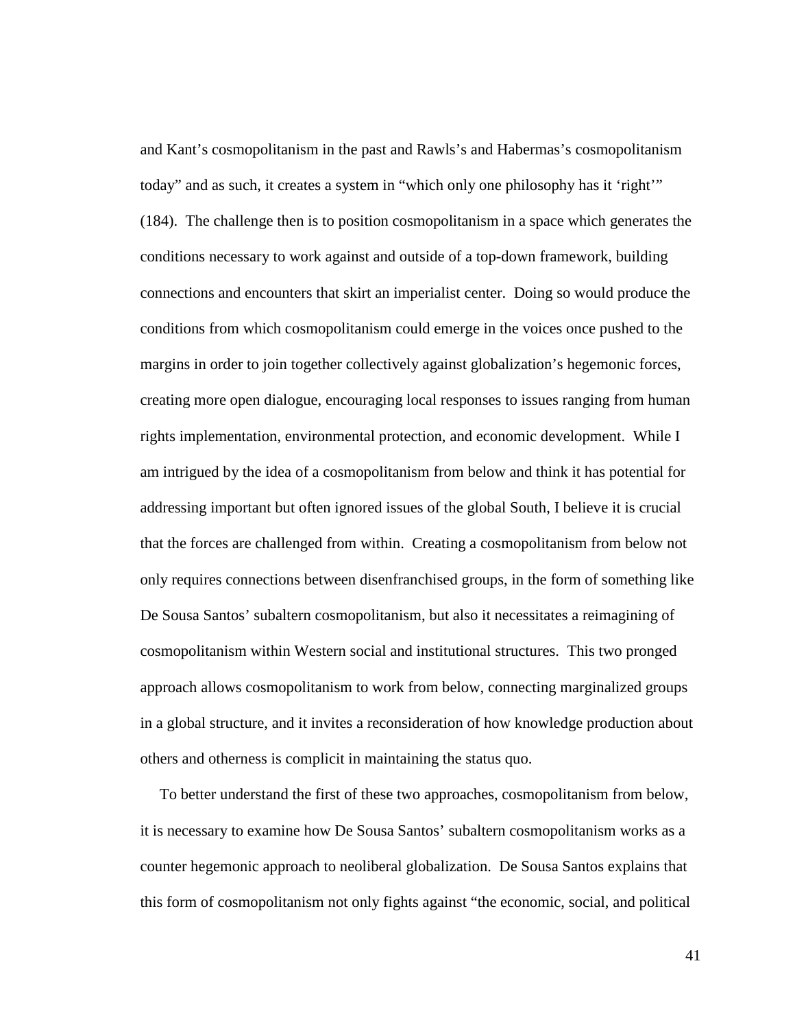and Kant's cosmopolitanism in the past and Rawls's and Habermas's cosmopolitanism today" and as such, it creates a system in "which only one philosophy has it 'right'" (184). The challenge then is to position cosmopolitanism in a space which generates the conditions necessary to work against and outside of a top-down framework, building connections and encounters that skirt an imperialist center. Doing so would produce the conditions from which cosmopolitanism could emerge in the voices once pushed to the margins in order to join together collectively against globalization's hegemonic forces, creating more open dialogue, encouraging local responses to issues ranging from human rights implementation, environmental protection, and economic development. While I am intrigued by the idea of a cosmopolitanism from below and think it has potential for addressing important but often ignored issues of the global South, I believe it is crucial that the forces are challenged from within. Creating a cosmopolitanism from below not only requires connections between disenfranchised groups, in the form of something like De Sousa Santos' subaltern cosmopolitanism, but also it necessitates a reimagining of cosmopolitanism within Western social and institutional structures. This two pronged approach allows cosmopolitanism to work from below, connecting marginalized groups in a global structure, and it invites a reconsideration of how knowledge production about others and otherness is complicit in maintaining the status quo.

To better understand the first of these two approaches, cosmopolitanism from below, it is necessary to examine how De Sousa Santos' subaltern cosmopolitanism works as a counter hegemonic approach to neoliberal globalization. De Sousa Santos explains that this form of cosmopolitanism not only fights against "the economic, social, and political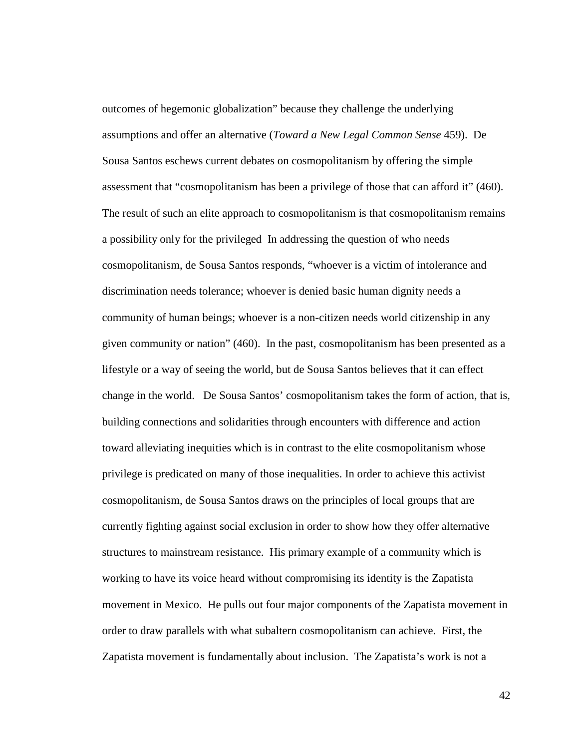outcomes of hegemonic globalization" because they challenge the underlying assumptions and offer an alternative (*Toward a New Legal Common Sense* 459). De Sousa Santos eschews current debates on cosmopolitanism by offering the simple assessment that "cosmopolitanism has been a privilege of those that can afford it" (460). The result of such an elite approach to cosmopolitanism is that cosmopolitanism remains a possibility only for the privileged In addressing the question of who needs cosmopolitanism, de Sousa Santos responds, "whoever is a victim of intolerance and discrimination needs tolerance; whoever is denied basic human dignity needs a community of human beings; whoever is a non-citizen needs world citizenship in any given community or nation" (460). In the past, cosmopolitanism has been presented as a lifestyle or a way of seeing the world, but de Sousa Santos believes that it can effect change in the world. De Sousa Santos' cosmopolitanism takes the form of action, that is, building connections and solidarities through encounters with difference and action toward alleviating inequities which is in contrast to the elite cosmopolitanism whose privilege is predicated on many of those inequalities. In order to achieve this activist cosmopolitanism, de Sousa Santos draws on the principles of local groups that are currently fighting against social exclusion in order to show how they offer alternative structures to mainstream resistance. His primary example of a community which is working to have its voice heard without compromising its identity is the Zapatista movement in Mexico. He pulls out four major components of the Zapatista movement in order to draw parallels with what subaltern cosmopolitanism can achieve. First, the Zapatista movement is fundamentally about inclusion. The Zapatista's work is not a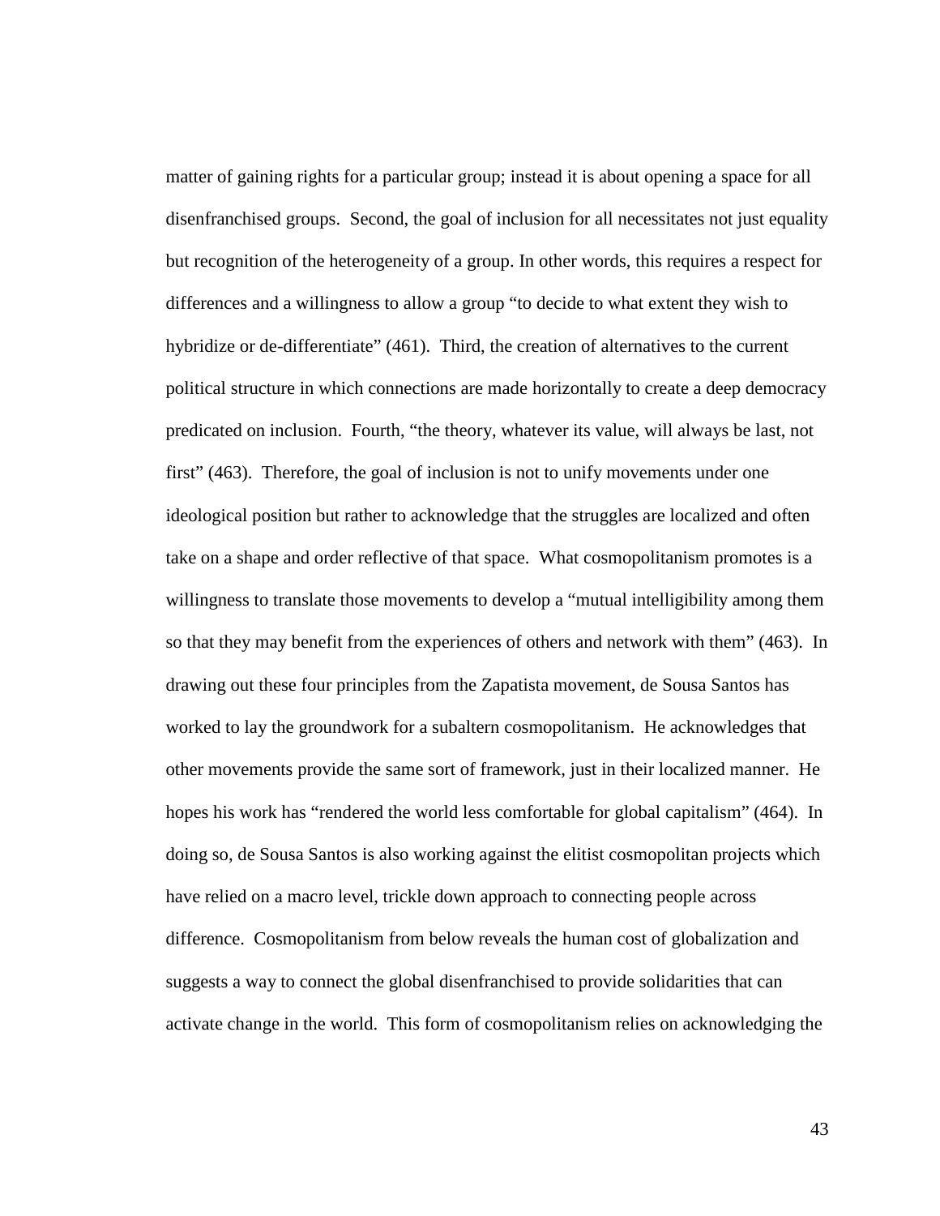matter of gaining rights for a particular group; instead it is about opening a space for all disenfranchised groups. Second, the goal of inclusion for all necessitates not just equality but recognition of the heterogeneity of a group. In other words, this requires a respect for differences and a willingness to allow a group "to decide to what extent they wish to hybridize or de-differentiate" (461). Third, the creation of alternatives to the current political structure in which connections are made horizontally to create a deep democracy predicated on inclusion. Fourth, "the theory, whatever its value, will always be last, not first" (463). Therefore, the goal of inclusion is not to unify movements under one ideological position but rather to acknowledge that the struggles are localized and often take on a shape and order reflective of that space. What cosmopolitanism promotes is a willingness to translate those movements to develop a "mutual intelligibility among them so that they may benefit from the experiences of others and network with them" (463). In drawing out these four principles from the Zapatista movement, de Sousa Santos has worked to lay the groundwork for a subaltern cosmopolitanism. He acknowledges that other movements provide the same sort of framework, just in their localized manner. He hopes his work has "rendered the world less comfortable for global capitalism" (464). In doing so, de Sousa Santos is also working against the elitist cosmopolitan projects which have relied on a macro level, trickle down approach to connecting people across difference. Cosmopolitanism from below reveals the human cost of globalization and suggests a way to connect the global disenfranchised to provide solidarities that can activate change in the world. This form of cosmopolitanism relies on acknowledging the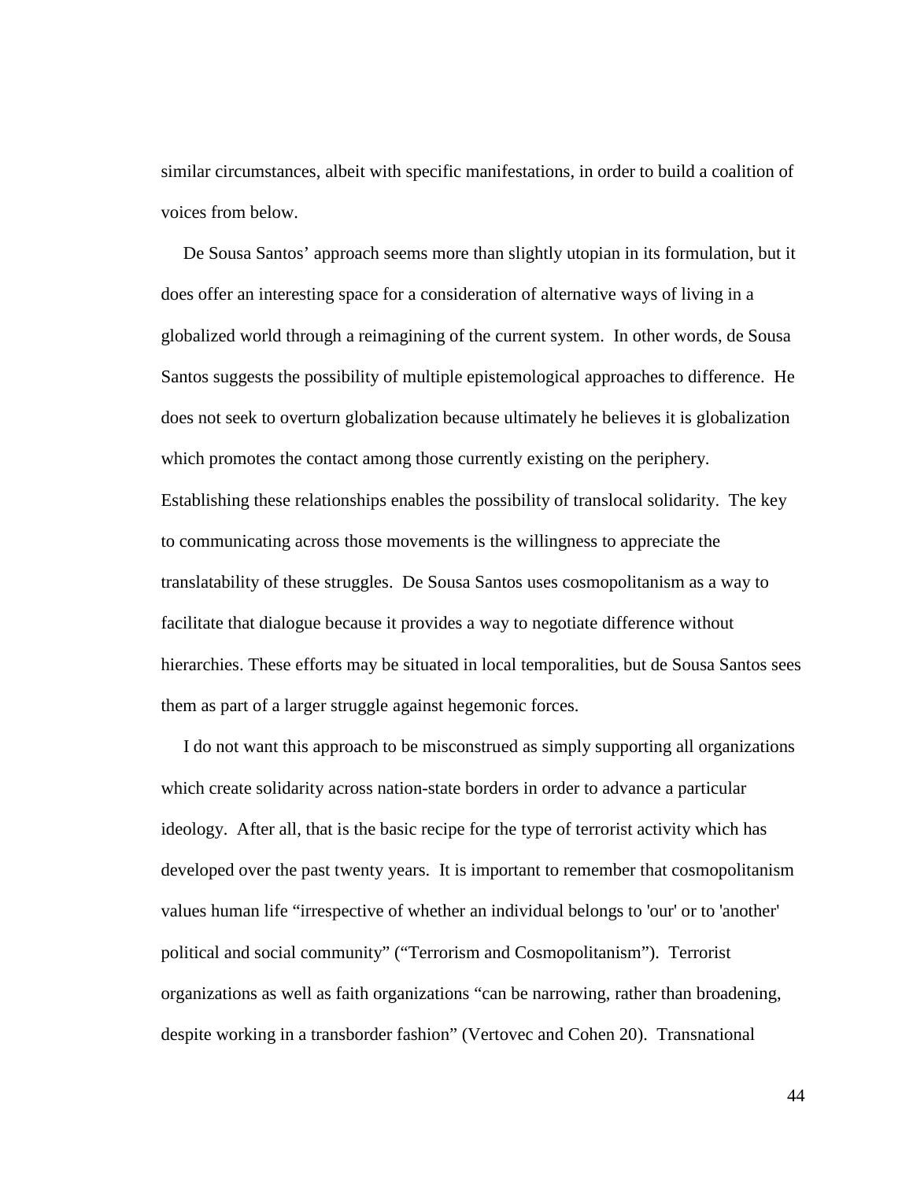similar circumstances, albeit with specific manifestations, in order to build a coalition of voices from below.

De Sousa Santos' approach seems more than slightly utopian in its formulation, but it does offer an interesting space for a consideration of alternative ways of living in a globalized world through a reimagining of the current system. In other words, de Sousa Santos suggests the possibility of multiple epistemological approaches to difference. He does not seek to overturn globalization because ultimately he believes it is globalization which promotes the contact among those currently existing on the periphery. Establishing these relationships enables the possibility of translocal solidarity. The key to communicating across those movements is the willingness to appreciate the translatability of these struggles. De Sousa Santos uses cosmopolitanism as a way to facilitate that dialogue because it provides a way to negotiate difference without hierarchies. These efforts may be situated in local temporalities, but de Sousa Santos sees them as part of a larger struggle against hegemonic forces.

I do not want this approach to be misconstrued as simply supporting all organizations which create solidarity across nation-state borders in order to advance a particular ideology. After all, that is the basic recipe for the type of terrorist activity which has developed over the past twenty years. It is important to remember that cosmopolitanism values human life "irrespective of whether an individual belongs to 'our' or to 'another' political and social community" ("Terrorism and Cosmopolitanism"). Terrorist organizations as well as faith organizations "can be narrowing, rather than broadening, despite working in a transborder fashion" (Vertovec and Cohen 20). Transnational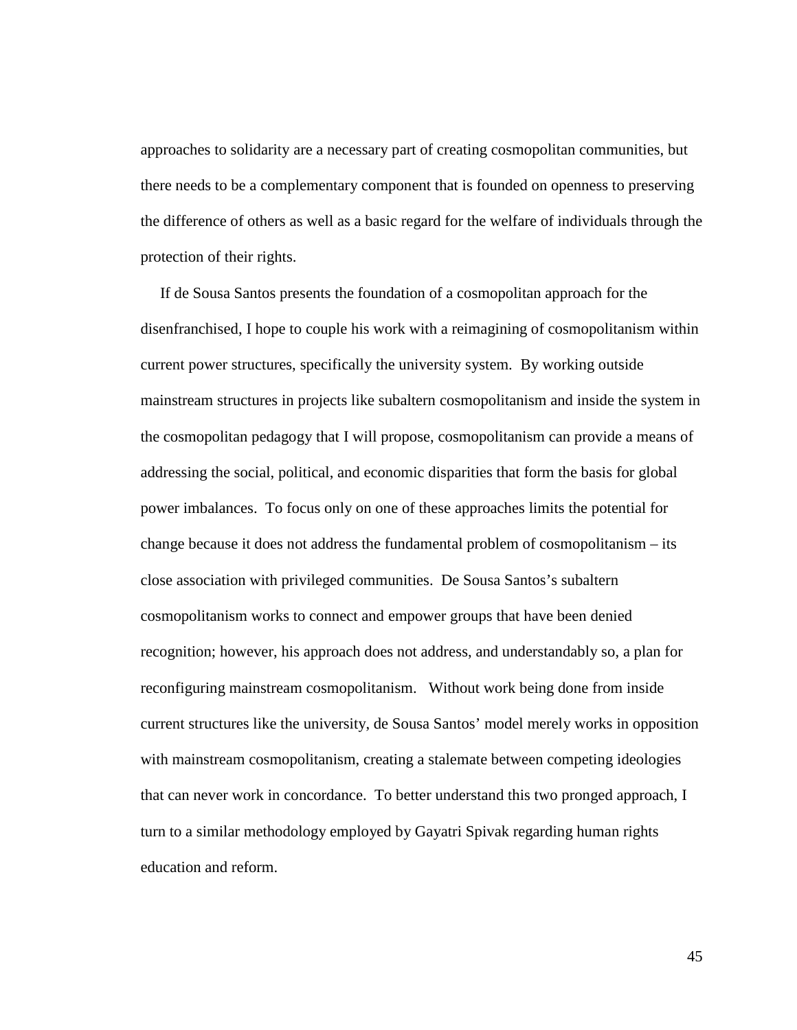approaches to solidarity are a necessary part of creating cosmopolitan communities, but there needs to be a complementary component that is founded on openness to preserving the difference of others as well as a basic regard for the welfare of individuals through the protection of their rights.

If de Sousa Santos presents the foundation of a cosmopolitan approach for the disenfranchised, I hope to couple his work with a reimagining of cosmopolitanism within current power structures, specifically the university system. By working outside mainstream structures in projects like subaltern cosmopolitanism and inside the system in the cosmopolitan pedagogy that I will propose, cosmopolitanism can provide a means of addressing the social, political, and economic disparities that form the basis for global power imbalances. To focus only on one of these approaches limits the potential for change because it does not address the fundamental problem of cosmopolitanism – its close association with privileged communities. De Sousa Santos's subaltern cosmopolitanism works to connect and empower groups that have been denied recognition; however, his approach does not address, and understandably so, a plan for reconfiguring mainstream cosmopolitanism. Without work being done from inside current structures like the university, de Sousa Santos' model merely works in opposition with mainstream cosmopolitanism, creating a stalemate between competing ideologies that can never work in concordance. To better understand this two pronged approach, I turn to a similar methodology employed by Gayatri Spivak regarding human rights education and reform.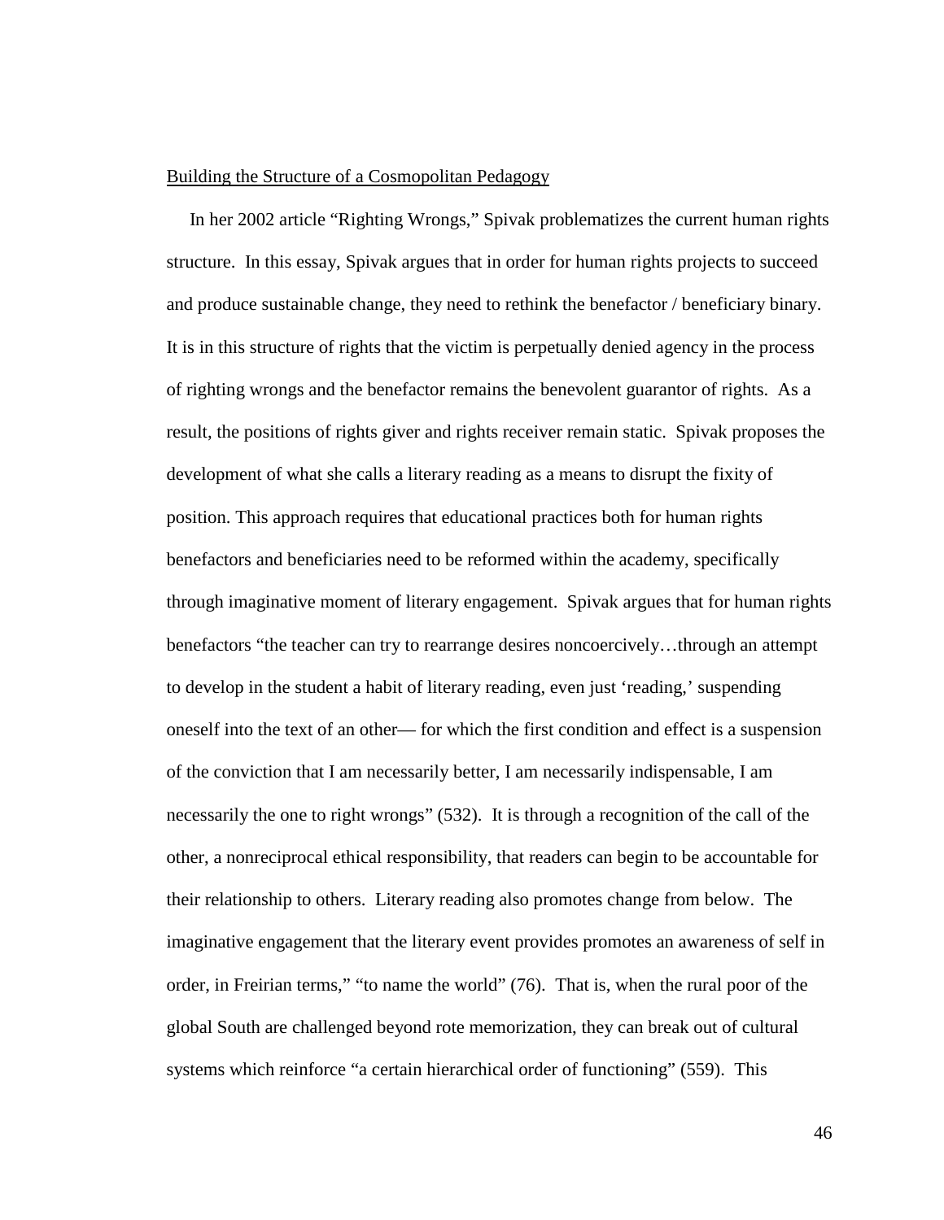Building the Structure of a Cosmopolitan Pedagogy

In her 2002 article "Righting Wrongs," Spivak problematizes the current human rights structure. In this essay, Spivak argues that in order for human rights projects to succeed and produce sustainable change, they need to rethink the benefactor / beneficiary binary. It is in this structure of rights that the victim is perpetually denied agency in the process of righting wrongs and the benefactor remains the benevolent guarantor of rights. As a result, the positions of rights giver and rights receiver remain static. Spivak proposes the development of what she calls a literary reading as a means to disrupt the fixity of position. This approach requires that educational practices both for human rights benefactors and beneficiaries need to be reformed within the academy, specifically through imaginative moment of literary engagement. Spivak argues that for human rights benefactors "the teacher can try to rearrange desires noncoercively…through an attempt to develop in the student a habit of literary reading, even just 'reading,' suspending oneself into the text of an other— for which the first condition and effect is a suspension of the conviction that I am necessarily better, I am necessarily indispensable, I am necessarily the one to right wrongs" (532). It is through a recognition of the call of the other, a nonreciprocal ethical responsibility, that readers can begin to be accountable for their relationship to others. Literary reading also promotes change from below. The imaginative engagement that the literary event provides promotes an awareness of self in order, in Freirian terms," "to name the world" (76). That is, when the rural poor of the global South are challenged beyond rote memorization, they can break out of cultural systems which reinforce "a certain hierarchical order of functioning" (559). This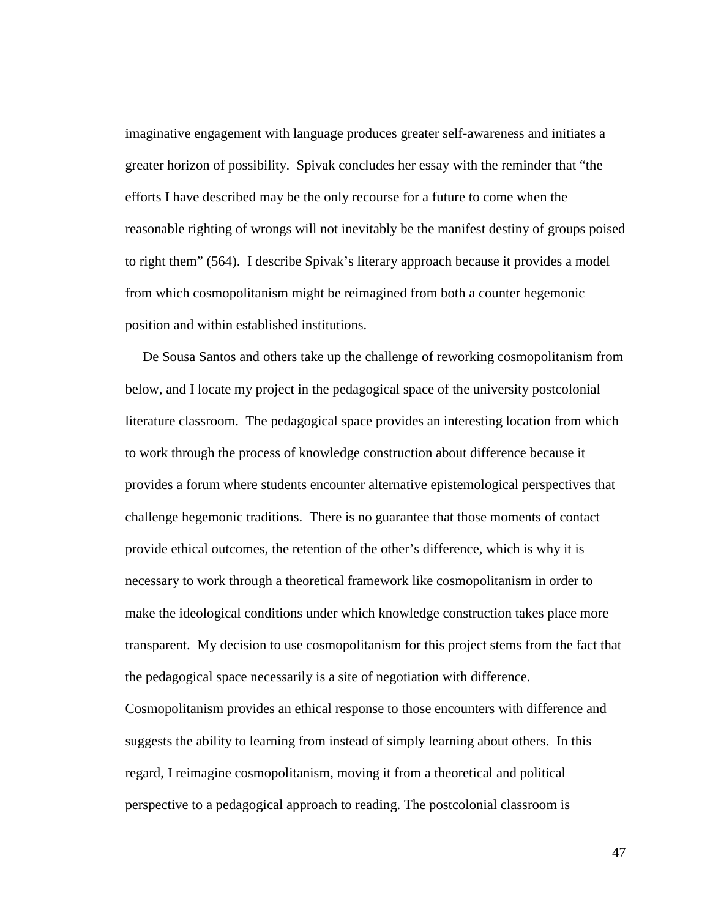imaginative engagement with language produces greater self-awareness and initiates a greater horizon of possibility. Spivak concludes her essay with the reminder that "the efforts I have described may be the only recourse for a future to come when the reasonable righting of wrongs will not inevitably be the manifest destiny of groups poised to right them" (564). I describe Spivak's literary approach because it provides a model from which cosmopolitanism might be reimagined from both a counter hegemonic position and within established institutions.

De Sousa Santos and others take up the challenge of reworking cosmopolitanism from below, and I locate my project in the pedagogical space of the university postcolonial literature classroom. The pedagogical space provides an interesting location from which to work through the process of knowledge construction about difference because it provides a forum where students encounter alternative epistemological perspectives that challenge hegemonic traditions. There is no guarantee that those moments of contact provide ethical outcomes, the retention of the other's difference, which is why it is necessary to work through a theoretical framework like cosmopolitanism in order to make the ideological conditions under which knowledge construction takes place more transparent. My decision to use cosmopolitanism for this project stems from the fact that the pedagogical space necessarily is a site of negotiation with difference. Cosmopolitanism provides an ethical response to those encounters with difference and suggests the ability to learning from instead of simply learning about others. In this regard, I reimagine cosmopolitanism, moving it from a theoretical and political perspective to a pedagogical approach to reading. The postcolonial classroom is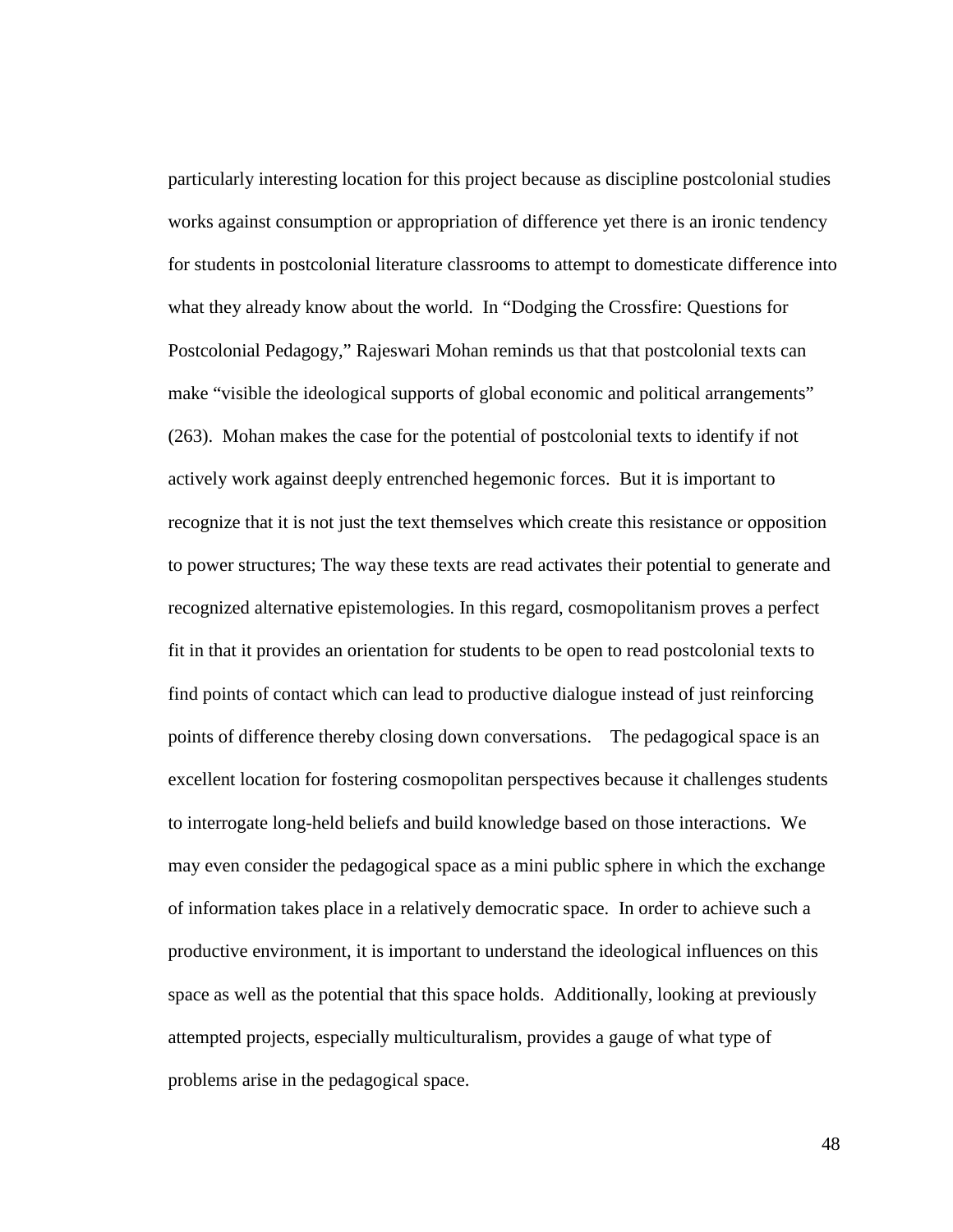particularly interesting location for this project because as discipline postcolonial studies works against consumption or appropriation of difference yet there is an ironic tendency for students in postcolonial literature classrooms to attempt to domesticate difference into what they already know about the world. In "Dodging the Crossfire: Questions for Postcolonial Pedagogy," Rajeswari Mohan reminds us that that postcolonial texts can make "visible the ideological supports of global economic and political arrangements" (263). Mohan makes the case for the potential of postcolonial texts to identify if not actively work against deeply entrenched hegemonic forces. But it is important to recognize that it is not just the text themselves which create this resistance or opposition to power structures; The way these texts are read activates their potential to generate and recognized alternative epistemologies. In this regard, cosmopolitanism proves a perfect fit in that it provides an orientation for students to be open to read postcolonial texts to find points of contact which can lead to productive dialogue instead of just reinforcing points of difference thereby closing down conversations. The pedagogical space is an excellent location for fostering cosmopolitan perspectives because it challenges students to interrogate long-held beliefs and build knowledge based on those interactions. We may even consider the pedagogical space as a mini public sphere in which the exchange of information takes place in a relatively democratic space. In order to achieve such a productive environment, it is important to understand the ideological influences on this space as well as the potential that this space holds. Additionally, looking at previously attempted projects, especially multiculturalism, provides a gauge of what type of problems arise in the pedagogical space.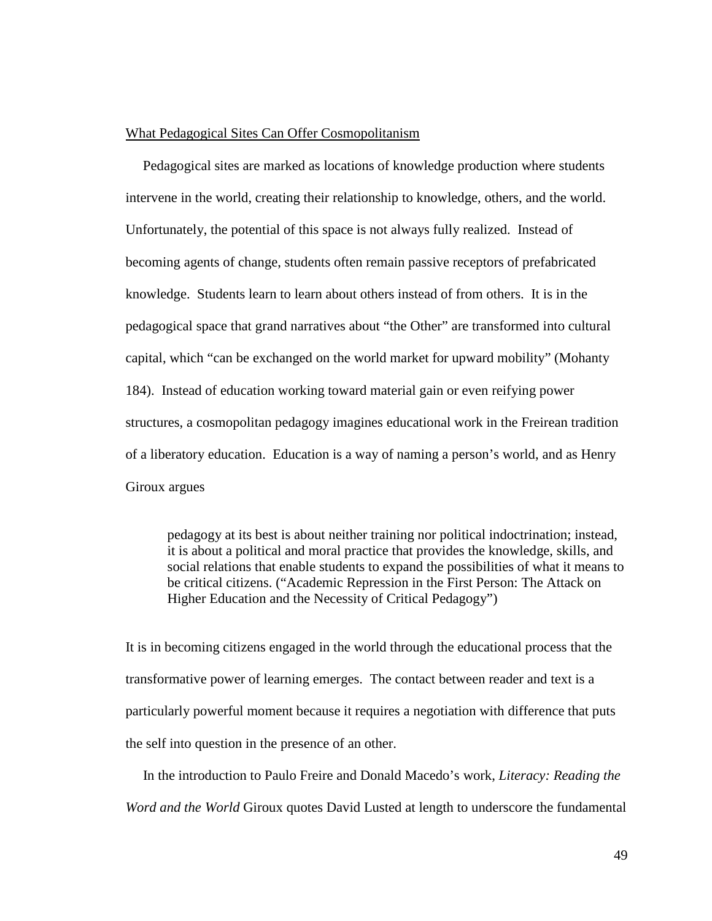<u>What Pedagogical Sites Can Offer Cosmopolitanism</u>

Pedagogical sites are marked as locations of knowledge production where students intervene in the world, creating their relationship to knowledge, others, and the world. Unfortunately, the potential of this space is not always fully realized. Instead of becoming agents of change, students often remain passive receptors of prefabricated knowledge. Students learn to learn about others instead of from others. It is in the pedagogical space that grand narratives about "the Other" are transformed into cultural capital, which "can be exchanged on the world market for upward mobility" (Mohanty 184). Instead of education working toward material gain or even reifying power structures, a cosmopolitan pedagogy imagines educational work in the Freirean tradition of a liberatory education. Education is a way of naming a person's world, and as Henry Giroux argues

> pedagogy at its best is about neither training nor political indoctrination; instead, it is about a political and moral practice that provides the knowledge, skills, and social relations that enable students to expand the possibilities of what it means to be critical citizens. ("Academic Repression in the First Person: The Attack on Higher Education and the Necessity of Critical Pedagogy")

It is in becoming citizens engaged in the world through the educational process that the transformative power of learning emerges. The contact between reader and text is a particularly powerful moment because it requires a negotiation with difference that puts the self into question in the presence of an other.

In the introduction to Paulo Freire and Donald Macedo's work, *Literacy: Reading the Word and the World* Giroux quotes David Lusted at length to underscore the fundamental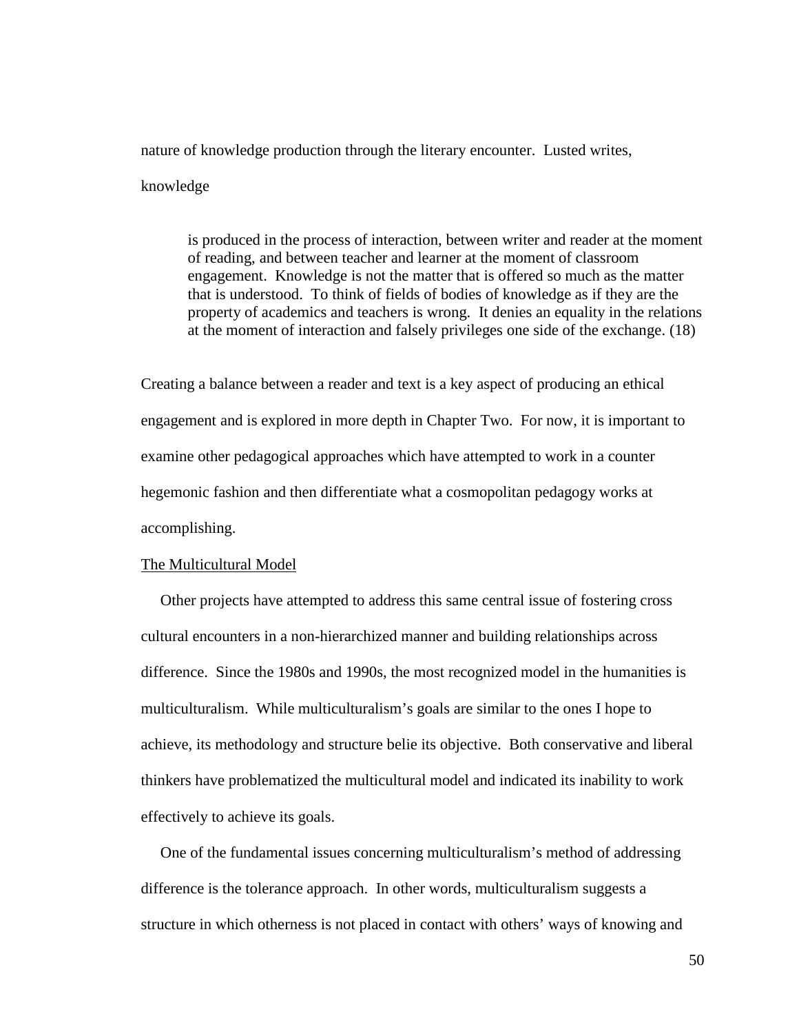nature of knowledge production through the literary encounter. Lusted writes, knowledge

> is produced in the process of interaction, between writer and reader at the moment of reading, and between teacher and learner at the moment of classroom engagement. Knowledge is not the matter that is offered so much as the matter that is understood. To think of fields of bodies of knowledge as if they are the property of academics and teachers is wrong. It denies an equality in the relations at the moment of interaction and falsely privileges one side of the exchange. (18)

Creating a balance between a reader and text is a key aspect of producing an ethical engagement and is explored in more depth in Chapter Two. For now, it is important to examine other pedagogical approaches which have attempted to work in a counter hegemonic fashion and then differentiate what a cosmopolitan pedagogy works at accomplishing.

<u>The Multicultural Model</u>

Other projects have attempted to address this same central issue of fostering cross cultural encounters in a non-hierarchized manner and building relationships across difference. Since the 1980s and 1990s, the most recognized model in the humanities is multiculturalism. While multiculturalism's goals are similar to the ones I hope to achieve, its methodology and structure belie its objective. Both conservative and liberal thinkers have problematized the multicultural model and indicated its inability to work effectively to achieve its goals.

One of the fundamental issues concerning multiculturalism's method of addressing difference is the tolerance approach. In other words, multiculturalism suggests a structure in which otherness is not placed in contact with others' ways of knowing and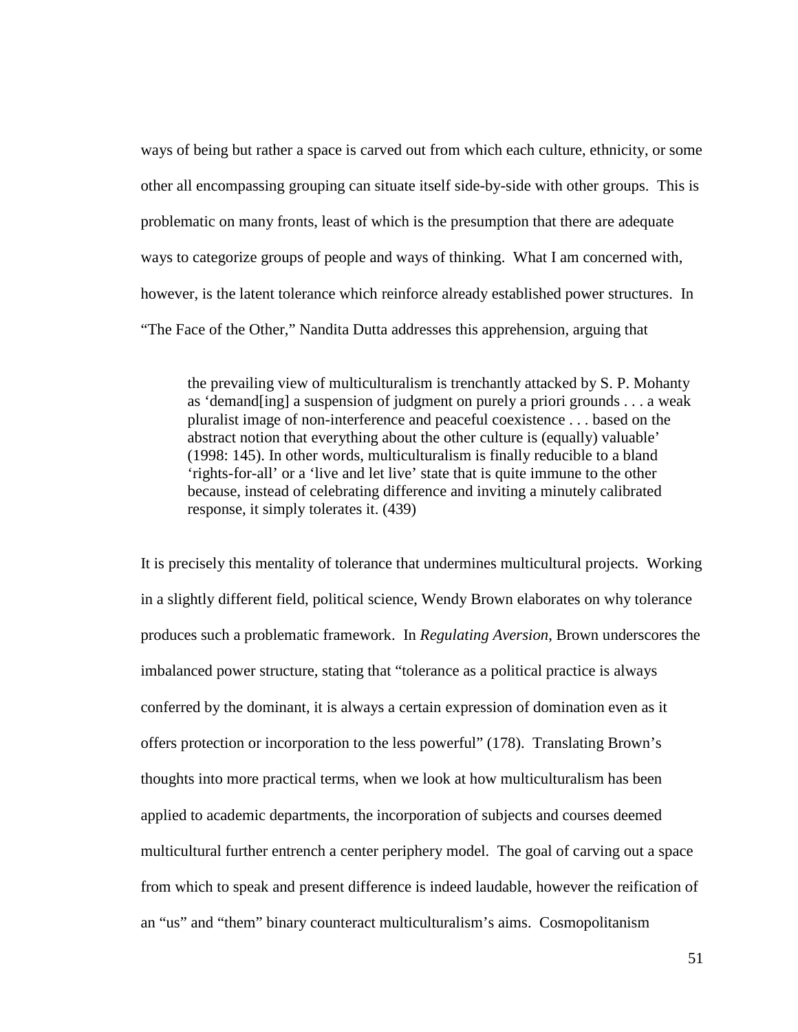ways of being but rather a space is carved out from which each culture, ethnicity, or some other all encompassing grouping can situate itself side-by-side with other groups. This is problematic on many fronts, least of which is the presumption that there are adequate ways to categorize groups of people and ways of thinking. What I am concerned with, however, is the latent tolerance which reinforce already established power structures. In "The Face of the Other," Nandita Dutta addresses this apprehension, arguing that

> the prevailing view of multiculturalism is trenchantly attacked by S. P. Mohanty as 'demand[ing] a suspension of judgment on purely a priori grounds . . . a weak pluralist image of non-interference and peaceful coexistence . . . based on the abstract notion that everything about the other culture is (equally) valuable' (1998: 145). In other words, multiculturalism is finally reducible to a bland 'rights-for-all' or a 'live and let live' state that is quite immune to the other because, instead of celebrating difference and inviting a minutely calibrated response, it simply tolerates it. (439)

It is precisely this mentality of tolerance that undermines multicultural projects. Working in a slightly different field, political science, Wendy Brown elaborates on why tolerance produces such a problematic framework. In *Regulating Aversion*, Brown underscores the imbalanced power structure, stating that "tolerance as a political practice is always conferred by the dominant, it is always a certain expression of domination even as it offers protection or incorporation to the less powerful" (178). Translating Brown's thoughts into more practical terms, when we look at how multiculturalism has been applied to academic departments, the incorporation of subjects and courses deemed multicultural further entrench a center periphery model. The goal of carving out a space from which to speak and present difference is indeed laudable, however the reification of an "us" and "them" binary counteract multiculturalism's aims. Cosmopolitanism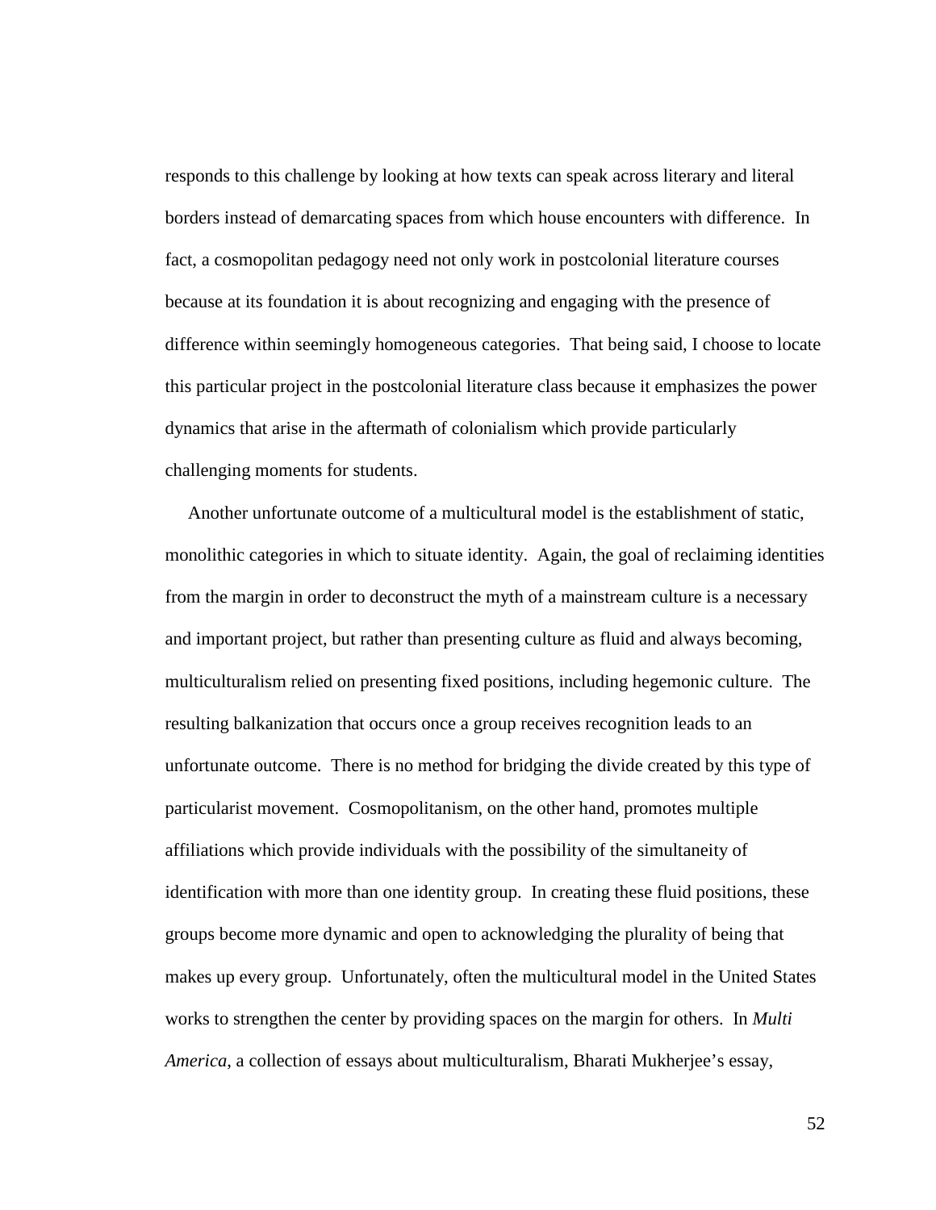responds to this challenge by looking at how texts can speak across literary and literal borders instead of demarcating spaces from which house encounters with difference. In fact, a cosmopolitan pedagogy need not only work in postcolonial literature courses because at its foundation it is about recognizing and engaging with the presence of difference within seemingly homogeneous categories. That being said, I choose to locate this particular project in the postcolonial literature class because it emphasizes the power dynamics that arise in the aftermath of colonialism which provide particularly challenging moments for students.

Another unfortunate outcome of a multicultural model is the establishment of static, monolithic categories in which to situate identity. Again, the goal of reclaiming identities from the margin in order to deconstruct the myth of a mainstream culture is a necessary and important project, but rather than presenting culture as fluid and always becoming, multiculturalism relied on presenting fixed positions, including hegemonic culture. The resulting balkanization that occurs once a group receives recognition leads to an unfortunate outcome. There is no method for bridging the divide created by this type of particularist movement. Cosmopolitanism, on the other hand, promotes multiple affiliations which provide individuals with the possibility of the simultaneity of identification with more than one identity group. In creating these fluid positions, these groups become more dynamic and open to acknowledging the plurality of being that makes up every group. Unfortunately, often the multicultural model in the United States works to strengthen the center by providing spaces on the margin for others. In *Multi America*, a collection of essays about multiculturalism, Bharati Mukherjee's essay,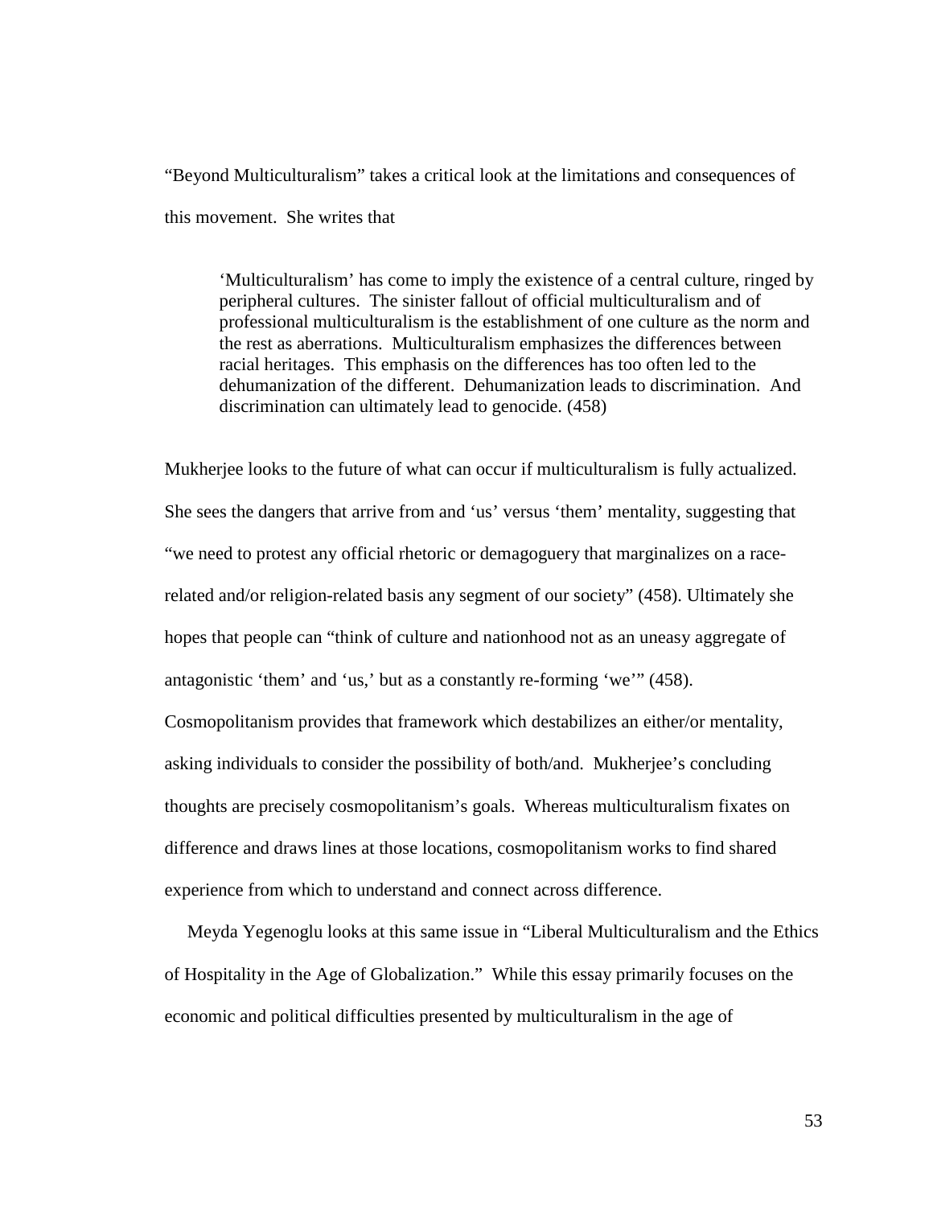"Beyond Multiculturalism" takes a critical look at the limitations and consequences of this movement. She writes that

> 'Multiculturalism' has come to imply the existence of a central culture, ringed by peripheral cultures. The sinister fallout of official multiculturalism and of professional multiculturalism is the establishment of one culture as the norm and the rest as aberrations. Multiculturalism emphasizes the differences between racial heritages. This emphasis on the differences has too often led to the dehumanization of the different. Dehumanization leads to discrimination. And discrimination can ultimately lead to genocide. (458)

Mukherjee looks to the future of what can occur if multiculturalism is fully actualized. She sees the dangers that arrive from and 'us' versus 'them' mentality, suggesting that "we need to protest any official rhetoric or demagoguery that marginalizes on a race-related and/or religion-related basis any segment of our society" (458). Ultimately she hopes that people can "think of culture and nationhood not as an uneasy aggregate of antagonistic 'them' and 'us,' but as a constantly re-forming 'we'" (458). Cosmopolitanism provides that framework which destabilizes an either/or mentality, asking individuals to consider the possibility of both/and. Mukherjee's concluding thoughts are precisely cosmopolitanism's goals. Whereas multiculturalism fixates on difference and draws lines at those locations, cosmopolitanism works to find shared experience from which to understand and connect across difference.

Meyda Yegenoglu looks at this same issue in "Liberal Multiculturalism and the Ethics of Hospitality in the Age of Globalization." While this essay primarily focuses on the economic and political difficulties presented by multiculturalism in the age of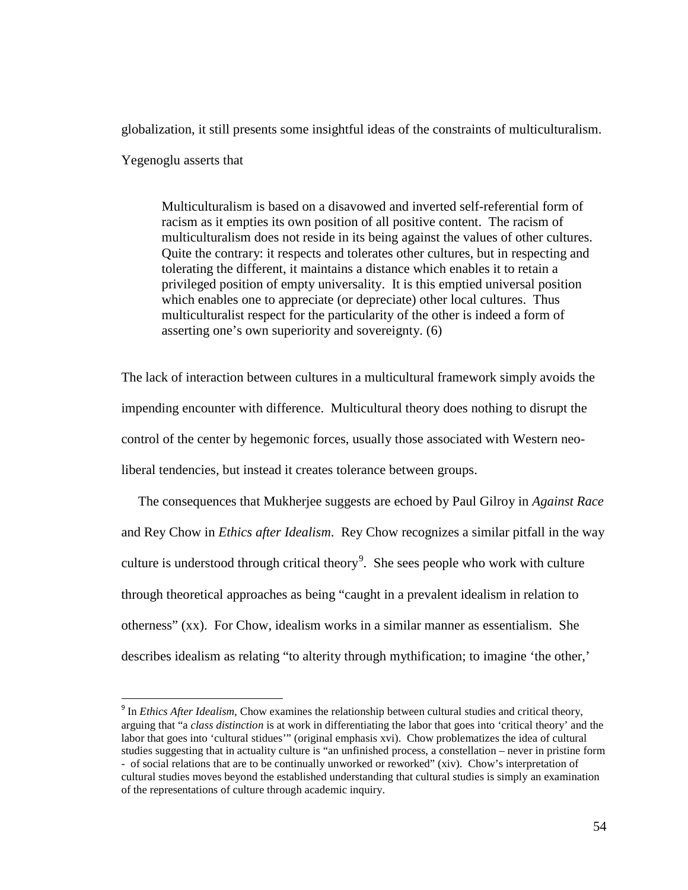globalization, it still presents some insightful ideas of the constraints of multiculturalism. Yegenoglu asserts that

> Multiculturalism is based on a disavowed and inverted self-referential form of racism as it empties its own position of all positive content. The racism of multiculturalism does not reside in its being against the values of other cultures. Quite the contrary: it respects and tolerates other cultures, but in respecting and tolerating the different, it maintains a distance which enables it to retain a privileged position of empty universality. It is this emptied universal position which enables one to appreciate (or depreciate) other local cultures. Thus multiculturalist respect for the particularity of the other is indeed a form of asserting one's own superiority and sovereignty. (6)

The lack of interaction between cultures in a multicultural framework simply avoids the impending encounter with difference. Multicultural theory does nothing to disrupt the control of the center by hegemonic forces, usually those associated with Western neo-liberal tendencies, but instead it creates tolerance between groups.

The consequences that Mukherjee suggests are echoed by Paul Gilroy in *Against Race* and Rey Chow in *Ethics after Idealism*. Rey Chow recognizes a similar pitfall in the way culture is understood through critical theory[9]. She sees people who work with culture through theoretical approaches as being "caught in a prevalent idealism in relation to otherness" (xx). For Chow, idealism works in a similar manner as essentialism. She describes idealism as relating "to alterity through mythification; to imagine 'the other,'

---

[9] In *Ethics After Idealism*, Chow examines the relationship between cultural studies and critical theory, arguing that "a *class distinction* is at work in differentiating the labor that goes into 'critical theory' and the labor that goes into 'cultural stidues'" (original emphasis xvi). Chow problematizes the idea of cultural studies suggesting that in actuality culture is "an unfinished process, a constellation – never in pristine form - of social relations that are to be continually unworked or reworked" (xiv). Chow's interpretation of cultural studies moves beyond the established understanding that cultural studies is simply an examination of the representations of culture through academic inquiry.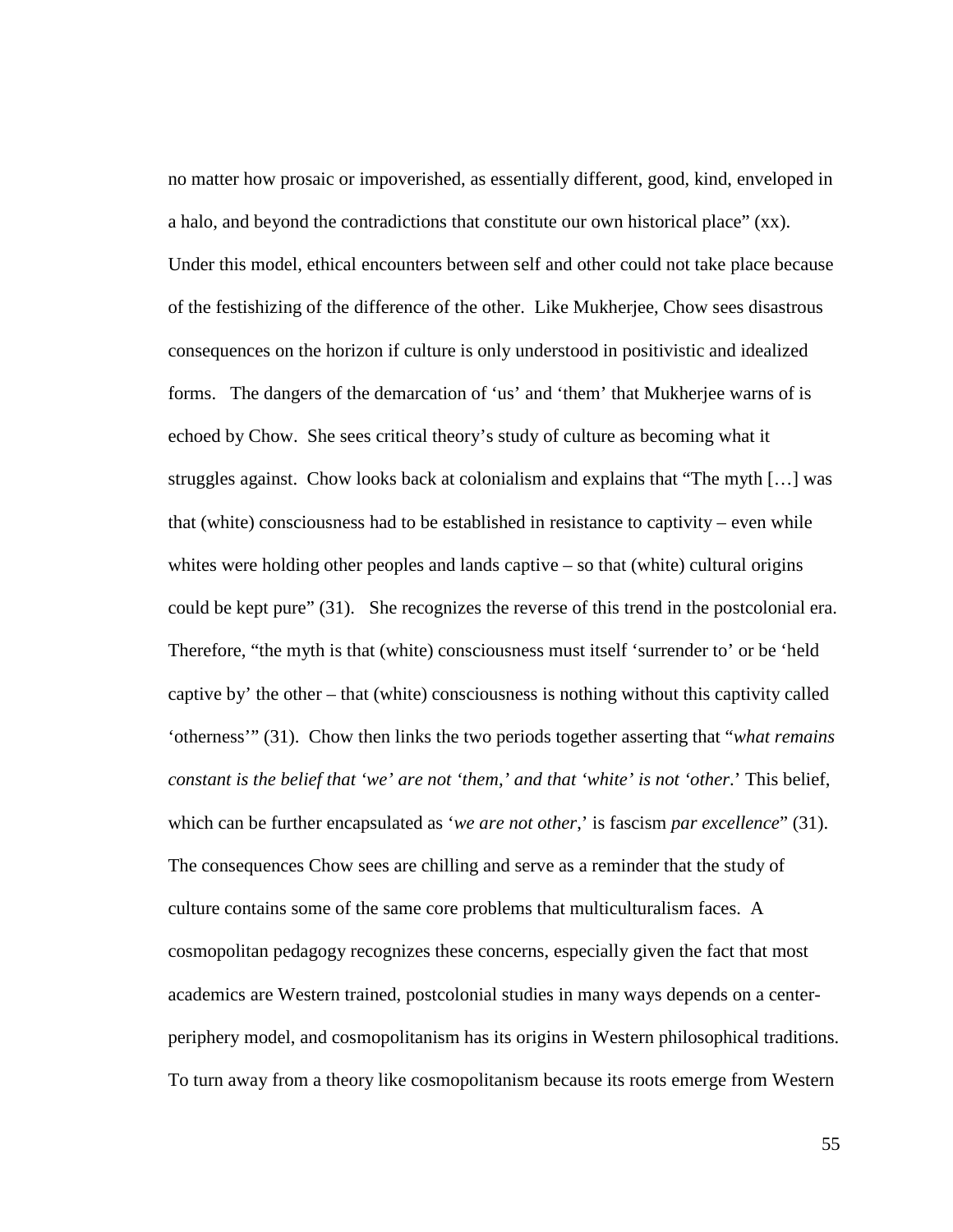no matter how prosaic or impoverished, as essentially different, good, kind, enveloped in a halo, and beyond the contradictions that constitute our own historical place" (xx). Under this model, ethical encounters between self and other could not take place because of the festishizing of the difference of the other. Like Mukherjee, Chow sees disastrous consequences on the horizon if culture is only understood in positivistic and idealized forms. The dangers of the demarcation of 'us' and 'them' that Mukherjee warns of is echoed by Chow. She sees critical theory's study of culture as becoming what it struggles against. Chow looks back at colonialism and explains that "The myth […] was that (white) consciousness had to be established in resistance to captivity – even while whites were holding other peoples and lands captive – so that (white) cultural origins could be kept pure" (31). She recognizes the reverse of this trend in the postcolonial era. Therefore, "the myth is that (white) consciousness must itself 'surrender to' or be 'held captive by' the other – that (white) consciousness is nothing without this captivity called 'otherness'" (31). Chow then links the two periods together asserting that "*what remains constant is the belief that 'we' are not 'them,' and that 'white' is not 'other*.' This belief, which can be further encapsulated as '*we are not other*,' is fascism *par excellence*" (31). The consequences Chow sees are chilling and serve as a reminder that the study of culture contains some of the same core problems that multiculturalism faces. A cosmopolitan pedagogy recognizes these concerns, especially given the fact that most academics are Western trained, postcolonial studies in many ways depends on a center-periphery model, and cosmopolitanism has its origins in Western philosophical traditions. To turn away from a theory like cosmopolitanism because its roots emerge from Western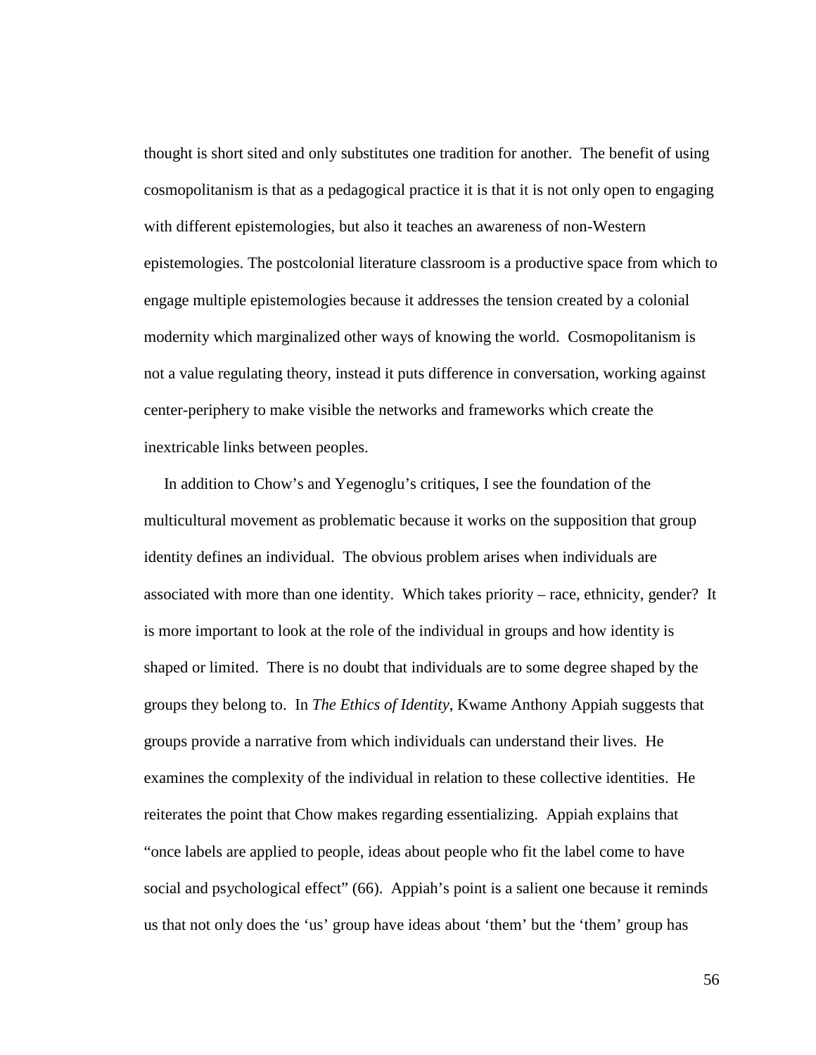thought is short sited and only substitutes one tradition for another. The benefit of using cosmopolitanism is that as a pedagogical practice it is that it is not only open to engaging with different epistemologies, but also it teaches an awareness of non-Western epistemologies. The postcolonial literature classroom is a productive space from which to engage multiple epistemologies because it addresses the tension created by a colonial modernity which marginalized other ways of knowing the world. Cosmopolitanism is not a value regulating theory, instead it puts difference in conversation, working against center-periphery to make visible the networks and frameworks which create the inextricable links between peoples.

In addition to Chow's and Yegenoglu's critiques, I see the foundation of the multicultural movement as problematic because it works on the supposition that group identity defines an individual. The obvious problem arises when individuals are associated with more than one identity. Which takes priority – race, ethnicity, gender? It is more important to look at the role of the individual in groups and how identity is shaped or limited. There is no doubt that individuals are to some degree shaped by the groups they belong to. In *The Ethics of Identity*, Kwame Anthony Appiah suggests that groups provide a narrative from which individuals can understand their lives. He examines the complexity of the individual in relation to these collective identities. He reiterates the point that Chow makes regarding essentializing. Appiah explains that "once labels are applied to people, ideas about people who fit the label come to have social and psychological effect" (66). Appiah's point is a salient one because it reminds us that not only does the 'us' group have ideas about 'them' but the 'them' group has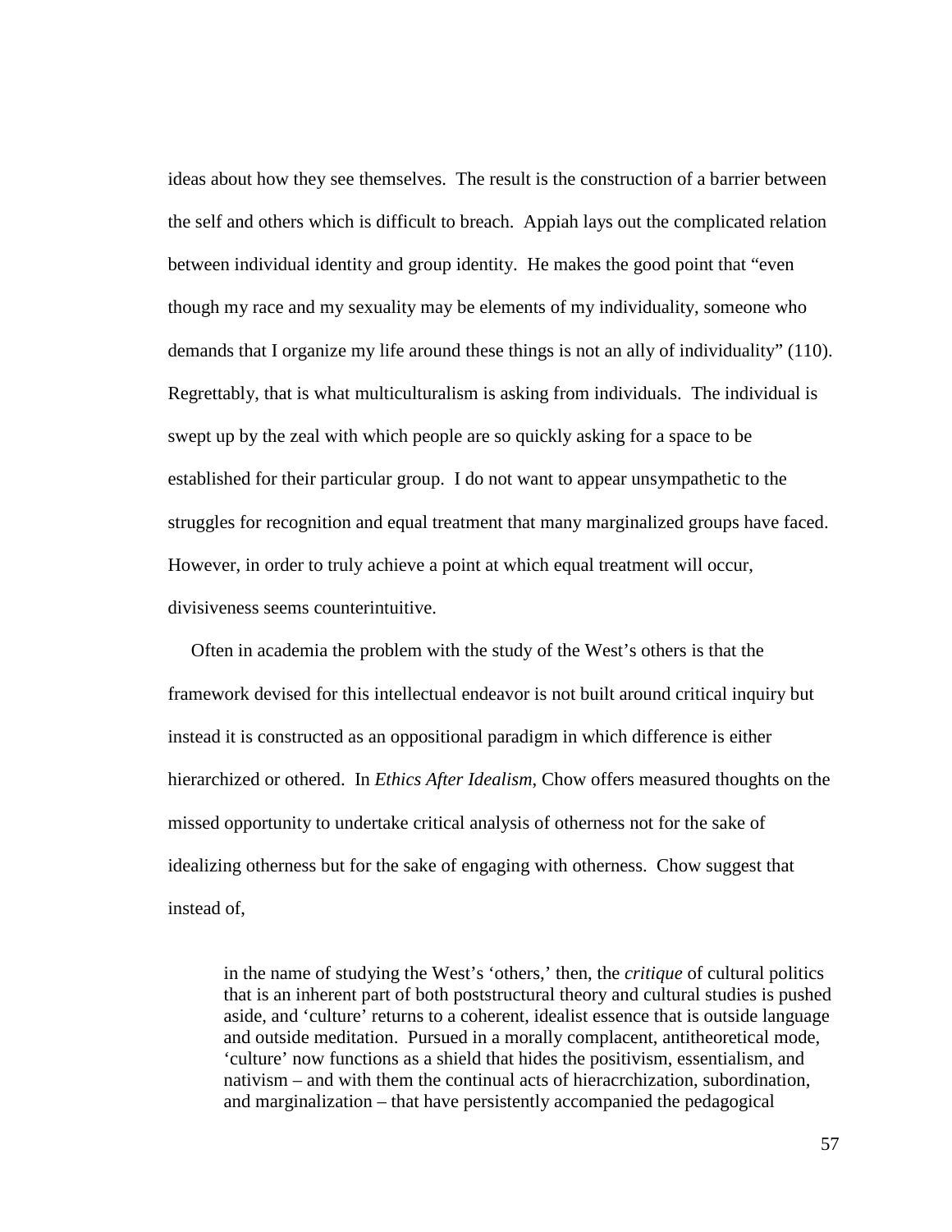ideas about how they see themselves. The result is the construction of a barrier between the self and others which is difficult to breach. Appiah lays out the complicated relation between individual identity and group identity. He makes the good point that "even though my race and my sexuality may be elements of my individuality, someone who demands that I organize my life around these things is not an ally of individuality" (110). Regrettably, that is what multiculturalism is asking from individuals. The individual is swept up by the zeal with which people are so quickly asking for a space to be established for their particular group. I do not want to appear unsympathetic to the struggles for recognition and equal treatment that many marginalized groups have faced. However, in order to truly achieve a point at which equal treatment will occur, divisiveness seems counterintuitive.

Often in academia the problem with the study of the West's others is that the framework devised for this intellectual endeavor is not built around critical inquiry but instead it is constructed as an oppositional paradigm in which difference is either hierarchized or othered. In *Ethics After Idealism*, Chow offers measured thoughts on the missed opportunity to undertake critical analysis of otherness not for the sake of idealizing otherness but for the sake of engaging with otherness. Chow suggest that instead of,

> in the name of studying the West's 'others,' then, the *critique* of cultural politics that is an inherent part of both poststructural theory and cultural studies is pushed aside, and 'culture' returns to a coherent, idealist essence that is outside language and outside meditation. Pursued in a morally complacent, antitheoretical mode, 'culture' now functions as a shield that hides the positivism, essentialism, and nativism – and with them the continual acts of hieracrchization, subordination, and marginalization – that have persistently accompanied the pedagogical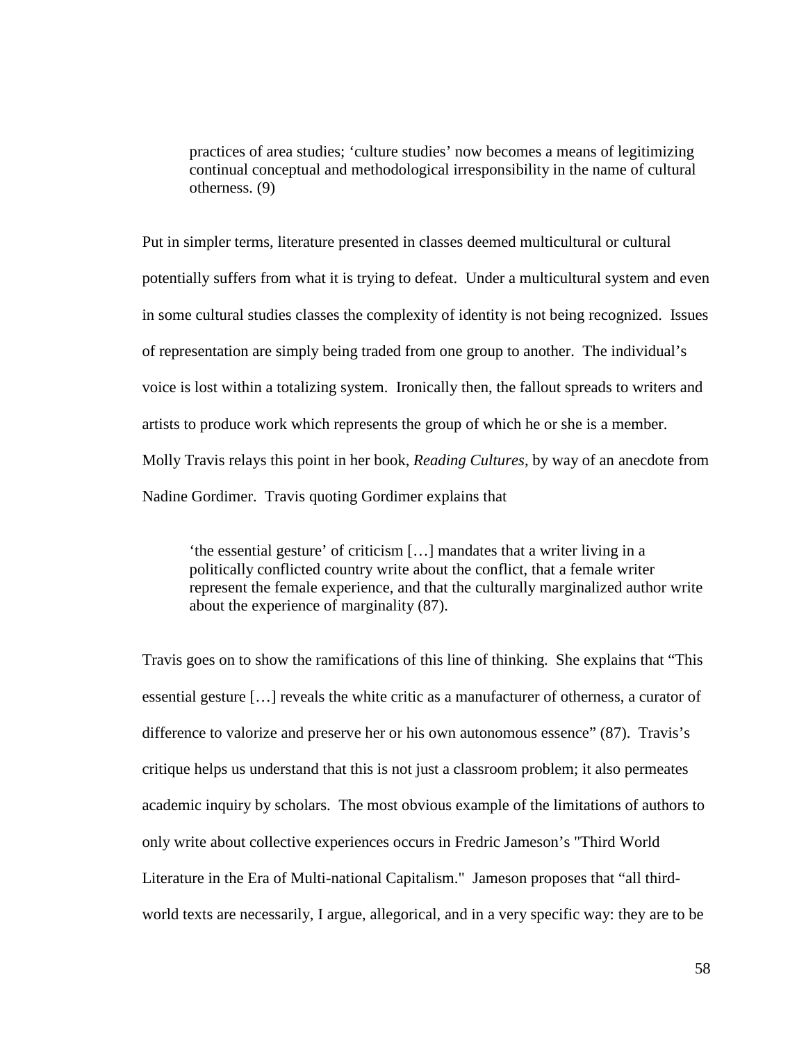> practices of area studies; 'culture studies' now becomes a means of legitimizing continual conceptual and methodological irresponsibility in the name of cultural otherness. (9)

Put in simpler terms, literature presented in classes deemed multicultural or cultural potentially suffers from what it is trying to defeat. Under a multicultural system and even in some cultural studies classes the complexity of identity is not being recognized. Issues of representation are simply being traded from one group to another. The individual's voice is lost within a totalizing system. Ironically then, the fallout spreads to writers and artists to produce work which represents the group of which he or she is a member. Molly Travis relays this point in her book, *Reading Cultures*, by way of an anecdote from Nadine Gordimer. Travis quoting Gordimer explains that

> 'the essential gesture' of criticism […] mandates that a writer living in a politically conflicted country write about the conflict, that a female writer represent the female experience, and that the culturally marginalized author write about the experience of marginality (87).

Travis goes on to show the ramifications of this line of thinking. She explains that "This essential gesture […] reveals the white critic as a manufacturer of otherness, a curator of difference to valorize and preserve her or his own autonomous essence" (87). Travis's critique helps us understand that this is not just a classroom problem; it also permeates academic inquiry by scholars. The most obvious example of the limitations of authors to only write about collective experiences occurs in Fredric Jameson's "Third World Literature in the Era of Multi-national Capitalism." Jameson proposes that "all third-world texts are necessarily, I argue, allegorical, and in a very specific way: they are to be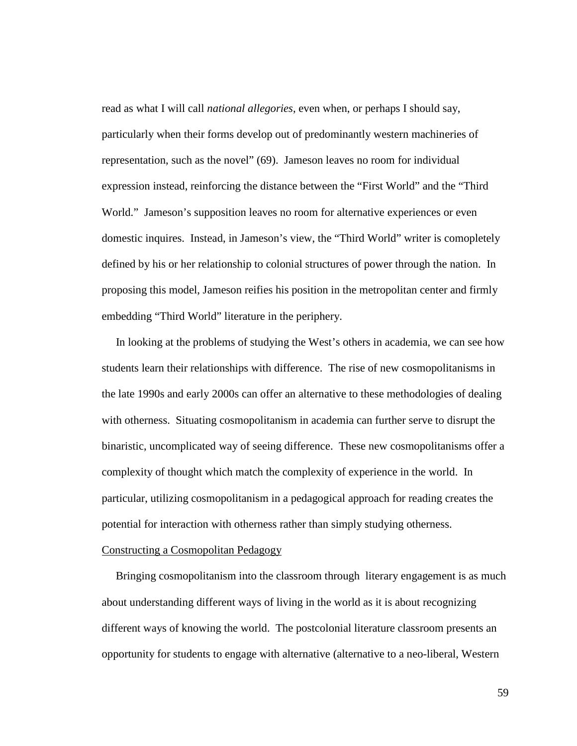read as what I will call *national allegories*, even when, or perhaps I should say, particularly when their forms develop out of predominantly western machineries of representation, such as the novel" (69). Jameson leaves no room for individual expression instead, reinforcing the distance between the "First World" and the "Third World." Jameson's supposition leaves no room for alternative experiences or even domestic inquires. Instead, in Jameson's view, the "Third World" writer is comopletely defined by his or her relationship to colonial structures of power through the nation. In proposing this model, Jameson reifies his position in the metropolitan center and firmly embedding "Third World" literature in the periphery.

In looking at the problems of studying the West's others in academia, we can see how students learn their relationships with difference. The rise of new cosmopolitanisms in the late 1990s and early 2000s can offer an alternative to these methodologies of dealing with otherness. Situating cosmopolitanism in academia can further serve to disrupt the binaristic, uncomplicated way of seeing difference. These new cosmopolitanisms offer a complexity of thought which match the complexity of experience in the world. In particular, utilizing cosmopolitanism in a pedagogical approach for reading creates the potential for interaction with otherness rather than simply studying otherness.

## Constructing a Cosmopolitan Pedagogy

Bringing cosmopolitanism into the classroom through literary engagement is as much about understanding different ways of living in the world as it is about recognizing different ways of knowing the world. The postcolonial literature classroom presents an opportunity for students to engage with alternative (alternative to a neo-liberal, Western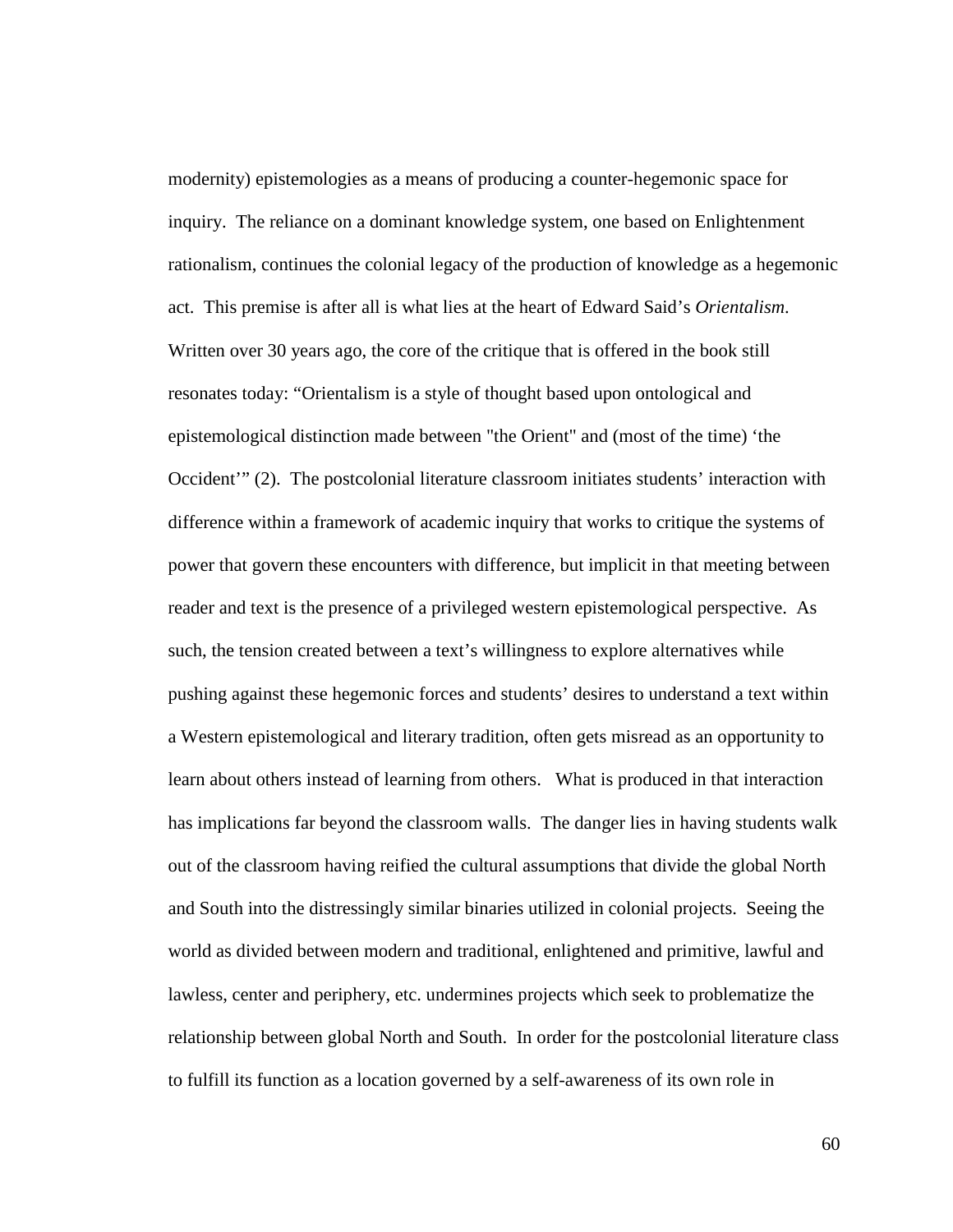modernity) epistemologies as a means of producing a counter-hegemonic space for inquiry. The reliance on a dominant knowledge system, one based on Enlightenment rationalism, continues the colonial legacy of the production of knowledge as a hegemonic act. This premise is after all is what lies at the heart of Edward Said's *Orientalism*. Written over 30 years ago, the core of the critique that is offered in the book still resonates today: "Orientalism is a style of thought based upon ontological and epistemological distinction made between "the Orient" and (most of the time) 'the Occident'" (2). The postcolonial literature classroom initiates students' interaction with difference within a framework of academic inquiry that works to critique the systems of power that govern these encounters with difference, but implicit in that meeting between reader and text is the presence of a privileged western epistemological perspective. As such, the tension created between a text's willingness to explore alternatives while pushing against these hegemonic forces and students' desires to understand a text within a Western epistemological and literary tradition, often gets misread as an opportunity to learn about others instead of learning from others. What is produced in that interaction has implications far beyond the classroom walls. The danger lies in having students walk out of the classroom having reified the cultural assumptions that divide the global North and South into the distressingly similar binaries utilized in colonial projects. Seeing the world as divided between modern and traditional, enlightened and primitive, lawful and lawless, center and periphery, etc. undermines projects which seek to problematize the relationship between global North and South. In order for the postcolonial literature class to fulfill its function as a location governed by a self-awareness of its own role in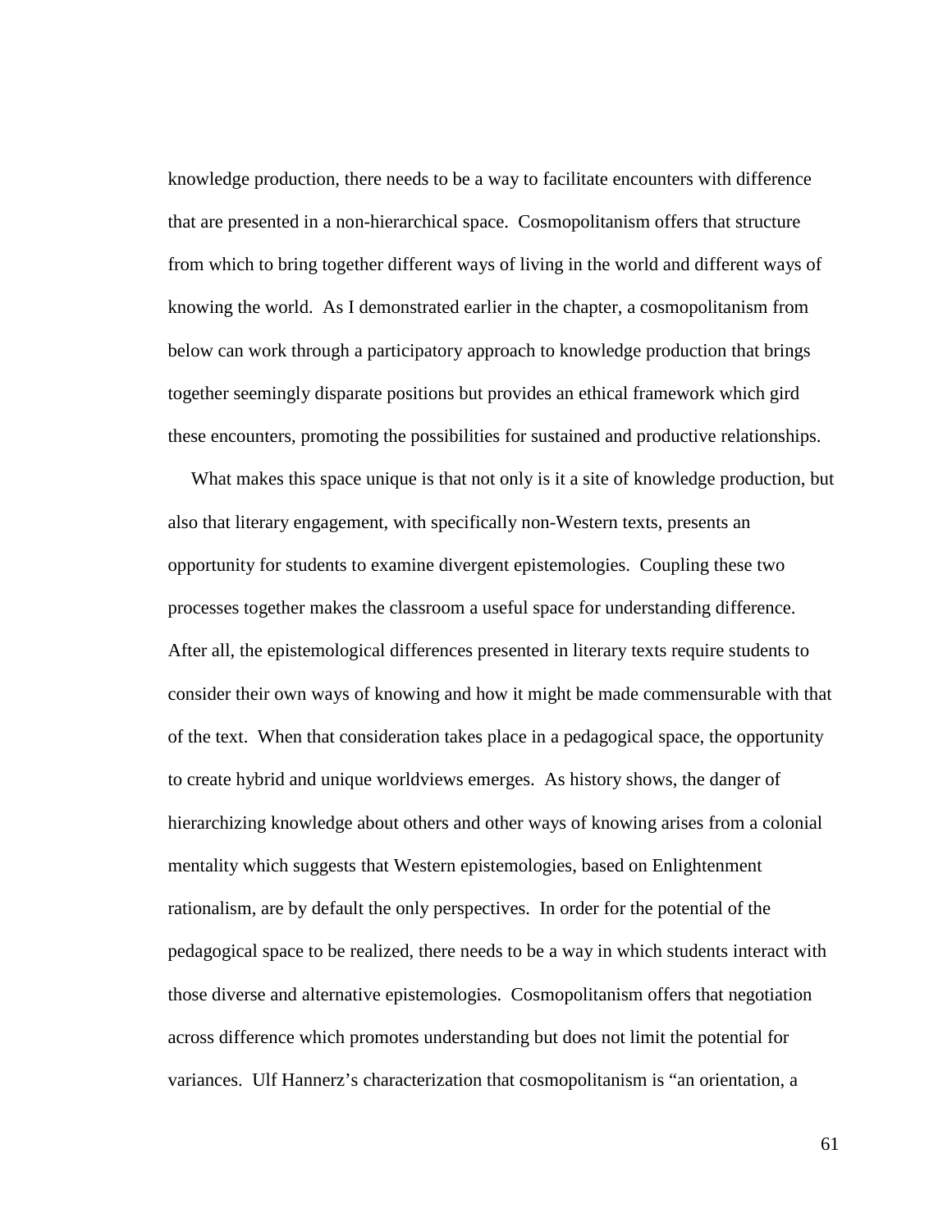knowledge production, there needs to be a way to facilitate encounters with difference that are presented in a non-hierarchical space. Cosmopolitanism offers that structure from which to bring together different ways of living in the world and different ways of knowing the world. As I demonstrated earlier in the chapter, a cosmopolitanism from below can work through a participatory approach to knowledge production that brings together seemingly disparate positions but provides an ethical framework which gird these encounters, promoting the possibilities for sustained and productive relationships.

What makes this space unique is that not only is it a site of knowledge production, but also that literary engagement, with specifically non-Western texts, presents an opportunity for students to examine divergent epistemologies. Coupling these two processes together makes the classroom a useful space for understanding difference. After all, the epistemological differences presented in literary texts require students to consider their own ways of knowing and how it might be made commensurable with that of the text. When that consideration takes place in a pedagogical space, the opportunity to create hybrid and unique worldviews emerges. As history shows, the danger of hierarchizing knowledge about others and other ways of knowing arises from a colonial mentality which suggests that Western epistemologies, based on Enlightenment rationalism, are by default the only perspectives. In order for the potential of the pedagogical space to be realized, there needs to be a way in which students interact with those diverse and alternative epistemologies. Cosmopolitanism offers that negotiation across difference which promotes understanding but does not limit the potential for variances. Ulf Hannerz's characterization that cosmopolitanism is "an orientation, a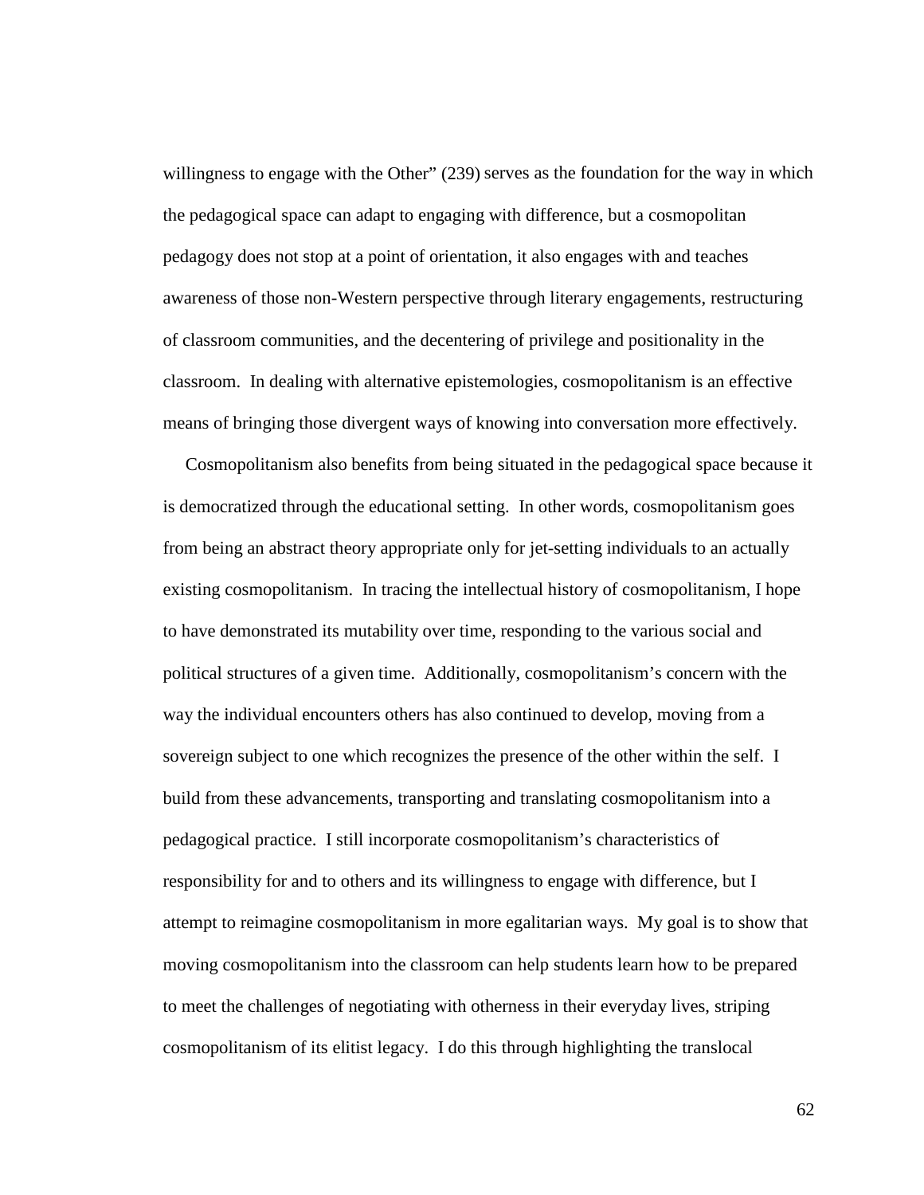willingness to engage with the Other" (239) serves as the foundation for the way in which the pedagogical space can adapt to engaging with difference, but a cosmopolitan pedagogy does not stop at a point of orientation, it also engages with and teaches awareness of those non-Western perspective through literary engagements, restructuring of classroom communities, and the decentering of privilege and positionality in the classroom. In dealing with alternative epistemologies, cosmopolitanism is an effective means of bringing those divergent ways of knowing into conversation more effectively.

Cosmopolitanism also benefits from being situated in the pedagogical space because it is democratized through the educational setting. In other words, cosmopolitanism goes from being an abstract theory appropriate only for jet-setting individuals to an actually existing cosmopolitanism. In tracing the intellectual history of cosmopolitanism, I hope to have demonstrated its mutability over time, responding to the various social and political structures of a given time. Additionally, cosmopolitanism's concern with the way the individual encounters others has also continued to develop, moving from a sovereign subject to one which recognizes the presence of the other within the self. I build from these advancements, transporting and translating cosmopolitanism into a pedagogical practice. I still incorporate cosmopolitanism's characteristics of responsibility for and to others and its willingness to engage with difference, but I attempt to reimagine cosmopolitanism in more egalitarian ways. My goal is to show that moving cosmopolitanism into the classroom can help students learn how to be prepared to meet the challenges of negotiating with otherness in their everyday lives, striping cosmopolitanism of its elitist legacy. I do this through highlighting the translocal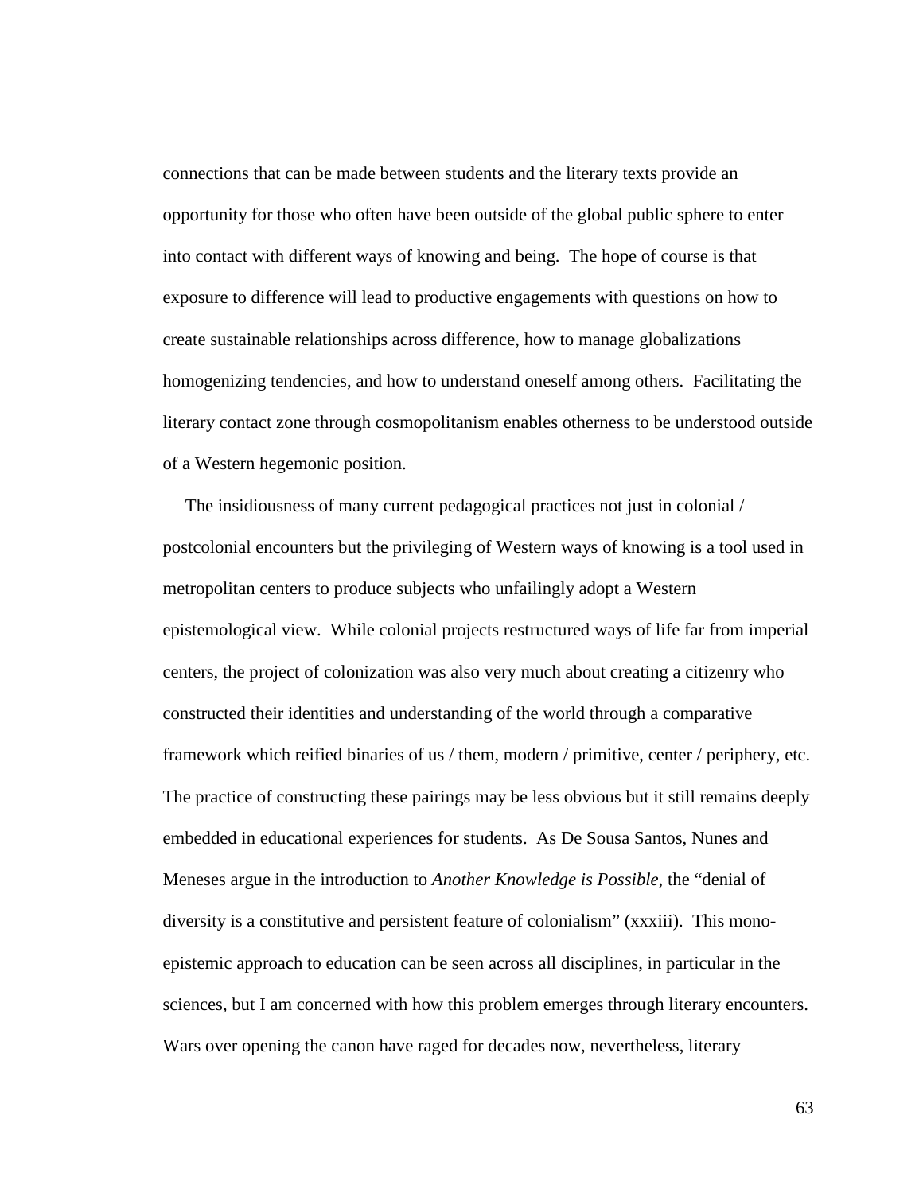connections that can be made between students and the literary texts provide an opportunity for those who often have been outside of the global public sphere to enter into contact with different ways of knowing and being. The hope of course is that exposure to difference will lead to productive engagements with questions on how to create sustainable relationships across difference, how to manage globalizations homogenizing tendencies, and how to understand oneself among others. Facilitating the literary contact zone through cosmopolitanism enables otherness to be understood outside of a Western hegemonic position.

The insidiousness of many current pedagogical practices not just in colonial / postcolonial encounters but the privileging of Western ways of knowing is a tool used in metropolitan centers to produce subjects who unfailingly adopt a Western epistemological view. While colonial projects restructured ways of life far from imperial centers, the project of colonization was also very much about creating a citizenry who constructed their identities and understanding of the world through a comparative framework which reified binaries of us / them, modern / primitive, center / periphery, etc. The practice of constructing these pairings may be less obvious but it still remains deeply embedded in educational experiences for students. As De Sousa Santos, Nunes and Meneses argue in the introduction to *Another Knowledge is Possible*, the "denial of diversity is a constitutive and persistent feature of colonialism" (xxxiii). This mono-epistemic approach to education can be seen across all disciplines, in particular in the sciences, but I am concerned with how this problem emerges through literary encounters. Wars over opening the canon have raged for decades now, nevertheless, literary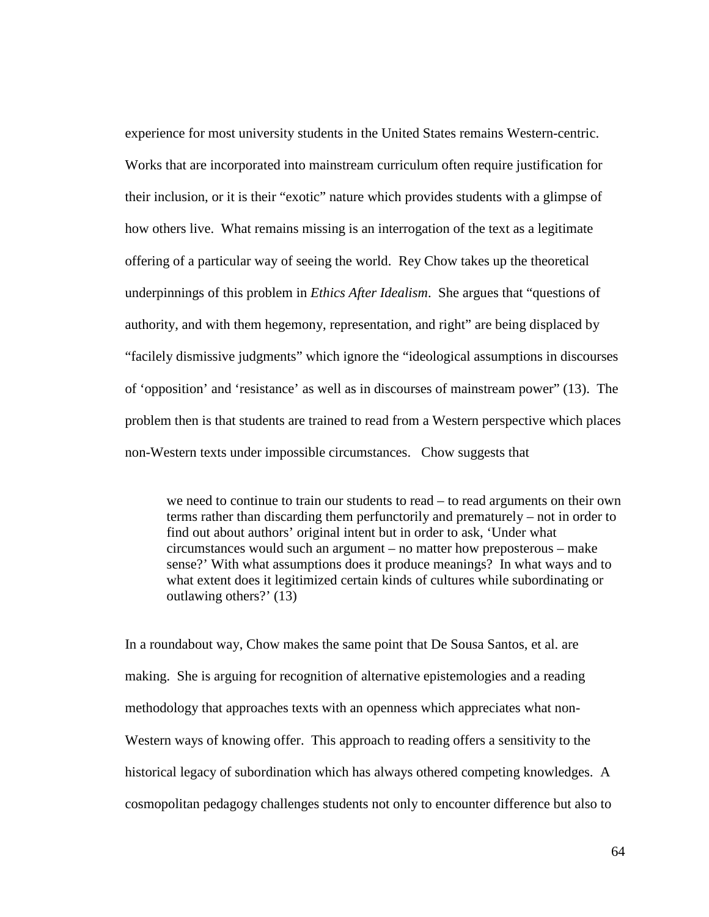experience for most university students in the United States remains Western-centric. Works that are incorporated into mainstream curriculum often require justification for their inclusion, or it is their "exotic" nature which provides students with a glimpse of how others live. What remains missing is an interrogation of the text as a legitimate offering of a particular way of seeing the world. Rey Chow takes up the theoretical underpinnings of this problem in *Ethics After Idealism*. She argues that "questions of authority, and with them hegemony, representation, and right" are being displaced by "facilely dismissive judgments" which ignore the "ideological assumptions in discourses of 'opposition' and 'resistance' as well as in discourses of mainstream power" (13). The problem then is that students are trained to read from a Western perspective which places non-Western texts under impossible circumstances. Chow suggests that

> we need to continue to train our students to read – to read arguments on their own terms rather than discarding them perfunctorily and prematurely – not in order to find out about authors' original intent but in order to ask, 'Under what circumstances would such an argument – no matter how preposterous – make sense?' With what assumptions does it produce meanings? In what ways and to what extent does it legitimized certain kinds of cultures while subordinating or outlawing others?' (13)

In a roundabout way, Chow makes the same point that De Sousa Santos, et al. are making. She is arguing for recognition of alternative epistemologies and a reading methodology that approaches texts with an openness which appreciates what non-Western ways of knowing offer. This approach to reading offers a sensitivity to the historical legacy of subordination which has always othered competing knowledges. A cosmopolitan pedagogy challenges students not only to encounter difference but also to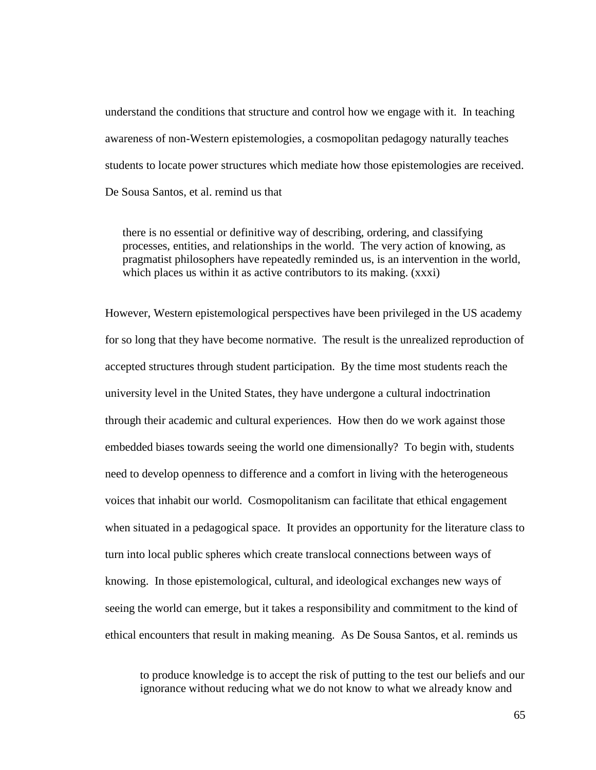understand the conditions that structure and control how we engage with it. In teaching awareness of non-Western epistemologies, a cosmopolitan pedagogy naturally teaches students to locate power structures which mediate how those epistemologies are received. De Sousa Santos, et al. remind us that

> there is no essential or definitive way of describing, ordering, and classifying processes, entities, and relationships in the world. The very action of knowing, as pragmatist philosophers have repeatedly reminded us, is an intervention in the world, which places us within it as active contributors to its making. (xxxi)

However, Western epistemological perspectives have been privileged in the US academy for so long that they have become normative. The result is the unrealized reproduction of accepted structures through student participation. By the time most students reach the university level in the United States, they have undergone a cultural indoctrination through their academic and cultural experiences. How then do we work against those embedded biases towards seeing the world one dimensionally? To begin with, students need to develop openness to difference and a comfort in living with the heterogeneous voices that inhabit our world. Cosmopolitanism can facilitate that ethical engagement when situated in a pedagogical space. It provides an opportunity for the literature class to turn into local public spheres which create translocal connections between ways of knowing. In those epistemological, cultural, and ideological exchanges new ways of seeing the world can emerge, but it takes a responsibility and commitment to the kind of ethical encounters that result in making meaning. As De Sousa Santos, et al. reminds us

> to produce knowledge is to accept the risk of putting to the test our beliefs and our ignorance without reducing what we do not know to what we already know and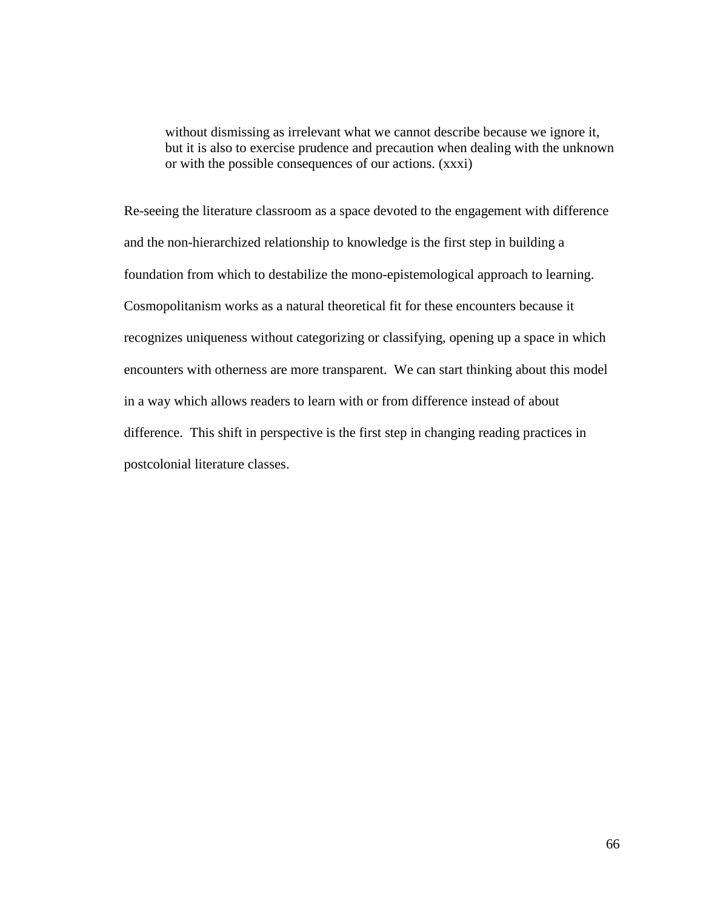> without dismissing as irrelevant what we cannot describe because we ignore it, but it is also to exercise prudence and precaution when dealing with the unknown or with the possible consequences of our actions. (xxxi)

Re-seeing the literature classroom as a space devoted to the engagement with difference and the non-hierarchized relationship to knowledge is the first step in building a foundation from which to destabilize the mono-epistemological approach to learning. Cosmopolitanism works as a natural theoretical fit for these encounters because it recognizes uniqueness without categorizing or classifying, opening up a space in which encounters with otherness are more transparent. We can start thinking about this model in a way which allows readers to learn with or from difference instead of about difference. This shift in perspective is the first step in changing reading practices in postcolonial literature classes.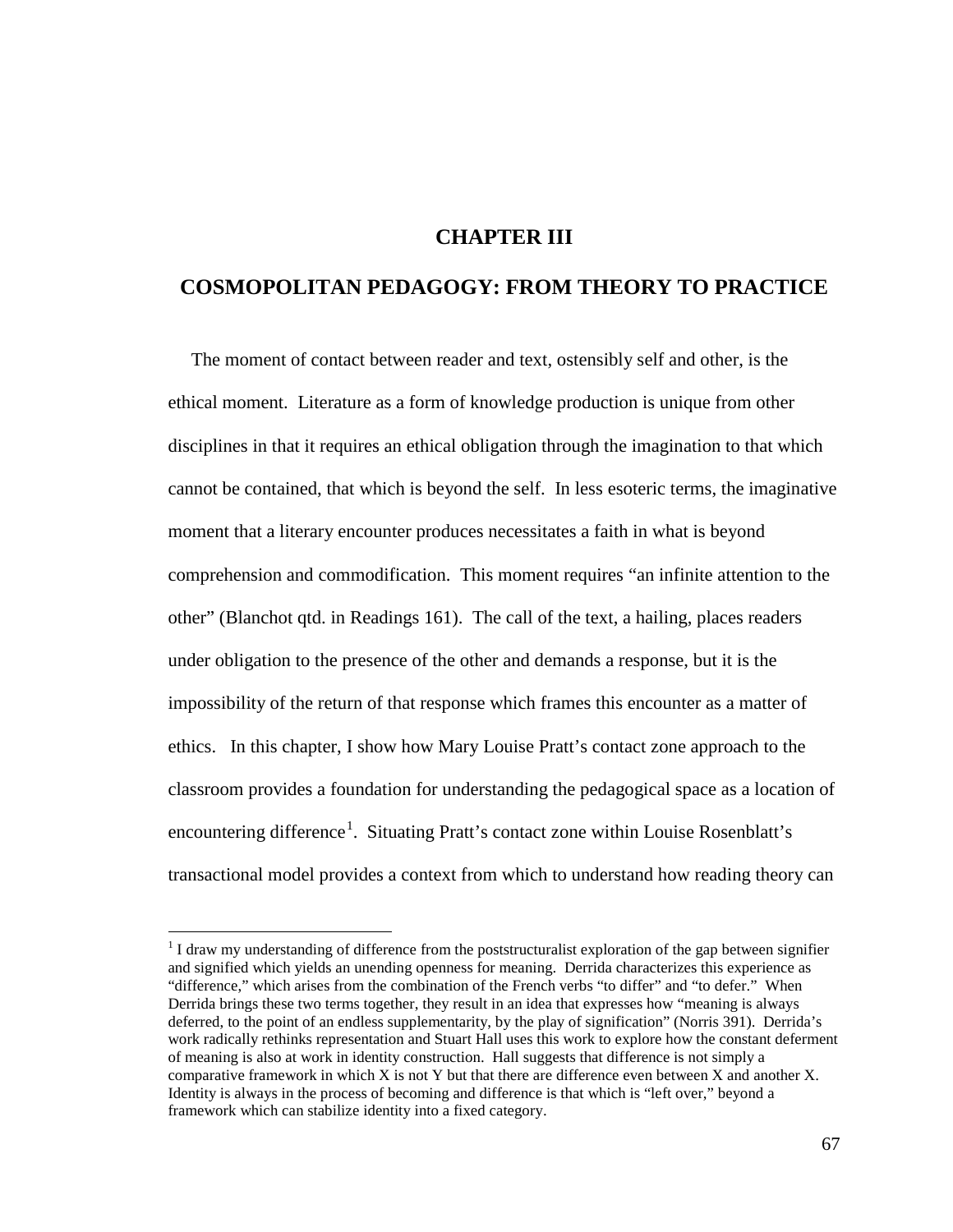# CHAPTER III

# COSMOPOLITAN PEDAGOGY: FROM THEORY TO PRACTICE

The moment of contact between reader and text, ostensibly self and other, is the ethical moment. Literature as a form of knowledge production is unique from other disciplines in that it requires an ethical obligation through the imagination to that which cannot be contained, that which is beyond the self. In less esoteric terms, the imaginative moment that a literary encounter produces necessitates a faith in what is beyond comprehension and commodification. This moment requires "an infinite attention to the other" (Blanchot qtd. in Readings 161). The call of the text, a hailing, places readers under obligation to the presence of the other and demands a response, but it is the impossibility of the return of that response which frames this encounter as a matter of ethics. In this chapter, I show how Mary Louise Pratt's contact zone approach to the classroom provides a foundation for understanding the pedagogical space as a location of encountering difference[1]. Situating Pratt's contact zone within Louise Rosenblatt's transactional model provides a context from which to understand how reading theory can

[1] I draw my understanding of difference from the poststructuralist exploration of the gap between signifier and signified which yields an unending openness for meaning. Derrida characterizes this experience as "difference," which arises from the combination of the French verbs "to differ" and "to defer." When Derrida brings these two terms together, they result in an idea that expresses how "meaning is always deferred, to the point of an endless supplementarity, by the play of signification" (Norris 391). Derrida's work radically rethinks representation and Stuart Hall uses this work to explore how the constant deferment of meaning is also at work in identity construction. Hall suggests that difference is not simply a comparative framework in which X is not Y but that there are difference even between X and another X. Identity is always in the process of becoming and difference is that which is "left over," beyond a framework which can stabilize identity into a fixed category.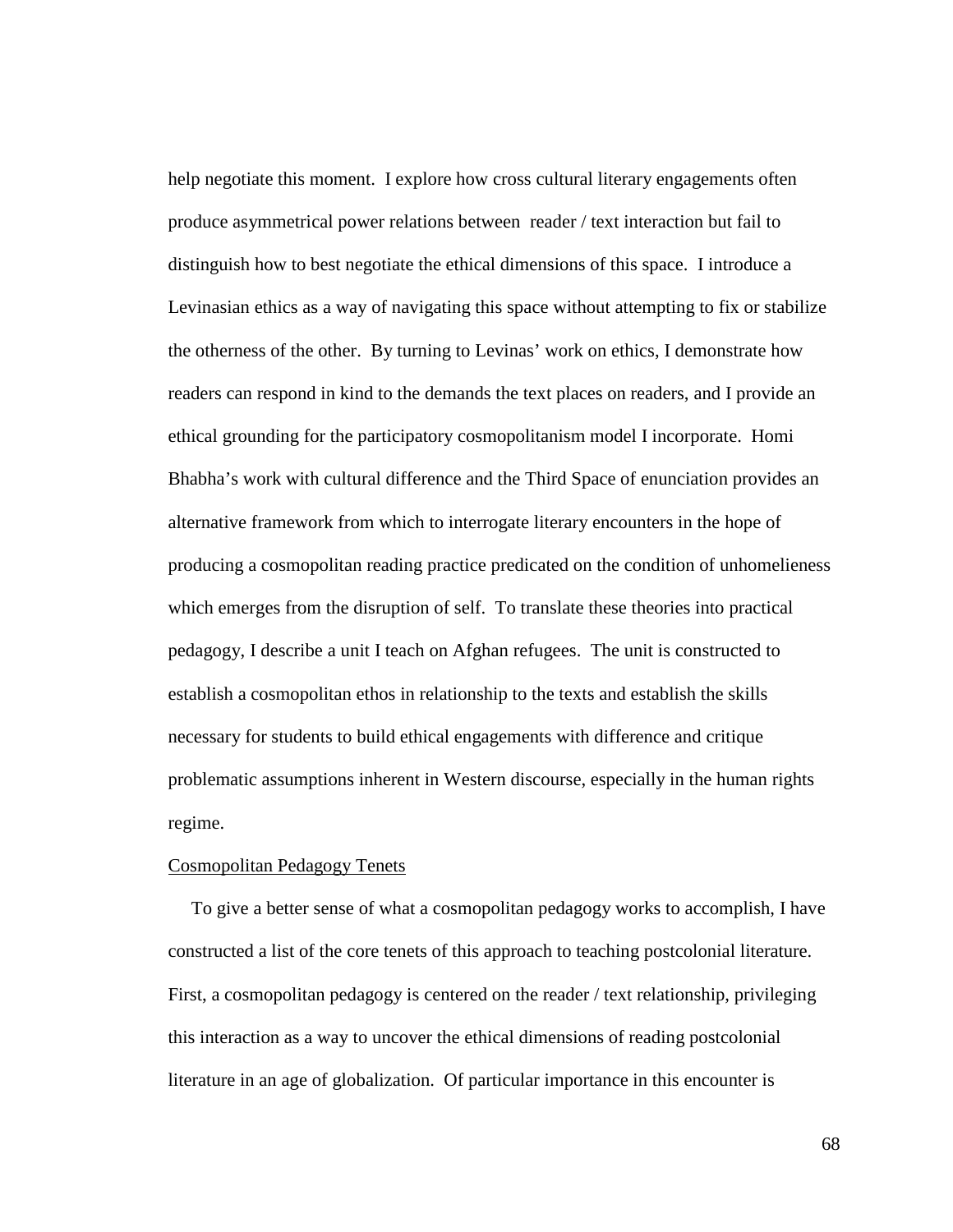help negotiate this moment. I explore how cross cultural literary engagements often produce asymmetrical power relations between reader / text interaction but fail to distinguish how to best negotiate the ethical dimensions of this space. I introduce a Levinasian ethics as a way of navigating this space without attempting to fix or stabilize the otherness of the other. By turning to Levinas' work on ethics, I demonstrate how readers can respond in kind to the demands the text places on readers, and I provide an ethical grounding for the participatory cosmopolitanism model I incorporate. Homi Bhabha's work with cultural difference and the Third Space of enunciation provides an alternative framework from which to interrogate literary encounters in the hope of producing a cosmopolitan reading practice predicated on the condition of unhomelieness which emerges from the disruption of self. To translate these theories into practical pedagogy, I describe a unit I teach on Afghan refugees. The unit is constructed to establish a cosmopolitan ethos in relationship to the texts and establish the skills necessary for students to build ethical engagements with difference and critique problematic assumptions inherent in Western discourse, especially in the human rights regime.

<u>Cosmopolitan Pedagogy Tenets</u>

To give a better sense of what a cosmopolitan pedagogy works to accomplish, I have constructed a list of the core tenets of this approach to teaching postcolonial literature. First, a cosmopolitan pedagogy is centered on the reader / text relationship, privileging this interaction as a way to uncover the ethical dimensions of reading postcolonial literature in an age of globalization. Of particular importance in this encounter is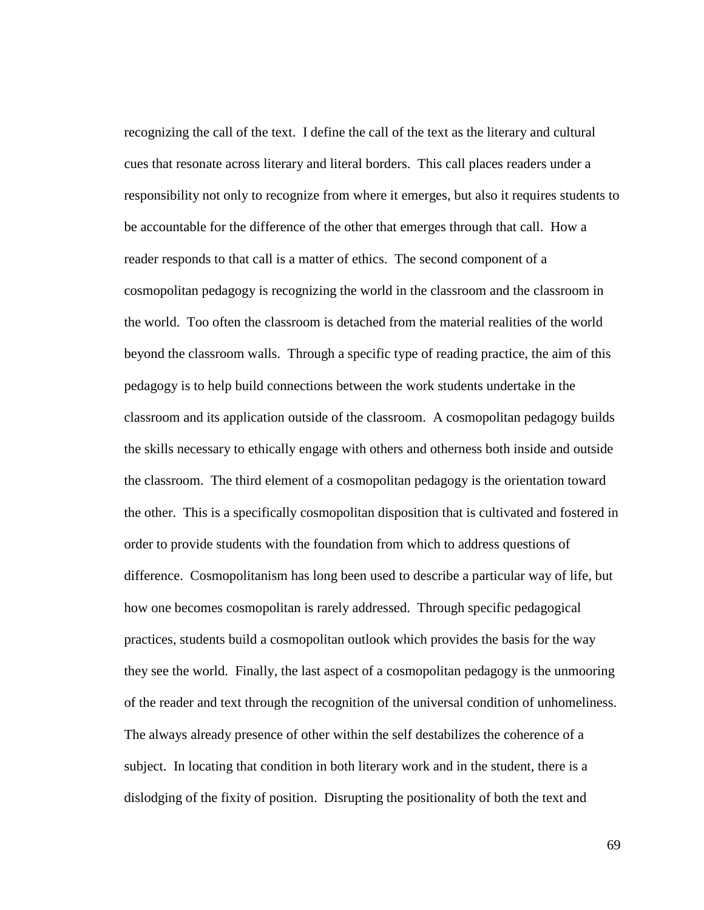recognizing the call of the text. I define the call of the text as the literary and cultural cues that resonate across literary and literal borders. This call places readers under a responsibility not only to recognize from where it emerges, but also it requires students to be accountable for the difference of the other that emerges through that call. How a reader responds to that call is a matter of ethics. The second component of a cosmopolitan pedagogy is recognizing the world in the classroom and the classroom in the world. Too often the classroom is detached from the material realities of the world beyond the classroom walls. Through a specific type of reading practice, the aim of this pedagogy is to help build connections between the work students undertake in the classroom and its application outside of the classroom. A cosmopolitan pedagogy builds the skills necessary to ethically engage with others and otherness both inside and outside the classroom. The third element of a cosmopolitan pedagogy is the orientation toward the other. This is a specifically cosmopolitan disposition that is cultivated and fostered in order to provide students with the foundation from which to address questions of difference. Cosmopolitanism has long been used to describe a particular way of life, but how one becomes cosmopolitan is rarely addressed. Through specific pedagogical practices, students build a cosmopolitan outlook which provides the basis for the way they see the world. Finally, the last aspect of a cosmopolitan pedagogy is the unmooring of the reader and text through the recognition of the universal condition of unhomeliness. The always already presence of other within the self destabilizes the coherence of a subject. In locating that condition in both literary work and in the student, there is a dislodging of the fixity of position. Disrupting the positionality of both the text and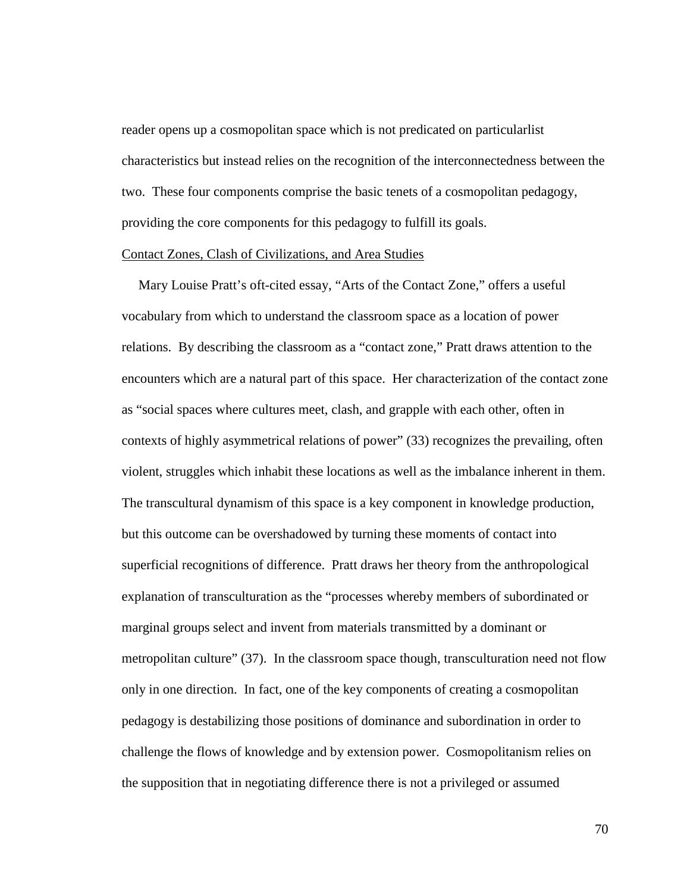reader opens up a cosmopolitan space which is not predicated on particularlist characteristics but instead relies on the recognition of the interconnectedness between the two. These four components comprise the basic tenets of a cosmopolitan pedagogy, providing the core components for this pedagogy to fulfill its goals.

## Contact Zones, Clash of Civilizations, and Area Studies

Mary Louise Pratt's oft-cited essay, "Arts of the Contact Zone," offers a useful vocabulary from which to understand the classroom space as a location of power relations. By describing the classroom as a "contact zone," Pratt draws attention to the encounters which are a natural part of this space. Her characterization of the contact zone as "social spaces where cultures meet, clash, and grapple with each other, often in contexts of highly asymmetrical relations of power" (33) recognizes the prevailing, often violent, struggles which inhabit these locations as well as the imbalance inherent in them. The transcultural dynamism of this space is a key component in knowledge production, but this outcome can be overshadowed by turning these moments of contact into superficial recognitions of difference. Pratt draws her theory from the anthropological explanation of transculturation as the "processes whereby members of subordinated or marginal groups select and invent from materials transmitted by a dominant or metropolitan culture" (37). In the classroom space though, transculturation need not flow only in one direction. In fact, one of the key components of creating a cosmopolitan pedagogy is destabilizing those positions of dominance and subordination in order to challenge the flows of knowledge and by extension power. Cosmopolitanism relies on the supposition that in negotiating difference there is not a privileged or assumed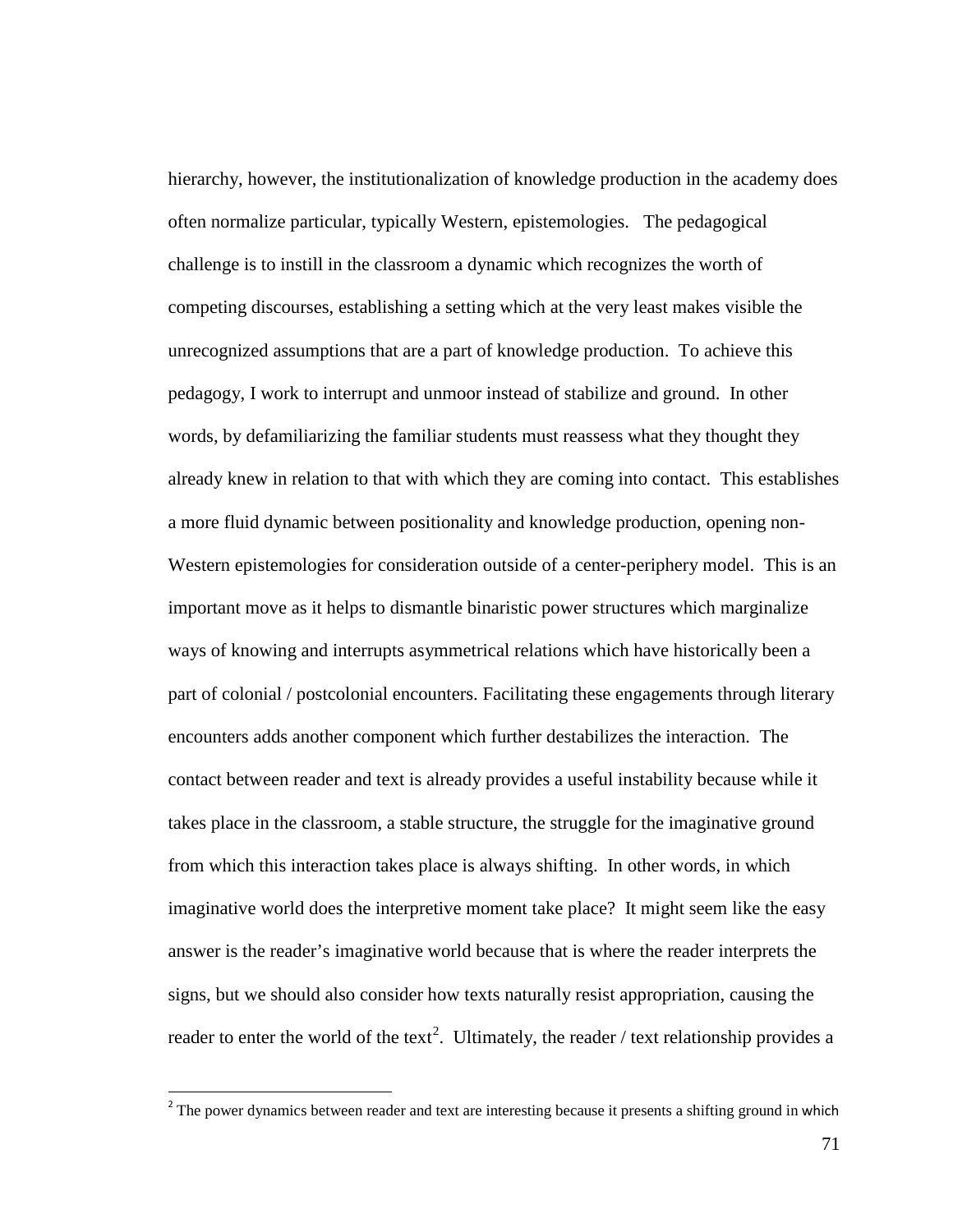hierarchy, however, the institutionalization of knowledge production in the academy does often normalize particular, typically Western, epistemologies. The pedagogical challenge is to instill in the classroom a dynamic which recognizes the worth of competing discourses, establishing a setting which at the very least makes visible the unrecognized assumptions that are a part of knowledge production. To achieve this pedagogy, I work to interrupt and unmoor instead of stabilize and ground. In other words, by defamiliarizing the familiar students must reassess what they thought they already knew in relation to that with which they are coming into contact. This establishes a more fluid dynamic between positionality and knowledge production, opening non-Western epistemologies for consideration outside of a center-periphery model. This is an important move as it helps to dismantle binaristic power structures which marginalize ways of knowing and interrupts asymmetrical relations which have historically been a part of colonial / postcolonial encounters. Facilitating these engagements through literary encounters adds another component which further destabilizes the interaction. The contact between reader and text is already provides a useful instability because while it takes place in the classroom, a stable structure, the struggle for the imaginative ground from which this interaction takes place is always shifting. In other words, in which imaginative world does the interpretive moment take place? It might seem like the easy answer is the reader's imaginative world because that is where the reader interprets the signs, but we should also consider how texts naturally resist appropriation, causing the reader to enter the world of the text[2]. Ultimately, the reader / text relationship provides a

[2] The power dynamics between reader and text are interesting because it presents a shifting ground in which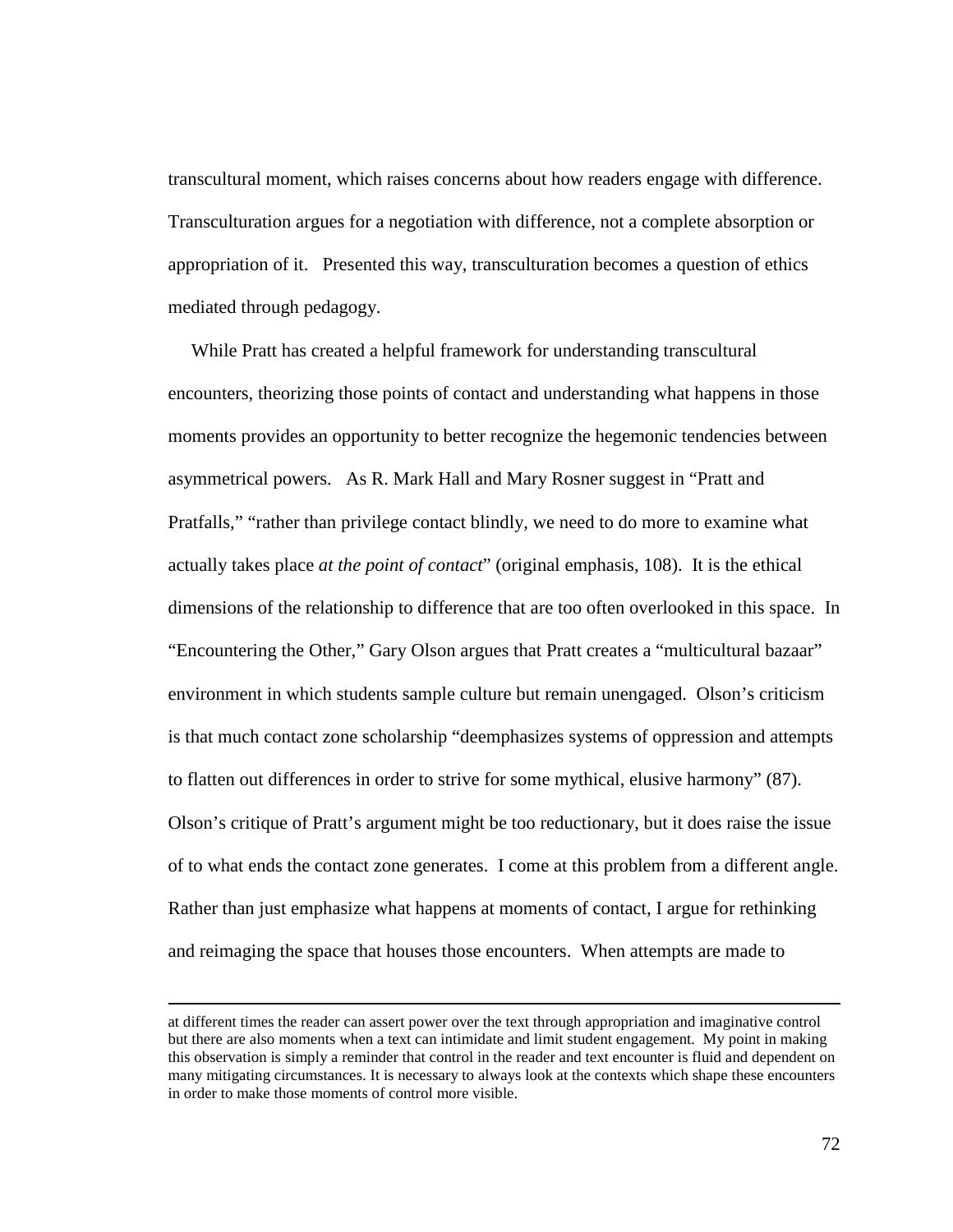transcultural moment, which raises concerns about how readers engage with difference. Transculturation argues for a negotiation with difference, not a complete absorption or appropriation of it. Presented this way, transculturation becomes a question of ethics mediated through pedagogy.

While Pratt has created a helpful framework for understanding transcultural encounters, theorizing those points of contact and understanding what happens in those moments provides an opportunity to better recognize the hegemonic tendencies between asymmetrical powers. As R. Mark Hall and Mary Rosner suggest in "Pratt and Pratfalls," "rather than privilege contact blindly, we need to do more to examine what actually takes place *at the point of contact*" (original emphasis, 108). It is the ethical dimensions of the relationship to difference that are too often overlooked in this space. In "Encountering the Other," Gary Olson argues that Pratt creates a "multicultural bazaar" environment in which students sample culture but remain unengaged. Olson's criticism is that much contact zone scholarship "deemphasizes systems of oppression and attempts to flatten out differences in order to strive for some mythical, elusive harmony" (87). Olson's critique of Pratt's argument might be too reductionary, but it does raise the issue of to what ends the contact zone generates. I come at this problem from a different angle. Rather than just emphasize what happens at moments of contact, I argue for rethinking and reimaging the space that houses those encounters. When attempts are made to

---

at different times the reader can assert power over the text through appropriation and imaginative control but there are also moments when a text can intimidate and limit student engagement. My point in making this observation is simply a reminder that control in the reader and text encounter is fluid and dependent on many mitigating circumstances. It is necessary to always look at the contexts which shape these encounters in order to make those moments of control more visible.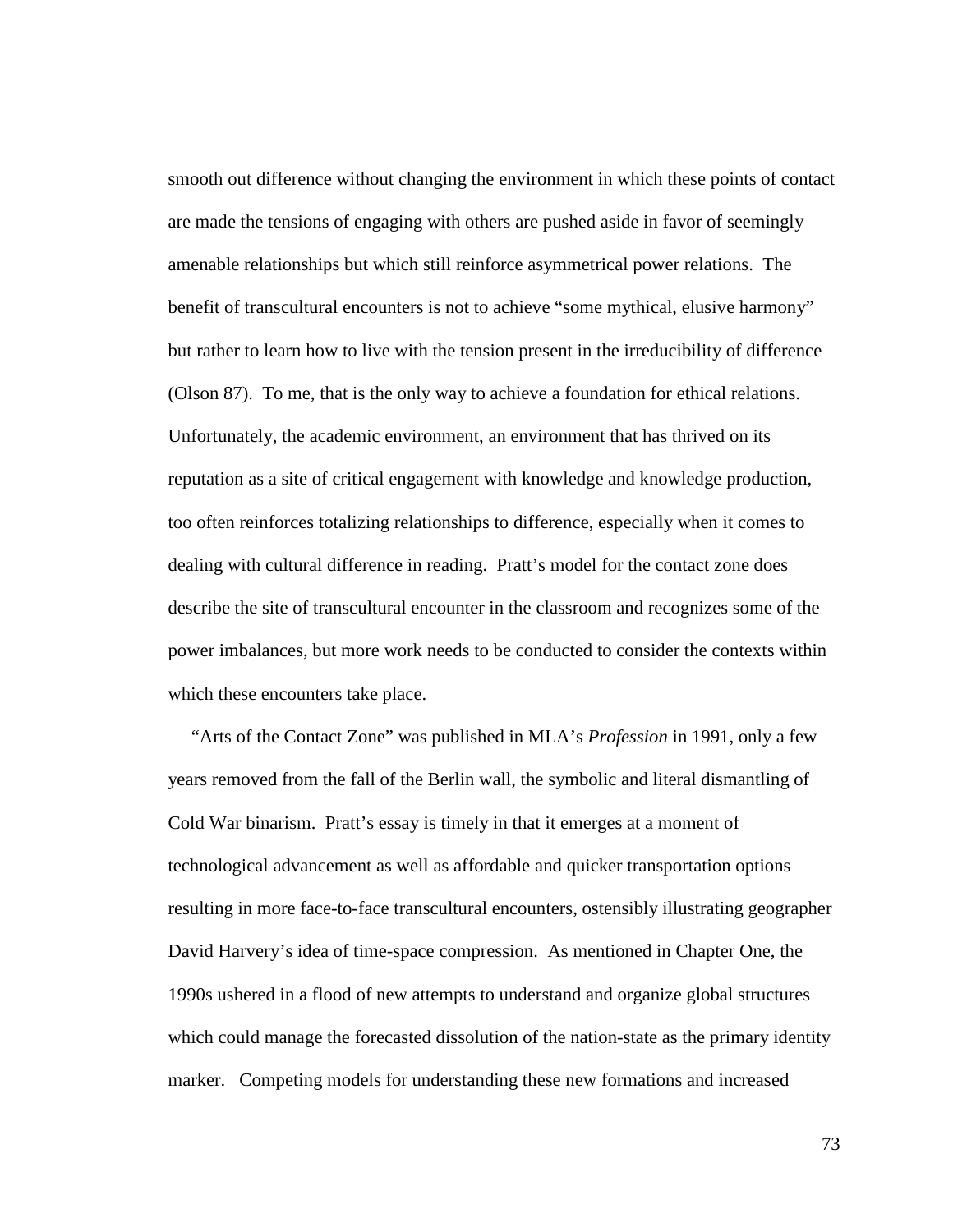smooth out difference without changing the environment in which these points of contact are made the tensions of engaging with others are pushed aside in favor of seemingly amenable relationships but which still reinforce asymmetrical power relations. The benefit of transcultural encounters is not to achieve "some mythical, elusive harmony" but rather to learn how to live with the tension present in the irreducibility of difference (Olson 87). To me, that is the only way to achieve a foundation for ethical relations. Unfortunately, the academic environment, an environment that has thrived on its reputation as a site of critical engagement with knowledge and knowledge production, too often reinforces totalizing relationships to difference, especially when it comes to dealing with cultural difference in reading. Pratt's model for the contact zone does describe the site of transcultural encounter in the classroom and recognizes some of the power imbalances, but more work needs to be conducted to consider the contexts within which these encounters take place.

"Arts of the Contact Zone" was published in MLA's *Profession* in 1991, only a few years removed from the fall of the Berlin wall, the symbolic and literal dismantling of Cold War binarism. Pratt's essay is timely in that it emerges at a moment of technological advancement as well as affordable and quicker transportation options resulting in more face-to-face transcultural encounters, ostensibly illustrating geographer David Harvery's idea of time-space compression. As mentioned in Chapter One, the 1990s ushered in a flood of new attempts to understand and organize global structures which could manage the forecasted dissolution of the nation-state as the primary identity marker. Competing models for understanding these new formations and increased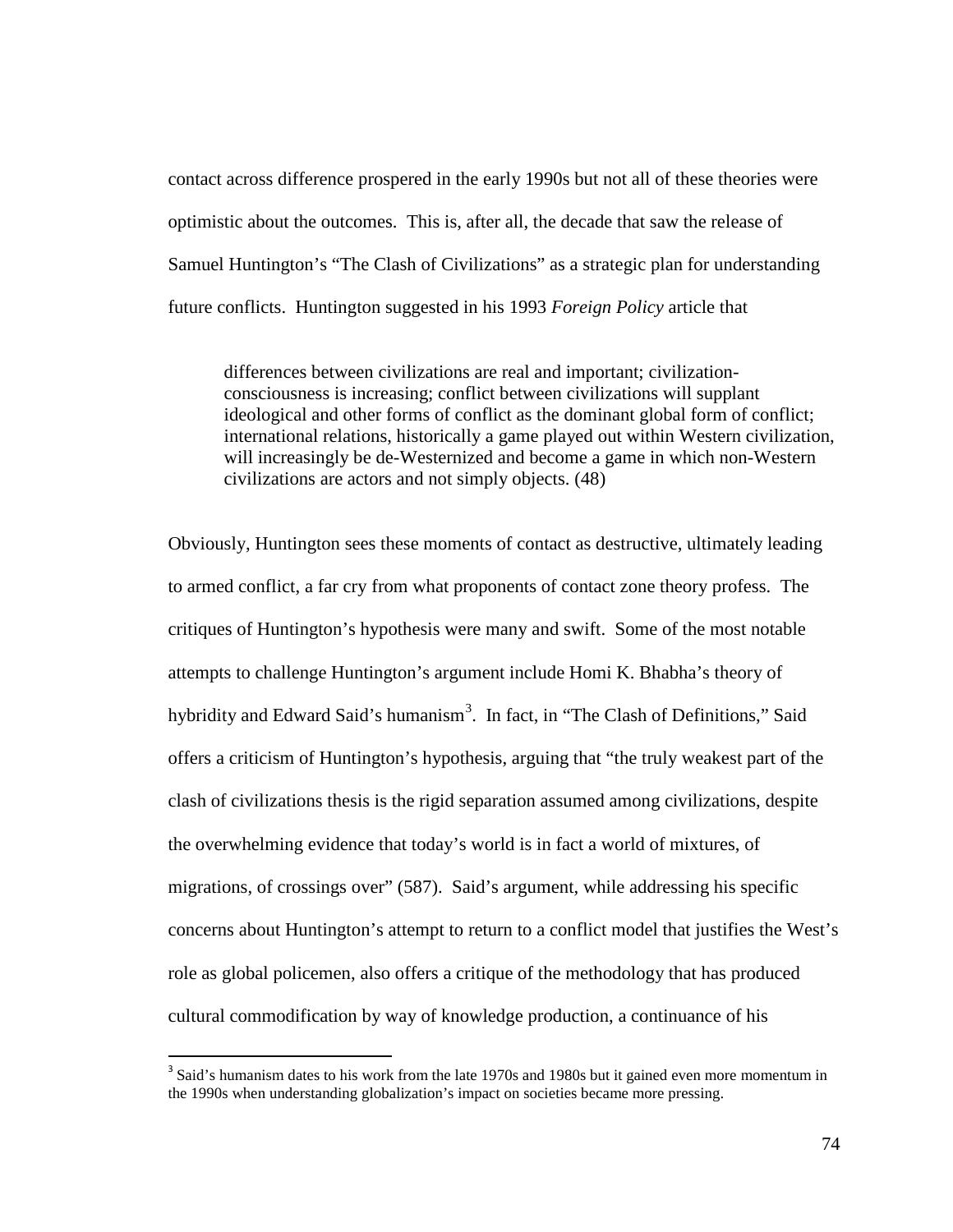contact across difference prospered in the early 1990s but not all of these theories were optimistic about the outcomes. This is, after all, the decade that saw the release of Samuel Huntington's "The Clash of Civilizations" as a strategic plan for understanding future conflicts. Huntington suggested in his 1993 *Foreign Policy* article that

> differences between civilizations are real and important; civilization-consciousness is increasing; conflict between civilizations will supplant ideological and other forms of conflict as the dominant global form of conflict; international relations, historically a game played out within Western civilization, will increasingly be de-Westernized and become a game in which non-Western civilizations are actors and not simply objects. (48)

Obviously, Huntington sees these moments of contact as destructive, ultimately leading to armed conflict, a far cry from what proponents of contact zone theory profess. The critiques of Huntington's hypothesis were many and swift. Some of the most notable attempts to challenge Huntington's argument include Homi K. Bhabha's theory of hybridity and Edward Said's humanism[3]. In fact, in "The Clash of Definitions," Said offers a criticism of Huntington's hypothesis, arguing that "the truly weakest part of the clash of civilizations thesis is the rigid separation assumed among civilizations, despite the overwhelming evidence that today's world is in fact a world of mixtures, of migrations, of crossings over" (587). Said's argument, while addressing his specific concerns about Huntington's attempt to return to a conflict model that justifies the West's role as global policemen, also offers a critique of the methodology that has produced cultural commodification by way of knowledge production, a continuance of his

[3] Said's humanism dates to his work from the late 1970s and 1980s but it gained even more momentum in the 1990s when understanding globalization's impact on societies became more pressing.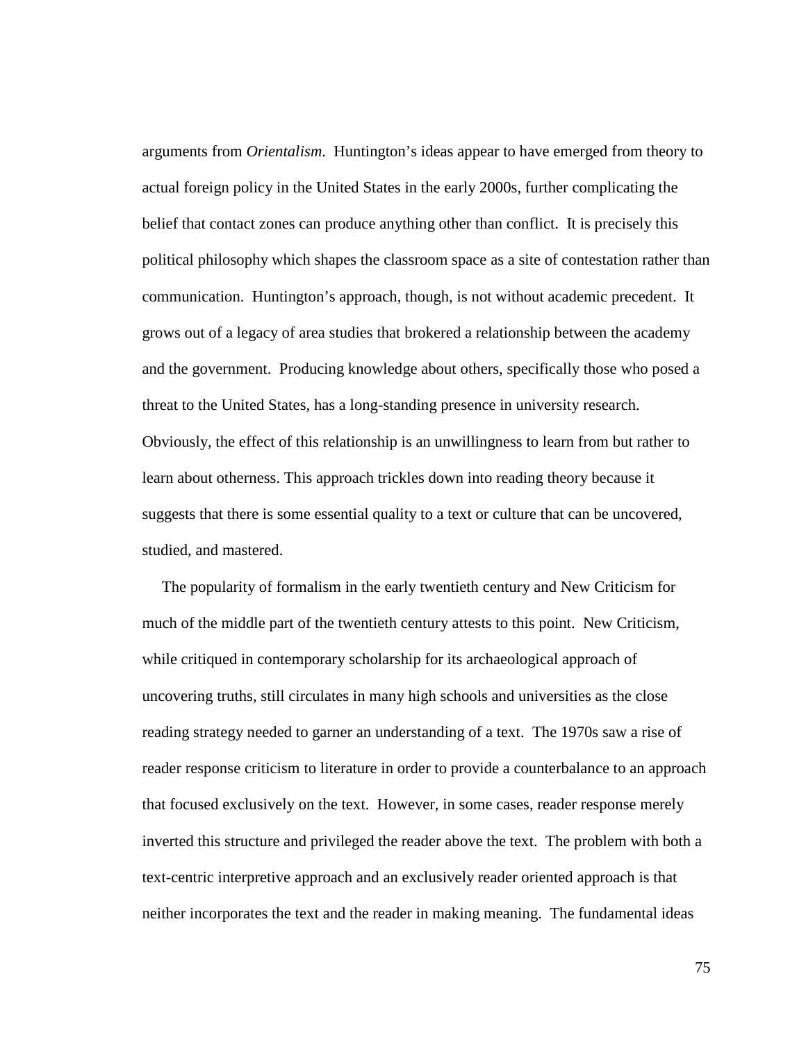arguments from *Orientalism*. Huntington's ideas appear to have emerged from theory to actual foreign policy in the United States in the early 2000s, further complicating the belief that contact zones can produce anything other than conflict. It is precisely this political philosophy which shapes the classroom space as a site of contestation rather than communication. Huntington's approach, though, is not without academic precedent. It grows out of a legacy of area studies that brokered a relationship between the academy and the government. Producing knowledge about others, specifically those who posed a threat to the United States, has a long-standing presence in university research. Obviously, the effect of this relationship is an unwillingness to learn from but rather to learn about otherness. This approach trickles down into reading theory because it suggests that there is some essential quality to a text or culture that can be uncovered, studied, and mastered.

The popularity of formalism in the early twentieth century and New Criticism for much of the middle part of the twentieth century attests to this point. New Criticism, while critiqued in contemporary scholarship for its archaeological approach of uncovering truths, still circulates in many high schools and universities as the close reading strategy needed to garner an understanding of a text. The 1970s saw a rise of reader response criticism to literature in order to provide a counterbalance to an approach that focused exclusively on the text. However, in some cases, reader response merely inverted this structure and privileged the reader above the text. The problem with both a text-centric interpretive approach and an exclusively reader oriented approach is that neither incorporates the text and the reader in making meaning. The fundamental ideas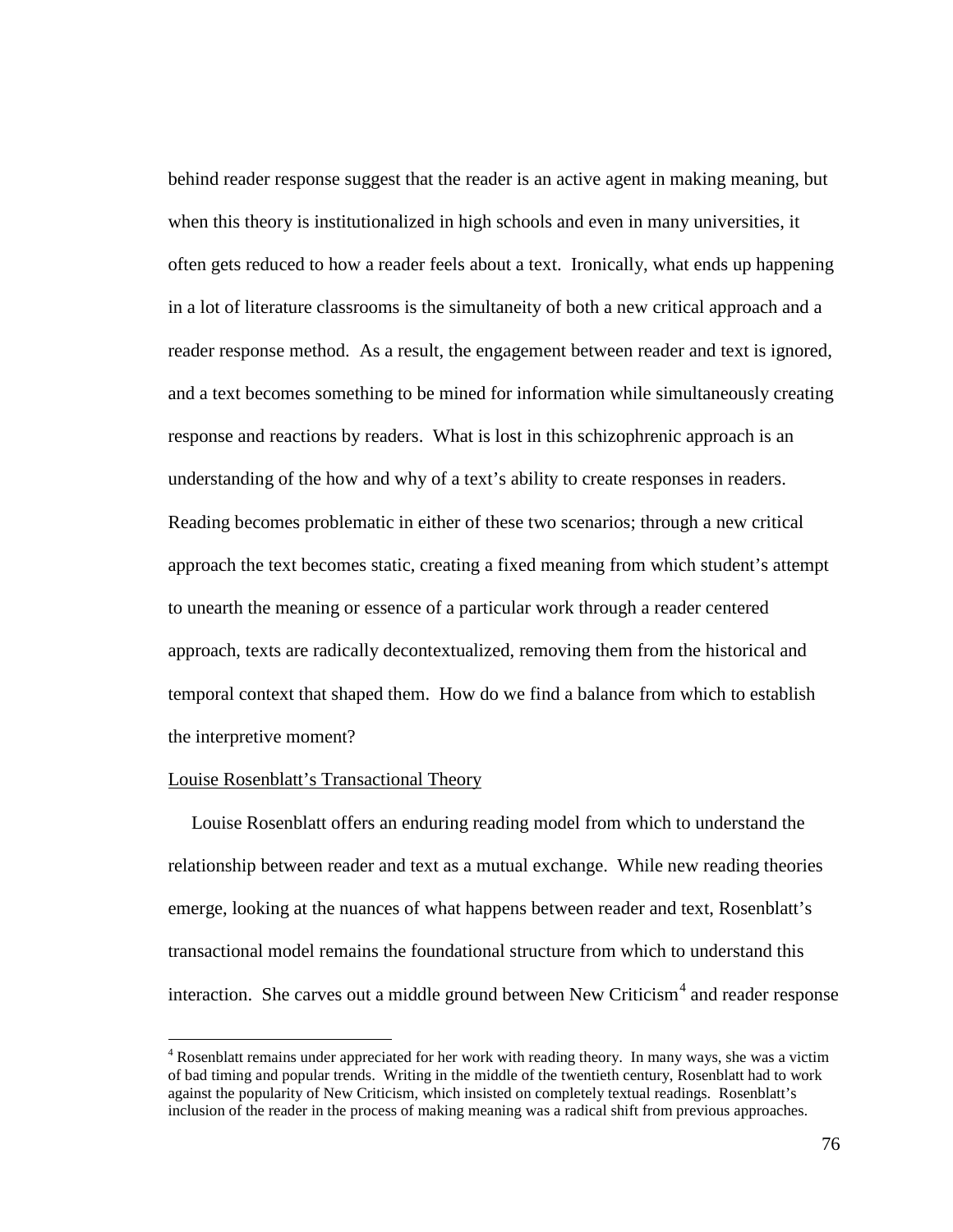behind reader response suggest that the reader is an active agent in making meaning, but when this theory is institutionalized in high schools and even in many universities, it often gets reduced to how a reader feels about a text. Ironically, what ends up happening in a lot of literature classrooms is the simultaneity of both a new critical approach and a reader response method. As a result, the engagement between reader and text is ignored, and a text becomes something to be mined for information while simultaneously creating response and reactions by readers. What is lost in this schizophrenic approach is an understanding of the how and why of a text's ability to create responses in readers. Reading becomes problematic in either of these two scenarios; through a new critical approach the text becomes static, creating a fixed meaning from which student's attempt to unearth the meaning or essence of a particular work through a reader centered approach, texts are radically decontextualized, removing them from the historical and temporal context that shaped them. How do we find a balance from which to establish the interpretive moment?

<u>Louise Rosenblatt's Transactional Theory</u>

Louise Rosenblatt offers an enduring reading model from which to understand the relationship between reader and text as a mutual exchange. While new reading theories emerge, looking at the nuances of what happens between reader and text, Rosenblatt's transactional model remains the foundational structure from which to understand this interaction. She carves out a middle ground between New Criticism[4] and reader response

[4] Rosenblatt remains under appreciated for her work with reading theory. In many ways, she was a victim of bad timing and popular trends. Writing in the middle of the twentieth century, Rosenblatt had to work against the popularity of New Criticism, which insisted on completely textual readings. Rosenblatt's inclusion of the reader in the process of making meaning was a radical shift from previous approaches.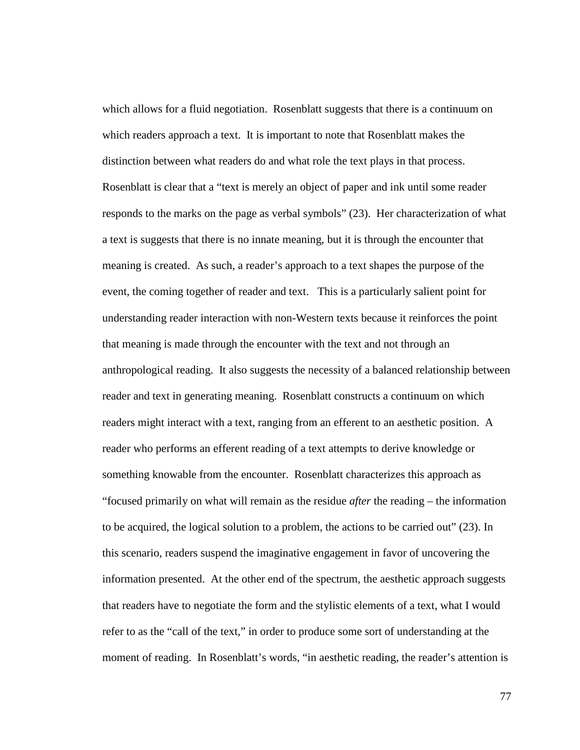which allows for a fluid negotiation. Rosenblatt suggests that there is a continuum on which readers approach a text. It is important to note that Rosenblatt makes the distinction between what readers do and what role the text plays in that process. Rosenblatt is clear that a "text is merely an object of paper and ink until some reader responds to the marks on the page as verbal symbols" (23). Her characterization of what a text is suggests that there is no innate meaning, but it is through the encounter that meaning is created. As such, a reader's approach to a text shapes the purpose of the event, the coming together of reader and text. This is a particularly salient point for understanding reader interaction with non-Western texts because it reinforces the point that meaning is made through the encounter with the text and not through an anthropological reading. It also suggests the necessity of a balanced relationship between reader and text in generating meaning. Rosenblatt constructs a continuum on which readers might interact with a text, ranging from an efferent to an aesthetic position. A reader who performs an efferent reading of a text attempts to derive knowledge or something knowable from the encounter. Rosenblatt characterizes this approach as "focused primarily on what will remain as the residue *after* the reading – the information to be acquired, the logical solution to a problem, the actions to be carried out" (23). In this scenario, readers suspend the imaginative engagement in favor of uncovering the information presented. At the other end of the spectrum, the aesthetic approach suggests that readers have to negotiate the form and the stylistic elements of a text, what I would refer to as the "call of the text," in order to produce some sort of understanding at the moment of reading. In Rosenblatt's words, "in aesthetic reading, the reader's attention is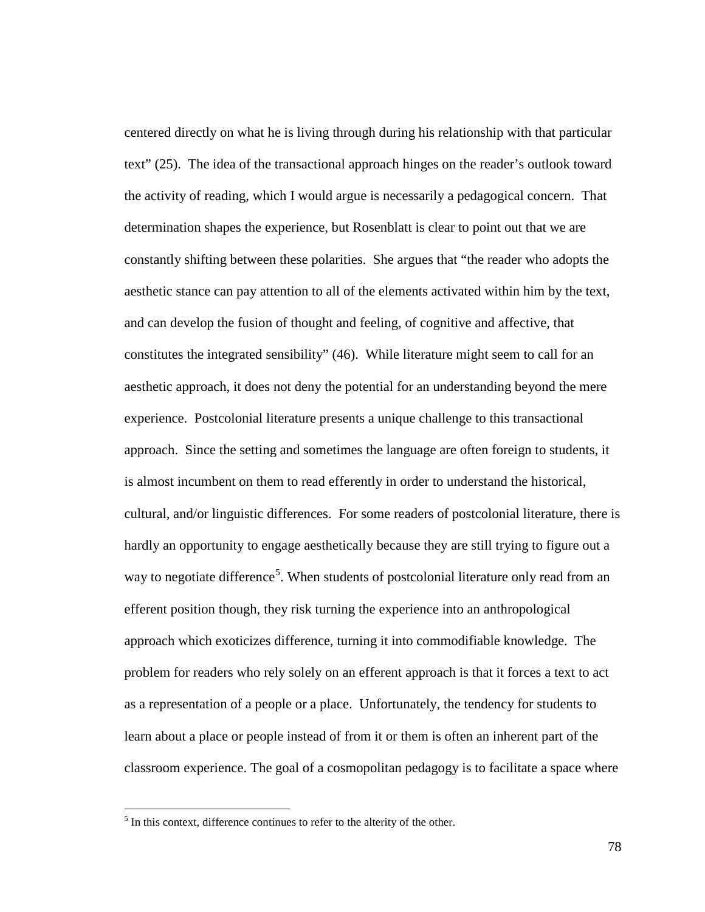centered directly on what he is living through during his relationship with that particular text" (25). The idea of the transactional approach hinges on the reader's outlook toward the activity of reading, which I would argue is necessarily a pedagogical concern. That determination shapes the experience, but Rosenblatt is clear to point out that we are constantly shifting between these polarities. She argues that "the reader who adopts the aesthetic stance can pay attention to all of the elements activated within him by the text, and can develop the fusion of thought and feeling, of cognitive and affective, that constitutes the integrated sensibility" (46). While literature might seem to call for an aesthetic approach, it does not deny the potential for an understanding beyond the mere experience. Postcolonial literature presents a unique challenge to this transactional approach. Since the setting and sometimes the language are often foreign to students, it is almost incumbent on them to read efferently in order to understand the historical, cultural, and/or linguistic differences. For some readers of postcolonial literature, there is hardly an opportunity to engage aesthetically because they are still trying to figure out a way to negotiate difference[5]. When students of postcolonial literature only read from an efferent position though, they risk turning the experience into an anthropological approach which exoticizes difference, turning it into commodifiable knowledge. The problem for readers who rely solely on an efferent approach is that it forces a text to act as a representation of a people or a place. Unfortunately, the tendency for students to learn about a place or people instead of from it or them is often an inherent part of the classroom experience. The goal of a cosmopolitan pedagogy is to facilitate a space where

[5] In this context, difference continues to refer to the alterity of the other.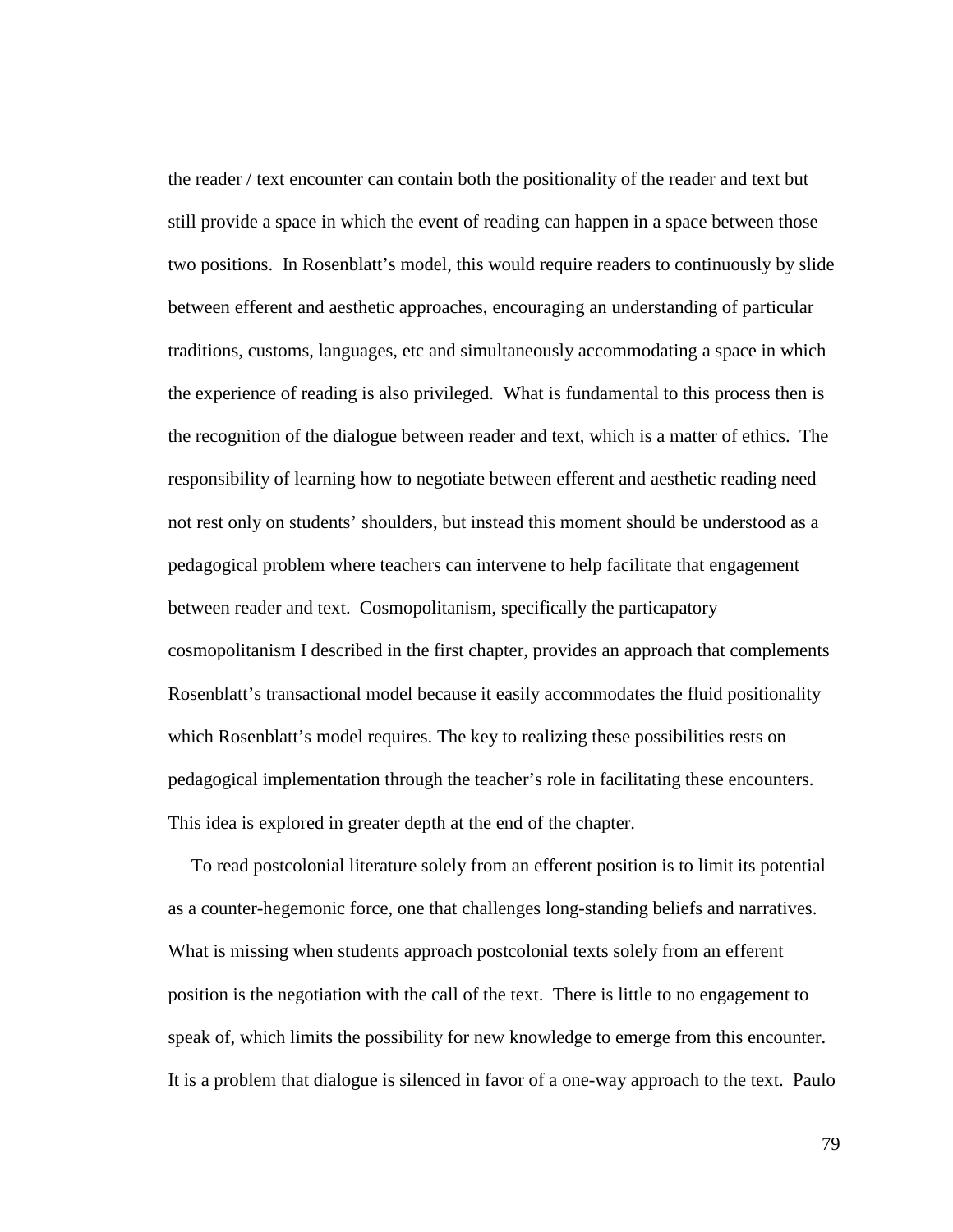the reader / text encounter can contain both the positionality of the reader and text but still provide a space in which the event of reading can happen in a space between those two positions. In Rosenblatt's model, this would require readers to continuously by slide between efferent and aesthetic approaches, encouraging an understanding of particular traditions, customs, languages, etc and simultaneously accommodating a space in which the experience of reading is also privileged. What is fundamental to this process then is the recognition of the dialogue between reader and text, which is a matter of ethics. The responsibility of learning how to negotiate between efferent and aesthetic reading need not rest only on students' shoulders, but instead this moment should be understood as a pedagogical problem where teachers can intervene to help facilitate that engagement between reader and text. Cosmopolitanism, specifically the particapatory cosmopolitanism I described in the first chapter, provides an approach that complements Rosenblatt's transactional model because it easily accommodates the fluid positionality which Rosenblatt's model requires. The key to realizing these possibilities rests on pedagogical implementation through the teacher's role in facilitating these encounters. This idea is explored in greater depth at the end of the chapter.

To read postcolonial literature solely from an efferent position is to limit its potential as a counter-hegemonic force, one that challenges long-standing beliefs and narratives. What is missing when students approach postcolonial texts solely from an efferent position is the negotiation with the call of the text. There is little to no engagement to speak of, which limits the possibility for new knowledge to emerge from this encounter. It is a problem that dialogue is silenced in favor of a one-way approach to the text. Paulo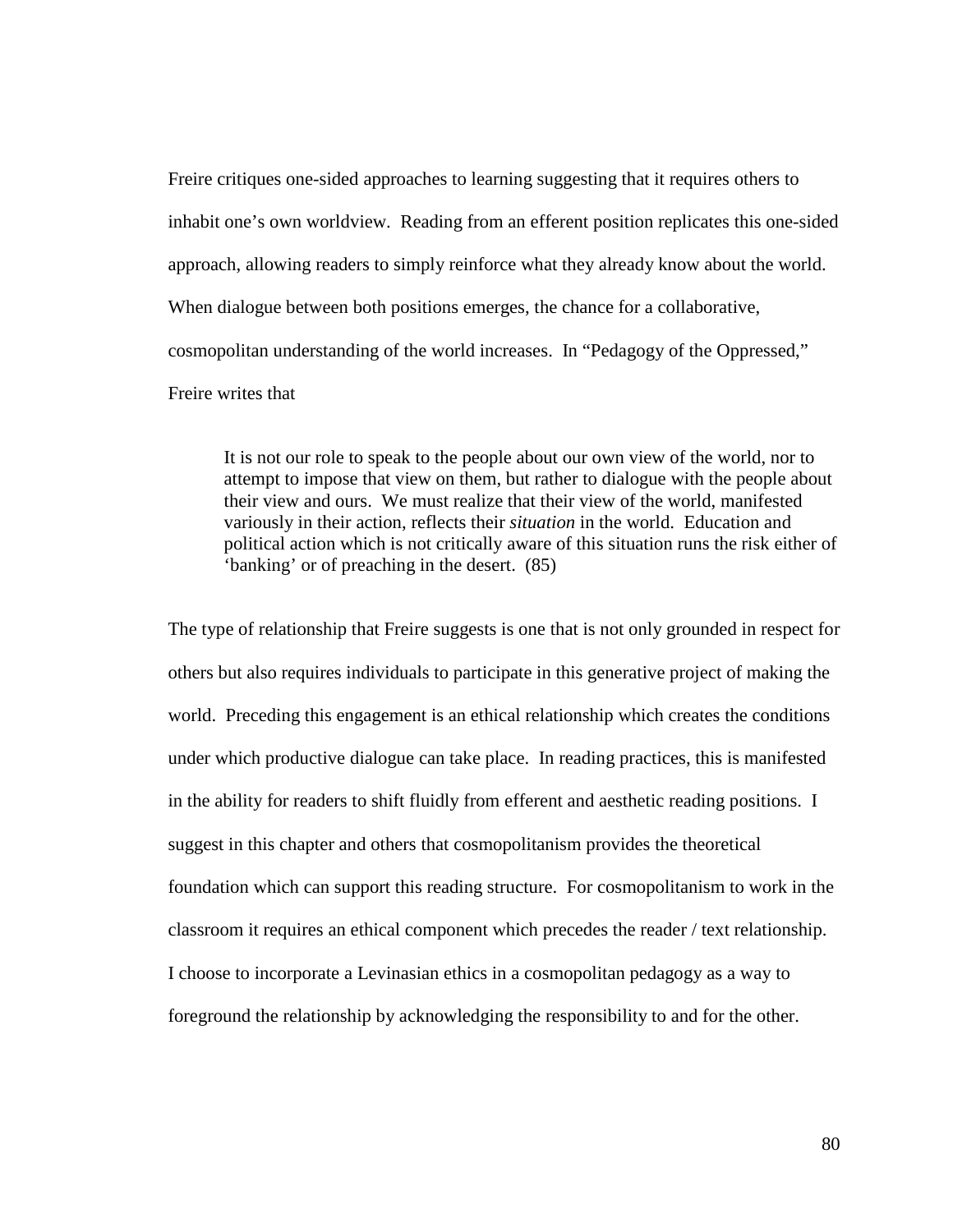Freire critiques one-sided approaches to learning suggesting that it requires others to inhabit one's own worldview. Reading from an efferent position replicates this one-sided approach, allowing readers to simply reinforce what they already know about the world. When dialogue between both positions emerges, the chance for a collaborative, cosmopolitan understanding of the world increases. In "Pedagogy of the Oppressed," Freire writes that

> It is not our role to speak to the people about our own view of the world, nor to attempt to impose that view on them, but rather to dialogue with the people about their view and ours. We must realize that their view of the world, manifested variously in their action, reflects their *situation* in the world. Education and political action which is not critically aware of this situation runs the risk either of 'banking' or of preaching in the desert. (85)

The type of relationship that Freire suggests is one that is not only grounded in respect for others but also requires individuals to participate in this generative project of making the world. Preceding this engagement is an ethical relationship which creates the conditions under which productive dialogue can take place. In reading practices, this is manifested in the ability for readers to shift fluidly from efferent and aesthetic reading positions. I suggest in this chapter and others that cosmopolitanism provides the theoretical foundation which can support this reading structure. For cosmopolitanism to work in the classroom it requires an ethical component which precedes the reader / text relationship. I choose to incorporate a Levinasian ethics in a cosmopolitan pedagogy as a way to foreground the relationship by acknowledging the responsibility to and for the other.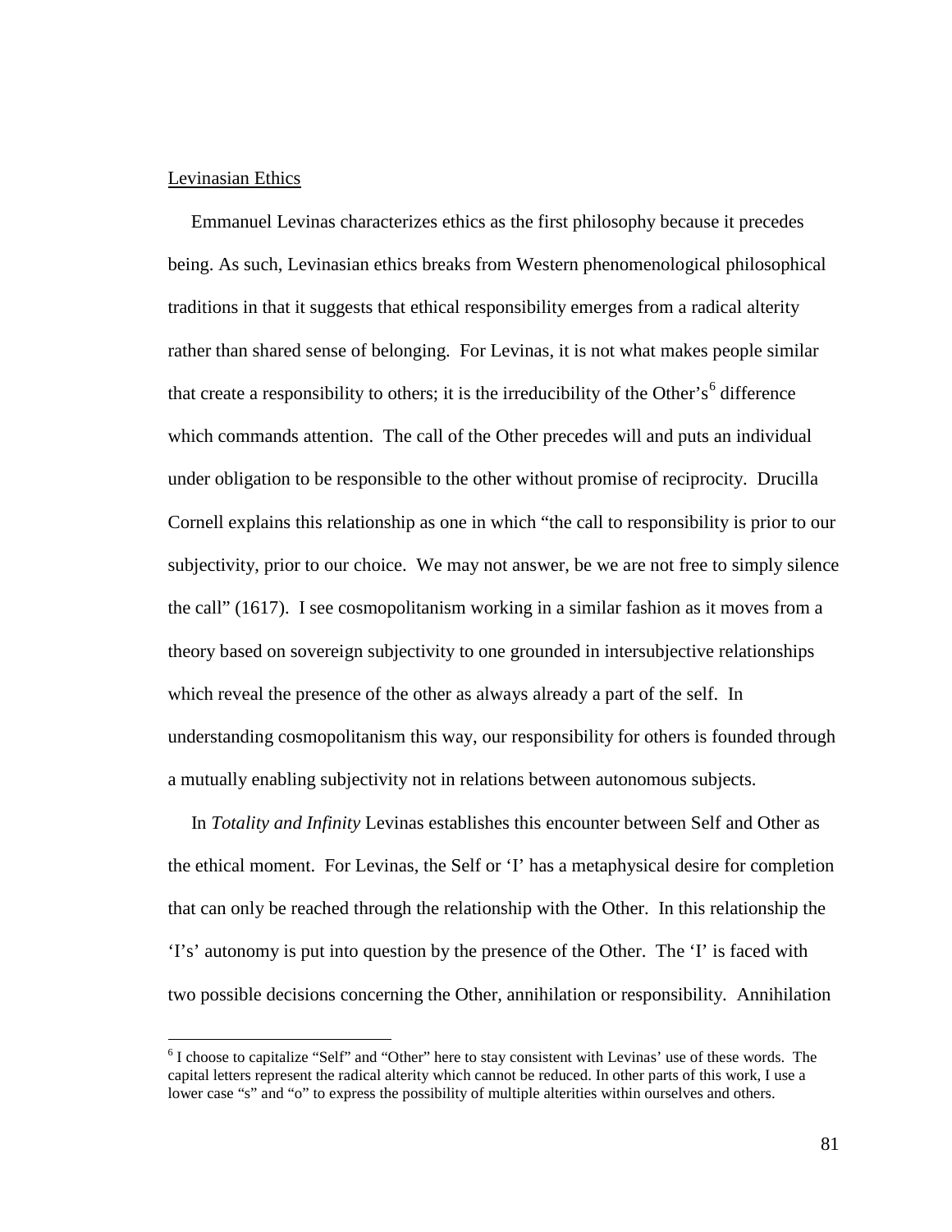Levinasian Ethics

Emmanuel Levinas characterizes ethics as the first philosophy because it precedes being. As such, Levinasian ethics breaks from Western phenomenological philosophical traditions in that it suggests that ethical responsibility emerges from a radical alterity rather than shared sense of belonging. For Levinas, it is not what makes people similar that create a responsibility to others; it is the irreducibility of the Other's[6] difference which commands attention. The call of the Other precedes will and puts an individual under obligation to be responsible to the other without promise of reciprocity. Drucilla Cornell explains this relationship as one in which "the call to responsibility is prior to our subjectivity, prior to our choice. We may not answer, be we are not free to simply silence the call" (1617). I see cosmopolitanism working in a similar fashion as it moves from a theory based on sovereign subjectivity to one grounded in intersubjective relationships which reveal the presence of the other as always already a part of the self. In understanding cosmopolitanism this way, our responsibility for others is founded through a mutually enabling subjectivity not in relations between autonomous subjects.

In *Totality and Infinity* Levinas establishes this encounter between Self and Other as the ethical moment. For Levinas, the Self or 'I' has a metaphysical desire for completion that can only be reached through the relationship with the Other. In this relationship the 'I's' autonomy is put into question by the presence of the Other. The 'I' is faced with two possible decisions concerning the Other, annihilation or responsibility. Annihilation

[6] I choose to capitalize "Self" and "Other" here to stay consistent with Levinas' use of these words. The capital letters represent the radical alterity which cannot be reduced. In other parts of this work, I use a lower case "s" and "o" to express the possibility of multiple alterities within ourselves and others.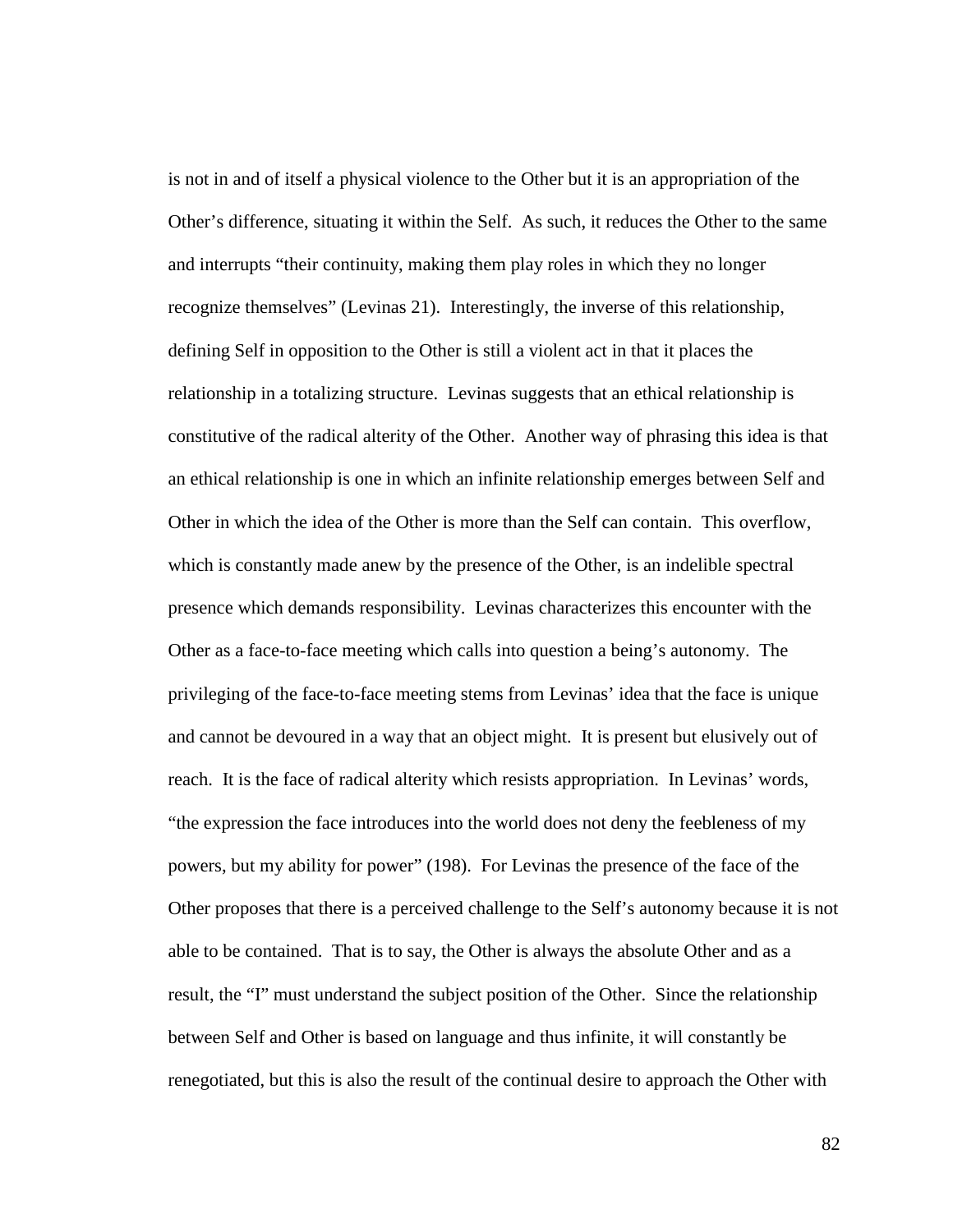is not in and of itself a physical violence to the Other but it is an appropriation of the Other's difference, situating it within the Self. As such, it reduces the Other to the same and interrupts "their continuity, making them play roles in which they no longer recognize themselves" (Levinas 21). Interestingly, the inverse of this relationship, defining Self in opposition to the Other is still a violent act in that it places the relationship in a totalizing structure. Levinas suggests that an ethical relationship is constitutive of the radical alterity of the Other. Another way of phrasing this idea is that an ethical relationship is one in which an infinite relationship emerges between Self and Other in which the idea of the Other is more than the Self can contain. This overflow, which is constantly made anew by the presence of the Other, is an indelible spectral presence which demands responsibility. Levinas characterizes this encounter with the Other as a face-to-face meeting which calls into question a being's autonomy. The privileging of the face-to-face meeting stems from Levinas' idea that the face is unique and cannot be devoured in a way that an object might. It is present but elusively out of reach. It is the face of radical alterity which resists appropriation. In Levinas' words, "the expression the face introduces into the world does not deny the feebleness of my powers, but my ability for power" (198). For Levinas the presence of the face of the Other proposes that there is a perceived challenge to the Self's autonomy because it is not able to be contained. That is to say, the Other is always the absolute Other and as a result, the "I" must understand the subject position of the Other. Since the relationship between Self and Other is based on language and thus infinite, it will constantly be renegotiated, but this is also the result of the continual desire to approach the Other with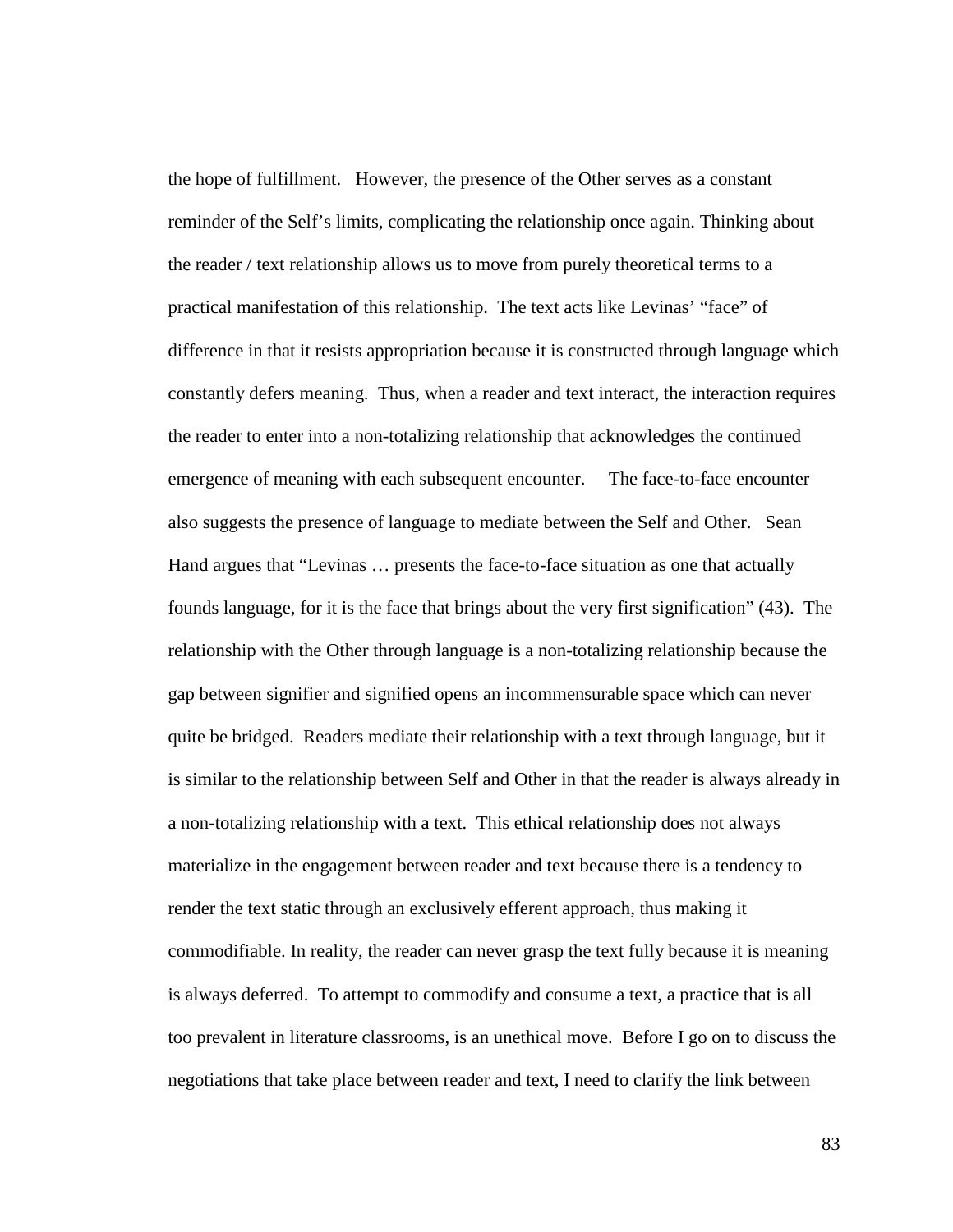the hope of fulfillment. However, the presence of the Other serves as a constant reminder of the Self's limits, complicating the relationship once again. Thinking about the reader / text relationship allows us to move from purely theoretical terms to a practical manifestation of this relationship. The text acts like Levinas' "face" of difference in that it resists appropriation because it is constructed through language which constantly defers meaning. Thus, when a reader and text interact, the interaction requires the reader to enter into a non-totalizing relationship that acknowledges the continued emergence of meaning with each subsequent encounter. The face-to-face encounter also suggests the presence of language to mediate between the Self and Other. Sean Hand argues that "Levinas … presents the face-to-face situation as one that actually founds language, for it is the face that brings about the very first signification" (43). The relationship with the Other through language is a non-totalizing relationship because the gap between signifier and signified opens an incommensurable space which can never quite be bridged. Readers mediate their relationship with a text through language, but it is similar to the relationship between Self and Other in that the reader is always already in a non-totalizing relationship with a text. This ethical relationship does not always materialize in the engagement between reader and text because there is a tendency to render the text static through an exclusively efferent approach, thus making it commodifiable. In reality, the reader can never grasp the text fully because it is meaning is always deferred. To attempt to commodify and consume a text, a practice that is all too prevalent in literature classrooms, is an unethical move. Before I go on to discuss the negotiations that take place between reader and text, I need to clarify the link between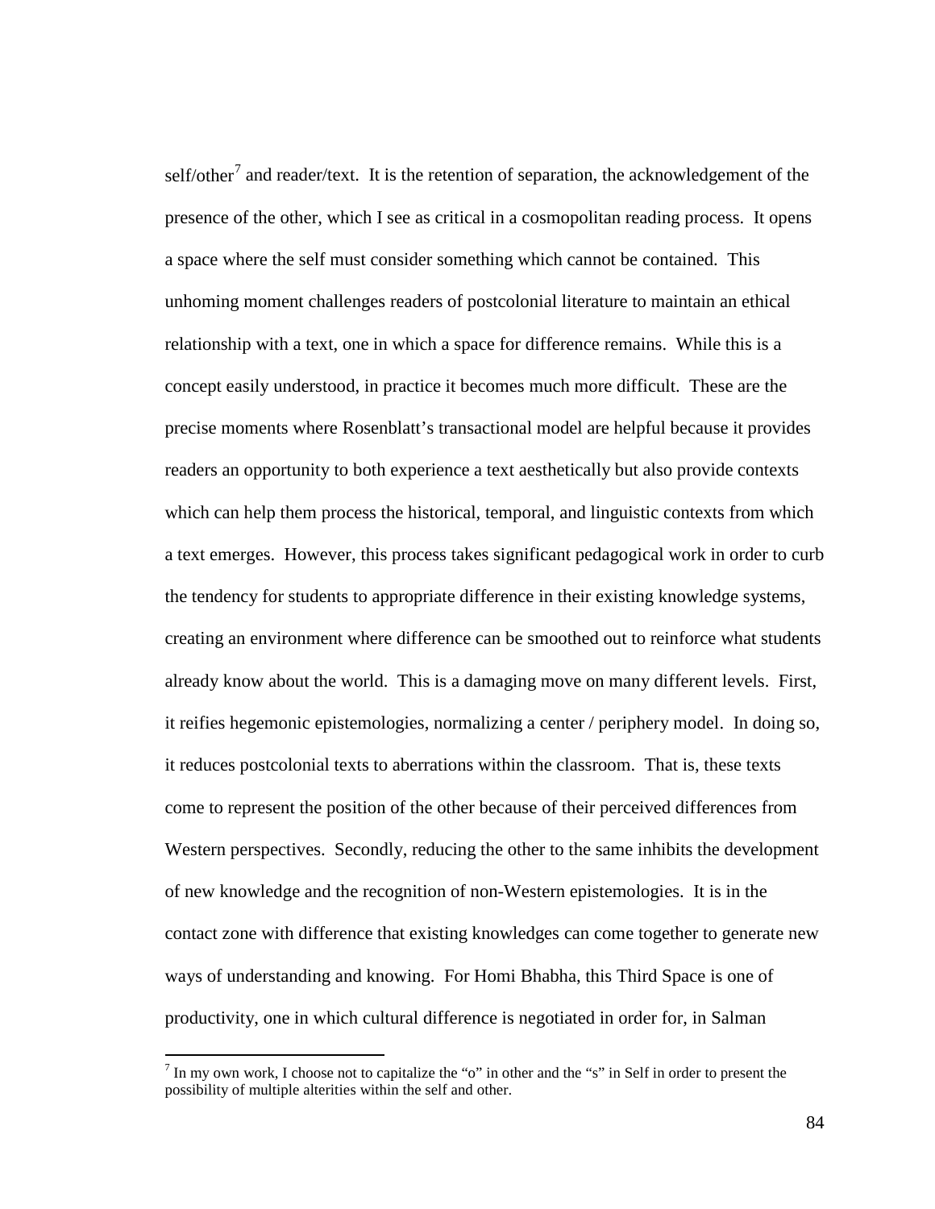self/other[7] and reader/text. It is the retention of separation, the acknowledgement of the presence of the other, which I see as critical in a cosmopolitan reading process. It opens a space where the self must consider something which cannot be contained. This unhoming moment challenges readers of postcolonial literature to maintain an ethical relationship with a text, one in which a space for difference remains. While this is a concept easily understood, in practice it becomes much more difficult. These are the precise moments where Rosenblatt's transactional model are helpful because it provides readers an opportunity to both experience a text aesthetically but also provide contexts which can help them process the historical, temporal, and linguistic contexts from which a text emerges. However, this process takes significant pedagogical work in order to curb the tendency for students to appropriate difference in their existing knowledge systems, creating an environment where difference can be smoothed out to reinforce what students already know about the world. This is a damaging move on many different levels. First, it reifies hegemonic epistemologies, normalizing a center / periphery model. In doing so, it reduces postcolonial texts to aberrations within the classroom. That is, these texts come to represent the position of the other because of their perceived differences from Western perspectives. Secondly, reducing the other to the same inhibits the development of new knowledge and the recognition of non-Western epistemologies. It is in the contact zone with difference that existing knowledges can come together to generate new ways of understanding and knowing. For Homi Bhabha, this Third Space is one of productivity, one in which cultural difference is negotiated in order for, in Salman

[7] In my own work, I choose not to capitalize the "o" in other and the "s" in Self in order to present the possibility of multiple alterities within the self and other.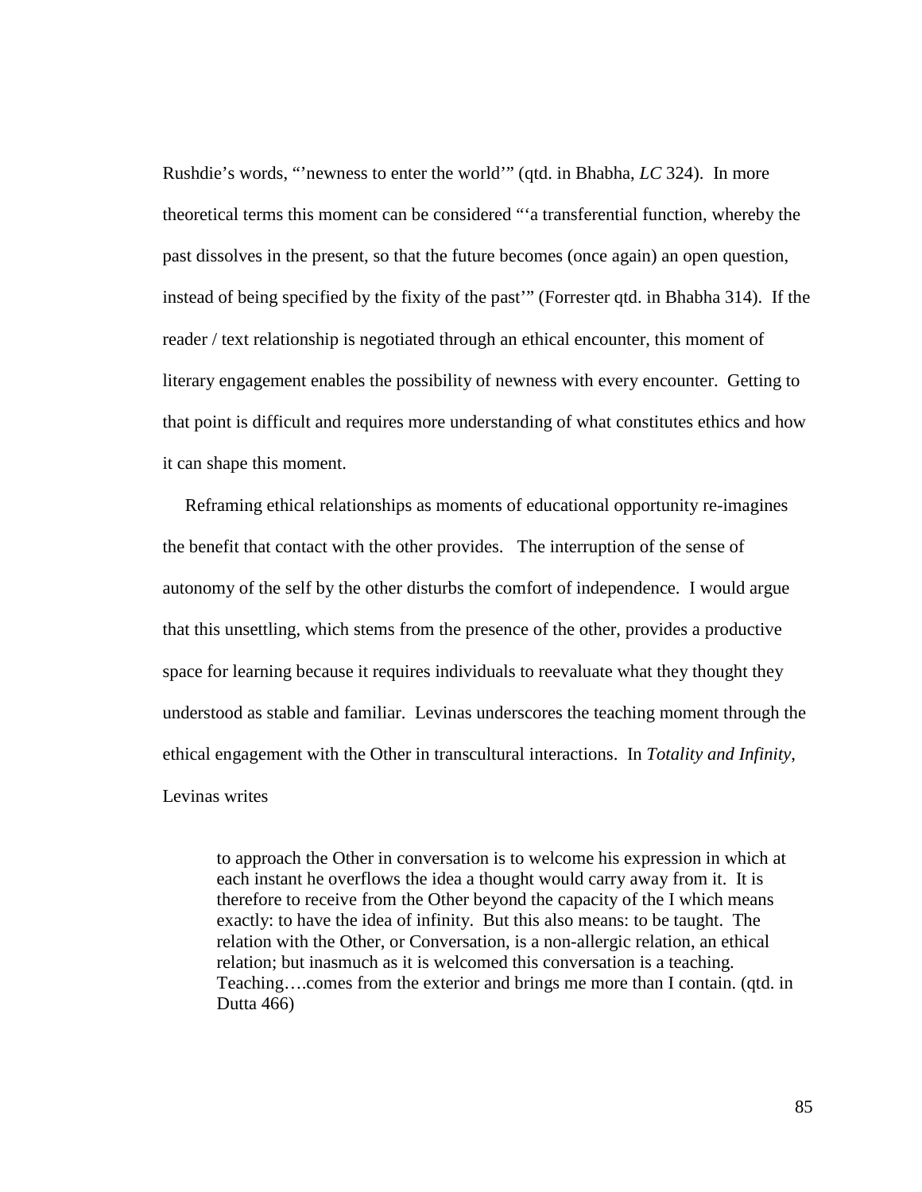Rushdie's words, "'newness to enter the world'" (qtd. in Bhabha, *LC* 324). In more theoretical terms this moment can be considered "'a transferential function, whereby the past dissolves in the present, so that the future becomes (once again) an open question, instead of being specified by the fixity of the past'" (Forrester qtd. in Bhabha 314). If the reader / text relationship is negotiated through an ethical encounter, this moment of literary engagement enables the possibility of newness with every encounter. Getting to that point is difficult and requires more understanding of what constitutes ethics and how it can shape this moment.

Reframing ethical relationships as moments of educational opportunity re-imagines the benefit that contact with the other provides. The interruption of the sense of autonomy of the self by the other disturbs the comfort of independence. I would argue that this unsettling, which stems from the presence of the other, provides a productive space for learning because it requires individuals to reevaluate what they thought they understood as stable and familiar. Levinas underscores the teaching moment through the ethical engagement with the Other in transcultural interactions. In *Totality and Infinity*, Levinas writes

> to approach the Other in conversation is to welcome his expression in which at each instant he overflows the idea a thought would carry away from it. It is therefore to receive from the Other beyond the capacity of the I which means exactly: to have the idea of infinity. But this also means: to be taught. The relation with the Other, or Conversation, is a non-allergic relation, an ethical relation; but inasmuch as it is welcomed this conversation is a teaching. Teaching….comes from the exterior and brings me more than I contain. (qtd. in Dutta 466)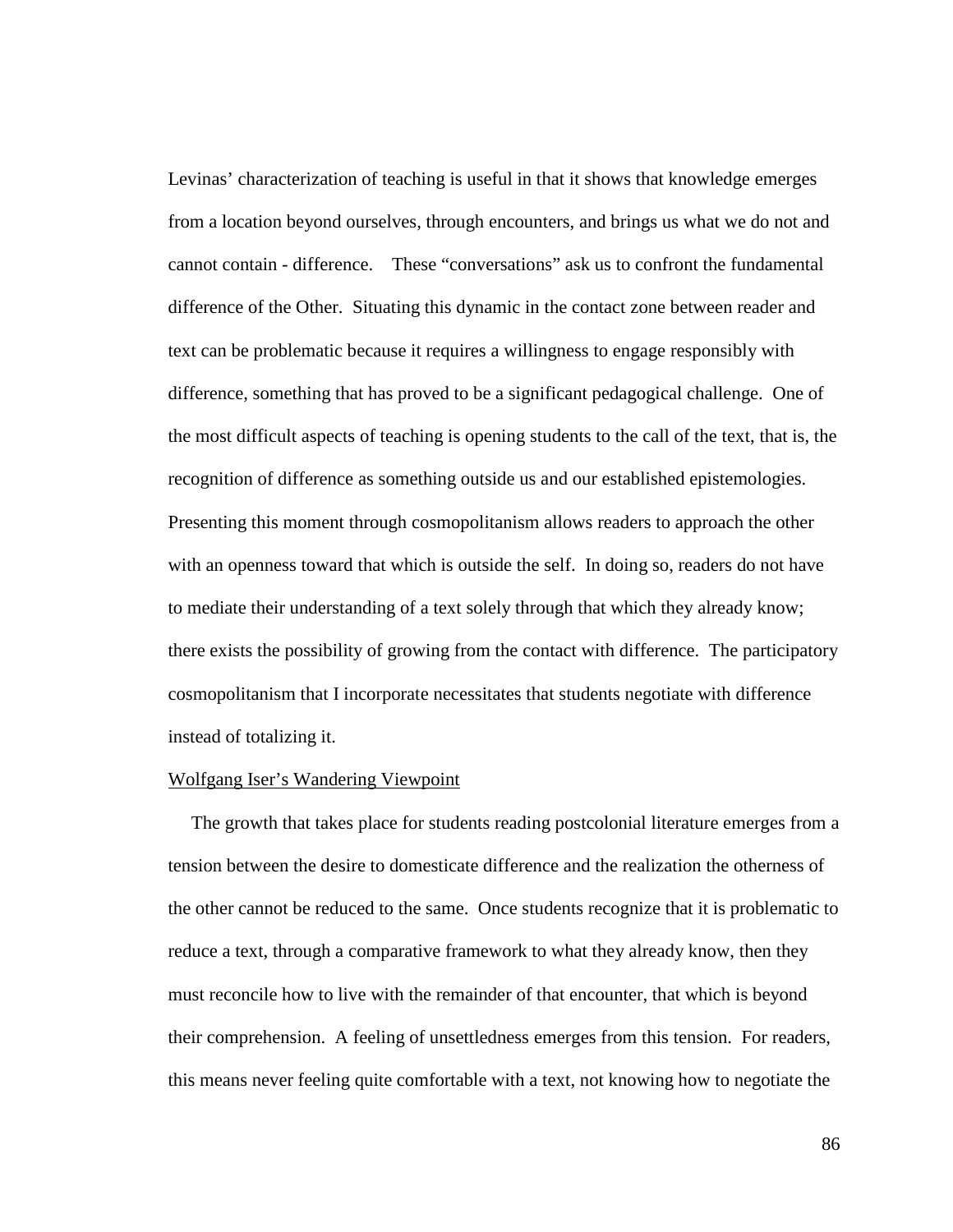Levinas' characterization of teaching is useful in that it shows that knowledge emerges from a location beyond ourselves, through encounters, and brings us what we do not and cannot contain - difference. These "conversations" ask us to confront the fundamental difference of the Other. Situating this dynamic in the contact zone between reader and text can be problematic because it requires a willingness to engage responsibly with difference, something that has proved to be a significant pedagogical challenge. One of the most difficult aspects of teaching is opening students to the call of the text, that is, the recognition of difference as something outside us and our established epistemologies. Presenting this moment through cosmopolitanism allows readers to approach the other with an openness toward that which is outside the self. In doing so, readers do not have to mediate their understanding of a text solely through that which they already know; there exists the possibility of growing from the contact with difference. The participatory cosmopolitanism that I incorporate necessitates that students negotiate with difference instead of totalizing it.

### Wolfgang Iser's Wandering Viewpoint

The growth that takes place for students reading postcolonial literature emerges from a tension between the desire to domesticate difference and the realization the otherness of the other cannot be reduced to the same. Once students recognize that it is problematic to reduce a text, through a comparative framework to what they already know, then they must reconcile how to live with the remainder of that encounter, that which is beyond their comprehension. A feeling of unsettledness emerges from this tension. For readers, this means never feeling quite comfortable with a text, not knowing how to negotiate the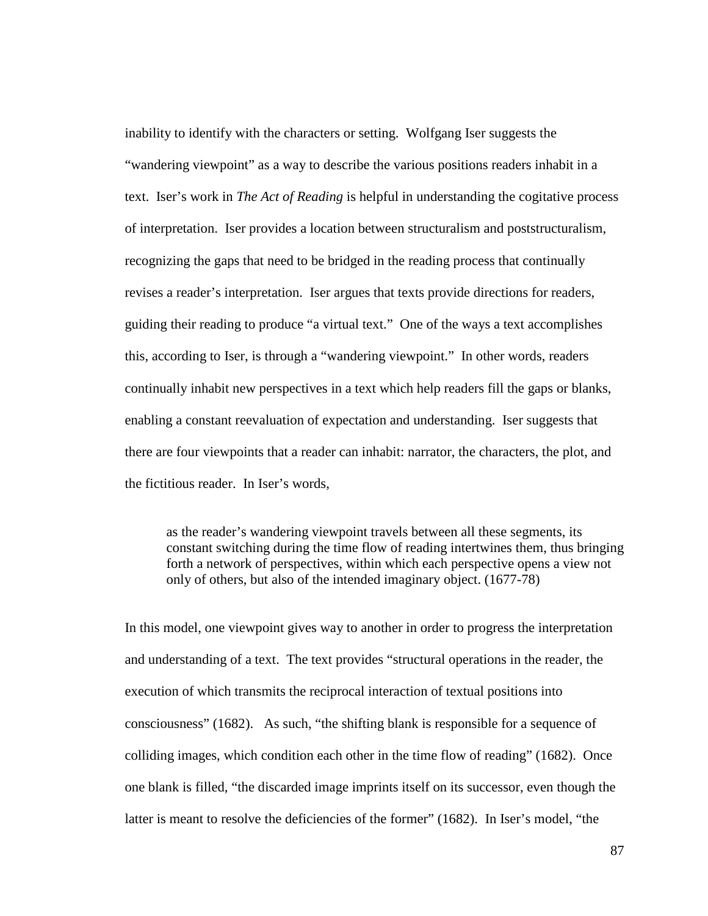inability to identify with the characters or setting. Wolfgang Iser suggests the "wandering viewpoint" as a way to describe the various positions readers inhabit in a text. Iser's work in *The Act of Reading* is helpful in understanding the cogitative process of interpretation. Iser provides a location between structuralism and poststructuralism, recognizing the gaps that need to be bridged in the reading process that continually revises a reader's interpretation. Iser argues that texts provide directions for readers, guiding their reading to produce "a virtual text." One of the ways a text accomplishes this, according to Iser, is through a "wandering viewpoint." In other words, readers continually inhabit new perspectives in a text which help readers fill the gaps or blanks, enabling a constant reevaluation of expectation and understanding. Iser suggests that there are four viewpoints that a reader can inhabit: narrator, the characters, the plot, and the fictitious reader. In Iser's words,

> as the reader's wandering viewpoint travels between all these segments, its constant switching during the time flow of reading intertwines them, thus bringing forth a network of perspectives, within which each perspective opens a view not only of others, but also of the intended imaginary object. (1677-78)

In this model, one viewpoint gives way to another in order to progress the interpretation and understanding of a text. The text provides "structural operations in the reader, the execution of which transmits the reciprocal interaction of textual positions into consciousness" (1682). As such, "the shifting blank is responsible for a sequence of colliding images, which condition each other in the time flow of reading" (1682). Once one blank is filled, "the discarded image imprints itself on its successor, even though the latter is meant to resolve the deficiencies of the former" (1682). In Iser's model, "the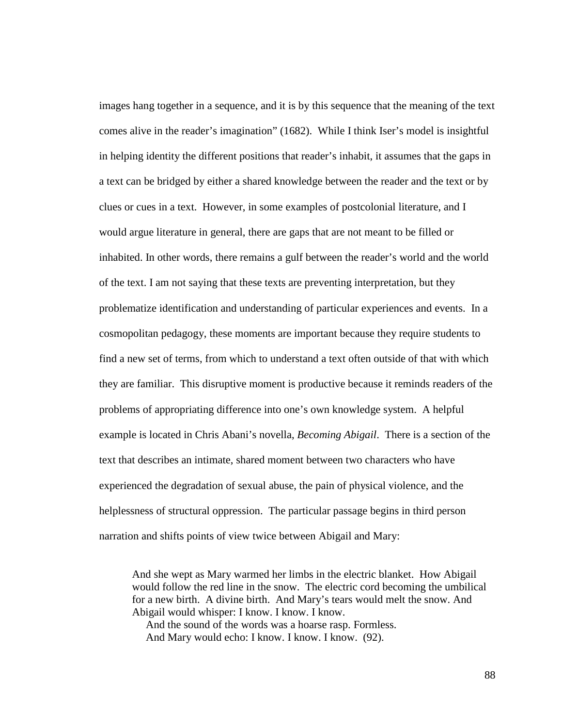images hang together in a sequence, and it is by this sequence that the meaning of the text comes alive in the reader's imagination" (1682). While I think Iser's model is insightful in helping identity the different positions that reader's inhabit, it assumes that the gaps in a text can be bridged by either a shared knowledge between the reader and the text or by clues or cues in a text. However, in some examples of postcolonial literature, and I would argue literature in general, there are gaps that are not meant to be filled or inhabited. In other words, there remains a gulf between the reader's world and the world of the text. I am not saying that these texts are preventing interpretation, but they problematize identification and understanding of particular experiences and events. In a cosmopolitan pedagogy, these moments are important because they require students to find a new set of terms, from which to understand a text often outside of that with which they are familiar. This disruptive moment is productive because it reminds readers of the problems of appropriating difference into one's own knowledge system. A helpful example is located in Chris Abani's novella, *Becoming Abigail*. There is a section of the text that describes an intimate, shared moment between two characters who have experienced the degradation of sexual abuse, the pain of physical violence, and the helplessness of structural oppression. The particular passage begins in third person narration and shifts points of view twice between Abigail and Mary:

> And she wept as Mary warmed her limbs in the electric blanket. How Abigail would follow the red line in the snow. The electric cord becoming the umbilical for a new birth. A divine birth. And Mary's tears would melt the snow. And Abigail would whisper: I know. I know. I know.
>
> And the sound of the words was a hoarse rasp. Formless.
>
> And Mary would echo: I know. I know. I know. (92).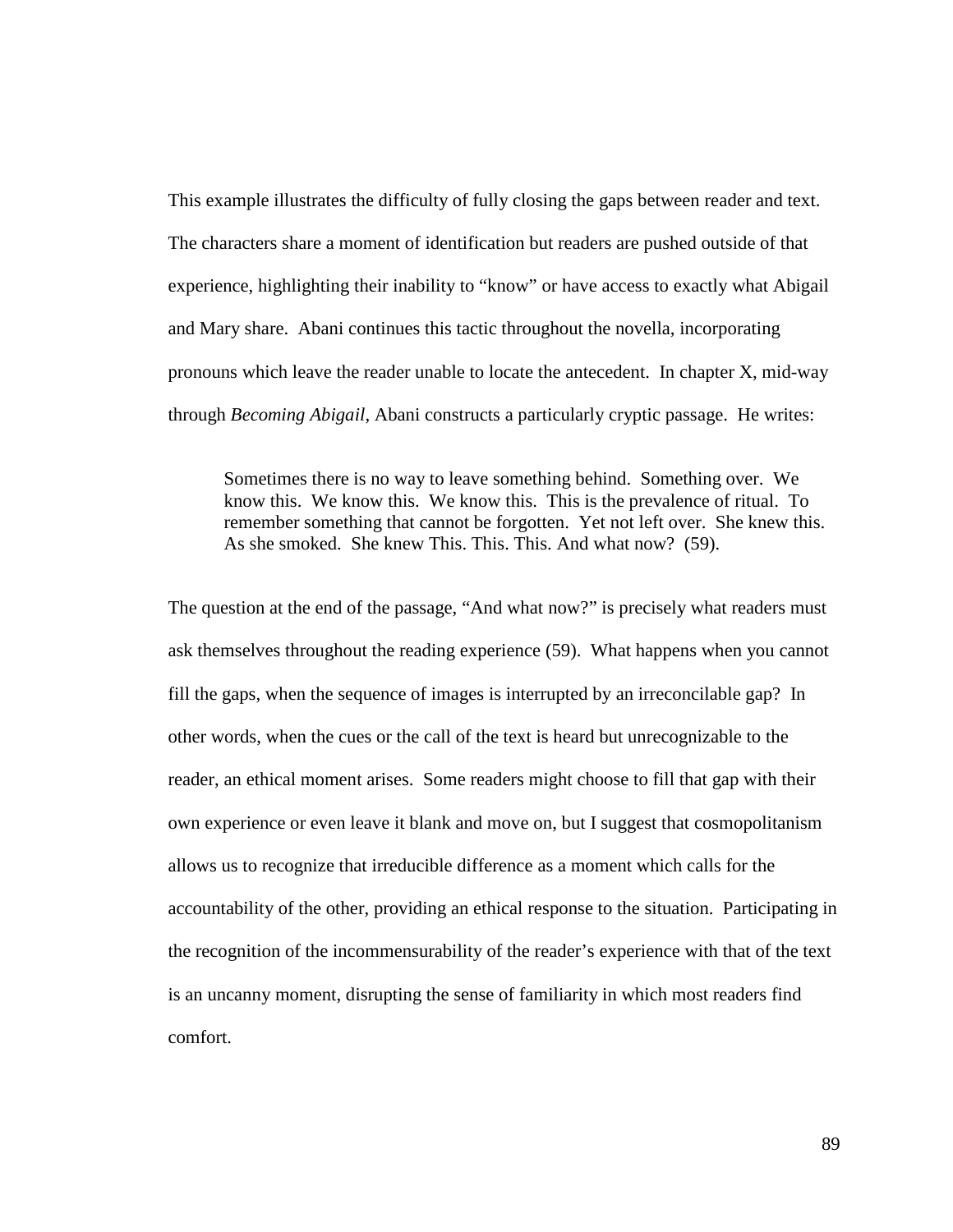This example illustrates the difficulty of fully closing the gaps between reader and text. The characters share a moment of identification but readers are pushed outside of that experience, highlighting their inability to "know" or have access to exactly what Abigail and Mary share. Abani continues this tactic throughout the novella, incorporating pronouns which leave the reader unable to locate the antecedent. In chapter X, mid-way through *Becoming Abigail*, Abani constructs a particularly cryptic passage. He writes:

> Sometimes there is no way to leave something behind. Something over. We know this. We know this. We know this. This is the prevalence of ritual. To remember something that cannot be forgotten. Yet not left over. She knew this. As she smoked. She knew This. This. This. And what now? (59).

The question at the end of the passage, "And what now?" is precisely what readers must ask themselves throughout the reading experience (59). What happens when you cannot fill the gaps, when the sequence of images is interrupted by an irreconcilable gap? In other words, when the cues or the call of the text is heard but unrecognizable to the reader, an ethical moment arises. Some readers might choose to fill that gap with their own experience or even leave it blank and move on, but I suggest that cosmopolitanism allows us to recognize that irreducible difference as a moment which calls for the accountability of the other, providing an ethical response to the situation. Participating in the recognition of the incommensurability of the reader's experience with that of the text is an uncanny moment, disrupting the sense of familiarity in which most readers find comfort.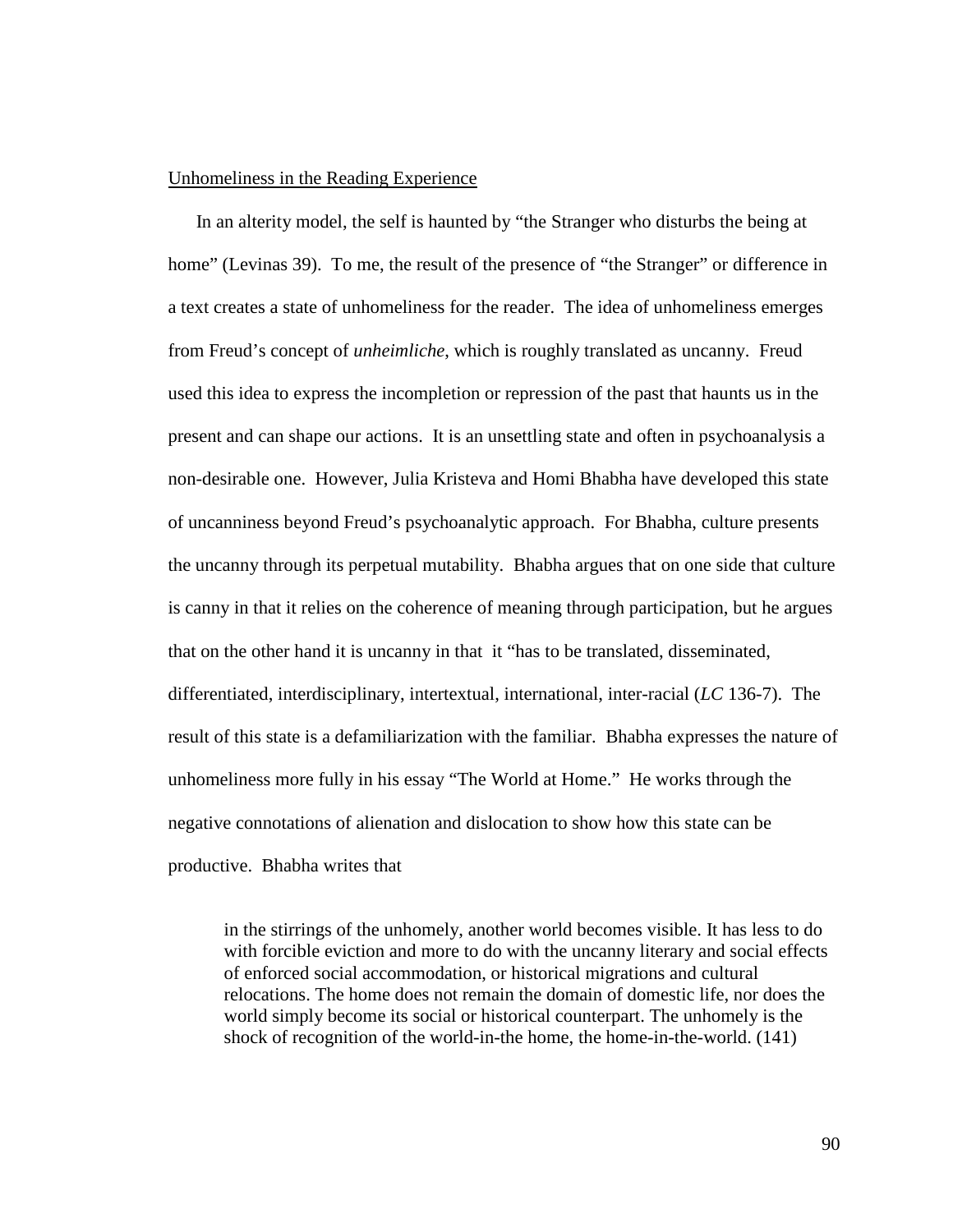Unhomeliness in the Reading Experience

In an alterity model, the self is haunted by "the Stranger who disturbs the being at home" (Levinas 39). To me, the result of the presence of "the Stranger" or difference in a text creates a state of unhomeliness for the reader. The idea of unhomeliness emerges from Freud's concept of *unheimliche*, which is roughly translated as uncanny. Freud used this idea to express the incompletion or repression of the past that haunts us in the present and can shape our actions. It is an unsettling state and often in psychoanalysis a non-desirable one. However, Julia Kristeva and Homi Bhabha have developed this state of uncanniness beyond Freud's psychoanalytic approach. For Bhabha, culture presents the uncanny through its perpetual mutability. Bhabha argues that on one side that culture is canny in that it relies on the coherence of meaning through participation, but he argues that on the other hand it is uncanny in that it "has to be translated, disseminated, differentiated, interdisciplinary, intertextual, international, inter-racial (*LC* 136-7). The result of this state is a defamiliarization with the familiar. Bhabha expresses the nature of unhomeliness more fully in his essay "The World at Home." He works through the negative connotations of alienation and dislocation to show how this state can be productive. Bhabha writes that

> in the stirrings of the unhomely, another world becomes visible. It has less to do with forcible eviction and more to do with the uncanny literary and social effects of enforced social accommodation, or historical migrations and cultural relocations. The home does not remain the domain of domestic life, nor does the world simply become its social or historical counterpart. The unhomely is the shock of recognition of the world-in-the home, the home-in-the-world. (141)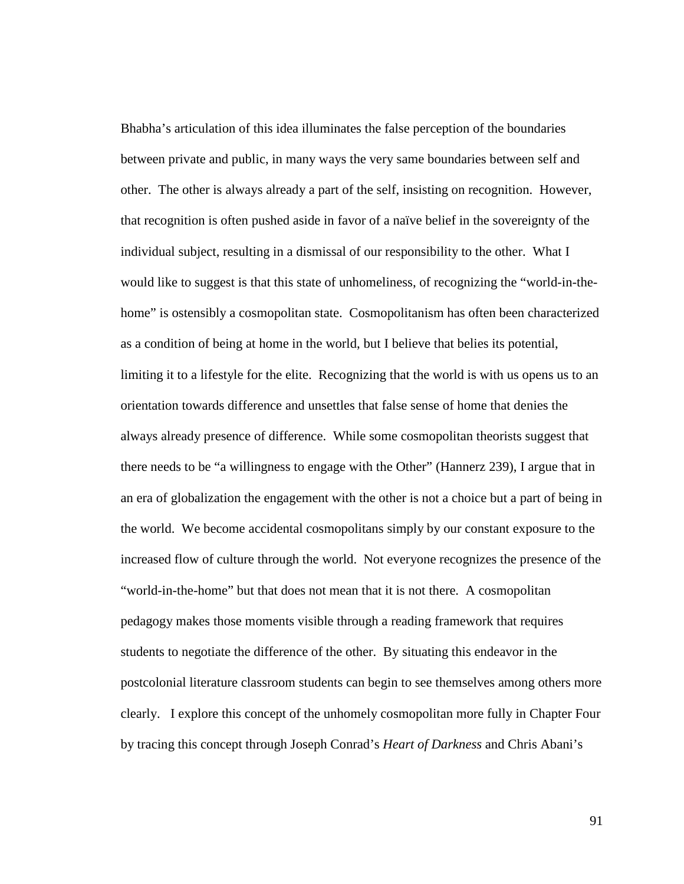Bhabha's articulation of this idea illuminates the false perception of the boundaries between private and public, in many ways the very same boundaries between self and other. The other is always already a part of the self, insisting on recognition. However, that recognition is often pushed aside in favor of a naïve belief in the sovereignty of the individual subject, resulting in a dismissal of our responsibility to the other. What I would like to suggest is that this state of unhomeliness, of recognizing the "world-in-the-home" is ostensibly a cosmopolitan state. Cosmopolitanism has often been characterized as a condition of being at home in the world, but I believe that belies its potential, limiting it to a lifestyle for the elite. Recognizing that the world is with us opens us to an orientation towards difference and unsettles that false sense of home that denies the always already presence of difference. While some cosmopolitan theorists suggest that there needs to be "a willingness to engage with the Other" (Hannerz 239), I argue that in an era of globalization the engagement with the other is not a choice but a part of being in the world. We become accidental cosmopolitans simply by our constant exposure to the increased flow of culture through the world. Not everyone recognizes the presence of the "world-in-the-home" but that does not mean that it is not there. A cosmopolitan pedagogy makes those moments visible through a reading framework that requires students to negotiate the difference of the other. By situating this endeavor in the postcolonial literature classroom students can begin to see themselves among others more clearly. I explore this concept of the unhomely cosmopolitan more fully in Chapter Four by tracing this concept through Joseph Conrad's *Heart of Darkness* and Chris Abani's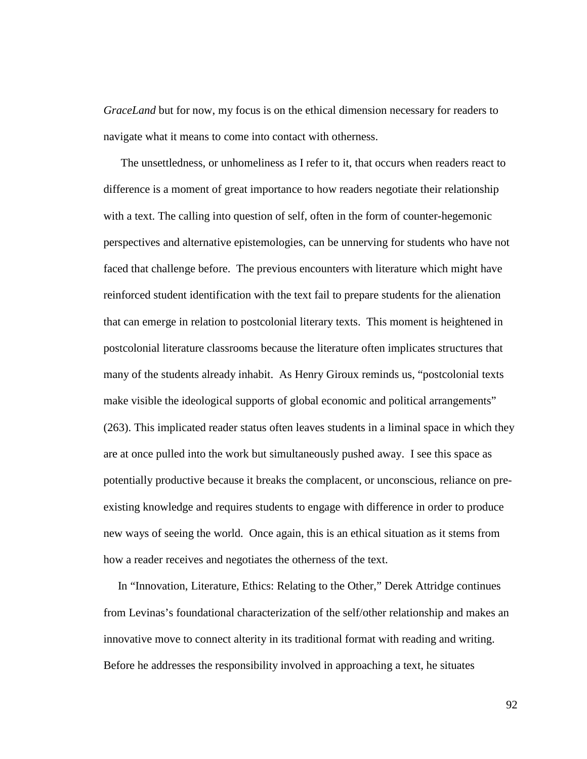*GraceLand* but for now, my focus is on the ethical dimension necessary for readers to navigate what it means to come into contact with otherness.

The unsettledness, or unhomeliness as I refer to it, that occurs when readers react to difference is a moment of great importance to how readers negotiate their relationship with a text. The calling into question of self, often in the form of counter-hegemonic perspectives and alternative epistemologies, can be unnerving for students who have not faced that challenge before. The previous encounters with literature which might have reinforced student identification with the text fail to prepare students for the alienation that can emerge in relation to postcolonial literary texts. This moment is heightened in postcolonial literature classrooms because the literature often implicates structures that many of the students already inhabit. As Henry Giroux reminds us, "postcolonial texts make visible the ideological supports of global economic and political arrangements" (263). This implicated reader status often leaves students in a liminal space in which they are at once pulled into the work but simultaneously pushed away. I see this space as potentially productive because it breaks the complacent, or unconscious, reliance on pre-existing knowledge and requires students to engage with difference in order to produce new ways of seeing the world. Once again, this is an ethical situation as it stems from how a reader receives and negotiates the otherness of the text.

In "Innovation, Literature, Ethics: Relating to the Other," Derek Attridge continues from Levinas's foundational characterization of the self/other relationship and makes an innovative move to connect alterity in its traditional format with reading and writing. Before he addresses the responsibility involved in approaching a text, he situates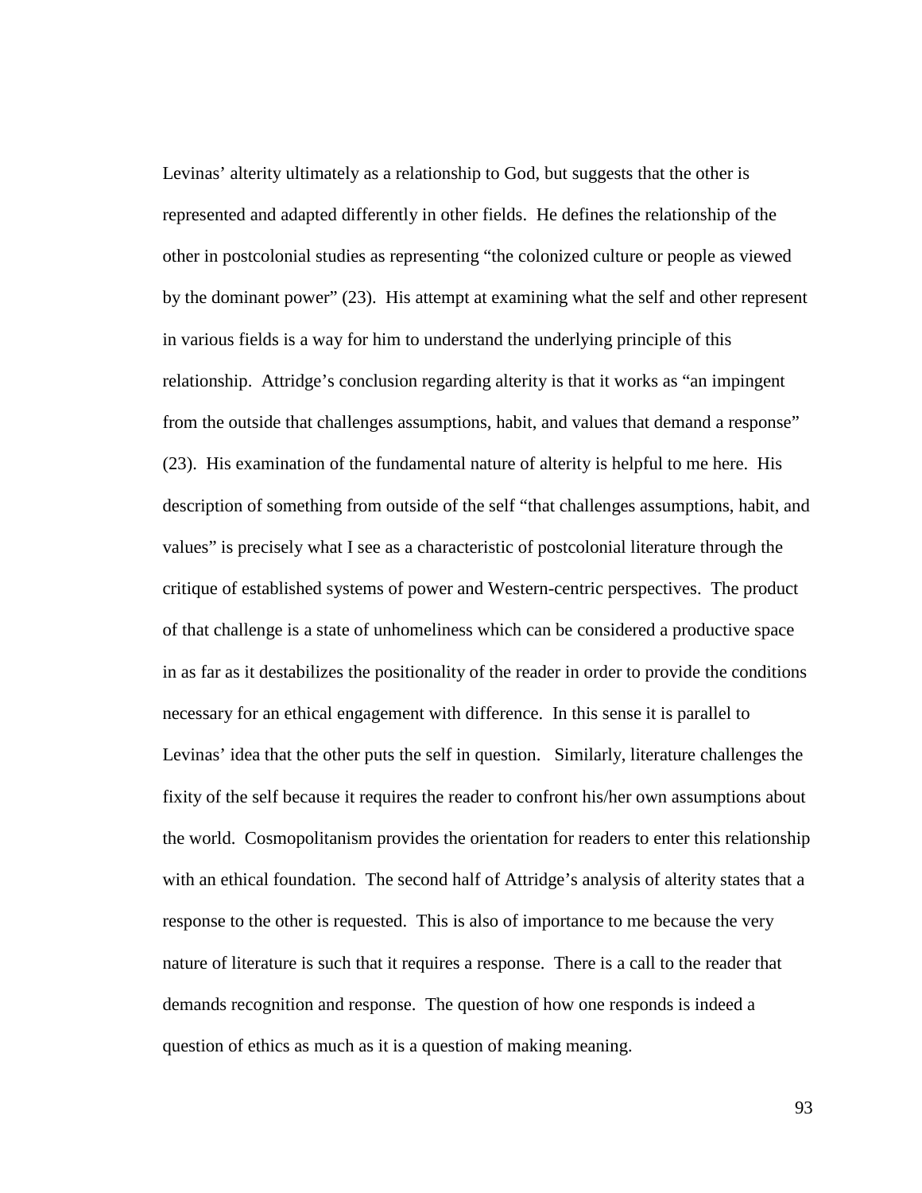Levinas' alterity ultimately as a relationship to God, but suggests that the other is represented and adapted differently in other fields. He defines the relationship of the other in postcolonial studies as representing "the colonized culture or people as viewed by the dominant power" (23). His attempt at examining what the self and other represent in various fields is a way for him to understand the underlying principle of this relationship. Attridge's conclusion regarding alterity is that it works as "an impingent from the outside that challenges assumptions, habit, and values that demand a response" (23). His examination of the fundamental nature of alterity is helpful to me here. His description of something from outside of the self "that challenges assumptions, habit, and values" is precisely what I see as a characteristic of postcolonial literature through the critique of established systems of power and Western-centric perspectives. The product of that challenge is a state of unhomeliness which can be considered a productive space in as far as it destabilizes the positionality of the reader in order to provide the conditions necessary for an ethical engagement with difference. In this sense it is parallel to Levinas' idea that the other puts the self in question. Similarly, literature challenges the fixity of the self because it requires the reader to confront his/her own assumptions about the world. Cosmopolitanism provides the orientation for readers to enter this relationship with an ethical foundation. The second half of Attridge's analysis of alterity states that a response to the other is requested. This is also of importance to me because the very nature of literature is such that it requires a response. There is a call to the reader that demands recognition and response. The question of how one responds is indeed a question of ethics as much as it is a question of making meaning.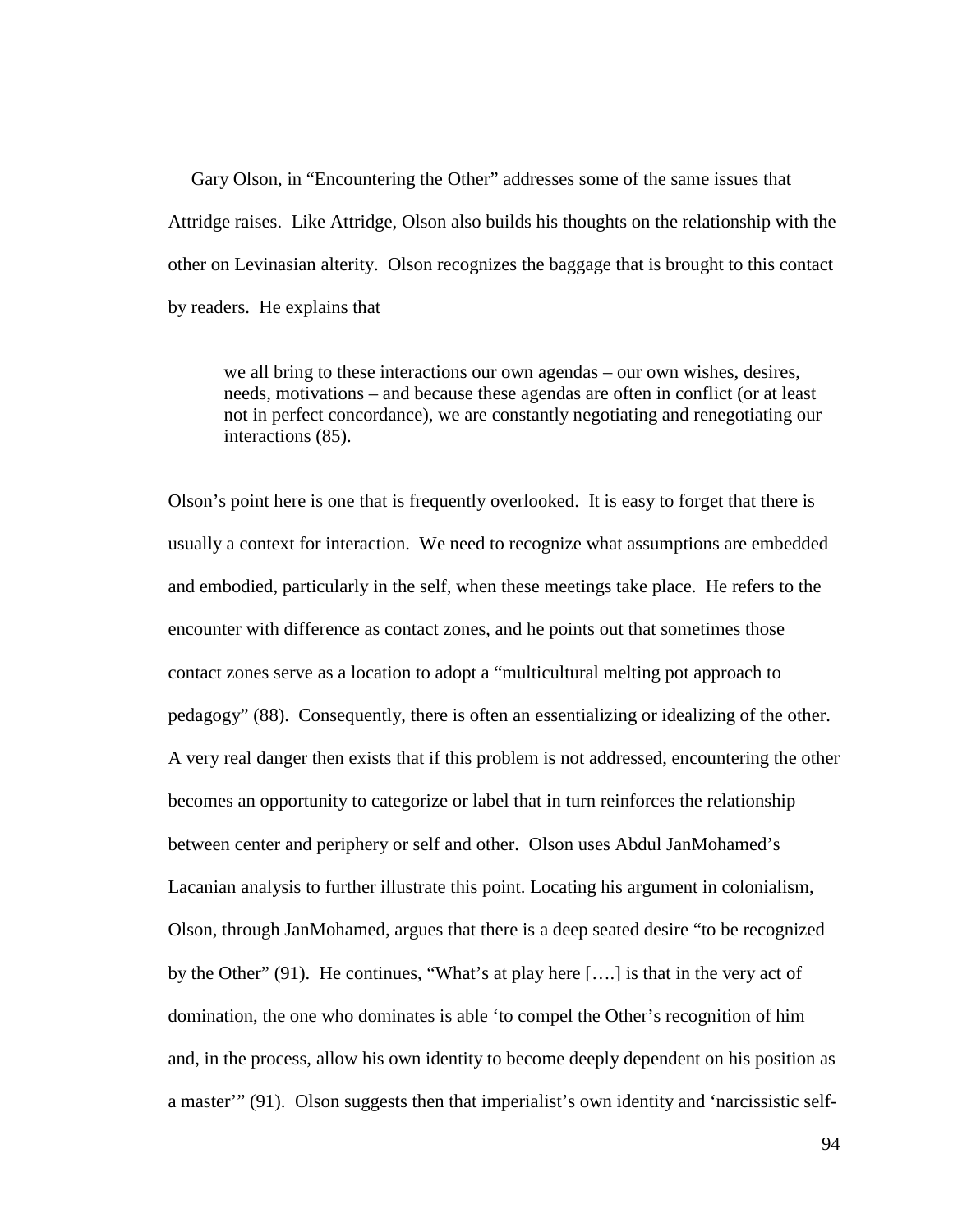Gary Olson, in "Encountering the Other" addresses some of the same issues that Attridge raises. Like Attridge, Olson also builds his thoughts on the relationship with the other on Levinasian alterity. Olson recognizes the baggage that is brought to this contact by readers. He explains that

> we all bring to these interactions our own agendas – our own wishes, desires, needs, motivations – and because these agendas are often in conflict (or at least not in perfect concordance), we are constantly negotiating and renegotiating our interactions (85).

Olson's point here is one that is frequently overlooked. It is easy to forget that there is usually a context for interaction. We need to recognize what assumptions are embedded and embodied, particularly in the self, when these meetings take place. He refers to the encounter with difference as contact zones, and he points out that sometimes those contact zones serve as a location to adopt a "multicultural melting pot approach to pedagogy" (88). Consequently, there is often an essentializing or idealizing of the other. A very real danger then exists that if this problem is not addressed, encountering the other becomes an opportunity to categorize or label that in turn reinforces the relationship between center and periphery or self and other. Olson uses Abdul JanMohamed's Lacanian analysis to further illustrate this point. Locating his argument in colonialism, Olson, through JanMohamed, argues that there is a deep seated desire "to be recognized by the Other" (91). He continues, "What's at play here [….] is that in the very act of domination, the one who dominates is able 'to compel the Other's recognition of him and, in the process, allow his own identity to become deeply dependent on his position as a master'" (91). Olson suggests then that imperialist's own identity and 'narcissistic self-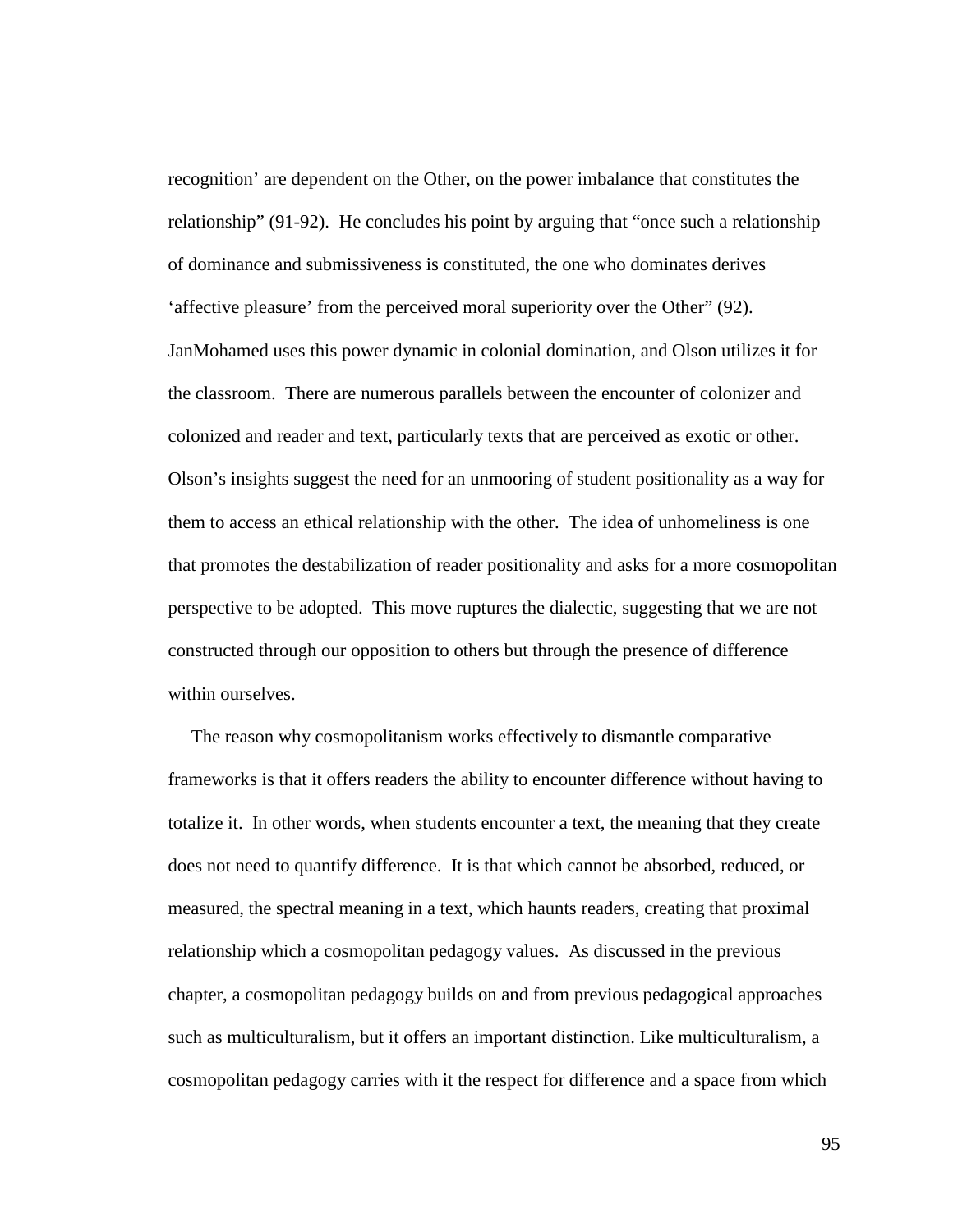recognition' are dependent on the Other, on the power imbalance that constitutes the relationship" (91-92). He concludes his point by arguing that "once such a relationship of dominance and submissiveness is constituted, the one who dominates derives 'affective pleasure' from the perceived moral superiority over the Other" (92). JanMohamed uses this power dynamic in colonial domination, and Olson utilizes it for the classroom. There are numerous parallels between the encounter of colonizer and colonized and reader and text, particularly texts that are perceived as exotic or other. Olson's insights suggest the need for an unmooring of student positionality as a way for them to access an ethical relationship with the other. The idea of unhomeliness is one that promotes the destabilization of reader positionality and asks for a more cosmopolitan perspective to be adopted. This move ruptures the dialectic, suggesting that we are not constructed through our opposition to others but through the presence of difference within ourselves.

The reason why cosmopolitanism works effectively to dismantle comparative frameworks is that it offers readers the ability to encounter difference without having to totalize it. In other words, when students encounter a text, the meaning that they create does not need to quantify difference. It is that which cannot be absorbed, reduced, or measured, the spectral meaning in a text, which haunts readers, creating that proximal relationship which a cosmopolitan pedagogy values. As discussed in the previous chapter, a cosmopolitan pedagogy builds on and from previous pedagogical approaches such as multiculturalism, but it offers an important distinction. Like multiculturalism, a cosmopolitan pedagogy carries with it the respect for difference and a space from which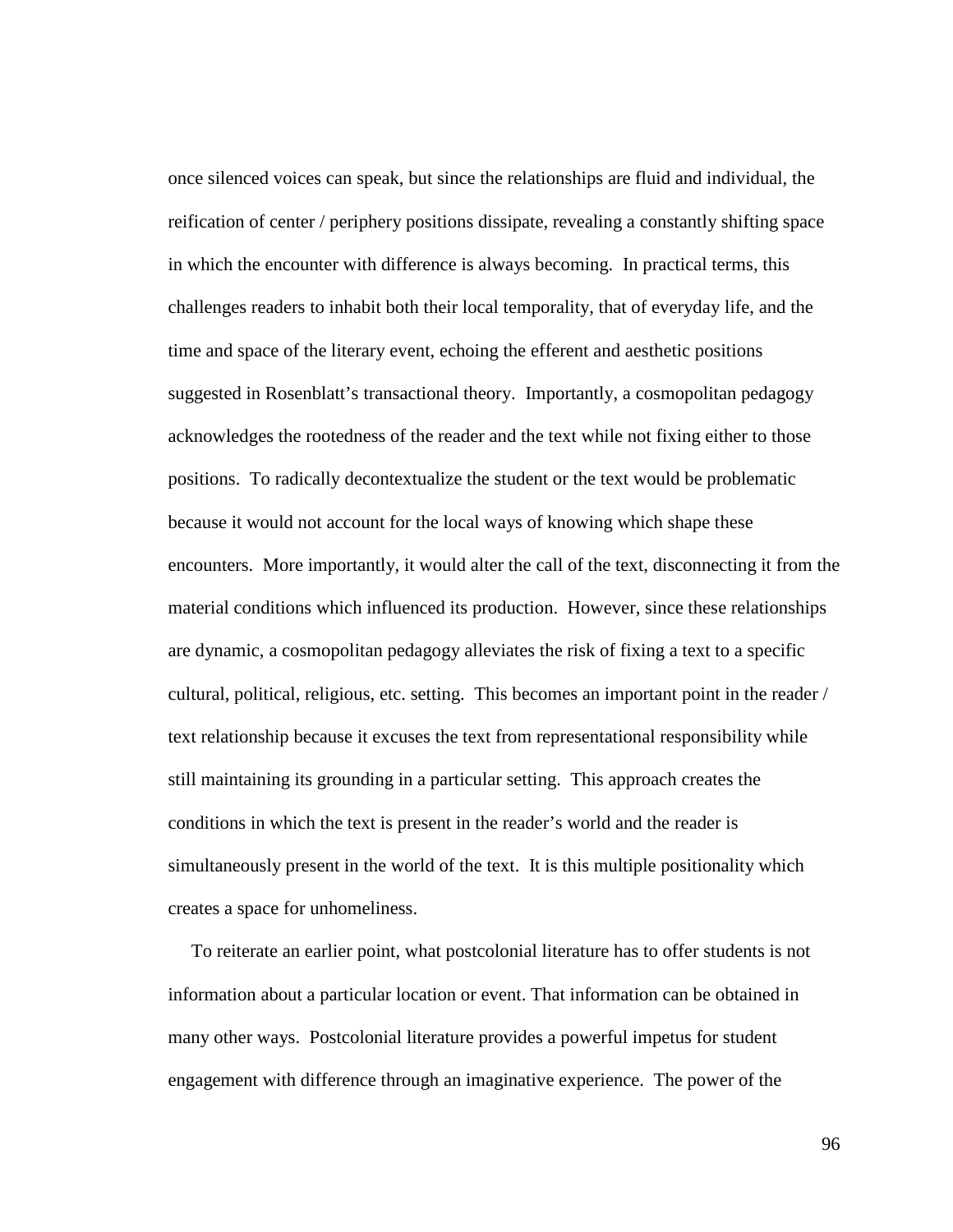once silenced voices can speak, but since the relationships are fluid and individual, the reification of center / periphery positions dissipate, revealing a constantly shifting space in which the encounter with difference is always becoming. In practical terms, this challenges readers to inhabit both their local temporality, that of everyday life, and the time and space of the literary event, echoing the efferent and aesthetic positions suggested in Rosenblatt's transactional theory. Importantly, a cosmopolitan pedagogy acknowledges the rootedness of the reader and the text while not fixing either to those positions. To radically decontextualize the student or the text would be problematic because it would not account for the local ways of knowing which shape these encounters. More importantly, it would alter the call of the text, disconnecting it from the material conditions which influenced its production. However, since these relationships are dynamic, a cosmopolitan pedagogy alleviates the risk of fixing a text to a specific cultural, political, religious, etc. setting. This becomes an important point in the reader / text relationship because it excuses the text from representational responsibility while still maintaining its grounding in a particular setting. This approach creates the conditions in which the text is present in the reader's world and the reader is simultaneously present in the world of the text. It is this multiple positionality which creates a space for unhomeliness.

To reiterate an earlier point, what postcolonial literature has to offer students is not information about a particular location or event. That information can be obtained in many other ways. Postcolonial literature provides a powerful impetus for student engagement with difference through an imaginative experience. The power of the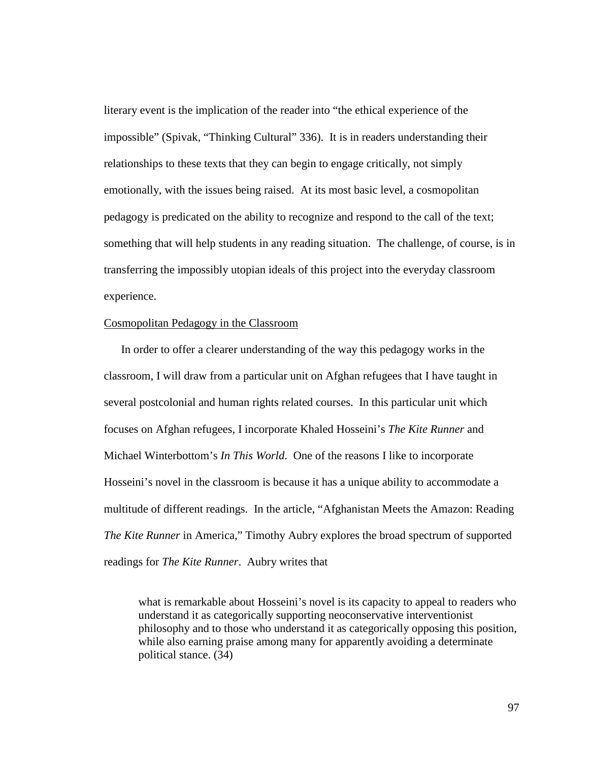literary event is the implication of the reader into "the ethical experience of the impossible" (Spivak, "Thinking Cultural" 336). It is in readers understanding their relationships to these texts that they can begin to engage critically, not simply emotionally, with the issues being raised. At its most basic level, a cosmopolitan pedagogy is predicated on the ability to recognize and respond to the call of the text; something that will help students in any reading situation. The challenge, of course, is in transferring the impossibly utopian ideals of this project into the everyday classroom experience.

<u>Cosmopolitan Pedagogy in the Classroom</u>

In order to offer a clearer understanding of the way this pedagogy works in the classroom, I will draw from a particular unit on Afghan refugees that I have taught in several postcolonial and human rights related courses. In this particular unit which focuses on Afghan refugees, I incorporate Khaled Hosseini's *The Kite Runner* and Michael Winterbottom's *In This World*. One of the reasons I like to incorporate Hosseini's novel in the classroom is because it has a unique ability to accommodate a multitude of different readings. In the article, "Afghanistan Meets the Amazon: Reading *The Kite Runner* in America," Timothy Aubry explores the broad spectrum of supported readings for *The Kite Runner*. Aubry writes that

> what is remarkable about Hosseini's novel is its capacity to appeal to readers who understand it as categorically supporting neoconservative interventionist philosophy and to those who understand it as categorically opposing this position, while also earning praise among many for apparently avoiding a determinate political stance. (34)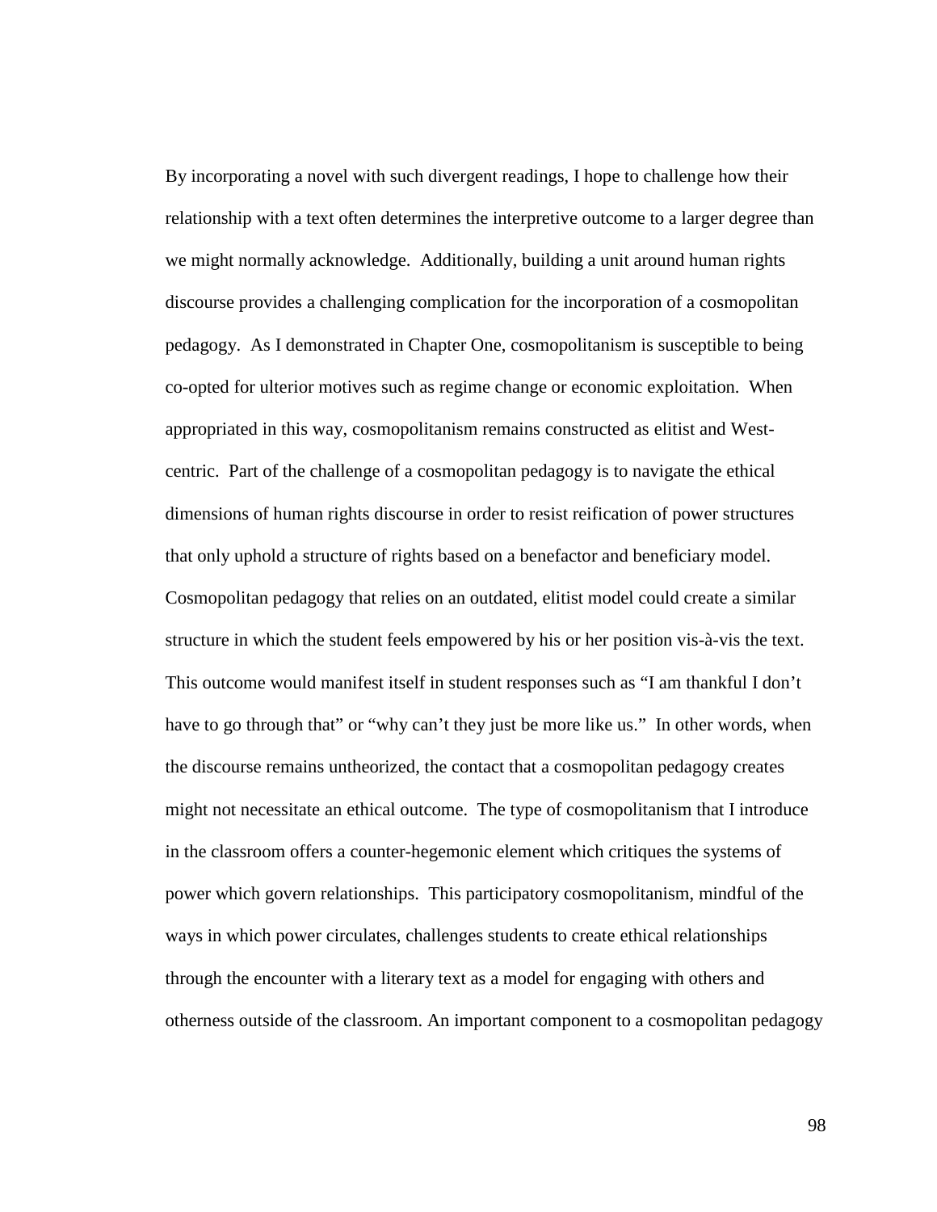By incorporating a novel with such divergent readings, I hope to challenge how their relationship with a text often determines the interpretive outcome to a larger degree than we might normally acknowledge. Additionally, building a unit around human rights discourse provides a challenging complication for the incorporation of a cosmopolitan pedagogy. As I demonstrated in Chapter One, cosmopolitanism is susceptible to being co-opted for ulterior motives such as regime change or economic exploitation. When appropriated in this way, cosmopolitanism remains constructed as elitist and West-centric. Part of the challenge of a cosmopolitan pedagogy is to navigate the ethical dimensions of human rights discourse in order to resist reification of power structures that only uphold a structure of rights based on a benefactor and beneficiary model. Cosmopolitan pedagogy that relies on an outdated, elitist model could create a similar structure in which the student feels empowered by his or her position vis-à-vis the text. This outcome would manifest itself in student responses such as "I am thankful I don't have to go through that" or "why can't they just be more like us." In other words, when the discourse remains untheorized, the contact that a cosmopolitan pedagogy creates might not necessitate an ethical outcome. The type of cosmopolitanism that I introduce in the classroom offers a counter-hegemonic element which critiques the systems of power which govern relationships. This participatory cosmopolitanism, mindful of the ways in which power circulates, challenges students to create ethical relationships through the encounter with a literary text as a model for engaging with others and otherness outside of the classroom. An important component to a cosmopolitan pedagogy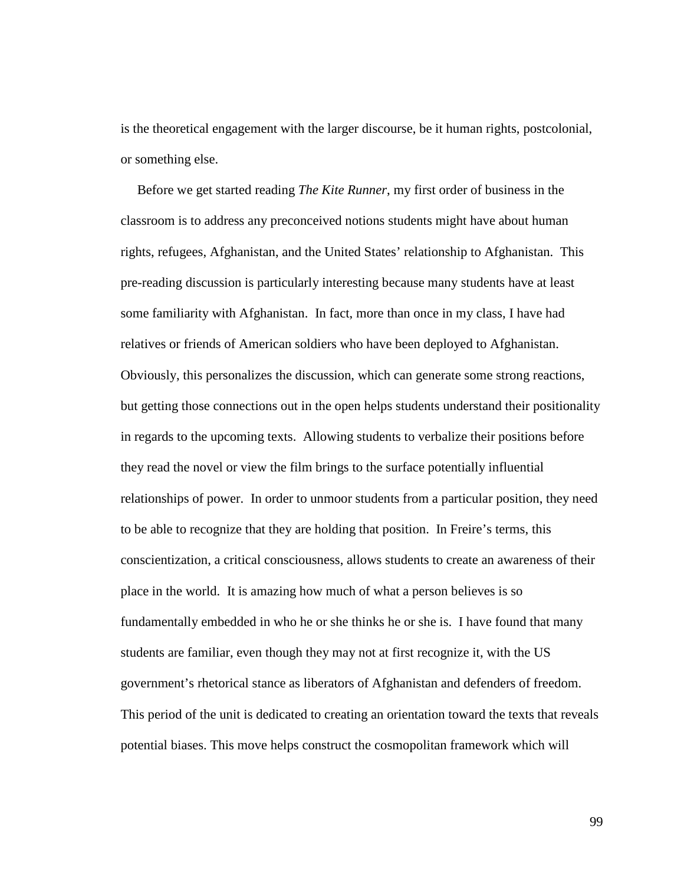is the theoretical engagement with the larger discourse, be it human rights, postcolonial, or something else.

Before we get started reading *The Kite Runner*, my first order of business in the classroom is to address any preconceived notions students might have about human rights, refugees, Afghanistan, and the United States' relationship to Afghanistan. This pre-reading discussion is particularly interesting because many students have at least some familiarity with Afghanistan. In fact, more than once in my class, I have had relatives or friends of American soldiers who have been deployed to Afghanistan. Obviously, this personalizes the discussion, which can generate some strong reactions, but getting those connections out in the open helps students understand their positionality in regards to the upcoming texts. Allowing students to verbalize their positions before they read the novel or view the film brings to the surface potentially influential relationships of power. In order to unmoor students from a particular position, they need to be able to recognize that they are holding that position. In Freire's terms, this conscientization, a critical consciousness, allows students to create an awareness of their place in the world. It is amazing how much of what a person believes is so fundamentally embedded in who he or she thinks he or she is. I have found that many students are familiar, even though they may not at first recognize it, with the US government's rhetorical stance as liberators of Afghanistan and defenders of freedom. This period of the unit is dedicated to creating an orientation toward the texts that reveals potential biases. This move helps construct the cosmopolitan framework which will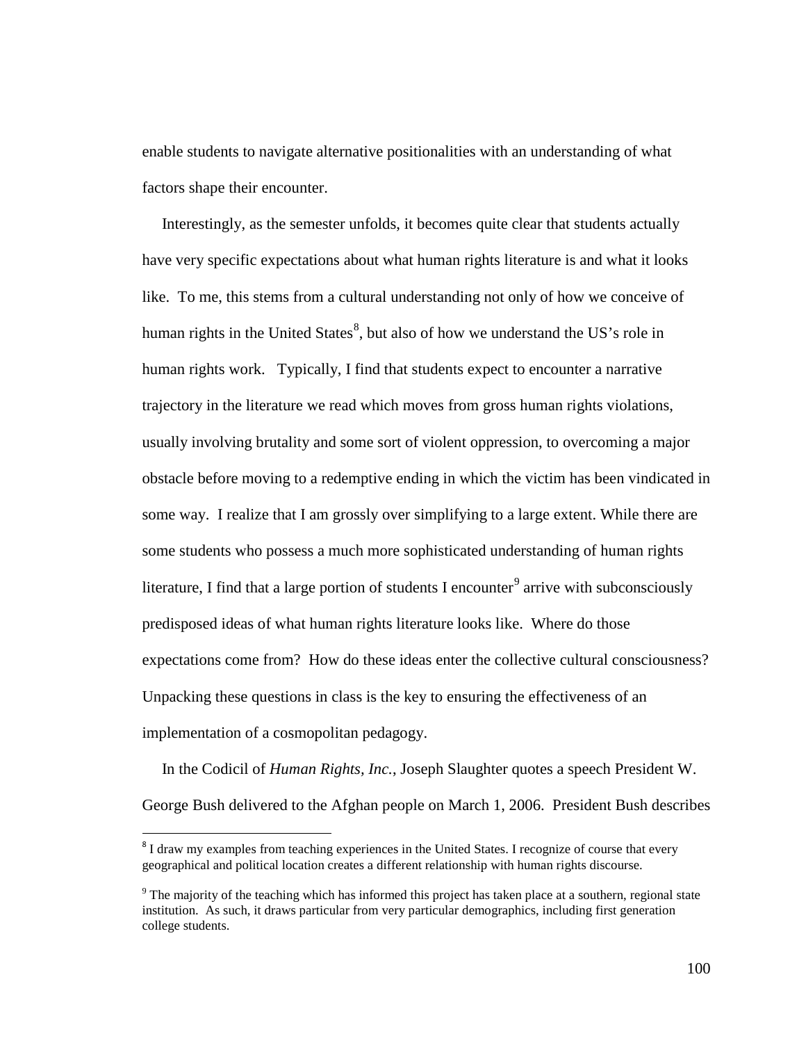enable students to navigate alternative positionalities with an understanding of what factors shape their encounter.

Interestingly, as the semester unfolds, it becomes quite clear that students actually have very specific expectations about what human rights literature is and what it looks like. To me, this stems from a cultural understanding not only of how we conceive of human rights in the United States[8], but also of how we understand the US's role in human rights work. Typically, I find that students expect to encounter a narrative trajectory in the literature we read which moves from gross human rights violations, usually involving brutality and some sort of violent oppression, to overcoming a major obstacle before moving to a redemptive ending in which the victim has been vindicated in some way. I realize that I am grossly over simplifying to a large extent. While there are some students who possess a much more sophisticated understanding of human rights literature, I find that a large portion of students I encounter[9] arrive with subconsciously predisposed ideas of what human rights literature looks like. Where do those expectations come from? How do these ideas enter the collective cultural consciousness? Unpacking these questions in class is the key to ensuring the effectiveness of an implementation of a cosmopolitan pedagogy.

In the Codicil of *Human Rights, Inc.*, Joseph Slaughter quotes a speech President W. George Bush delivered to the Afghan people on March 1, 2006. President Bush describes

---

[8] I draw my examples from teaching experiences in the United States. I recognize of course that every geographical and political location creates a different relationship with human rights discourse.

[9] The majority of the teaching which has informed this project has taken place at a southern, regional state institution. As such, it draws particular from very particular demographics, including first generation college students.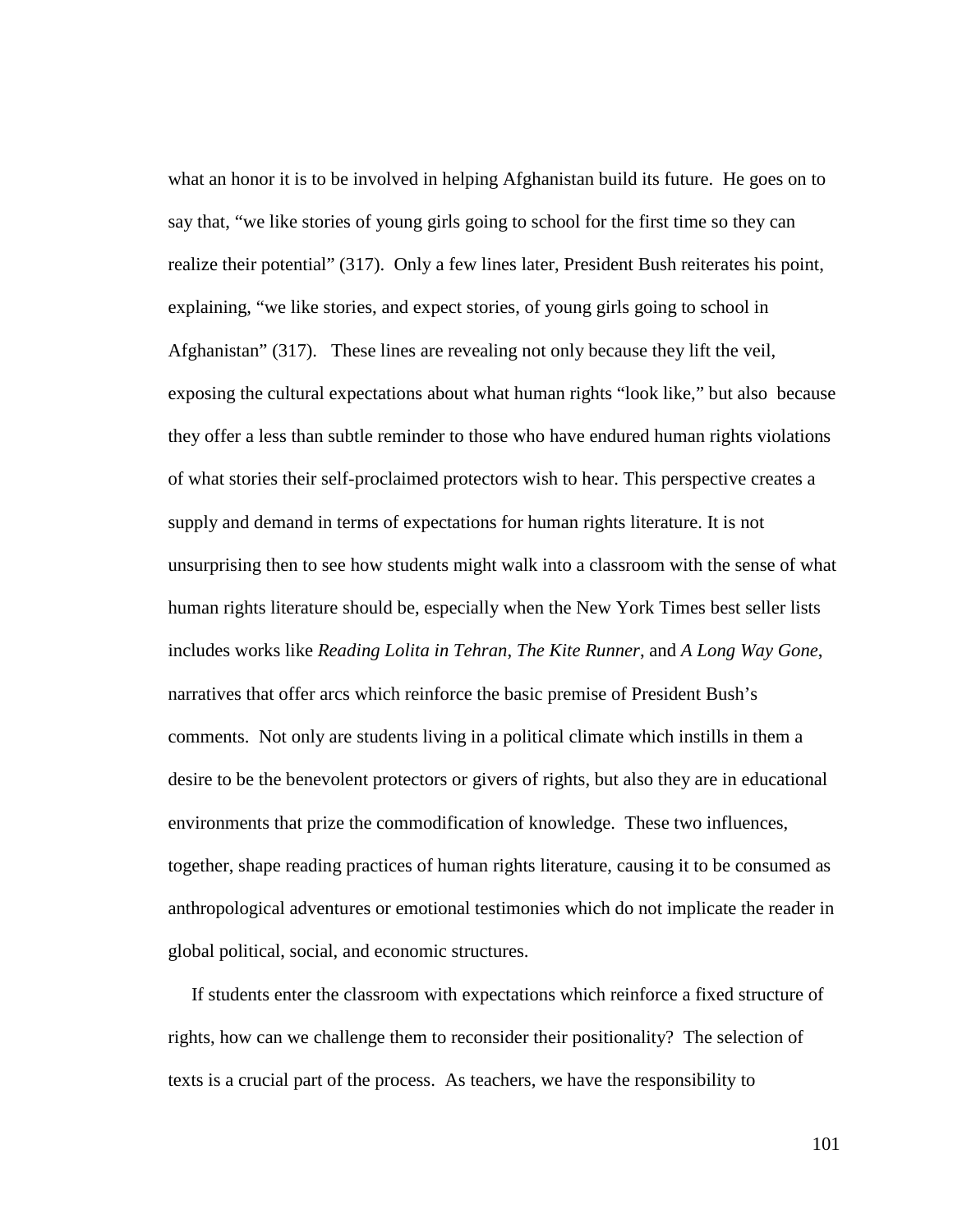what an honor it is to be involved in helping Afghanistan build its future. He goes on to say that, "we like stories of young girls going to school for the first time so they can realize their potential" (317). Only a few lines later, President Bush reiterates his point, explaining, "we like stories, and expect stories, of young girls going to school in Afghanistan" (317). These lines are revealing not only because they lift the veil, exposing the cultural expectations about what human rights "look like," but also because they offer a less than subtle reminder to those who have endured human rights violations of what stories their self-proclaimed protectors wish to hear. This perspective creates a supply and demand in terms of expectations for human rights literature. It is not unsurprising then to see how students might walk into a classroom with the sense of what human rights literature should be, especially when the New York Times best seller lists includes works like *Reading Lolita in Tehran*, *The Kite Runner*, and *A Long Way Gone*, narratives that offer arcs which reinforce the basic premise of President Bush's comments. Not only are students living in a political climate which instills in them a desire to be the benevolent protectors or givers of rights, but also they are in educational environments that prize the commodification of knowledge. These two influences, together, shape reading practices of human rights literature, causing it to be consumed as anthropological adventures or emotional testimonies which do not implicate the reader in global political, social, and economic structures.

If students enter the classroom with expectations which reinforce a fixed structure of rights, how can we challenge them to reconsider their positionality? The selection of texts is a crucial part of the process. As teachers, we have the responsibility to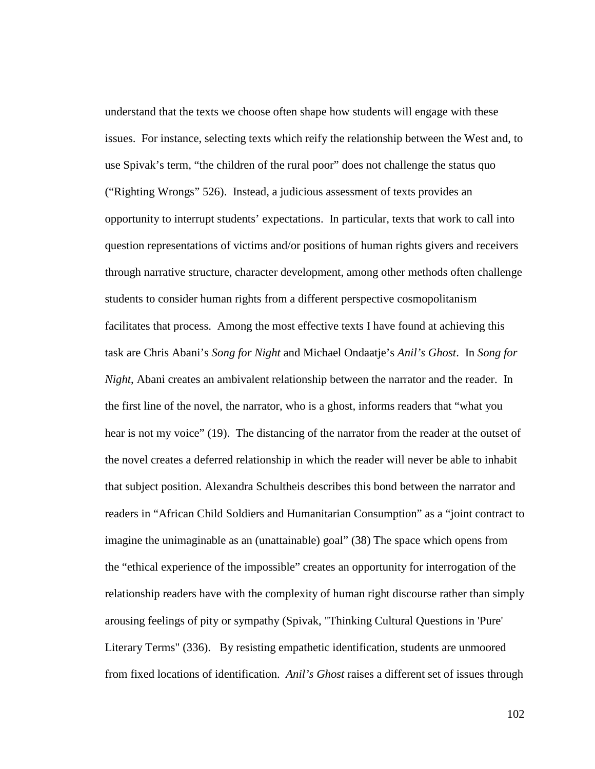understand that the texts we choose often shape how students will engage with these issues. For instance, selecting texts which reify the relationship between the West and, to use Spivak's term, "the children of the rural poor" does not challenge the status quo ("Righting Wrongs" 526). Instead, a judicious assessment of texts provides an opportunity to interrupt students' expectations. In particular, texts that work to call into question representations of victims and/or positions of human rights givers and receivers through narrative structure, character development, among other methods often challenge students to consider human rights from a different perspective cosmopolitanism facilitates that process. Among the most effective texts I have found at achieving this task are Chris Abani's *Song for Night* and Michael Ondaatje's *Anil's Ghost*. In *Song for Night*, Abani creates an ambivalent relationship between the narrator and the reader. In the first line of the novel, the narrator, who is a ghost, informs readers that "what you hear is not my voice" (19). The distancing of the narrator from the reader at the outset of the novel creates a deferred relationship in which the reader will never be able to inhabit that subject position. Alexandra Schultheis describes this bond between the narrator and readers in "African Child Soldiers and Humanitarian Consumption" as a "joint contract to imagine the unimaginable as an (unattainable) goal" (38) The space which opens from the "ethical experience of the impossible" creates an opportunity for interrogation of the relationship readers have with the complexity of human right discourse rather than simply arousing feelings of pity or sympathy (Spivak, "Thinking Cultural Questions in 'Pure' Literary Terms" (336). By resisting empathetic identification, students are unmoored from fixed locations of identification. *Anil's Ghost* raises a different set of issues through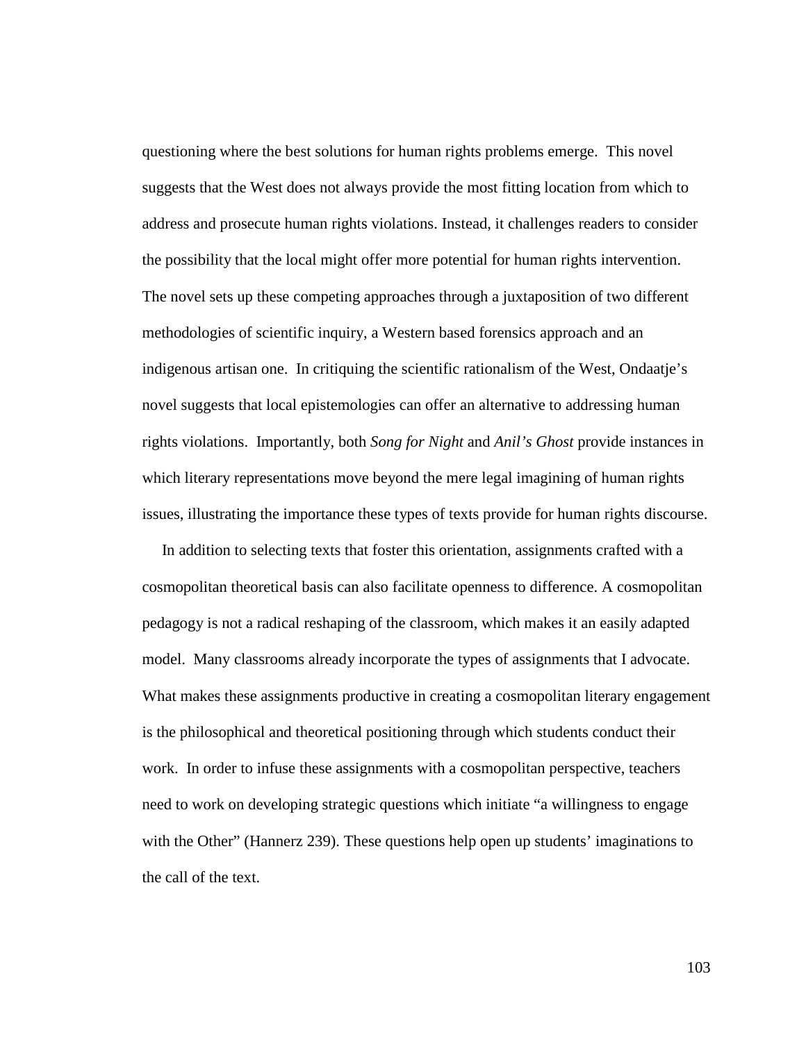questioning where the best solutions for human rights problems emerge. This novel suggests that the West does not always provide the most fitting location from which to address and prosecute human rights violations. Instead, it challenges readers to consider the possibility that the local might offer more potential for human rights intervention. The novel sets up these competing approaches through a juxtaposition of two different methodologies of scientific inquiry, a Western based forensics approach and an indigenous artisan one. In critiquing the scientific rationalism of the West, Ondaatje's novel suggests that local epistemologies can offer an alternative to addressing human rights violations. Importantly, both *Song for Night* and *Anil's Ghost* provide instances in which literary representations move beyond the mere legal imagining of human rights issues, illustrating the importance these types of texts provide for human rights discourse.

In addition to selecting texts that foster this orientation, assignments crafted with a cosmopolitan theoretical basis can also facilitate openness to difference. A cosmopolitan pedagogy is not a radical reshaping of the classroom, which makes it an easily adapted model. Many classrooms already incorporate the types of assignments that I advocate. What makes these assignments productive in creating a cosmopolitan literary engagement is the philosophical and theoretical positioning through which students conduct their work. In order to infuse these assignments with a cosmopolitan perspective, teachers need to work on developing strategic questions which initiate "a willingness to engage with the Other" (Hannerz 239). These questions help open up students' imaginations to the call of the text.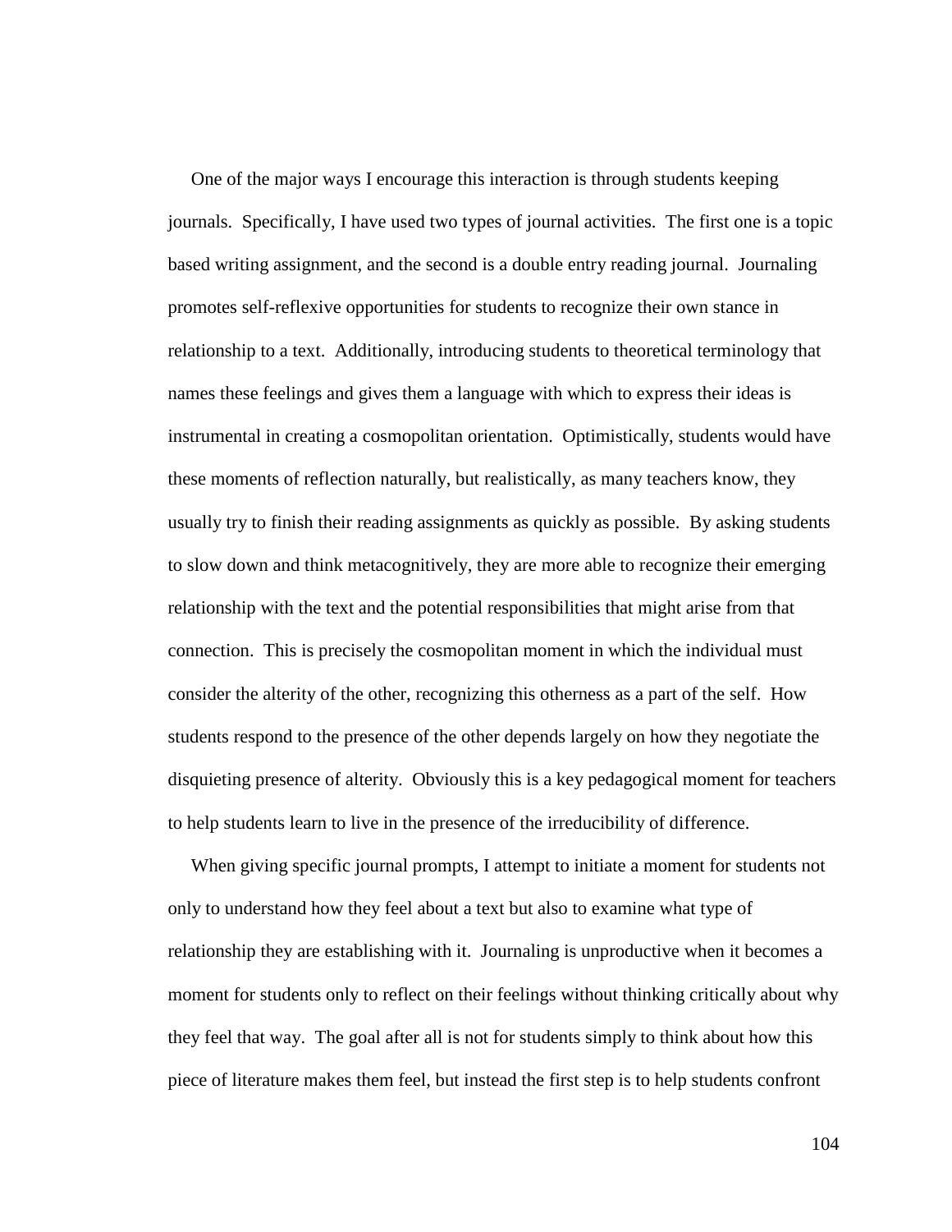One of the major ways I encourage this interaction is through students keeping journals. Specifically, I have used two types of journal activities. The first one is a topic based writing assignment, and the second is a double entry reading journal. Journaling promotes self-reflexive opportunities for students to recognize their own stance in relationship to a text. Additionally, introducing students to theoretical terminology that names these feelings and gives them a language with which to express their ideas is instrumental in creating a cosmopolitan orientation. Optimistically, students would have these moments of reflection naturally, but realistically, as many teachers know, they usually try to finish their reading assignments as quickly as possible. By asking students to slow down and think metacognitively, they are more able to recognize their emerging relationship with the text and the potential responsibilities that might arise from that connection. This is precisely the cosmopolitan moment in which the individual must consider the alterity of the other, recognizing this otherness as a part of the self. How students respond to the presence of the other depends largely on how they negotiate the disquieting presence of alterity. Obviously this is a key pedagogical moment for teachers to help students learn to live in the presence of the irreducibility of difference.

When giving specific journal prompts, I attempt to initiate a moment for students not only to understand how they feel about a text but also to examine what type of relationship they are establishing with it. Journaling is unproductive when it becomes a moment for students only to reflect on their feelings without thinking critically about why they feel that way. The goal after all is not for students simply to think about how this piece of literature makes them feel, but instead the first step is to help students confront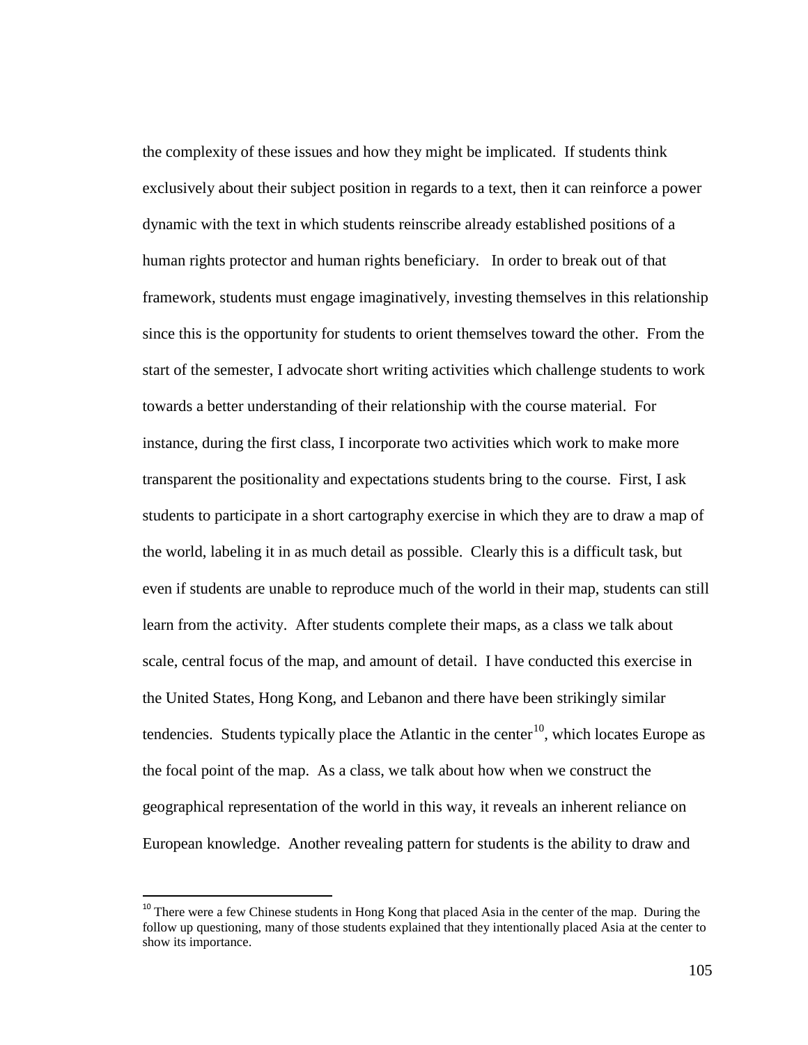the complexity of these issues and how they might be implicated. If students think exclusively about their subject position in regards to a text, then it can reinforce a power dynamic with the text in which students reinscribe already established positions of a human rights protector and human rights beneficiary. In order to break out of that framework, students must engage imaginatively, investing themselves in this relationship since this is the opportunity for students to orient themselves toward the other. From the start of the semester, I advocate short writing activities which challenge students to work towards a better understanding of their relationship with the course material. For instance, during the first class, I incorporate two activities which work to make more transparent the positionality and expectations students bring to the course. First, I ask students to participate in a short cartography exercise in which they are to draw a map of the world, labeling it in as much detail as possible. Clearly this is a difficult task, but even if students are unable to reproduce much of the world in their map, students can still learn from the activity. After students complete their maps, as a class we talk about scale, central focus of the map, and amount of detail. I have conducted this exercise in the United States, Hong Kong, and Lebanon and there have been strikingly similar tendencies. Students typically place the Atlantic in the center[10], which locates Europe as the focal point of the map. As a class, we talk about how when we construct the geographical representation of the world in this way, it reveals an inherent reliance on European knowledge. Another revealing pattern for students is the ability to draw and

[10] There were a few Chinese students in Hong Kong that placed Asia in the center of the map. During the follow up questioning, many of those students explained that they intentionally placed Asia at the center to show its importance.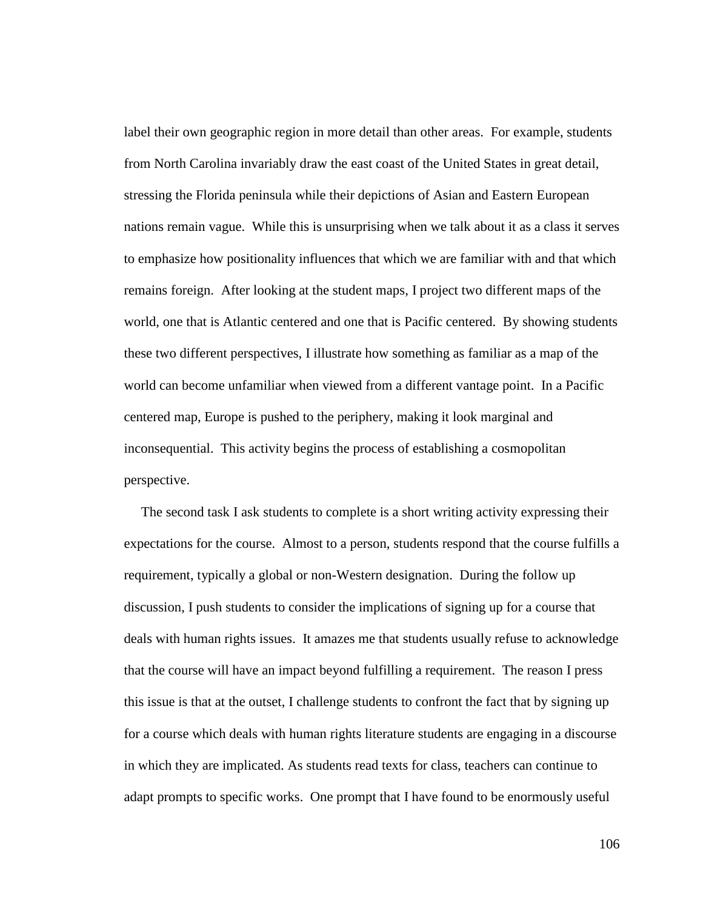label their own geographic region in more detail than other areas. For example, students from North Carolina invariably draw the east coast of the United States in great detail, stressing the Florida peninsula while their depictions of Asian and Eastern European nations remain vague. While this is unsurprising when we talk about it as a class it serves to emphasize how positionality influences that which we are familiar with and that which remains foreign. After looking at the student maps, I project two different maps of the world, one that is Atlantic centered and one that is Pacific centered. By showing students these two different perspectives, I illustrate how something as familiar as a map of the world can become unfamiliar when viewed from a different vantage point. In a Pacific centered map, Europe is pushed to the periphery, making it look marginal and inconsequential. This activity begins the process of establishing a cosmopolitan perspective.

The second task I ask students to complete is a short writing activity expressing their expectations for the course. Almost to a person, students respond that the course fulfills a requirement, typically a global or non-Western designation. During the follow up discussion, I push students to consider the implications of signing up for a course that deals with human rights issues. It amazes me that students usually refuse to acknowledge that the course will have an impact beyond fulfilling a requirement. The reason I press this issue is that at the outset, I challenge students to confront the fact that by signing up for a course which deals with human rights literature students are engaging in a discourse in which they are implicated. As students read texts for class, teachers can continue to adapt prompts to specific works. One prompt that I have found to be enormously useful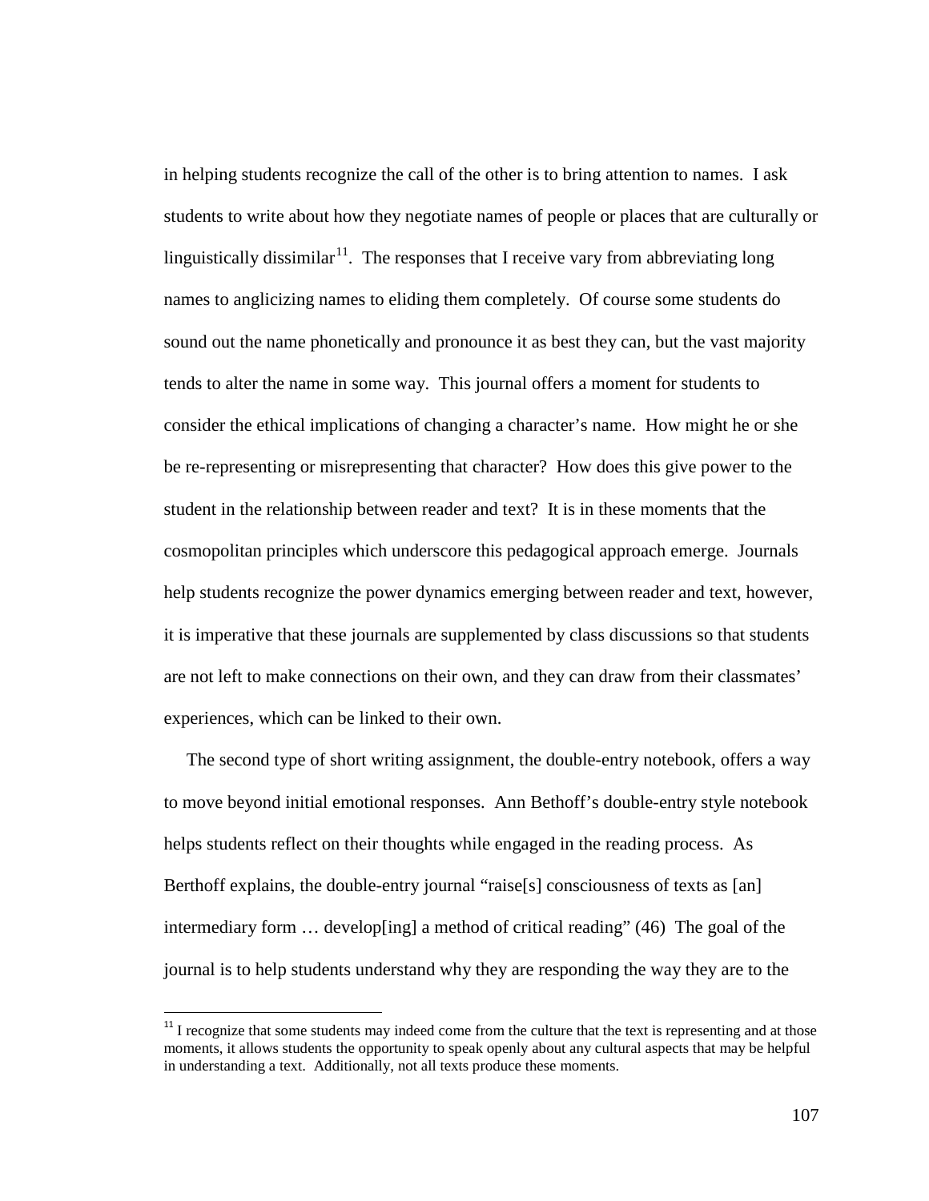in helping students recognize the call of the other is to bring attention to names. I ask students to write about how they negotiate names of people or places that are culturally or linguistically dissimilar[11]. The responses that I receive vary from abbreviating long names to anglicizing names to eliding them completely. Of course some students do sound out the name phonetically and pronounce it as best they can, but the vast majority tends to alter the name in some way. This journal offers a moment for students to consider the ethical implications of changing a character's name. How might he or she be re-representing or misrepresenting that character? How does this give power to the student in the relationship between reader and text? It is in these moments that the cosmopolitan principles which underscore this pedagogical approach emerge. Journals help students recognize the power dynamics emerging between reader and text, however, it is imperative that these journals are supplemented by class discussions so that students are not left to make connections on their own, and they can draw from their classmates' experiences, which can be linked to their own.

The second type of short writing assignment, the double-entry notebook, offers a way to move beyond initial emotional responses. Ann Bethoff's double-entry style notebook helps students reflect on their thoughts while engaged in the reading process. As Berthoff explains, the double-entry journal "raise[s] consciousness of texts as [an] intermediary form … develop[ing] a method of critical reading" (46) The goal of the journal is to help students understand why they are responding the way they are to the

[11] I recognize that some students may indeed come from the culture that the text is representing and at those moments, it allows students the opportunity to speak openly about any cultural aspects that may be helpful in understanding a text. Additionally, not all texts produce these moments.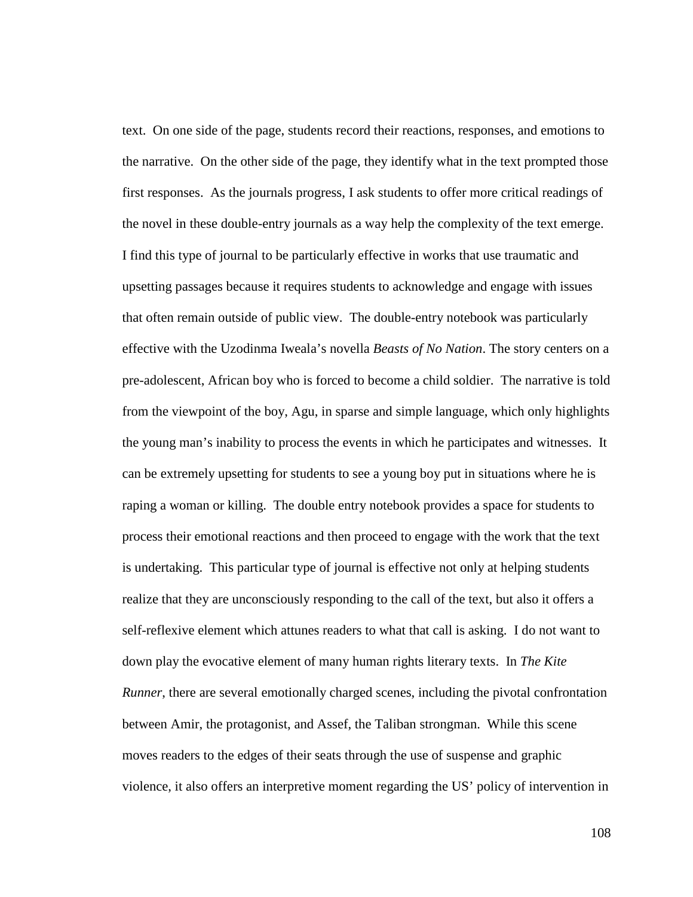text. On one side of the page, students record their reactions, responses, and emotions to the narrative. On the other side of the page, they identify what in the text prompted those first responses. As the journals progress, I ask students to offer more critical readings of the novel in these double-entry journals as a way help the complexity of the text emerge. I find this type of journal to be particularly effective in works that use traumatic and upsetting passages because it requires students to acknowledge and engage with issues that often remain outside of public view. The double-entry notebook was particularly effective with the Uzodinma Iweala's novella *Beasts of No Nation*. The story centers on a pre-adolescent, African boy who is forced to become a child soldier. The narrative is told from the viewpoint of the boy, Agu, in sparse and simple language, which only highlights the young man's inability to process the events in which he participates and witnesses. It can be extremely upsetting for students to see a young boy put in situations where he is raping a woman or killing. The double entry notebook provides a space for students to process their emotional reactions and then proceed to engage with the work that the text is undertaking. This particular type of journal is effective not only at helping students realize that they are unconsciously responding to the call of the text, but also it offers a self-reflexive element which attunes readers to what that call is asking. I do not want to down play the evocative element of many human rights literary texts. In *The Kite Runner*, there are several emotionally charged scenes, including the pivotal confrontation between Amir, the protagonist, and Assef, the Taliban strongman. While this scene moves readers to the edges of their seats through the use of suspense and graphic violence, it also offers an interpretive moment regarding the US' policy of intervention in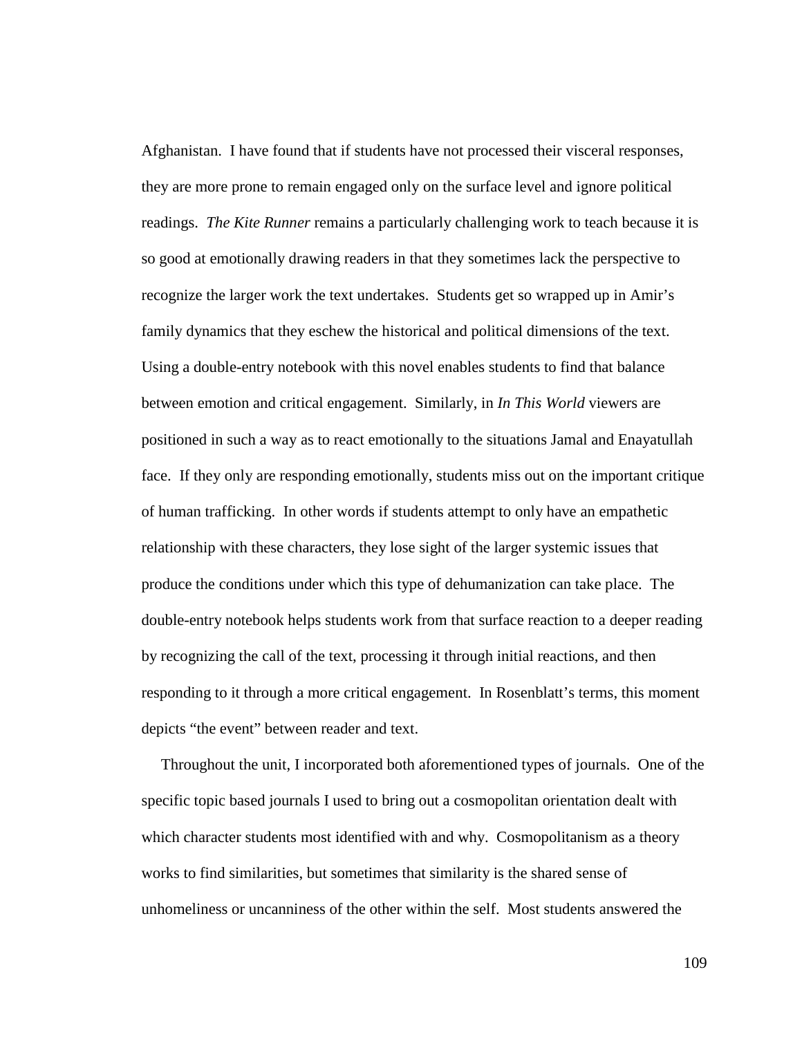Afghanistan. I have found that if students have not processed their visceral responses, they are more prone to remain engaged only on the surface level and ignore political readings. *The Kite Runner* remains a particularly challenging work to teach because it is so good at emotionally drawing readers in that they sometimes lack the perspective to recognize the larger work the text undertakes. Students get so wrapped up in Amir's family dynamics that they eschew the historical and political dimensions of the text. Using a double-entry notebook with this novel enables students to find that balance between emotion and critical engagement. Similarly, in *In This World* viewers are positioned in such a way as to react emotionally to the situations Jamal and Enayatullah face. If they only are responding emotionally, students miss out on the important critique of human trafficking. In other words if students attempt to only have an empathetic relationship with these characters, they lose sight of the larger systemic issues that produce the conditions under which this type of dehumanization can take place. The double-entry notebook helps students work from that surface reaction to a deeper reading by recognizing the call of the text, processing it through initial reactions, and then responding to it through a more critical engagement. In Rosenblatt's terms, this moment depicts "the event" between reader and text.

Throughout the unit, I incorporated both aforementioned types of journals. One of the specific topic based journals I used to bring out a cosmopolitan orientation dealt with which character students most identified with and why. Cosmopolitanism as a theory works to find similarities, but sometimes that similarity is the shared sense of unhomeliness or uncanniness of the other within the self. Most students answered the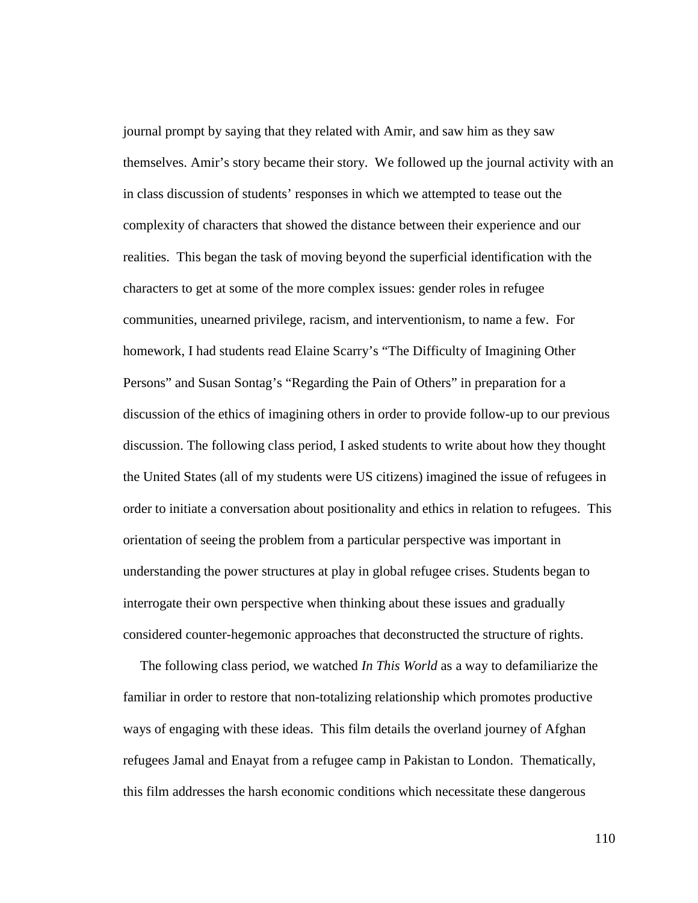journal prompt by saying that they related with Amir, and saw him as they saw themselves. Amir's story became their story. We followed up the journal activity with an in class discussion of students' responses in which we attempted to tease out the complexity of characters that showed the distance between their experience and our realities. This began the task of moving beyond the superficial identification with the characters to get at some of the more complex issues: gender roles in refugee communities, unearned privilege, racism, and interventionism, to name a few. For homework, I had students read Elaine Scarry's "The Difficulty of Imagining Other Persons" and Susan Sontag's "Regarding the Pain of Others" in preparation for a discussion of the ethics of imagining others in order to provide follow-up to our previous discussion. The following class period, I asked students to write about how they thought the United States (all of my students were US citizens) imagined the issue of refugees in order to initiate a conversation about positionality and ethics in relation to refugees. This orientation of seeing the problem from a particular perspective was important in understanding the power structures at play in global refugee crises. Students began to interrogate their own perspective when thinking about these issues and gradually considered counter-hegemonic approaches that deconstructed the structure of rights.

The following class period, we watched *In This World* as a way to defamiliarize the familiar in order to restore that non-totalizing relationship which promotes productive ways of engaging with these ideas. This film details the overland journey of Afghan refugees Jamal and Enayat from a refugee camp in Pakistan to London. Thematically, this film addresses the harsh economic conditions which necessitate these dangerous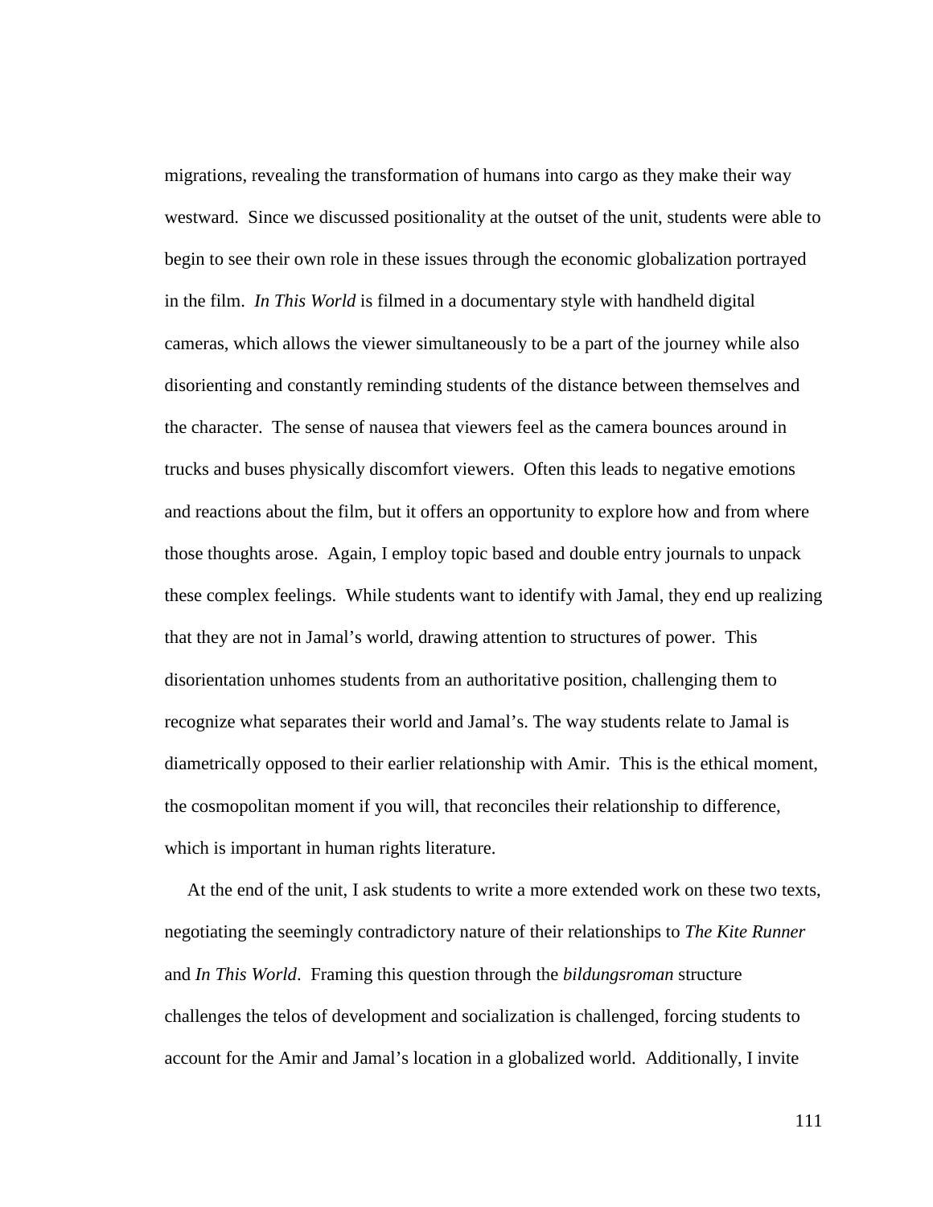migrations, revealing the transformation of humans into cargo as they make their way westward. Since we discussed positionality at the outset of the unit, students were able to begin to see their own role in these issues through the economic globalization portrayed in the film. *In This World* is filmed in a documentary style with handheld digital cameras, which allows the viewer simultaneously to be a part of the journey while also disorienting and constantly reminding students of the distance between themselves and the character. The sense of nausea that viewers feel as the camera bounces around in trucks and buses physically discomfort viewers. Often this leads to negative emotions and reactions about the film, but it offers an opportunity to explore how and from where those thoughts arose. Again, I employ topic based and double entry journals to unpack these complex feelings. While students want to identify with Jamal, they end up realizing that they are not in Jamal's world, drawing attention to structures of power. This disorientation unhomes students from an authoritative position, challenging them to recognize what separates their world and Jamal's. The way students relate to Jamal is diametrically opposed to their earlier relationship with Amir. This is the ethical moment, the cosmopolitan moment if you will, that reconciles their relationship to difference, which is important in human rights literature.

At the end of the unit, I ask students to write a more extended work on these two texts, negotiating the seemingly contradictory nature of their relationships to *The Kite Runner* and *In This World*. Framing this question through the *bildungsroman* structure challenges the telos of development and socialization is challenged, forcing students to account for the Amir and Jamal's location in a globalized world. Additionally, I invite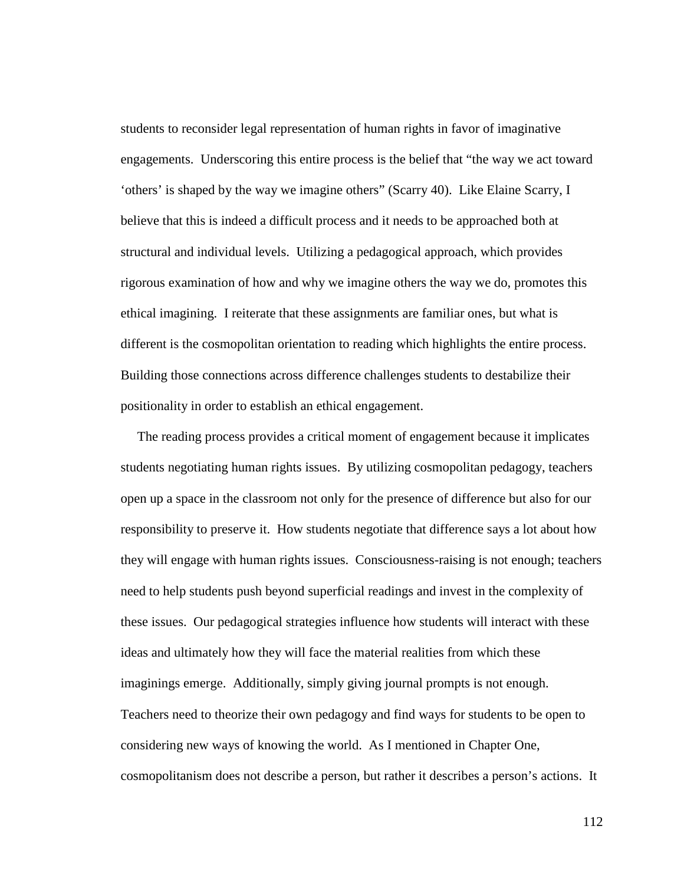students to reconsider legal representation of human rights in favor of imaginative engagements. Underscoring this entire process is the belief that "the way we act toward 'others' is shaped by the way we imagine others" (Scarry 40). Like Elaine Scarry, I believe that this is indeed a difficult process and it needs to be approached both at structural and individual levels. Utilizing a pedagogical approach, which provides rigorous examination of how and why we imagine others the way we do, promotes this ethical imagining. I reiterate that these assignments are familiar ones, but what is different is the cosmopolitan orientation to reading which highlights the entire process. Building those connections across difference challenges students to destabilize their positionality in order to establish an ethical engagement.

The reading process provides a critical moment of engagement because it implicates students negotiating human rights issues. By utilizing cosmopolitan pedagogy, teachers open up a space in the classroom not only for the presence of difference but also for our responsibility to preserve it. How students negotiate that difference says a lot about how they will engage with human rights issues. Consciousness-raising is not enough; teachers need to help students push beyond superficial readings and invest in the complexity of these issues. Our pedagogical strategies influence how students will interact with these ideas and ultimately how they will face the material realities from which these imaginings emerge. Additionally, simply giving journal prompts is not enough. Teachers need to theorize their own pedagogy and find ways for students to be open to considering new ways of knowing the world. As I mentioned in Chapter One, cosmopolitanism does not describe a person, but rather it describes a person's actions. It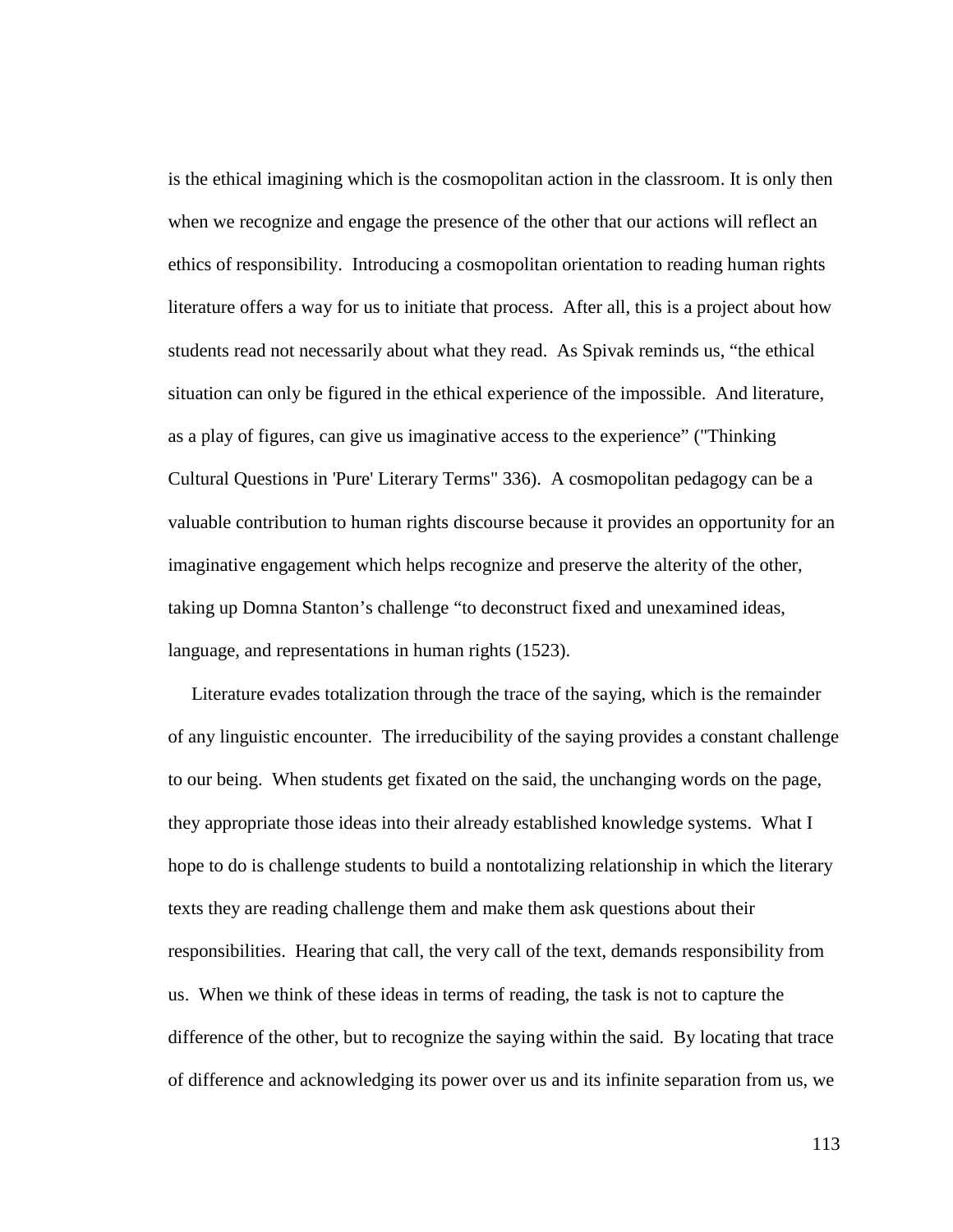is the ethical imagining which is the cosmopolitan action in the classroom. It is only then when we recognize and engage the presence of the other that our actions will reflect an ethics of responsibility. Introducing a cosmopolitan orientation to reading human rights literature offers a way for us to initiate that process. After all, this is a project about how students read not necessarily about what they read. As Spivak reminds us, "the ethical situation can only be figured in the ethical experience of the impossible. And literature, as a play of figures, can give us imaginative access to the experience" ("Thinking Cultural Questions in 'Pure' Literary Terms" 336). A cosmopolitan pedagogy can be a valuable contribution to human rights discourse because it provides an opportunity for an imaginative engagement which helps recognize and preserve the alterity of the other, taking up Domna Stanton's challenge "to deconstruct fixed and unexamined ideas, language, and representations in human rights (1523).

Literature evades totalization through the trace of the saying, which is the remainder of any linguistic encounter. The irreducibility of the saying provides a constant challenge to our being. When students get fixated on the said, the unchanging words on the page, they appropriate those ideas into their already established knowledge systems. What I hope to do is challenge students to build a nontotalizing relationship in which the literary texts they are reading challenge them and make them ask questions about their responsibilities. Hearing that call, the very call of the text, demands responsibility from us. When we think of these ideas in terms of reading, the task is not to capture the difference of the other, but to recognize the saying within the said. By locating that trace of difference and acknowledging its power over us and its infinite separation from us, we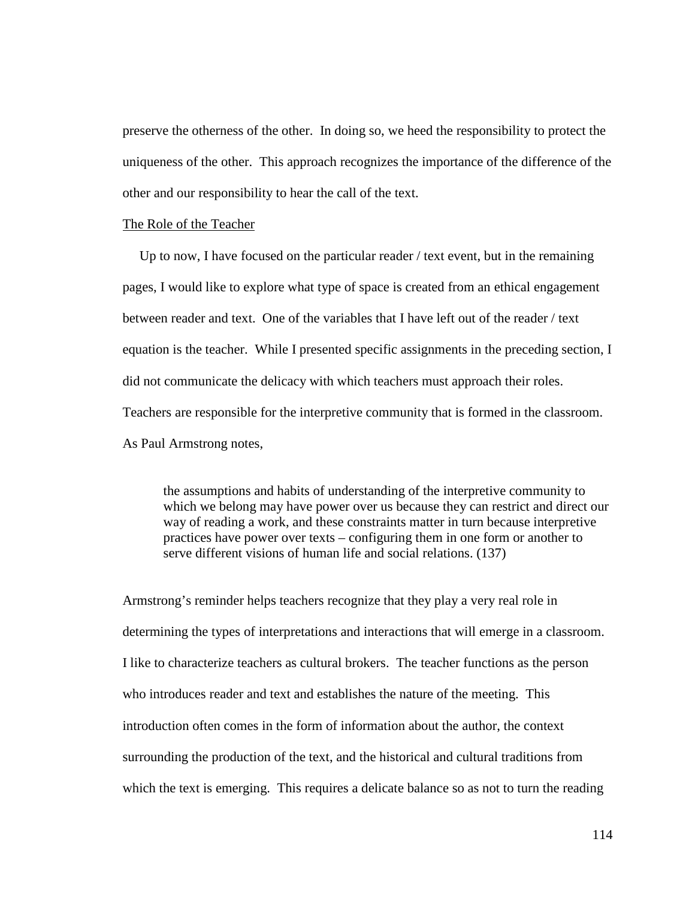preserve the otherness of the other. In doing so, we heed the responsibility to protect the uniqueness of the other. This approach recognizes the importance of the difference of the other and our responsibility to hear the call of the text.

## The Role of the Teacher

Up to now, I have focused on the particular reader / text event, but in the remaining pages, I would like to explore what type of space is created from an ethical engagement between reader and text. One of the variables that I have left out of the reader / text equation is the teacher. While I presented specific assignments in the preceding section, I did not communicate the delicacy with which teachers must approach their roles. Teachers are responsible for the interpretive community that is formed in the classroom. As Paul Armstrong notes,

> the assumptions and habits of understanding of the interpretive community to which we belong may have power over us because they can restrict and direct our way of reading a work, and these constraints matter in turn because interpretive practices have power over texts – configuring them in one form or another to serve different visions of human life and social relations. (137)

Armstrong's reminder helps teachers recognize that they play a very real role in determining the types of interpretations and interactions that will emerge in a classroom. I like to characterize teachers as cultural brokers. The teacher functions as the person who introduces reader and text and establishes the nature of the meeting. This introduction often comes in the form of information about the author, the context surrounding the production of the text, and the historical and cultural traditions from which the text is emerging. This requires a delicate balance so as not to turn the reading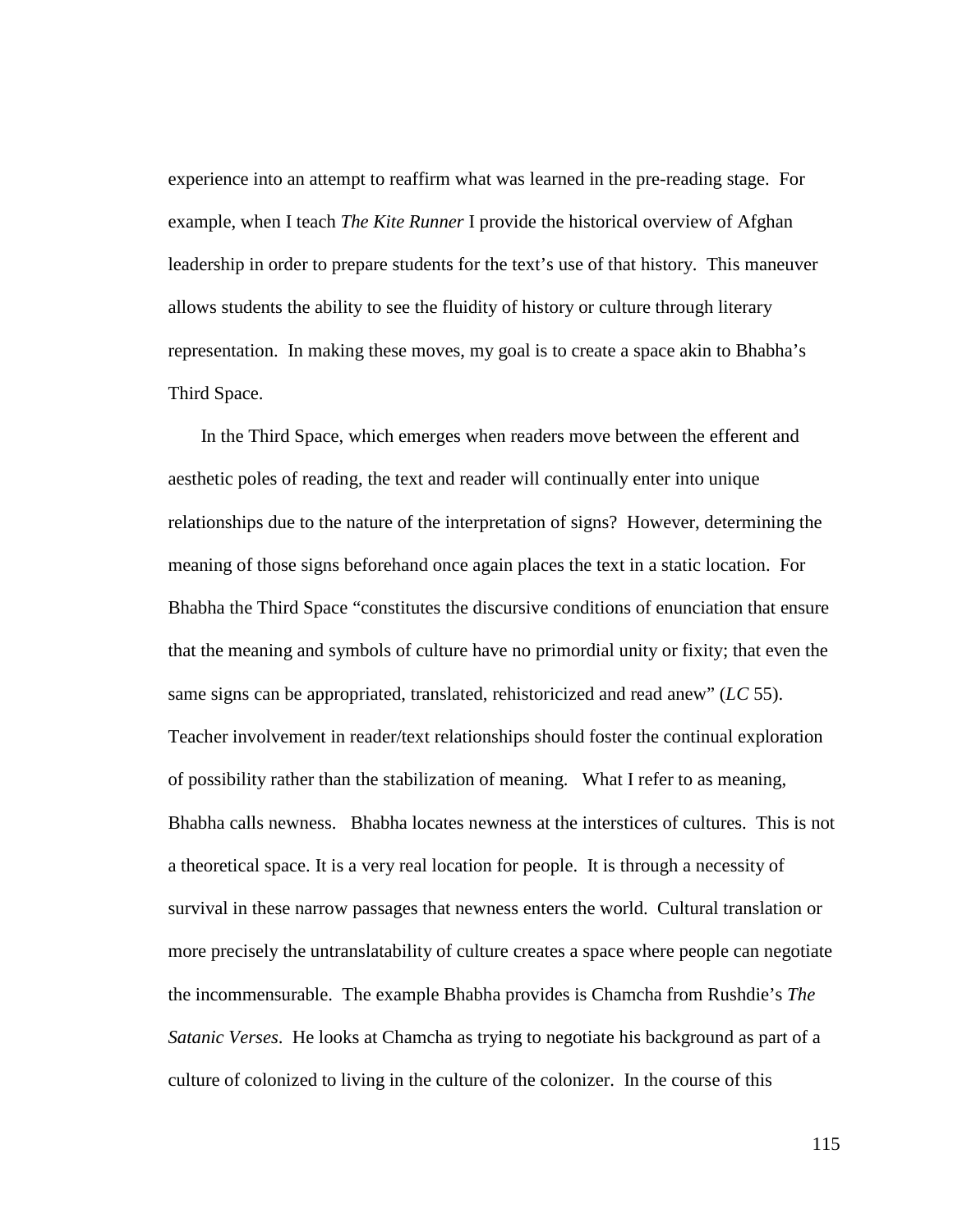experience into an attempt to reaffirm what was learned in the pre-reading stage. For example, when I teach *The Kite Runner* I provide the historical overview of Afghan leadership in order to prepare students for the text's use of that history. This maneuver allows students the ability to see the fluidity of history or culture through literary representation. In making these moves, my goal is to create a space akin to Bhabha's Third Space.

In the Third Space, which emerges when readers move between the efferent and aesthetic poles of reading, the text and reader will continually enter into unique relationships due to the nature of the interpretation of signs? However, determining the meaning of those signs beforehand once again places the text in a static location. For Bhabha the Third Space "constitutes the discursive conditions of enunciation that ensure that the meaning and symbols of culture have no primordial unity or fixity; that even the same signs can be appropriated, translated, rehistoricized and read anew" (*LC* 55). Teacher involvement in reader/text relationships should foster the continual exploration of possibility rather than the stabilization of meaning. What I refer to as meaning, Bhabha calls newness. Bhabha locates newness at the interstices of cultures. This is not a theoretical space. It is a very real location for people. It is through a necessity of survival in these narrow passages that newness enters the world. Cultural translation or more precisely the untranslatability of culture creates a space where people can negotiate the incommensurable. The example Bhabha provides is Chamcha from Rushdie's *The Satanic Verses*. He looks at Chamcha as trying to negotiate his background as part of a culture of colonized to living in the culture of the colonizer. In the course of this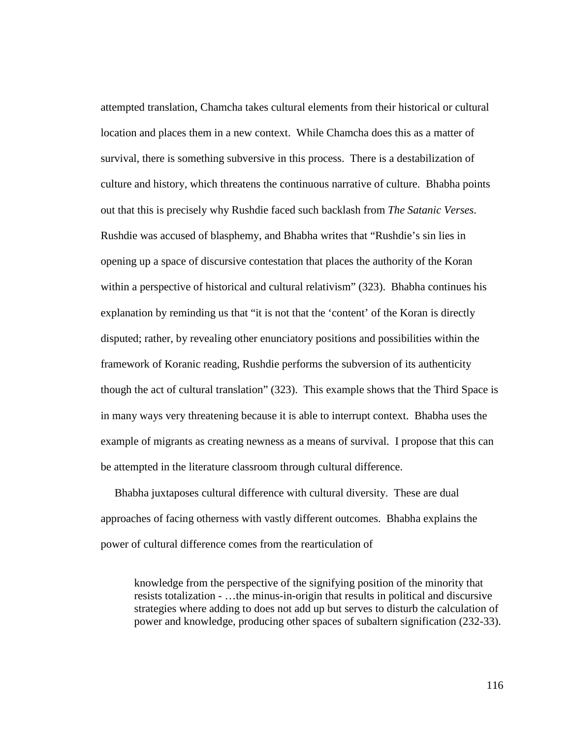attempted translation, Chamcha takes cultural elements from their historical or cultural location and places them in a new context. While Chamcha does this as a matter of survival, there is something subversive in this process. There is a destabilization of culture and history, which threatens the continuous narrative of culture. Bhabha points out that this is precisely why Rushdie faced such backlash from *The Satanic Verses*. Rushdie was accused of blasphemy, and Bhabha writes that "Rushdie's sin lies in opening up a space of discursive contestation that places the authority of the Koran within a perspective of historical and cultural relativism" (323). Bhabha continues his explanation by reminding us that "it is not that the 'content' of the Koran is directly disputed; rather, by revealing other enunciatory positions and possibilities within the framework of Koranic reading, Rushdie performs the subversion of its authenticity though the act of cultural translation" (323). This example shows that the Third Space is in many ways very threatening because it is able to interrupt context. Bhabha uses the example of migrants as creating newness as a means of survival. I propose that this can be attempted in the literature classroom through cultural difference.

Bhabha juxtaposes cultural difference with cultural diversity. These are dual approaches of facing otherness with vastly different outcomes. Bhabha explains the power of cultural difference comes from the rearticulation of

> knowledge from the perspective of the signifying position of the minority that resists totalization - …the minus-in-origin that results in political and discursive strategies where adding to does not add up but serves to disturb the calculation of power and knowledge, producing other spaces of subaltern signification (232-33).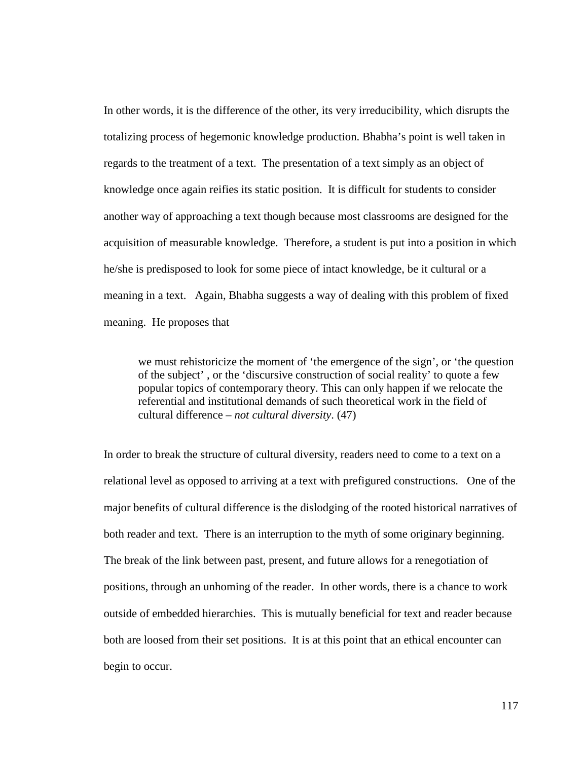In other words, it is the difference of the other, its very irreducibility, which disrupts the totalizing process of hegemonic knowledge production. Bhabha's point is well taken in regards to the treatment of a text. The presentation of a text simply as an object of knowledge once again reifies its static position. It is difficult for students to consider another way of approaching a text though because most classrooms are designed for the acquisition of measurable knowledge. Therefore, a student is put into a position in which he/she is predisposed to look for some piece of intact knowledge, be it cultural or a meaning in a text. Again, Bhabha suggests a way of dealing with this problem of fixed meaning. He proposes that

> we must rehistoricize the moment of 'the emergence of the sign', or 'the question of the subject' , or the 'discursive construction of social reality' to quote a few popular topics of contemporary theory. This can only happen if we relocate the referential and institutional demands of such theoretical work in the field of cultural difference – *not cultural diversity*. (47)

In order to break the structure of cultural diversity, readers need to come to a text on a relational level as opposed to arriving at a text with prefigured constructions. One of the major benefits of cultural difference is the dislodging of the rooted historical narratives of both reader and text. There is an interruption to the myth of some originary beginning. The break of the link between past, present, and future allows for a renegotiation of positions, through an unhoming of the reader. In other words, there is a chance to work outside of embedded hierarchies. This is mutually beneficial for text and reader because both are loosed from their set positions. It is at this point that an ethical encounter can begin to occur.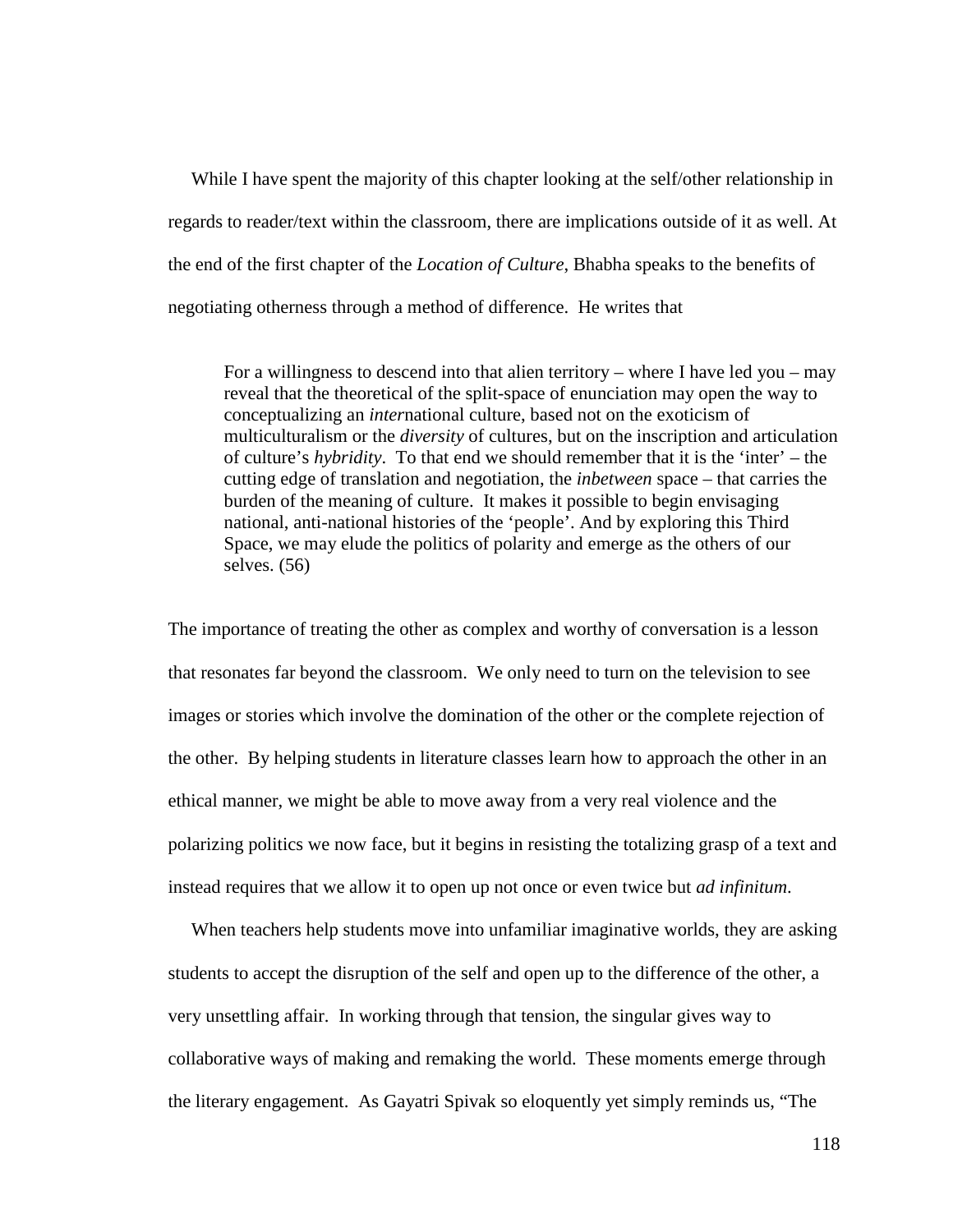While I have spent the majority of this chapter looking at the self/other relationship in regards to reader/text within the classroom, there are implications outside of it as well. At the end of the first chapter of the *Location of Culture*, Bhabha speaks to the benefits of negotiating otherness through a method of difference. He writes that

> For a willingness to descend into that alien territory – where I have led you – may reveal that the theoretical of the split-space of enunciation may open the way to conceptualizing an *inter*national culture, based not on the exoticism of multiculturalism or the *diversity* of cultures, but on the inscription and articulation of culture's *hybridity*. To that end we should remember that it is the 'inter' – the cutting edge of translation and negotiation, the *inbetween* space – that carries the burden of the meaning of culture. It makes it possible to begin envisaging national, anti-national histories of the 'people'. And by exploring this Third Space, we may elude the politics of polarity and emerge as the others of our selves. (56)

The importance of treating the other as complex and worthy of conversation is a lesson that resonates far beyond the classroom. We only need to turn on the television to see images or stories which involve the domination of the other or the complete rejection of the other. By helping students in literature classes learn how to approach the other in an ethical manner, we might be able to move away from a very real violence and the polarizing politics we now face, but it begins in resisting the totalizing grasp of a text and instead requires that we allow it to open up not once or even twice but *ad infinitum*.

When teachers help students move into unfamiliar imaginative worlds, they are asking students to accept the disruption of the self and open up to the difference of the other, a very unsettling affair. In working through that tension, the singular gives way to collaborative ways of making and remaking the world. These moments emerge through the literary engagement. As Gayatri Spivak so eloquently yet simply reminds us, "The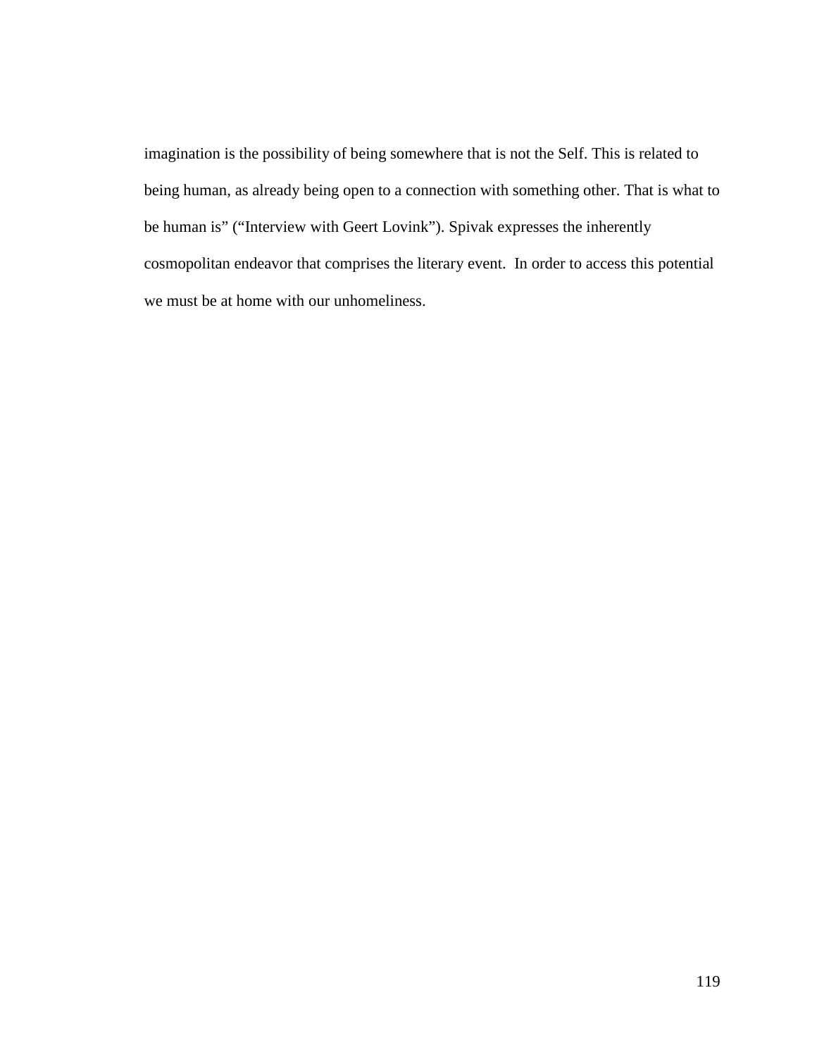imagination is the possibility of being somewhere that is not the Self. This is related to being human, as already being open to a connection with something other. That is what to be human is" ("Interview with Geert Lovink"). Spivak expresses the inherently cosmopolitan endeavor that comprises the literary event. In order to access this potential we must be at home with our unhomeliness.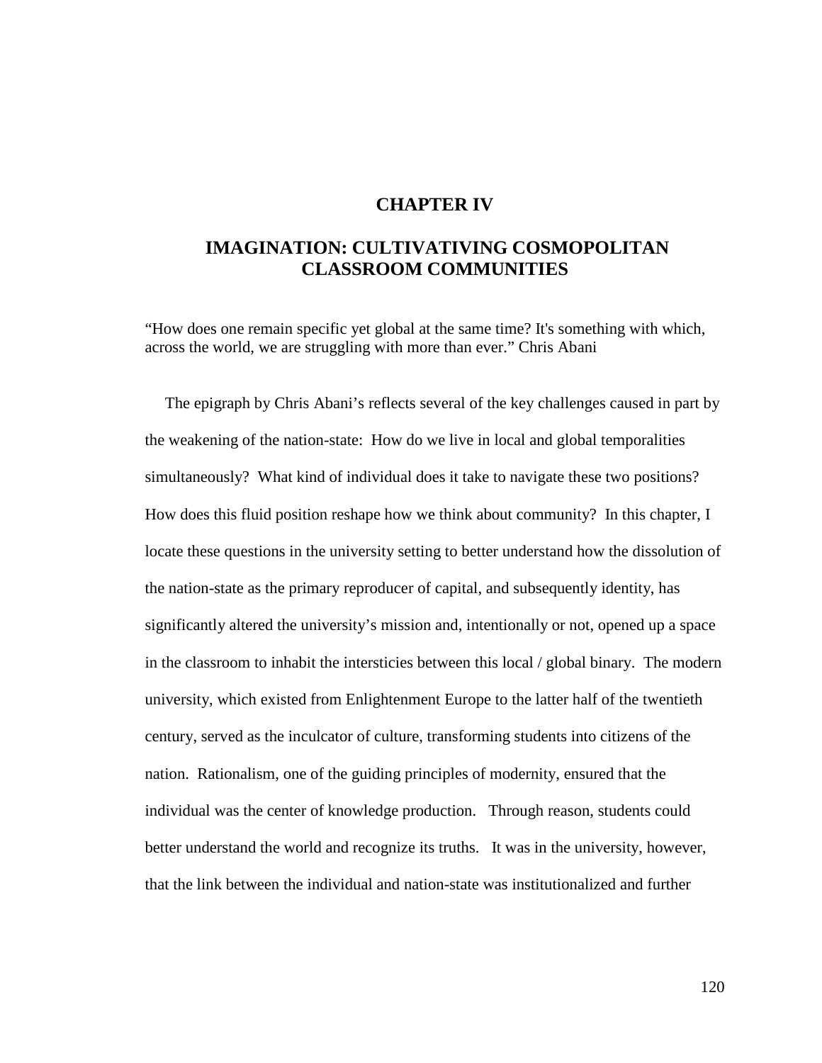# CHAPTER IV

## IMAGINATION: CULTIVATIVING COSMOPOLITAN CLASSROOM COMMUNITIES

"How does one remain specific yet global at the same time? It's something with which, across the world, we are struggling with more than ever." Chris Abani

The epigraph by Chris Abani's reflects several of the key challenges caused in part by the weakening of the nation-state: How do we live in local and global temporalities simultaneously? What kind of individual does it take to navigate these two positions? How does this fluid position reshape how we think about community? In this chapter, I locate these questions in the university setting to better understand how the dissolution of the nation-state as the primary reproducer of capital, and subsequently identity, has significantly altered the university's mission and, intentionally or not, opened up a space in the classroom to inhabit the intersticies between this local / global binary. The modern university, which existed from Enlightenment Europe to the latter half of the twentieth century, served as the inculcator of culture, transforming students into citizens of the nation. Rationalism, one of the guiding principles of modernity, ensured that the individual was the center of knowledge production. Through reason, students could better understand the world and recognize its truths. It was in the university, however, that the link between the individual and nation-state was institutionalized and further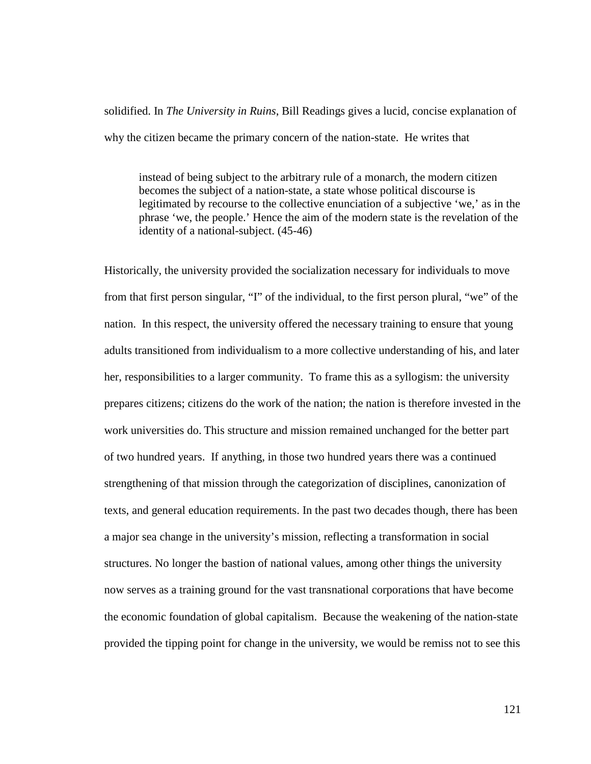solidified. In *The University in Ruins*, Bill Readings gives a lucid, concise explanation of why the citizen became the primary concern of the nation-state. He writes that

> instead of being subject to the arbitrary rule of a monarch, the modern citizen becomes the subject of a nation-state, a state whose political discourse is legitimated by recourse to the collective enunciation of a subjective 'we,' as in the phrase 'we, the people.' Hence the aim of the modern state is the revelation of the identity of a national-subject. (45-46)

Historically, the university provided the socialization necessary for individuals to move from that first person singular, "I" of the individual, to the first person plural, "we" of the nation. In this respect, the university offered the necessary training to ensure that young adults transitioned from individualism to a more collective understanding of his, and later her, responsibilities to a larger community. To frame this as a syllogism: the university prepares citizens; citizens do the work of the nation; the nation is therefore invested in the work universities do. This structure and mission remained unchanged for the better part of two hundred years. If anything, in those two hundred years there was a continued strengthening of that mission through the categorization of disciplines, canonization of texts, and general education requirements. In the past two decades though, there has been a major sea change in the university's mission, reflecting a transformation in social structures. No longer the bastion of national values, among other things the university now serves as a training ground for the vast transnational corporations that have become the economic foundation of global capitalism. Because the weakening of the nation-state provided the tipping point for change in the university, we would be remiss not to see this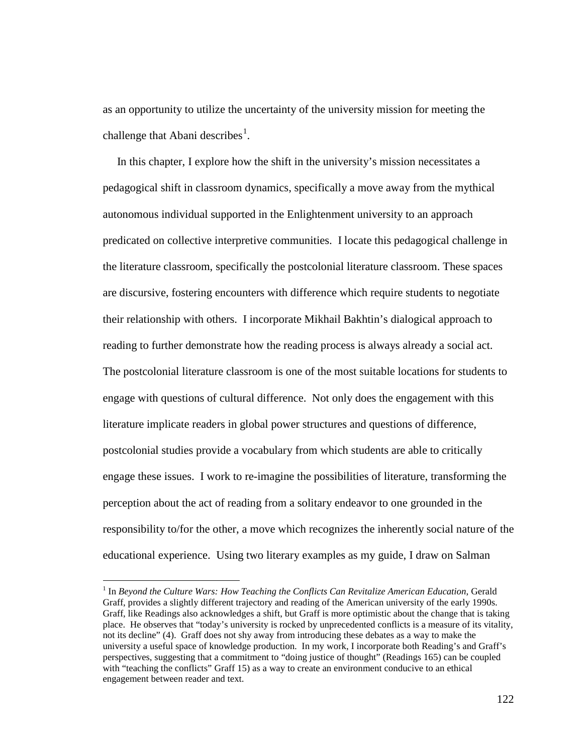as an opportunity to utilize the uncertainty of the university mission for meeting the challenge that Abani describes[1].

In this chapter, I explore how the shift in the university's mission necessitates a pedagogical shift in classroom dynamics, specifically a move away from the mythical autonomous individual supported in the Enlightenment university to an approach predicated on collective interpretive communities. I locate this pedagogical challenge in the literature classroom, specifically the postcolonial literature classroom. These spaces are discursive, fostering encounters with difference which require students to negotiate their relationship with others. I incorporate Mikhail Bakhtin's dialogical approach to reading to further demonstrate how the reading process is always already a social act. The postcolonial literature classroom is one of the most suitable locations for students to engage with questions of cultural difference. Not only does the engagement with this literature implicate readers in global power structures and questions of difference, postcolonial studies provide a vocabulary from which students are able to critically engage these issues. I work to re-imagine the possibilities of literature, transforming the perception about the act of reading from a solitary endeavor to one grounded in the responsibility to/for the other, a move which recognizes the inherently social nature of the educational experience. Using two literary examples as my guide, I draw on Salman

---

[1] In *Beyond the Culture Wars: How Teaching the Conflicts Can Revitalize American Education*, Gerald Graff, provides a slightly different trajectory and reading of the American university of the early 1990s. Graff, like Readings also acknowledges a shift, but Graff is more optimistic about the change that is taking place. He observes that "today's university is rocked by unprecedented conflicts is a measure of its vitality, not its decline" (4). Graff does not shy away from introducing these debates as a way to make the university a useful space of knowledge production. In my work, I incorporate both Reading's and Graff's perspectives, suggesting that a commitment to "doing justice of thought" (Readings 165) can be coupled with "teaching the conflicts" Graff 15) as a way to create an environment conducive to an ethical engagement between reader and text.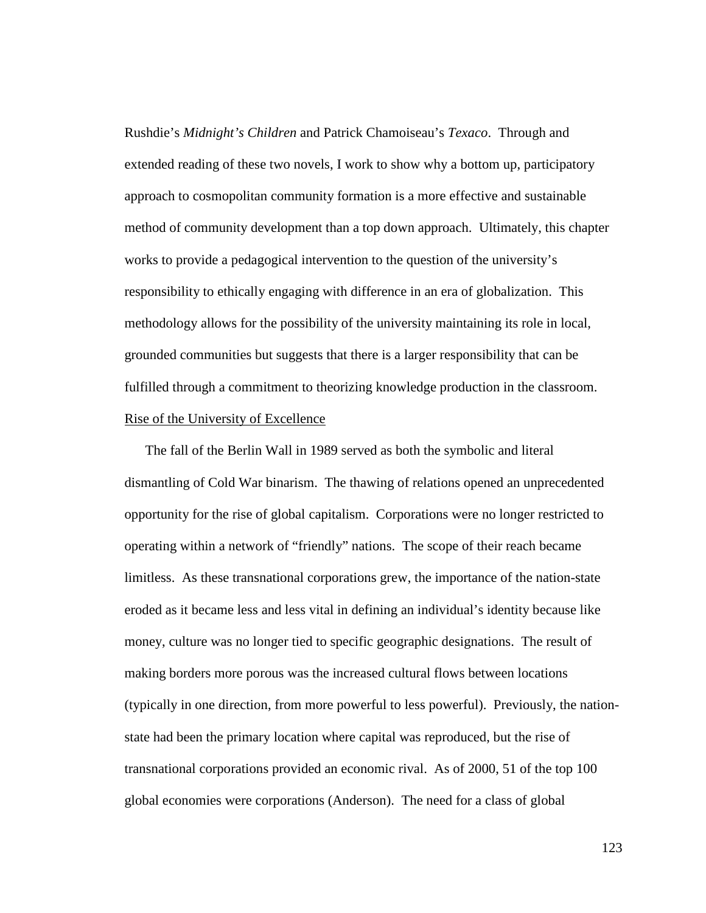Rushdie's *Midnight's Children* and Patrick Chamoiseau's *Texaco*. Through and extended reading of these two novels, I work to show why a bottom up, participatory approach to cosmopolitan community formation is a more effective and sustainable method of community development than a top down approach. Ultimately, this chapter works to provide a pedagogical intervention to the question of the university's responsibility to ethically engaging with difference in an era of globalization. This methodology allows for the possibility of the university maintaining its role in local, grounded communities but suggests that there is a larger responsibility that can be fulfilled through a commitment to theorizing knowledge production in the classroom.

## Rise of the University of Excellence

The fall of the Berlin Wall in 1989 served as both the symbolic and literal dismantling of Cold War binarism. The thawing of relations opened an unprecedented opportunity for the rise of global capitalism. Corporations were no longer restricted to operating within a network of "friendly" nations. The scope of their reach became limitless. As these transnational corporations grew, the importance of the nation-state eroded as it became less and less vital in defining an individual's identity because like money, culture was no longer tied to specific geographic designations. The result of making borders more porous was the increased cultural flows between locations (typically in one direction, from more powerful to less powerful). Previously, the nation-state had been the primary location where capital was reproduced, but the rise of transnational corporations provided an economic rival. As of 2000, 51 of the top 100 global economies were corporations (Anderson). The need for a class of global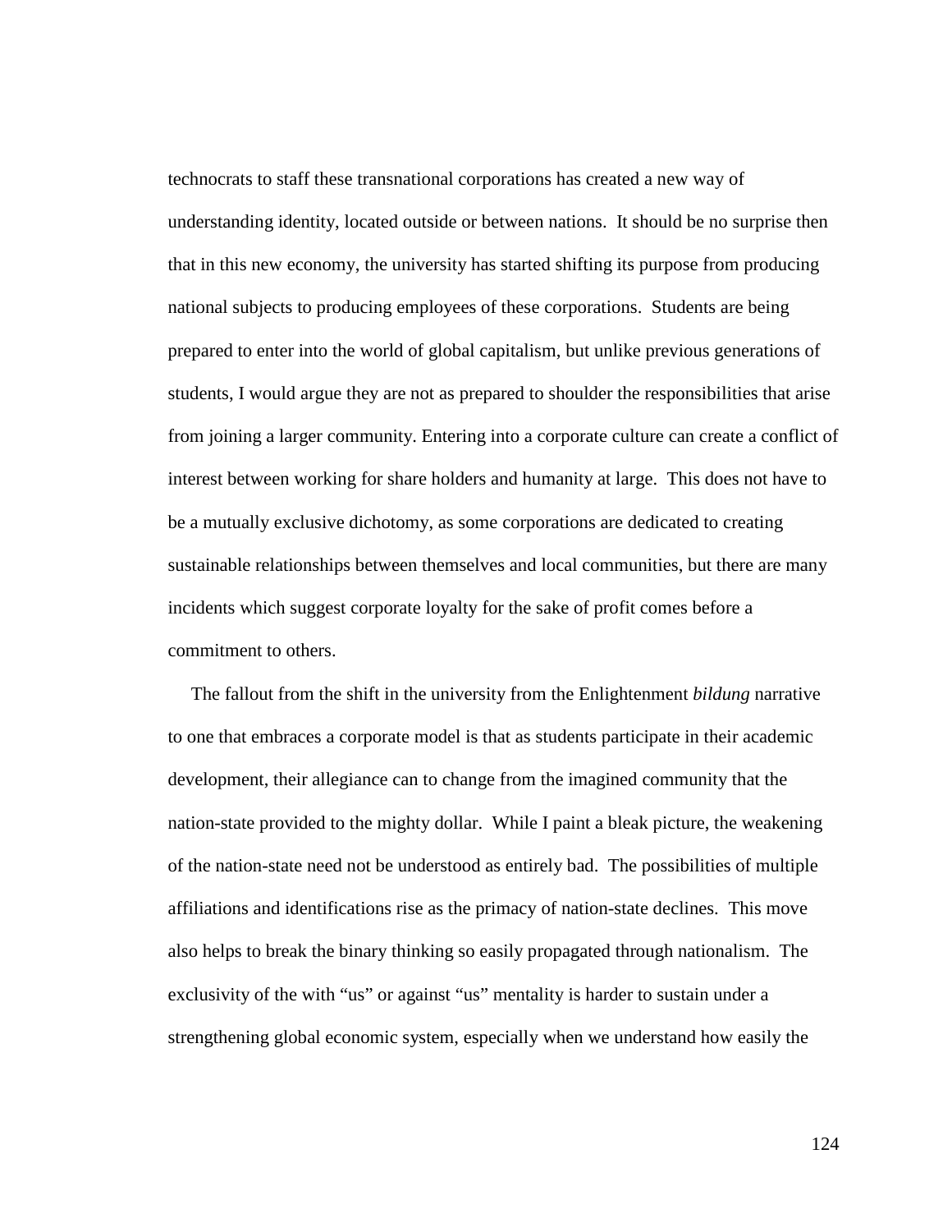technocrats to staff these transnational corporations has created a new way of understanding identity, located outside or between nations. It should be no surprise then that in this new economy, the university has started shifting its purpose from producing national subjects to producing employees of these corporations. Students are being prepared to enter into the world of global capitalism, but unlike previous generations of students, I would argue they are not as prepared to shoulder the responsibilities that arise from joining a larger community. Entering into a corporate culture can create a conflict of interest between working for share holders and humanity at large. This does not have to be a mutually exclusive dichotomy, as some corporations are dedicated to creating sustainable relationships between themselves and local communities, but there are many incidents which suggest corporate loyalty for the sake of profit comes before a commitment to others.

The fallout from the shift in the university from the Enlightenment *bildung* narrative to one that embraces a corporate model is that as students participate in their academic development, their allegiance can to change from the imagined community that the nation-state provided to the mighty dollar. While I paint a bleak picture, the weakening of the nation-state need not be understood as entirely bad. The possibilities of multiple affiliations and identifications rise as the primacy of nation-state declines. This move also helps to break the binary thinking so easily propagated through nationalism. The exclusivity of the with "us" or against "us" mentality is harder to sustain under a strengthening global economic system, especially when we understand how easily the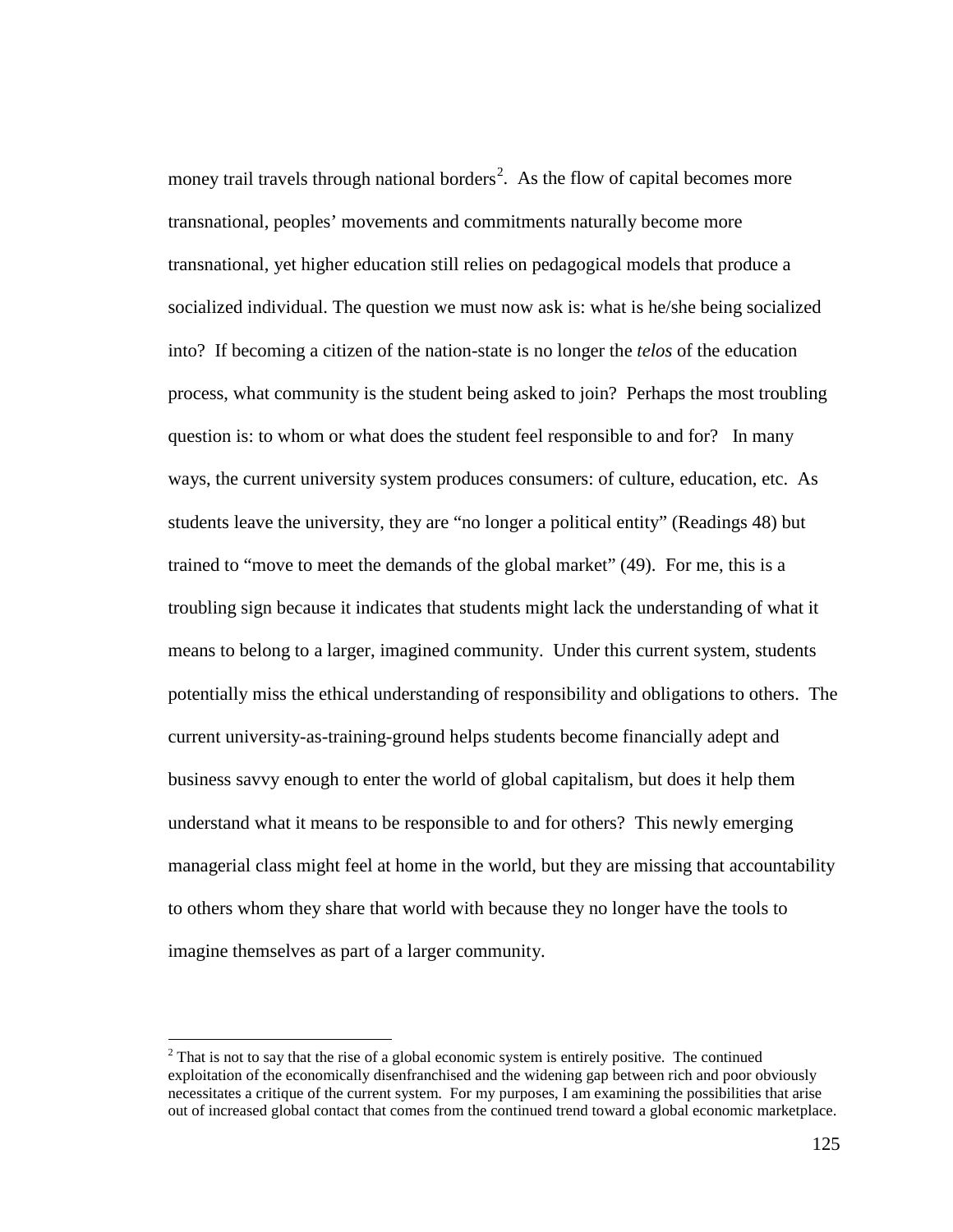money trail travels through national borders[2]. As the flow of capital becomes more transnational, peoples' movements and commitments naturally become more transnational, yet higher education still relies on pedagogical models that produce a socialized individual. The question we must now ask is: what is he/she being socialized into? If becoming a citizen of the nation-state is no longer the *telos* of the education process, what community is the student being asked to join? Perhaps the most troubling question is: to whom or what does the student feel responsible to and for? In many ways, the current university system produces consumers: of culture, education, etc. As students leave the university, they are "no longer a political entity" (Readings 48) but trained to "move to meet the demands of the global market" (49). For me, this is a troubling sign because it indicates that students might lack the understanding of what it means to belong to a larger, imagined community. Under this current system, students potentially miss the ethical understanding of responsibility and obligations to others. The current university-as-training-ground helps students become financially adept and business savvy enough to enter the world of global capitalism, but does it help them understand what it means to be responsible to and for others? This newly emerging managerial class might feel at home in the world, but they are missing that accountability to others whom they share that world with because they no longer have the tools to imagine themselves as part of a larger community.

---

[2] That is not to say that the rise of a global economic system is entirely positive. The continued exploitation of the economically disenfranchised and the widening gap between rich and poor obviously necessitates a critique of the current system. For my purposes, I am examining the possibilities that arise out of increased global contact that comes from the continued trend toward a global economic marketplace.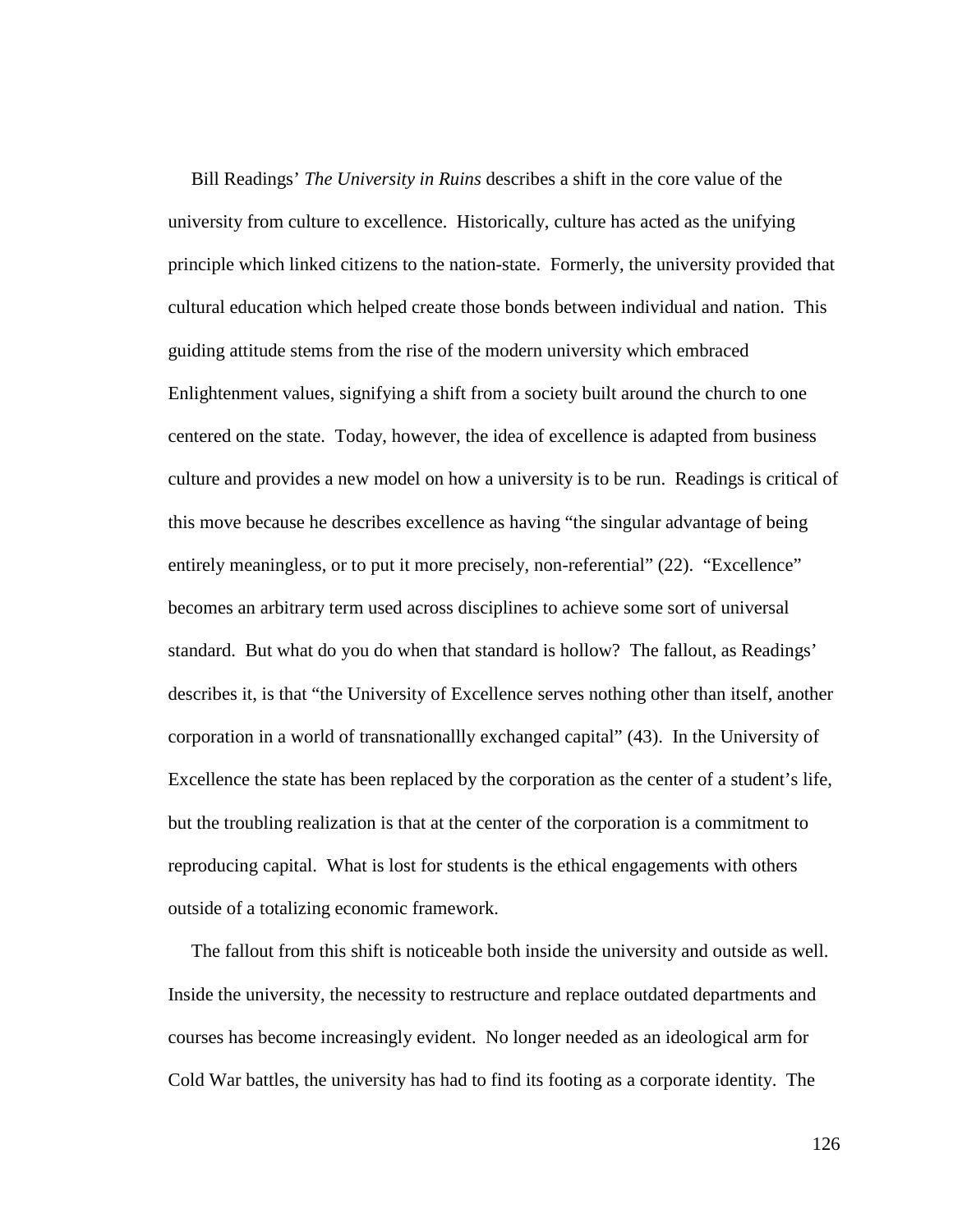Bill Readings' *The University in Ruins* describes a shift in the core value of the university from culture to excellence. Historically, culture has acted as the unifying principle which linked citizens to the nation-state. Formerly, the university provided that cultural education which helped create those bonds between individual and nation. This guiding attitude stems from the rise of the modern university which embraced Enlightenment values, signifying a shift from a society built around the church to one centered on the state. Today, however, the idea of excellence is adapted from business culture and provides a new model on how a university is to be run. Readings is critical of this move because he describes excellence as having "the singular advantage of being entirely meaningless, or to put it more precisely, non-referential" (22). "Excellence" becomes an arbitrary term used across disciplines to achieve some sort of universal standard. But what do you do when that standard is hollow? The fallout, as Readings' describes it, is that "the University of Excellence serves nothing other than itself, another corporation in a world of transnationallly exchanged capital" (43). In the University of Excellence the state has been replaced by the corporation as the center of a student's life, but the troubling realization is that at the center of the corporation is a commitment to reproducing capital. What is lost for students is the ethical engagements with others outside of a totalizing economic framework.

The fallout from this shift is noticeable both inside the university and outside as well. Inside the university, the necessity to restructure and replace outdated departments and courses has become increasingly evident. No longer needed as an ideological arm for Cold War battles, the university has had to find its footing as a corporate identity. The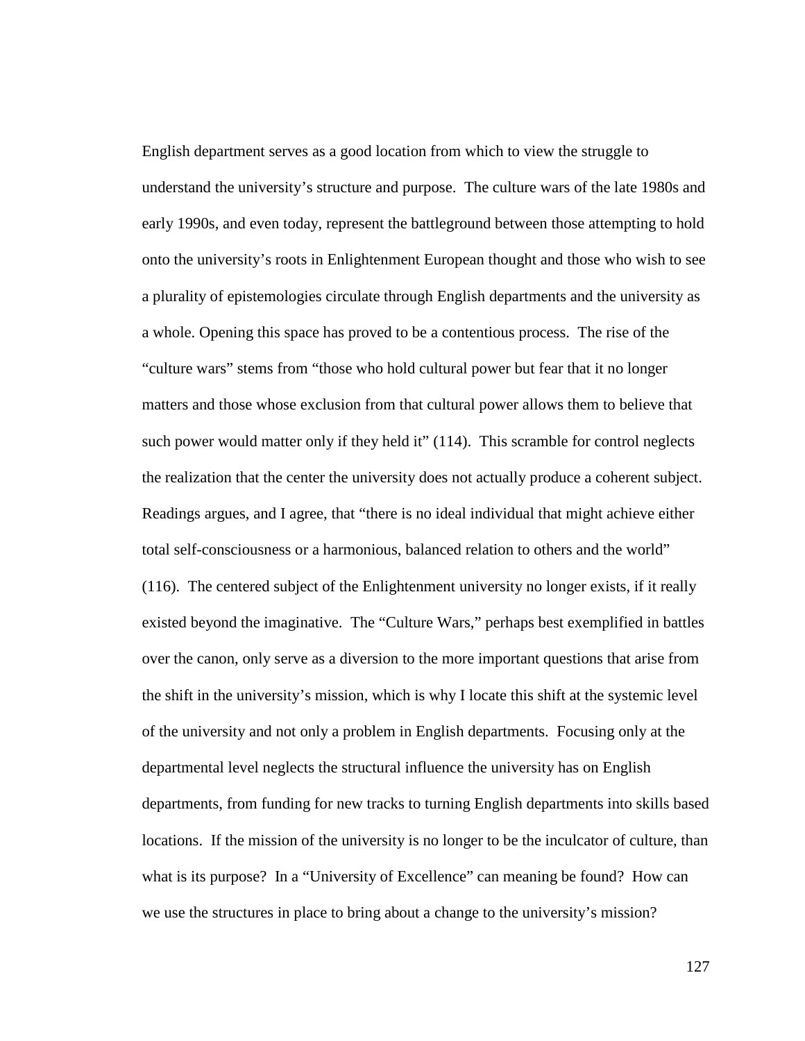English department serves as a good location from which to view the struggle to understand the university's structure and purpose. The culture wars of the late 1980s and early 1990s, and even today, represent the battleground between those attempting to hold onto the university's roots in Enlightenment European thought and those who wish to see a plurality of epistemologies circulate through English departments and the university as a whole. Opening this space has proved to be a contentious process. The rise of the "culture wars" stems from "those who hold cultural power but fear that it no longer matters and those whose exclusion from that cultural power allows them to believe that such power would matter only if they held it" (114). This scramble for control neglects the realization that the center the university does not actually produce a coherent subject. Readings argues, and I agree, that "there is no ideal individual that might achieve either total self-consciousness or a harmonious, balanced relation to others and the world" (116). The centered subject of the Enlightenment university no longer exists, if it really existed beyond the imaginative. The "Culture Wars," perhaps best exemplified in battles over the canon, only serve as a diversion to the more important questions that arise from the shift in the university's mission, which is why I locate this shift at the systemic level of the university and not only a problem in English departments. Focusing only at the departmental level neglects the structural influence the university has on English departments, from funding for new tracks to turning English departments into skills based locations. If the mission of the university is no longer to be the inculcator of culture, than what is its purpose? In a "University of Excellence" can meaning be found? How can we use the structures in place to bring about a change to the university's mission?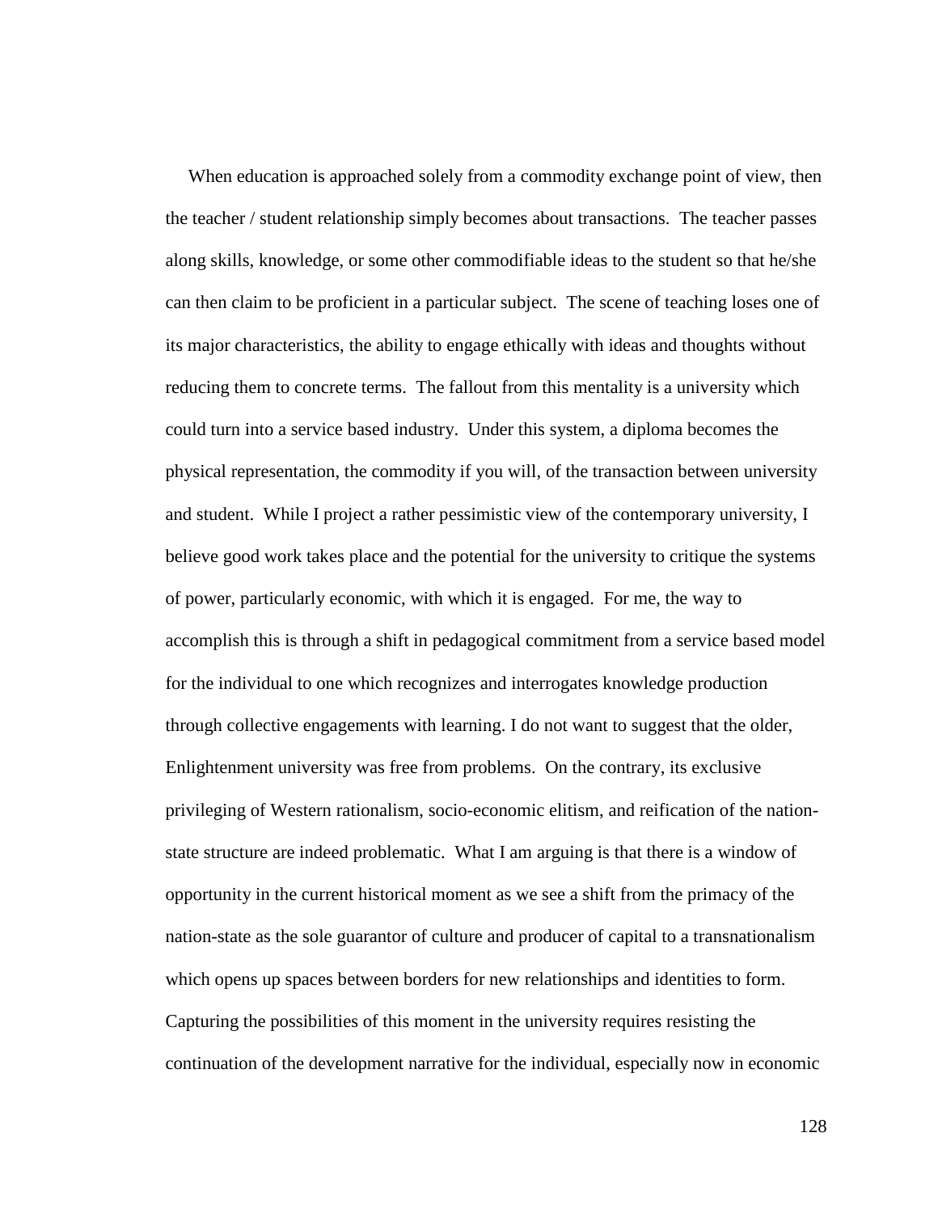When education is approached solely from a commodity exchange point of view, then the teacher / student relationship simply becomes about transactions. The teacher passes along skills, knowledge, or some other commodifiable ideas to the student so that he/she can then claim to be proficient in a particular subject. The scene of teaching loses one of its major characteristics, the ability to engage ethically with ideas and thoughts without reducing them to concrete terms. The fallout from this mentality is a university which could turn into a service based industry. Under this system, a diploma becomes the physical representation, the commodity if you will, of the transaction between university and student. While I project a rather pessimistic view of the contemporary university, I believe good work takes place and the potential for the university to critique the systems of power, particularly economic, with which it is engaged. For me, the way to accomplish this is through a shift in pedagogical commitment from a service based model for the individual to one which recognizes and interrogates knowledge production through collective engagements with learning. I do not want to suggest that the older, Enlightenment university was free from problems. On the contrary, its exclusive privileging of Western rationalism, socio-economic elitism, and reification of the nation-state structure are indeed problematic. What I am arguing is that there is a window of opportunity in the current historical moment as we see a shift from the primacy of the nation-state as the sole guarantor of culture and producer of capital to a transnationalism which opens up spaces between borders for new relationships and identities to form. Capturing the possibilities of this moment in the university requires resisting the continuation of the development narrative for the individual, especially now in economic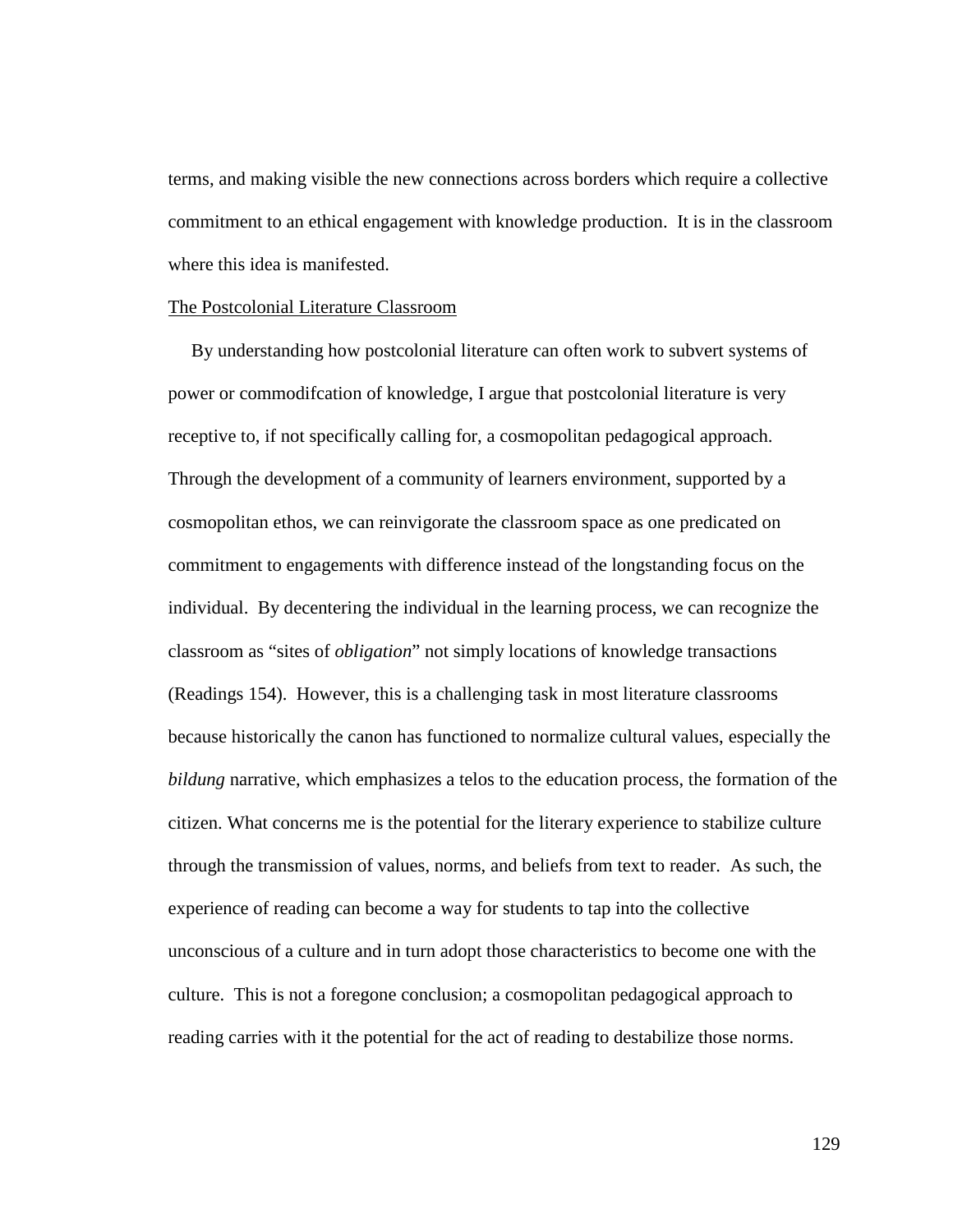terms, and making visible the new connections across borders which require a collective commitment to an ethical engagement with knowledge production. It is in the classroom where this idea is manifested.

## The Postcolonial Literature Classroom

By understanding how postcolonial literature can often work to subvert systems of power or commodifcation of knowledge, I argue that postcolonial literature is very receptive to, if not specifically calling for, a cosmopolitan pedagogical approach. Through the development of a community of learners environment, supported by a cosmopolitan ethos, we can reinvigorate the classroom space as one predicated on commitment to engagements with difference instead of the longstanding focus on the individual. By decentering the individual in the learning process, we can recognize the classroom as "sites of *obligation*" not simply locations of knowledge transactions (Readings 154). However, this is a challenging task in most literature classrooms because historically the canon has functioned to normalize cultural values, especially the *bildung* narrative, which emphasizes a telos to the education process, the formation of the citizen. What concerns me is the potential for the literary experience to stabilize culture through the transmission of values, norms, and beliefs from text to reader. As such, the experience of reading can become a way for students to tap into the collective unconscious of a culture and in turn adopt those characteristics to become one with the culture. This is not a foregone conclusion; a cosmopolitan pedagogical approach to reading carries with it the potential for the act of reading to destabilize those norms.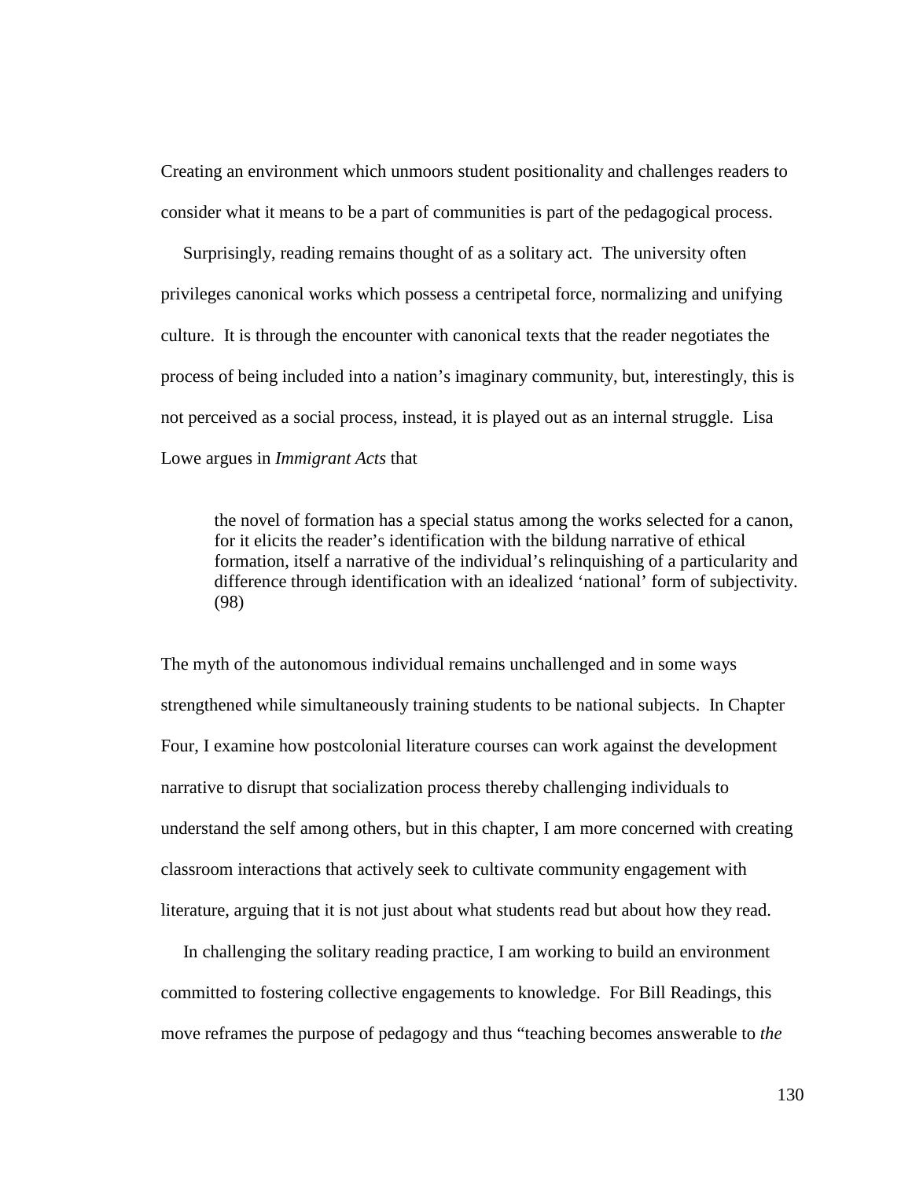Creating an environment which unmoors student positionality and challenges readers to consider what it means to be a part of communities is part of the pedagogical process.

Surprisingly, reading remains thought of as a solitary act. The university often privileges canonical works which possess a centripetal force, normalizing and unifying culture. It is through the encounter with canonical texts that the reader negotiates the process of being included into a nation's imaginary community, but, interestingly, this is not perceived as a social process, instead, it is played out as an internal struggle. Lisa Lowe argues in *Immigrant Acts* that

> the novel of formation has a special status among the works selected for a canon, for it elicits the reader's identification with the bildung narrative of ethical formation, itself a narrative of the individual's relinquishing of a particularity and difference through identification with an idealized 'national' form of subjectivity. (98)

The myth of the autonomous individual remains unchallenged and in some ways strengthened while simultaneously training students to be national subjects. In Chapter Four, I examine how postcolonial literature courses can work against the development narrative to disrupt that socialization process thereby challenging individuals to understand the self among others, but in this chapter, I am more concerned with creating classroom interactions that actively seek to cultivate community engagement with literature, arguing that it is not just about what students read but about how they read.

In challenging the solitary reading practice, I am working to build an environment committed to fostering collective engagements to knowledge. For Bill Readings, this move reframes the purpose of pedagogy and thus "teaching becomes answerable to *the*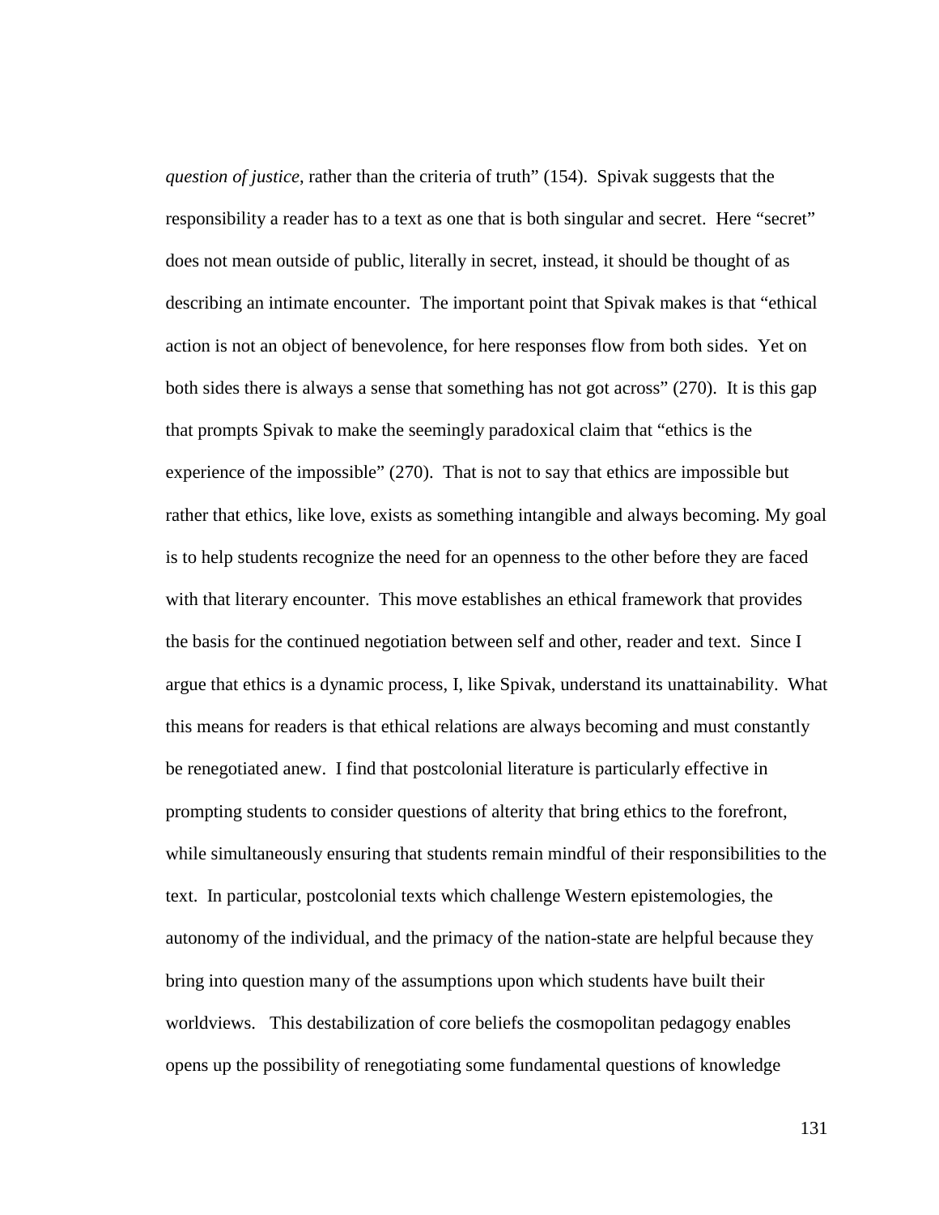*question of justice*, rather than the criteria of truth" (154). Spivak suggests that the responsibility a reader has to a text as one that is both singular and secret. Here "secret" does not mean outside of public, literally in secret, instead, it should be thought of as describing an intimate encounter. The important point that Spivak makes is that "ethical action is not an object of benevolence, for here responses flow from both sides. Yet on both sides there is always a sense that something has not got across" (270). It is this gap that prompts Spivak to make the seemingly paradoxical claim that "ethics is the experience of the impossible" (270). That is not to say that ethics are impossible but rather that ethics, like love, exists as something intangible and always becoming. My goal is to help students recognize the need for an openness to the other before they are faced with that literary encounter. This move establishes an ethical framework that provides the basis for the continued negotiation between self and other, reader and text. Since I argue that ethics is a dynamic process, I, like Spivak, understand its unattainability. What this means for readers is that ethical relations are always becoming and must constantly be renegotiated anew. I find that postcolonial literature is particularly effective in prompting students to consider questions of alterity that bring ethics to the forefront, while simultaneously ensuring that students remain mindful of their responsibilities to the text. In particular, postcolonial texts which challenge Western epistemologies, the autonomy of the individual, and the primacy of the nation-state are helpful because they bring into question many of the assumptions upon which students have built their worldviews. This destabilization of core beliefs the cosmopolitan pedagogy enables opens up the possibility of renegotiating some fundamental questions of knowledge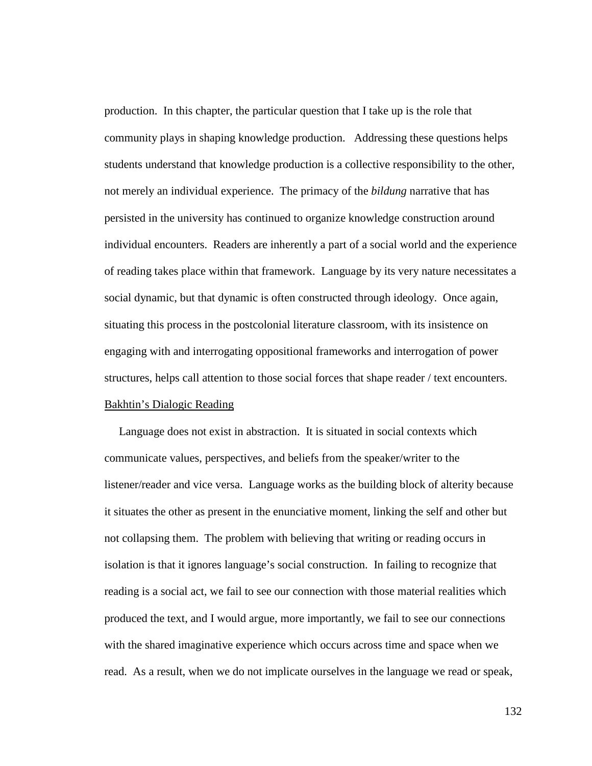production. In this chapter, the particular question that I take up is the role that community plays in shaping knowledge production. Addressing these questions helps students understand that knowledge production is a collective responsibility to the other, not merely an individual experience. The primacy of the *bildung* narrative that has persisted in the university has continued to organize knowledge construction around individual encounters. Readers are inherently a part of a social world and the experience of reading takes place within that framework. Language by its very nature necessitates a social dynamic, but that dynamic is often constructed through ideology. Once again, situating this process in the postcolonial literature classroom, with its insistence on engaging with and interrogating oppositional frameworks and interrogation of power structures, helps call attention to those social forces that shape reader / text encounters.

## Bakhtin's Dialogic Reading

Language does not exist in abstraction. It is situated in social contexts which communicate values, perspectives, and beliefs from the speaker/writer to the listener/reader and vice versa. Language works as the building block of alterity because it situates the other as present in the enunciative moment, linking the self and other but not collapsing them. The problem with believing that writing or reading occurs in isolation is that it ignores language's social construction. In failing to recognize that reading is a social act, we fail to see our connection with those material realities which produced the text, and I would argue, more importantly, we fail to see our connections with the shared imaginative experience which occurs across time and space when we read. As a result, when we do not implicate ourselves in the language we read or speak,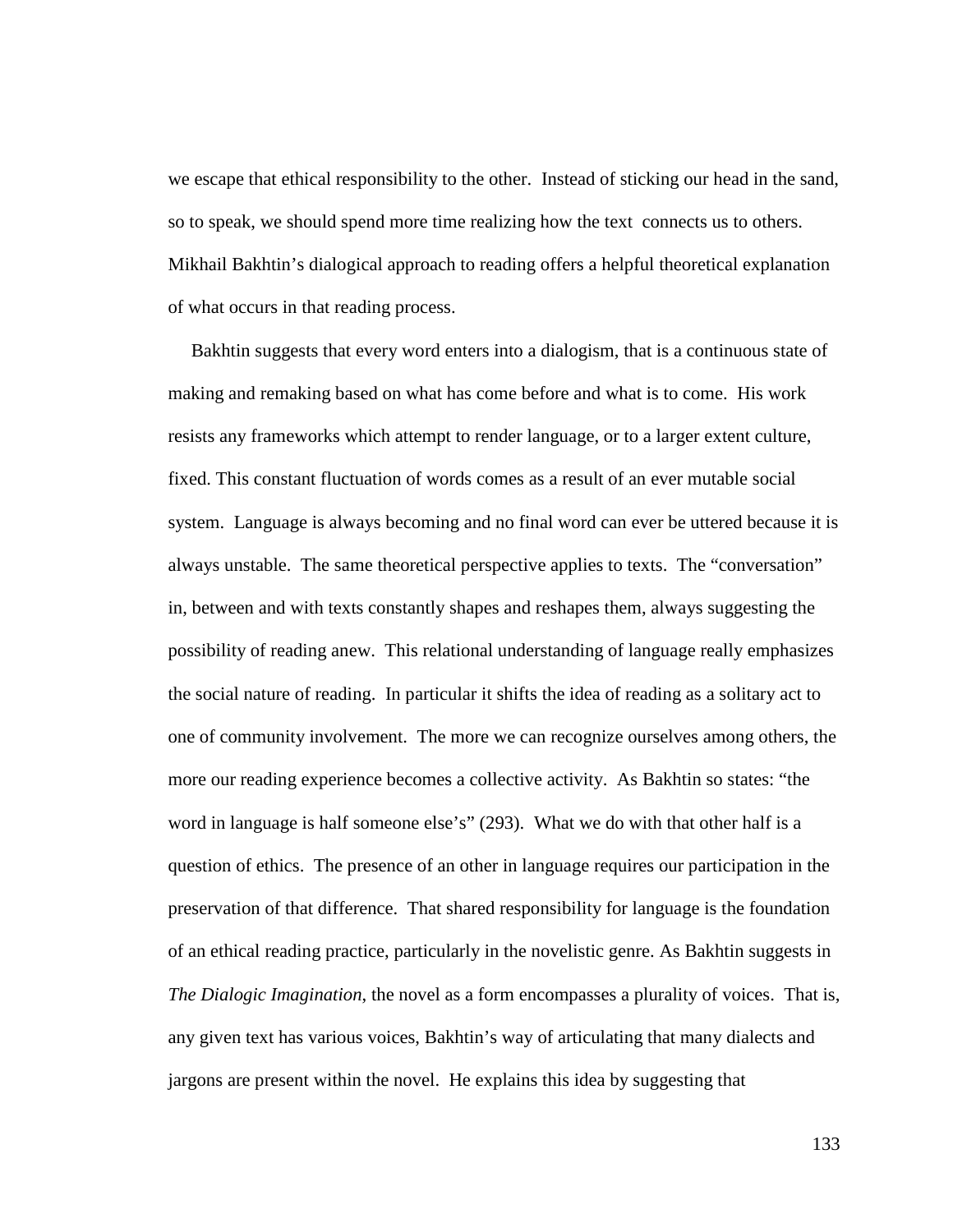we escape that ethical responsibility to the other. Instead of sticking our head in the sand, so to speak, we should spend more time realizing how the text connects us to others. Mikhail Bakhtin's dialogical approach to reading offers a helpful theoretical explanation of what occurs in that reading process.

Bakhtin suggests that every word enters into a dialogism, that is a continuous state of making and remaking based on what has come before and what is to come. His work resists any frameworks which attempt to render language, or to a larger extent culture, fixed. This constant fluctuation of words comes as a result of an ever mutable social system. Language is always becoming and no final word can ever be uttered because it is always unstable. The same theoretical perspective applies to texts. The "conversation" in, between and with texts constantly shapes and reshapes them, always suggesting the possibility of reading anew. This relational understanding of language really emphasizes the social nature of reading. In particular it shifts the idea of reading as a solitary act to one of community involvement. The more we can recognize ourselves among others, the more our reading experience becomes a collective activity. As Bakhtin so states: "the word in language is half someone else's" (293). What we do with that other half is a question of ethics. The presence of an other in language requires our participation in the preservation of that difference. That shared responsibility for language is the foundation of an ethical reading practice, particularly in the novelistic genre. As Bakhtin suggests in *The Dialogic Imagination*, the novel as a form encompasses a plurality of voices. That is, any given text has various voices, Bakhtin's way of articulating that many dialects and jargons are present within the novel. He explains this idea by suggesting that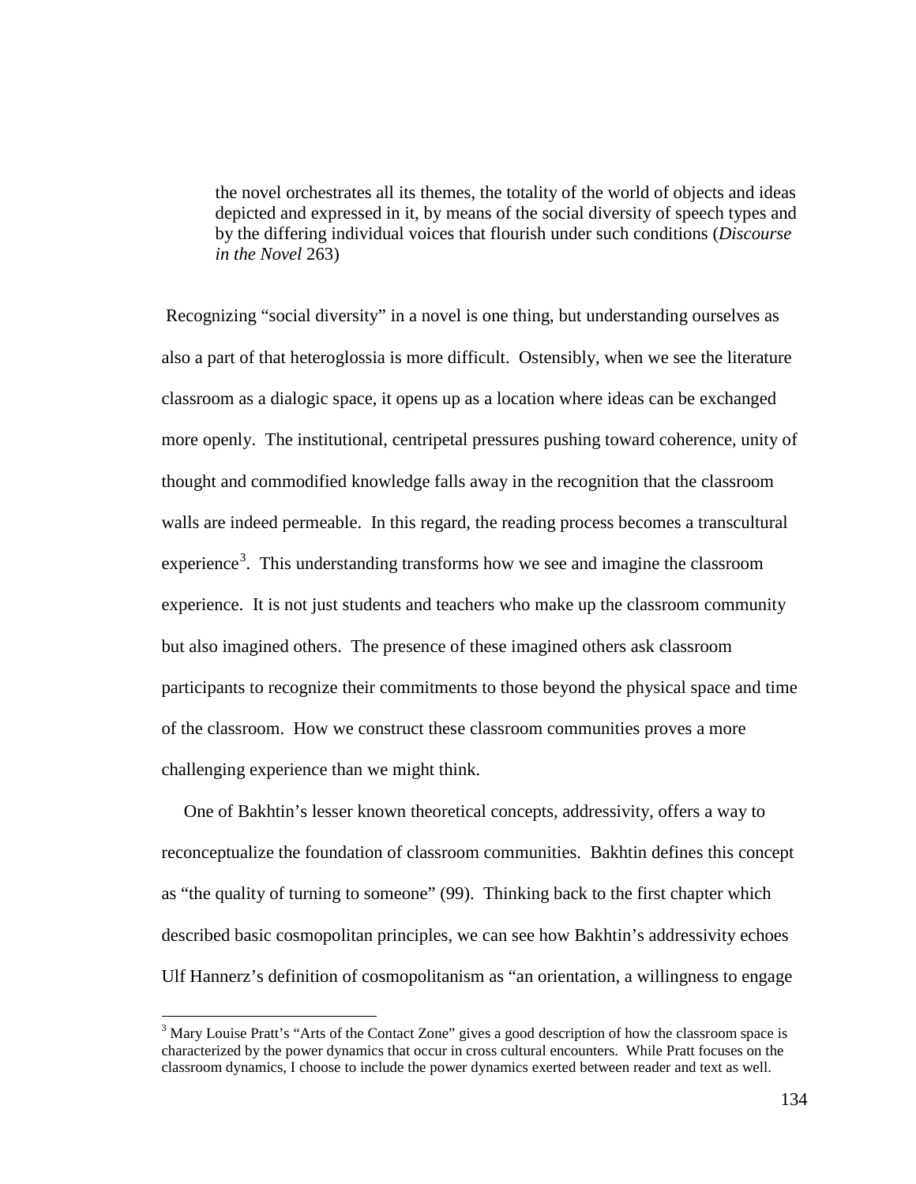> the novel orchestrates all its themes, the totality of the world of objects and ideas depicted and expressed in it, by means of the social diversity of speech types and by the differing individual voices that flourish under such conditions (*Discourse in the Novel* 263)

Recognizing "social diversity" in a novel is one thing, but understanding ourselves as also a part of that heteroglossia is more difficult. Ostensibly, when we see the literature classroom as a dialogic space, it opens up as a location where ideas can be exchanged more openly. The institutional, centripetal pressures pushing toward coherence, unity of thought and commodified knowledge falls away in the recognition that the classroom walls are indeed permeable. In this regard, the reading process becomes a transcultural experience[3]. This understanding transforms how we see and imagine the classroom experience. It is not just students and teachers who make up the classroom community but also imagined others. The presence of these imagined others ask classroom participants to recognize their commitments to those beyond the physical space and time of the classroom. How we construct these classroom communities proves a more challenging experience than we might think.

One of Bakhtin's lesser known theoretical concepts, addressivity, offers a way to reconceptualize the foundation of classroom communities. Bakhtin defines this concept as "the quality of turning to someone" (99). Thinking back to the first chapter which described basic cosmopolitan principles, we can see how Bakhtin's addressivity echoes Ulf Hannerz's definition of cosmopolitanism as "an orientation, a willingness to engage

[3] Mary Louise Pratt's "Arts of the Contact Zone" gives a good description of how the classroom space is characterized by the power dynamics that occur in cross cultural encounters. While Pratt focuses on the classroom dynamics, I choose to include the power dynamics exerted between reader and text as well.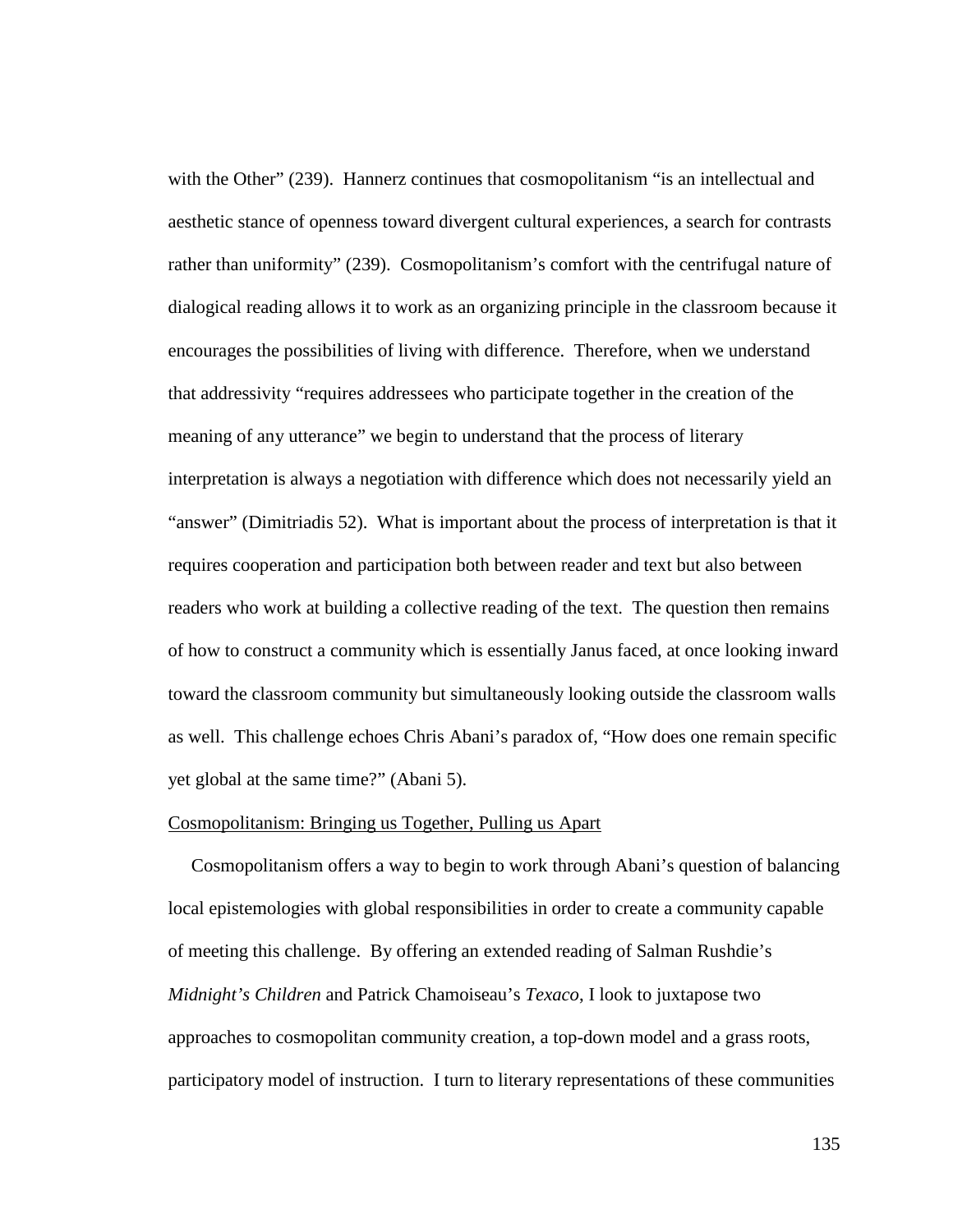with the Other" (239). Hannerz continues that cosmopolitanism "is an intellectual and aesthetic stance of openness toward divergent cultural experiences, a search for contrasts rather than uniformity" (239). Cosmopolitanism's comfort with the centrifugal nature of dialogical reading allows it to work as an organizing principle in the classroom because it encourages the possibilities of living with difference. Therefore, when we understand that addressivity "requires addressees who participate together in the creation of the meaning of any utterance" we begin to understand that the process of literary interpretation is always a negotiation with difference which does not necessarily yield an "answer" (Dimitriadis 52). What is important about the process of interpretation is that it requires cooperation and participation both between reader and text but also between readers who work at building a collective reading of the text. The question then remains of how to construct a community which is essentially Janus faced, at once looking inward toward the classroom community but simultaneously looking outside the classroom walls as well. This challenge echoes Chris Abani's paradox of, "How does one remain specific yet global at the same time?" (Abani 5).

Cosmopolitanism: Bringing us Together, Pulling us Apart

Cosmopolitanism offers a way to begin to work through Abani's question of balancing local epistemologies with global responsibilities in order to create a community capable of meeting this challenge. By offering an extended reading of Salman Rushdie's *Midnight's Children* and Patrick Chamoiseau's *Texaco*, I look to juxtapose two approaches to cosmopolitan community creation, a top-down model and a grass roots, participatory model of instruction. I turn to literary representations of these communities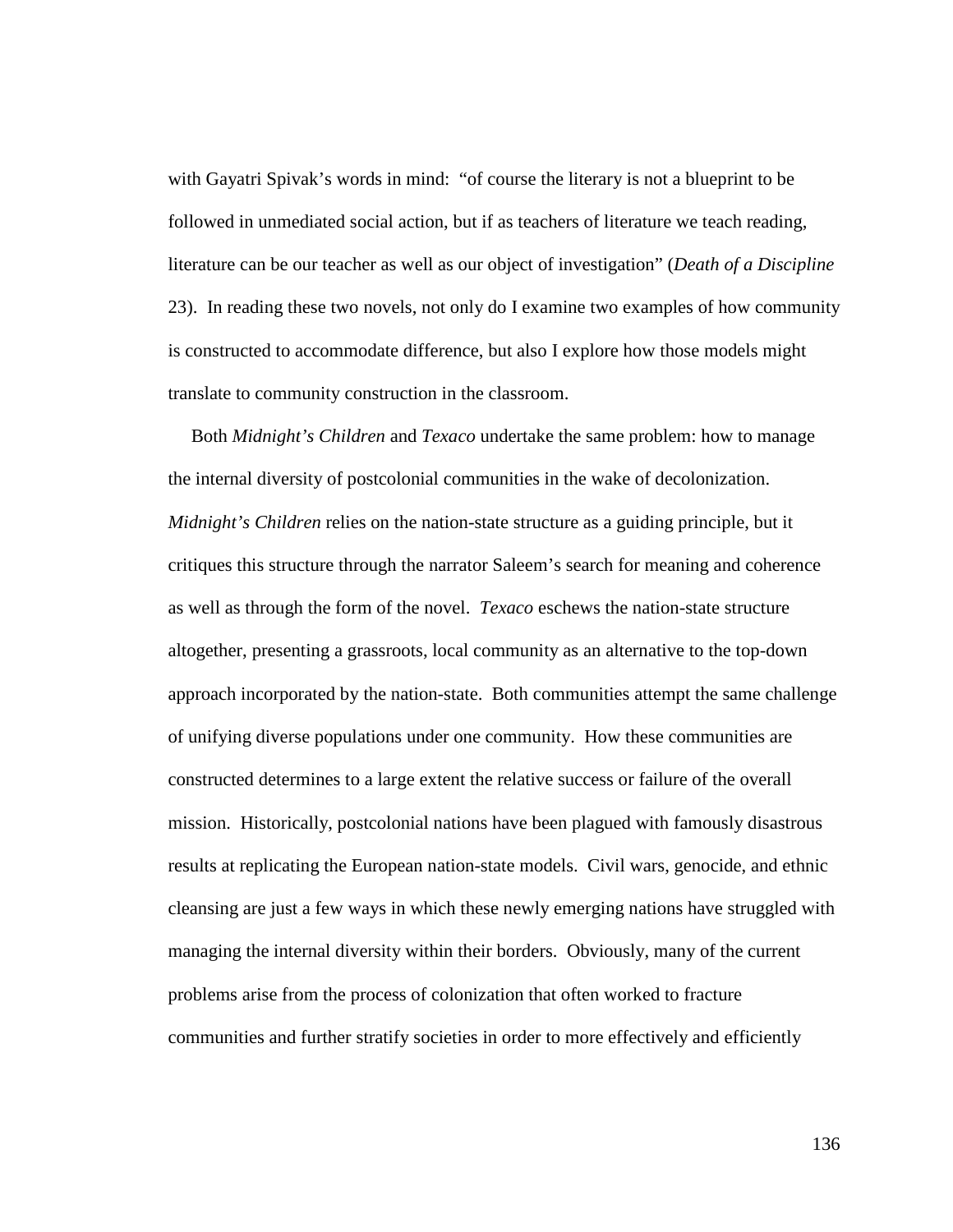with Gayatri Spivak's words in mind: "of course the literary is not a blueprint to be followed in unmediated social action, but if as teachers of literature we teach reading, literature can be our teacher as well as our object of investigation" (*Death of a Discipline* 23). In reading these two novels, not only do I examine two examples of how community is constructed to accommodate difference, but also I explore how those models might translate to community construction in the classroom.

Both *Midnight's Children* and *Texaco* undertake the same problem: how to manage the internal diversity of postcolonial communities in the wake of decolonization. *Midnight's Children* relies on the nation-state structure as a guiding principle, but it critiques this structure through the narrator Saleem's search for meaning and coherence as well as through the form of the novel. *Texaco* eschews the nation-state structure altogether, presenting a grassroots, local community as an alternative to the top-down approach incorporated by the nation-state. Both communities attempt the same challenge of unifying diverse populations under one community. How these communities are constructed determines to a large extent the relative success or failure of the overall mission. Historically, postcolonial nations have been plagued with famously disastrous results at replicating the European nation-state models. Civil wars, genocide, and ethnic cleansing are just a few ways in which these newly emerging nations have struggled with managing the internal diversity within their borders. Obviously, many of the current problems arise from the process of colonization that often worked to fracture communities and further stratify societies in order to more effectively and efficiently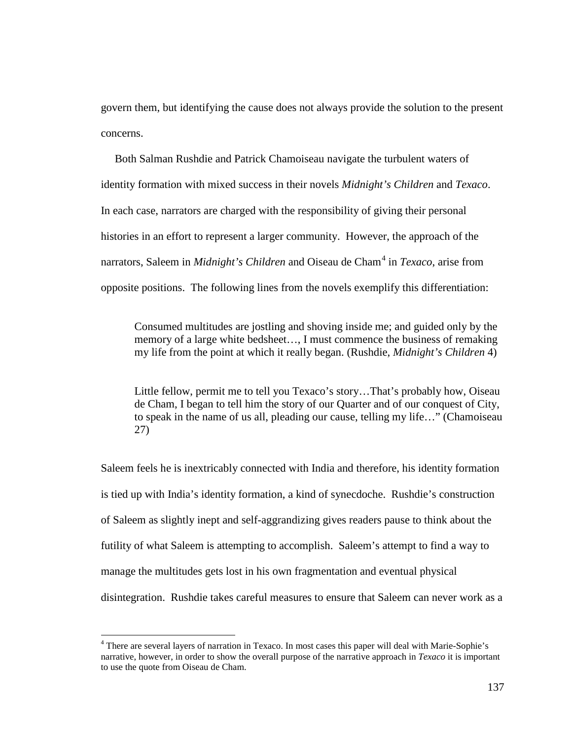govern them, but identifying the cause does not always provide the solution to the present concerns.

Both Salman Rushdie and Patrick Chamoiseau navigate the turbulent waters of identity formation with mixed success in their novels *Midnight's Children* and *Texaco*. In each case, narrators are charged with the responsibility of giving their personal histories in an effort to represent a larger community. However, the approach of the narrators, Saleem in *Midnight's Children* and Oiseau de Cham[4] in *Texaco*, arise from opposite positions. The following lines from the novels exemplify this differentiation:

> Consumed multitudes are jostling and shoving inside me; and guided only by the memory of a large white bedsheet…, I must commence the business of remaking my life from the point at which it really began. (Rushdie, *Midnight's Children* 4)

> Little fellow, permit me to tell you Texaco's story…That's probably how, Oiseau de Cham, I began to tell him the story of our Quarter and of our conquest of City, to speak in the name of us all, pleading our cause, telling my life…" (Chamoiseau 27)

Saleem feels he is inextricably connected with India and therefore, his identity formation is tied up with India's identity formation, a kind of synecdoche. Rushdie's construction of Saleem as slightly inept and self-aggrandizing gives readers pause to think about the futility of what Saleem is attempting to accomplish. Saleem's attempt to find a way to manage the multitudes gets lost in his own fragmentation and eventual physical disintegration. Rushdie takes careful measures to ensure that Saleem can never work as a

[4] There are several layers of narration in Texaco. In most cases this paper will deal with Marie-Sophie's narrative, however, in order to show the overall purpose of the narrative approach in *Texaco* it is important to use the quote from Oiseau de Cham.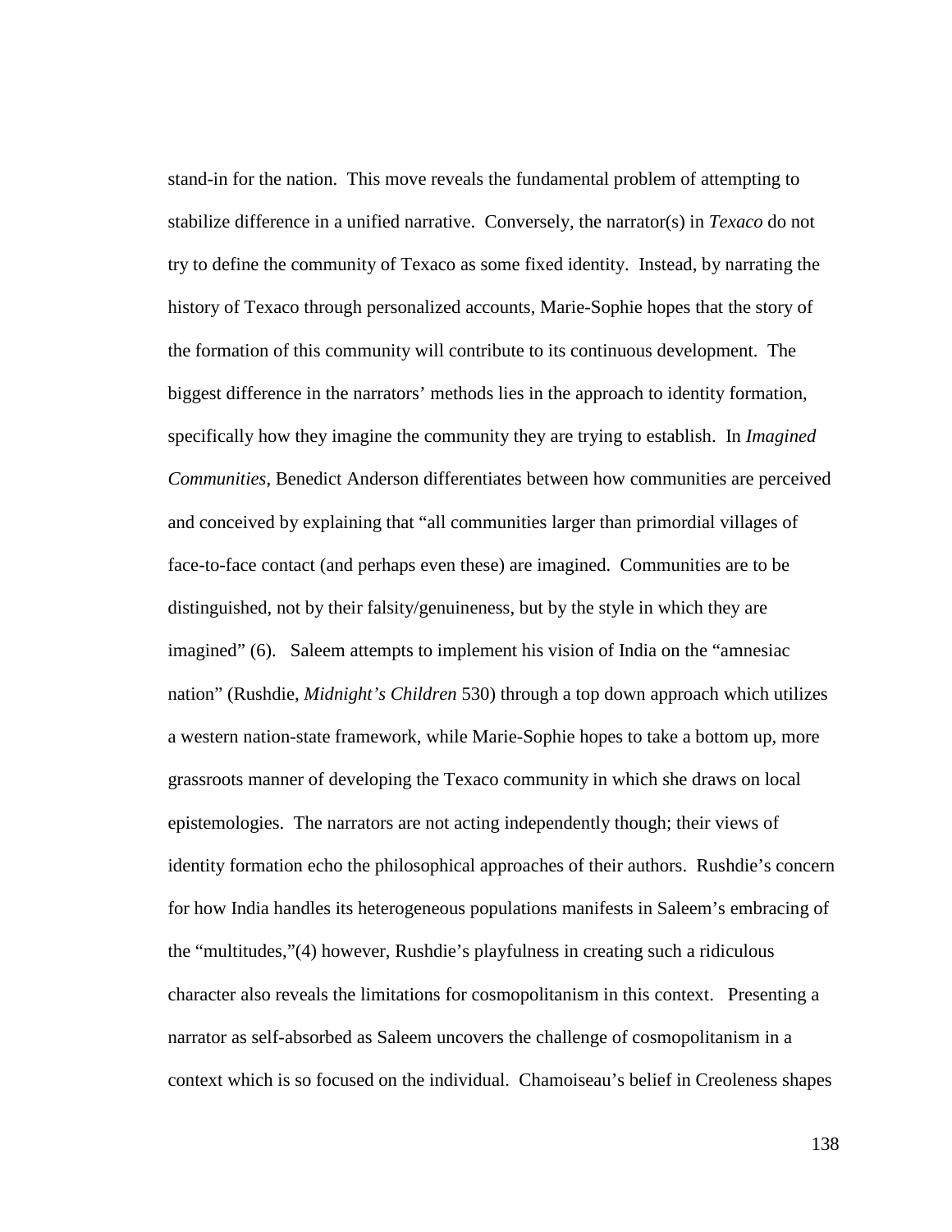stand-in for the nation. This move reveals the fundamental problem of attempting to stabilize difference in a unified narrative. Conversely, the narrator(s) in *Texaco* do not try to define the community of Texaco as some fixed identity. Instead, by narrating the history of Texaco through personalized accounts, Marie-Sophie hopes that the story of the formation of this community will contribute to its continuous development. The biggest difference in the narrators' methods lies in the approach to identity formation, specifically how they imagine the community they are trying to establish. In *Imagined Communities*, Benedict Anderson differentiates between how communities are perceived and conceived by explaining that "all communities larger than primordial villages of face-to-face contact (and perhaps even these) are imagined. Communities are to be distinguished, not by their falsity/genuineness, but by the style in which they are imagined" (6). Saleem attempts to implement his vision of India on the "amnesiac nation" (Rushdie, *Midnight's Children* 530) through a top down approach which utilizes a western nation-state framework, while Marie-Sophie hopes to take a bottom up, more grassroots manner of developing the Texaco community in which she draws on local epistemologies. The narrators are not acting independently though; their views of identity formation echo the philosophical approaches of their authors. Rushdie's concern for how India handles its heterogeneous populations manifests in Saleem's embracing of the "multitudes,"(4) however, Rushdie's playfulness in creating such a ridiculous character also reveals the limitations for cosmopolitanism in this context. Presenting a narrator as self-absorbed as Saleem uncovers the challenge of cosmopolitanism in a context which is so focused on the individual. Chamoiseau's belief in Creoleness shapes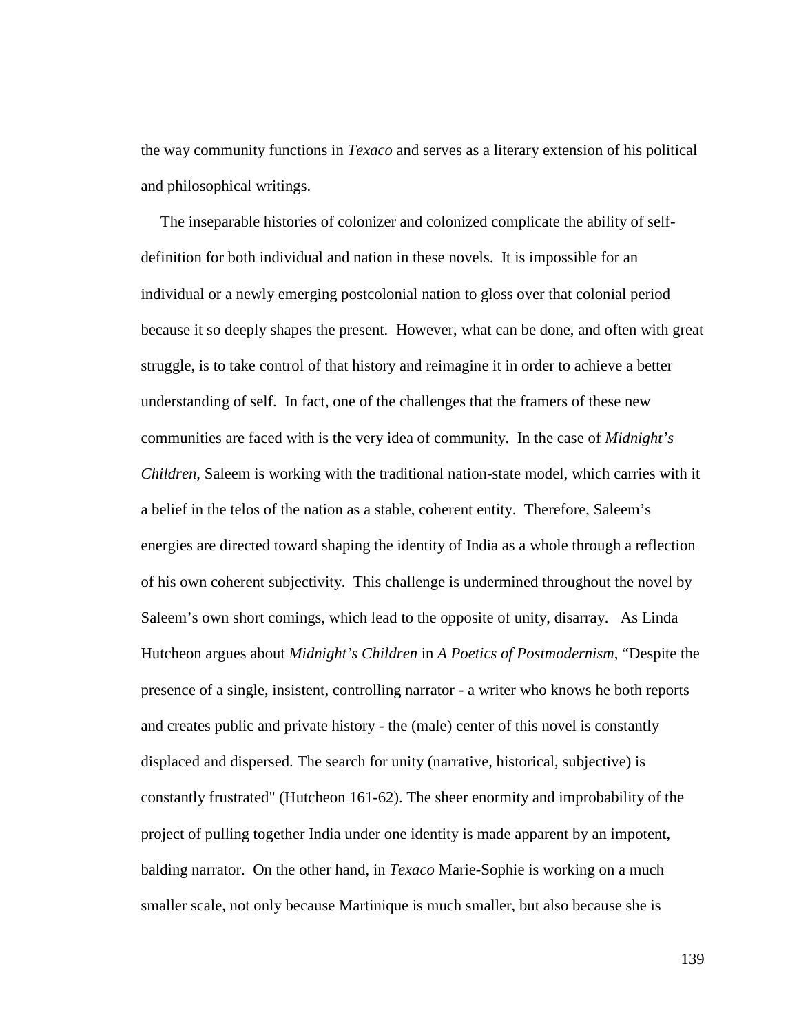the way community functions in *Texaco* and serves as a literary extension of his political and philosophical writings.

The inseparable histories of colonizer and colonized complicate the ability of self-definition for both individual and nation in these novels. It is impossible for an individual or a newly emerging postcolonial nation to gloss over that colonial period because it so deeply shapes the present. However, what can be done, and often with great struggle, is to take control of that history and reimagine it in order to achieve a better understanding of self. In fact, one of the challenges that the framers of these new communities are faced with is the very idea of community. In the case of *Midnight's Children*, Saleem is working with the traditional nation-state model, which carries with it a belief in the telos of the nation as a stable, coherent entity. Therefore, Saleem's energies are directed toward shaping the identity of India as a whole through a reflection of his own coherent subjectivity. This challenge is undermined throughout the novel by Saleem's own short comings, which lead to the opposite of unity, disarray. As Linda Hutcheon argues about *Midnight's Children* in *A Poetics of Postmodernism*, "Despite the presence of a single, insistent, controlling narrator - a writer who knows he both reports and creates public and private history - the (male) center of this novel is constantly displaced and dispersed. The search for unity (narrative, historical, subjective) is constantly frustrated" (Hutcheon 161-62). The sheer enormity and improbability of the project of pulling together India under one identity is made apparent by an impotent, balding narrator. On the other hand, in *Texaco* Marie-Sophie is working on a much smaller scale, not only because Martinique is much smaller, but also because she is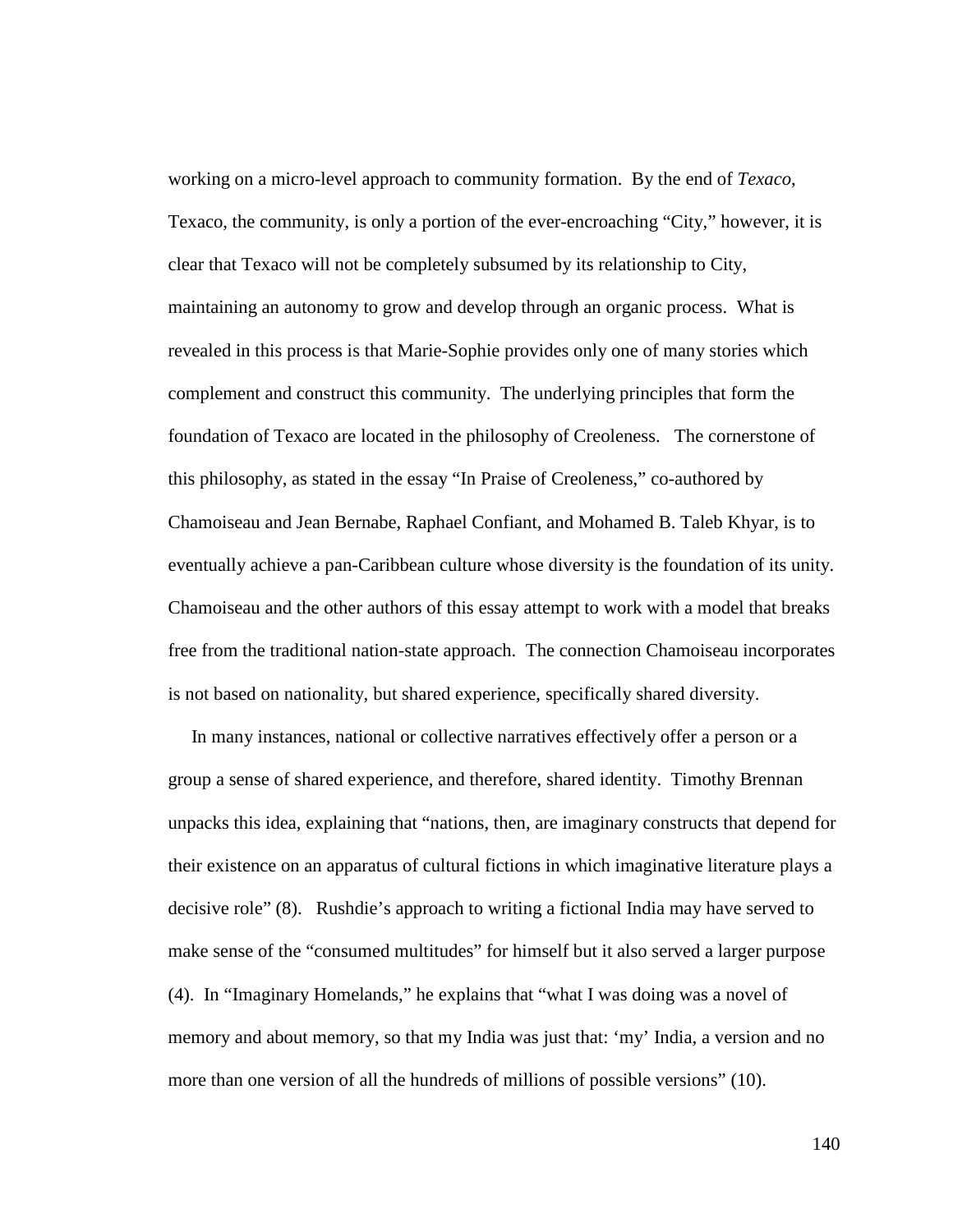working on a micro-level approach to community formation. By the end of *Texaco*, Texaco, the community, is only a portion of the ever-encroaching "City," however, it is clear that Texaco will not be completely subsumed by its relationship to City, maintaining an autonomy to grow and develop through an organic process. What is revealed in this process is that Marie-Sophie provides only one of many stories which complement and construct this community. The underlying principles that form the foundation of Texaco are located in the philosophy of Creoleness. The cornerstone of this philosophy, as stated in the essay "In Praise of Creoleness," co-authored by Chamoiseau and Jean Bernabe, Raphael Confiant, and Mohamed B. Taleb Khyar, is to eventually achieve a pan-Caribbean culture whose diversity is the foundation of its unity. Chamoiseau and the other authors of this essay attempt to work with a model that breaks free from the traditional nation-state approach. The connection Chamoiseau incorporates is not based on nationality, but shared experience, specifically shared diversity.

In many instances, national or collective narratives effectively offer a person or a group a sense of shared experience, and therefore, shared identity. Timothy Brennan unpacks this idea, explaining that "nations, then, are imaginary constructs that depend for their existence on an apparatus of cultural fictions in which imaginative literature plays a decisive role" (8). Rushdie's approach to writing a fictional India may have served to make sense of the "consumed multitudes" for himself but it also served a larger purpose (4). In "Imaginary Homelands," he explains that "what I was doing was a novel of memory and about memory, so that my India was just that: 'my' India, a version and no more than one version of all the hundreds of millions of possible versions" (10).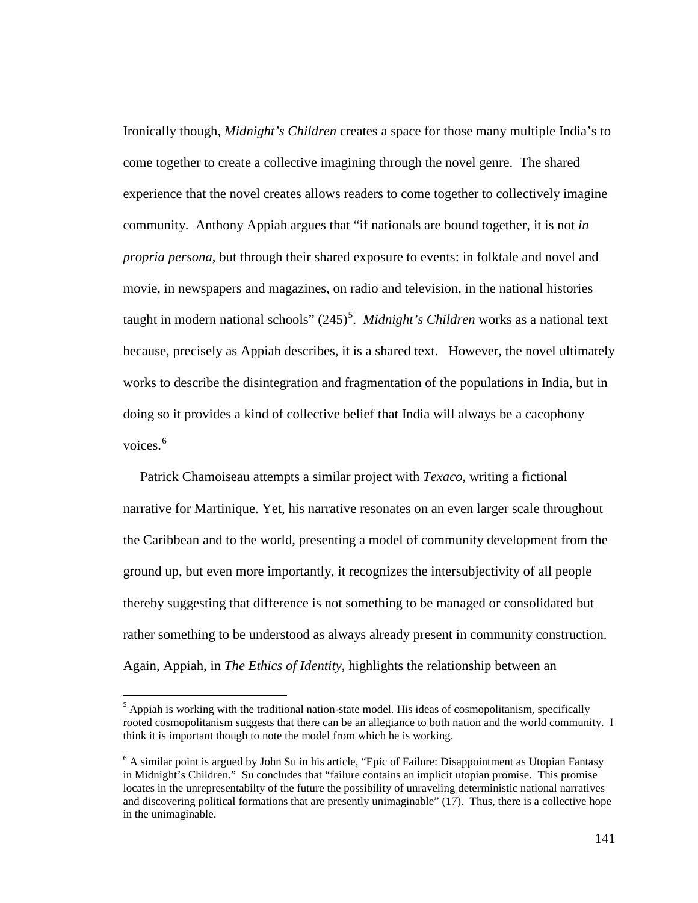Ironically though, *Midnight's Children* creates a space for those many multiple India's to come together to create a collective imagining through the novel genre. The shared experience that the novel creates allows readers to come together to collectively imagine community. Anthony Appiah argues that "if nationals are bound together, it is not *in propria persona*, but through their shared exposure to events: in folktale and novel and movie, in newspapers and magazines, on radio and television, in the national histories taught in modern national schools" (245)[5]. *Midnight's Children* works as a national text because, precisely as Appiah describes, it is a shared text. However, the novel ultimately works to describe the disintegration and fragmentation of the populations in India, but in doing so it provides a kind of collective belief that India will always be a cacophony voices.[6]

Patrick Chamoiseau attempts a similar project with *Texaco*, writing a fictional narrative for Martinique. Yet, his narrative resonates on an even larger scale throughout the Caribbean and to the world, presenting a model of community development from the ground up, but even more importantly, it recognizes the intersubjectivity of all people thereby suggesting that difference is not something to be managed or consolidated but rather something to be understood as always already present in community construction. Again, Appiah, in *The Ethics of Identity*, highlights the relationship between an

---

[5] Appiah is working with the traditional nation-state model. His ideas of cosmopolitanism, specifically rooted cosmopolitanism suggests that there can be an allegiance to both nation and the world community. I think it is important though to note the model from which he is working.

[6] A similar point is argued by John Su in his article, "Epic of Failure: Disappointment as Utopian Fantasy in Midnight's Children." Su concludes that "failure contains an implicit utopian promise. This promise locates in the unrepresentabilty of the future the possibility of unraveling deterministic national narratives and discovering political formations that are presently unimaginable" (17). Thus, there is a collective hope in the unimaginable.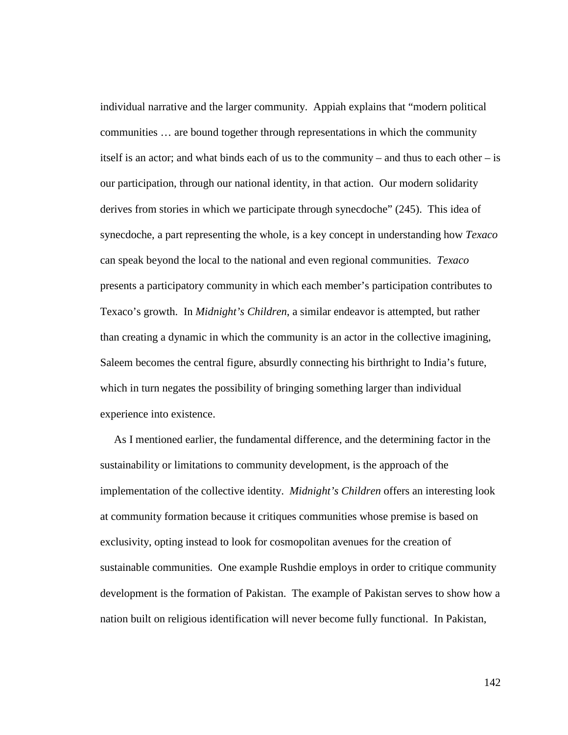individual narrative and the larger community. Appiah explains that "modern political communities … are bound together through representations in which the community itself is an actor; and what binds each of us to the community – and thus to each other – is our participation, through our national identity, in that action. Our modern solidarity derives from stories in which we participate through synecdoche" (245). This idea of synecdoche, a part representing the whole, is a key concept in understanding how *Texaco* can speak beyond the local to the national and even regional communities. *Texaco* presents a participatory community in which each member's participation contributes to Texaco's growth. In *Midnight's Children*, a similar endeavor is attempted, but rather than creating a dynamic in which the community is an actor in the collective imagining, Saleem becomes the central figure, absurdly connecting his birthright to India's future, which in turn negates the possibility of bringing something larger than individual experience into existence.

As I mentioned earlier, the fundamental difference, and the determining factor in the sustainability or limitations to community development, is the approach of the implementation of the collective identity. *Midnight's Children* offers an interesting look at community formation because it critiques communities whose premise is based on exclusivity, opting instead to look for cosmopolitan avenues for the creation of sustainable communities. One example Rushdie employs in order to critique community development is the formation of Pakistan. The example of Pakistan serves to show how a nation built on religious identification will never become fully functional. In Pakistan,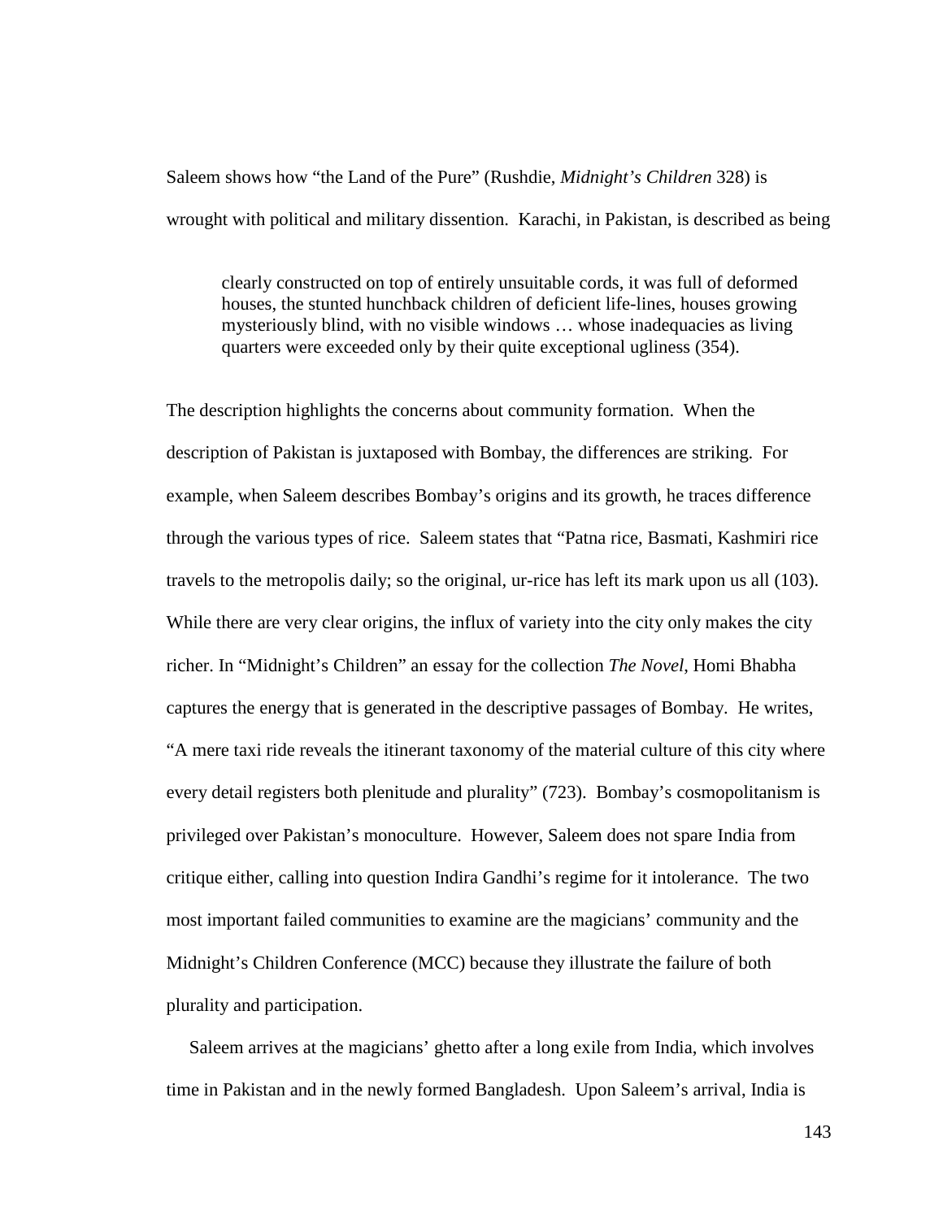Saleem shows how "the Land of the Pure" (Rushdie, *Midnight's Children* 328) is wrought with political and military dissention. Karachi, in Pakistan, is described as being

> clearly constructed on top of entirely unsuitable cords, it was full of deformed houses, the stunted hunchback children of deficient life-lines, houses growing mysteriously blind, with no visible windows … whose inadequacies as living quarters were exceeded only by their quite exceptional ugliness (354).

The description highlights the concerns about community formation. When the description of Pakistan is juxtaposed with Bombay, the differences are striking. For example, when Saleem describes Bombay's origins and its growth, he traces difference through the various types of rice. Saleem states that "Patna rice, Basmati, Kashmiri rice travels to the metropolis daily; so the original, ur-rice has left its mark upon us all (103). While there are very clear origins, the influx of variety into the city only makes the city richer. In "Midnight's Children" an essay for the collection *The Novel*, Homi Bhabha captures the energy that is generated in the descriptive passages of Bombay. He writes, "A mere taxi ride reveals the itinerant taxonomy of the material culture of this city where every detail registers both plenitude and plurality" (723). Bombay's cosmopolitanism is privileged over Pakistan's monoculture. However, Saleem does not spare India from critique either, calling into question Indira Gandhi's regime for it intolerance. The two most important failed communities to examine are the magicians' community and the Midnight's Children Conference (MCC) because they illustrate the failure of both plurality and participation.

Saleem arrives at the magicians' ghetto after a long exile from India, which involves time in Pakistan and in the newly formed Bangladesh. Upon Saleem's arrival, India is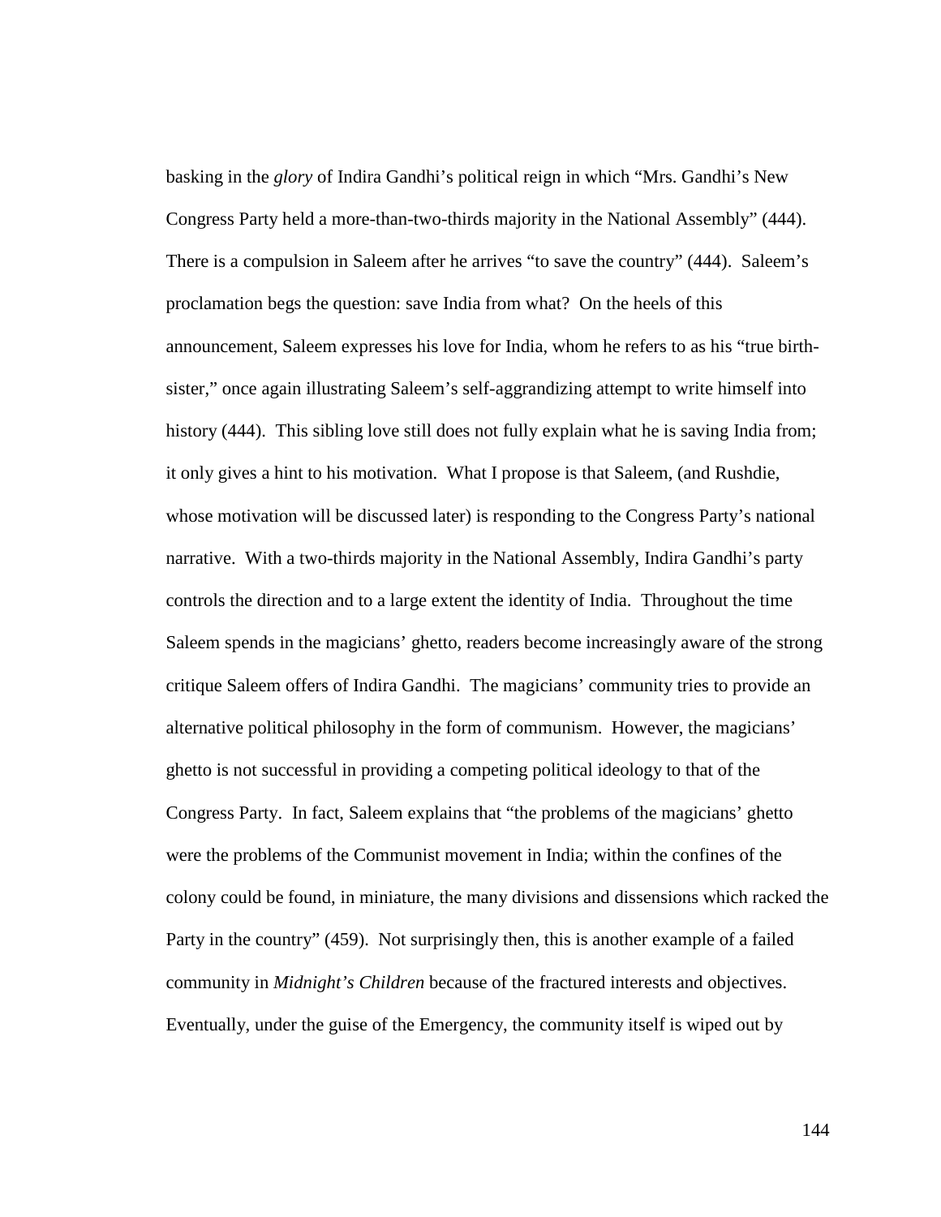basking in the *glory* of Indira Gandhi's political reign in which "Mrs. Gandhi's New Congress Party held a more-than-two-thirds majority in the National Assembly" (444). There is a compulsion in Saleem after he arrives "to save the country" (444). Saleem's proclamation begs the question: save India from what? On the heels of this announcement, Saleem expresses his love for India, whom he refers to as his "true birth-sister," once again illustrating Saleem's self-aggrandizing attempt to write himself into history (444). This sibling love still does not fully explain what he is saving India from; it only gives a hint to his motivation. What I propose is that Saleem, (and Rushdie, whose motivation will be discussed later) is responding to the Congress Party's national narrative. With a two-thirds majority in the National Assembly, Indira Gandhi's party controls the direction and to a large extent the identity of India. Throughout the time Saleem spends in the magicians' ghetto, readers become increasingly aware of the strong critique Saleem offers of Indira Gandhi. The magicians' community tries to provide an alternative political philosophy in the form of communism. However, the magicians' ghetto is not successful in providing a competing political ideology to that of the Congress Party. In fact, Saleem explains that "the problems of the magicians' ghetto were the problems of the Communist movement in India; within the confines of the colony could be found, in miniature, the many divisions and dissensions which racked the Party in the country" (459). Not surprisingly then, this is another example of a failed community in *Midnight's Children* because of the fractured interests and objectives. Eventually, under the guise of the Emergency, the community itself is wiped out by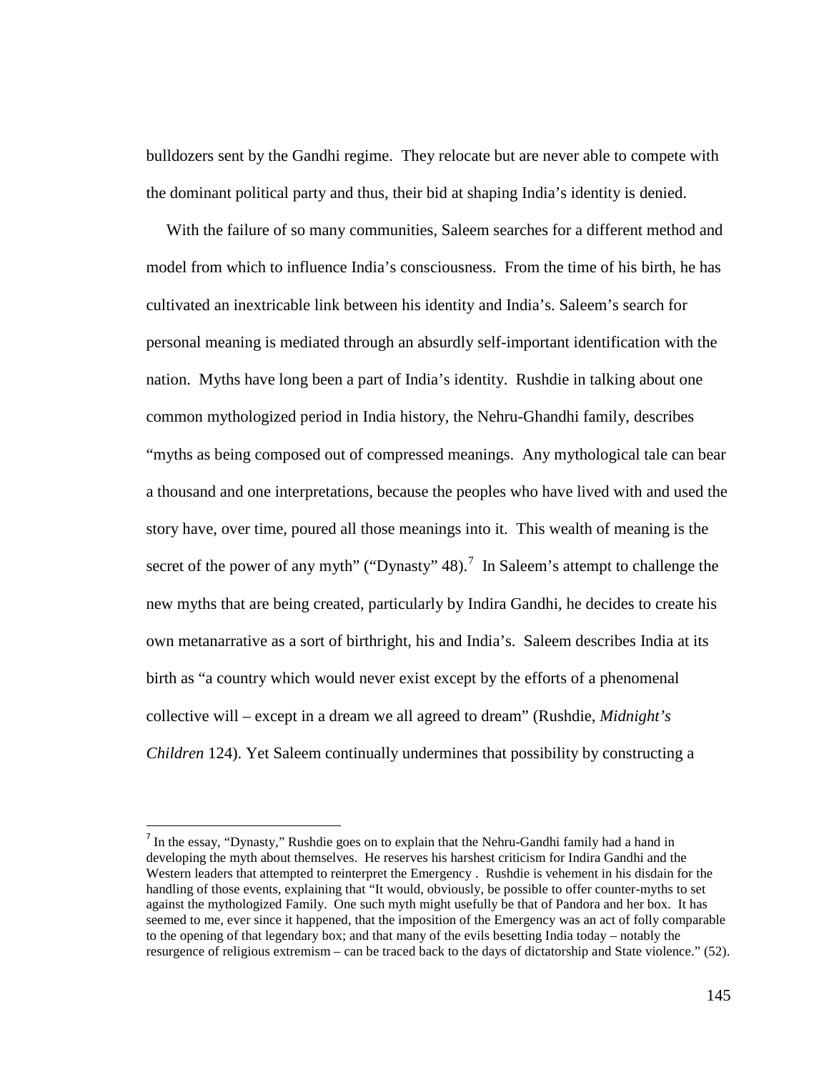bulldozers sent by the Gandhi regime. They relocate but are never able to compete with the dominant political party and thus, their bid at shaping India's identity is denied.

With the failure of so many communities, Saleem searches for a different method and model from which to influence India's consciousness. From the time of his birth, he has cultivated an inextricable link between his identity and India's. Saleem's search for personal meaning is mediated through an absurdly self-important identification with the nation. Myths have long been a part of India's identity. Rushdie in talking about one common mythologized period in India history, the Nehru-Ghandhi family, describes "myths as being composed out of compressed meanings. Any mythological tale can bear a thousand and one interpretations, because the peoples who have lived with and used the story have, over time, poured all those meanings into it. This wealth of meaning is the secret of the power of any myth" ("Dynasty" 48).[7] In Saleem's attempt to challenge the new myths that are being created, particularly by Indira Gandhi, he decides to create his own metanarrative as a sort of birthright, his and India's. Saleem describes India at its birth as "a country which would never exist except by the efforts of a phenomenal collective will – except in a dream we all agreed to dream" (Rushdie, *Midnight's Children* 124). Yet Saleem continually undermines that possibility by constructing a

---

[7] In the essay, "Dynasty," Rushdie goes on to explain that the Nehru-Gandhi family had a hand in developing the myth about themselves. He reserves his harshest criticism for Indira Gandhi and the Western leaders that attempted to reinterpret the Emergency . Rushdie is vehement in his disdain for the handling of those events, explaining that "It would, obviously, be possible to offer counter-myths to set against the mythologized Family. One such myth might usefully be that of Pandora and her box. It has seemed to me, ever since it happened, that the imposition of the Emergency was an act of folly comparable to the opening of that legendary box; and that many of the evils besetting India today – notably the resurgence of religious extremism – can be traced back to the days of dictatorship and State violence." (52).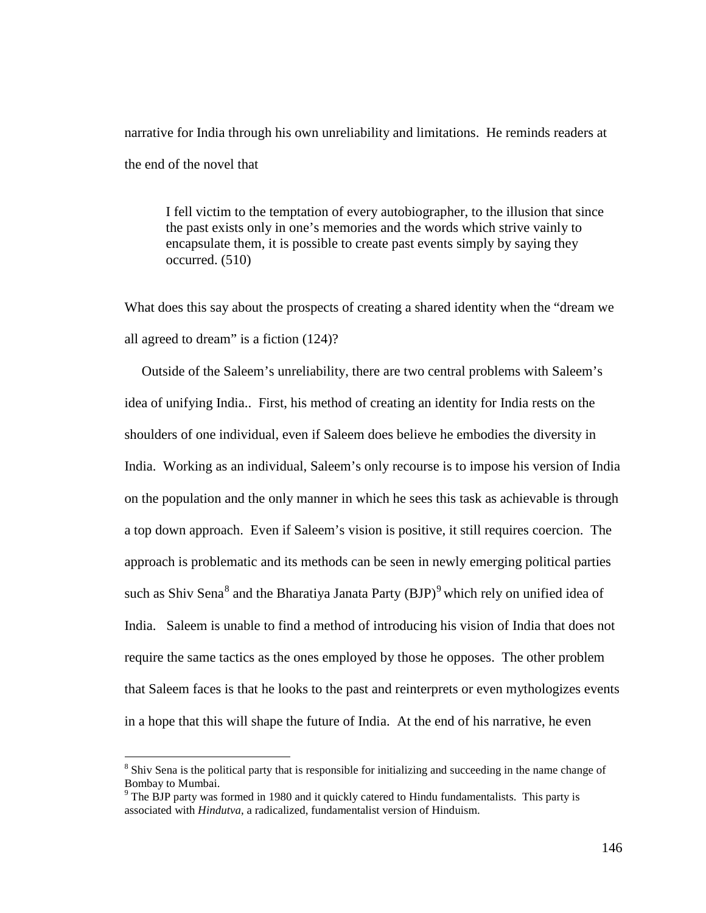narrative for India through his own unreliability and limitations. He reminds readers at the end of the novel that

> I fell victim to the temptation of every autobiographer, to the illusion that since the past exists only in one's memories and the words which strive vainly to encapsulate them, it is possible to create past events simply by saying they occurred. (510)

What does this say about the prospects of creating a shared identity when the "dream we all agreed to dream" is a fiction (124)?

Outside of the Saleem's unreliability, there are two central problems with Saleem's idea of unifying India.. First, his method of creating an identity for India rests on the shoulders of one individual, even if Saleem does believe he embodies the diversity in India. Working as an individual, Saleem's only recourse is to impose his version of India on the population and the only manner in which he sees this task as achievable is through a top down approach. Even if Saleem's vision is positive, it still requires coercion. The approach is problematic and its methods can be seen in newly emerging political parties such as Shiv Sena[8] and the Bharatiya Janata Party (BJP)[9] which rely on unified idea of India. Saleem is unable to find a method of introducing his vision of India that does not require the same tactics as the ones employed by those he opposes. The other problem that Saleem faces is that he looks to the past and reinterprets or even mythologizes events in a hope that this will shape the future of India. At the end of his narrative, he even

[8] Shiv Sena is the political party that is responsible for initializing and succeeding in the name change of Bombay to Mumbai.

[9] The BJP party was formed in 1980 and it quickly catered to Hindu fundamentalists. This party is associated with *Hindutva*, a radicalized, fundamentalist version of Hinduism.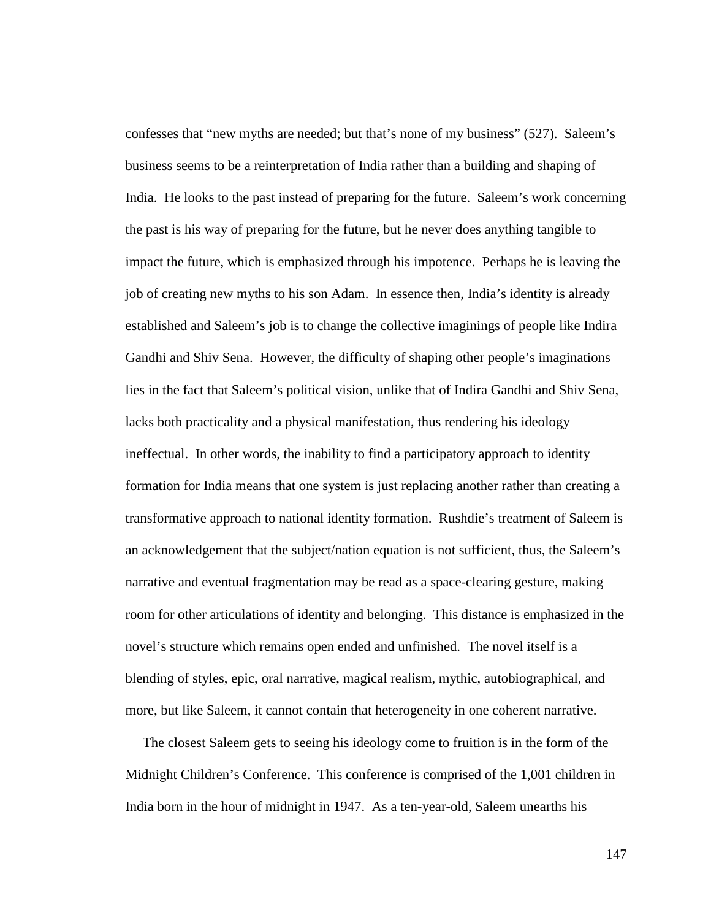confesses that "new myths are needed; but that's none of my business" (527). Saleem's business seems to be a reinterpretation of India rather than a building and shaping of India. He looks to the past instead of preparing for the future. Saleem's work concerning the past is his way of preparing for the future, but he never does anything tangible to impact the future, which is emphasized through his impotence. Perhaps he is leaving the job of creating new myths to his son Adam. In essence then, India's identity is already established and Saleem's job is to change the collective imaginings of people like Indira Gandhi and Shiv Sena. However, the difficulty of shaping other people's imaginations lies in the fact that Saleem's political vision, unlike that of Indira Gandhi and Shiv Sena, lacks both practicality and a physical manifestation, thus rendering his ideology ineffectual. In other words, the inability to find a participatory approach to identity formation for India means that one system is just replacing another rather than creating a transformative approach to national identity formation. Rushdie's treatment of Saleem is an acknowledgement that the subject/nation equation is not sufficient, thus, the Saleem's narrative and eventual fragmentation may be read as a space-clearing gesture, making room for other articulations of identity and belonging. This distance is emphasized in the novel's structure which remains open ended and unfinished. The novel itself is a blending of styles, epic, oral narrative, magical realism, mythic, autobiographical, and more, but like Saleem, it cannot contain that heterogeneity in one coherent narrative.

The closest Saleem gets to seeing his ideology come to fruition is in the form of the Midnight Children's Conference. This conference is comprised of the 1,001 children in India born in the hour of midnight in 1947. As a ten-year-old, Saleem unearths his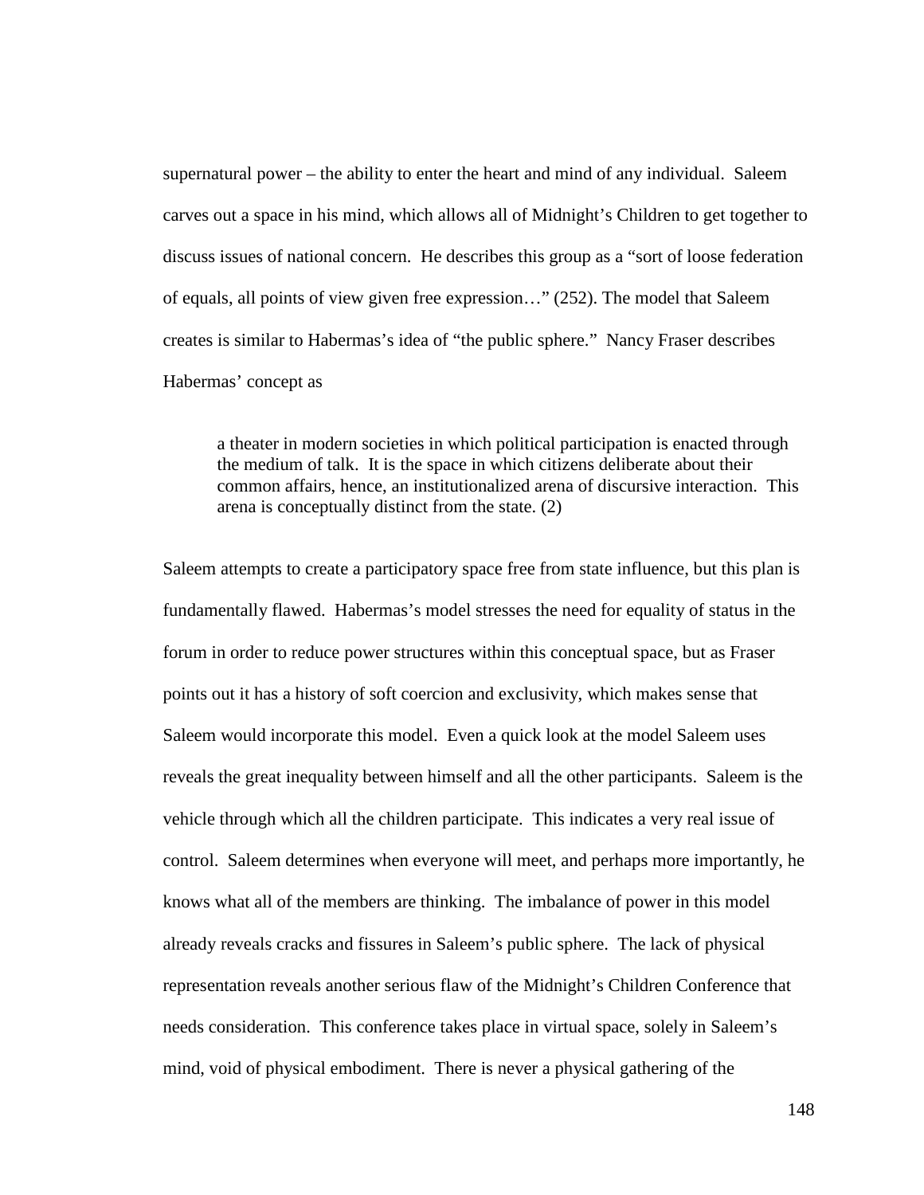supernatural power – the ability to enter the heart and mind of any individual. Saleem carves out a space in his mind, which allows all of Midnight's Children to get together to discuss issues of national concern. He describes this group as a "sort of loose federation of equals, all points of view given free expression…" (252). The model that Saleem creates is similar to Habermas's idea of "the public sphere." Nancy Fraser describes Habermas' concept as

> a theater in modern societies in which political participation is enacted through the medium of talk. It is the space in which citizens deliberate about their common affairs, hence, an institutionalized arena of discursive interaction. This arena is conceptually distinct from the state. (2)

Saleem attempts to create a participatory space free from state influence, but this plan is fundamentally flawed. Habermas's model stresses the need for equality of status in the forum in order to reduce power structures within this conceptual space, but as Fraser points out it has a history of soft coercion and exclusivity, which makes sense that Saleem would incorporate this model. Even a quick look at the model Saleem uses reveals the great inequality between himself and all the other participants. Saleem is the vehicle through which all the children participate. This indicates a very real issue of control. Saleem determines when everyone will meet, and perhaps more importantly, he knows what all of the members are thinking. The imbalance of power in this model already reveals cracks and fissures in Saleem's public sphere. The lack of physical representation reveals another serious flaw of the Midnight's Children Conference that needs consideration. This conference takes place in virtual space, solely in Saleem's mind, void of physical embodiment. There is never a physical gathering of the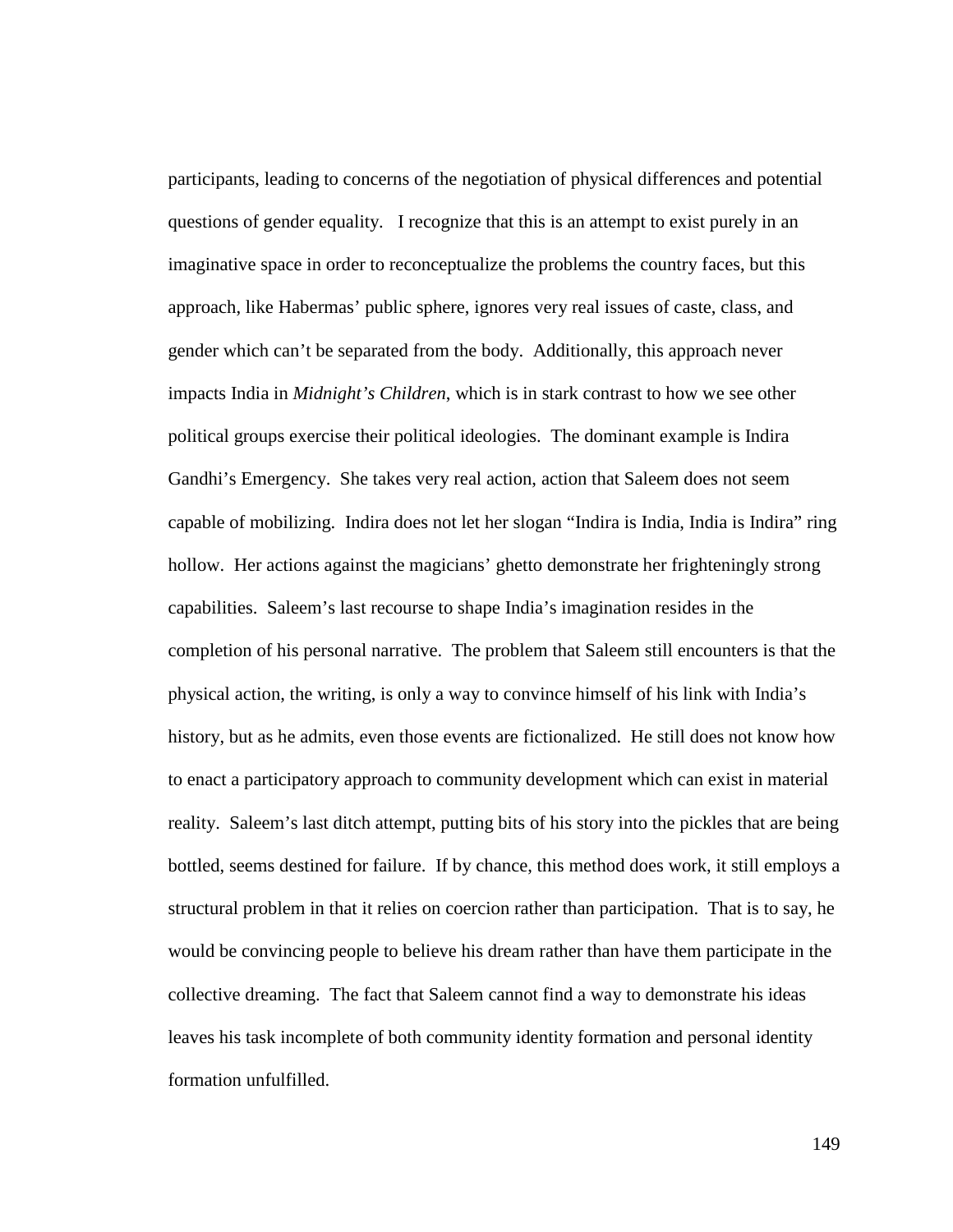participants, leading to concerns of the negotiation of physical differences and potential questions of gender equality.  I recognize that this is an attempt to exist purely in an imaginative space in order to reconceptualize the problems the country faces, but this approach, like Habermas' public sphere, ignores very real issues of caste, class, and gender which can't be separated from the body.  Additionally, this approach never impacts India in *Midnight's Children*, which is in stark contrast to how we see other political groups exercise their political ideologies.  The dominant example is Indira Gandhi's Emergency.  She takes very real action, action that Saleem does not seem capable of mobilizing.  Indira does not let her slogan "Indira is India, India is Indira" ring hollow.  Her actions against the magicians' ghetto demonstrate her frighteningly strong capabilities.  Saleem's last recourse to shape India's imagination resides in the completion of his personal narrative.  The problem that Saleem still encounters is that the physical action, the writing, is only a way to convince himself of his link with India's history, but as he admits, even those events are fictionalized.  He still does not know how to enact a participatory approach to community development which can exist in material reality.  Saleem's last ditch attempt, putting bits of his story into the pickles that are being bottled, seems destined for failure.  If by chance, this method does work, it still employs a structural problem in that it relies on coercion rather than participation.  That is to say, he would be convincing people to believe his dream rather than have them participate in the collective dreaming.  The fact that Saleem cannot find a way to demonstrate his ideas leaves his task incomplete of both community identity formation and personal identity formation unfulfilled.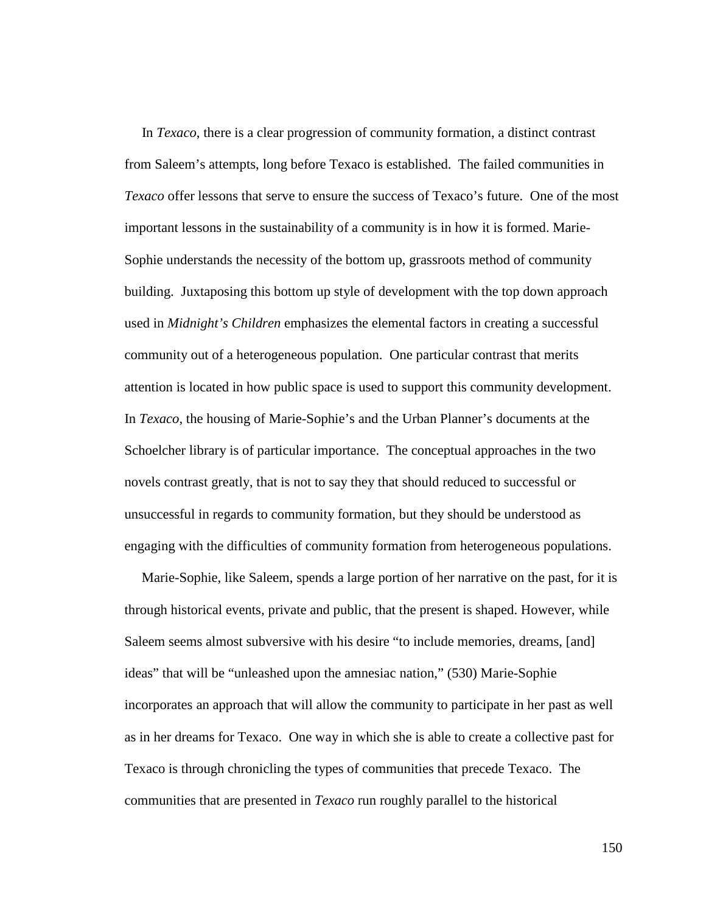In *Texaco*, there is a clear progression of community formation, a distinct contrast from Saleem's attempts, long before Texaco is established. The failed communities in *Texaco* offer lessons that serve to ensure the success of Texaco's future. One of the most important lessons in the sustainability of a community is in how it is formed. Marie-Sophie understands the necessity of the bottom up, grassroots method of community building. Juxtaposing this bottom up style of development with the top down approach used in *Midnight's Children* emphasizes the elemental factors in creating a successful community out of a heterogeneous population. One particular contrast that merits attention is located in how public space is used to support this community development. In *Texaco*, the housing of Marie-Sophie's and the Urban Planner's documents at the Schoelcher library is of particular importance. The conceptual approaches in the two novels contrast greatly, that is not to say they that should reduced to successful or unsuccessful in regards to community formation, but they should be understood as engaging with the difficulties of community formation from heterogeneous populations.

Marie-Sophie, like Saleem, spends a large portion of her narrative on the past, for it is through historical events, private and public, that the present is shaped. However, while Saleem seems almost subversive with his desire "to include memories, dreams, [and] ideas" that will be "unleashed upon the amnesiac nation," (530) Marie-Sophie incorporates an approach that will allow the community to participate in her past as well as in her dreams for Texaco. One way in which she is able to create a collective past for Texaco is through chronicling the types of communities that precede Texaco. The communities that are presented in *Texaco* run roughly parallel to the historical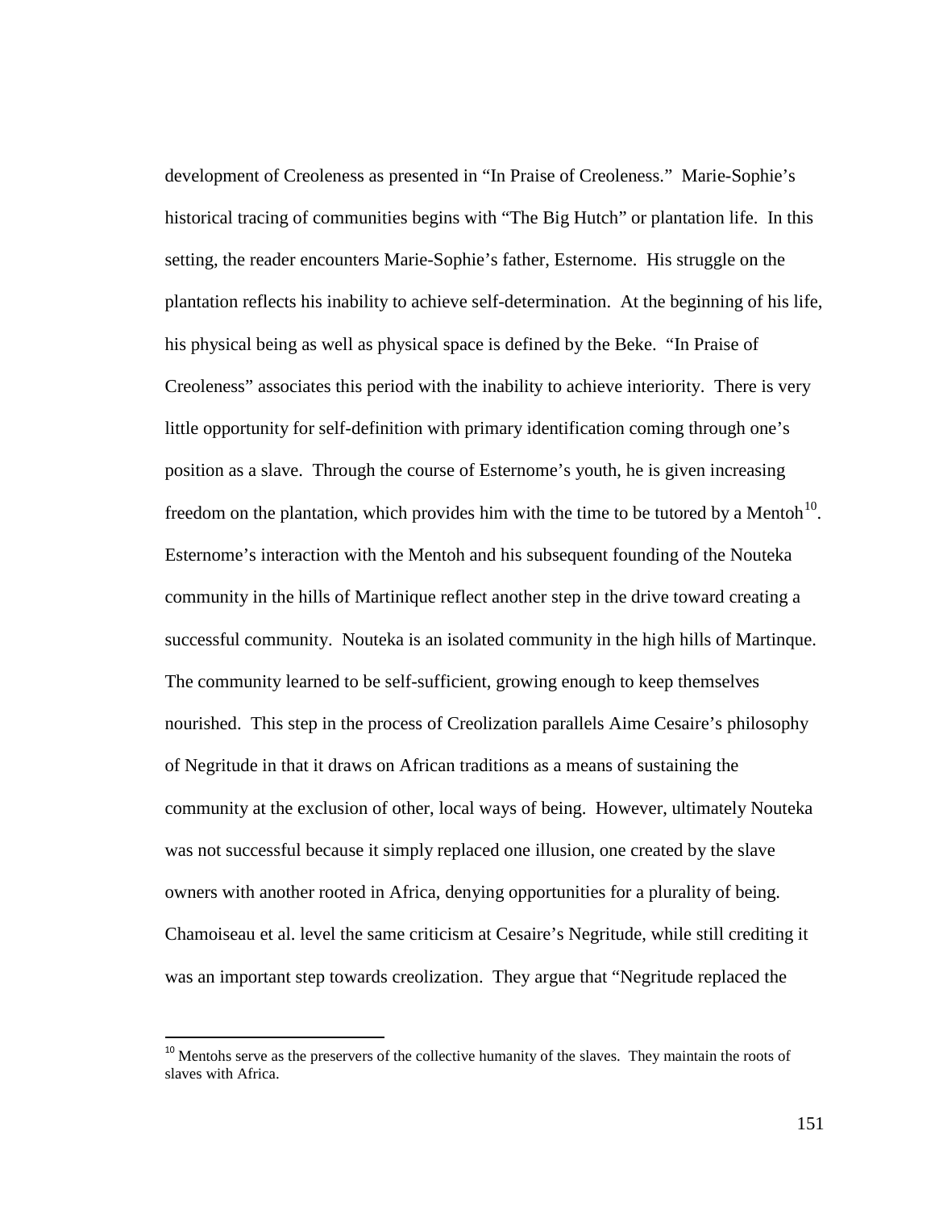development of Creoleness as presented in "In Praise of Creoleness." Marie-Sophie's historical tracing of communities begins with "The Big Hutch" or plantation life. In this setting, the reader encounters Marie-Sophie's father, Esternome. His struggle on the plantation reflects his inability to achieve self-determination. At the beginning of his life, his physical being as well as physical space is defined by the Beke. "In Praise of Creoleness" associates this period with the inability to achieve interiority. There is very little opportunity for self-definition with primary identification coming through one's position as a slave. Through the course of Esternome's youth, he is given increasing freedom on the plantation, which provides him with the time to be tutored by a Mentoh[10]. Esternome's interaction with the Mentoh and his subsequent founding of the Nouteka community in the hills of Martinique reflect another step in the drive toward creating a successful community. Nouteka is an isolated community in the high hills of Martinque. The community learned to be self-sufficient, growing enough to keep themselves nourished. This step in the process of Creolization parallels Aime Cesaire's philosophy of Negritude in that it draws on African traditions as a means of sustaining the community at the exclusion of other, local ways of being. However, ultimately Nouteka was not successful because it simply replaced one illusion, one created by the slave owners with another rooted in Africa, denying opportunities for a plurality of being. Chamoiseau et al. level the same criticism at Cesaire's Negritude, while still crediting it was an important step towards creolization. They argue that "Negritude replaced the

[10] Mentohs serve as the preservers of the collective humanity of the slaves. They maintain the roots of slaves with Africa.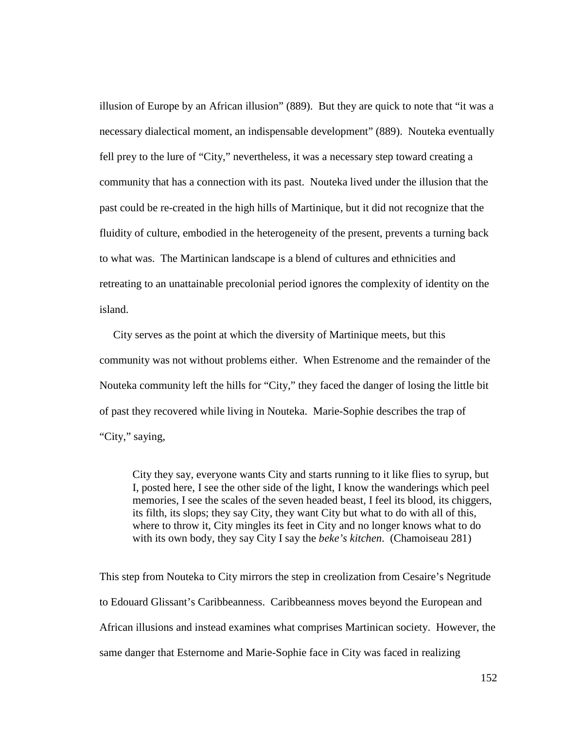illusion of Europe by an African illusion" (889). But they are quick to note that "it was a necessary dialectical moment, an indispensable development" (889). Nouteka eventually fell prey to the lure of "City," nevertheless, it was a necessary step toward creating a community that has a connection with its past. Nouteka lived under the illusion that the past could be re-created in the high hills of Martinique, but it did not recognize that the fluidity of culture, embodied in the heterogeneity of the present, prevents a turning back to what was. The Martinican landscape is a blend of cultures and ethnicities and retreating to an unattainable precolonial period ignores the complexity of identity on the island.

City serves as the point at which the diversity of Martinique meets, but this community was not without problems either. When Estrenome and the remainder of the Nouteka community left the hills for "City," they faced the danger of losing the little bit of past they recovered while living in Nouteka. Marie-Sophie describes the trap of "City," saying,

> City they say, everyone wants City and starts running to it like flies to syrup, but I, posted here, I see the other side of the light, I know the wanderings which peel memories, I see the scales of the seven headed beast, I feel its blood, its chiggers, its filth, its slops; they say City, they want City but what to do with all of this, where to throw it, City mingles its feet in City and no longer knows what to do with its own body, they say City I say the *beke's kitchen*. (Chamoiseau 281)

This step from Nouteka to City mirrors the step in creolization from Cesaire's Negritude to Edouard Glissant's Caribbeanness. Caribbeanness moves beyond the European and African illusions and instead examines what comprises Martinican society. However, the same danger that Esternome and Marie-Sophie face in City was faced in realizing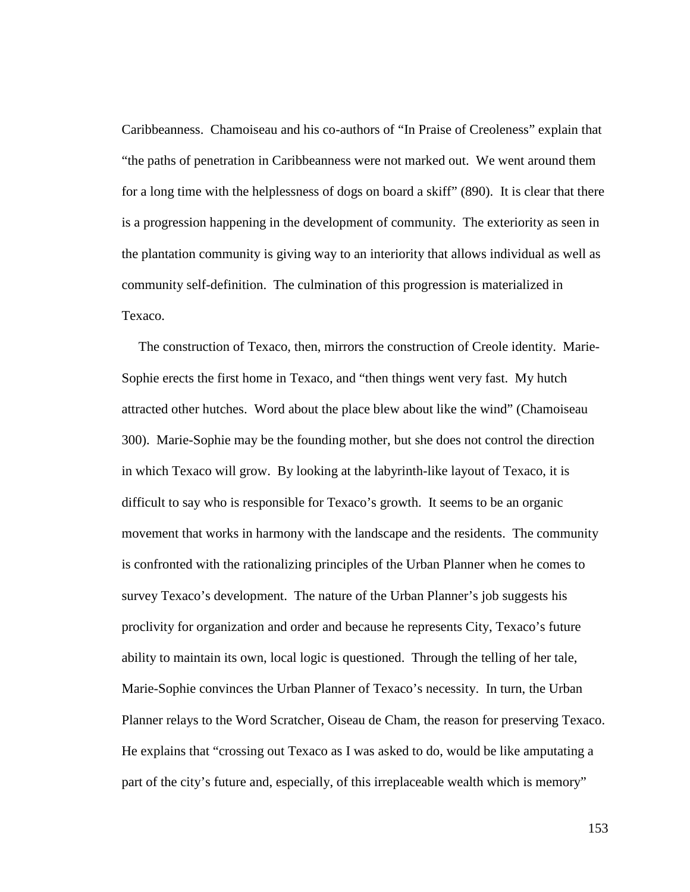Caribbeanness. Chamoiseau and his co-authors of "In Praise of Creoleness" explain that "the paths of penetration in Caribbeanness were not marked out. We went around them for a long time with the helplessness of dogs on board a skiff" (890). It is clear that there is a progression happening in the development of community. The exteriority as seen in the plantation community is giving way to an interiority that allows individual as well as community self-definition. The culmination of this progression is materialized in Texaco.

The construction of Texaco, then, mirrors the construction of Creole identity. Marie-Sophie erects the first home in Texaco, and "then things went very fast. My hutch attracted other hutches. Word about the place blew about like the wind" (Chamoiseau 300). Marie-Sophie may be the founding mother, but she does not control the direction in which Texaco will grow. By looking at the labyrinth-like layout of Texaco, it is difficult to say who is responsible for Texaco's growth. It seems to be an organic movement that works in harmony with the landscape and the residents. The community is confronted with the rationalizing principles of the Urban Planner when he comes to survey Texaco's development. The nature of the Urban Planner's job suggests his proclivity for organization and order and because he represents City, Texaco's future ability to maintain its own, local logic is questioned. Through the telling of her tale, Marie-Sophie convinces the Urban Planner of Texaco's necessity. In turn, the Urban Planner relays to the Word Scratcher, Oiseau de Cham, the reason for preserving Texaco. He explains that "crossing out Texaco as I was asked to do, would be like amputating a part of the city's future and, especially, of this irreplaceable wealth which is memory"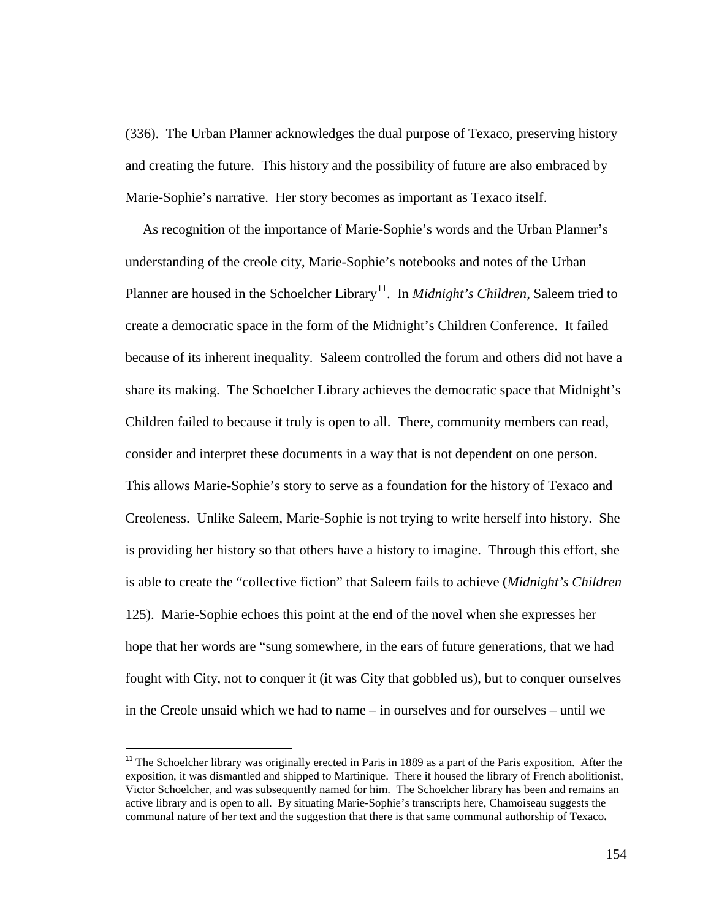(336). The Urban Planner acknowledges the dual purpose of Texaco, preserving history and creating the future. This history and the possibility of future are also embraced by Marie-Sophie's narrative. Her story becomes as important as Texaco itself.

As recognition of the importance of Marie-Sophie's words and the Urban Planner's understanding of the creole city, Marie-Sophie's notebooks and notes of the Urban Planner are housed in the Schoelcher Library[11]. In *Midnight's Children*, Saleem tried to create a democratic space in the form of the Midnight's Children Conference. It failed because of its inherent inequality. Saleem controlled the forum and others did not have a share its making. The Schoelcher Library achieves the democratic space that Midnight's Children failed to because it truly is open to all. There, community members can read, consider and interpret these documents in a way that is not dependent on one person. This allows Marie-Sophie's story to serve as a foundation for the history of Texaco and Creoleness. Unlike Saleem, Marie-Sophie is not trying to write herself into history. She is providing her history so that others have a history to imagine. Through this effort, she is able to create the "collective fiction" that Saleem fails to achieve (*Midnight's Children* 125). Marie-Sophie echoes this point at the end of the novel when she expresses her hope that her words are "sung somewhere, in the ears of future generations, that we had fought with City, not to conquer it (it was City that gobbled us), but to conquer ourselves in the Creole unsaid which we had to name – in ourselves and for ourselves – until we

[11] The Schoelcher library was originally erected in Paris in 1889 as a part of the Paris exposition. After the exposition, it was dismantled and shipped to Martinique. There it housed the library of French abolitionist, Victor Schoelcher, and was subsequently named for him. The Schoelcher library has been and remains an active library and is open to all. By situating Marie-Sophie's transcripts here, Chamoiseau suggests the communal nature of her text and the suggestion that there is that same communal authorship of Texaco**.**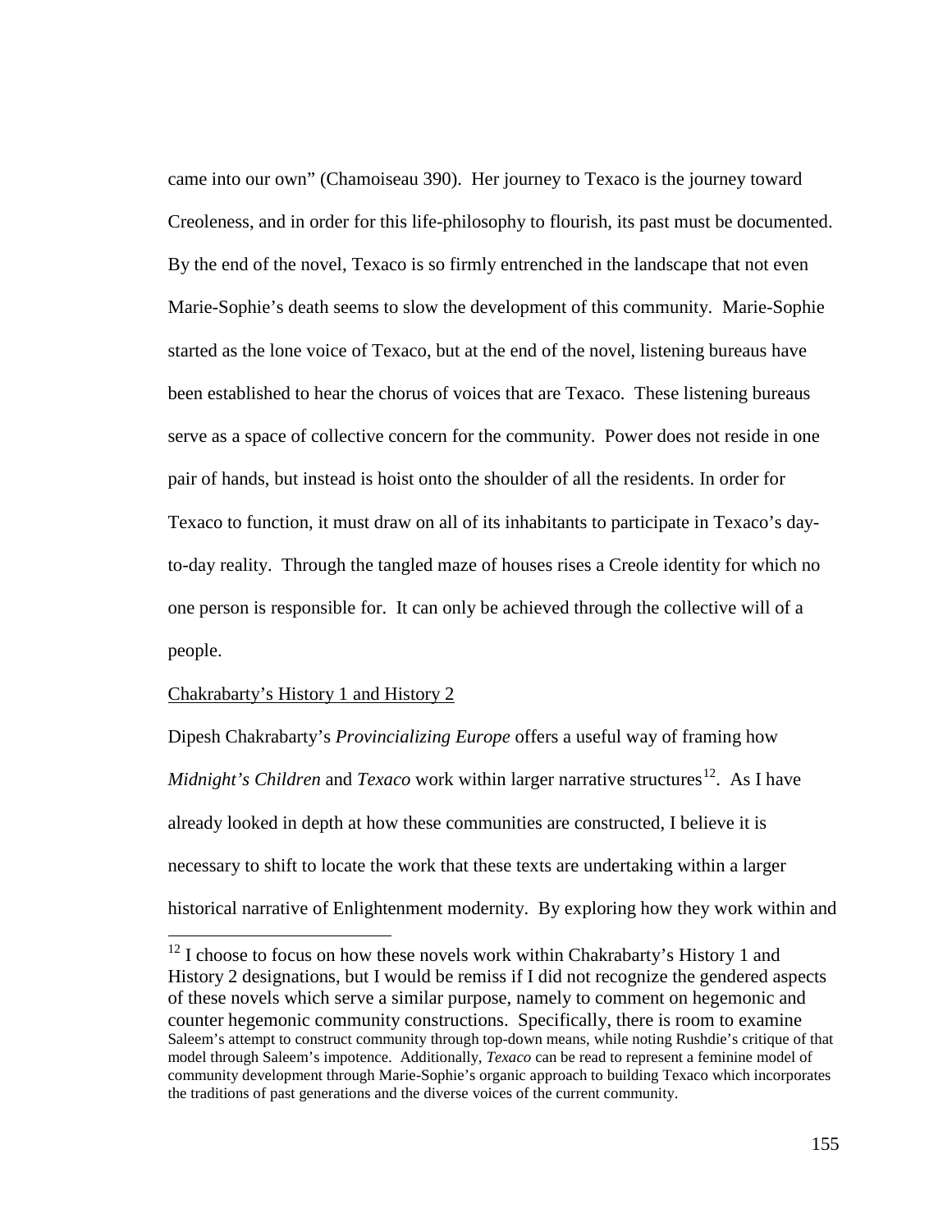came into our own" (Chamoiseau 390). Her journey to Texaco is the journey toward Creoleness, and in order for this life-philosophy to flourish, its past must be documented. By the end of the novel, Texaco is so firmly entrenched in the landscape that not even Marie-Sophie's death seems to slow the development of this community. Marie-Sophie started as the lone voice of Texaco, but at the end of the novel, listening bureaus have been established to hear the chorus of voices that are Texaco. These listening bureaus serve as a space of collective concern for the community. Power does not reside in one pair of hands, but instead is hoist onto the shoulder of all the residents. In order for Texaco to function, it must draw on all of its inhabitants to participate in Texaco's day-to-day reality. Through the tangled maze of houses rises a Creole identity for which no one person is responsible for. It can only be achieved through the collective will of a people.

### Chakrabarty's History 1 and History 2

Dipesh Chakrabarty's *Provincializing Europe* offers a useful way of framing how *Midnight's Children* and *Texaco* work within larger narrative structures[12]. As I have already looked in depth at how these communities are constructed, I believe it is necessary to shift to locate the work that these texts are undertaking within a larger historical narrative of Enlightenment modernity. By exploring how they work within and

[12] I choose to focus on how these novels work within Chakrabarty's History 1 and History 2 designations, but I would be remiss if I did not recognize the gendered aspects of these novels which serve a similar purpose, namely to comment on hegemonic and counter hegemonic community constructions. Specifically, there is room to examine Saleem's attempt to construct community through top-down means, while noting Rushdie's critique of that model through Saleem's impotence. Additionally, *Texaco* can be read to represent a feminine model of community development through Marie-Sophie's organic approach to building Texaco which incorporates the traditions of past generations and the diverse voices of the current community.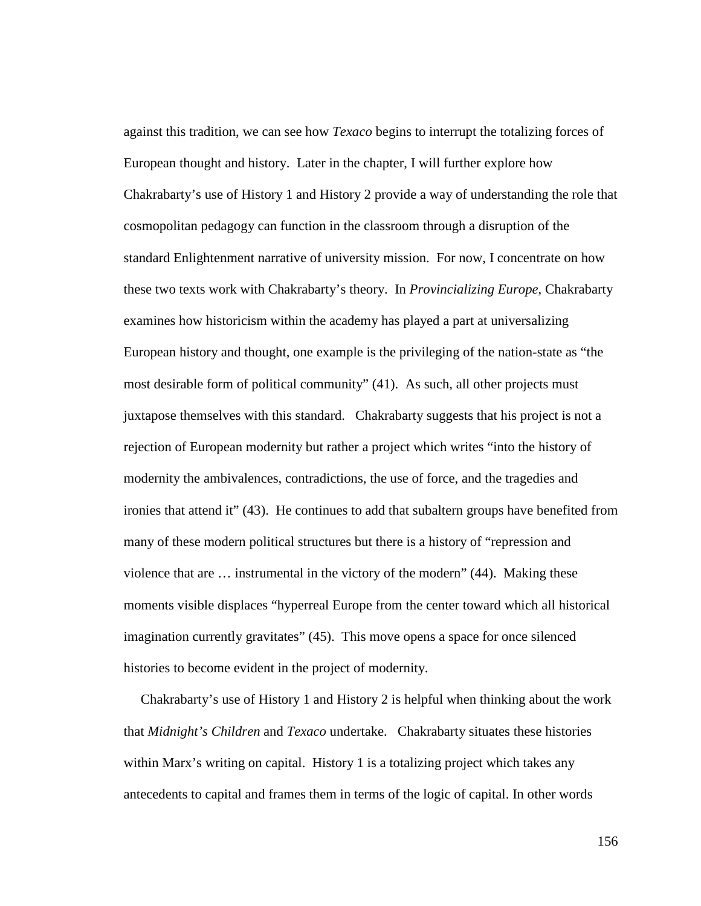against this tradition, we can see how *Texaco* begins to interrupt the totalizing forces of European thought and history. Later in the chapter, I will further explore how Chakrabarty's use of History 1 and History 2 provide a way of understanding the role that cosmopolitan pedagogy can function in the classroom through a disruption of the standard Enlightenment narrative of university mission. For now, I concentrate on how these two texts work with Chakrabarty's theory. In *Provincializing Europe*, Chakrabarty examines how historicism within the academy has played a part at universalizing European history and thought, one example is the privileging of the nation-state as "the most desirable form of political community" (41). As such, all other projects must juxtapose themselves with this standard. Chakrabarty suggests that his project is not a rejection of European modernity but rather a project which writes "into the history of modernity the ambivalences, contradictions, the use of force, and the tragedies and ironies that attend it" (43). He continues to add that subaltern groups have benefited from many of these modern political structures but there is a history of "repression and violence that are … instrumental in the victory of the modern" (44). Making these moments visible displaces "hyperreal Europe from the center toward which all historical imagination currently gravitates" (45). This move opens a space for once silenced histories to become evident in the project of modernity.

Chakrabarty's use of History 1 and History 2 is helpful when thinking about the work that *Midnight's Children* and *Texaco* undertake. Chakrabarty situates these histories within Marx's writing on capital. History 1 is a totalizing project which takes any antecedents to capital and frames them in terms of the logic of capital. In other words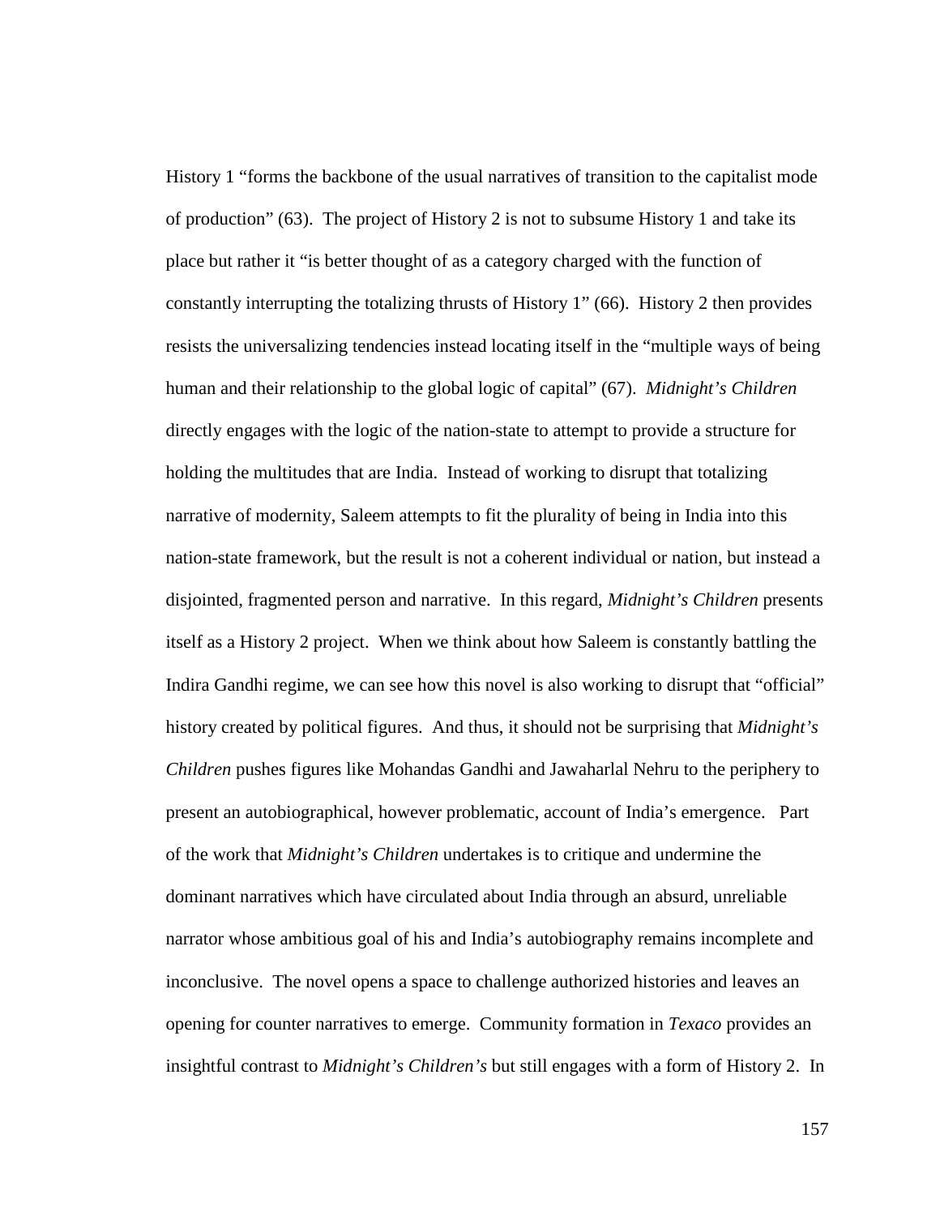History 1 "forms the backbone of the usual narratives of transition to the capitalist mode of production" (63). The project of History 2 is not to subsume History 1 and take its place but rather it "is better thought of as a category charged with the function of constantly interrupting the totalizing thrusts of History 1" (66). History 2 then provides resists the universalizing tendencies instead locating itself in the "multiple ways of being human and their relationship to the global logic of capital" (67). *Midnight's Children* directly engages with the logic of the nation-state to attempt to provide a structure for holding the multitudes that are India. Instead of working to disrupt that totalizing narrative of modernity, Saleem attempts to fit the plurality of being in India into this nation-state framework, but the result is not a coherent individual or nation, but instead a disjointed, fragmented person and narrative. In this regard, *Midnight's Children* presents itself as a History 2 project. When we think about how Saleem is constantly battling the Indira Gandhi regime, we can see how this novel is also working to disrupt that "official" history created by political figures. And thus, it should not be surprising that *Midnight's Children* pushes figures like Mohandas Gandhi and Jawaharlal Nehru to the periphery to present an autobiographical, however problematic, account of India's emergence. Part of the work that *Midnight's Children* undertakes is to critique and undermine the dominant narratives which have circulated about India through an absurd, unreliable narrator whose ambitious goal of his and India's autobiography remains incomplete and inconclusive. The novel opens a space to challenge authorized histories and leaves an opening for counter narratives to emerge. Community formation in *Texaco* provides an insightful contrast to *Midnight's Children's* but still engages with a form of History 2. In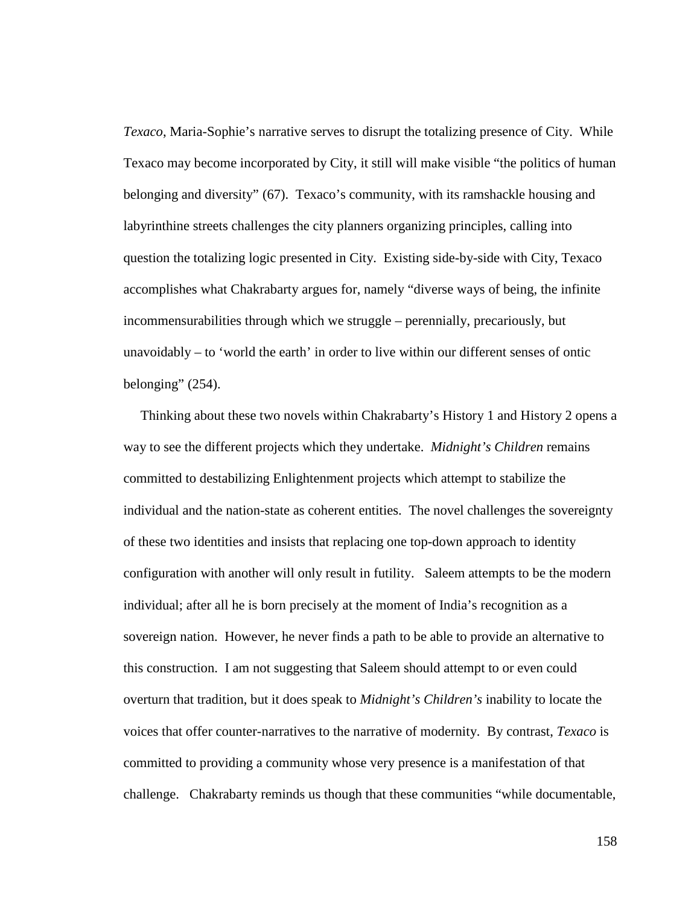*Texaco*, Maria-Sophie's narrative serves to disrupt the totalizing presence of City. While Texaco may become incorporated by City, it still will make visible "the politics of human belonging and diversity" (67). Texaco's community, with its ramshackle housing and labyrinthine streets challenges the city planners organizing principles, calling into question the totalizing logic presented in City. Existing side-by-side with City, Texaco accomplishes what Chakrabarty argues for, namely "diverse ways of being, the infinite incommensurabilities through which we struggle – perennially, precariously, but unavoidably – to 'world the earth' in order to live within our different senses of ontic belonging" (254).

Thinking about these two novels within Chakrabarty's History 1 and History 2 opens a way to see the different projects which they undertake. *Midnight's Children* remains committed to destabilizing Enlightenment projects which attempt to stabilize the individual and the nation-state as coherent entities. The novel challenges the sovereignty of these two identities and insists that replacing one top-down approach to identity configuration with another will only result in futility. Saleem attempts to be the modern individual; after all he is born precisely at the moment of India's recognition as a sovereign nation. However, he never finds a path to be able to provide an alternative to this construction. I am not suggesting that Saleem should attempt to or even could overturn that tradition, but it does speak to *Midnight's Children's* inability to locate the voices that offer counter-narratives to the narrative of modernity. By contrast, *Texaco* is committed to providing a community whose very presence is a manifestation of that challenge. Chakrabarty reminds us though that these communities "while documentable,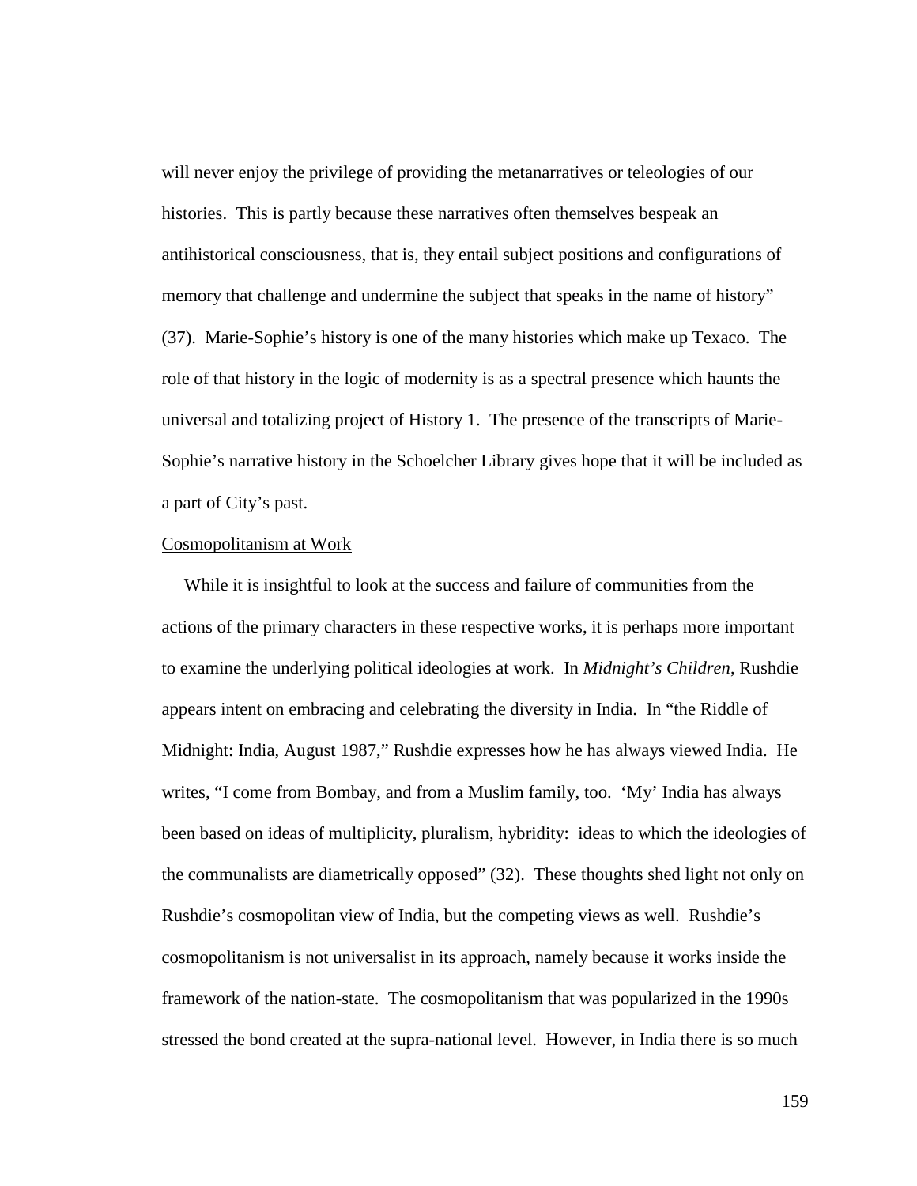will never enjoy the privilege of providing the metanarratives or teleologies of our histories. This is partly because these narratives often themselves bespeak an antihistorical consciousness, that is, they entail subject positions and configurations of memory that challenge and undermine the subject that speaks in the name of history" (37). Marie-Sophie's history is one of the many histories which make up Texaco. The role of that history in the logic of modernity is as a spectral presence which haunts the universal and totalizing project of History 1. The presence of the transcripts of Marie-Sophie's narrative history in the Schoelcher Library gives hope that it will be included as a part of City's past.

Cosmopolitanism at Work

While it is insightful to look at the success and failure of communities from the actions of the primary characters in these respective works, it is perhaps more important to examine the underlying political ideologies at work. In *Midnight's Children*, Rushdie appears intent on embracing and celebrating the diversity in India. In "the Riddle of Midnight: India, August 1987," Rushdie expresses how he has always viewed India. He writes, "I come from Bombay, and from a Muslim family, too. 'My' India has always been based on ideas of multiplicity, pluralism, hybridity: ideas to which the ideologies of the communalists are diametrically opposed" (32). These thoughts shed light not only on Rushdie's cosmopolitan view of India, but the competing views as well. Rushdie's cosmopolitanism is not universalist in its approach, namely because it works inside the framework of the nation-state. The cosmopolitanism that was popularized in the 1990s stressed the bond created at the supra-national level. However, in India there is so much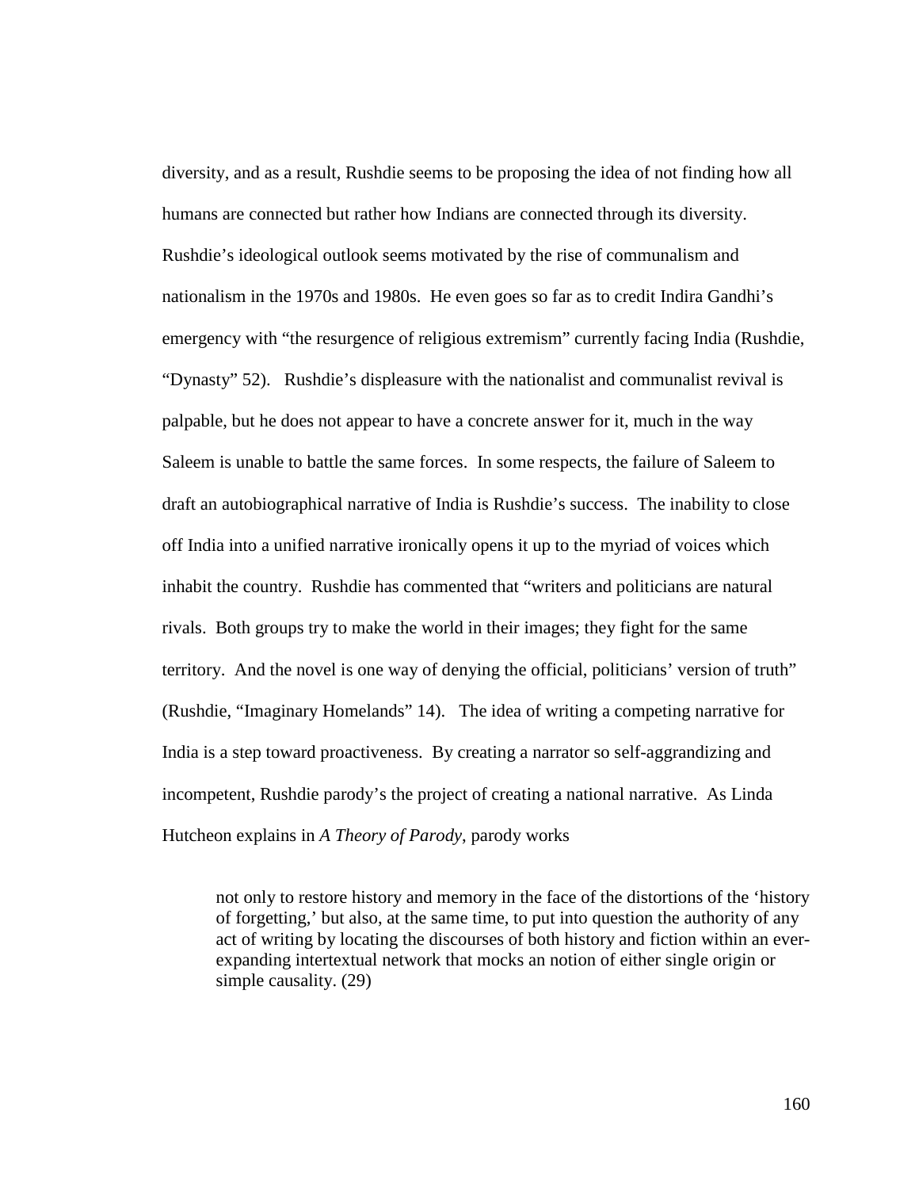diversity, and as a result, Rushdie seems to be proposing the idea of not finding how all humans are connected but rather how Indians are connected through its diversity. Rushdie's ideological outlook seems motivated by the rise of communalism and nationalism in the 1970s and 1980s. He even goes so far as to credit Indira Gandhi's emergency with "the resurgence of religious extremism" currently facing India (Rushdie, "Dynasty" 52). Rushdie's displeasure with the nationalist and communalist revival is palpable, but he does not appear to have a concrete answer for it, much in the way Saleem is unable to battle the same forces. In some respects, the failure of Saleem to draft an autobiographical narrative of India is Rushdie's success. The inability to close off India into a unified narrative ironically opens it up to the myriad of voices which inhabit the country. Rushdie has commented that "writers and politicians are natural rivals. Both groups try to make the world in their images; they fight for the same territory. And the novel is one way of denying the official, politicians' version of truth" (Rushdie, "Imaginary Homelands" 14). The idea of writing a competing narrative for India is a step toward proactiveness. By creating a narrator so self-aggrandizing and incompetent, Rushdie parody's the project of creating a national narrative. As Linda Hutcheon explains in *A Theory of Parody*, parody works

> not only to restore history and memory in the face of the distortions of the 'history of forgetting,' but also, at the same time, to put into question the authority of any act of writing by locating the discourses of both history and fiction within an ever-expanding intertextual network that mocks an notion of either single origin or simple causality. (29)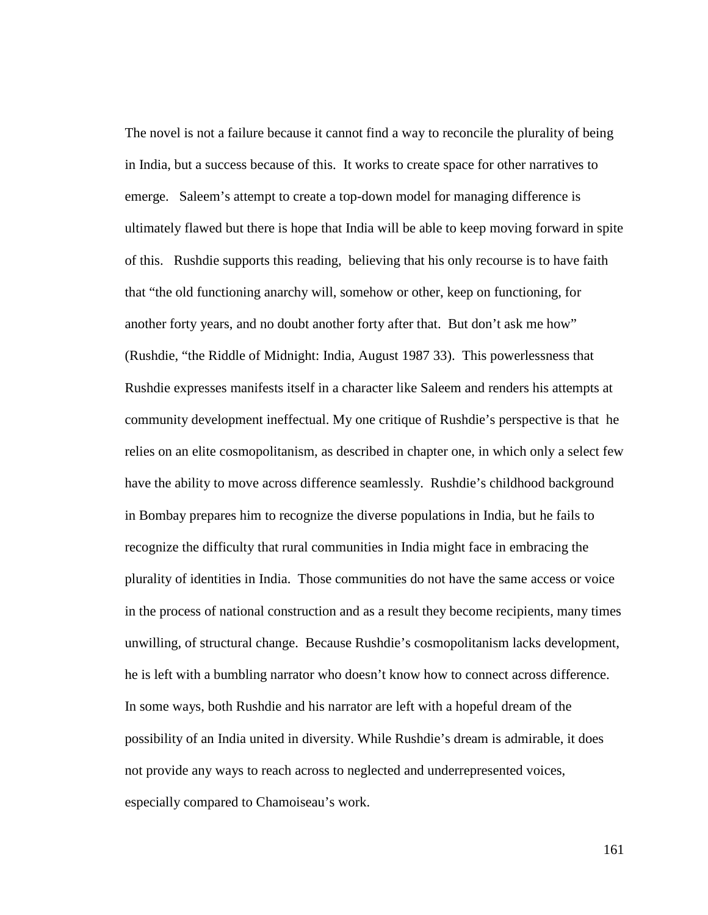The novel is not a failure because it cannot find a way to reconcile the plurality of being in India, but a success because of this. It works to create space for other narratives to emerge. Saleem's attempt to create a top-down model for managing difference is ultimately flawed but there is hope that India will be able to keep moving forward in spite of this. Rushdie supports this reading, believing that his only recourse is to have faith that "the old functioning anarchy will, somehow or other, keep on functioning, for another forty years, and no doubt another forty after that. But don't ask me how" (Rushdie, "the Riddle of Midnight: India, August 1987 33). This powerlessness that Rushdie expresses manifests itself in a character like Saleem and renders his attempts at community development ineffectual. My one critique of Rushdie's perspective is that he relies on an elite cosmopolitanism, as described in chapter one, in which only a select few have the ability to move across difference seamlessly. Rushdie's childhood background in Bombay prepares him to recognize the diverse populations in India, but he fails to recognize the difficulty that rural communities in India might face in embracing the plurality of identities in India. Those communities do not have the same access or voice in the process of national construction and as a result they become recipients, many times unwilling, of structural change. Because Rushdie's cosmopolitanism lacks development, he is left with a bumbling narrator who doesn't know how to connect across difference. In some ways, both Rushdie and his narrator are left with a hopeful dream of the possibility of an India united in diversity. While Rushdie's dream is admirable, it does not provide any ways to reach across to neglected and underrepresented voices, especially compared to Chamoiseau's work.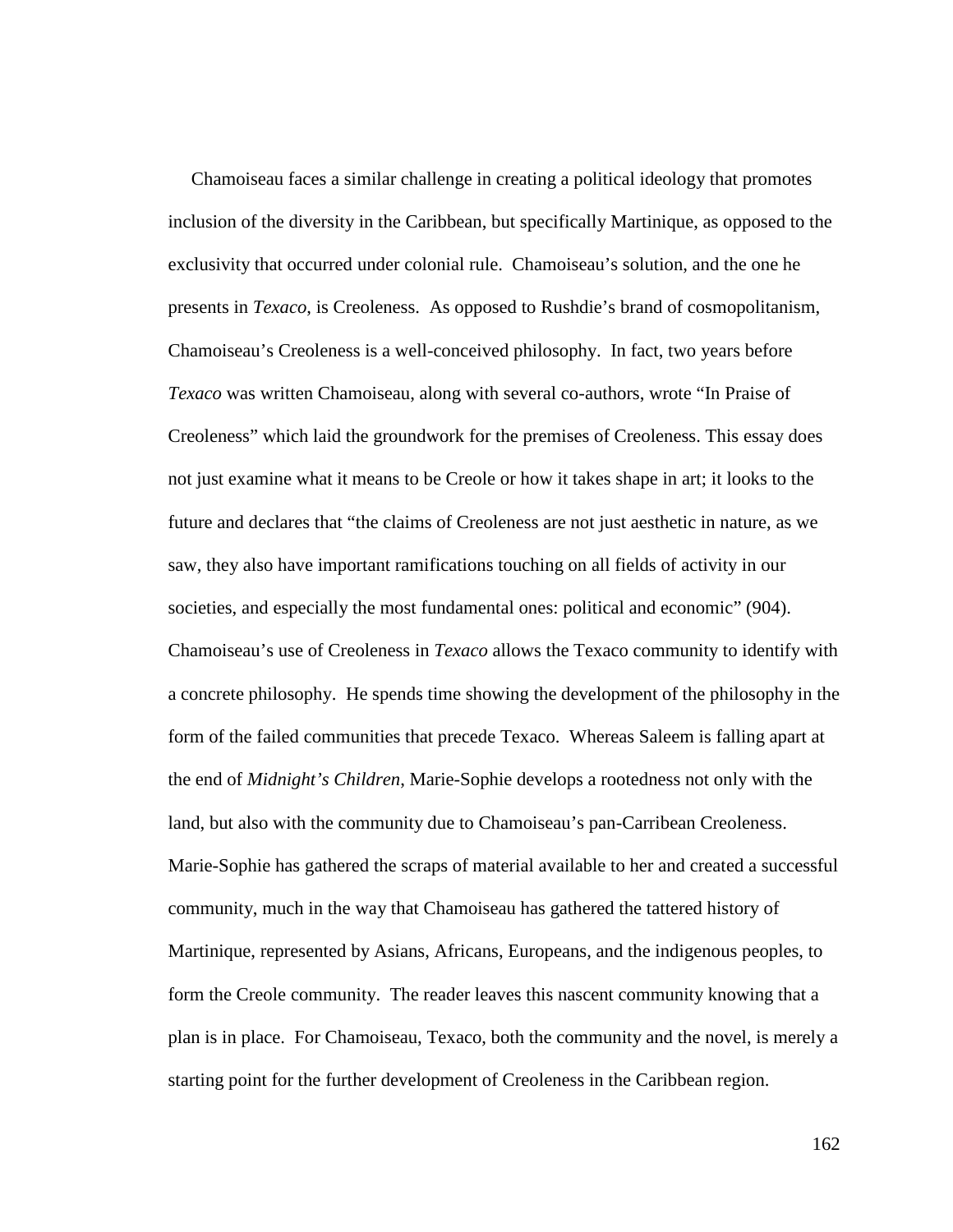Chamoiseau faces a similar challenge in creating a political ideology that promotes inclusion of the diversity in the Caribbean, but specifically Martinique, as opposed to the exclusivity that occurred under colonial rule. Chamoiseau's solution, and the one he presents in *Texaco*, is Creoleness. As opposed to Rushdie's brand of cosmopolitanism, Chamoiseau's Creoleness is a well-conceived philosophy. In fact, two years before *Texaco* was written Chamoiseau, along with several co-authors, wrote "In Praise of Creoleness" which laid the groundwork for the premises of Creoleness. This essay does not just examine what it means to be Creole or how it takes shape in art; it looks to the future and declares that "the claims of Creoleness are not just aesthetic in nature, as we saw, they also have important ramifications touching on all fields of activity in our societies, and especially the most fundamental ones: political and economic" (904). Chamoiseau's use of Creoleness in *Texaco* allows the Texaco community to identify with a concrete philosophy. He spends time showing the development of the philosophy in the form of the failed communities that precede Texaco. Whereas Saleem is falling apart at the end of *Midnight's Children*, Marie-Sophie develops a rootedness not only with the land, but also with the community due to Chamoiseau's pan-Carribean Creoleness. Marie-Sophie has gathered the scraps of material available to her and created a successful community, much in the way that Chamoiseau has gathered the tattered history of Martinique, represented by Asians, Africans, Europeans, and the indigenous peoples, to form the Creole community. The reader leaves this nascent community knowing that a plan is in place. For Chamoiseau, Texaco, both the community and the novel, is merely a starting point for the further development of Creoleness in the Caribbean region.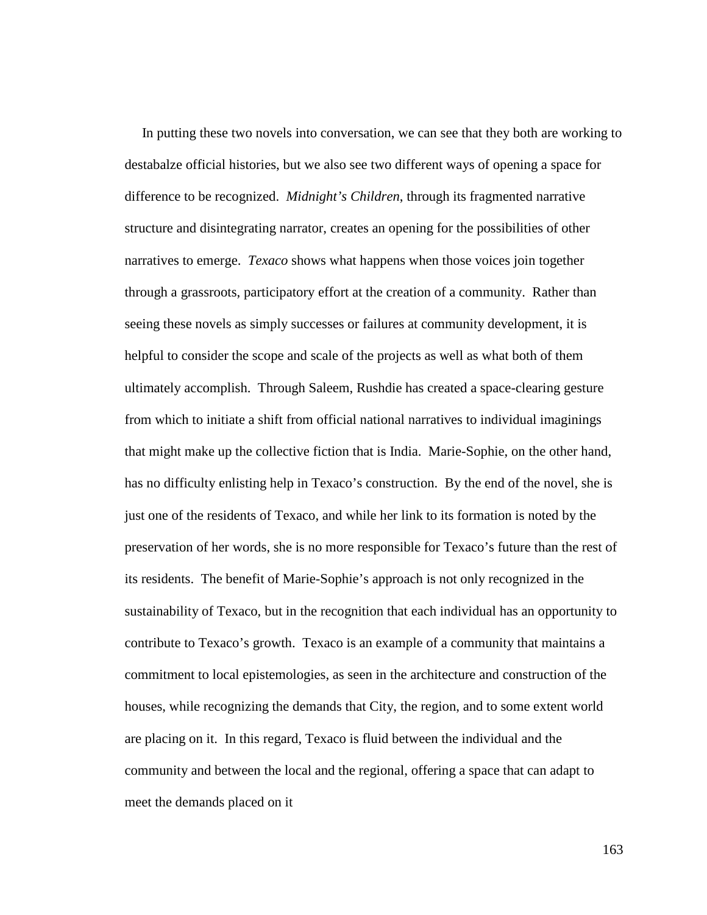In putting these two novels into conversation, we can see that they both are working to destabalze official histories, but we also see two different ways of opening a space for difference to be recognized. *Midnight's Children*, through its fragmented narrative structure and disintegrating narrator, creates an opening for the possibilities of other narratives to emerge. *Texaco* shows what happens when those voices join together through a grassroots, participatory effort at the creation of a community. Rather than seeing these novels as simply successes or failures at community development, it is helpful to consider the scope and scale of the projects as well as what both of them ultimately accomplish. Through Saleem, Rushdie has created a space-clearing gesture from which to initiate a shift from official national narratives to individual imaginings that might make up the collective fiction that is India. Marie-Sophie, on the other hand, has no difficulty enlisting help in Texaco's construction. By the end of the novel, she is just one of the residents of Texaco, and while her link to its formation is noted by the preservation of her words, she is no more responsible for Texaco's future than the rest of its residents. The benefit of Marie-Sophie's approach is not only recognized in the sustainability of Texaco, but in the recognition that each individual has an opportunity to contribute to Texaco's growth. Texaco is an example of a community that maintains a commitment to local epistemologies, as seen in the architecture and construction of the houses, while recognizing the demands that City, the region, and to some extent world are placing on it. In this regard, Texaco is fluid between the individual and the community and between the local and the regional, offering a space that can adapt to meet the demands placed on it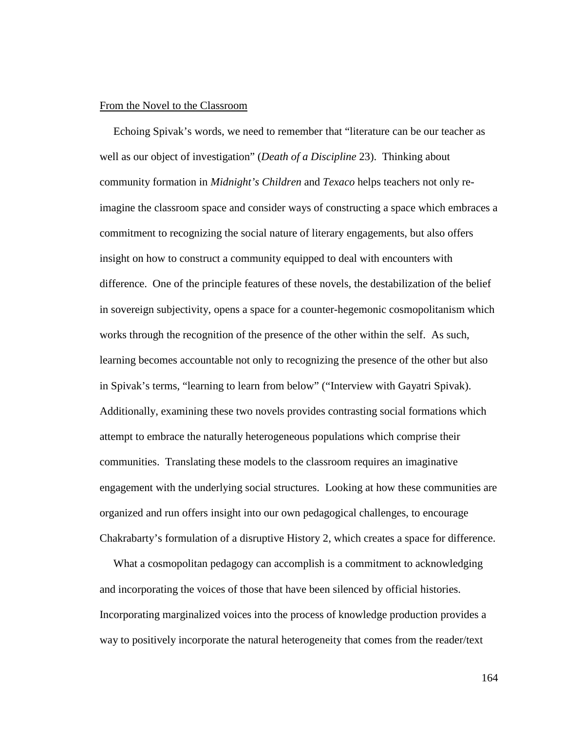From the Novel to the Classroom

Echoing Spivak's words, we need to remember that "literature can be our teacher as well as our object of investigation" (*Death of a Discipline* 23). Thinking about community formation in *Midnight's Children* and *Texaco* helps teachers not only re-imagine the classroom space and consider ways of constructing a space which embraces a commitment to recognizing the social nature of literary engagements, but also offers insight on how to construct a community equipped to deal with encounters with difference. One of the principle features of these novels, the destabilization of the belief in sovereign subjectivity, opens a space for a counter-hegemonic cosmopolitanism which works through the recognition of the presence of the other within the self. As such, learning becomes accountable not only to recognizing the presence of the other but also in Spivak's terms, "learning to learn from below" ("Interview with Gayatri Spivak). Additionally, examining these two novels provides contrasting social formations which attempt to embrace the naturally heterogeneous populations which comprise their communities. Translating these models to the classroom requires an imaginative engagement with the underlying social structures. Looking at how these communities are organized and run offers insight into our own pedagogical challenges, to encourage Chakrabarty's formulation of a disruptive History 2, which creates a space for difference.

What a cosmopolitan pedagogy can accomplish is a commitment to acknowledging and incorporating the voices of those that have been silenced by official histories. Incorporating marginalized voices into the process of knowledge production provides a way to positively incorporate the natural heterogeneity that comes from the reader/text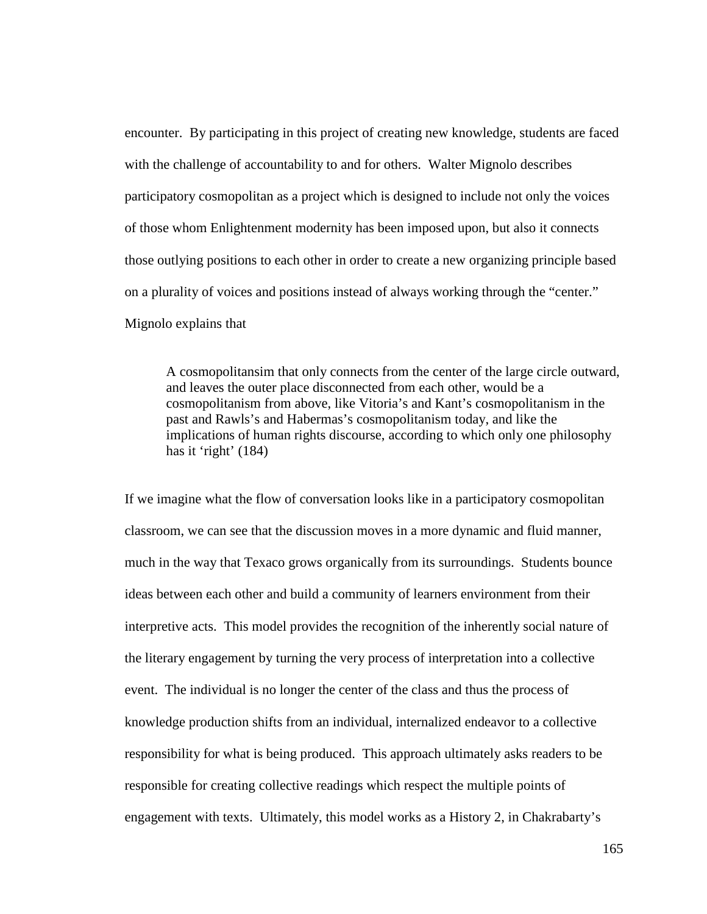encounter. By participating in this project of creating new knowledge, students are faced with the challenge of accountability to and for others. Walter Mignolo describes participatory cosmopolitan as a project which is designed to include not only the voices of those whom Enlightenment modernity has been imposed upon, but also it connects those outlying positions to each other in order to create a new organizing principle based on a plurality of voices and positions instead of always working through the "center." Mignolo explains that

> A cosmopolitansim that only connects from the center of the large circle outward, and leaves the outer place disconnected from each other, would be a cosmopolitanism from above, like Vitoria's and Kant's cosmopolitanism in the past and Rawls's and Habermas's cosmopolitanism today, and like the implications of human rights discourse, according to which only one philosophy has it 'right' (184)

If we imagine what the flow of conversation looks like in a participatory cosmopolitan classroom, we can see that the discussion moves in a more dynamic and fluid manner, much in the way that Texaco grows organically from its surroundings. Students bounce ideas between each other and build a community of learners environment from their interpretive acts. This model provides the recognition of the inherently social nature of the literary engagement by turning the very process of interpretation into a collective event. The individual is no longer the center of the class and thus the process of knowledge production shifts from an individual, internalized endeavor to a collective responsibility for what is being produced. This approach ultimately asks readers to be responsible for creating collective readings which respect the multiple points of engagement with texts. Ultimately, this model works as a History 2, in Chakrabarty's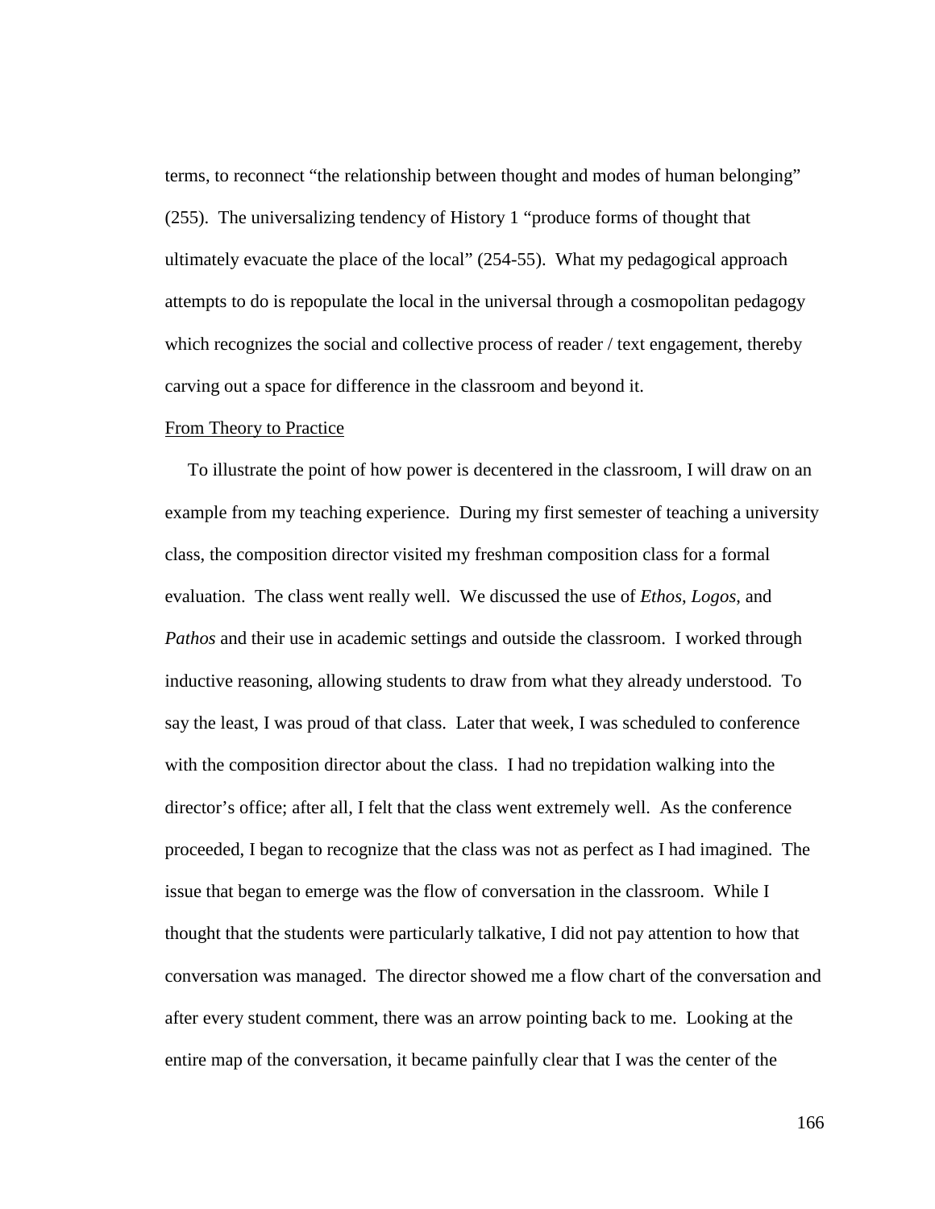terms, to reconnect "the relationship between thought and modes of human belonging" (255). The universalizing tendency of History 1 "produce forms of thought that ultimately evacuate the place of the local" (254-55). What my pedagogical approach attempts to do is repopulate the local in the universal through a cosmopolitan pedagogy which recognizes the social and collective process of reader / text engagement, thereby carving out a space for difference in the classroom and beyond it.

## From Theory to Practice

To illustrate the point of how power is decentered in the classroom, I will draw on an example from my teaching experience. During my first semester of teaching a university class, the composition director visited my freshman composition class for a formal evaluation. The class went really well. We discussed the use of *Ethos*, *Logos*, and *Pathos* and their use in academic settings and outside the classroom. I worked through inductive reasoning, allowing students to draw from what they already understood. To say the least, I was proud of that class. Later that week, I was scheduled to conference with the composition director about the class. I had no trepidation walking into the director's office; after all, I felt that the class went extremely well. As the conference proceeded, I began to recognize that the class was not as perfect as I had imagined. The issue that began to emerge was the flow of conversation in the classroom. While I thought that the students were particularly talkative, I did not pay attention to how that conversation was managed. The director showed me a flow chart of the conversation and after every student comment, there was an arrow pointing back to me. Looking at the entire map of the conversation, it became painfully clear that I was the center of the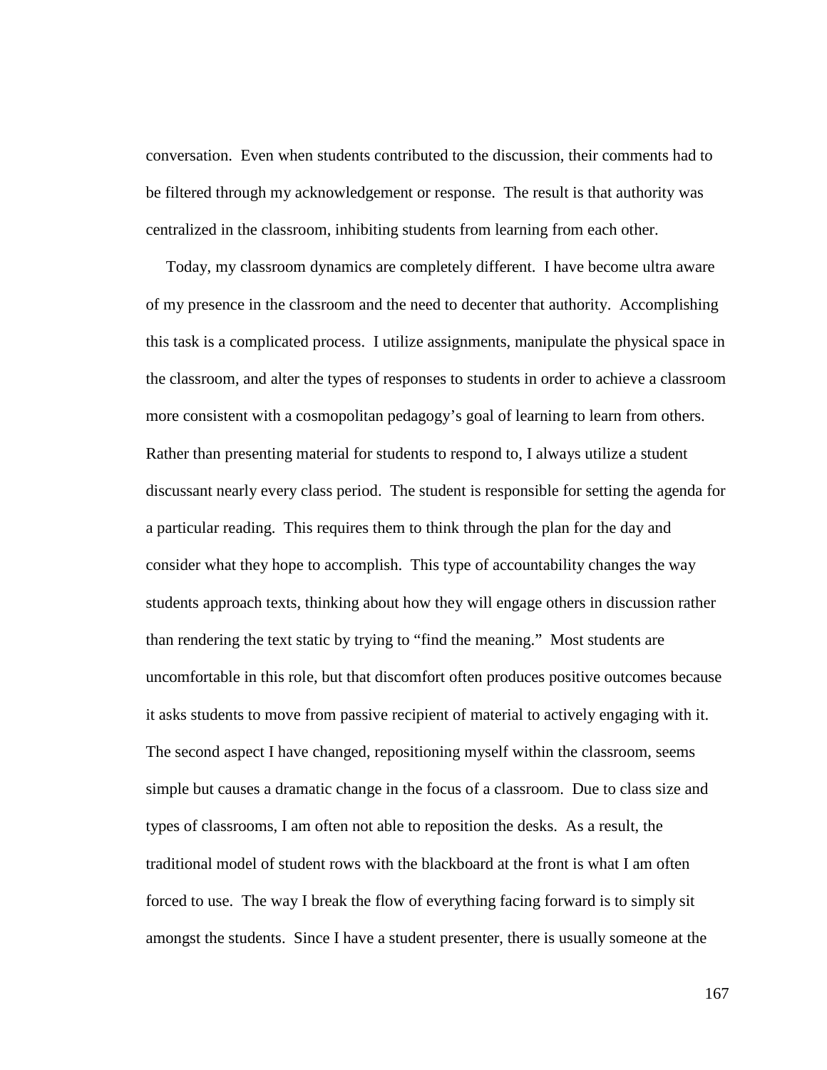conversation. Even when students contributed to the discussion, their comments had to be filtered through my acknowledgement or response. The result is that authority was centralized in the classroom, inhibiting students from learning from each other.

Today, my classroom dynamics are completely different. I have become ultra aware of my presence in the classroom and the need to decenter that authority. Accomplishing this task is a complicated process. I utilize assignments, manipulate the physical space in the classroom, and alter the types of responses to students in order to achieve a classroom more consistent with a cosmopolitan pedagogy's goal of learning to learn from others. Rather than presenting material for students to respond to, I always utilize a student discussant nearly every class period. The student is responsible for setting the agenda for a particular reading. This requires them to think through the plan for the day and consider what they hope to accomplish. This type of accountability changes the way students approach texts, thinking about how they will engage others in discussion rather than rendering the text static by trying to "find the meaning." Most students are uncomfortable in this role, but that discomfort often produces positive outcomes because it asks students to move from passive recipient of material to actively engaging with it. The second aspect I have changed, repositioning myself within the classroom, seems simple but causes a dramatic change in the focus of a classroom. Due to class size and types of classrooms, I am often not able to reposition the desks. As a result, the traditional model of student rows with the blackboard at the front is what I am often forced to use. The way I break the flow of everything facing forward is to simply sit amongst the students. Since I have a student presenter, there is usually someone at the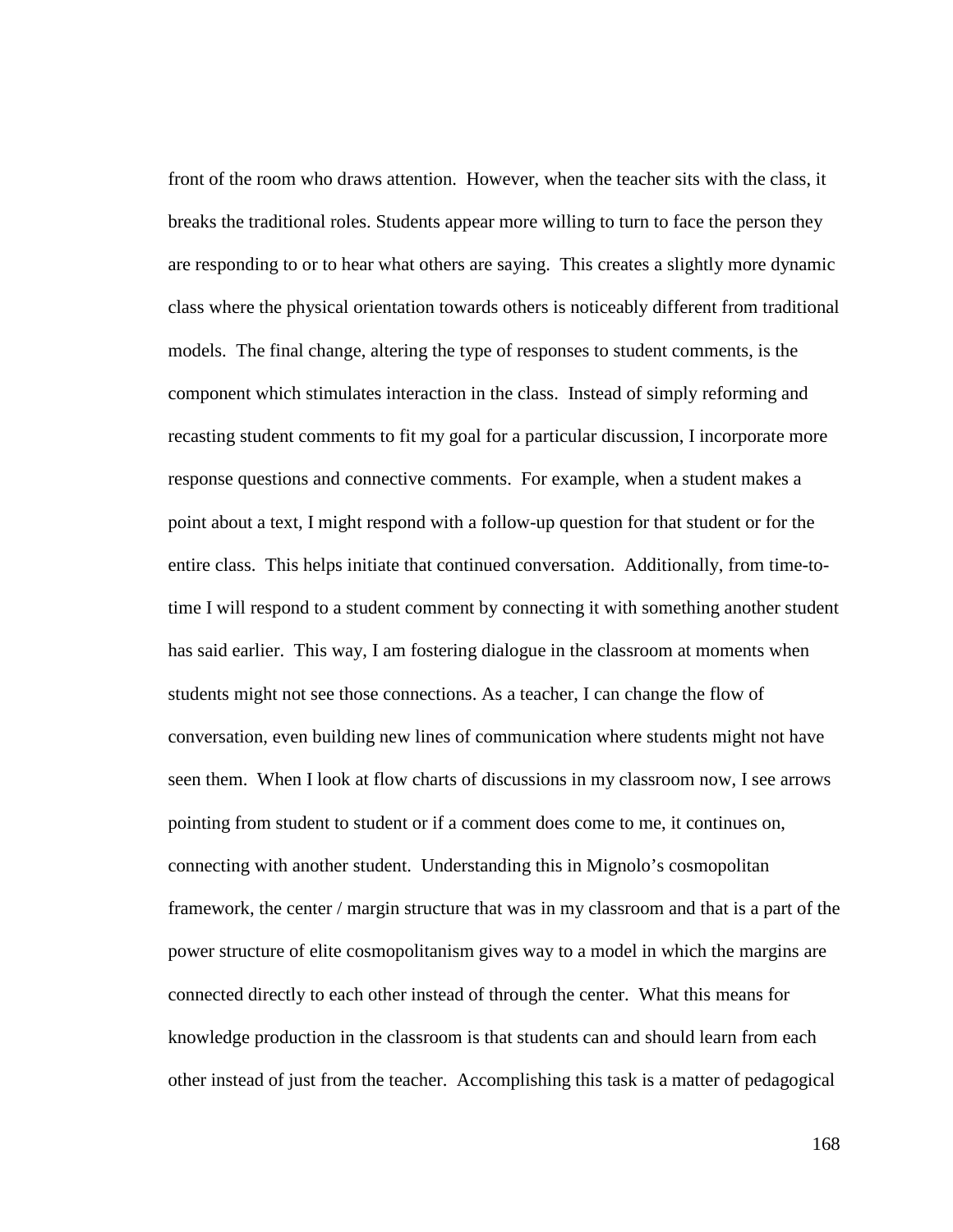front of the room who draws attention. However, when the teacher sits with the class, it breaks the traditional roles. Students appear more willing to turn to face the person they are responding to or to hear what others are saying. This creates a slightly more dynamic class where the physical orientation towards others is noticeably different from traditional models. The final change, altering the type of responses to student comments, is the component which stimulates interaction in the class. Instead of simply reforming and recasting student comments to fit my goal for a particular discussion, I incorporate more response questions and connective comments. For example, when a student makes a point about a text, I might respond with a follow-up question for that student or for the entire class. This helps initiate that continued conversation. Additionally, from time-to-time I will respond to a student comment by connecting it with something another student has said earlier. This way, I am fostering dialogue in the classroom at moments when students might not see those connections. As a teacher, I can change the flow of conversation, even building new lines of communication where students might not have seen them. When I look at flow charts of discussions in my classroom now, I see arrows pointing from student to student or if a comment does come to me, it continues on, connecting with another student. Understanding this in Mignolo's cosmopolitan framework, the center / margin structure that was in my classroom and that is a part of the power structure of elite cosmopolitanism gives way to a model in which the margins are connected directly to each other instead of through the center. What this means for knowledge production in the classroom is that students can and should learn from each other instead of just from the teacher. Accomplishing this task is a matter of pedagogical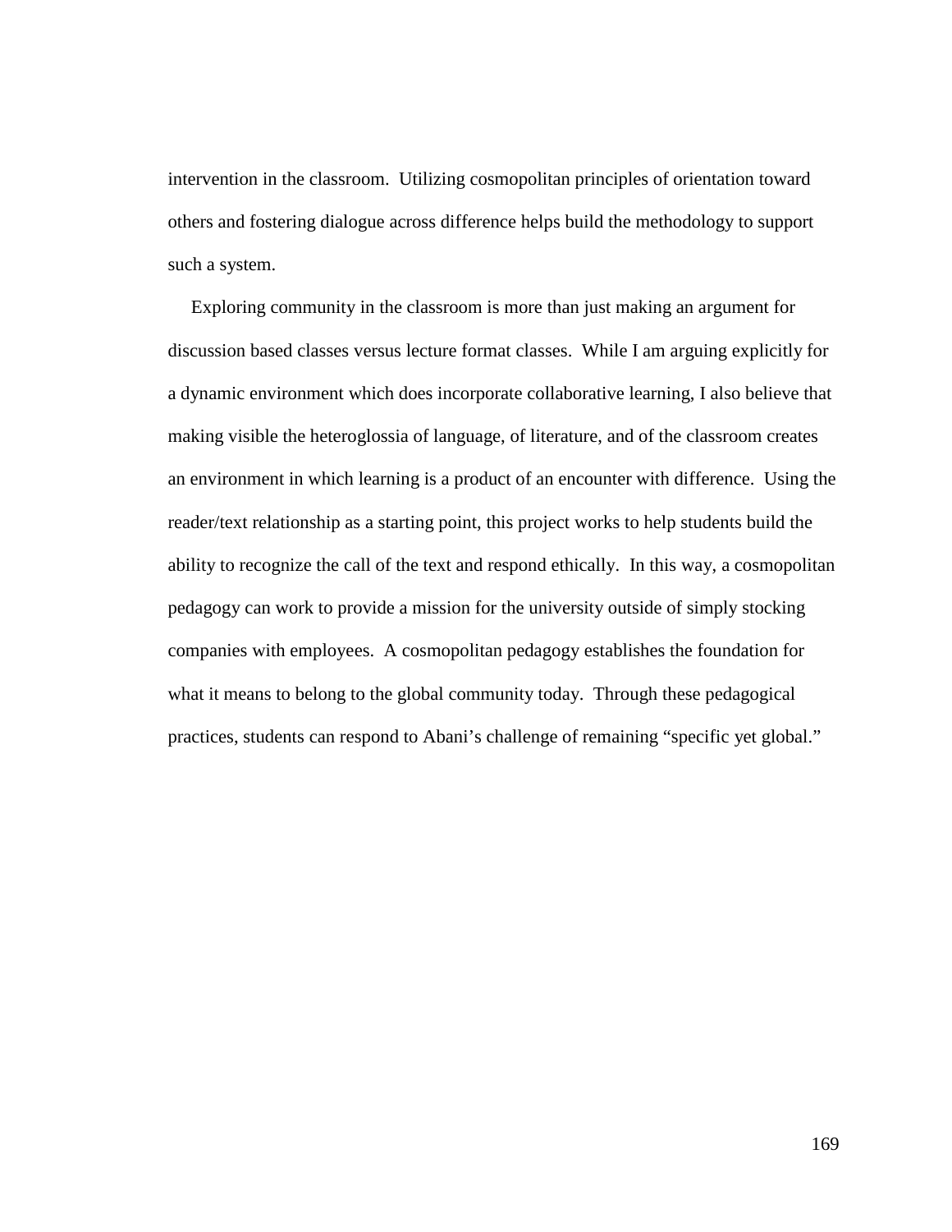intervention in the classroom. Utilizing cosmopolitan principles of orientation toward others and fostering dialogue across difference helps build the methodology to support such a system.

Exploring community in the classroom is more than just making an argument for discussion based classes versus lecture format classes. While I am arguing explicitly for a dynamic environment which does incorporate collaborative learning, I also believe that making visible the heteroglossia of language, of literature, and of the classroom creates an environment in which learning is a product of an encounter with difference. Using the reader/text relationship as a starting point, this project works to help students build the ability to recognize the call of the text and respond ethically. In this way, a cosmopolitan pedagogy can work to provide a mission for the university outside of simply stocking companies with employees. A cosmopolitan pedagogy establishes the foundation for what it means to belong to the global community today. Through these pedagogical practices, students can respond to Abani's challenge of remaining "specific yet global."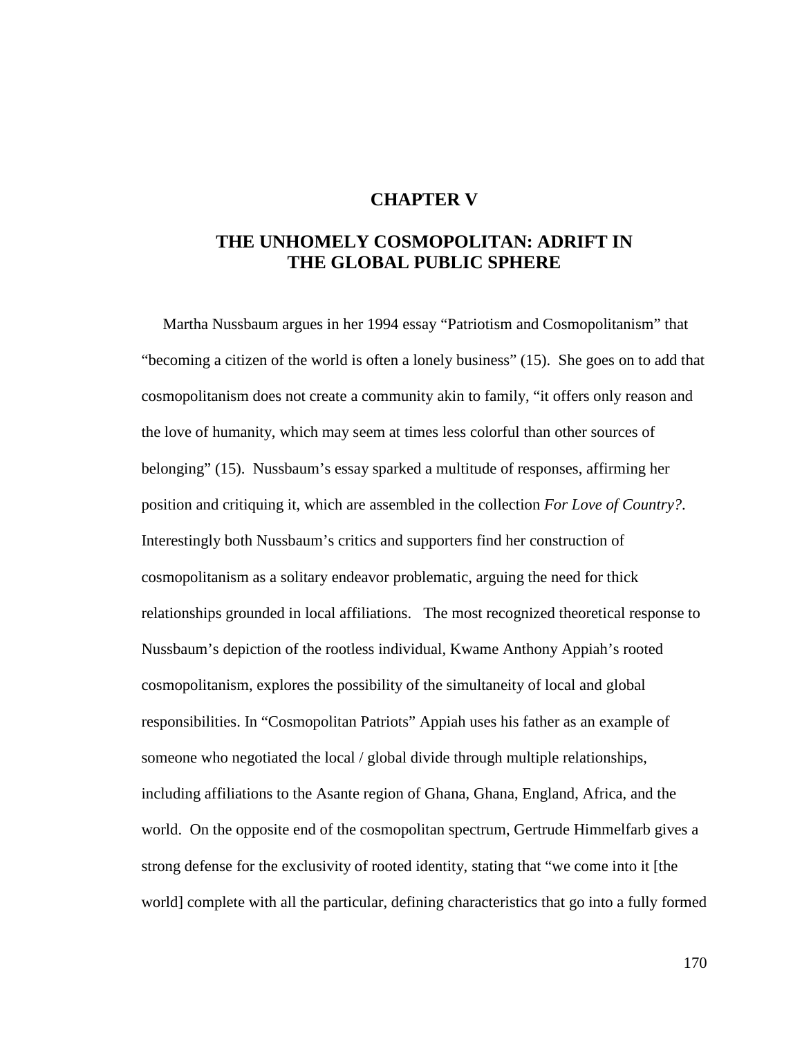# CHAPTER V

## THE UNHOMELY COSMOPOLITAN: ADRIFT IN THE GLOBAL PUBLIC SPHERE

Martha Nussbaum argues in her 1994 essay "Patriotism and Cosmopolitanism" that "becoming a citizen of the world is often a lonely business" (15). She goes on to add that cosmopolitanism does not create a community akin to family, "it offers only reason and the love of humanity, which may seem at times less colorful than other sources of belonging" (15). Nussbaum's essay sparked a multitude of responses, affirming her position and critiquing it, which are assembled in the collection *For Love of Country?*. Interestingly both Nussbaum's critics and supporters find her construction of cosmopolitanism as a solitary endeavor problematic, arguing the need for thick relationships grounded in local affiliations. The most recognized theoretical response to Nussbaum's depiction of the rootless individual, Kwame Anthony Appiah's rooted cosmopolitanism, explores the possibility of the simultaneity of local and global responsibilities. In "Cosmopolitan Patriots" Appiah uses his father as an example of someone who negotiated the local / global divide through multiple relationships, including affiliations to the Asante region of Ghana, Ghana, England, Africa, and the world. On the opposite end of the cosmopolitan spectrum, Gertrude Himmelfarb gives a strong defense for the exclusivity of rooted identity, stating that "we come into it [the world] complete with all the particular, defining characteristics that go into a fully formed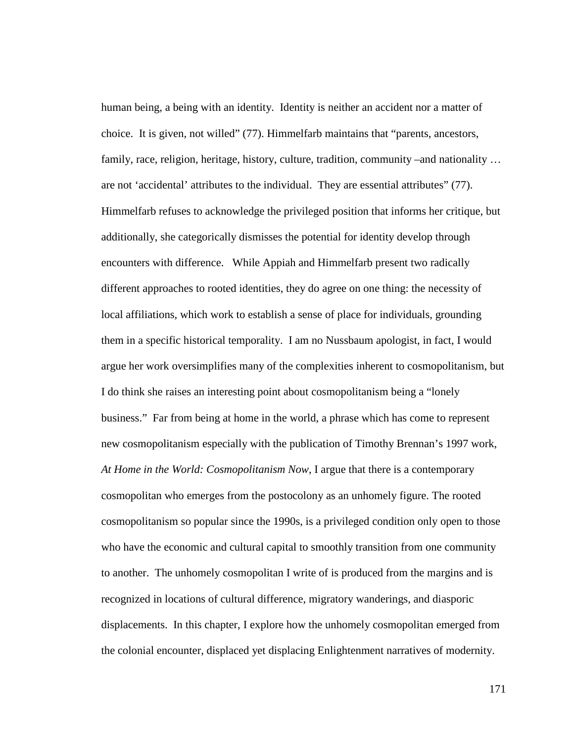human being, a being with an identity. Identity is neither an accident nor a matter of choice. It is given, not willed" (77). Himmelfarb maintains that "parents, ancestors, family, race, religion, heritage, history, culture, tradition, community –and nationality … are not 'accidental' attributes to the individual. They are essential attributes" (77). Himmelfarb refuses to acknowledge the privileged position that informs her critique, but additionally, she categorically dismisses the potential for identity develop through encounters with difference. While Appiah and Himmelfarb present two radically different approaches to rooted identities, they do agree on one thing: the necessity of local affiliations, which work to establish a sense of place for individuals, grounding them in a specific historical temporality. I am no Nussbaum apologist, in fact, I would argue her work oversimplifies many of the complexities inherent to cosmopolitanism, but I do think she raises an interesting point about cosmopolitanism being a "lonely business." Far from being at home in the world, a phrase which has come to represent new cosmopolitanism especially with the publication of Timothy Brennan's 1997 work, *At Home in the World: Cosmopolitanism Now*, I argue that there is a contemporary cosmopolitan who emerges from the postocolony as an unhomely figure. The rooted cosmopolitanism so popular since the 1990s, is a privileged condition only open to those who have the economic and cultural capital to smoothly transition from one community to another. The unhomely cosmopolitan I write of is produced from the margins and is recognized in locations of cultural difference, migratory wanderings, and diasporic displacements. In this chapter, I explore how the unhomely cosmopolitan emerged from the colonial encounter, displaced yet displacing Enlightenment narratives of modernity.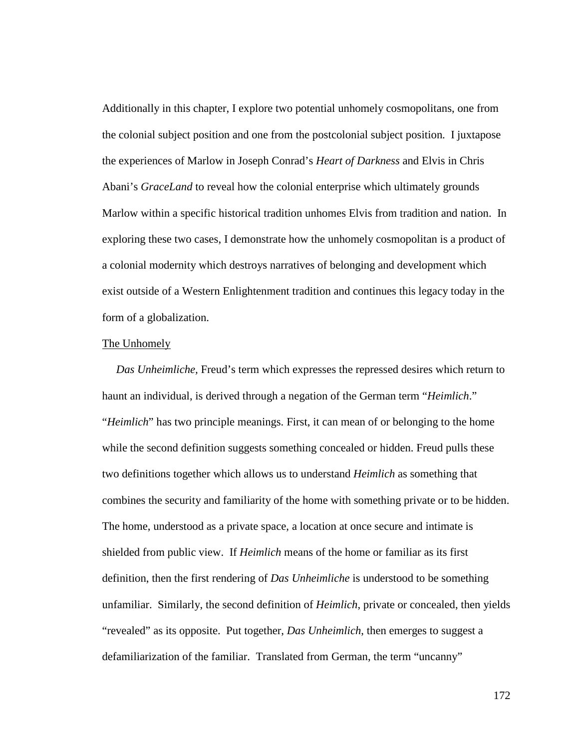Additionally in this chapter, I explore two potential unhomely cosmopolitans, one from the colonial subject position and one from the postcolonial subject position. I juxtapose the experiences of Marlow in Joseph Conrad's *Heart of Darkness* and Elvis in Chris Abani's *GraceLand* to reveal how the colonial enterprise which ultimately grounds Marlow within a specific historical tradition unhomes Elvis from tradition and nation. In exploring these two cases, I demonstrate how the unhomely cosmopolitan is a product of a colonial modernity which destroys narratives of belonging and development which exist outside of a Western Enlightenment tradition and continues this legacy today in the form of a globalization.

<u>The Unhomely</u>

*Das Unheimliche,* Freud's term which expresses the repressed desires which return to haunt an individual, is derived through a negation of the German term "*Heimlich*." "*Heimlich*" has two principle meanings. First, it can mean of or belonging to the home while the second definition suggests something concealed or hidden. Freud pulls these two definitions together which allows us to understand *Heimlich* as something that combines the security and familiarity of the home with something private or to be hidden. The home, understood as a private space, a location at once secure and intimate is shielded from public view. If *Heimlich* means of the home or familiar as its first definition, then the first rendering of *Das Unheimliche* is understood to be something unfamiliar. Similarly, the second definition of *Heimlich*, private or concealed, then yields "revealed" as its opposite. Put together, *Das Unheimlich*, then emerges to suggest a defamiliarization of the familiar. Translated from German, the term "uncanny"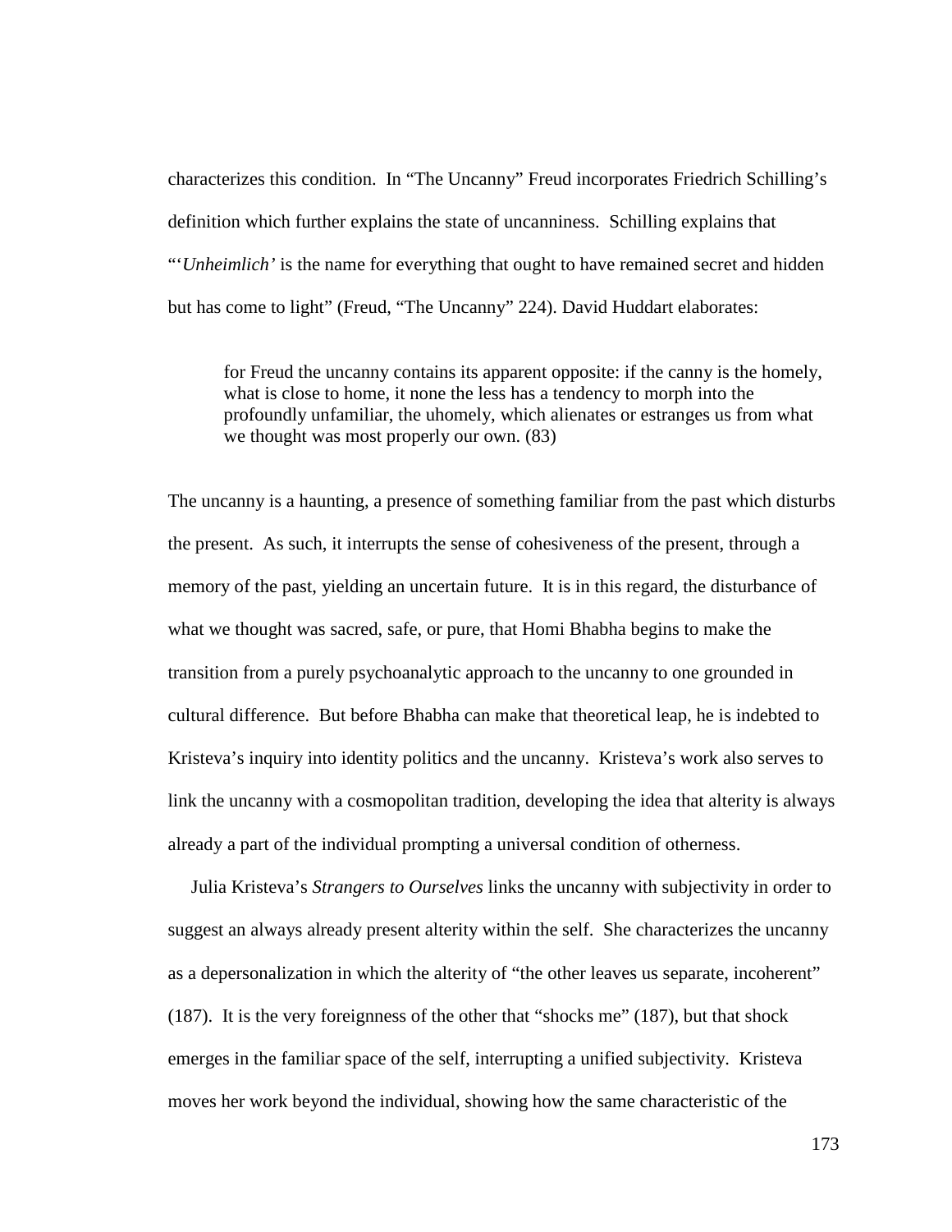characterizes this condition. In "The Uncanny" Freud incorporates Friedrich Schilling's definition which further explains the state of uncanniness. Schilling explains that "'*Unheimlich'* is the name for everything that ought to have remained secret and hidden but has come to light" (Freud, "The Uncanny" 224). David Huddart elaborates:

> for Freud the uncanny contains its apparent opposite: if the canny is the homely, what is close to home, it none the less has a tendency to morph into the profoundly unfamiliar, the uhomely, which alienates or estranges us from what we thought was most properly our own. (83)

The uncanny is a haunting, a presence of something familiar from the past which disturbs the present. As such, it interrupts the sense of cohesiveness of the present, through a memory of the past, yielding an uncertain future. It is in this regard, the disturbance of what we thought was sacred, safe, or pure, that Homi Bhabha begins to make the transition from a purely psychoanalytic approach to the uncanny to one grounded in cultural difference. But before Bhabha can make that theoretical leap, he is indebted to Kristeva's inquiry into identity politics and the uncanny. Kristeva's work also serves to link the uncanny with a cosmopolitan tradition, developing the idea that alterity is always already a part of the individual prompting a universal condition of otherness.

Julia Kristeva's *Strangers to Ourselves* links the uncanny with subjectivity in order to suggest an always already present alterity within the self. She characterizes the uncanny as a depersonalization in which the alterity of "the other leaves us separate, incoherent" (187). It is the very foreignness of the other that "shocks me" (187), but that shock emerges in the familiar space of the self, interrupting a unified subjectivity. Kristeva moves her work beyond the individual, showing how the same characteristic of the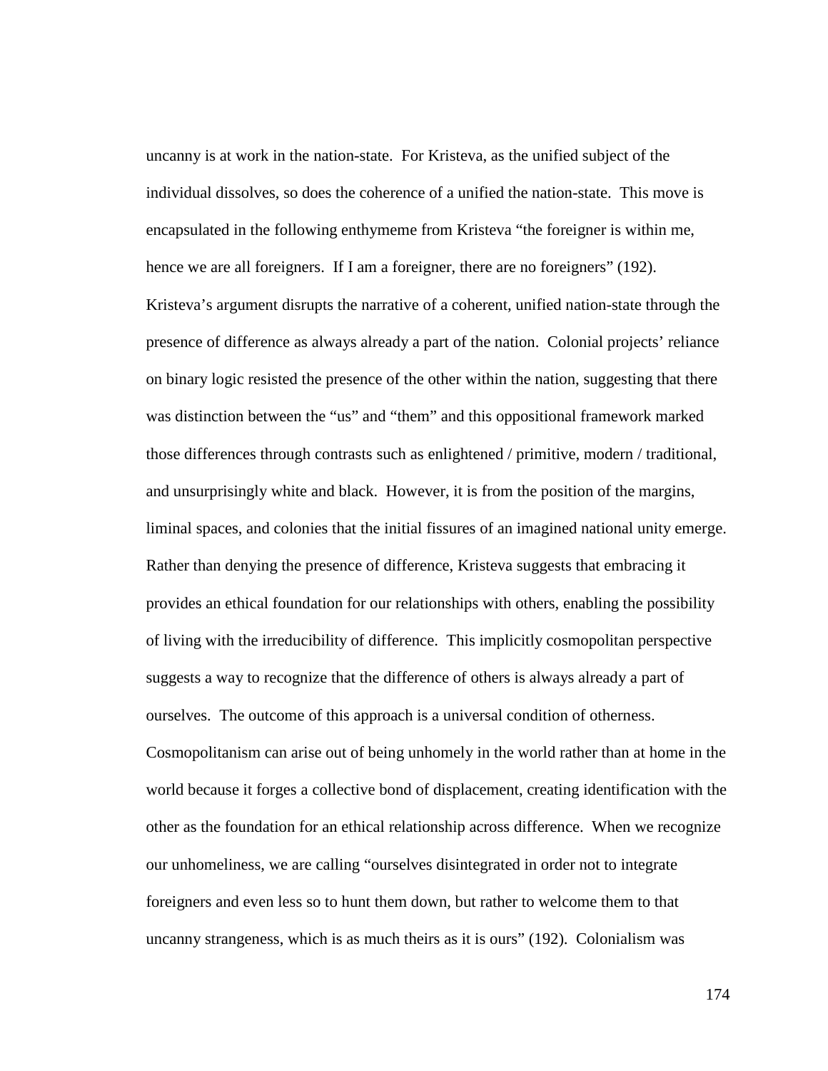uncanny is at work in the nation-state. For Kristeva, as the unified subject of the individual dissolves, so does the coherence of a unified the nation-state. This move is encapsulated in the following enthymeme from Kristeva "the foreigner is within me, hence we are all foreigners. If I am a foreigner, there are no foreigners" (192). Kristeva's argument disrupts the narrative of a coherent, unified nation-state through the presence of difference as always already a part of the nation. Colonial projects' reliance on binary logic resisted the presence of the other within the nation, suggesting that there was distinction between the "us" and "them" and this oppositional framework marked those differences through contrasts such as enlightened / primitive, modern / traditional, and unsurprisingly white and black. However, it is from the position of the margins, liminal spaces, and colonies that the initial fissures of an imagined national unity emerge. Rather than denying the presence of difference, Kristeva suggests that embracing it provides an ethical foundation for our relationships with others, enabling the possibility of living with the irreducibility of difference. This implicitly cosmopolitan perspective suggests a way to recognize that the difference of others is always already a part of ourselves. The outcome of this approach is a universal condition of otherness. Cosmopolitanism can arise out of being unhomely in the world rather than at home in the world because it forges a collective bond of displacement, creating identification with the other as the foundation for an ethical relationship across difference. When we recognize our unhomeliness, we are calling "ourselves disintegrated in order not to integrate foreigners and even less so to hunt them down, but rather to welcome them to that uncanny strangeness, which is as much theirs as it is ours" (192). Colonialism was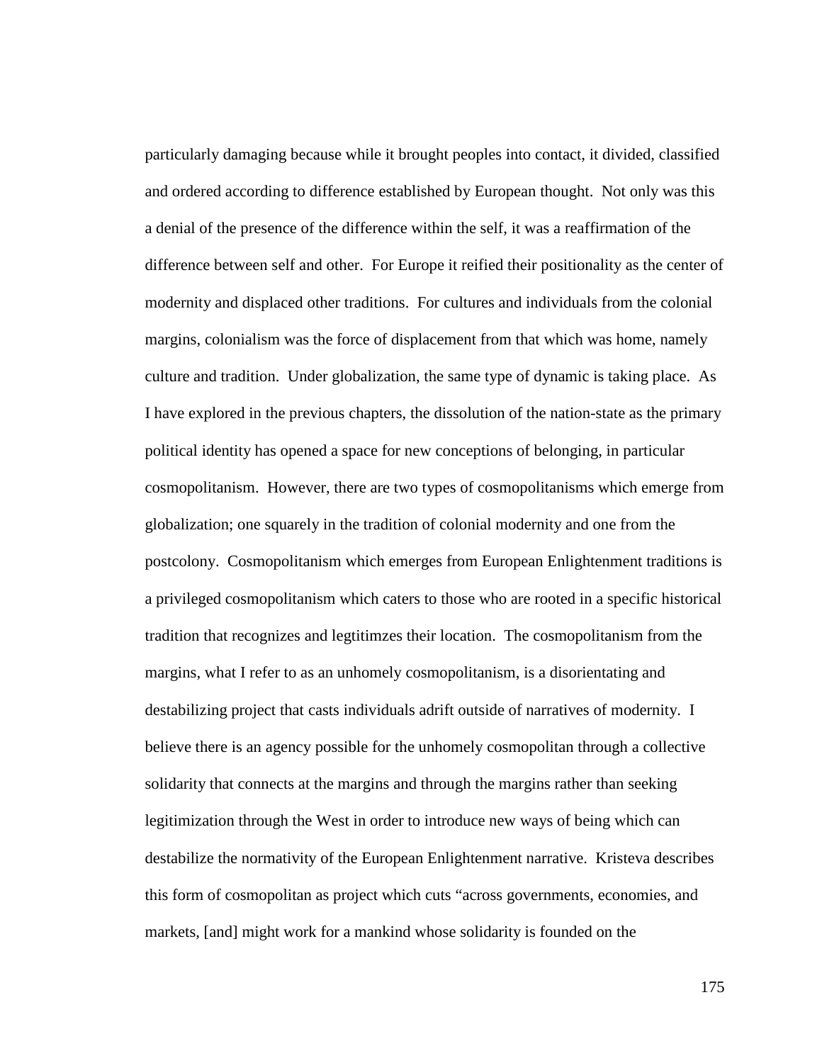particularly damaging because while it brought peoples into contact, it divided, classified and ordered according to difference established by European thought. Not only was this a denial of the presence of the difference within the self, it was a reaffirmation of the difference between self and other. For Europe it reified their positionality as the center of modernity and displaced other traditions. For cultures and individuals from the colonial margins, colonialism was the force of displacement from that which was home, namely culture and tradition. Under globalization, the same type of dynamic is taking place. As I have explored in the previous chapters, the dissolution of the nation-state as the primary political identity has opened a space for new conceptions of belonging, in particular cosmopolitanism. However, there are two types of cosmopolitanisms which emerge from globalization; one squarely in the tradition of colonial modernity and one from the postcolony. Cosmopolitanism which emerges from European Enlightenment traditions is a privileged cosmopolitanism which caters to those who are rooted in a specific historical tradition that recognizes and legtitimzes their location. The cosmopolitanism from the margins, what I refer to as an unhomely cosmopolitanism, is a disorientating and destabilizing project that casts individuals adrift outside of narratives of modernity. I believe there is an agency possible for the unhomely cosmopolitan through a collective solidarity that connects at the margins and through the margins rather than seeking legitimization through the West in order to introduce new ways of being which can destabilize the normativity of the European Enlightenment narrative. Kristeva describes this form of cosmopolitan as project which cuts "across governments, economies, and markets, [and] might work for a mankind whose solidarity is founded on the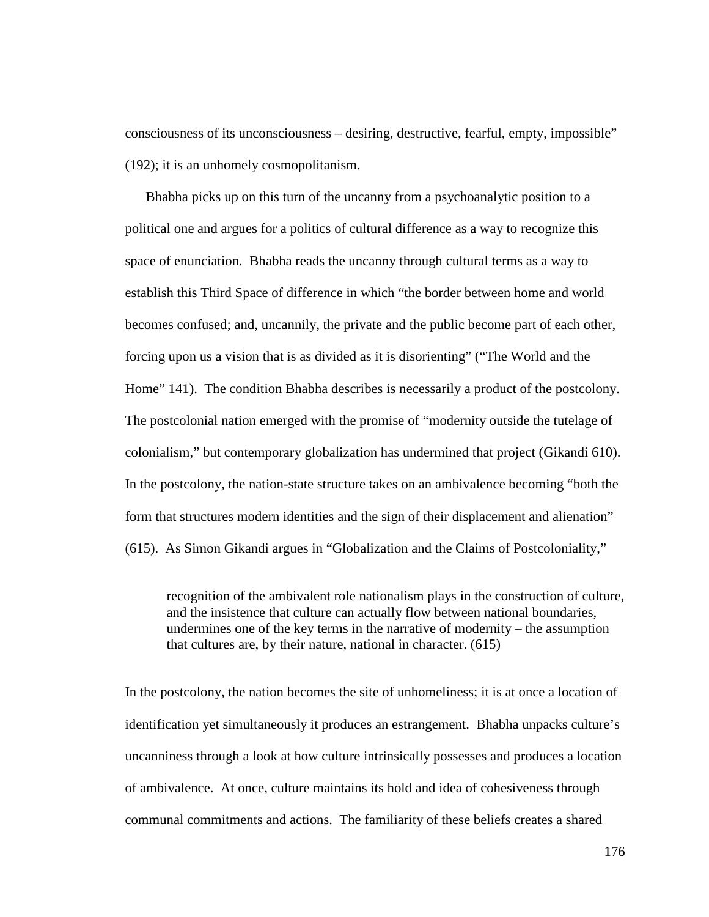consciousness of its unconsciousness – desiring, destructive, fearful, empty, impossible" (192); it is an unhomely cosmopolitanism.

Bhabha picks up on this turn of the uncanny from a psychoanalytic position to a political one and argues for a politics of cultural difference as a way to recognize this space of enunciation. Bhabha reads the uncanny through cultural terms as a way to establish this Third Space of difference in which "the border between home and world becomes confused; and, uncannily, the private and the public become part of each other, forcing upon us a vision that is as divided as it is disorienting" ("The World and the Home" 141). The condition Bhabha describes is necessarily a product of the postcolony. The postcolonial nation emerged with the promise of "modernity outside the tutelage of colonialism," but contemporary globalization has undermined that project (Gikandi 610). In the postcolony, the nation-state structure takes on an ambivalence becoming "both the form that structures modern identities and the sign of their displacement and alienation" (615). As Simon Gikandi argues in "Globalization and the Claims of Postcoloniality,"

> recognition of the ambivalent role nationalism plays in the construction of culture, and the insistence that culture can actually flow between national boundaries, undermines one of the key terms in the narrative of modernity – the assumption that cultures are, by their nature, national in character. (615)

In the postcolony, the nation becomes the site of unhomeliness; it is at once a location of identification yet simultaneously it produces an estrangement. Bhabha unpacks culture's uncanniness through a look at how culture intrinsically possesses and produces a location of ambivalence. At once, culture maintains its hold and idea of cohesiveness through communal commitments and actions. The familiarity of these beliefs creates a shared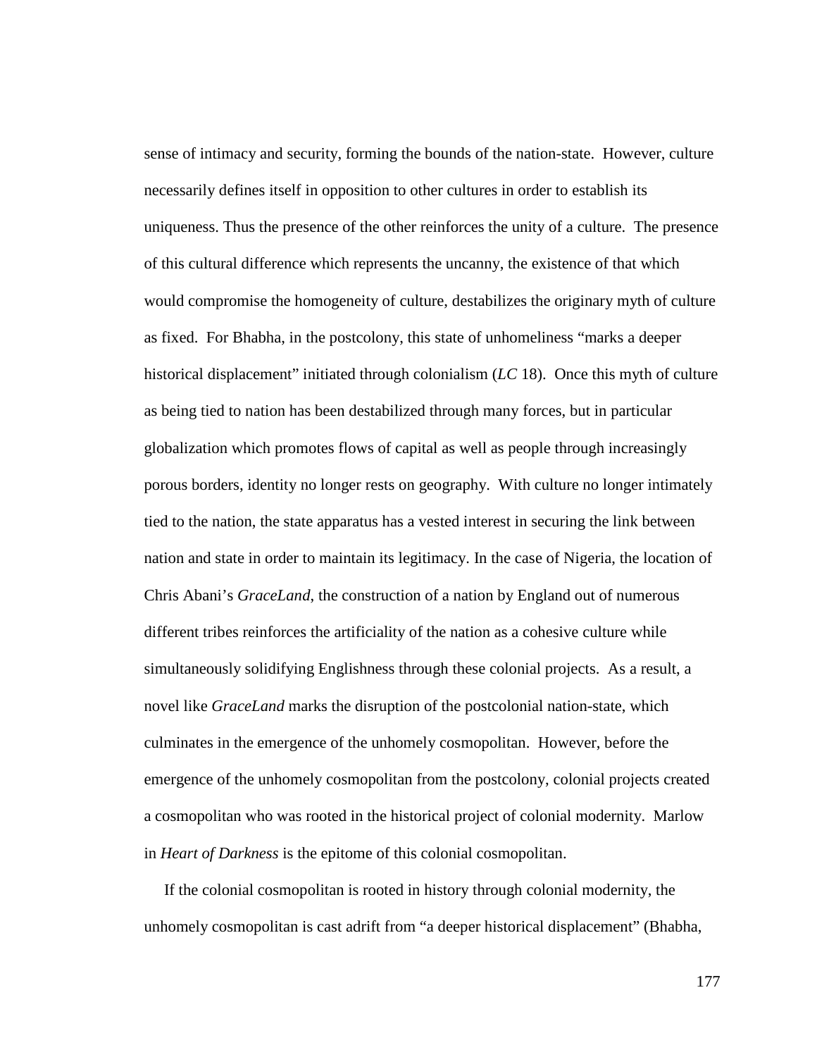sense of intimacy and security, forming the bounds of the nation-state. However, culture necessarily defines itself in opposition to other cultures in order to establish its uniqueness. Thus the presence of the other reinforces the unity of a culture. The presence of this cultural difference which represents the uncanny, the existence of that which would compromise the homogeneity of culture, destabilizes the originary myth of culture as fixed. For Bhabha, in the postcolony, this state of unhomeliness "marks a deeper historical displacement" initiated through colonialism (*LC* 18). Once this myth of culture as being tied to nation has been destabilized through many forces, but in particular globalization which promotes flows of capital as well as people through increasingly porous borders, identity no longer rests on geography. With culture no longer intimately tied to the nation, the state apparatus has a vested interest in securing the link between nation and state in order to maintain its legitimacy. In the case of Nigeria, the location of Chris Abani's *GraceLand*, the construction of a nation by England out of numerous different tribes reinforces the artificiality of the nation as a cohesive culture while simultaneously solidifying Englishness through these colonial projects. As a result, a novel like *GraceLand* marks the disruption of the postcolonial nation-state, which culminates in the emergence of the unhomely cosmopolitan. However, before the emergence of the unhomely cosmopolitan from the postcolony, colonial projects created a cosmopolitan who was rooted in the historical project of colonial modernity. Marlow in *Heart of Darkness* is the epitome of this colonial cosmopolitan.

If the colonial cosmopolitan is rooted in history through colonial modernity, the unhomely cosmopolitan is cast adrift from "a deeper historical displacement" (Bhabha,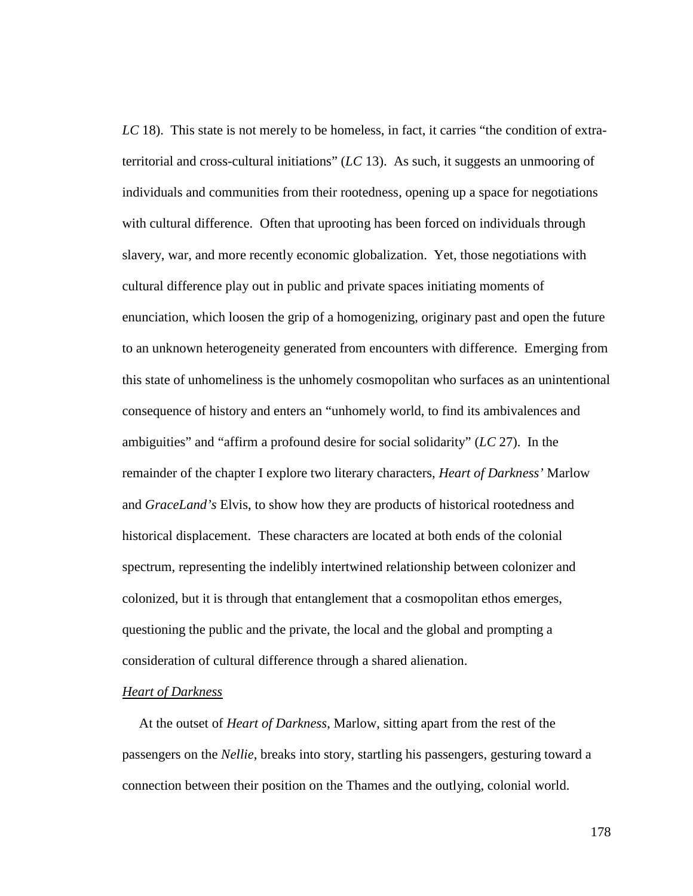*LC* 18). This state is not merely to be homeless, in fact, it carries "the condition of extra-territorial and cross-cultural initiations" (*LC* 13). As such, it suggests an unmooring of individuals and communities from their rootedness, opening up a space for negotiations with cultural difference. Often that uprooting has been forced on individuals through slavery, war, and more recently economic globalization. Yet, those negotiations with cultural difference play out in public and private spaces initiating moments of enunciation, which loosen the grip of a homogenizing, originary past and open the future to an unknown heterogeneity generated from encounters with difference. Emerging from this state of unhomeliness is the unhomely cosmopolitan who surfaces as an unintentional consequence of history and enters an "unhomely world, to find its ambivalences and ambiguities" and "affirm a profound desire for social solidarity" (*LC* 27). In the remainder of the chapter I explore two literary characters, *Heart of Darkness'* Marlow and *GraceLand's* Elvis, to show how they are products of historical rootedness and historical displacement. These characters are located at both ends of the colonial spectrum, representing the indelibly intertwined relationship between colonizer and colonized, but it is through that entanglement that a cosmopolitan ethos emerges, questioning the public and the private, the local and the global and prompting a consideration of cultural difference through a shared alienation.

### *Heart of Darkness*

At the outset of *Heart of Darkness*, Marlow, sitting apart from the rest of the passengers on the *Nellie*, breaks into story, startling his passengers, gesturing toward a connection between their position on the Thames and the outlying, colonial world.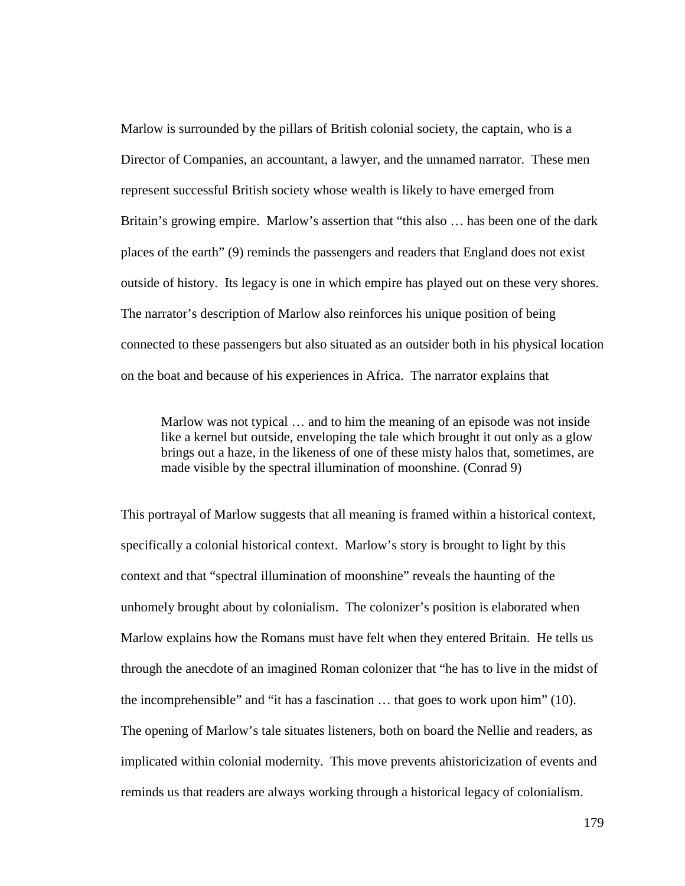Marlow is surrounded by the pillars of British colonial society, the captain, who is a Director of Companies, an accountant, a lawyer, and the unnamed narrator. These men represent successful British society whose wealth is likely to have emerged from Britain's growing empire. Marlow's assertion that "this also … has been one of the dark places of the earth" (9) reminds the passengers and readers that England does not exist outside of history. Its legacy is one in which empire has played out on these very shores. The narrator's description of Marlow also reinforces his unique position of being connected to these passengers but also situated as an outsider both in his physical location on the boat and because of his experiences in Africa. The narrator explains that

> Marlow was not typical … and to him the meaning of an episode was not inside like a kernel but outside, enveloping the tale which brought it out only as a glow brings out a haze, in the likeness of one of these misty halos that, sometimes, are made visible by the spectral illumination of moonshine. (Conrad 9)

This portrayal of Marlow suggests that all meaning is framed within a historical context, specifically a colonial historical context. Marlow's story is brought to light by this context and that "spectral illumination of moonshine" reveals the haunting of the unhomely brought about by colonialism. The colonizer's position is elaborated when Marlow explains how the Romans must have felt when they entered Britain. He tells us through the anecdote of an imagined Roman colonizer that "he has to live in the midst of the incomprehensible" and "it has a fascination … that goes to work upon him" (10). The opening of Marlow's tale situates listeners, both on board the Nellie and readers, as implicated within colonial modernity. This move prevents ahistoricization of events and reminds us that readers are always working through a historical legacy of colonialism.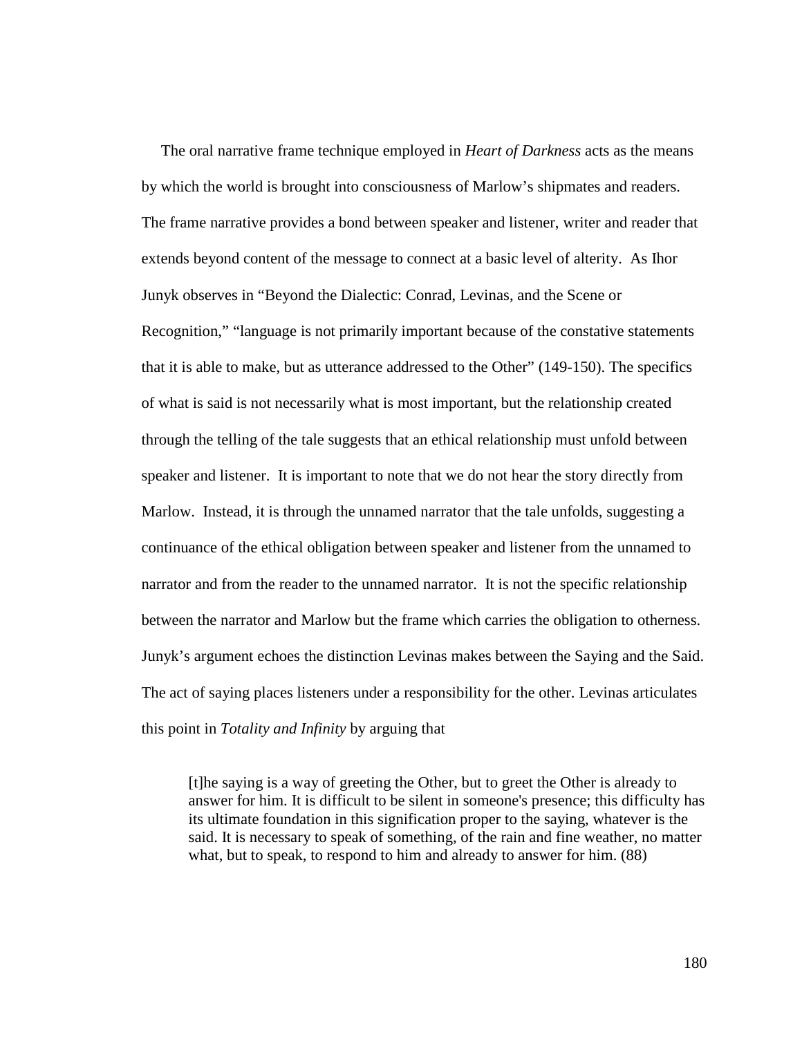The oral narrative frame technique employed in *Heart of Darkness* acts as the means by which the world is brought into consciousness of Marlow's shipmates and readers. The frame narrative provides a bond between speaker and listener, writer and reader that extends beyond content of the message to connect at a basic level of alterity. As Ihor Junyk observes in "Beyond the Dialectic: Conrad, Levinas, and the Scene or Recognition," "language is not primarily important because of the constative statements that it is able to make, but as utterance addressed to the Other" (149-150). The specifics of what is said is not necessarily what is most important, but the relationship created through the telling of the tale suggests that an ethical relationship must unfold between speaker and listener. It is important to note that we do not hear the story directly from Marlow. Instead, it is through the unnamed narrator that the tale unfolds, suggesting a continuance of the ethical obligation between speaker and listener from the unnamed to narrator and from the reader to the unnamed narrator. It is not the specific relationship between the narrator and Marlow but the frame which carries the obligation to otherness. Junyk's argument echoes the distinction Levinas makes between the Saying and the Said. The act of saying places listeners under a responsibility for the other. Levinas articulates this point in *Totality and Infinity* by arguing that

> [t]he saying is a way of greeting the Other, but to greet the Other is already to answer for him. It is difficult to be silent in someone's presence; this difficulty has its ultimate foundation in this signification proper to the saying, whatever is the said. It is necessary to speak of something, of the rain and fine weather, no matter what, but to speak, to respond to him and already to answer for him. (88)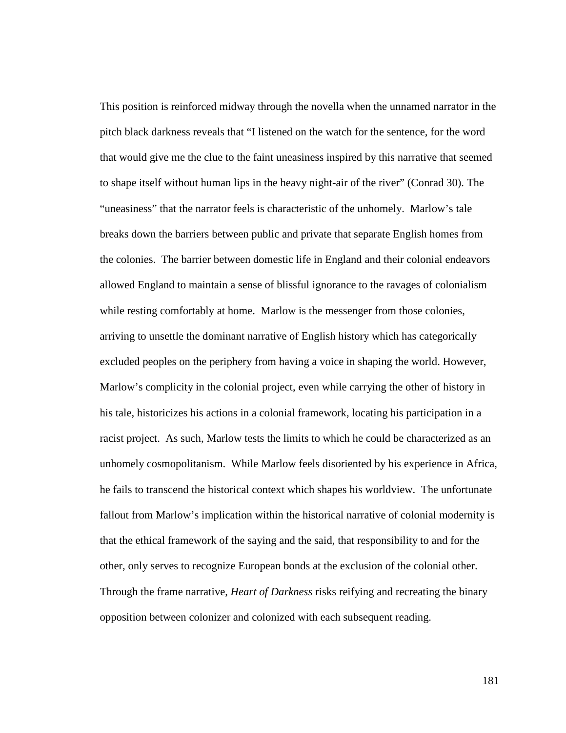This position is reinforced midway through the novella when the unnamed narrator in the pitch black darkness reveals that "I listened on the watch for the sentence, for the word that would give me the clue to the faint uneasiness inspired by this narrative that seemed to shape itself without human lips in the heavy night-air of the river" (Conrad 30). The "uneasiness" that the narrator feels is characteristic of the unhomely. Marlow's tale breaks down the barriers between public and private that separate English homes from the colonies. The barrier between domestic life in England and their colonial endeavors allowed England to maintain a sense of blissful ignorance to the ravages of colonialism while resting comfortably at home. Marlow is the messenger from those colonies, arriving to unsettle the dominant narrative of English history which has categorically excluded peoples on the periphery from having a voice in shaping the world. However, Marlow's complicity in the colonial project, even while carrying the other of history in his tale, historicizes his actions in a colonial framework, locating his participation in a racist project. As such, Marlow tests the limits to which he could be characterized as an unhomely cosmopolitanism. While Marlow feels disoriented by his experience in Africa, he fails to transcend the historical context which shapes his worldview. The unfortunate fallout from Marlow's implication within the historical narrative of colonial modernity is that the ethical framework of the saying and the said, that responsibility to and for the other, only serves to recognize European bonds at the exclusion of the colonial other. Through the frame narrative, *Heart of Darkness* risks reifying and recreating the binary opposition between colonizer and colonized with each subsequent reading.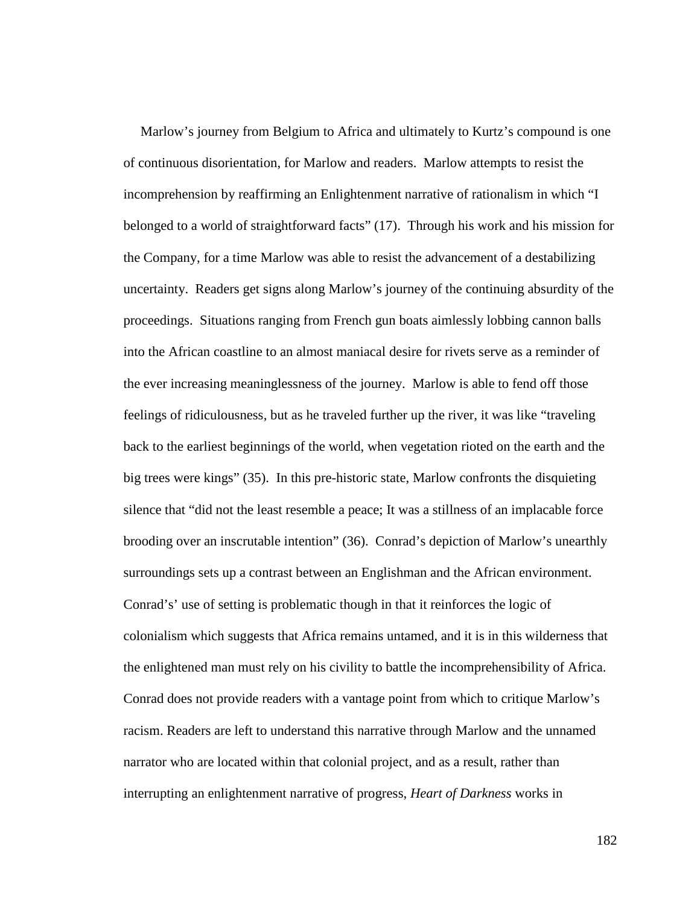Marlow's journey from Belgium to Africa and ultimately to Kurtz's compound is one of continuous disorientation, for Marlow and readers. Marlow attempts to resist the incomprehension by reaffirming an Enlightenment narrative of rationalism in which "I belonged to a world of straightforward facts" (17). Through his work and his mission for the Company, for a time Marlow was able to resist the advancement of a destabilizing uncertainty. Readers get signs along Marlow's journey of the continuing absurdity of the proceedings. Situations ranging from French gun boats aimlessly lobbing cannon balls into the African coastline to an almost maniacal desire for rivets serve as a reminder of the ever increasing meaninglessness of the journey. Marlow is able to fend off those feelings of ridiculousness, but as he traveled further up the river, it was like "traveling back to the earliest beginnings of the world, when vegetation rioted on the earth and the big trees were kings" (35). In this pre-historic state, Marlow confronts the disquieting silence that "did not the least resemble a peace; It was a stillness of an implacable force brooding over an inscrutable intention" (36). Conrad's depiction of Marlow's unearthly surroundings sets up a contrast between an Englishman and the African environment. Conrad's' use of setting is problematic though in that it reinforces the logic of colonialism which suggests that Africa remains untamed, and it is in this wilderness that the enlightened man must rely on his civility to battle the incomprehensibility of Africa. Conrad does not provide readers with a vantage point from which to critique Marlow's racism. Readers are left to understand this narrative through Marlow and the unnamed narrator who are located within that colonial project, and as a result, rather than interrupting an enlightenment narrative of progress, *Heart of Darkness* works in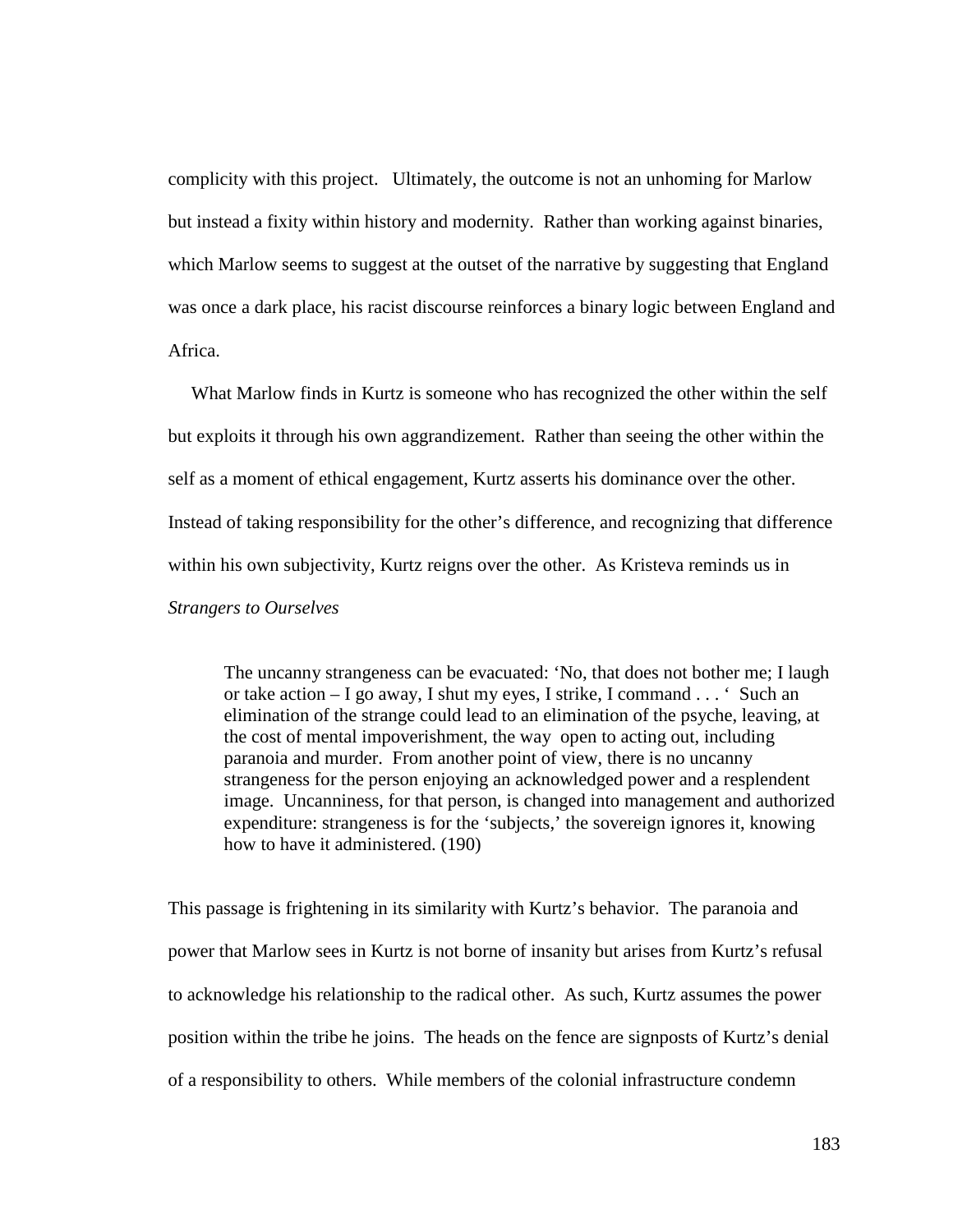complicity with this project. Ultimately, the outcome is not an unhoming for Marlow but instead a fixity within history and modernity. Rather than working against binaries, which Marlow seems to suggest at the outset of the narrative by suggesting that England was once a dark place, his racist discourse reinforces a binary logic between England and Africa.

What Marlow finds in Kurtz is someone who has recognized the other within the self but exploits it through his own aggrandizement. Rather than seeing the other within the self as a moment of ethical engagement, Kurtz asserts his dominance over the other. Instead of taking responsibility for the other's difference, and recognizing that difference within his own subjectivity, Kurtz reigns over the other. As Kristeva reminds us in *Strangers to Ourselves*

> The uncanny strangeness can be evacuated: 'No, that does not bother me; I laugh or take action – I go away, I shut my eyes, I strike, I command . . . ' Such an elimination of the strange could lead to an elimination of the psyche, leaving, at the cost of mental impoverishment, the way open to acting out, including paranoia and murder. From another point of view, there is no uncanny strangeness for the person enjoying an acknowledged power and a resplendent image. Uncanniness, for that person, is changed into management and authorized expenditure: strangeness is for the 'subjects,' the sovereign ignores it, knowing how to have it administered. (190)

This passage is frightening in its similarity with Kurtz's behavior. The paranoia and power that Marlow sees in Kurtz is not borne of insanity but arises from Kurtz's refusal to acknowledge his relationship to the radical other. As such, Kurtz assumes the power position within the tribe he joins. The heads on the fence are signposts of Kurtz's denial of a responsibility to others. While members of the colonial infrastructure condemn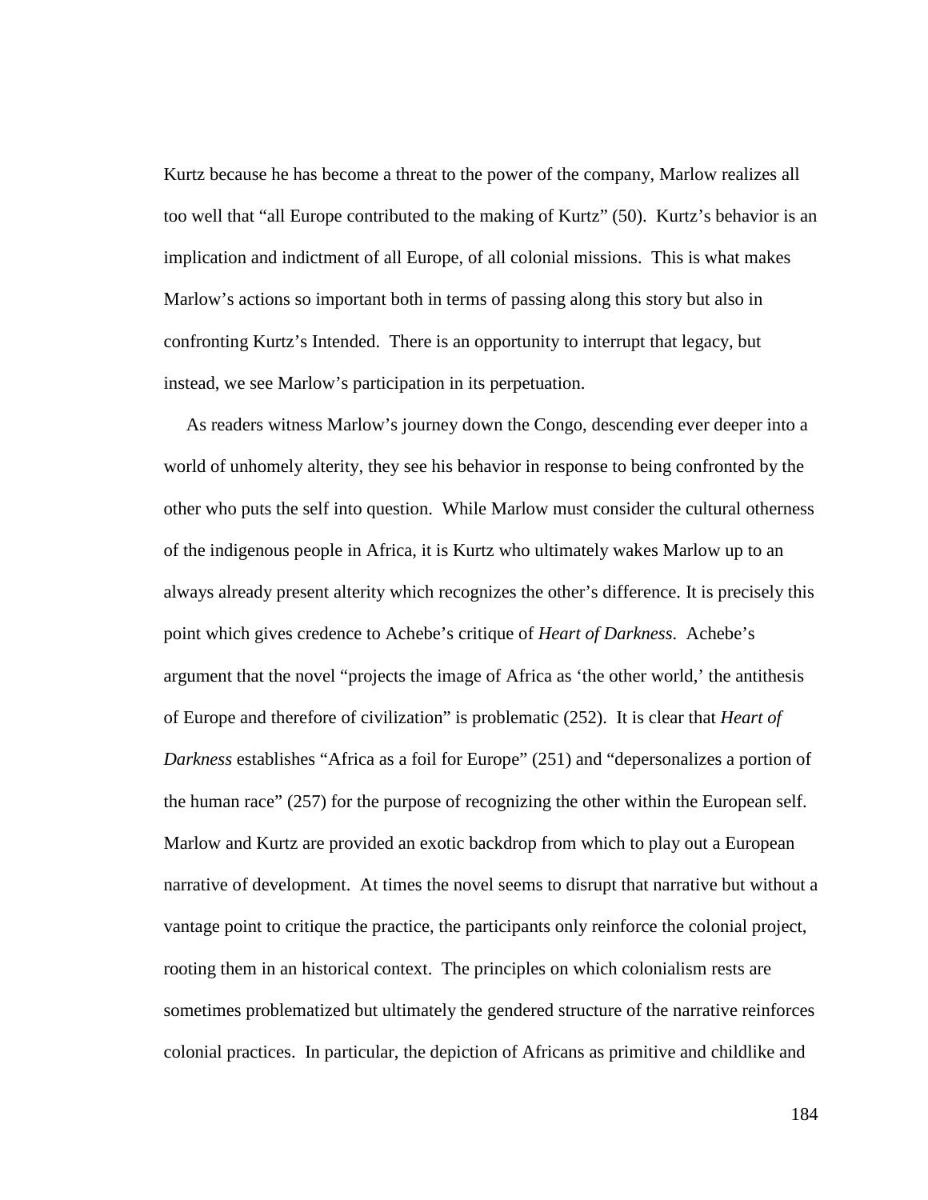Kurtz because he has become a threat to the power of the company, Marlow realizes all too well that "all Europe contributed to the making of Kurtz" (50). Kurtz's behavior is an implication and indictment of all Europe, of all colonial missions. This is what makes Marlow's actions so important both in terms of passing along this story but also in confronting Kurtz's Intended. There is an opportunity to interrupt that legacy, but instead, we see Marlow's participation in its perpetuation.

As readers witness Marlow's journey down the Congo, descending ever deeper into a world of unhomely alterity, they see his behavior in response to being confronted by the other who puts the self into question. While Marlow must consider the cultural otherness of the indigenous people in Africa, it is Kurtz who ultimately wakes Marlow up to an always already present alterity which recognizes the other's difference. It is precisely this point which gives credence to Achebe's critique of *Heart of Darkness*. Achebe's argument that the novel "projects the image of Africa as 'the other world,' the antithesis of Europe and therefore of civilization" is problematic (252). It is clear that *Heart of Darkness* establishes "Africa as a foil for Europe" (251) and "depersonalizes a portion of the human race" (257) for the purpose of recognizing the other within the European self. Marlow and Kurtz are provided an exotic backdrop from which to play out a European narrative of development. At times the novel seems to disrupt that narrative but without a vantage point to critique the practice, the participants only reinforce the colonial project, rooting them in an historical context. The principles on which colonialism rests are sometimes problematized but ultimately the gendered structure of the narrative reinforces colonial practices. In particular, the depiction of Africans as primitive and childlike and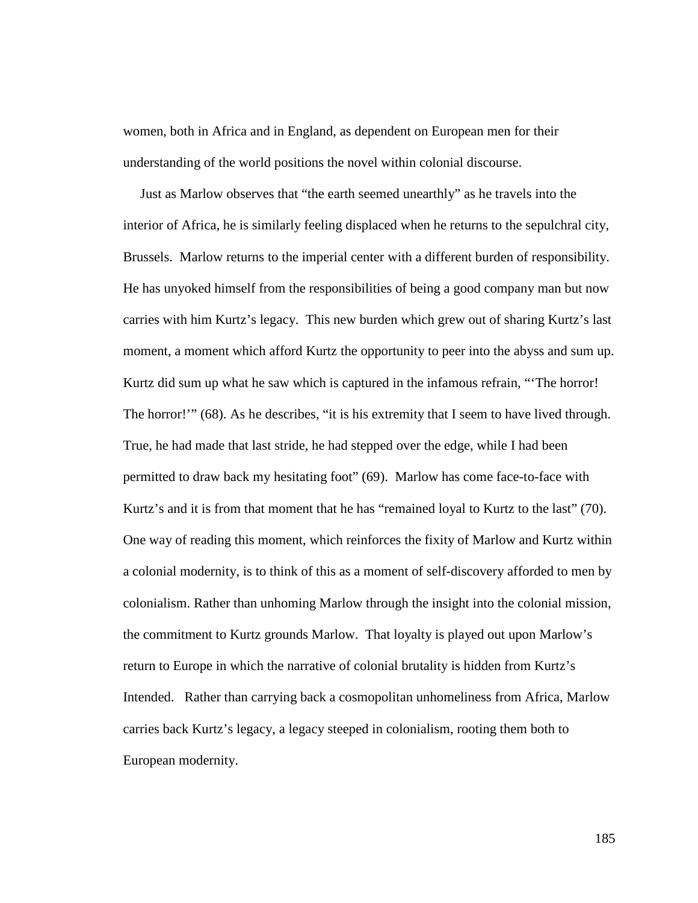women, both in Africa and in England, as dependent on European men for their understanding of the world positions the novel within colonial discourse.

Just as Marlow observes that "the earth seemed unearthly" as he travels into the interior of Africa, he is similarly feeling displaced when he returns to the sepulchral city, Brussels. Marlow returns to the imperial center with a different burden of responsibility. He has unyoked himself from the responsibilities of being a good company man but now carries with him Kurtz's legacy. This new burden which grew out of sharing Kurtz's last moment, a moment which afford Kurtz the opportunity to peer into the abyss and sum up. Kurtz did sum up what he saw which is captured in the infamous refrain, "'The horror! The horror!'" (68). As he describes, "it is his extremity that I seem to have lived through. True, he had made that last stride, he had stepped over the edge, while I had been permitted to draw back my hesitating foot" (69). Marlow has come face-to-face with Kurtz's and it is from that moment that he has "remained loyal to Kurtz to the last" (70). One way of reading this moment, which reinforces the fixity of Marlow and Kurtz within a colonial modernity, is to think of this as a moment of self-discovery afforded to men by colonialism. Rather than unhoming Marlow through the insight into the colonial mission, the commitment to Kurtz grounds Marlow. That loyalty is played out upon Marlow's return to Europe in which the narrative of colonial brutality is hidden from Kurtz's Intended. Rather than carrying back a cosmopolitan unhomeliness from Africa, Marlow carries back Kurtz's legacy, a legacy steeped in colonialism, rooting them both to European modernity.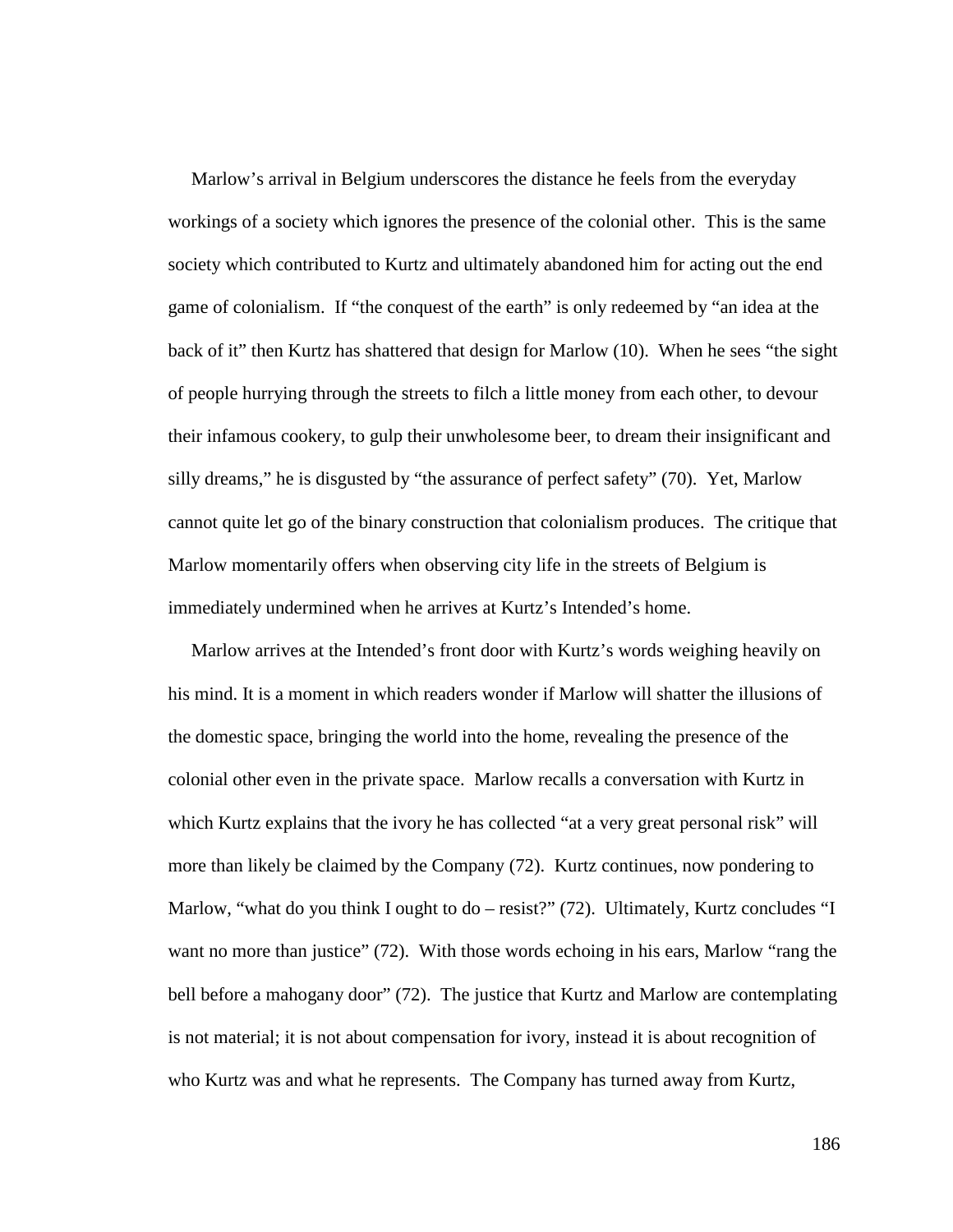Marlow's arrival in Belgium underscores the distance he feels from the everyday workings of a society which ignores the presence of the colonial other. This is the same society which contributed to Kurtz and ultimately abandoned him for acting out the end game of colonialism. If "the conquest of the earth" is only redeemed by "an idea at the back of it" then Kurtz has shattered that design for Marlow (10). When he sees "the sight of people hurrying through the streets to filch a little money from each other, to devour their infamous cookery, to gulp their unwholesome beer, to dream their insignificant and silly dreams," he is disgusted by "the assurance of perfect safety" (70). Yet, Marlow cannot quite let go of the binary construction that colonialism produces. The critique that Marlow momentarily offers when observing city life in the streets of Belgium is immediately undermined when he arrives at Kurtz's Intended's home.

Marlow arrives at the Intended's front door with Kurtz's words weighing heavily on his mind. It is a moment in which readers wonder if Marlow will shatter the illusions of the domestic space, bringing the world into the home, revealing the presence of the colonial other even in the private space. Marlow recalls a conversation with Kurtz in which Kurtz explains that the ivory he has collected "at a very great personal risk" will more than likely be claimed by the Company (72). Kurtz continues, now pondering to Marlow, "what do you think I ought to do – resist?" (72). Ultimately, Kurtz concludes "I want no more than justice" (72). With those words echoing in his ears, Marlow "rang the bell before a mahogany door" (72). The justice that Kurtz and Marlow are contemplating is not material; it is not about compensation for ivory, instead it is about recognition of who Kurtz was and what he represents. The Company has turned away from Kurtz,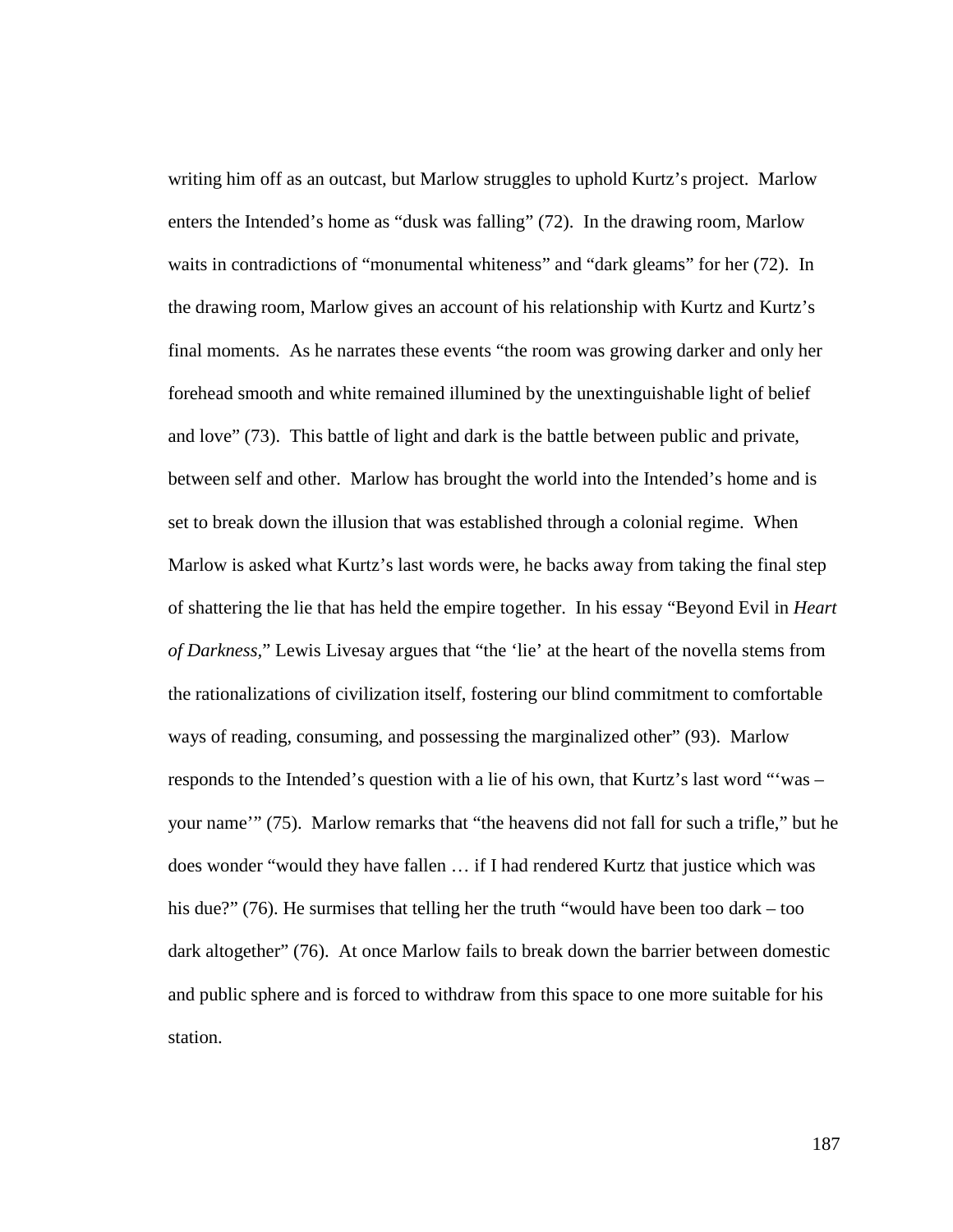writing him off as an outcast, but Marlow struggles to uphold Kurtz's project. Marlow enters the Intended's home as "dusk was falling" (72). In the drawing room, Marlow waits in contradictions of "monumental whiteness" and "dark gleams" for her (72). In the drawing room, Marlow gives an account of his relationship with Kurtz and Kurtz's final moments. As he narrates these events "the room was growing darker and only her forehead smooth and white remained illumined by the unextinguishable light of belief and love" (73). This battle of light and dark is the battle between public and private, between self and other. Marlow has brought the world into the Intended's home and is set to break down the illusion that was established through a colonial regime. When Marlow is asked what Kurtz's last words were, he backs away from taking the final step of shattering the lie that has held the empire together. In his essay "Beyond Evil in *Heart of Darkness*," Lewis Livesay argues that "the 'lie' at the heart of the novella stems from the rationalizations of civilization itself, fostering our blind commitment to comfortable ways of reading, consuming, and possessing the marginalized other" (93). Marlow responds to the Intended's question with a lie of his own, that Kurtz's last word "'was – your name'" (75). Marlow remarks that "the heavens did not fall for such a trifle," but he does wonder "would they have fallen … if I had rendered Kurtz that justice which was his due?" (76). He surmises that telling her the truth "would have been too dark – too dark altogether" (76). At once Marlow fails to break down the barrier between domestic and public sphere and is forced to withdraw from this space to one more suitable for his station.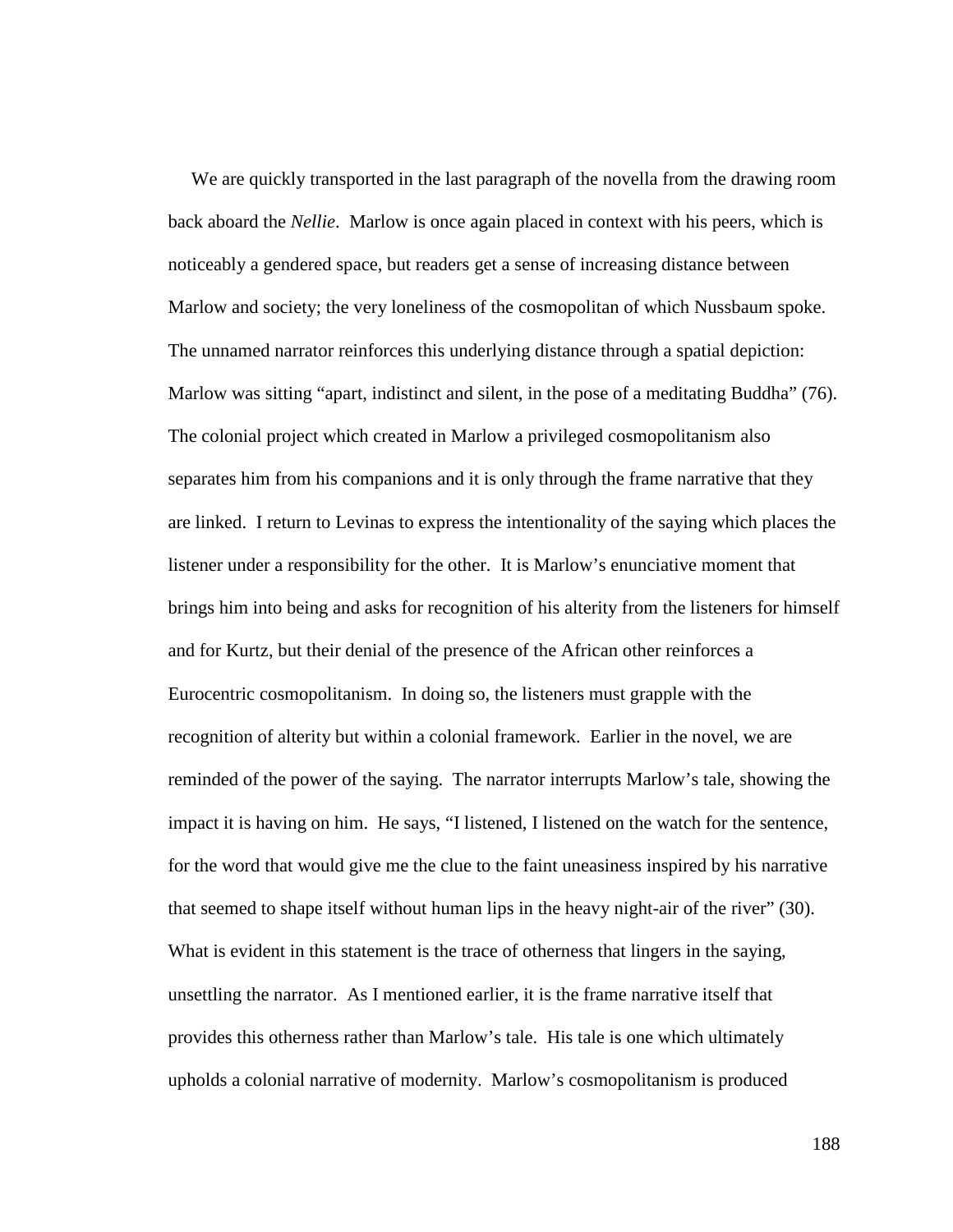We are quickly transported in the last paragraph of the novella from the drawing room back aboard the *Nellie*. Marlow is once again placed in context with his peers, which is noticeably a gendered space, but readers get a sense of increasing distance between Marlow and society; the very loneliness of the cosmopolitan of which Nussbaum spoke. The unnamed narrator reinforces this underlying distance through a spatial depiction: Marlow was sitting "apart, indistinct and silent, in the pose of a meditating Buddha" (76). The colonial project which created in Marlow a privileged cosmopolitanism also separates him from his companions and it is only through the frame narrative that they are linked. I return to Levinas to express the intentionality of the saying which places the listener under a responsibility for the other. It is Marlow's enunciative moment that brings him into being and asks for recognition of his alterity from the listeners for himself and for Kurtz, but their denial of the presence of the African other reinforces a Eurocentric cosmopolitanism. In doing so, the listeners must grapple with the recognition of alterity but within a colonial framework. Earlier in the novel, we are reminded of the power of the saying. The narrator interrupts Marlow's tale, showing the impact it is having on him. He says, "I listened, I listened on the watch for the sentence, for the word that would give me the clue to the faint uneasiness inspired by his narrative that seemed to shape itself without human lips in the heavy night-air of the river" (30). What is evident in this statement is the trace of otherness that lingers in the saying, unsettling the narrator. As I mentioned earlier, it is the frame narrative itself that provides this otherness rather than Marlow's tale. His tale is one which ultimately upholds a colonial narrative of modernity. Marlow's cosmopolitanism is produced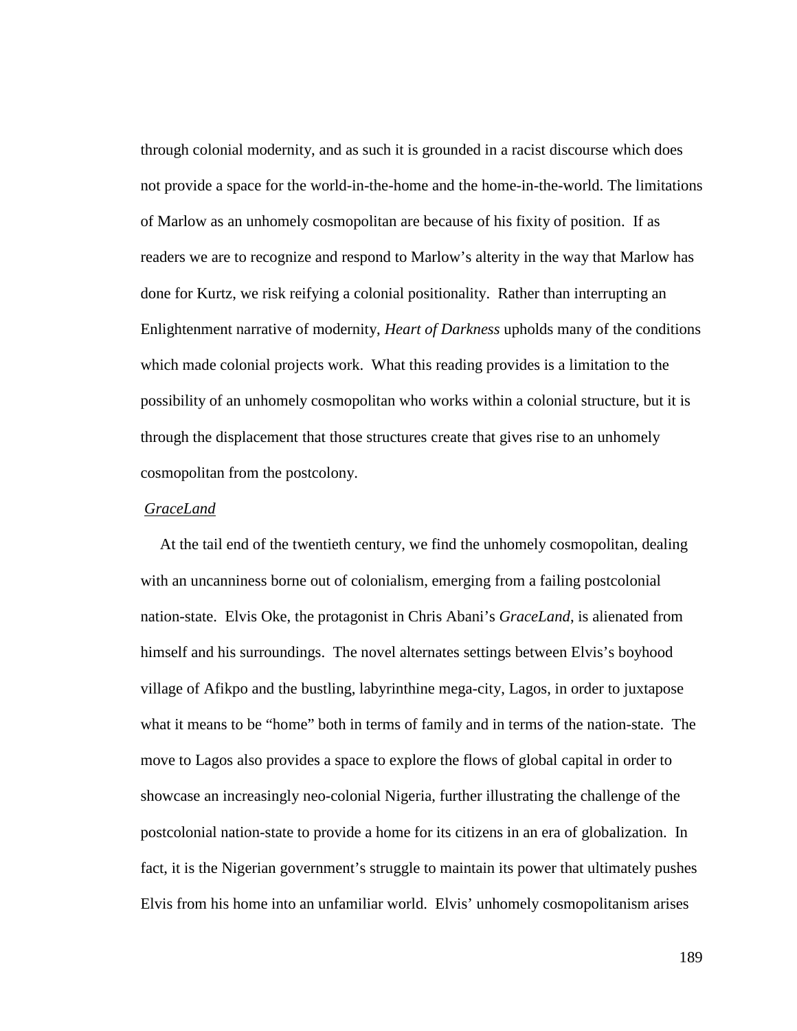through colonial modernity, and as such it is grounded in a racist discourse which does not provide a space for the world-in-the-home and the home-in-the-world. The limitations of Marlow as an unhomely cosmopolitan are because of his fixity of position. If as readers we are to recognize and respond to Marlow's alterity in the way that Marlow has done for Kurtz, we risk reifying a colonial positionality. Rather than interrupting an Enlightenment narrative of modernity, *Heart of Darkness* upholds many of the conditions which made colonial projects work. What this reading provides is a limitation to the possibility of an unhomely cosmopolitan who works within a colonial structure, but it is through the displacement that those structures create that gives rise to an unhomely cosmopolitan from the postcolony.

## *GraceLand*

At the tail end of the twentieth century, we find the unhomely cosmopolitan, dealing with an uncanniness borne out of colonialism, emerging from a failing postcolonial nation-state. Elvis Oke, the protagonist in Chris Abani's *GraceLand*, is alienated from himself and his surroundings. The novel alternates settings between Elvis's boyhood village of Afikpo and the bustling, labyrinthine mega-city, Lagos, in order to juxtapose what it means to be "home" both in terms of family and in terms of the nation-state. The move to Lagos also provides a space to explore the flows of global capital in order to showcase an increasingly neo-colonial Nigeria, further illustrating the challenge of the postcolonial nation-state to provide a home for its citizens in an era of globalization. In fact, it is the Nigerian government's struggle to maintain its power that ultimately pushes Elvis from his home into an unfamiliar world. Elvis' unhomely cosmopolitanism arises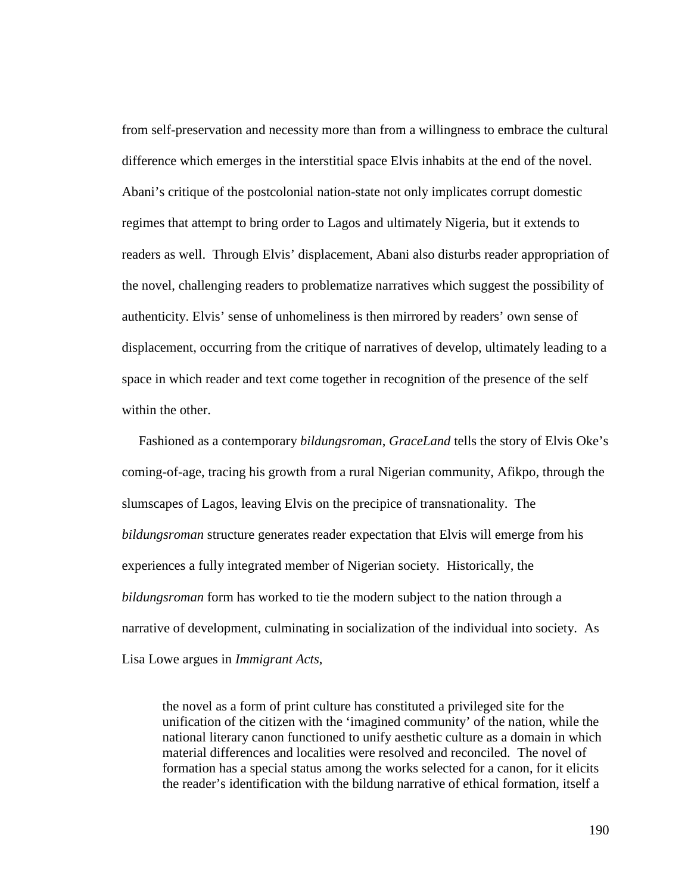from self-preservation and necessity more than from a willingness to embrace the cultural difference which emerges in the interstitial space Elvis inhabits at the end of the novel. Abani's critique of the postcolonial nation-state not only implicates corrupt domestic regimes that attempt to bring order to Lagos and ultimately Nigeria, but it extends to readers as well. Through Elvis' displacement, Abani also disturbs reader appropriation of the novel, challenging readers to problematize narratives which suggest the possibility of authenticity. Elvis' sense of unhomeliness is then mirrored by readers' own sense of displacement, occurring from the critique of narratives of develop, ultimately leading to a space in which reader and text come together in recognition of the presence of the self within the other.

Fashioned as a contemporary *bildungsroman*, *GraceLand* tells the story of Elvis Oke's coming-of-age, tracing his growth from a rural Nigerian community, Afikpo, through the slumscapes of Lagos, leaving Elvis on the precipice of transnationality. The *bildungsroman* structure generates reader expectation that Elvis will emerge from his experiences a fully integrated member of Nigerian society. Historically, the *bildungsroman* form has worked to tie the modern subject to the nation through a narrative of development, culminating in socialization of the individual into society. As Lisa Lowe argues in *Immigrant Acts*,

> the novel as a form of print culture has constituted a privileged site for the unification of the citizen with the 'imagined community' of the nation, while the national literary canon functioned to unify aesthetic culture as a domain in which material differences and localities were resolved and reconciled. The novel of formation has a special status among the works selected for a canon, for it elicits the reader's identification with the bildung narrative of ethical formation, itself a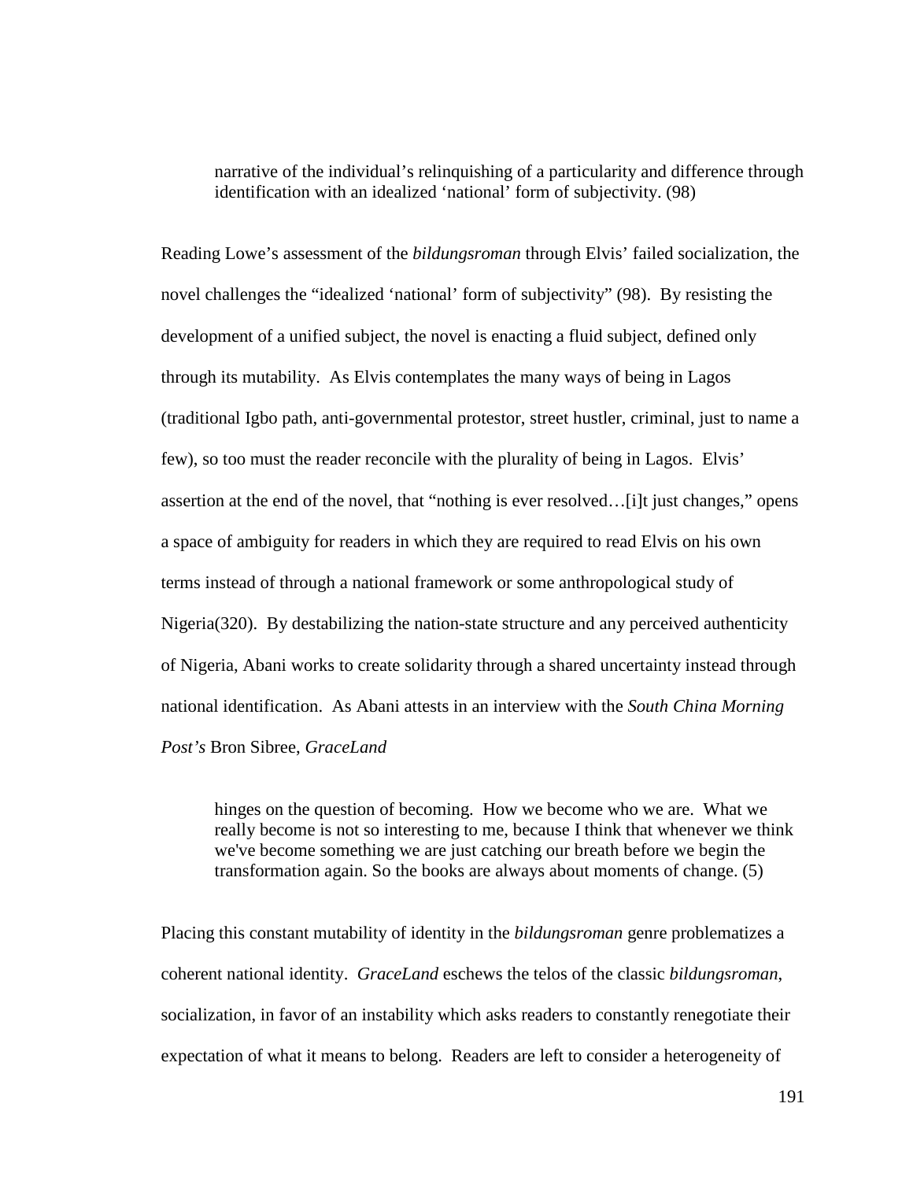> narrative of the individual's relinquishing of a particularity and difference through identification with an idealized 'national' form of subjectivity. (98)

Reading Lowe's assessment of the *bildungsroman* through Elvis' failed socialization, the novel challenges the "idealized 'national' form of subjectivity" (98). By resisting the development of a unified subject, the novel is enacting a fluid subject, defined only through its mutability. As Elvis contemplates the many ways of being in Lagos (traditional Igbo path, anti-governmental protestor, street hustler, criminal, just to name a few), so too must the reader reconcile with the plurality of being in Lagos. Elvis' assertion at the end of the novel, that "nothing is ever resolved…[i]t just changes," opens a space of ambiguity for readers in which they are required to read Elvis on his own terms instead of through a national framework or some anthropological study of Nigeria(320). By destabilizing the nation-state structure and any perceived authenticity of Nigeria, Abani works to create solidarity through a shared uncertainty instead through national identification. As Abani attests in an interview with the *South China Morning Post's* Bron Sibree, *GraceLand*

> hinges on the question of becoming. How we become who we are. What we really become is not so interesting to me, because I think that whenever we think we've become something we are just catching our breath before we begin the transformation again. So the books are always about moments of change. (5)

Placing this constant mutability of identity in the *bildungsroman* genre problematizes a coherent national identity. *GraceLand* eschews the telos of the classic *bildungsroman*, socialization, in favor of an instability which asks readers to constantly renegotiate their expectation of what it means to belong. Readers are left to consider a heterogeneity of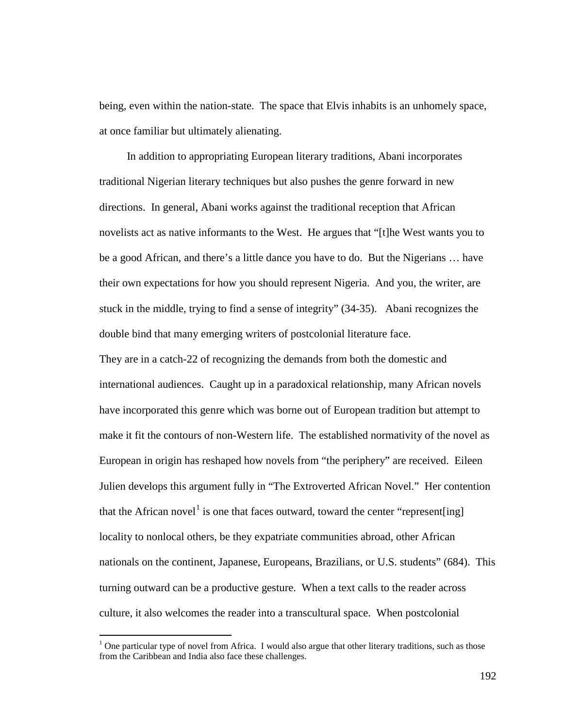being, even within the nation-state. The space that Elvis inhabits is an unhomely space, at once familiar but ultimately alienating.

In addition to appropriating European literary traditions, Abani incorporates traditional Nigerian literary techniques but also pushes the genre forward in new directions. In general, Abani works against the traditional reception that African novelists act as native informants to the West. He argues that "[t]he West wants you to be a good African, and there's a little dance you have to do. But the Nigerians … have their own expectations for how you should represent Nigeria. And you, the writer, are stuck in the middle, trying to find a sense of integrity" (34-35). Abani recognizes the double bind that many emerging writers of postcolonial literature face.
They are in a catch-22 of recognizing the demands from both the domestic and international audiences. Caught up in a paradoxical relationship, many African novels have incorporated this genre which was borne out of European tradition but attempt to make it fit the contours of non-Western life. The established normativity of the novel as European in origin has reshaped how novels from "the periphery" are received. Eileen Julien develops this argument fully in "The Extroverted African Novel." Her contention that the African novel[1] is one that faces outward, toward the center "represent[ing] locality to nonlocal others, be they expatriate communities abroad, other African nationals on the continent, Japanese, Europeans, Brazilians, or U.S. students" (684). This turning outward can be a productive gesture. When a text calls to the reader across culture, it also welcomes the reader into a transcultural space. When postcolonial

[1] One particular type of novel from Africa. I would also argue that other literary traditions, such as those from the Caribbean and India also face these challenges.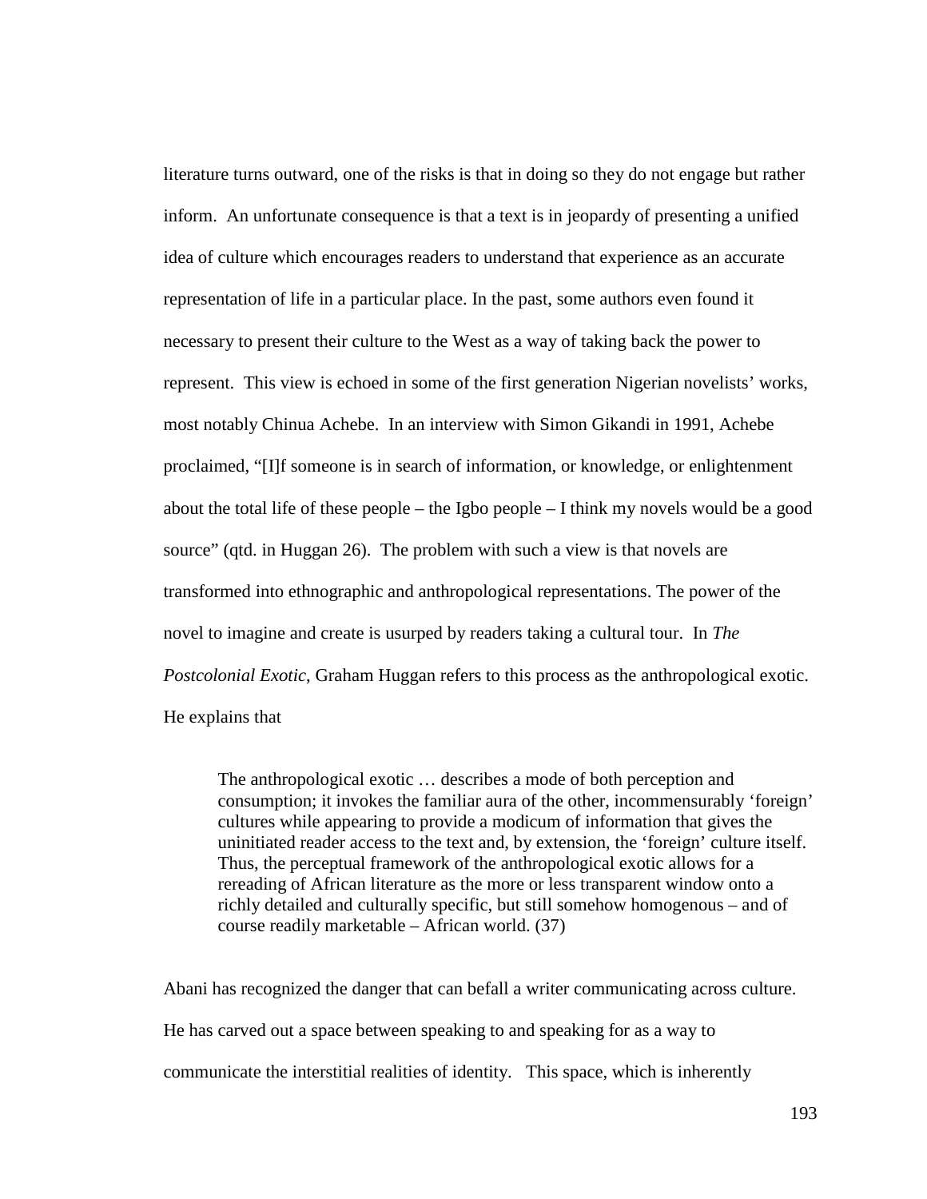literature turns outward, one of the risks is that in doing so they do not engage but rather inform. An unfortunate consequence is that a text is in jeopardy of presenting a unified idea of culture which encourages readers to understand that experience as an accurate representation of life in a particular place. In the past, some authors even found it necessary to present their culture to the West as a way of taking back the power to represent. This view is echoed in some of the first generation Nigerian novelists' works, most notably Chinua Achebe. In an interview with Simon Gikandi in 1991, Achebe proclaimed, "[I]f someone is in search of information, or knowledge, or enlightenment about the total life of these people – the Igbo people – I think my novels would be a good source" (qtd. in Huggan 26). The problem with such a view is that novels are transformed into ethnographic and anthropological representations. The power of the novel to imagine and create is usurped by readers taking a cultural tour. In *The Postcolonial Exotic*, Graham Huggan refers to this process as the anthropological exotic. He explains that

> The anthropological exotic … describes a mode of both perception and consumption; it invokes the familiar aura of the other, incommensurably 'foreign' cultures while appearing to provide a modicum of information that gives the uninitiated reader access to the text and, by extension, the 'foreign' culture itself. Thus, the perceptual framework of the anthropological exotic allows for a rereading of African literature as the more or less transparent window onto a richly detailed and culturally specific, but still somehow homogenous – and of course readily marketable – African world. (37)

Abani has recognized the danger that can befall a writer communicating across culture. He has carved out a space between speaking to and speaking for as a way to communicate the interstitial realities of identity. This space, which is inherently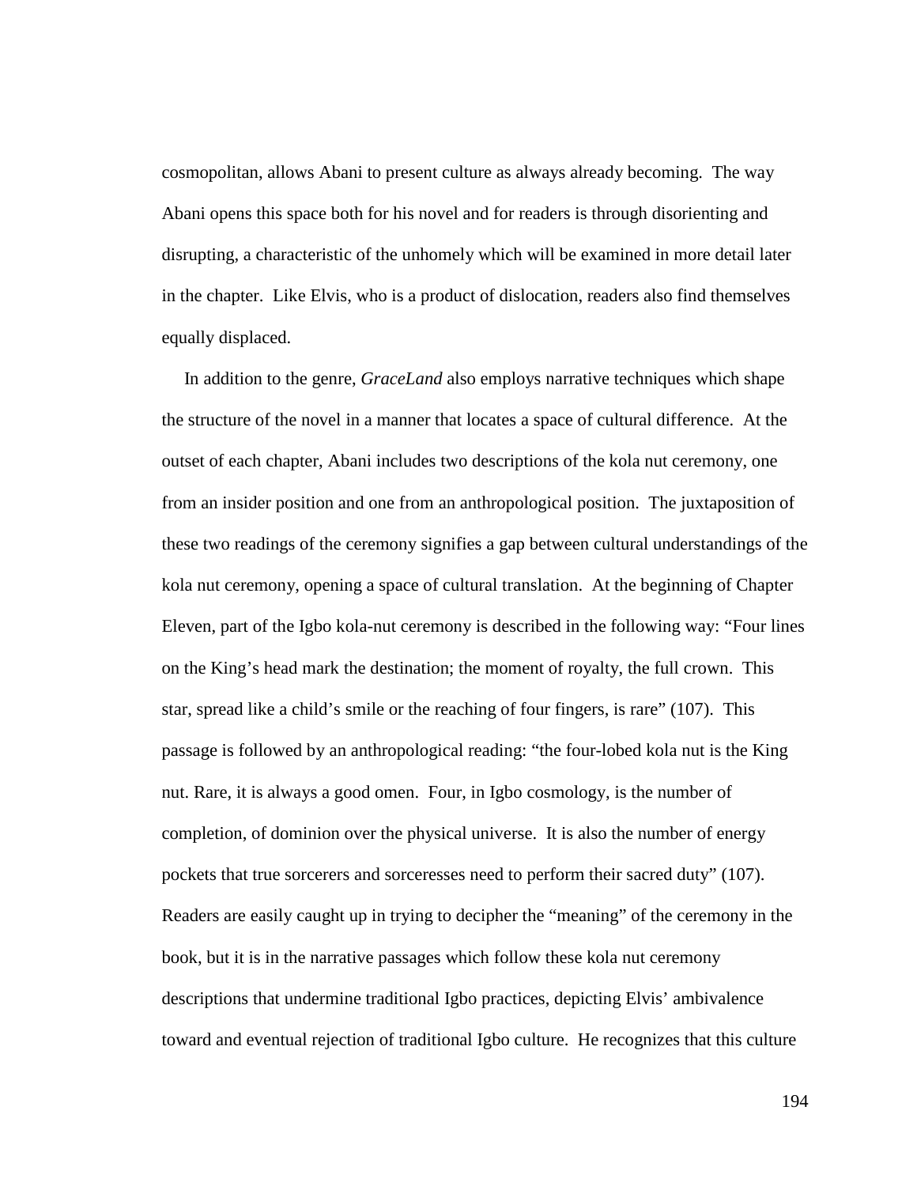cosmopolitan, allows Abani to present culture as always already becoming. The way Abani opens this space both for his novel and for readers is through disorienting and disrupting, a characteristic of the unhomely which will be examined in more detail later in the chapter. Like Elvis, who is a product of dislocation, readers also find themselves equally displaced.

In addition to the genre, *GraceLand* also employs narrative techniques which shape the structure of the novel in a manner that locates a space of cultural difference. At the outset of each chapter, Abani includes two descriptions of the kola nut ceremony, one from an insider position and one from an anthropological position. The juxtaposition of these two readings of the ceremony signifies a gap between cultural understandings of the kola nut ceremony, opening a space of cultural translation. At the beginning of Chapter Eleven, part of the Igbo kola-nut ceremony is described in the following way: "Four lines on the King's head mark the destination; the moment of royalty, the full crown. This star, spread like a child's smile or the reaching of four fingers, is rare" (107). This passage is followed by an anthropological reading: "the four-lobed kola nut is the King nut. Rare, it is always a good omen. Four, in Igbo cosmology, is the number of completion, of dominion over the physical universe. It is also the number of energy pockets that true sorcerers and sorceresses need to perform their sacred duty" (107). Readers are easily caught up in trying to decipher the "meaning" of the ceremony in the book, but it is in the narrative passages which follow these kola nut ceremony descriptions that undermine traditional Igbo practices, depicting Elvis' ambivalence toward and eventual rejection of traditional Igbo culture. He recognizes that this culture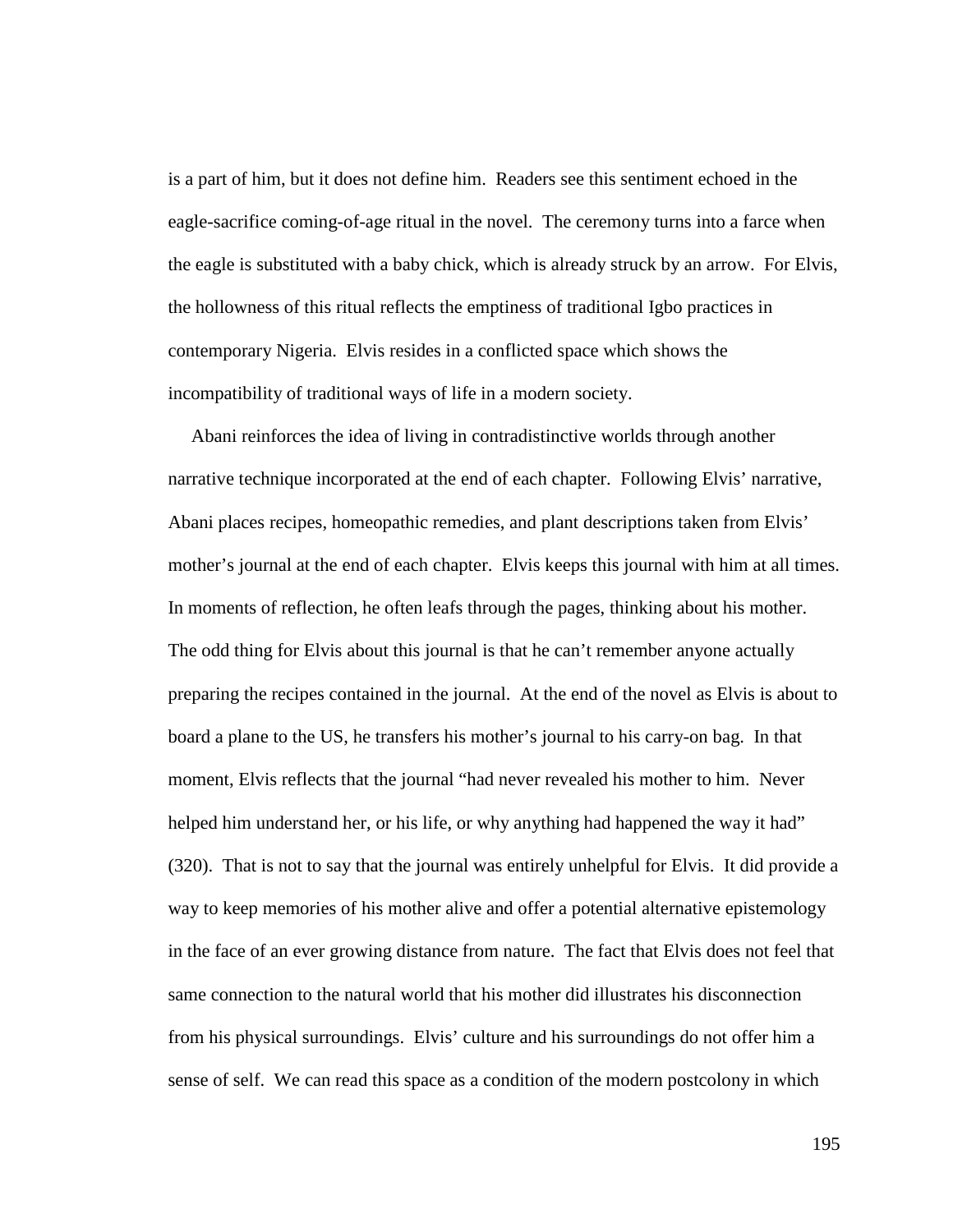is a part of him, but it does not define him. Readers see this sentiment echoed in the eagle-sacrifice coming-of-age ritual in the novel. The ceremony turns into a farce when the eagle is substituted with a baby chick, which is already struck by an arrow. For Elvis, the hollowness of this ritual reflects the emptiness of traditional Igbo practices in contemporary Nigeria. Elvis resides in a conflicted space which shows the incompatibility of traditional ways of life in a modern society.

Abani reinforces the idea of living in contradistinctive worlds through another narrative technique incorporated at the end of each chapter. Following Elvis' narrative, Abani places recipes, homeopathic remedies, and plant descriptions taken from Elvis' mother's journal at the end of each chapter. Elvis keeps this journal with him at all times. In moments of reflection, he often leafs through the pages, thinking about his mother. The odd thing for Elvis about this journal is that he can't remember anyone actually preparing the recipes contained in the journal. At the end of the novel as Elvis is about to board a plane to the US, he transfers his mother's journal to his carry-on bag. In that moment, Elvis reflects that the journal "had never revealed his mother to him. Never helped him understand her, or his life, or why anything had happened the way it had" (320). That is not to say that the journal was entirely unhelpful for Elvis. It did provide a way to keep memories of his mother alive and offer a potential alternative epistemology in the face of an ever growing distance from nature. The fact that Elvis does not feel that same connection to the natural world that his mother did illustrates his disconnection from his physical surroundings. Elvis' culture and his surroundings do not offer him a sense of self. We can read this space as a condition of the modern postcolony in which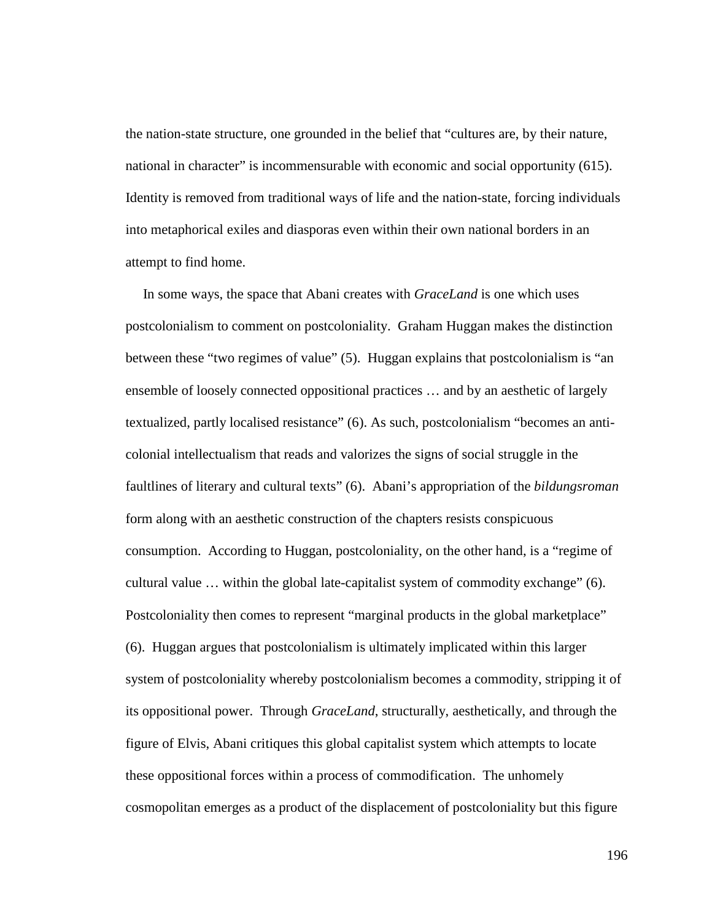the nation-state structure, one grounded in the belief that "cultures are, by their nature, national in character" is incommensurable with economic and social opportunity (615). Identity is removed from traditional ways of life and the nation-state, forcing individuals into metaphorical exiles and diasporas even within their own national borders in an attempt to find home.

In some ways, the space that Abani creates with *GraceLand* is one which uses postcolonialism to comment on postcoloniality. Graham Huggan makes the distinction between these "two regimes of value" (5). Huggan explains that postcolonialism is "an ensemble of loosely connected oppositional practices … and by an aesthetic of largely textualized, partly localised resistance" (6). As such, postcolonialism "becomes an anti-colonial intellectualism that reads and valorizes the signs of social struggle in the faultlines of literary and cultural texts" (6). Abani's appropriation of the *bildungsroman* form along with an aesthetic construction of the chapters resists conspicuous consumption. According to Huggan, postcoloniality, on the other hand, is a "regime of cultural value … within the global late-capitalist system of commodity exchange" (6). Postcoloniality then comes to represent "marginal products in the global marketplace" (6). Huggan argues that postcolonialism is ultimately implicated within this larger system of postcoloniality whereby postcolonialism becomes a commodity, stripping it of its oppositional power. Through *GraceLand*, structurally, aesthetically, and through the figure of Elvis, Abani critiques this global capitalist system which attempts to locate these oppositional forces within a process of commodification. The unhomely cosmopolitan emerges as a product of the displacement of postcoloniality but this figure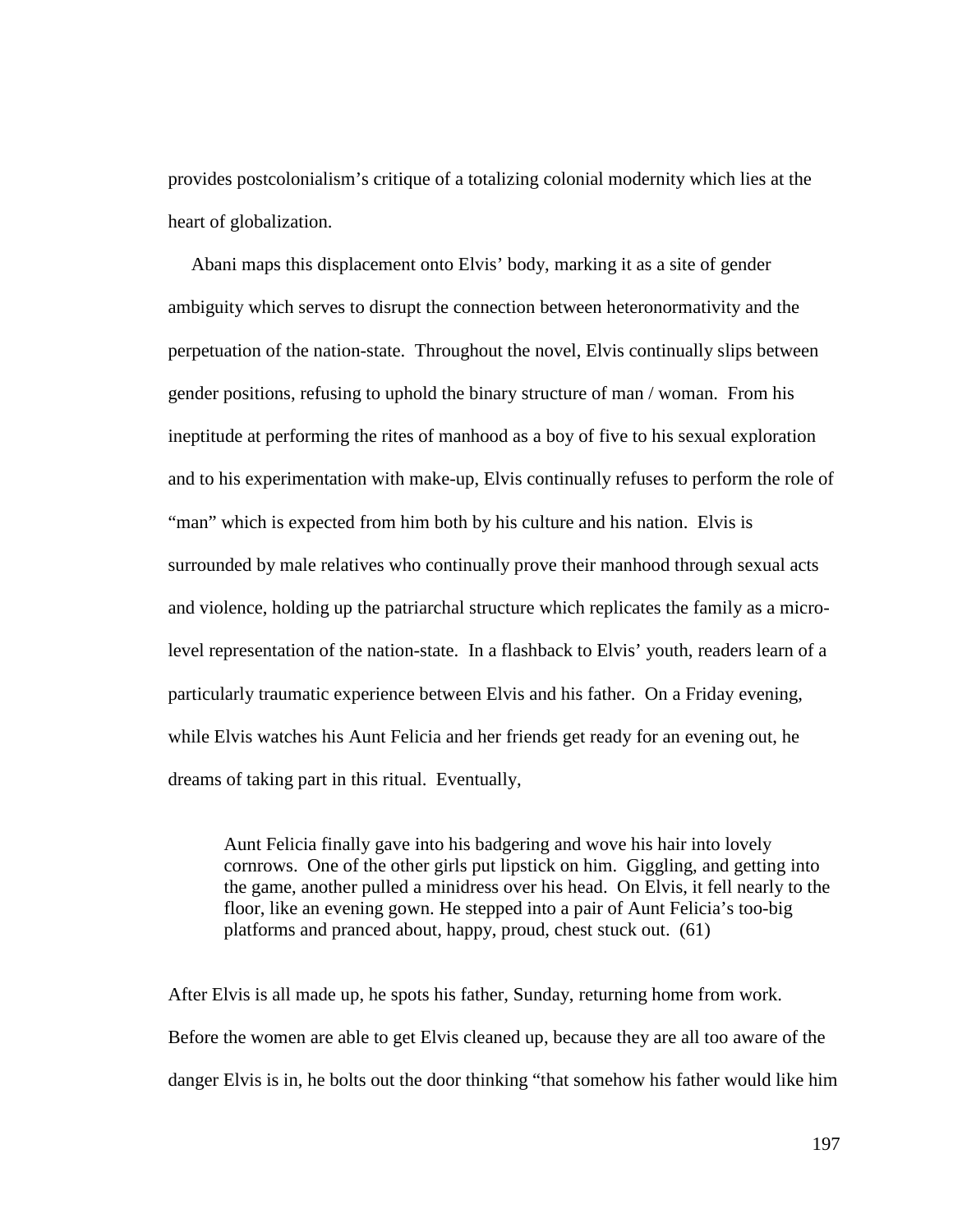provides postcolonialism's critique of a totalizing colonial modernity which lies at the heart of globalization.

Abani maps this displacement onto Elvis' body, marking it as a site of gender ambiguity which serves to disrupt the connection between heteronormativity and the perpetuation of the nation-state. Throughout the novel, Elvis continually slips between gender positions, refusing to uphold the binary structure of man / woman. From his ineptitude at performing the rites of manhood as a boy of five to his sexual exploration and to his experimentation with make-up, Elvis continually refuses to perform the role of "man" which is expected from him both by his culture and his nation. Elvis is surrounded by male relatives who continually prove their manhood through sexual acts and violence, holding up the patriarchal structure which replicates the family as a micro-level representation of the nation-state. In a flashback to Elvis' youth, readers learn of a particularly traumatic experience between Elvis and his father. On a Friday evening, while Elvis watches his Aunt Felicia and her friends get ready for an evening out, he dreams of taking part in this ritual. Eventually,

> Aunt Felicia finally gave into his badgering and wove his hair into lovely cornrows. One of the other girls put lipstick on him. Giggling, and getting into the game, another pulled a minidress over his head. On Elvis, it fell nearly to the floor, like an evening gown. He stepped into a pair of Aunt Felicia's too-big platforms and pranced about, happy, proud, chest stuck out. (61)

After Elvis is all made up, he spots his father, Sunday, returning home from work. Before the women are able to get Elvis cleaned up, because they are all too aware of the danger Elvis is in, he bolts out the door thinking "that somehow his father would like him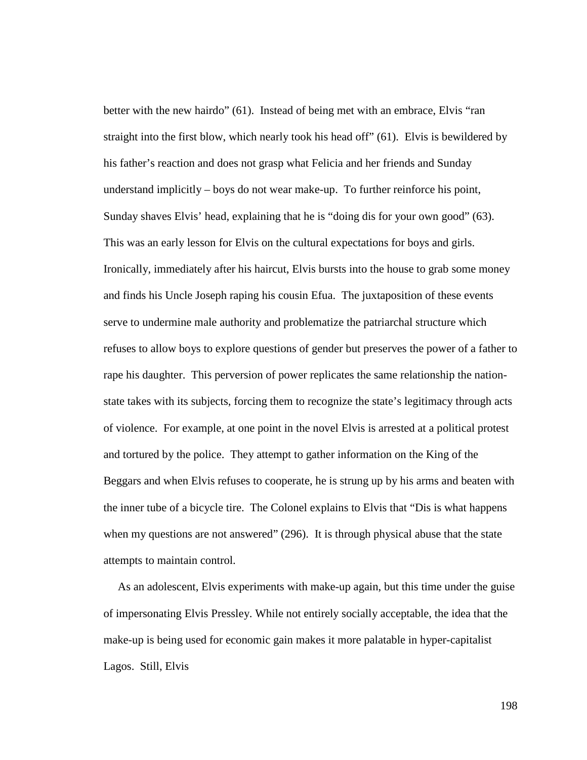better with the new hairdo" (61). Instead of being met with an embrace, Elvis "ran straight into the first blow, which nearly took his head off" (61). Elvis is bewildered by his father's reaction and does not grasp what Felicia and her friends and Sunday understand implicitly – boys do not wear make-up. To further reinforce his point, Sunday shaves Elvis' head, explaining that he is "doing dis for your own good" (63). This was an early lesson for Elvis on the cultural expectations for boys and girls. Ironically, immediately after his haircut, Elvis bursts into the house to grab some money and finds his Uncle Joseph raping his cousin Efua. The juxtaposition of these events serve to undermine male authority and problematize the patriarchal structure which refuses to allow boys to explore questions of gender but preserves the power of a father to rape his daughter. This perversion of power replicates the same relationship the nation-state takes with its subjects, forcing them to recognize the state's legitimacy through acts of violence. For example, at one point in the novel Elvis is arrested at a political protest and tortured by the police. They attempt to gather information on the King of the Beggars and when Elvis refuses to cooperate, he is strung up by his arms and beaten with the inner tube of a bicycle tire. The Colonel explains to Elvis that "Dis is what happens when my questions are not answered" (296). It is through physical abuse that the state attempts to maintain control.

As an adolescent, Elvis experiments with make-up again, but this time under the guise of impersonating Elvis Pressley. While not entirely socially acceptable, the idea that the make-up is being used for economic gain makes it more palatable in hyper-capitalist Lagos. Still, Elvis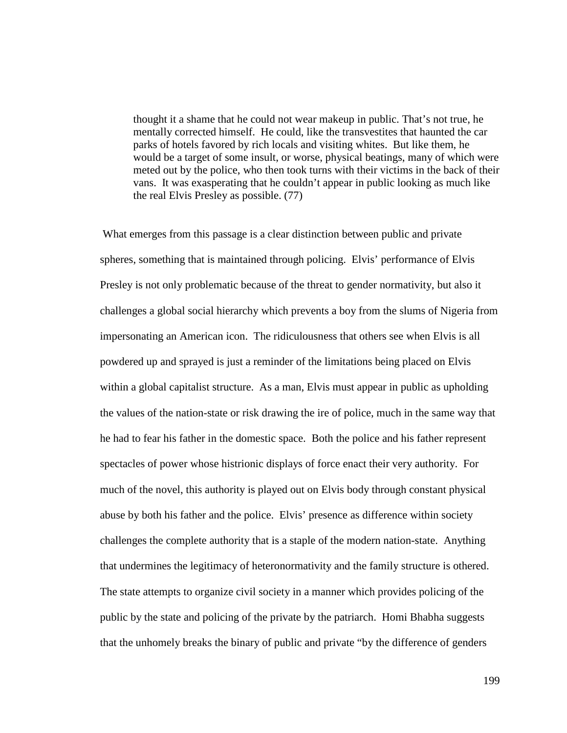> thought it a shame that he could not wear makeup in public. That's not true, he mentally corrected himself. He could, like the transvestites that haunted the car parks of hotels favored by rich locals and visiting whites. But like them, he would be a target of some insult, or worse, physical beatings, many of which were meted out by the police, who then took turns with their victims in the back of their vans. It was exasperating that he couldn't appear in public looking as much like the real Elvis Presley as possible. (77)

What emerges from this passage is a clear distinction between public and private spheres, something that is maintained through policing. Elvis' performance of Elvis Presley is not only problematic because of the threat to gender normativity, but also it challenges a global social hierarchy which prevents a boy from the slums of Nigeria from impersonating an American icon. The ridiculousness that others see when Elvis is all powdered up and sprayed is just a reminder of the limitations being placed on Elvis within a global capitalist structure. As a man, Elvis must appear in public as upholding the values of the nation-state or risk drawing the ire of police, much in the same way that he had to fear his father in the domestic space. Both the police and his father represent spectacles of power whose histrionic displays of force enact their very authority. For much of the novel, this authority is played out on Elvis body through constant physical abuse by both his father and the police. Elvis' presence as difference within society challenges the complete authority that is a staple of the modern nation-state. Anything that undermines the legitimacy of heteronormativity and the family structure is othered. The state attempts to organize civil society in a manner which provides policing of the public by the state and policing of the private by the patriarch. Homi Bhabha suggests that the unhomely breaks the binary of public and private "by the difference of genders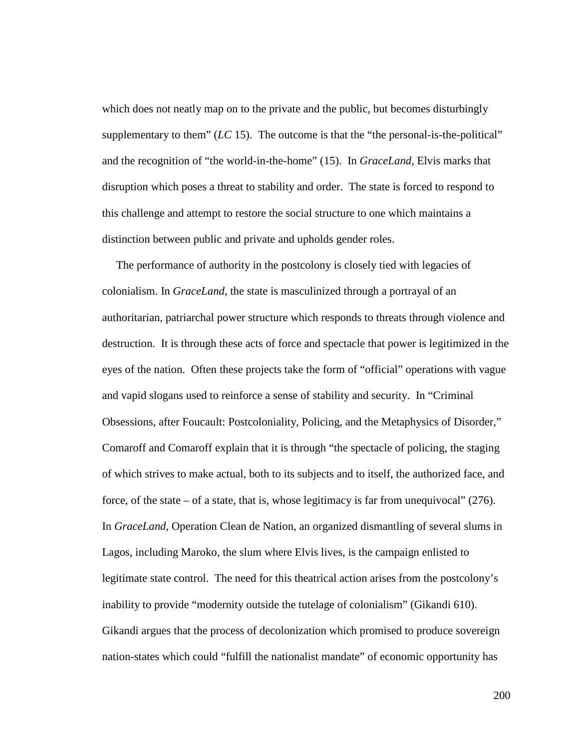which does not neatly map on to the private and the public, but becomes disturbingly supplementary to them" (*LC* 15). The outcome is that the "the personal-is-the-political" and the recognition of "the world-in-the-home" (15). In *GraceLand*, Elvis marks that disruption which poses a threat to stability and order. The state is forced to respond to this challenge and attempt to restore the social structure to one which maintains a distinction between public and private and upholds gender roles.

The performance of authority in the postcolony is closely tied with legacies of colonialism. In *GraceLand*, the state is masculinized through a portrayal of an authoritarian, patriarchal power structure which responds to threats through violence and destruction. It is through these acts of force and spectacle that power is legitimized in the eyes of the nation. Often these projects take the form of "official" operations with vague and vapid slogans used to reinforce a sense of stability and security. In "Criminal Obsessions, after Foucault: Postcoloniality, Policing, and the Metaphysics of Disorder," Comaroff and Comaroff explain that it is through "the spectacle of policing, the staging of which strives to make actual, both to its subjects and to itself, the authorized face, and force, of the state – of a state, that is, whose legitimacy is far from unequivocal" (276). In *GraceLand*, Operation Clean de Nation, an organized dismantling of several slums in Lagos, including Maroko, the slum where Elvis lives, is the campaign enlisted to legitimate state control. The need for this theatrical action arises from the postcolony's inability to provide "modernity outside the tutelage of colonialism" (Gikandi 610). Gikandi argues that the process of decolonization which promised to produce sovereign nation-states which could "fulfill the nationalist mandate" of economic opportunity has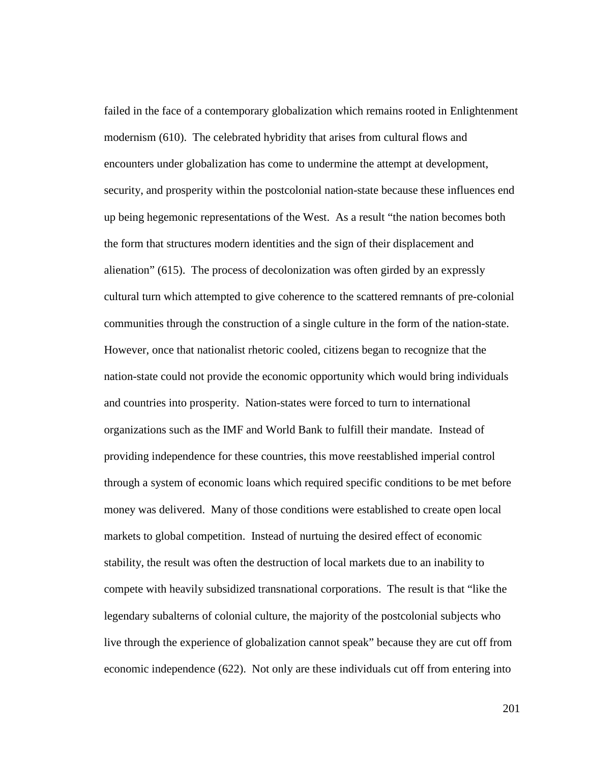failed in the face of a contemporary globalization which remains rooted in Enlightenment modernism (610). The celebrated hybridity that arises from cultural flows and encounters under globalization has come to undermine the attempt at development, security, and prosperity within the postcolonial nation-state because these influences end up being hegemonic representations of the West. As a result "the nation becomes both the form that structures modern identities and the sign of their displacement and alienation" (615). The process of decolonization was often girded by an expressly cultural turn which attempted to give coherence to the scattered remnants of pre-colonial communities through the construction of a single culture in the form of the nation-state. However, once that nationalist rhetoric cooled, citizens began to recognize that the nation-state could not provide the economic opportunity which would bring individuals and countries into prosperity. Nation-states were forced to turn to international organizations such as the IMF and World Bank to fulfill their mandate. Instead of providing independence for these countries, this move reestablished imperial control through a system of economic loans which required specific conditions to be met before money was delivered. Many of those conditions were established to create open local markets to global competition. Instead of nurtuing the desired effect of economic stability, the result was often the destruction of local markets due to an inability to compete with heavily subsidized transnational corporations. The result is that "like the legendary subalterns of colonial culture, the majority of the postcolonial subjects who live through the experience of globalization cannot speak" because they are cut off from economic independence (622). Not only are these individuals cut off from entering into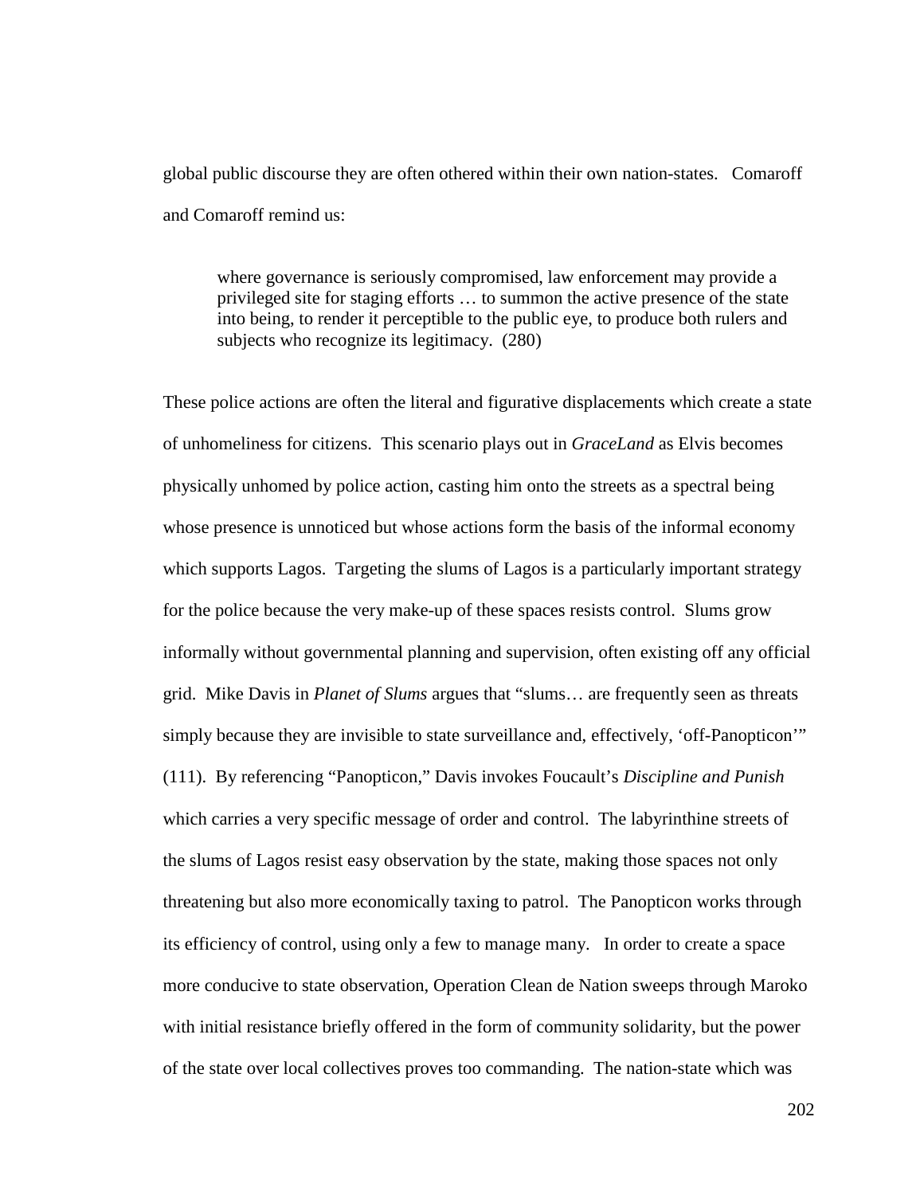global public discourse they are often othered within their own nation-states. Comaroff and Comaroff remind us:

> where governance is seriously compromised, law enforcement may provide a privileged site for staging efforts … to summon the active presence of the state into being, to render it perceptible to the public eye, to produce both rulers and subjects who recognize its legitimacy. (280)

These police actions are often the literal and figurative displacements which create a state of unhomeliness for citizens. This scenario plays out in *GraceLand* as Elvis becomes physically unhomed by police action, casting him onto the streets as a spectral being whose presence is unnoticed but whose actions form the basis of the informal economy which supports Lagos. Targeting the slums of Lagos is a particularly important strategy for the police because the very make-up of these spaces resists control. Slums grow informally without governmental planning and supervision, often existing off any official grid. Mike Davis in *Planet of Slums* argues that "slums… are frequently seen as threats simply because they are invisible to state surveillance and, effectively, 'off-Panopticon'" (111). By referencing "Panopticon," Davis invokes Foucault's *Discipline and Punish* which carries a very specific message of order and control. The labyrinthine streets of the slums of Lagos resist easy observation by the state, making those spaces not only threatening but also more economically taxing to patrol. The Panopticon works through its efficiency of control, using only a few to manage many. In order to create a space more conducive to state observation, Operation Clean de Nation sweeps through Maroko with initial resistance briefly offered in the form of community solidarity, but the power of the state over local collectives proves too commanding. The nation-state which was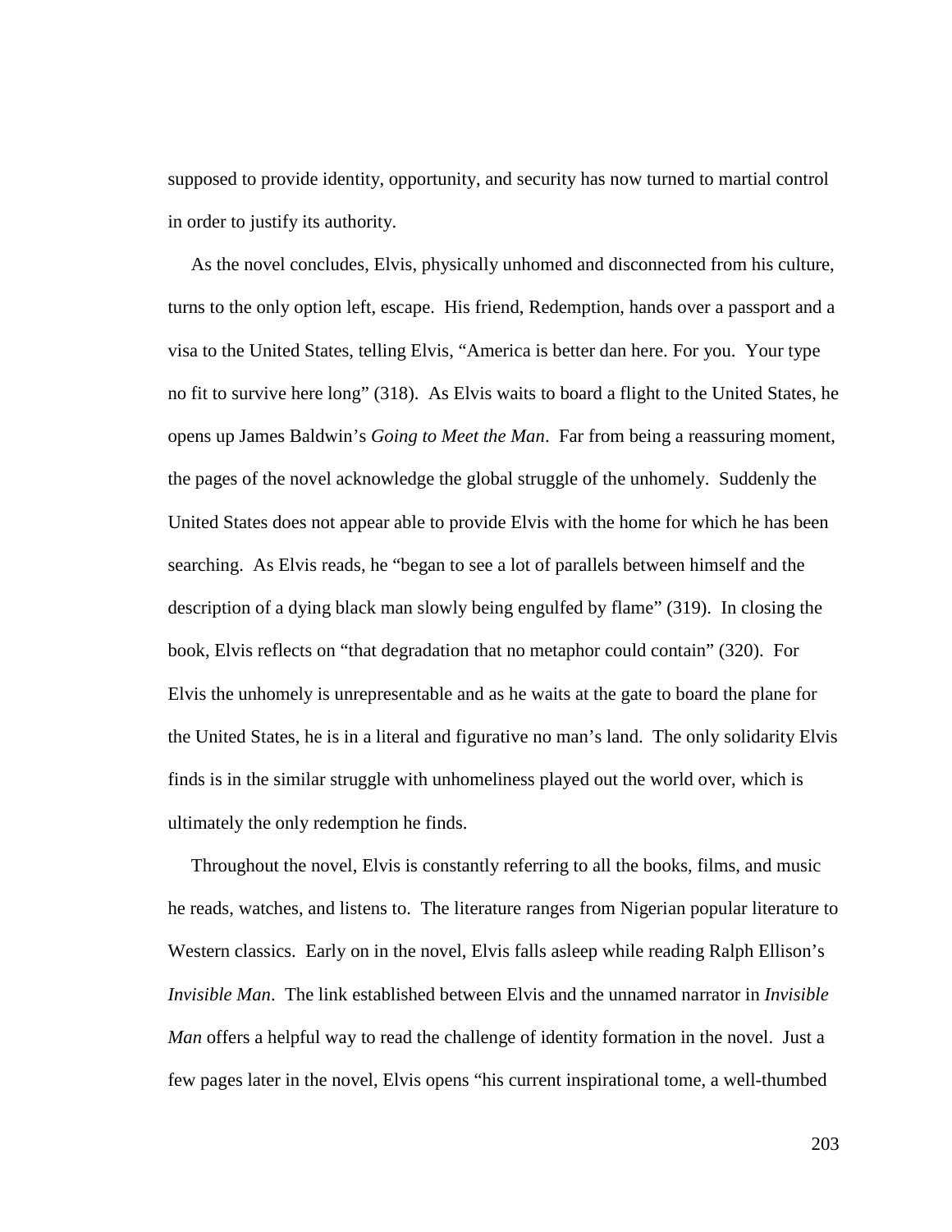supposed to provide identity, opportunity, and security has now turned to martial control in order to justify its authority.

As the novel concludes, Elvis, physically unhomed and disconnected from his culture, turns to the only option left, escape. His friend, Redemption, hands over a passport and a visa to the United States, telling Elvis, "America is better dan here. For you. Your type no fit to survive here long" (318). As Elvis waits to board a flight to the United States, he opens up James Baldwin's *Going to Meet the Man*. Far from being a reassuring moment, the pages of the novel acknowledge the global struggle of the unhomely. Suddenly the United States does not appear able to provide Elvis with the home for which he has been searching. As Elvis reads, he "began to see a lot of parallels between himself and the description of a dying black man slowly being engulfed by flame" (319). In closing the book, Elvis reflects on "that degradation that no metaphor could contain" (320). For Elvis the unhomely is unrepresentable and as he waits at the gate to board the plane for the United States, he is in a literal and figurative no man's land. The only solidarity Elvis finds is in the similar struggle with unhomeliness played out the world over, which is ultimately the only redemption he finds.

Throughout the novel, Elvis is constantly referring to all the books, films, and music he reads, watches, and listens to. The literature ranges from Nigerian popular literature to Western classics. Early on in the novel, Elvis falls asleep while reading Ralph Ellison's *Invisible Man*. The link established between Elvis and the unnamed narrator in *Invisible Man* offers a helpful way to read the challenge of identity formation in the novel. Just a few pages later in the novel, Elvis opens "his current inspirational tome, a well-thumbed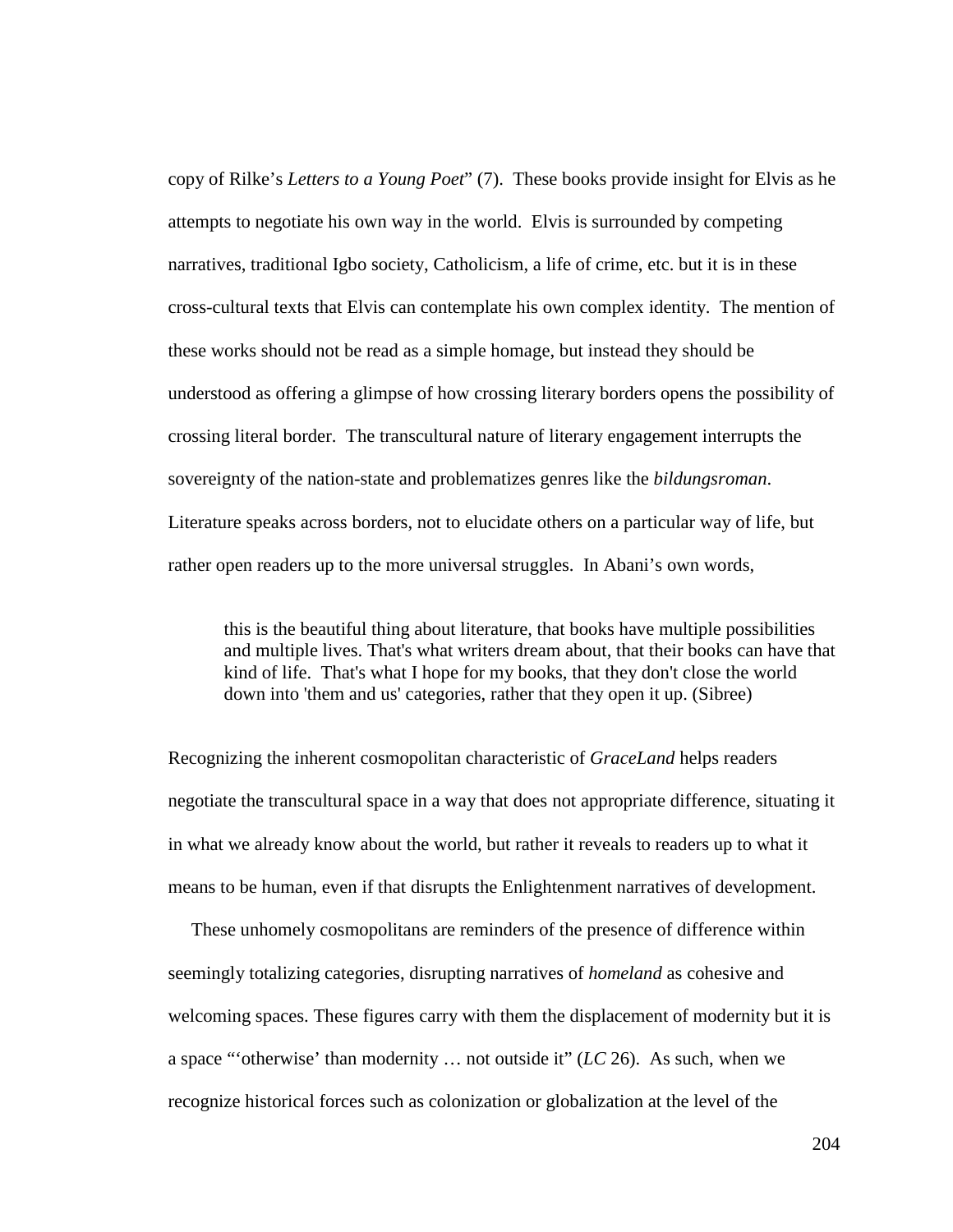copy of Rilke's *Letters to a Young Poet*" (7). These books provide insight for Elvis as he attempts to negotiate his own way in the world. Elvis is surrounded by competing narratives, traditional Igbo society, Catholicism, a life of crime, etc. but it is in these cross-cultural texts that Elvis can contemplate his own complex identity. The mention of these works should not be read as a simple homage, but instead they should be understood as offering a glimpse of how crossing literary borders opens the possibility of crossing literal border. The transcultural nature of literary engagement interrupts the sovereignty of the nation-state and problematizes genres like the *bildungsroman*. Literature speaks across borders, not to elucidate others on a particular way of life, but rather open readers up to the more universal struggles. In Abani's own words,

> this is the beautiful thing about literature, that books have multiple possibilities and multiple lives. That's what writers dream about, that their books can have that kind of life. That's what I hope for my books, that they don't close the world down into 'them and us' categories, rather that they open it up. (Sibree)

Recognizing the inherent cosmopolitan characteristic of *GraceLand* helps readers negotiate the transcultural space in a way that does not appropriate difference, situating it in what we already know about the world, but rather it reveals to readers up to what it means to be human, even if that disrupts the Enlightenment narratives of development.

These unhomely cosmopolitans are reminders of the presence of difference within seemingly totalizing categories, disrupting narratives of *homeland* as cohesive and welcoming spaces. These figures carry with them the displacement of modernity but it is a space "'otherwise' than modernity … not outside it" (*LC* 26). As such, when we recognize historical forces such as colonization or globalization at the level of the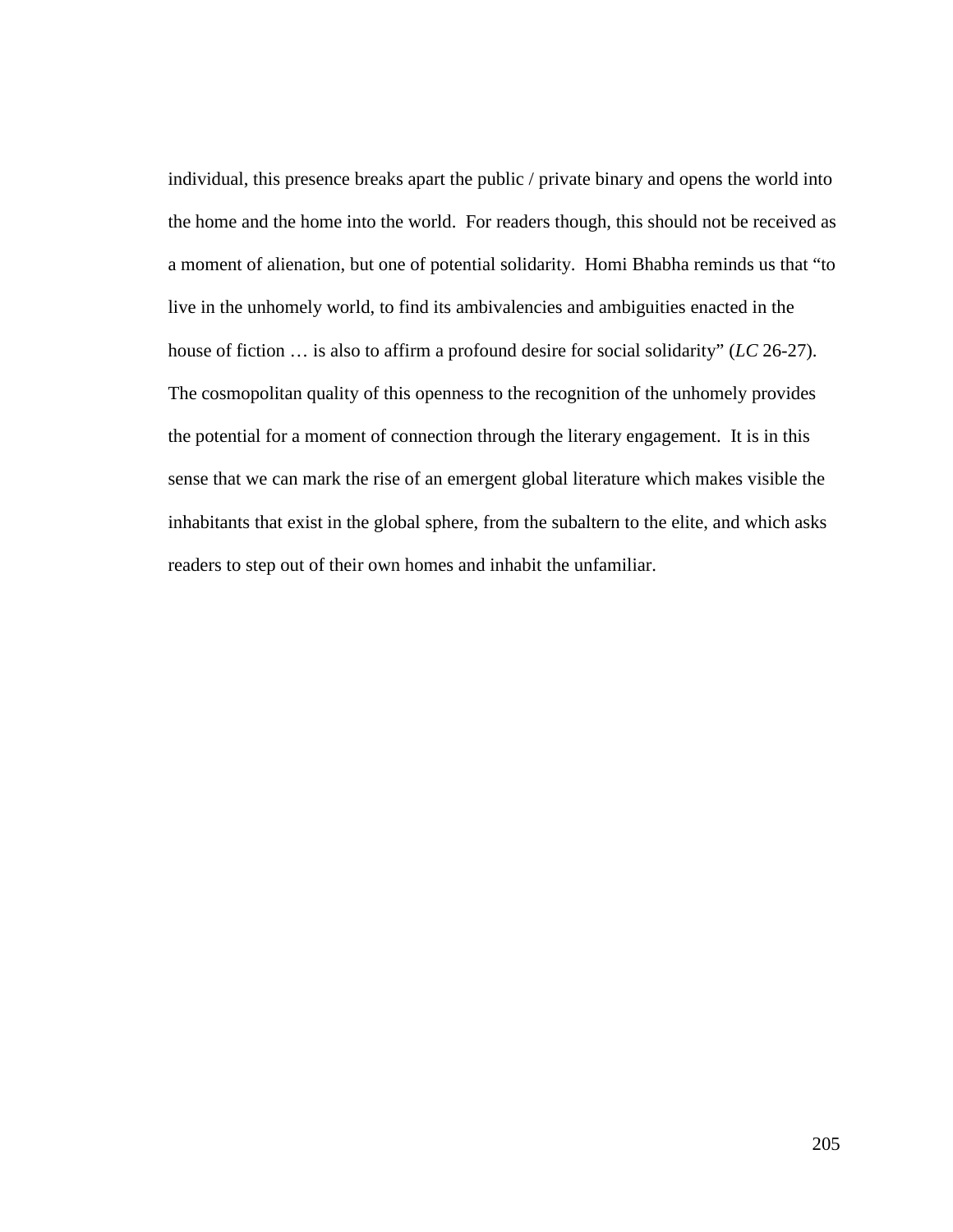individual, this presence breaks apart the public / private binary and opens the world into the home and the home into the world. For readers though, this should not be received as a moment of alienation, but one of potential solidarity. Homi Bhabha reminds us that "to live in the unhomely world, to find its ambivalencies and ambiguities enacted in the house of fiction … is also to affirm a profound desire for social solidarity" (*LC* 26-27). The cosmopolitan quality of this openness to the recognition of the unhomely provides the potential for a moment of connection through the literary engagement. It is in this sense that we can mark the rise of an emergent global literature which makes visible the inhabitants that exist in the global sphere, from the subaltern to the elite, and which asks readers to step out of their own homes and inhabit the unfamiliar.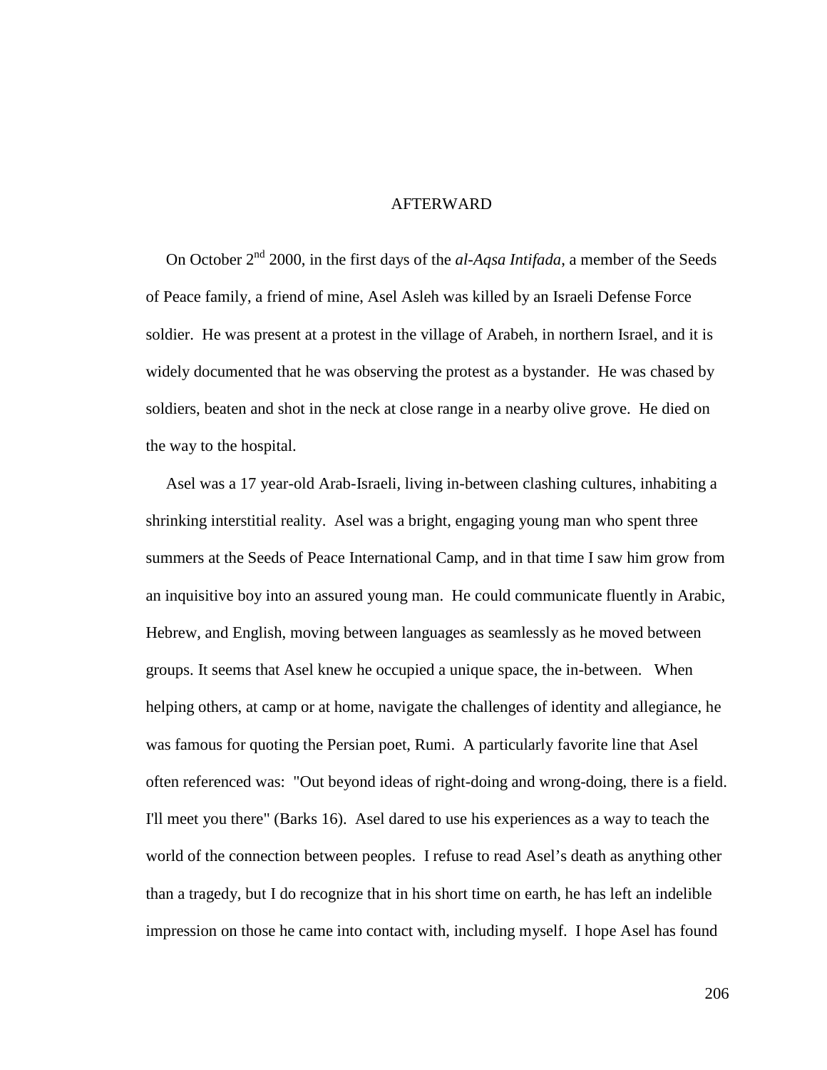# AFTERWARD

On October 2nd 2000, in the first days of the *al-Aqsa Intifada*, a member of the Seeds of Peace family, a friend of mine, Asel Asleh was killed by an Israeli Defense Force soldier. He was present at a protest in the village of Arabeh, in northern Israel, and it is widely documented that he was observing the protest as a bystander. He was chased by soldiers, beaten and shot in the neck at close range in a nearby olive grove. He died on the way to the hospital.

Asel was a 17 year-old Arab-Israeli, living in-between clashing cultures, inhabiting a shrinking interstitial reality. Asel was a bright, engaging young man who spent three summers at the Seeds of Peace International Camp, and in that time I saw him grow from an inquisitive boy into an assured young man. He could communicate fluently in Arabic, Hebrew, and English, moving between languages as seamlessly as he moved between groups. It seems that Asel knew he occupied a unique space, the in-between. When helping others, at camp or at home, navigate the challenges of identity and allegiance, he was famous for quoting the Persian poet, Rumi. A particularly favorite line that Asel often referenced was: "Out beyond ideas of right-doing and wrong-doing, there is a field. I'll meet you there" (Barks 16). Asel dared to use his experiences as a way to teach the world of the connection between peoples. I refuse to read Asel's death as anything other than a tragedy, but I do recognize that in his short time on earth, he has left an indelible impression on those he came into contact with, including myself. I hope Asel has found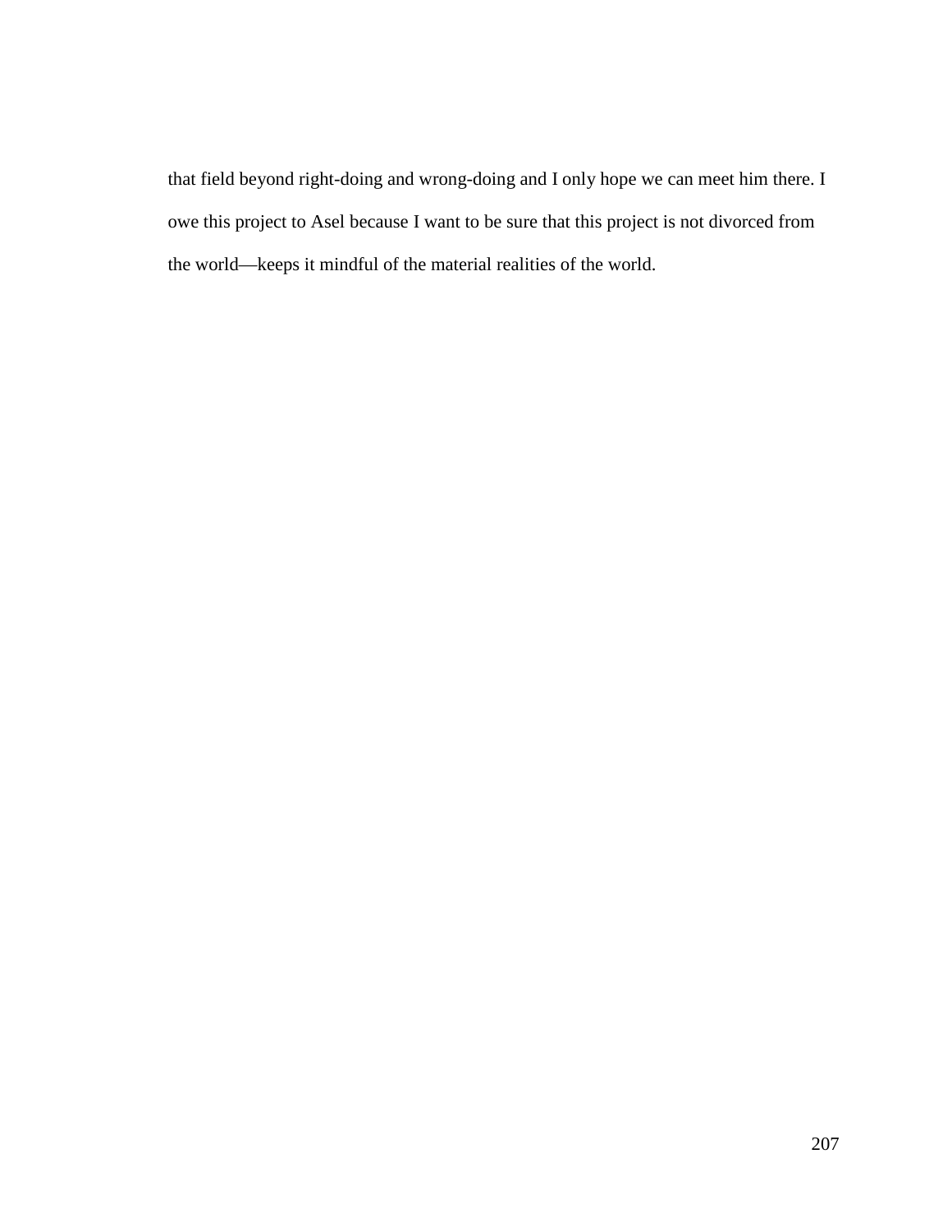that field beyond right-doing and wrong-doing and I only hope we can meet him there. I owe this project to Asel because I want to be sure that this project is not divorced from the world—keeps it mindful of the material realities of the world.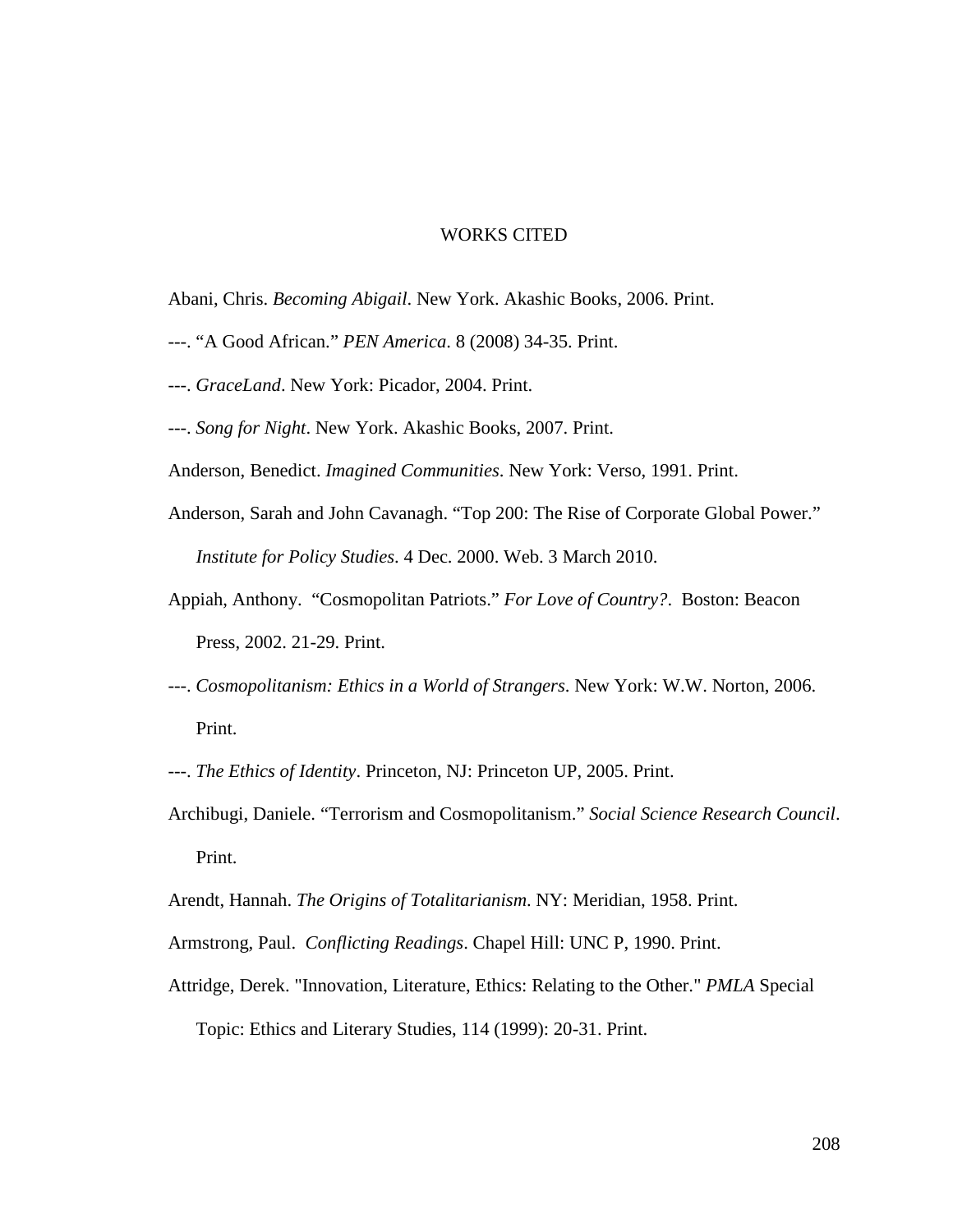# WORKS CITED

Abani, Chris. *Becoming Abigail*. New York. Akashic Books, 2006. Print.

---. "A Good African." *PEN America*. 8 (2008) 34-35. Print.

---. *GraceLand*. New York: Picador, 2004. Print.

---. *Song for Night*. New York. Akashic Books, 2007. Print.

Anderson, Benedict. *Imagined Communities*. New York: Verso, 1991. Print.

Anderson, Sarah and John Cavanagh. "Top 200: The Rise of Corporate Global Power." *Institute for Policy Studies*. 4 Dec. 2000. Web. 3 March 2010.

Appiah, Anthony. "Cosmopolitan Patriots." *For Love of Country?*. Boston: Beacon Press, 2002. 21-29. Print.

---. *Cosmopolitanism: Ethics in a World of Strangers*. New York: W.W. Norton, 2006. Print.

---. *The Ethics of Identity*. Princeton, NJ: Princeton UP, 2005. Print.

Archibugi, Daniele. "Terrorism and Cosmopolitanism." *Social Science Research Council*. Print.

Arendt, Hannah. *The Origins of Totalitarianism*. NY: Meridian, 1958. Print.

Armstrong, Paul. *Conflicting Readings*. Chapel Hill: UNC P, 1990. Print.

Attridge, Derek. "Innovation, Literature, Ethics: Relating to the Other." *PMLA* Special Topic: Ethics and Literary Studies, 114 (1999): 20-31. Print.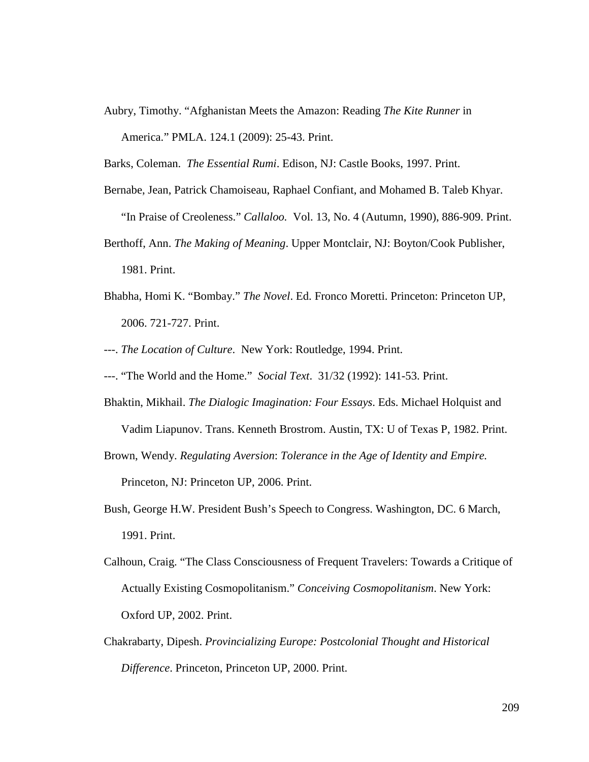Aubry, Timothy. “Afghanistan Meets the Amazon: Reading *The Kite Runner* in America.” PMLA. 124.1 (2009): 25-43. Print.

Barks, Coleman. *The Essential Rumi*. Edison, NJ: Castle Books, 1997. Print.

Bernabe, Jean, Patrick Chamoiseau, Raphael Confiant, and Mohamed B. Taleb Khyar. “In Praise of Creoleness.” *Callaloo.* Vol. 13, No. 4 (Autumn, 1990), 886-909. Print.

Berthoff, Ann. *The Making of Meaning*. Upper Montclair, NJ: Boyton/Cook Publisher, 1981. Print.

Bhabha, Homi K. “Bombay.” *The Novel*. Ed. Fronco Moretti. Princeton: Princeton UP, 2006. 721-727. Print.

---. *The Location of Culture*. New York: Routledge, 1994. Print.

---. “The World and the Home.” *Social Text*. 31/32 (1992): 141-53. Print.

Bhaktin, Mikhail. *The Dialogic Imagination: Four Essays*. Eds. Michael Holquist and Vadim Liapunov. Trans. Kenneth Brostrom. Austin, TX: U of Texas P, 1982. Print.

Brown, Wendy. *Regulating Aversion*: *Tolerance in the Age of Identity and Empire.* Princeton, NJ: Princeton UP, 2006. Print.

Bush, George H.W. President Bush’s Speech to Congress. Washington, DC. 6 March, 1991. Print.

Calhoun, Craig. “The Class Consciousness of Frequent Travelers: Towards a Critique of Actually Existing Cosmopolitanism.” *Conceiving Cosmopolitanism*. New York: Oxford UP, 2002. Print.

Chakrabarty, Dipesh. *Provincializing Europe: Postcolonial Thought and Historical Difference*. Princeton, Princeton UP, 2000. Print.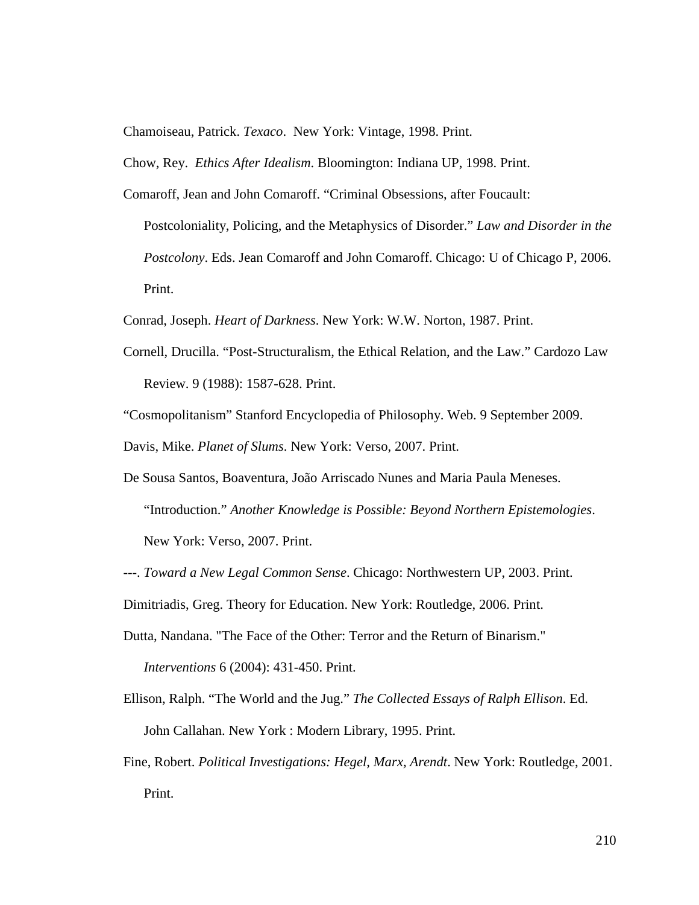Chamoiseau, Patrick. *Texaco*. New York: Vintage, 1998. Print.

Chow, Rey. *Ethics After Idealism*. Bloomington: Indiana UP, 1998. Print.

Comaroff, Jean and John Comaroff. "Criminal Obsessions, after Foucault: Postcoloniality, Policing, and the Metaphysics of Disorder." *Law and Disorder in the Postcolony*. Eds. Jean Comaroff and John Comaroff. Chicago: U of Chicago P, 2006. Print.

Conrad, Joseph. *Heart of Darkness*. New York: W.W. Norton, 1987. Print.

Cornell, Drucilla. "Post-Structuralism, the Ethical Relation, and the Law." Cardozo Law Review. 9 (1988): 1587-628. Print.

"Cosmopolitanism" Stanford Encyclopedia of Philosophy. Web. 9 September 2009.

Davis, Mike. *Planet of Slums*. New York: Verso, 2007. Print.

De Sousa Santos, Boaventura, João Arriscado Nunes and Maria Paula Meneses. "Introduction." *Another Knowledge is Possible: Beyond Northern Epistemologies*. New York: Verso, 2007. Print.

---. *Toward a New Legal Common Sense*. Chicago: Northwestern UP, 2003. Print.

Dimitriadis, Greg. Theory for Education. New York: Routledge, 2006. Print.

Dutta, Nandana. "The Face of the Other: Terror and the Return of Binarism." *Interventions* 6 (2004): 431-450. Print.

Ellison, Ralph. "The World and the Jug." *The Collected Essays of Ralph Ellison*. Ed. John Callahan. New York : Modern Library, 1995. Print.

Fine, Robert. *Political Investigations: Hegel, Marx, Arendt*. New York: Routledge, 2001. Print.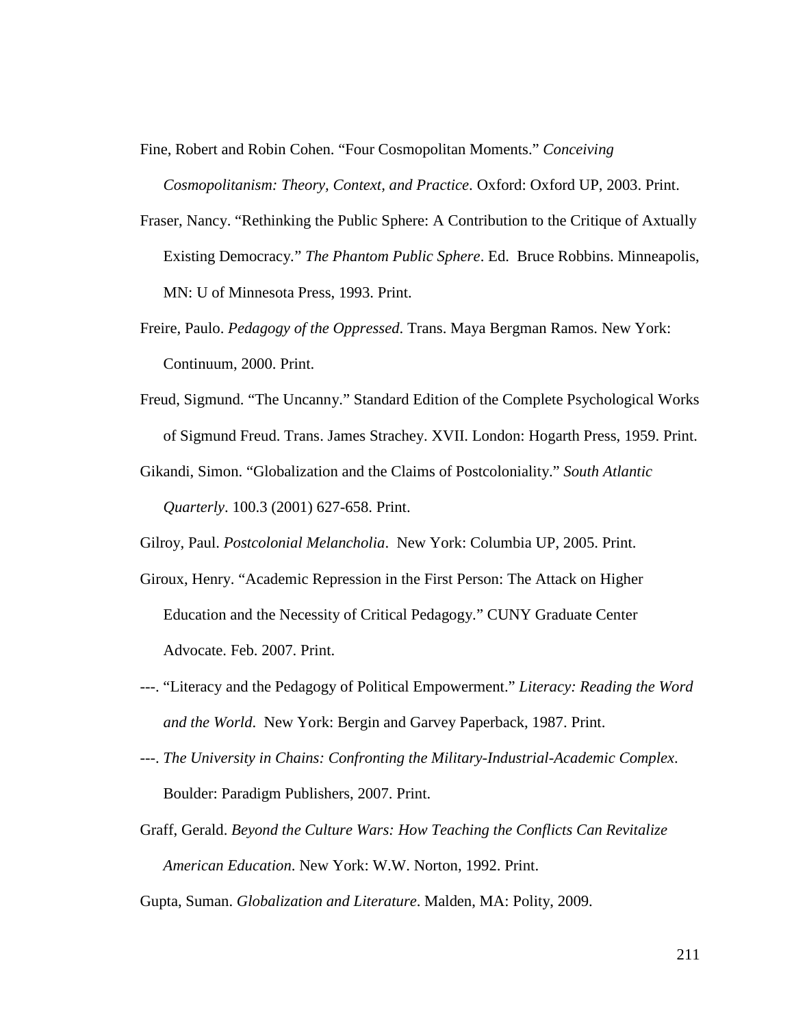Fine, Robert and Robin Cohen. "Four Cosmopolitan Moments." *Conceiving Cosmopolitanism: Theory, Context, and Practice*. Oxford: Oxford UP, 2003. Print.

Fraser, Nancy. "Rethinking the Public Sphere: A Contribution to the Critique of Axtually Existing Democracy." *The Phantom Public Sphere*. Ed. Bruce Robbins. Minneapolis, MN: U of Minnesota Press, 1993. Print.

Freire, Paulo. *Pedagogy of the Oppressed*. Trans. Maya Bergman Ramos. New York: Continuum, 2000. Print.

Freud, Sigmund. "The Uncanny." Standard Edition of the Complete Psychological Works of Sigmund Freud. Trans. James Strachey. XVII. London: Hogarth Press, 1959. Print.

Gikandi, Simon. "Globalization and the Claims of Postcoloniality." *South Atlantic Quarterly*. 100.3 (2001) 627-658. Print.

Gilroy, Paul. *Postcolonial Melancholia*. New York: Columbia UP, 2005. Print.

Giroux, Henry. "Academic Repression in the First Person: The Attack on Higher Education and the Necessity of Critical Pedagogy." CUNY Graduate Center Advocate. Feb. 2007. Print.

---. "Literacy and the Pedagogy of Political Empowerment." *Literacy: Reading the Word and the World*. New York: Bergin and Garvey Paperback, 1987. Print.

---. *The University in Chains: Confronting the Military-Industrial-Academic Complex*. Boulder: Paradigm Publishers, 2007. Print.

Graff, Gerald. *Beyond the Culture Wars: How Teaching the Conflicts Can Revitalize American Education*. New York: W.W. Norton, 1992. Print.

Gupta, Suman. *Globalization and Literature*. Malden, MA: Polity, 2009.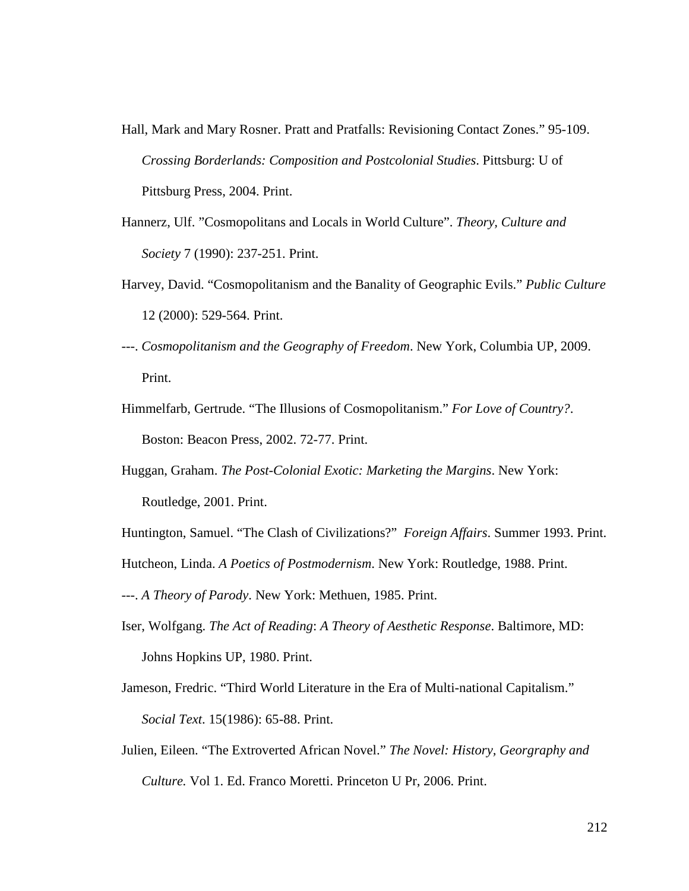Hall, Mark and Mary Rosner. Pratt and Pratfalls: Revisioning Contact Zones." 95-109. *Crossing Borderlands: Composition and Postcolonial Studies*. Pittsburg: U of Pittsburg Press, 2004. Print.

Hannerz, Ulf. "Cosmopolitans and Locals in World Culture". *Theory, Culture and Society* 7 (1990): 237-251. Print.

Harvey, David. "Cosmopolitanism and the Banality of Geographic Evils." *Public Culture* 12 (2000): 529-564. Print.

---. *Cosmopolitanism and the Geography of Freedom*. New York, Columbia UP, 2009. Print.

Himmelfarb, Gertrude. "The Illusions of Cosmopolitanism." *For Love of Country?*. Boston: Beacon Press, 2002. 72-77. Print.

Huggan, Graham. *The Post-Colonial Exotic: Marketing the Margins*. New York: Routledge, 2001. Print.

Huntington, Samuel. "The Clash of Civilizations?" *Foreign Affairs*. Summer 1993. Print.

Hutcheon, Linda. *A Poetics of Postmodernism*. New York: Routledge, 1988. Print.

---. *A Theory of Parody*. New York: Methuen, 1985. Print.

Iser, Wolfgang. *The Act of Reading*: *A Theory of Aesthetic Response*. Baltimore, MD: Johns Hopkins UP, 1980. Print.

Jameson, Fredric. "Third World Literature in the Era of Multi-national Capitalism." *Social Text*. 15(1986): 65-88. Print.

Julien, Eileen. "The Extroverted African Novel." *The Novel: History, Georgraphy and Culture.* Vol 1. Ed. Franco Moretti. Princeton U Pr, 2006. Print.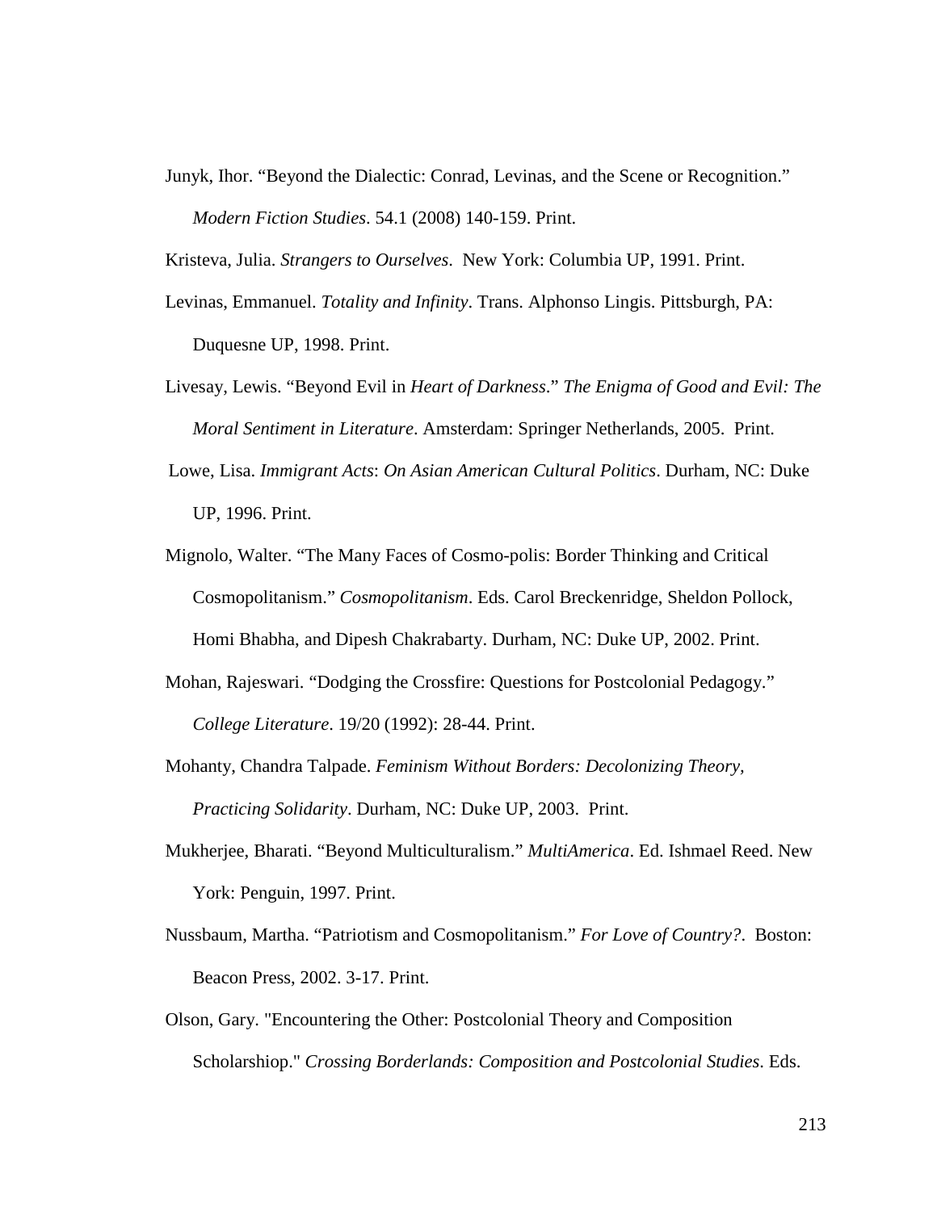Junyk, Ihor. “Beyond the Dialectic: Conrad, Levinas, and the Scene or Recognition.” *Modern Fiction Studies*. 54.1 (2008) 140-159. Print.

Kristeva, Julia. *Strangers to Ourselves*. New York: Columbia UP, 1991. Print.

Levinas, Emmanuel. *Totality and Infinity*. Trans. Alphonso Lingis. Pittsburgh, PA: Duquesne UP, 1998. Print.

Livesay, Lewis. “Beyond Evil in *Heart of Darkness*.” *The Enigma of Good and Evil: The Moral Sentiment in Literature*. Amsterdam: Springer Netherlands, 2005. Print.

Lowe, Lisa. *Immigrant Acts*: *On Asian American Cultural Politics*. Durham, NC: Duke UP, 1996. Print.

Mignolo, Walter. “The Many Faces of Cosmo-polis: Border Thinking and Critical Cosmopolitanism.” *Cosmopolitanism*. Eds. Carol Breckenridge, Sheldon Pollock, Homi Bhabha, and Dipesh Chakrabarty. Durham, NC: Duke UP, 2002. Print.

Mohan, Rajeswari. “Dodging the Crossfire: Questions for Postcolonial Pedagogy.” *College Literature*. 19/20 (1992): 28-44. Print.

Mohanty, Chandra Talpade. *Feminism Without Borders: Decolonizing Theory, Practicing Solidarity*. Durham, NC: Duke UP, 2003. Print.

Mukherjee, Bharati. “Beyond Multiculturalism.” *MultiAmerica*. Ed. Ishmael Reed. New York: Penguin, 1997. Print.

Nussbaum, Martha. “Patriotism and Cosmopolitanism.” *For Love of Country?*. Boston: Beacon Press, 2002. 3-17. Print.

Olson, Gary. "Encountering the Other: Postcolonial Theory and Composition Scholarshiop." *Crossing Borderlands: Composition and Postcolonial Studies*. Eds.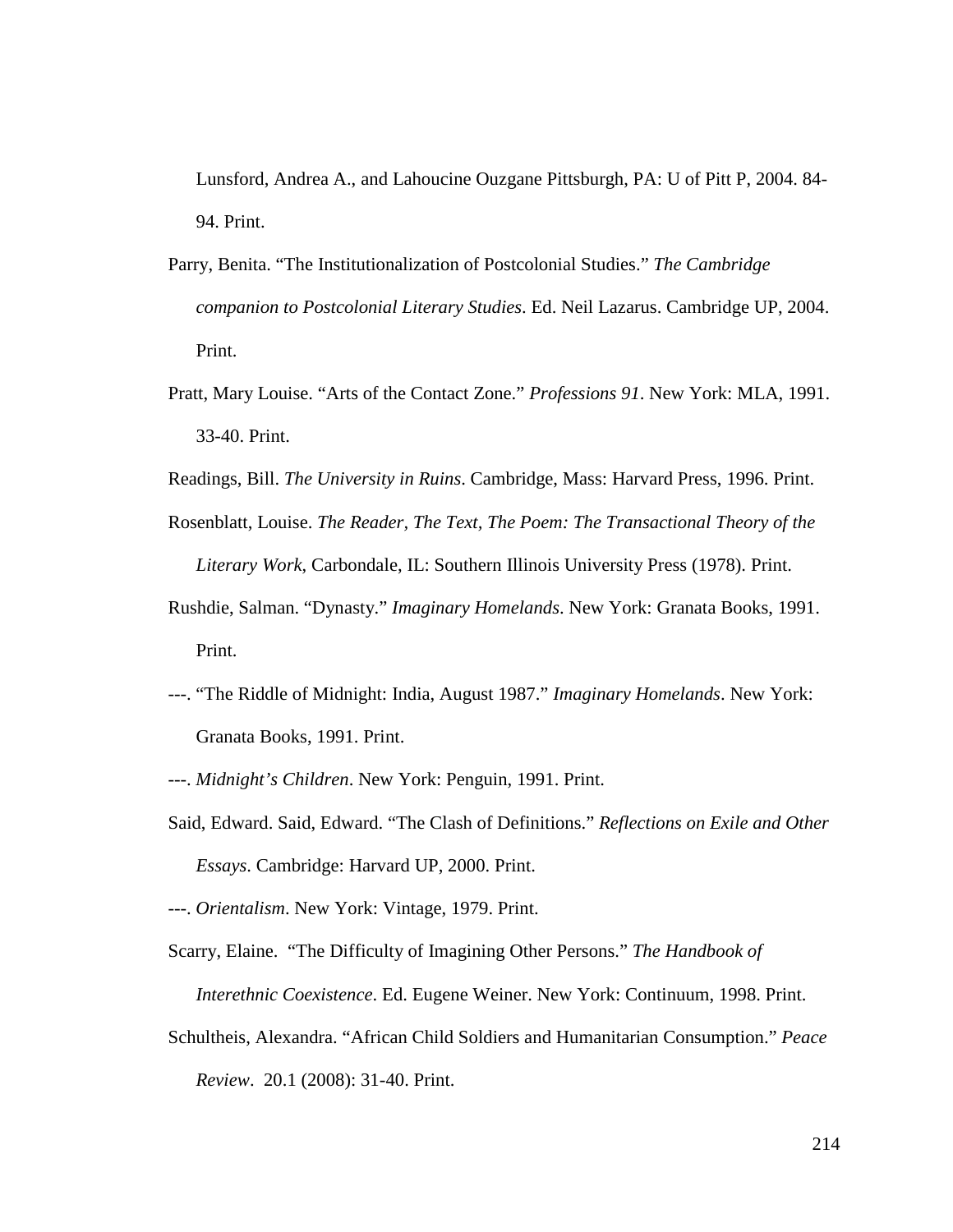Lunsford, Andrea A., and Lahoucine Ouzgane Pittsburgh, PA: U of Pitt P, 2004. 84-94. Print.

Parry, Benita. "The Institutionalization of Postcolonial Studies." *The Cambridge companion to Postcolonial Literary Studies*. Ed. Neil Lazarus. Cambridge UP, 2004. Print.

Pratt, Mary Louise. "Arts of the Contact Zone." *Professions 91*. New York: MLA, 1991. 33-40. Print.

Readings, Bill. *The University in Ruins*. Cambridge, Mass: Harvard Press, 1996. Print.

Rosenblatt, Louise. *The Reader, The Text, The Poem: The Transactional Theory of the Literary Work*, Carbondale, IL: Southern Illinois University Press (1978). Print.

Rushdie, Salman. "Dynasty." *Imaginary Homelands*. New York: Granata Books, 1991. Print.

---. "The Riddle of Midnight: India, August 1987." *Imaginary Homelands*. New York: Granata Books, 1991. Print.

---. *Midnight's Children*. New York: Penguin, 1991. Print.

Said, Edward. Said, Edward. "The Clash of Definitions." *Reflections on Exile and Other Essays*. Cambridge: Harvard UP, 2000. Print.

---. *Orientalism*. New York: Vintage, 1979. Print.

Scarry, Elaine. "The Difficulty of Imagining Other Persons." *The Handbook of Interethnic Coexistence*. Ed. Eugene Weiner. New York: Continuum, 1998. Print.

Schultheis, Alexandra. "African Child Soldiers and Humanitarian Consumption." *Peace Review*. 20.1 (2008): 31-40. Print.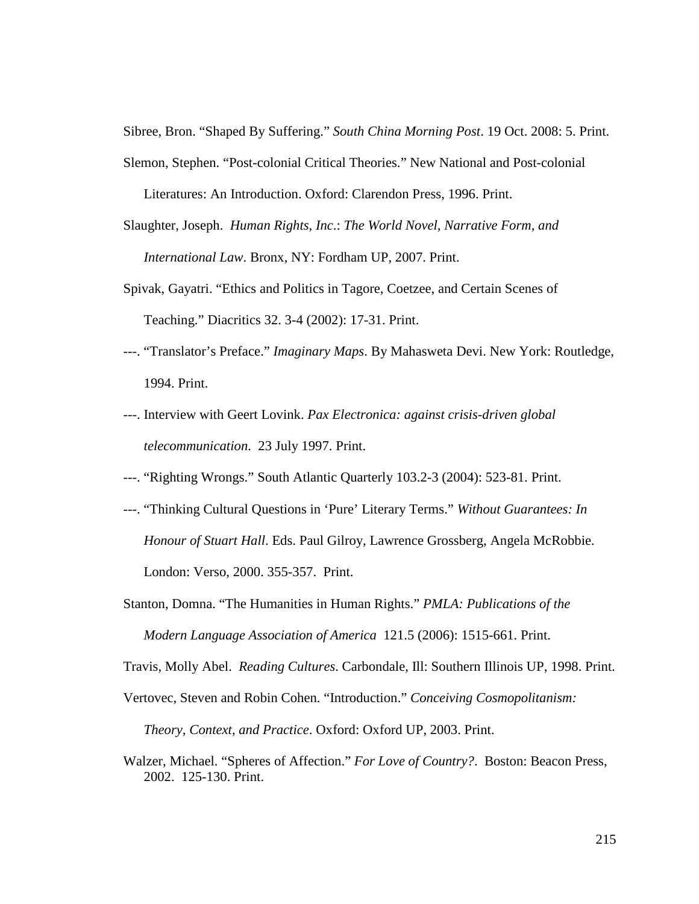Sibree, Bron. “Shaped By Suffering.” *South China Morning Post*. 19 Oct. 2008: 5. Print.

Slemon, Stephen. “Post-colonial Critical Theories.” New National and Post-colonial Literatures: An Introduction. Oxford: Clarendon Press, 1996. Print.

Slaughter, Joseph. *Human Rights, Inc*.: *The World Novel, Narrative Form, and International Law*. Bronx, NY: Fordham UP, 2007. Print.

Spivak, Gayatri. “Ethics and Politics in Tagore, Coetzee, and Certain Scenes of Teaching.” Diacritics 32. 3-4 (2002): 17-31. Print.

---. “Translator’s Preface.” *Imaginary Maps*. By Mahasweta Devi. New York: Routledge, 1994. Print.

---. Interview with Geert Lovink. *Pax Electronica: against crisis-driven global telecommunication*. 23 July 1997. Print.

---. “Righting Wrongs.” South Atlantic Quarterly 103.2-3 (2004): 523-81. Print.

---. “Thinking Cultural Questions in ‘Pure’ Literary Terms.” *Without Guarantees: In Honour of Stuart Hall*. Eds. Paul Gilroy, Lawrence Grossberg, Angela McRobbie. London: Verso, 2000. 355-357. Print.

Stanton, Domna. “The Humanities in Human Rights.” *PMLA: Publications of the Modern Language Association of America* 121.5 (2006): 1515-661. Print.

Travis, Molly Abel. *Reading Cultures*. Carbondale, Ill: Southern Illinois UP, 1998. Print.

Vertovec, Steven and Robin Cohen. “Introduction.” *Conceiving Cosmopolitanism: Theory, Context, and Practice*. Oxford: Oxford UP, 2003. Print.

Walzer, Michael. “Spheres of Affection.” *For Love of Country?*. Boston: Beacon Press, 2002. 125-130. Print.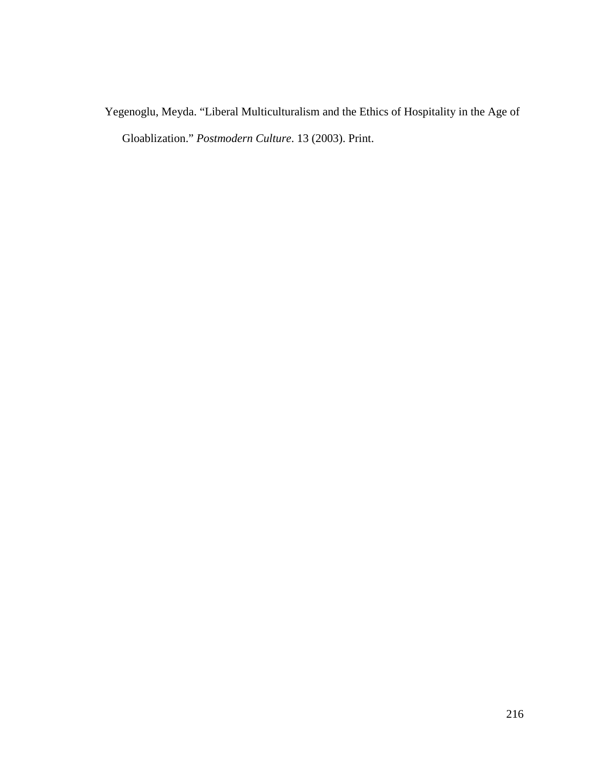Yegenoglu, Meyda. “Liberal Multiculturalism and the Ethics of Hospitality in the Age of Gloablization.” *Postmodern Culture*. 13 (2003). Print.